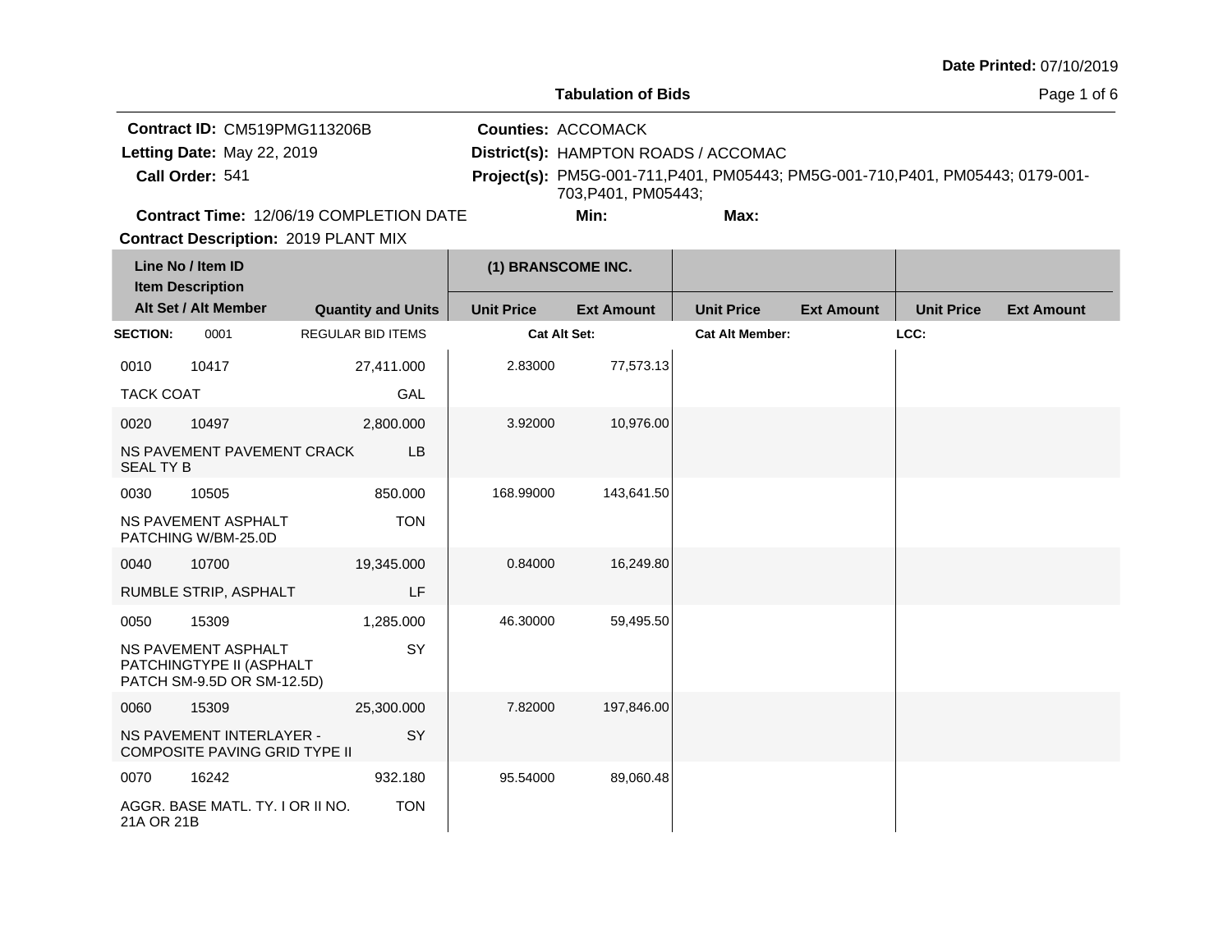**Date Printed:** 07/10/2019

# Tabulation of Bids

**Contract ID:** CM519PMG113206B
**Letting Date:** May 22, 2019
**Call Order:** 541
**Contract Time:** 12/06/19 COMPLETION DATE
**Contract Description:** 2019 PLANT MIX

**Counties:** ACCOMACK
**District(s):** HAMPTON ROADS / ACCOMAC
**Project(s):** PM5G-001-711,P401, PM05443; PM5G-001-710,P401, PM05443; 0179-001-703,P401, PM05443;
**Min:**
**Max:**

| Line No / Item ID / Item Description / Alt Set / Alt Member | | Quantity and Units | (1) BRANSCOME INC. Unit Price | Ext Amount | Unit Price | Ext Amount | Unit Price | Ext Amount |
|---|---|---|---|---|---|---|---|---|
| **SECTION:** 0001 | | REGULAR BID ITEMS | Cat Alt Set: | | Cat Alt Member: | | LCC: | |
| 0010 | 10417 | 27,411.000 | 2.83000 | 77,573.13 | | | | |
| TACK COAT | | GAL | | | | | | |
| 0020 | 10497 | 2,800.000 | 3.92000 | 10,976.00 | | | | |
| NS PAVEMENT PAVEMENT CRACK SEAL TY B | | LB | | | | | | |
| 0030 | 10505 | 850.000 | 168.99000 | 143,641.50 | | | | |
| NS PAVEMENT ASPHALT PATCHING W/BM-25.0D | | TON | | | | | | |
| 0040 | 10700 | 19,345.000 | 0.84000 | 16,249.80 | | | | |
| RUMBLE STRIP, ASPHALT | | LF | | | | | | |
| 0050 | 15309 | 1,285.000 | 46.30000 | 59,495.50 | | | | |
| NS PAVEMENT ASPHALT PATCHINGTYPE II (ASPHALT PATCH SM-9.5D OR SM-12.5D) | | SY | | | | | | |
| 0060 | 15309 | 25,300.000 | 7.82000 | 197,846.00 | | | | |
| NS PAVEMENT INTERLAYER - COMPOSITE PAVING GRID TYPE II | | SY | | | | | | |
| 0070 | 16242 | 932.180 | 95.54000 | 89,060.48 | | | | |
| AGGR. BASE MATL. TY. I OR II NO. 21A OR 21B | | TON | | | | | | |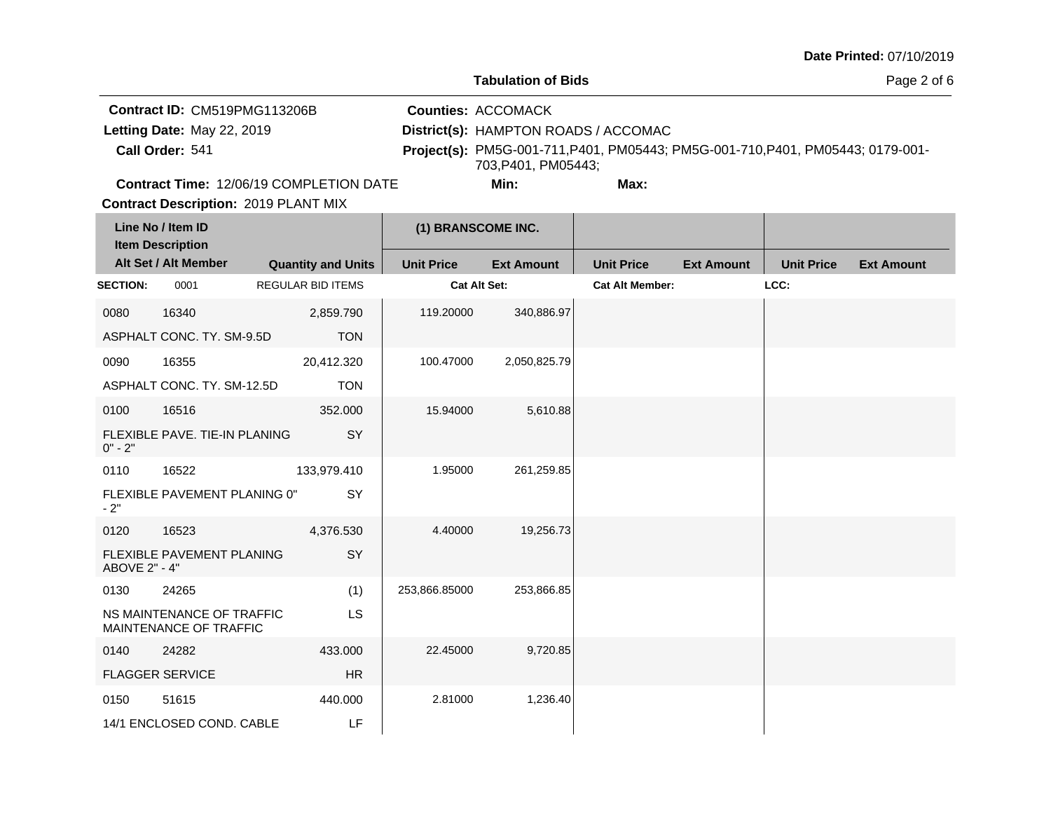**Date Printed:** 07/10/2019

**Tabulation of Bids**

**Contract ID:** CM519PMG113206B
**Letting Date:** May 22, 2019
**Call Order:** 541
**Contract Time:** 12/06/19 COMPLETION DATE
**Contract Description:** 2019 PLANT MIX

**Counties:** ACCOMACK
**District(s):** HAMPTON ROADS / ACCOMAC
**Project(s):** PM5G-001-711,P401, PM05443; PM5G-001-710,P401, PM05443; 0179-001-703,P401, PM05443;
**Min:**
**Max:**

| Line No / Item ID / Item Description / Alt Set / Alt Member | | Quantity and Units | (1) BRANSCOME INC. Unit Price | Ext Amount | Unit Price | Ext Amount | Unit Price | Ext Amount |
|---|---|---|---|---|---|---|---|---|
| **SECTION:** 0001 | | REGULAR BID ITEMS | Cat Alt Set: | | Cat Alt Member: | | LCC: | |
| 0080 | 16340 | 2,859.790 | 119.20000 | 340,886.97 | | | | |
| ASPHALT CONC. TY. SM-9.5D | | TON | | | | | | |
| 0090 | 16355 | 20,412.320 | 100.47000 | 2,050,825.79 | | | | |
| ASPHALT CONC. TY. SM-12.5D | | TON | | | | | | |
| 0100 | 16516 | 352.000 | 15.94000 | 5,610.88 | | | | |
| FLEXIBLE PAVE. TIE-IN PLANING 0" - 2" | | SY | | | | | | |
| 0110 | 16522 | 133,979.410 | 1.95000 | 261,259.85 | | | | |
| FLEXIBLE PAVEMENT PLANING 0" - 2" | | SY | | | | | | |
| 0120 | 16523 | 4,376.530 | 4.40000 | 19,256.73 | | | | |
| FLEXIBLE PAVEMENT PLANING ABOVE 2" - 4" | | SY | | | | | | |
| 0130 | 24265 | (1) | 253,866.85000 | 253,866.85 | | | | |
| NS MAINTENANCE OF TRAFFIC MAINTENANCE OF TRAFFIC | | LS | | | | | | |
| 0140 | 24282 | 433.000 | 22.45000 | 9,720.85 | | | | |
| FLAGGER SERVICE | | HR | | | | | | |
| 0150 | 51615 | 440.000 | 2.81000 | 1,236.40 | | | | |
| 14/1 ENCLOSED COND. CABLE | | LF | | | | | | |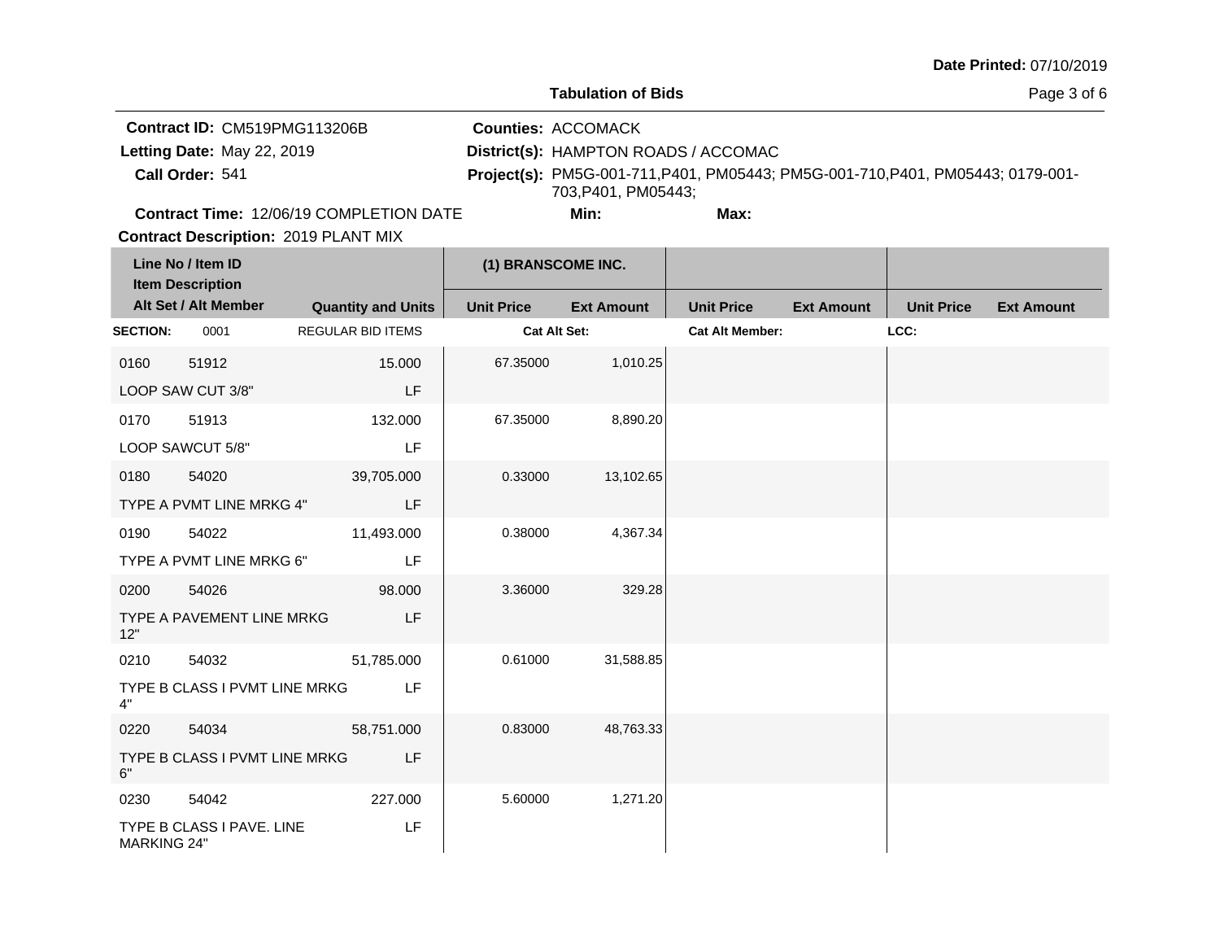**Date Printed:** 07/10/2019

## Tabulation of Bids

**Contract ID:** CM519PMG113206B
**Letting Date:** May 22, 2019
**Call Order:** 541
**Contract Time:** 12/06/19 COMPLETION DATE
**Contract Description:** 2019 PLANT MIX

**Counties:** ACCOMACK
**District(s):** HAMPTON ROADS / ACCOMAC
**Project(s):** PM5G-001-711,P401, PM05443; PM5G-001-710,P401, PM05443; 0179-001-703,P401, PM05443;
**Min:** **Max:**

| Line No / Item ID / Item Description / Alt Set / Alt Member | | Quantity and Units | (1) BRANSCOME INC. Unit Price | Ext Amount | Unit Price | Ext Amount | Unit Price | Ext Amount |
|---|---|---|---|---|---|---|---|---|
| **SECTION:** 0001 | | REGULAR BID ITEMS | **Cat Alt Set:** | | **Cat Alt Member:** | | **LCC:** | |
| 0160 | 51912 | 15.000 | 67.35000 | 1,010.25 | | | | |
| LOOP SAW CUT 3/8" | | LF | | | | | | |
| 0170 | 51913 | 132.000 | 67.35000 | 8,890.20 | | | | |
| LOOP SAWCUT 5/8" | | LF | | | | | | |
| 0180 | 54020 | 39,705.000 | 0.33000 | 13,102.65 | | | | |
| TYPE A PVMT LINE MRKG 4" | | LF | | | | | | |
| 0190 | 54022 | 11,493.000 | 0.38000 | 4,367.34 | | | | |
| TYPE A PVMT LINE MRKG 6" | | LF | | | | | | |
| 0200 | 54026 | 98.000 | 3.36000 | 329.28 | | | | |
| TYPE A PAVEMENT LINE MRKG 12" | | LF | | | | | | |
| 0210 | 54032 | 51,785.000 | 0.61000 | 31,588.85 | | | | |
| TYPE B CLASS I PVMT LINE MRKG 4" | | LF | | | | | | |
| 0220 | 54034 | 58,751.000 | 0.83000 | 48,763.33 | | | | |
| TYPE B CLASS I PVMT LINE MRKG 6" | | LF | | | | | | |
| 0230 | 54042 | 227.000 | 5.60000 | 1,271.20 | | | | |
| TYPE B CLASS I PAVE. LINE MARKING 24" | | LF | | | | | | |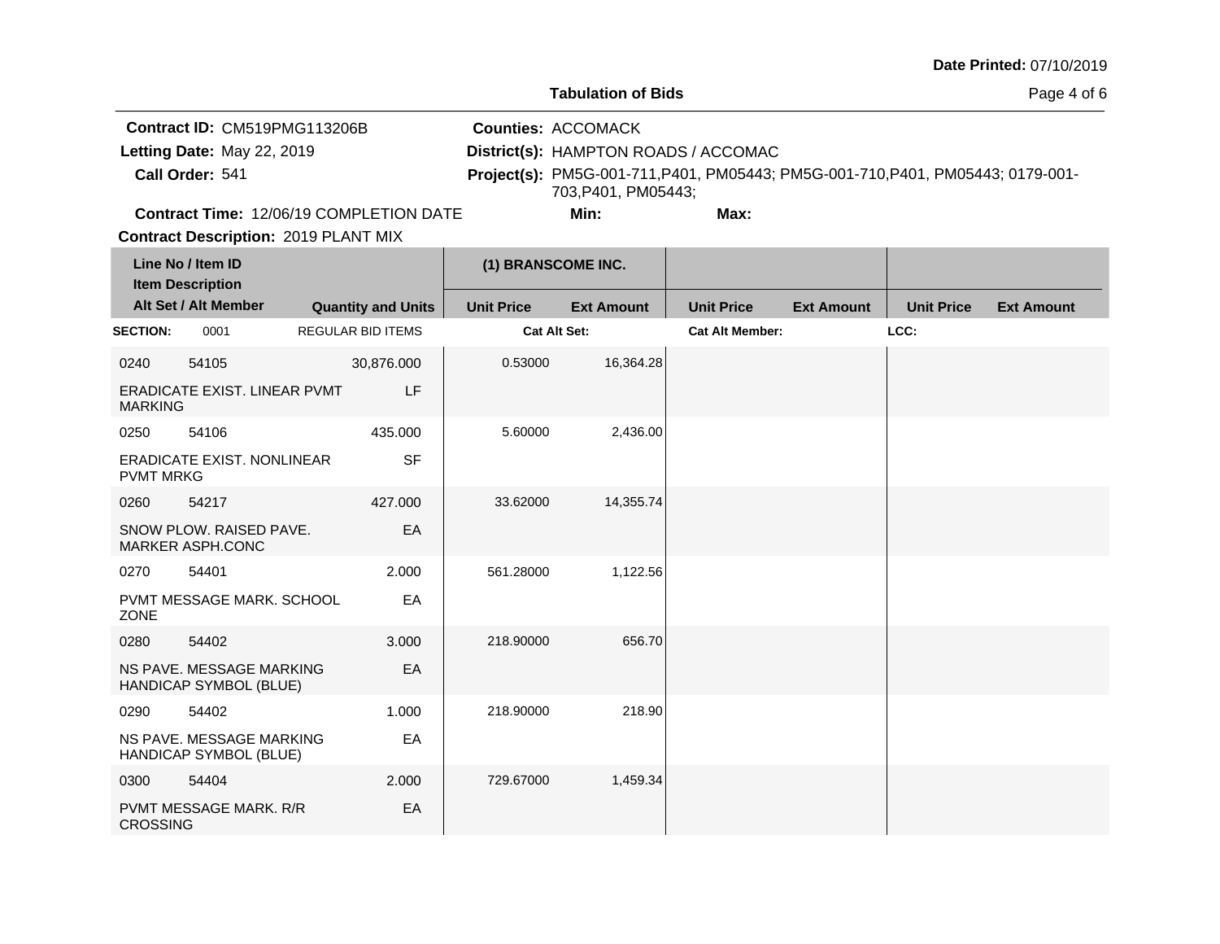Date Printed: 07/10/2019

**Tabulation of Bids**

**Contract ID:** CM519PMG113206B
**Letting Date:** May 22, 2019
**Call Order:** 541
**Contract Time:** 12/06/19 COMPLETION DATE
**Contract Description:** 2019 PLANT MIX

**Counties:** ACCOMACK
**District(s):** HAMPTON ROADS / ACCOMAC
**Project(s):** PM5G-001-711,P401, PM05443; PM5G-001-710,P401, PM05443; 0179-001-703,P401, PM05443;
**Min:**
**Max:**

| Line No / Item ID / Item Description / Alt Set / Alt Member | | Quantity and Units | (1) BRANSCOME INC. Unit Price | Ext Amount | Unit Price | Ext Amount | Unit Price | Ext Amount |
|---|---|---|---|---|---|---|---|---|
| **SECTION:** 0001 | REGULAR BID ITEMS | | **Cat Alt Set:** | | **Cat Alt Member:** | | **LCC:** | |
| 0240 | 54105 | 30,876.000 | 0.53000 | 16,364.28 | | | | |
| ERADICATE EXIST. LINEAR PVMT MARKING | | LF | | | | | | |
| 0250 | 54106 | 435.000 | 5.60000 | 2,436.00 | | | | |
| ERADICATE EXIST. NONLINEAR PVMT MRKG | | SF | | | | | | |
| 0260 | 54217 | 427.000 | 33.62000 | 14,355.74 | | | | |
| SNOW PLOW. RAISED PAVE. MARKER ASPH.CONC | | EA | | | | | | |
| 0270 | 54401 | 2.000 | 561.28000 | 1,122.56 | | | | |
| PVMT MESSAGE MARK. SCHOOL ZONE | | EA | | | | | | |
| 0280 | 54402 | 3.000 | 218.90000 | 656.70 | | | | |
| NS PAVE. MESSAGE MARKING HANDICAP SYMBOL (BLUE) | | EA | | | | | | |
| 0290 | 54402 | 1.000 | 218.90000 | 218.90 | | | | |
| NS PAVE. MESSAGE MARKING HANDICAP SYMBOL (BLUE) | | EA | | | | | | |
| 0300 | 54404 | 2.000 | 729.67000 | 1,459.34 | | | | |
| PVMT MESSAGE MARK. R/R CROSSING | | EA | | | | | | |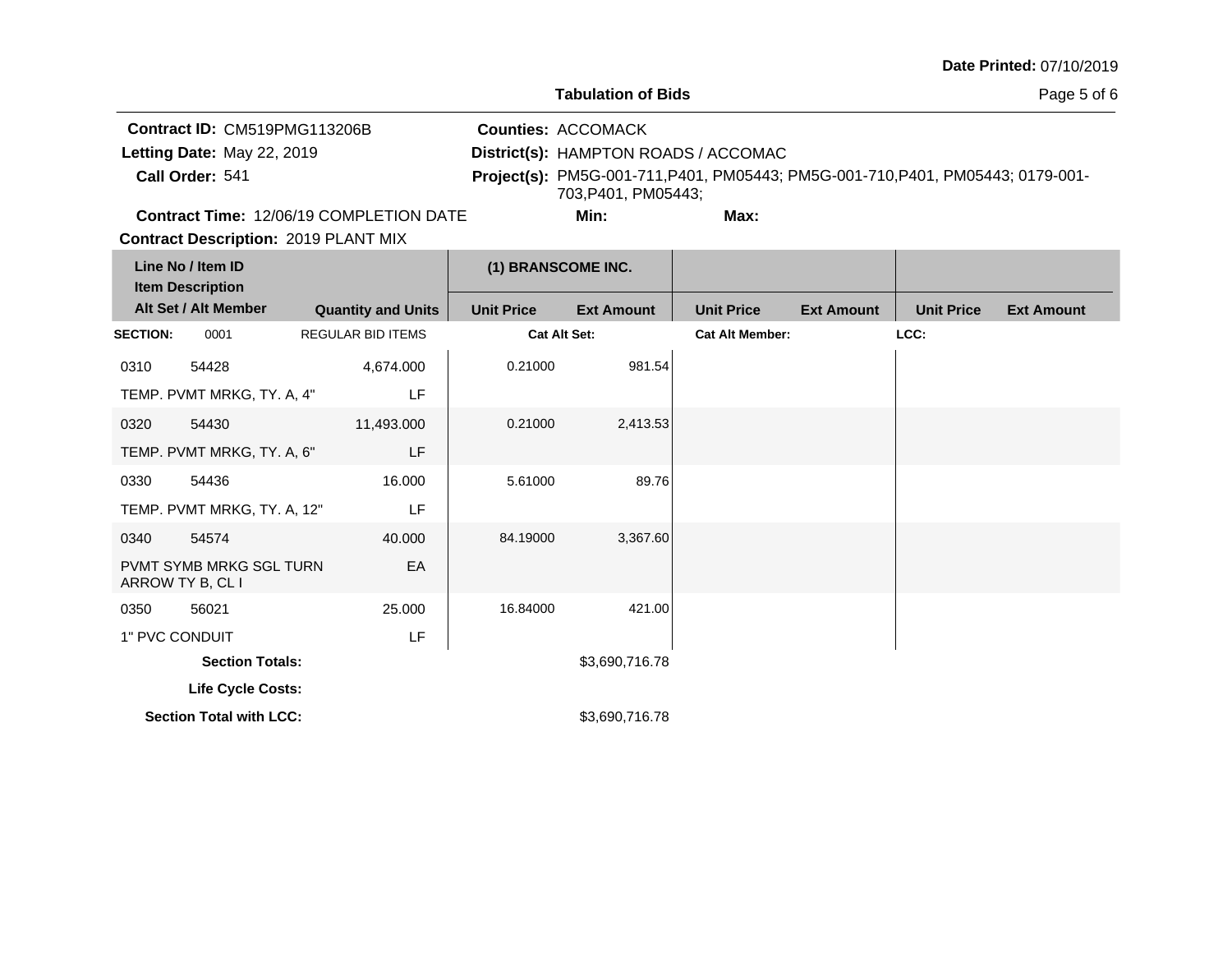**Date Printed:** 07/10/2019

**Tabulation of Bids**

**Contract ID:** CM519PMG113206B
**Letting Date:** May 22, 2019
**Call Order:** 541
**Contract Time:** 12/06/19 COMPLETION DATE
**Contract Description:** 2019 PLANT MIX

**Counties:** ACCOMACK
**District(s):** HAMPTON ROADS / ACCOMAC
**Project(s):** PM5G-001-711,P401, PM05443; PM5G-001-710,P401, PM05443; 0179-001-703,P401, PM05443;
**Min:** **Max:**

| Line No / Item ID / Item Description / Alt Set / Alt Member | | Quantity and Units | (1) BRANSCOME INC. | | | | | |
|---|---|---|---|---|---|---|---|---|
| | | | Unit Price | Ext Amount | Unit Price | Ext Amount | Unit Price | Ext Amount |
| **SECTION:** | 0001 | REGULAR BID ITEMS | **Cat Alt Set:** | | **Cat Alt Member:** | | **LCC:** | |
| 0310 | 54428 | 4,674.000 | 0.21000 | 981.54 | | | | |
| TEMP. PVMT MRKG, TY. A, 4" | | LF | | | | | | |
| 0320 | 54430 | 11,493.000 | 0.21000 | 2,413.53 | | | | |
| TEMP. PVMT MRKG, TY. A, 6" | | LF | | | | | | |
| 0330 | 54436 | 16.000 | 5.61000 | 89.76 | | | | |
| TEMP. PVMT MRKG, TY. A, 12" | | LF | | | | | | |
| 0340 | 54574 | 40.000 | 84.19000 | 3,367.60 | | | | |
| PVMT SYMB MRKG SGL TURN ARROW TY B, CL I | | EA | | | | | | |
| 0350 | 56021 | 25.000 | 16.84000 | 421.00 | | | | |
| 1" PVC CONDUIT | | LF | | | | | | |
| **Section Totals:** | | | | $3,690,716.78 | | | | |
| **Life Cycle Costs:** | | | | | | | | |
| **Section Total with LCC:** | | | | $3,690,716.78 | | | | |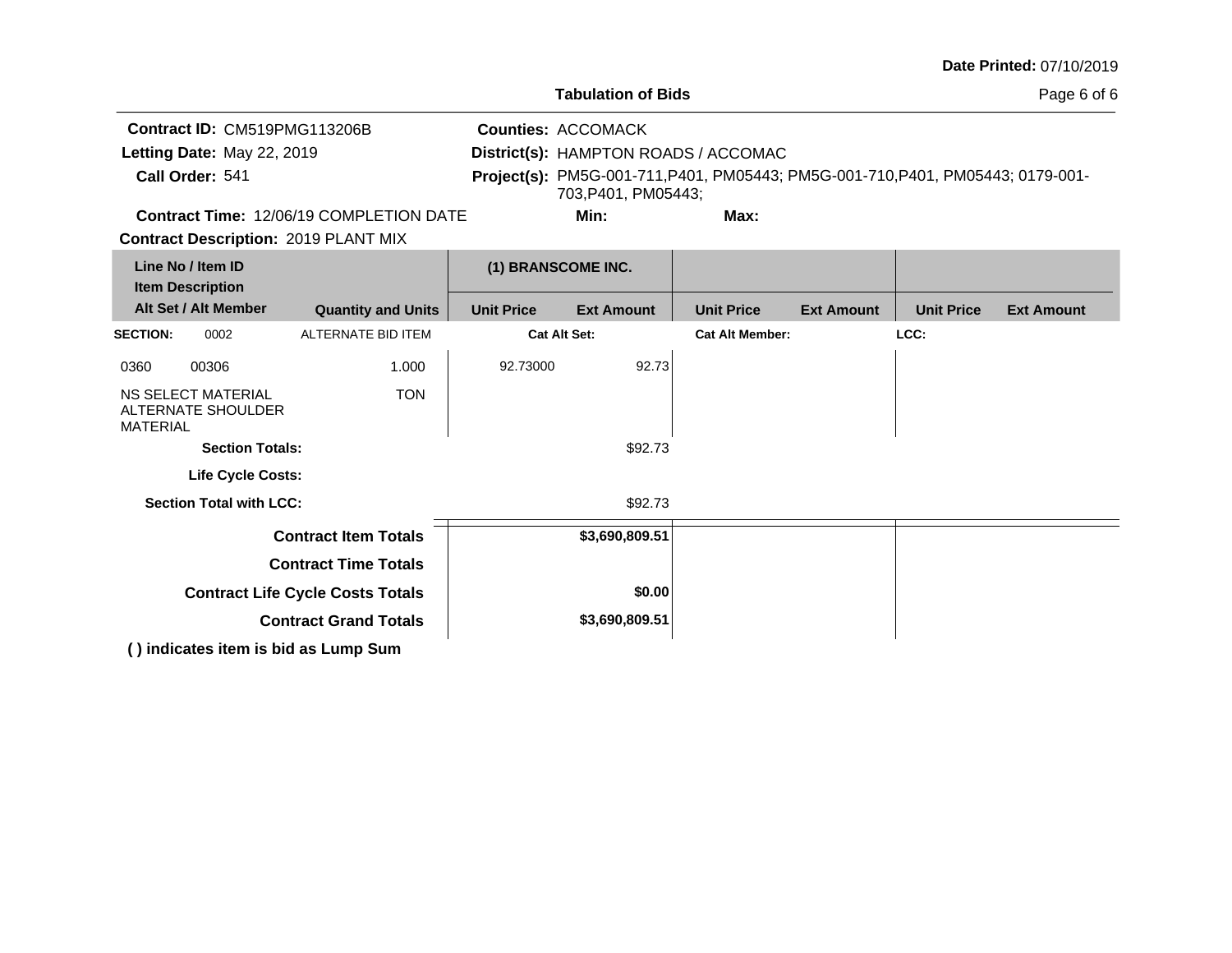**Date Printed:** 07/10/2019

**Tabulation of Bids**

**Contract ID:** CM519PMG113206B
**Letting Date:** May 22, 2019
**Call Order:** 541
**Contract Time:** 12/06/19 COMPLETION DATE
**Contract Description:** 2019 PLANT MIX

**Counties:** ACCOMACK
**District(s):** HAMPTON ROADS / ACCOMAC
**Project(s):** PM5G-001-711,P401, PM05443; PM5G-001-710,P401, PM05443; 0179-001-703,P401, PM05443;
**Min:**
**Max:**

| Line No / Item ID / Item Description / Alt Set / Alt Member | | Quantity and Units | (1) BRANSCOME INC. | | | | | |
|---|---|---|---|---|---|---|---|---|
| | | | Unit Price | Ext Amount | Unit Price | Ext Amount | Unit Price | Ext Amount |
| **SECTION:** 0002 | | ALTERNATE BID ITEM | **Cat Alt Set:** | | **Cat Alt Member:** | | **LCC:** | |
| 0360 | 00306 | 1.000 | 92.73000 | 92.73 | | | | |
| NS SELECT MATERIAL ALTERNATE SHOULDER MATERIAL | | TON | | | | | | |
| **Section Totals:** | | | | $92.73 | | | | |
| **Life Cycle Costs:** | | | | | | | | |
| **Section Total with LCC:** | | | | $92.73 | | | | |
| **Contract Item Totals** | | | | **$3,690,809.51** | | | | |
| **Contract Time Totals** | | | | | | | | |
| **Contract Life Cycle Costs Totals** | | | | **$0.00** | | | | |
| **Contract Grand Totals** | | | | **$3,690,809.51** | | | | |

**( ) indicates item is bid as Lump Sum**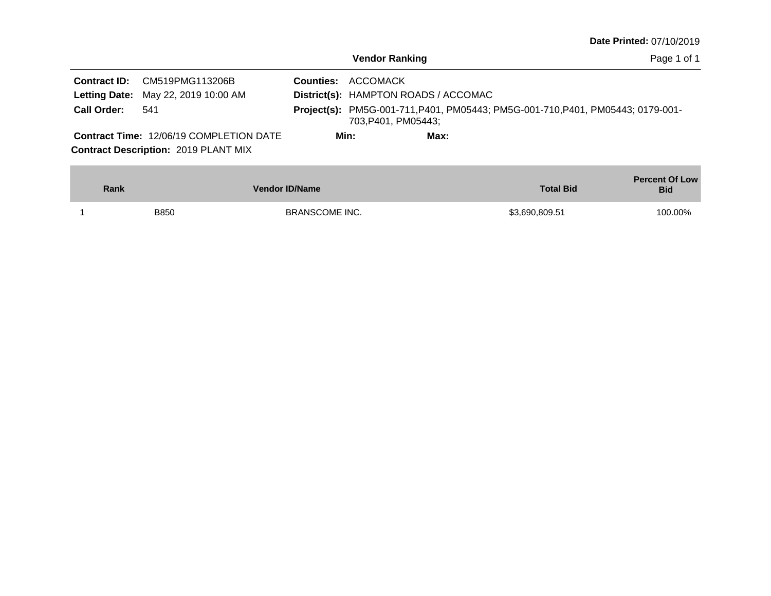Date Printed: 07/10/2019

## Vendor Ranking

**Contract ID:** CM519PMG113206B
**Letting Date:** May 22, 2019 10:00 AM
**Call Order:** 541

**Counties:** ACCOMACK
**District(s):** HAMPTON ROADS / ACCOMAC
**Project(s):** PM5G-001-711,P401, PM05443; PM5G-001-710,P401, PM05443; 0179-001-703,P401, PM05443;

**Contract Time:** 12/06/19 COMPLETION DATE
**Min:**
**Max:**

**Contract Description:** 2019 PLANT MIX

| Rank | Vendor ID/Name | | Total Bid | Percent Of Low Bid |
|---|---|---|---|---|
| 1 | B850 | BRANSCOME INC. | $3,690,809.51 | 100.00% |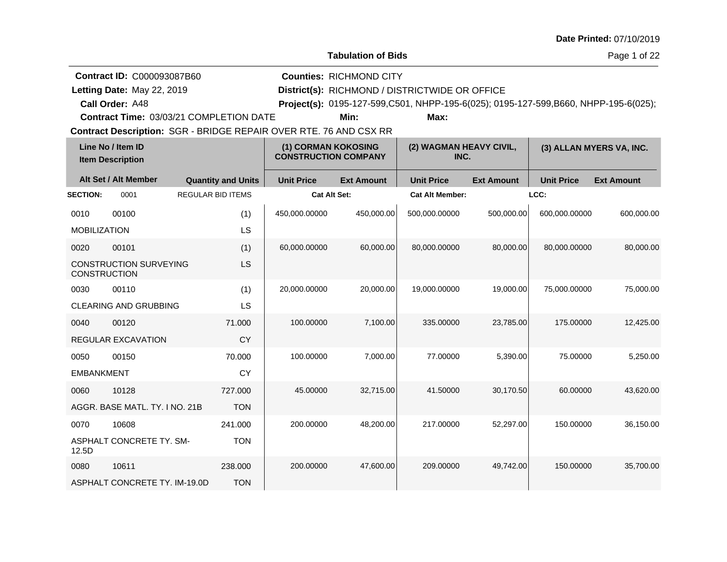**Date Printed:** 07/10/2019

**Tabulation of Bids**

**Contract ID:** C000093087B60
**Letting Date:** May 22, 2019
**Call Order:** A48
**Contract Time:** 03/03/21 COMPLETION DATE
**Counties:** RICHMOND CITY
**District(s):** RICHMOND / DISTRICTWIDE OR OFFICE
**Project(s):** 0195-127-599,C501, NHPP-195-6(025); 0195-127-599,B660, NHPP-195-6(025);
**Min:**
**Max:**
**Contract Description:** SGR - BRIDGE REPAIR OVER RTE. 76 AND CSX RR

| Line No / Item ID | | Item Description | | (1) CORMAN KOKOSING CONSTRUCTION COMPANY | | (2) WAGMAN HEAVY CIVIL, INC. | | (3) ALLAN MYERS VA, INC. | |
|---|---|---|---|---|---|---|---|---|---|
| Alt Set / Alt Member | | | Quantity and Units | Unit Price | Ext Amount | Unit Price | Ext Amount | Unit Price | Ext Amount |
| **SECTION:** | 0001 | REGULAR BID ITEMS | | **Cat Alt Set:** | | **Cat Alt Member:** | | **LCC:** | |
| 0010 | 00100 | MOBILIZATION | (1) LS | 450,000.00000 | 450,000.00 | 500,000.00000 | 500,000.00 | 600,000.00000 | 600,000.00 |
| 0020 | 00101 | CONSTRUCTION SURVEYING CONSTRUCTION | (1) LS | 60,000.00000 | 60,000.00 | 80,000.00000 | 80,000.00 | 80,000.00000 | 80,000.00 |
| 0030 | 00110 | CLEARING AND GRUBBING | (1) LS | 20,000.00000 | 20,000.00 | 19,000.00000 | 19,000.00 | 75,000.00000 | 75,000.00 |
| 0040 | 00120 | REGULAR EXCAVATION | 71.000 CY | 100.00000 | 7,100.00 | 335.00000 | 23,785.00 | 175.00000 | 12,425.00 |
| 0050 | 00150 | EMBANKMENT | 70.000 CY | 100.00000 | 7,000.00 | 77.00000 | 5,390.00 | 75.00000 | 5,250.00 |
| 0060 | 10128 | AGGR. BASE MATL. TY. I NO. 21B | 727.000 TON | 45.00000 | 32,715.00 | 41.50000 | 30,170.50 | 60.00000 | 43,620.00 |
| 0070 | 10608 | ASPHALT CONCRETE TY. SM-12.5D | 241.000 TON | 200.00000 | 48,200.00 | 217.00000 | 52,297.00 | 150.00000 | 36,150.00 |
| 0080 | 10611 | ASPHALT CONCRETE TY. IM-19.0D | 238.000 TON | 200.00000 | 47,600.00 | 209.00000 | 49,742.00 | 150.00000 | 35,700.00 |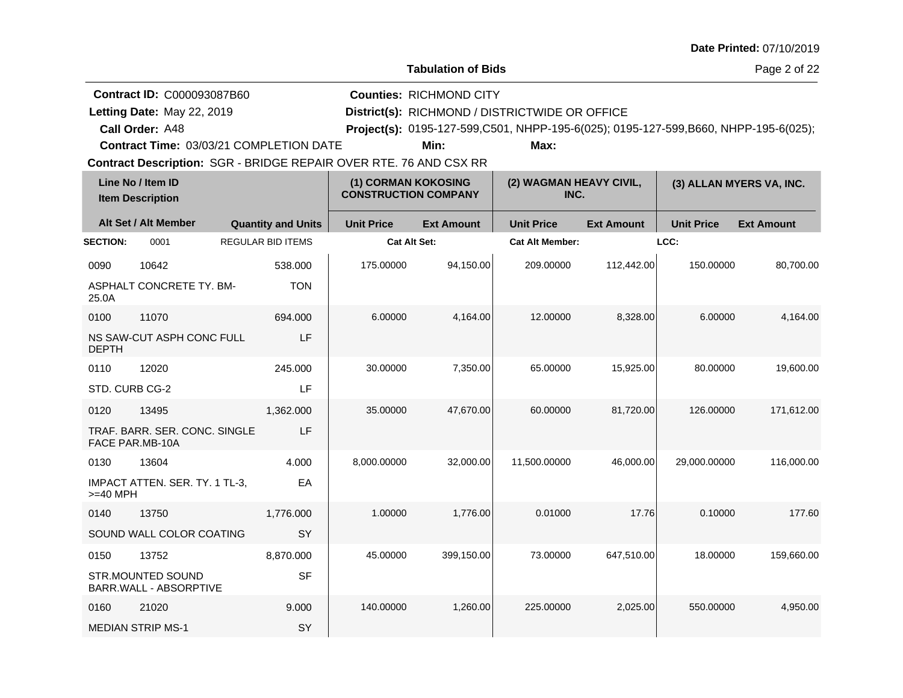Date Printed: 07/10/2019

**Tabulation of Bids**

**Contract ID:** C000093087B60
**Letting Date:** May 22, 2019
**Call Order:** A48
**Contract Time:** 03/03/21 COMPLETION DATE

**Counties:** RICHMOND CITY
**District(s):** RICHMOND / DISTRICTWIDE OR OFFICE
**Project(s):** 0195-127-599,C501, NHPP-195-6(025); 0195-127-599,B660, NHPP-195-6(025);
**Min:**
**Max:**

**Contract Description:** SGR - BRIDGE REPAIR OVER RTE. 76 AND CSX RR

| Line No / Item ID | Item Description | Quantity and Units | (1) CORMAN KOKOSING CONSTRUCTION COMPANY Unit Price | (1) Ext Amount | (2) WAGMAN HEAVY CIVIL, INC. Unit Price | (2) Ext Amount | (3) ALLAN MYERS VA, INC. Unit Price | (3) Ext Amount |
|---|---|---|---|---|---|---|---|---|
| **SECTION:** 0001 | REGULAR BID ITEMS | | **Cat Alt Set:** | | **Cat Alt Member:** | | **LCC:** | |
| 0090 10642 | ASPHALT CONCRETE TY. BM-25.0A | 538.000 TON | 175.00000 | 94,150.00 | 209.00000 | 112,442.00 | 150.00000 | 80,700.00 |
| 0100 11070 | NS SAW-CUT ASPH CONC FULL DEPTH | 694.000 LF | 6.00000 | 4,164.00 | 12.00000 | 8,328.00 | 6.00000 | 4,164.00 |
| 0110 12020 | STD. CURB CG-2 | 245.000 LF | 30.00000 | 7,350.00 | 65.00000 | 15,925.00 | 80.00000 | 19,600.00 |
| 0120 13495 | TRAF. BARR. SER. CONC. SINGLE FACE PAR.MB-10A | 1,362.000 LF | 35.00000 | 47,670.00 | 60.00000 | 81,720.00 | 126.00000 | 171,612.00 |
| 0130 13604 | IMPACT ATTEN. SER. TY. 1 TL-3, >=40 MPH | 4.000 EA | 8,000.00000 | 32,000.00 | 11,500.00000 | 46,000.00 | 29,000.00000 | 116,000.00 |
| 0140 13750 | SOUND WALL COLOR COATING | 1,776.000 SY | 1.00000 | 1,776.00 | 0.01000 | 17.76 | 0.10000 | 177.60 |
| 0150 13752 | STR.MOUNTED SOUND BARR.WALL - ABSORPTIVE | 8,870.000 SF | 45.00000 | 399,150.00 | 73.00000 | 647,510.00 | 18.00000 | 159,660.00 |
| 0160 21020 | MEDIAN STRIP MS-1 | 9.000 SY | 140.00000 | 1,260.00 | 225.00000 | 2,025.00 | 550.00000 | 4,950.00 |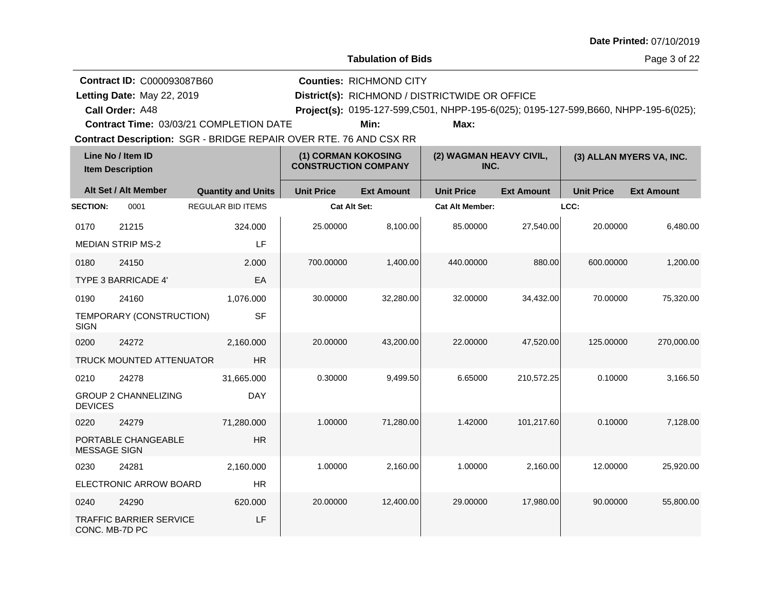Date Printed: 07/10/2019

**Tabulation of Bids**

**Contract ID:** C000093087B60
**Letting Date:** May 22, 2019
**Call Order:** A48
**Contract Time:** 03/03/21 COMPLETION DATE
**Contract Description:** SGR - BRIDGE REPAIR OVER RTE. 76 AND CSX RR

**Counties:** RICHMOND CITY
**District(s):** RICHMOND / DISTRICTWIDE OR OFFICE
**Project(s):** 0195-127-599,C501, NHPP-195-6(025); 0195-127-599,B660, NHPP-195-6(025);
**Min:**
**Max:**

| Line No / Item ID / Item Description | | Quantity and Units | (1) CORMAN KOKOSING CONSTRUCTION COMPANY | | (2) WAGMAN HEAVY CIVIL, INC. | | (3) ALLAN MYERS VA, INC. | |
|---|---|---|---|---|---|---|---|---|
| Alt Set / Alt Member | | | Unit Price | Ext Amount | Unit Price | Ext Amount | Unit Price | Ext Amount |
| **SECTION:** 0001 | | REGULAR BID ITEMS | Cat Alt Set: | | Cat Alt Member: | | LCC: | |
| 0170 | 21215 | 324.000 | 25.00000 | 8,100.00 | 85.00000 | 27,540.00 | 20.00000 | 6,480.00 |
| MEDIAN STRIP MS-2 | | LF | | | | | | |
| 0180 | 24150 | 2.000 | 700.00000 | 1,400.00 | 440.00000 | 880.00 | 600.00000 | 1,200.00 |
| TYPE 3 BARRICADE 4' | | EA | | | | | | |
| 0190 | 24160 | 1,076.000 | 30.00000 | 32,280.00 | 32.00000 | 34,432.00 | 70.00000 | 75,320.00 |
| TEMPORARY (CONSTRUCTION) SIGN | | SF | | | | | | |
| 0200 | 24272 | 2,160.000 | 20.00000 | 43,200.00 | 22.00000 | 47,520.00 | 125.00000 | 270,000.00 |
| TRUCK MOUNTED ATTENUATOR | | HR | | | | | | |
| 0210 | 24278 | 31,665.000 | 0.30000 | 9,499.50 | 6.65000 | 210,572.25 | 0.10000 | 3,166.50 |
| GROUP 2 CHANNELIZING DEVICES | | DAY | | | | | | |
| 0220 | 24279 | 71,280.000 | 1.00000 | 71,280.00 | 1.42000 | 101,217.60 | 0.10000 | 7,128.00 |
| PORTABLE CHANGEABLE MESSAGE SIGN | | HR | | | | | | |
| 0230 | 24281 | 2,160.000 | 1.00000 | 2,160.00 | 1.00000 | 2,160.00 | 12.00000 | 25,920.00 |
| ELECTRONIC ARROW BOARD | | HR | | | | | | |
| 0240 | 24290 | 620.000 | 20.00000 | 12,400.00 | 29.00000 | 17,980.00 | 90.00000 | 55,800.00 |
| TRAFFIC BARRIER SERVICE CONC. MB-7D PC | | LF | | | | | | |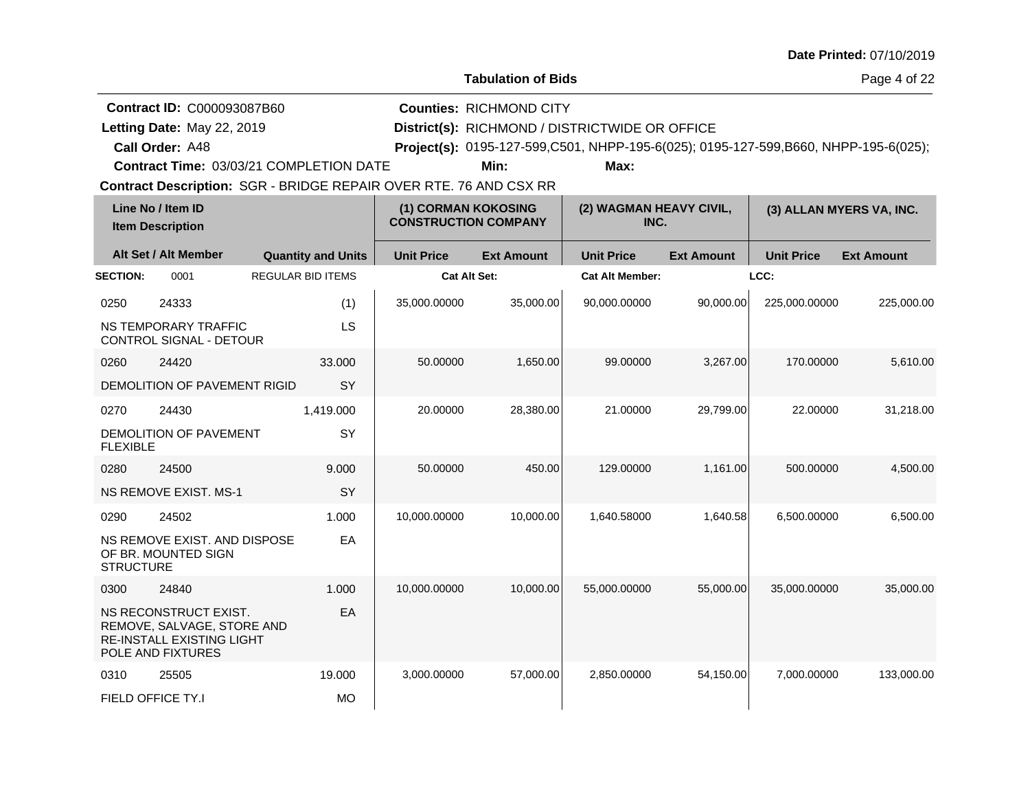Date Printed: 07/10/2019

## Tabulation of Bids

**Contract ID:** C000093087B60
**Letting Date:** May 22, 2019
**Call Order:** A48
**Contract Time:** 03/03/21 COMPLETION DATE
**Counties:** RICHMOND CITY
**District(s):** RICHMOND / DISTRICTWIDE OR OFFICE
**Project(s):** 0195-127-599,C501, NHPP-195-6(025); 0195-127-599,B660, NHPP-195-6(025);
**Min:**
**Max:**
**Contract Description:** SGR - BRIDGE REPAIR OVER RTE. 76 AND CSX RR

| Line No / Item ID / Item Description | Quantity and Units | (1) CORMAN KOKOSING CONSTRUCTION COMPANY Unit Price | (1) Ext Amount | (2) WAGMAN HEAVY CIVIL, INC. Unit Price | (2) Ext Amount | (3) ALLAN MYERS VA, INC. Unit Price | (3) Ext Amount |
|---|---|---|---|---|---|---|---|
| **SECTION:** 0001 REGULAR BID ITEMS | | Cat Alt Set: | | Cat Alt Member: | | LCC: | |
| 0250 24333 NS TEMPORARY TRAFFIC CONTROL SIGNAL - DETOUR | (1) LS | 35,000.00000 | 35,000.00 | 90,000.00000 | 90,000.00 | 225,000.00000 | 225,000.00 |
| 0260 24420 DEMOLITION OF PAVEMENT RIGID | 33.000 SY | 50.00000 | 1,650.00 | 99.00000 | 3,267.00 | 170.00000 | 5,610.00 |
| 0270 24430 DEMOLITION OF PAVEMENT FLEXIBLE | 1,419.000 SY | 20.00000 | 28,380.00 | 21.00000 | 29,799.00 | 22.00000 | 31,218.00 |
| 0280 24500 NS REMOVE EXIST. MS-1 | 9.000 SY | 50.00000 | 450.00 | 129.00000 | 1,161.00 | 500.00000 | 4,500.00 |
| 0290 24502 NS REMOVE EXIST. AND DISPOSE OF BR. MOUNTED SIGN STRUCTURE | 1.000 EA | 10,000.00000 | 10,000.00 | 1,640.58000 | 1,640.58 | 6,500.00000 | 6,500.00 |
| 0300 24840 NS RECONSTRUCT EXIST. REMOVE, SALVAGE, STORE AND RE-INSTALL EXISTING LIGHT POLE AND FIXTURES | 1.000 EA | 10,000.00000 | 10,000.00 | 55,000.00000 | 55,000.00 | 35,000.00000 | 35,000.00 |
| 0310 25505 FIELD OFFICE TY.I | 19.000 MO | 3,000.00000 | 57,000.00 | 2,850.00000 | 54,150.00 | 7,000.00000 | 133,000.00 |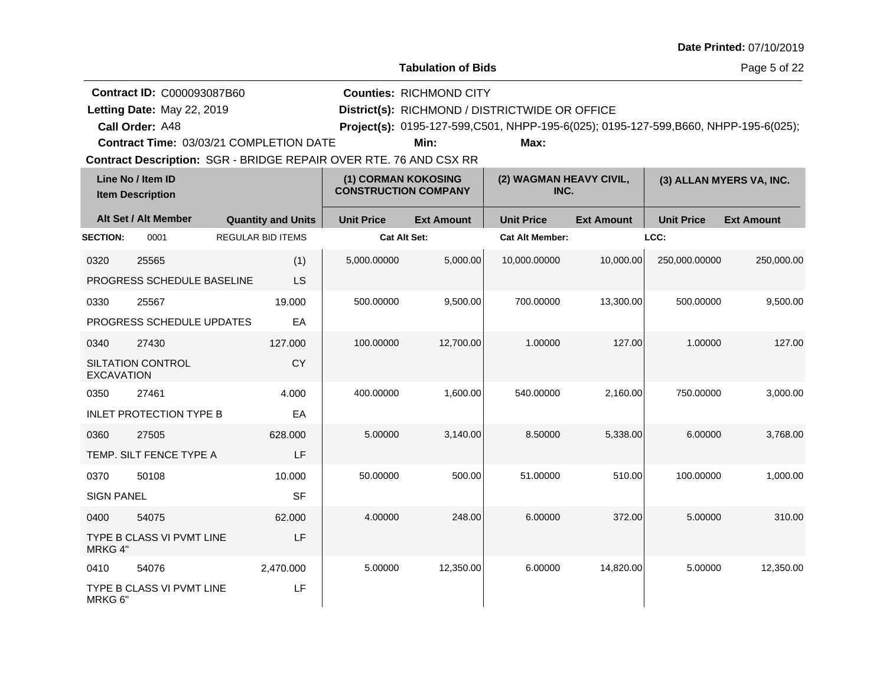Date Printed: 07/10/2019

## Tabulation of Bids

**Contract ID:** C000093087B60
**Letting Date:** May 22, 2019
**Call Order:** A48
**Contract Time:** 03/03/21 COMPLETION DATE
**Counties:** RICHMOND CITY
**District(s):** RICHMOND / DISTRICTWIDE OR OFFICE
**Project(s):** 0195-127-599,C501, NHPP-195-6(025); 0195-127-599,B660, NHPP-195-6(025);
**Min:**
**Max:**
**Contract Description:** SGR - BRIDGE REPAIR OVER RTE. 76 AND CSX RR

| Line No / Item ID | Item Description | Quantity and Units | (1) CORMAN KOKOSING CONSTRUCTION COMPANY Unit Price | (1) Ext Amount | (2) WAGMAN HEAVY CIVIL, INC. Unit Price | (2) Ext Amount | (3) ALLAN MYERS VA, INC. Unit Price | (3) Ext Amount |
|---|---|---|---|---|---|---|---|---|
| **SECTION:** 0001 | REGULAR BID ITEMS | | Cat Alt Set: | | Cat Alt Member: | | LCC: | |
| 0320 25565 | PROGRESS SCHEDULE BASELINE | (1) LS | 5,000.00000 | 5,000.00 | 10,000.00000 | 10,000.00 | 250,000.00000 | 250,000.00 |
| 0330 25567 | PROGRESS SCHEDULE UPDATES | 19.000 EA | 500.00000 | 9,500.00 | 700.00000 | 13,300.00 | 500.00000 | 9,500.00 |
| 0340 27430 | SILTATION CONTROL EXCAVATION | 127.000 CY | 100.00000 | 12,700.00 | 1.00000 | 127.00 | 1.00000 | 127.00 |
| 0350 27461 | INLET PROTECTION TYPE B | 4.000 EA | 400.00000 | 1,600.00 | 540.00000 | 2,160.00 | 750.00000 | 3,000.00 |
| 0360 27505 | TEMP. SILT FENCE TYPE A | 628.000 LF | 5.00000 | 3,140.00 | 8.50000 | 5,338.00 | 6.00000 | 3,768.00 |
| 0370 50108 | SIGN PANEL | 10.000 SF | 50.00000 | 500.00 | 51.00000 | 510.00 | 100.00000 | 1,000.00 |
| 0400 54075 | TYPE B CLASS VI PVMT LINE MRKG 4" | 62.000 LF | 4.00000 | 248.00 | 6.00000 | 372.00 | 5.00000 | 310.00 |
| 0410 54076 | TYPE B CLASS VI PVMT LINE MRKG 6" | 2,470.000 LF | 5.00000 | 12,350.00 | 6.00000 | 14,820.00 | 5.00000 | 12,350.00 |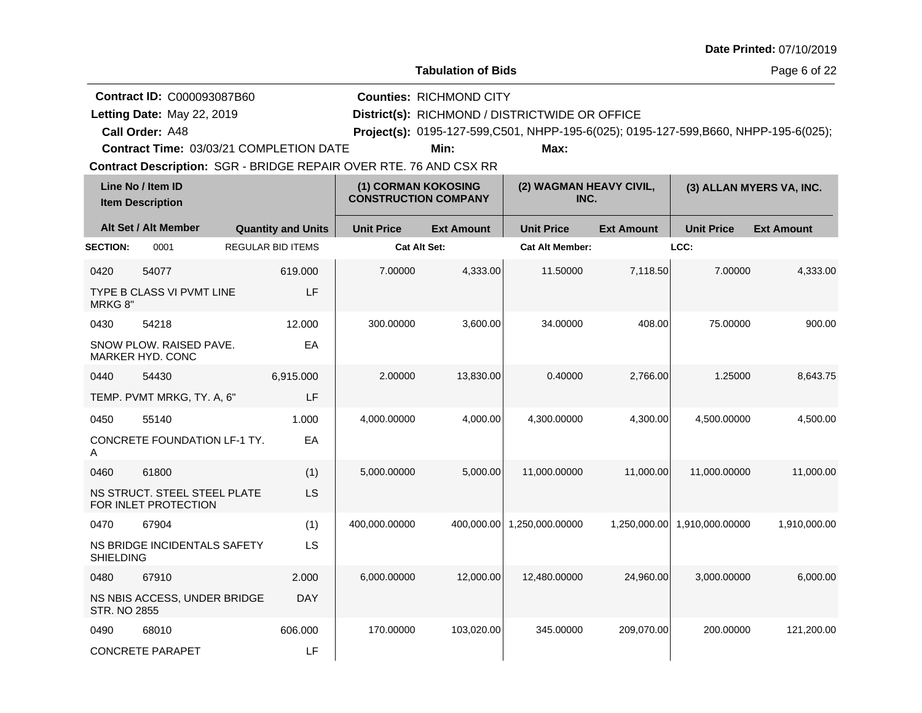Date Printed: 07/10/2019

**Tabulation of Bids**

**Contract ID:** C000093087B60
**Letting Date:** May 22, 2019
**Call Order:** A48
**Contract Time:** 03/03/21 COMPLETION DATE
**Contract Description:** SGR - BRIDGE REPAIR OVER RTE. 76 AND CSX RR

**Counties:** RICHMOND CITY
**District(s):** RICHMOND / DISTRICTWIDE OR OFFICE
**Project(s):** 0195-127-599,C501, NHPP-195-6(025); 0195-127-599,B660, NHPP-195-6(025);
**Min:**
**Max:**

| Line No / Item ID / Item Description | Alt Set / Alt Member | Quantity and Units | (1) CORMAN KOKOSING CONSTRUCTION COMPANY Unit Price | (1) Ext Amount | (2) WAGMAN HEAVY CIVIL, INC. Unit Price | (2) Ext Amount | (3) ALLAN MYERS VA, INC. Unit Price | (3) Ext Amount |
|---|---|---|---|---|---|---|---|---|
| **SECTION:** 0001 | REGULAR BID ITEMS | | Cat Alt Set: | | Cat Alt Member: | | LCC: | |
| 0420 54077 TYPE B CLASS VI PVMT LINE MRKG 8" | | 619.000 LF | 7.00000 | 4,333.00 | 11.50000 | 7,118.50 | 7.00000 | 4,333.00 |
| 0430 54218 SNOW PLOW. RAISED PAVE. MARKER HYD. CONC | | 12.000 EA | 300.00000 | 3,600.00 | 34.00000 | 408.00 | 75.00000 | 900.00 |
| 0440 54430 TEMP. PVMT MRKG, TY. A, 6" | | 6,915.000 LF | 2.00000 | 13,830.00 | 0.40000 | 2,766.00 | 1.25000 | 8,643.75 |
| 0450 55140 CONCRETE FOUNDATION LF-1 TY. A | | 1.000 EA | 4,000.00000 | 4,000.00 | 4,300.00000 | 4,300.00 | 4,500.00000 | 4,500.00 |
| 0460 61800 NS STRUCT. STEEL STEEL PLATE FOR INLET PROTECTION | | (1) LS | 5,000.00000 | 5,000.00 | 11,000.00000 | 11,000.00 | 11,000.00000 | 11,000.00 |
| 0470 67904 NS BRIDGE INCIDENTALS SAFETY SHIELDING | | (1) LS | 400,000.00000 | 400,000.00 | 1,250,000.00000 | 1,250,000.00 | 1,910,000.00000 | 1,910,000.00 |
| 0480 67910 NS NBIS ACCESS, UNDER BRIDGE STR. NO 2855 | | 2.000 DAY | 6,000.00000 | 12,000.00 | 12,480.00000 | 24,960.00 | 3,000.00000 | 6,000.00 |
| 0490 68010 CONCRETE PARAPET | | 606.000 LF | 170.00000 | 103,020.00 | 345.00000 | 209,070.00 | 200.00000 | 121,200.00 |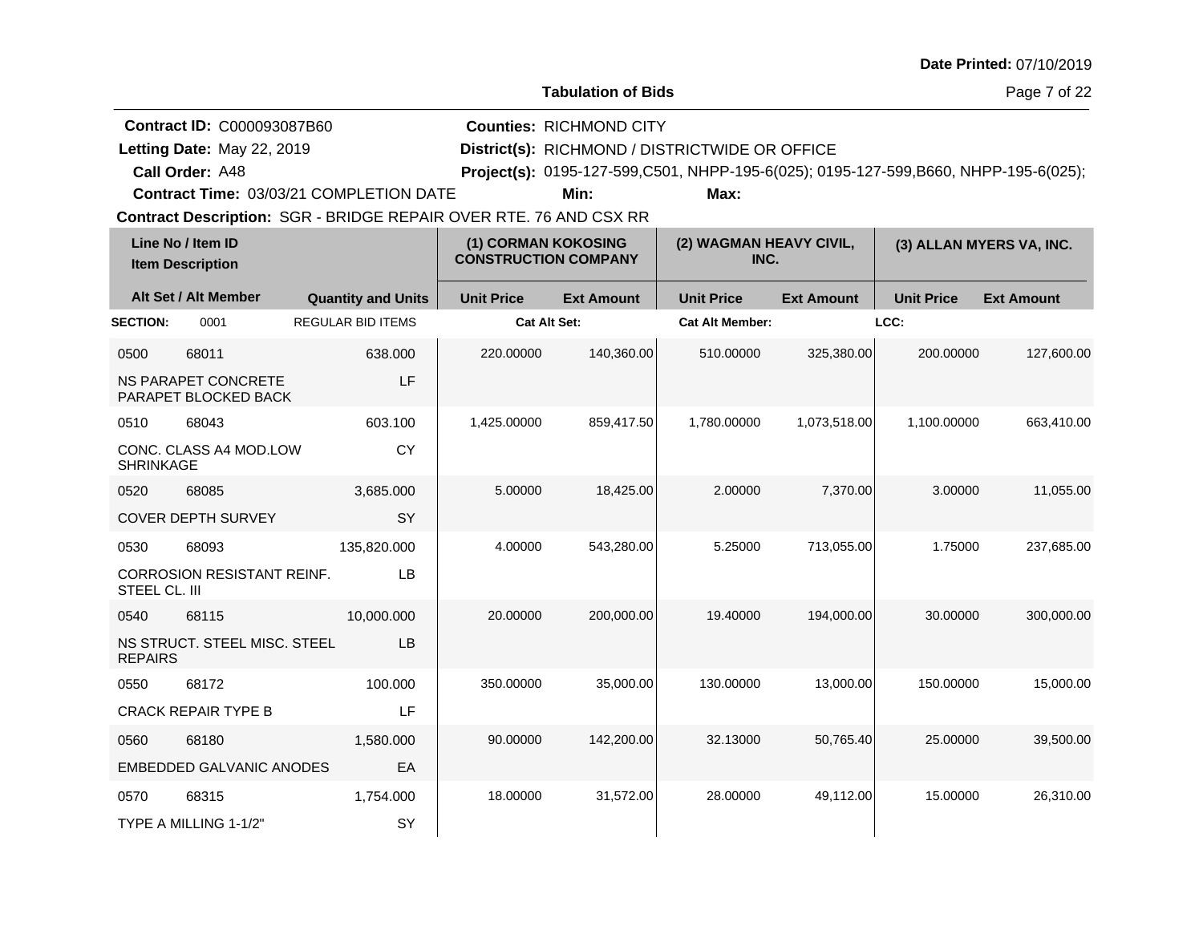Date Printed: 07/10/2019

**Tabulation of Bids**

**Contract ID:** C000093087B60
**Letting Date:** May 22, 2019
**Call Order:** A48
**Contract Time:** 03/03/21 COMPLETION DATE
**Contract Description:** SGR - BRIDGE REPAIR OVER RTE. 76 AND CSX RR

**Counties:** RICHMOND CITY
**District(s):** RICHMOND / DISTRICTWIDE OR OFFICE
**Project(s):** 0195-127-599,C501, NHPP-195-6(025); 0195-127-599,B660, NHPP-195-6(025);
**Min:**
**Max:**

| Line No / Item ID | Item Description | Quantity and Units | (1) CORMAN KOKOSING CONSTRUCTION COMPANY Unit Price | Ext Amount | (2) WAGMAN HEAVY CIVIL, INC. Unit Price | Ext Amount | (3) ALLAN MYERS VA, INC. Unit Price | Ext Amount |
|---|---|---|---|---|---|---|---|---|
| **SECTION:** 0001 | REGULAR BID ITEMS | | Cat Alt Set: | | Cat Alt Member: | | LCC: | |
| 0500 68011 | NS PARAPET CONCRETE PARAPET BLOCKED BACK | 638.000 LF | 220.00000 | 140,360.00 | 510.00000 | 325,380.00 | 200.00000 | 127,600.00 |
| 0510 68043 | CONC. CLASS A4 MOD.LOW SHRINKAGE | 603.100 CY | 1,425.00000 | 859,417.50 | 1,780.00000 | 1,073,518.00 | 1,100.00000 | 663,410.00 |
| 0520 68085 | COVER DEPTH SURVEY | 3,685.000 SY | 5.00000 | 18,425.00 | 2.00000 | 7,370.00 | 3.00000 | 11,055.00 |
| 0530 68093 | CORROSION RESISTANT REINF. STEEL CL. III | 135,820.000 LB | 4.00000 | 543,280.00 | 5.25000 | 713,055.00 | 1.75000 | 237,685.00 |
| 0540 68115 | NS STRUCT. STEEL MISC. STEEL REPAIRS | 10,000.000 LB | 20.00000 | 200,000.00 | 19.40000 | 194,000.00 | 30.00000 | 300,000.00 |
| 0550 68172 | CRACK REPAIR TYPE B | 100.000 LF | 350.00000 | 35,000.00 | 130.00000 | 13,000.00 | 150.00000 | 15,000.00 |
| 0560 68180 | EMBEDDED GALVANIC ANODES | 1,580.000 EA | 90.00000 | 142,200.00 | 32.13000 | 50,765.40 | 25.00000 | 39,500.00 |
| 0570 68315 | TYPE A MILLING 1-1/2" | 1,754.000 SY | 18.00000 | 31,572.00 | 28.00000 | 49,112.00 | 15.00000 | 26,310.00 |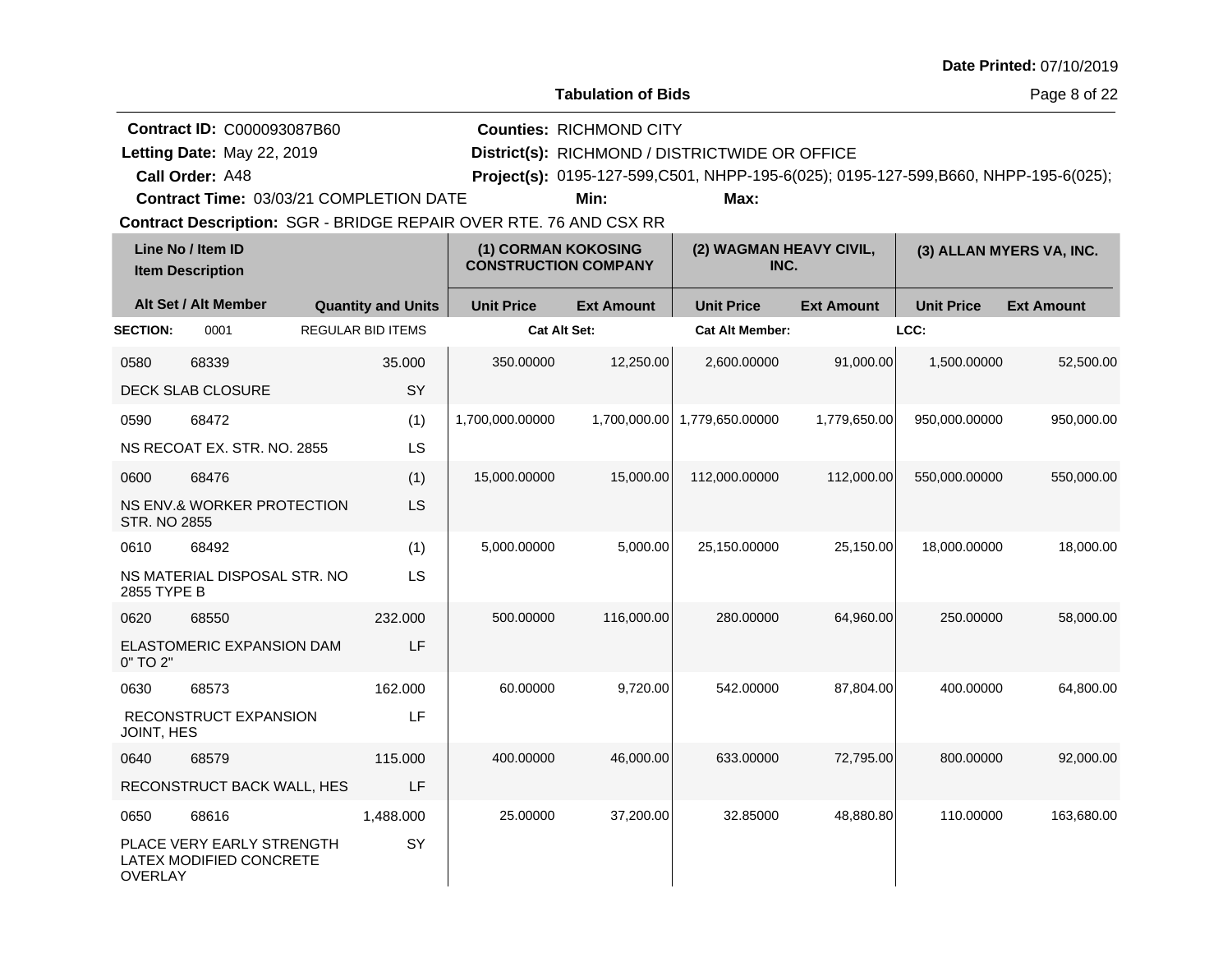**Date Printed:** 07/10/2019

**Tabulation of Bids**

**Contract ID:** C000093087B60
**Letting Date:** May 22, 2019
**Call Order:** A48
**Contract Time:** 03/03/21 COMPLETION DATE
**Contract Description:** SGR - BRIDGE REPAIR OVER RTE. 76 AND CSX RR

**Counties:** RICHMOND CITY
**District(s):** RICHMOND / DISTRICTWIDE OR OFFICE
**Project(s):** 0195-127-599,C501, NHPP-195-6(025); 0195-127-599,B660, NHPP-195-6(025);
**Min:**
**Max:**

| Line No / Item ID | Item Description | Quantity and Units | (1) CORMAN KOKOSING CONSTRUCTION COMPANY Unit Price | (1) Ext Amount | (2) WAGMAN HEAVY CIVIL, INC. Unit Price | (2) Ext Amount | (3) ALLAN MYERS VA, INC. Unit Price | (3) Ext Amount |
|---|---|---|---|---|---|---|---|---|
| **SECTION:** 0001 | REGULAR BID ITEMS | | Cat Alt Set: | | Cat Alt Member: | | LCC: | |
| 0580 68339 | DECK SLAB CLOSURE | 35.000 SY | 350.00000 | 12,250.00 | 2,600.00000 | 91,000.00 | 1,500.00000 | 52,500.00 |
| 0590 68472 | NS RECOAT EX. STR. NO. 2855 | (1) LS | 1,700,000.00000 | 1,700,000.00 | 1,779,650.00000 | 1,779,650.00 | 950,000.00000 | 950,000.00 |
| 0600 68476 | NS ENV.& WORKER PROTECTION STR. NO 2855 | (1) LS | 15,000.00000 | 15,000.00 | 112,000.00000 | 112,000.00 | 550,000.00000 | 550,000.00 |
| 0610 68492 | NS MATERIAL DISPOSAL STR. NO 2855 TYPE B | (1) LS | 5,000.00000 | 5,000.00 | 25,150.00000 | 25,150.00 | 18,000.00000 | 18,000.00 |
| 0620 68550 | ELASTOMERIC EXPANSION DAM 0" TO 2" | 232.000 LF | 500.00000 | 116,000.00 | 280.00000 | 64,960.00 | 250.00000 | 58,000.00 |
| 0630 68573 | RECONSTRUCT EXPANSION JOINT, HES | 162.000 LF | 60.00000 | 9,720.00 | 542.00000 | 87,804.00 | 400.00000 | 64,800.00 |
| 0640 68579 | RECONSTRUCT BACK WALL, HES | 115.000 LF | 400.00000 | 46,000.00 | 633.00000 | 72,795.00 | 800.00000 | 92,000.00 |
| 0650 68616 | PLACE VERY EARLY STRENGTH LATEX MODIFIED CONCRETE OVERLAY | 1,488.000 SY | 25.00000 | 37,200.00 | 32.85000 | 48,880.80 | 110.00000 | 163,680.00 |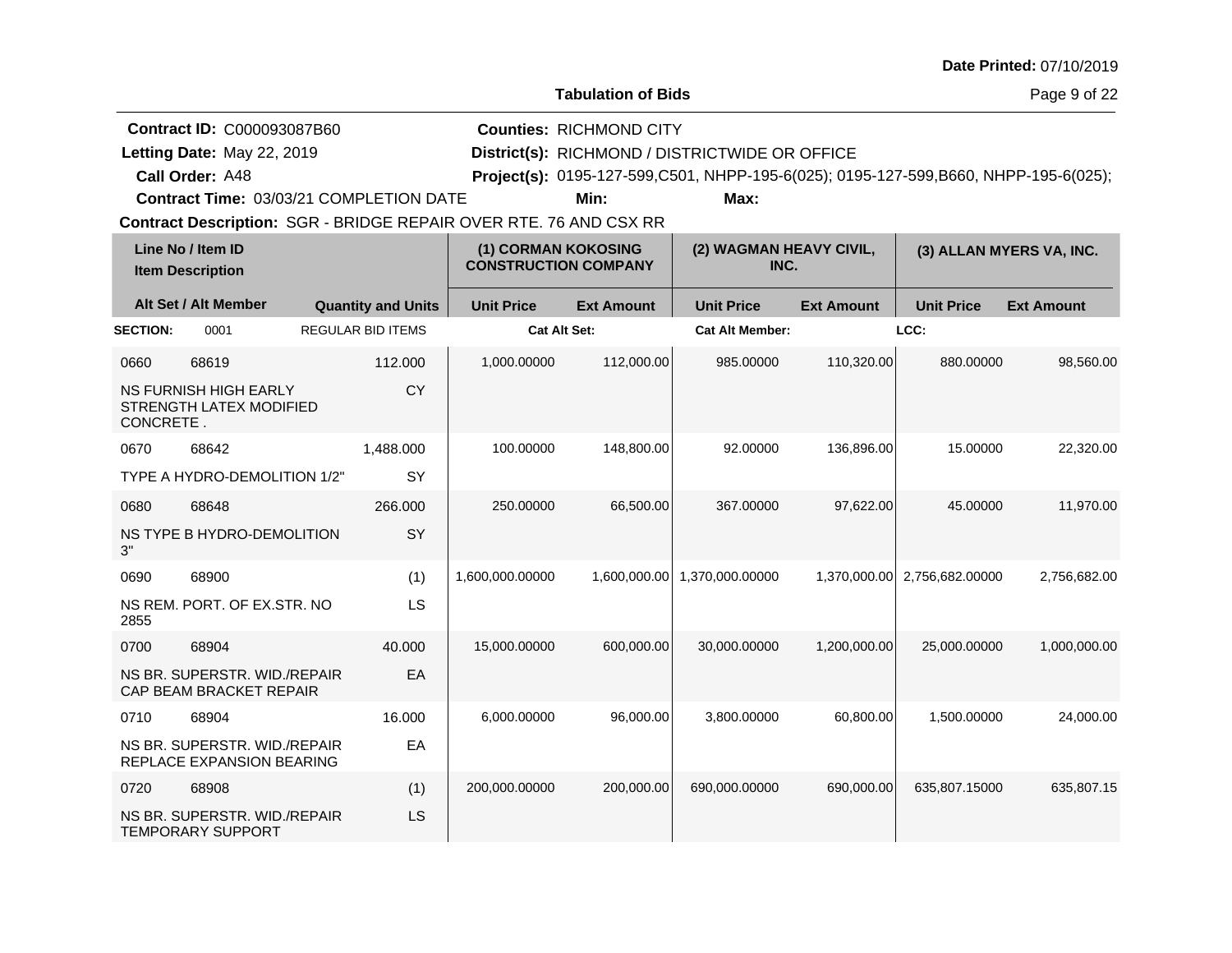Date Printed: 07/10/2019

**Tabulation of Bids**

**Contract ID:** C000093087B60
**Letting Date:** May 22, 2019
**Call Order:** A48
**Contract Time:** 03/03/21 COMPLETION DATE
**Contract Description:** SGR - BRIDGE REPAIR OVER RTE. 76 AND CSX RR

**Counties:** RICHMOND CITY
**District(s):** RICHMOND / DISTRICTWIDE OR OFFICE
**Project(s):** 0195-127-599,C501, NHPP-195-6(025); 0195-127-599,B660, NHPP-195-6(025);
**Min:**
**Max:**

| Line No / Item ID | Item Description | Quantity and Units | (1) CORMAN KOKOSING CONSTRUCTION COMPANY Unit Price | (1) Ext Amount | (2) WAGMAN HEAVY CIVIL, INC. Unit Price | (2) Ext Amount | (3) ALLAN MYERS VA, INC. Unit Price | (3) Ext Amount |
|---|---|---|---|---|---|---|---|---|
| **SECTION:** 0001 | REGULAR BID ITEMS | | **Cat Alt Set:** | | **Cat Alt Member:** | | **LCC:** | |
| 0660 68619 | NS FURNISH HIGH EARLY STRENGTH LATEX MODIFIED CONCRETE . | 112.000 CY | 1,000.00000 | 112,000.00 | 985.00000 | 110,320.00 | 880.00000 | 98,560.00 |
| 0670 68642 | TYPE A HYDRO-DEMOLITION 1/2" | 1,488.000 SY | 100.00000 | 148,800.00 | 92.00000 | 136,896.00 | 15.00000 | 22,320.00 |
| 0680 68648 | NS TYPE B HYDRO-DEMOLITION 3" | 266.000 SY | 250.00000 | 66,500.00 | 367.00000 | 97,622.00 | 45.00000 | 11,970.00 |
| 0690 68900 | NS REM. PORT. OF EX.STR. NO 2855 | (1) LS | 1,600,000.00000 | 1,600,000.00 | 1,370,000.00000 | 1,370,000.00 | 2,756,682.00000 | 2,756,682.00 |
| 0700 68904 | NS BR. SUPERSTR. WID./REPAIR CAP BEAM BRACKET REPAIR | 40.000 EA | 15,000.00000 | 600,000.00 | 30,000.00000 | 1,200,000.00 | 25,000.00000 | 1,000,000.00 |
| 0710 68904 | NS BR. SUPERSTR. WID./REPAIR REPLACE EXPANSION BEARING | 16.000 EA | 6,000.00000 | 96,000.00 | 3,800.00000 | 60,800.00 | 1,500.00000 | 24,000.00 |
| 0720 68908 | NS BR. SUPERSTR. WID./REPAIR TEMPORARY SUPPORT | (1) LS | 200,000.00000 | 200,000.00 | 690,000.00000 | 690,000.00 | 635,807.15000 | 635,807.15 |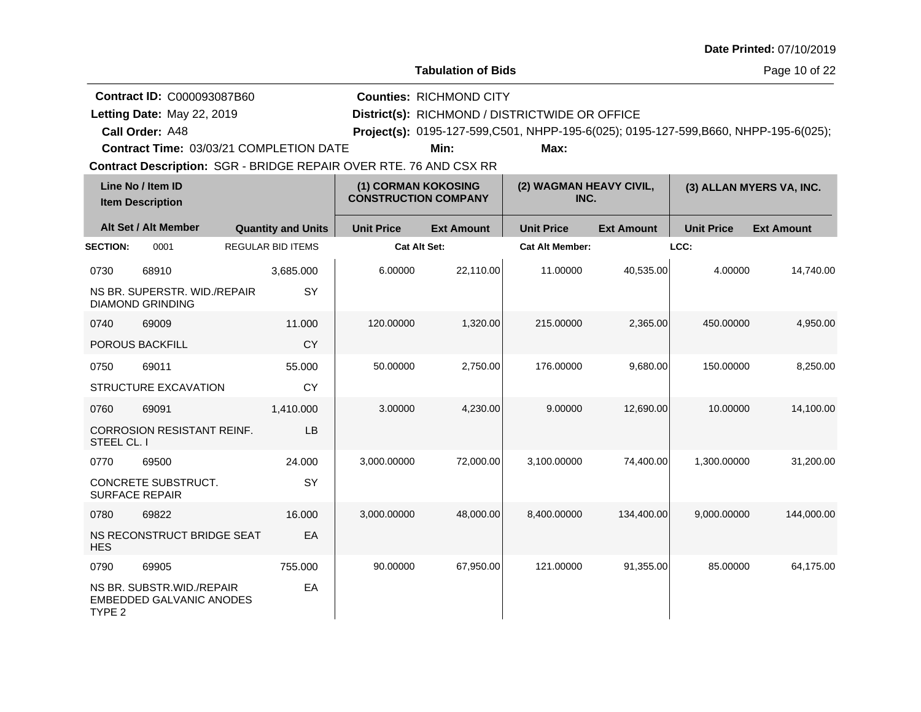**Date Printed:** 07/10/2019

**Tabulation of Bids**

**Contract ID:** C000093087B60
**Letting Date:** May 22, 2019
**Call Order:** A48
**Contract Time:** 03/03/21 COMPLETION DATE
**Contract Description:** SGR - BRIDGE REPAIR OVER RTE. 76 AND CSX RR

**Counties:** RICHMOND CITY
**District(s):** RICHMOND / DISTRICTWIDE OR OFFICE
**Project(s):** 0195-127-599,C501, NHPP-195-6(025); 0195-127-599,B660, NHPP-195-6(025);
**Min:**
**Max:**

| Line No / Item ID | Item Description | Quantity and Units | (1) CORMAN KOKOSING CONSTRUCTION COMPANY Unit Price | Ext Amount | (2) WAGMAN HEAVY CIVIL, INC. Unit Price | Ext Amount | (3) ALLAN MYERS VA, INC. Unit Price | Ext Amount |
|---|---|---|---|---|---|---|---|---|
| **SECTION:** 0001 | REGULAR BID ITEMS | | **Cat Alt Set:** | | **Cat Alt Member:** | | **LCC:** | |
| 0730 68910 | NS BR. SUPERSTR. WID./REPAIR DIAMOND GRINDING | 3,685.000 SY | 6.00000 | 22,110.00 | 11.00000 | 40,535.00 | 4.00000 | 14,740.00 |
| 0740 69009 | POROUS BACKFILL | 11.000 CY | 120.00000 | 1,320.00 | 215.00000 | 2,365.00 | 450.00000 | 4,950.00 |
| 0750 69011 | STRUCTURE EXCAVATION | 55.000 CY | 50.00000 | 2,750.00 | 176.00000 | 9,680.00 | 150.00000 | 8,250.00 |
| 0760 69091 | CORROSION RESISTANT REINF. STEEL CL. I | 1,410.000 LB | 3.00000 | 4,230.00 | 9.00000 | 12,690.00 | 10.00000 | 14,100.00 |
| 0770 69500 | CONCRETE SUBSTRUCT. SURFACE REPAIR | 24.000 SY | 3,000.00000 | 72,000.00 | 3,100.00000 | 74,400.00 | 1,300.00000 | 31,200.00 |
| 0780 69822 | NS RECONSTRUCT BRIDGE SEAT HES | 16.000 EA | 3,000.00000 | 48,000.00 | 8,400.00000 | 134,400.00 | 9,000.00000 | 144,000.00 |
| 0790 69905 | NS BR. SUBSTR.WID./REPAIR EMBEDDED GALVANIC ANODES TYPE 2 | 755.000 EA | 90.00000 | 67,950.00 | 121.00000 | 91,355.00 | 85.00000 | 64,175.00 |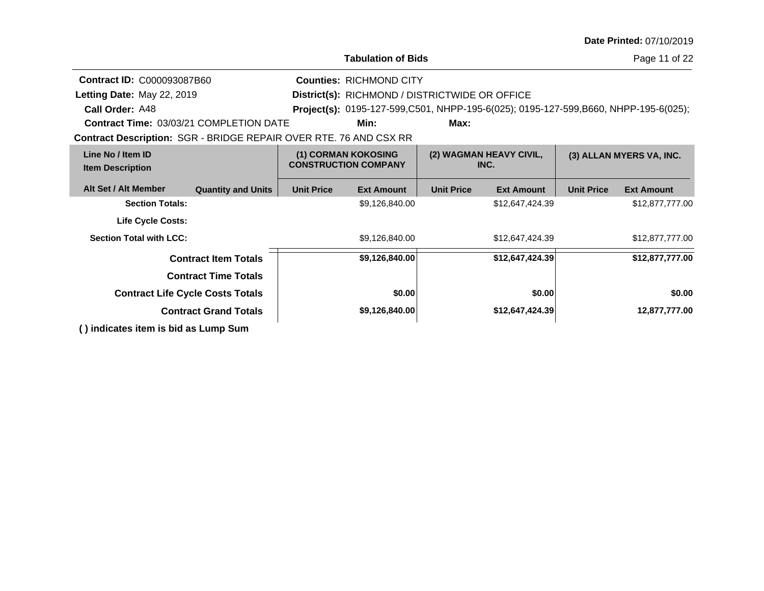**Tabulation of Bids**

**Date Printed:** 07/10/2019

**Contract ID:** C000093087B60
**Letting Date:** May 22, 2019
**Call Order:** A48
**Contract Time:** 03/03/21 COMPLETION DATE
**Contract Description:** SGR - BRIDGE REPAIR OVER RTE. 76 AND CSX RR

**Counties:** RICHMOND CITY
**District(s):** RICHMOND / DISTRICTWIDE OR OFFICE
**Project(s):** 0195-127-599,C501, NHPP-195-6(025); 0195-127-599,B660, NHPP-195-6(025);
**Min:**
**Max:**

| Line No / Item ID<br>Item Description | | (1) CORMAN KOKOSING CONSTRUCTION COMPANY | | (2) WAGMAN HEAVY CIVIL, INC. | | (3) ALLAN MYERS VA, INC. | |
|---|---|---|---|---|---|---|---|
| **Alt Set / Alt Member** | **Quantity and Units** | **Unit Price** | **Ext Amount** | **Unit Price** | **Ext Amount** | **Unit Price** | **Ext Amount** |
| **Section Totals:** | | | $9,126,840.00 | | $12,647,424.39 | | $12,877,777.00 |
| **Life Cycle Costs:** | | | | | | | |
| **Section Total with LCC:** | | | $9,126,840.00 | | $12,647,424.39 | | $12,877,777.00 |
| **Contract Item Totals** | | | **$9,126,840.00** | | **$12,647,424.39** | | **$12,877,777.00** |
| **Contract Time Totals** | | | | | | | |
| **Contract Life Cycle Costs Totals** | | | **$0.00** | | **$0.00** | | **$0.00** |
| **Contract Grand Totals** | | | **$9,126,840.00** | | **$12,647,424.39** | | **12,877,777.00** |

**( ) indicates item is bid as Lump Sum**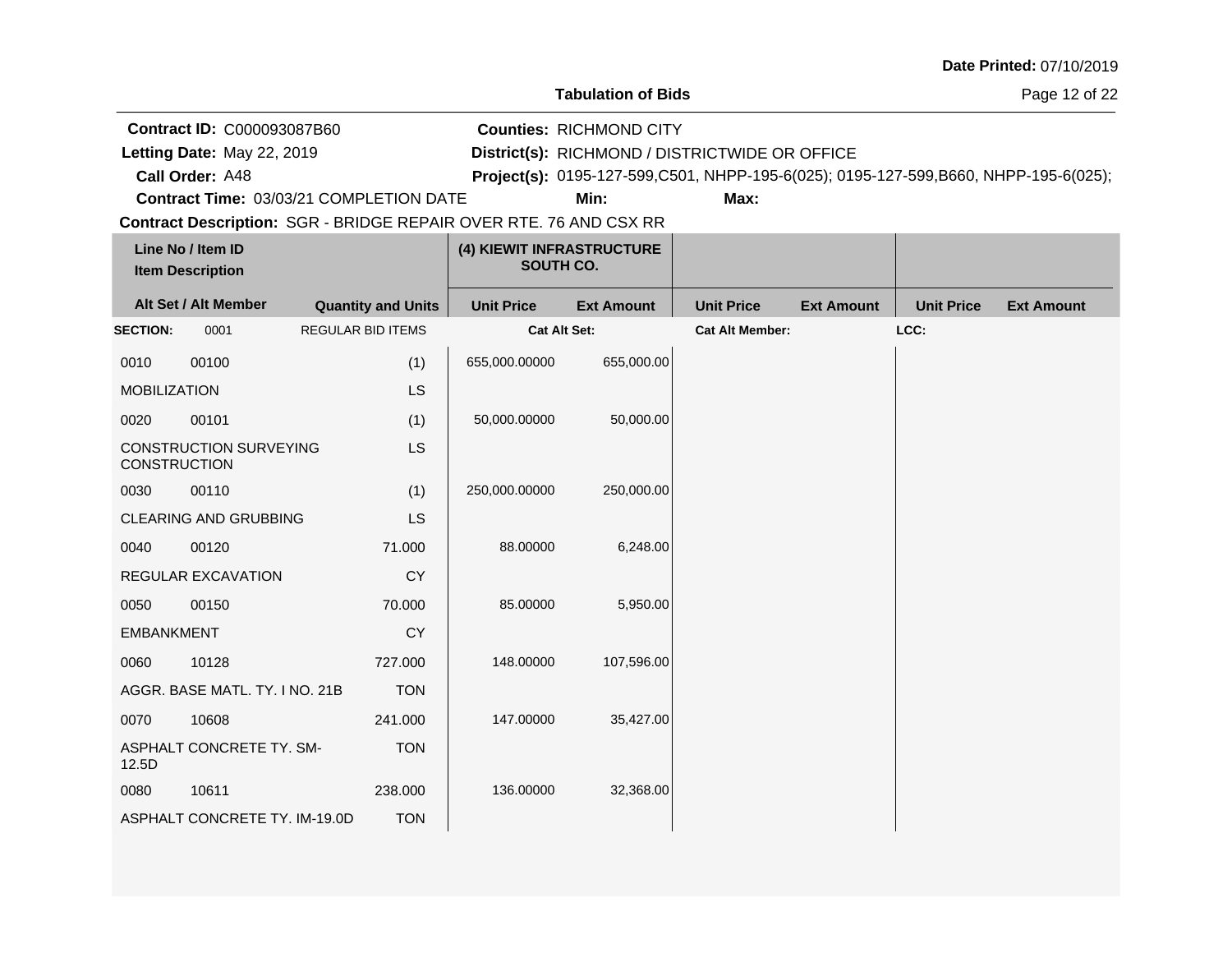Date Printed: 07/10/2019

**Tabulation of Bids**

**Contract ID:** C000093087B60
**Letting Date:** May 22, 2019
**Call Order:** A48
**Contract Time:** 03/03/21 COMPLETION DATE
**Contract Description:** SGR - BRIDGE REPAIR OVER RTE. 76 AND CSX RR

**Counties:** RICHMOND CITY
**District(s):** RICHMOND / DISTRICTWIDE OR OFFICE
**Project(s):** 0195-127-599,C501, NHPP-195-6(025); 0195-127-599,B660, NHPP-195-6(025);
**Min:**
**Max:**

| Line No / Item ID / Item Description | Alt Set / Alt Member | Quantity and Units | (4) KIEWIT INFRASTRUCTURE SOUTH CO. Unit Price | (4) KIEWIT INFRASTRUCTURE SOUTH CO. Ext Amount | Unit Price | Ext Amount | Unit Price | Ext Amount |
|---|---|---|---|---|---|---|---|---|
| **SECTION:** 0001 | | REGULAR BID ITEMS | **Cat Alt Set:** | | **Cat Alt Member:** | | **LCC:** | |
| 0010 00100 MOBILIZATION | | (1) LS | 655,000.00000 | 655,000.00 | | | | |
| 0020 00101 CONSTRUCTION SURVEYING CONSTRUCTION | | (1) LS | 50,000.00000 | 50,000.00 | | | | |
| 0030 00110 CLEARING AND GRUBBING | | (1) LS | 250,000.00000 | 250,000.00 | | | | |
| 0040 00120 REGULAR EXCAVATION | | 71.000 CY | 88.00000 | 6,248.00 | | | | |
| 0050 00150 EMBANKMENT | | 70.000 CY | 85.00000 | 5,950.00 | | | | |
| 0060 10128 AGGR. BASE MATL. TY. I NO. 21B | | 727.000 TON | 148.00000 | 107,596.00 | | | | |
| 0070 10608 ASPHALT CONCRETE TY. SM-12.5D | | 241.000 TON | 147.00000 | 35,427.00 | | | | |
| 0080 10611 ASPHALT CONCRETE TY. IM-19.0D | | 238.000 TON | 136.00000 | 32,368.00 | | | | |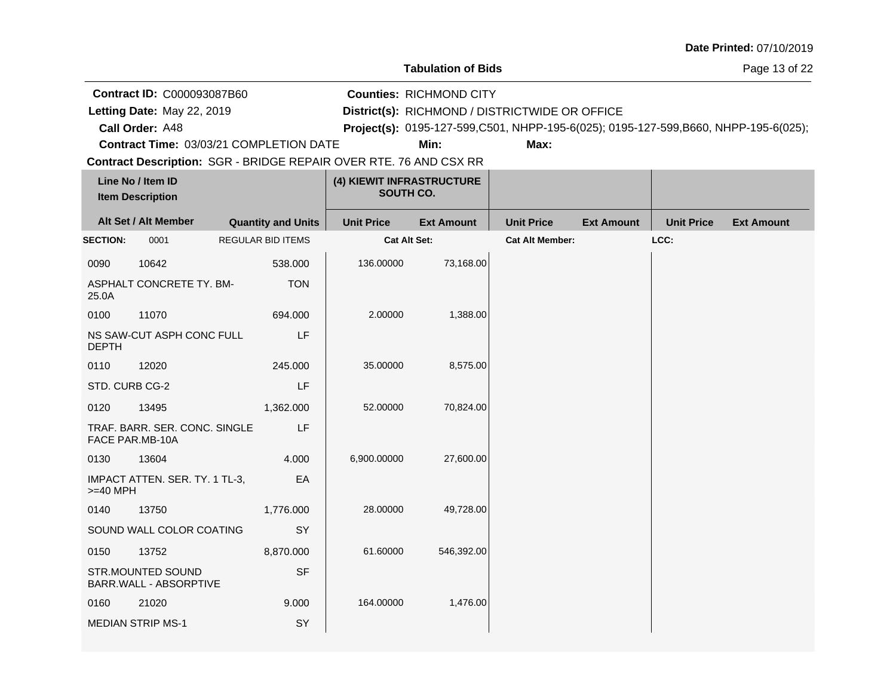Date Printed: 07/10/2019

**Tabulation of Bids**

**Contract ID:** C000093087B60
**Letting Date:** May 22, 2019
**Call Order:** A48
**Contract Time:** 03/03/21 COMPLETION DATE
**Counties:** RICHMOND CITY
**District(s):** RICHMOND / DISTRICTWIDE OR OFFICE
**Project(s):** 0195-127-599,C501, NHPP-195-6(025); 0195-127-599,B660, NHPP-195-6(025);
**Min:**
**Max:**
**Contract Description:** SGR - BRIDGE REPAIR OVER RTE. 76 AND CSX RR

| Line No / Item ID / Item Description | Alt Set / Alt Member | Quantity and Units | (4) KIEWIT INFRASTRUCTURE SOUTH CO. Unit Price | Ext Amount | Unit Price | Ext Amount | Unit Price | Ext Amount |
|---|---|---|---|---|---|---|---|---|
| **SECTION:** 0001 | | REGULAR BID ITEMS | Cat Alt Set: | | Cat Alt Member: | | LCC: | |
| 0090 10642 ASPHALT CONCRETE TY. BM-25.0A | | 538.000 TON | 136.00000 | 73,168.00 | | | | |
| 0100 11070 NS SAW-CUT ASPH CONC FULL DEPTH | | 694.000 LF | 2.00000 | 1,388.00 | | | | |
| 0110 12020 STD. CURB CG-2 | | 245.000 LF | 35.00000 | 8,575.00 | | | | |
| 0120 13495 TRAF. BARR. SER. CONC. SINGLE FACE PAR.MB-10A | | 1,362.000 LF | 52.00000 | 70,824.00 | | | | |
| 0130 13604 IMPACT ATTEN. SER. TY. 1 TL-3, >=40 MPH | | 4.000 EA | 6,900.00000 | 27,600.00 | | | | |
| 0140 13750 SOUND WALL COLOR COATING | | 1,776.000 SY | 28.00000 | 49,728.00 | | | | |
| 0150 13752 STR.MOUNTED SOUND BARR.WALL - ABSORPTIVE | | 8,870.000 SF | 61.60000 | 546,392.00 | | | | |
| 0160 21020 MEDIAN STRIP MS-1 | | 9.000 SY | 164.00000 | 1,476.00 | | | | |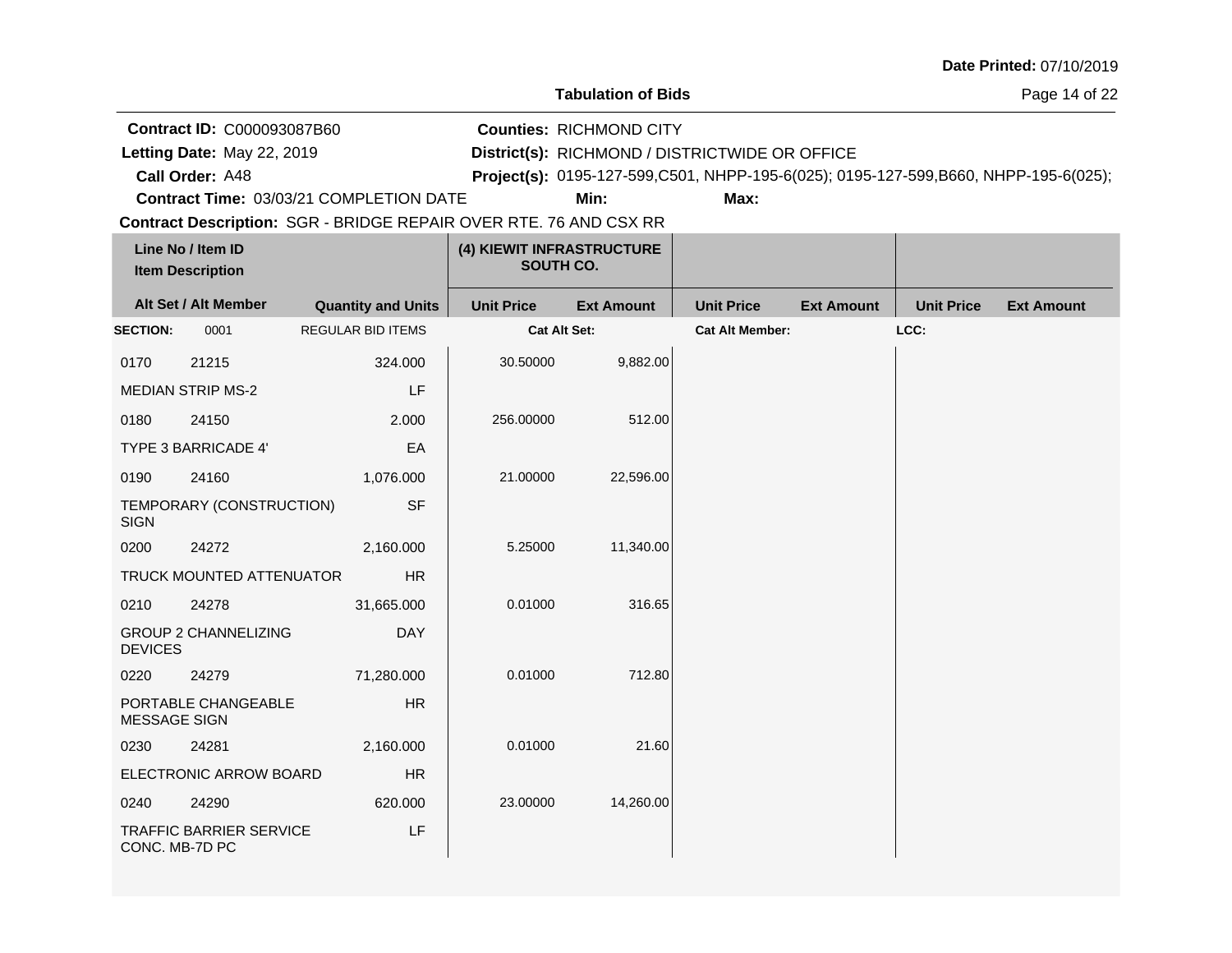**Date Printed:** 07/10/2019

## Tabulation of Bids

**Contract ID:** C000093087B60
**Letting Date:** May 22, 2019
**Call Order:** A48
**Contract Time:** 03/03/21 COMPLETION DATE
**Counties:** RICHMOND CITY
**District(s):** RICHMOND / DISTRICTWIDE OR OFFICE
**Project(s):** 0195-127-599,C501, NHPP-195-6(025); 0195-127-599,B660, NHPP-195-6(025);
**Min:**
**Max:**
**Contract Description:** SGR - BRIDGE REPAIR OVER RTE. 76 AND CSX RR

| Line No / Item ID<br>Item Description | | Quantity and Units | (4) KIEWIT INFRASTRUCTURE SOUTH CO. | | | | | |
|---|---|---|---|---|---|---|---|---|
| Alt Set / Alt Member | | | Unit Price | Ext Amount | Unit Price | Ext Amount | Unit Price | Ext Amount |
| **SECTION:** 0001 | | REGULAR BID ITEMS | **Cat Alt Set:** | | **Cat Alt Member:** | | **LCC:** | |
| 0170 | 21215 | 324.000 | 30.50000 | 9,882.00 | | | | |
| MEDIAN STRIP MS-2 | | LF | | | | | | |
| 0180 | 24150 | 2.000 | 256.00000 | 512.00 | | | | |
| TYPE 3 BARRICADE 4' | | EA | | | | | | |
| 0190 | 24160 | 1,076.000 | 21.00000 | 22,596.00 | | | | |
| TEMPORARY (CONSTRUCTION) SIGN | | SF | | | | | | |
| 0200 | 24272 | 2,160.000 | 5.25000 | 11,340.00 | | | | |
| TRUCK MOUNTED ATTENUATOR | | HR | | | | | | |
| 0210 | 24278 | 31,665.000 | 0.01000 | 316.65 | | | | |
| GROUP 2 CHANNELIZING DEVICES | | DAY | | | | | | |
| 0220 | 24279 | 71,280.000 | 0.01000 | 712.80 | | | | |
| PORTABLE CHANGEABLE MESSAGE SIGN | | HR | | | | | | |
| 0230 | 24281 | 2,160.000 | 0.01000 | 21.60 | | | | |
| ELECTRONIC ARROW BOARD | | HR | | | | | | |
| 0240 | 24290 | 620.000 | 23.00000 | 14,260.00 | | | | |
| TRAFFIC BARRIER SERVICE CONC. MB-7D PC | | LF | | | | | | |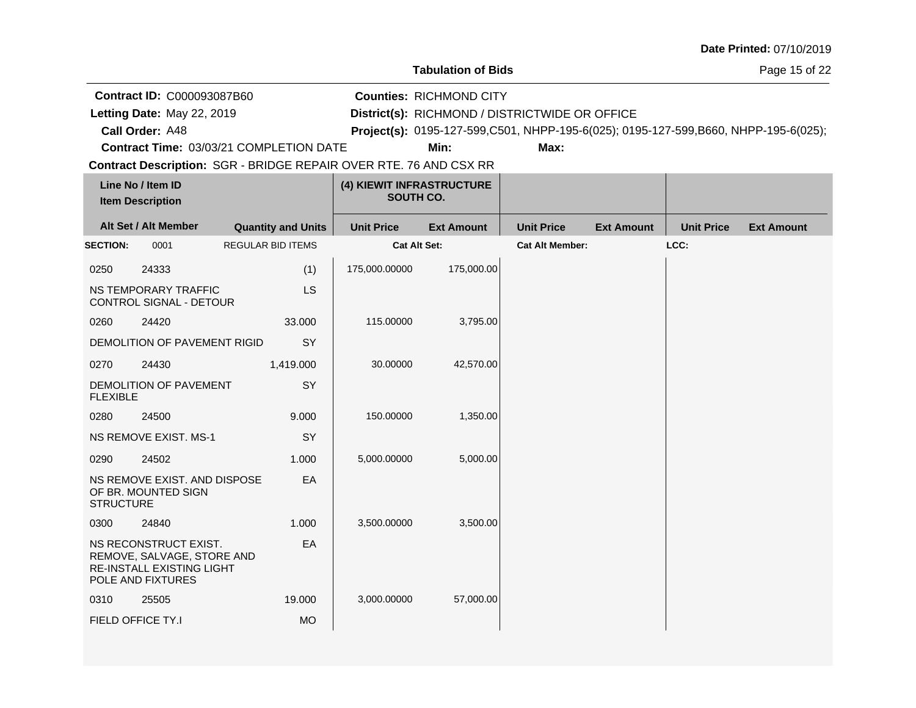**Date Printed:** 07/10/2019

**Tabulation of Bids**

**Contract ID:** C000093087B60
**Letting Date:** May 22, 2019
**Call Order:** A48
**Contract Time:** 03/03/21 COMPLETION DATE
**Contract Description:** SGR - BRIDGE REPAIR OVER RTE. 76 AND CSX RR

**Counties:** RICHMOND CITY
**District(s):** RICHMOND / DISTRICTWIDE OR OFFICE
**Project(s):** 0195-127-599,C501, NHPP-195-6(025); 0195-127-599,B660, NHPP-195-6(025);
**Min:** **Max:**

| Line No / Item ID | Item Description | Quantity and Units | (4) KIEWIT INFRASTRUCTURE SOUTH CO. Unit Price | Ext Amount | Unit Price | Ext Amount | Unit Price | Ext Amount |
|---|---|---|---|---|---|---|---|---|
| **SECTION:** 0001 | REGULAR BID ITEMS | | **Cat Alt Set:** | | **Cat Alt Member:** | | **LCC:** | |
| 0250 24333 | NS TEMPORARY TRAFFIC CONTROL SIGNAL - DETOUR | (1) LS | 175,000.00000 | 175,000.00 | | | | |
| 0260 24420 | DEMOLITION OF PAVEMENT RIGID | 33.000 SY | 115.00000 | 3,795.00 | | | | |
| 0270 24430 | DEMOLITION OF PAVEMENT FLEXIBLE | 1,419.000 SY | 30.00000 | 42,570.00 | | | | |
| 0280 24500 | NS REMOVE EXIST. MS-1 | 9.000 SY | 150.00000 | 1,350.00 | | | | |
| 0290 24502 | NS REMOVE EXIST. AND DISPOSE OF BR. MOUNTED SIGN STRUCTURE | 1.000 EA | 5,000.00000 | 5,000.00 | | | | |
| 0300 24840 | NS RECONSTRUCT EXIST. REMOVE, SALVAGE, STORE AND RE-INSTALL EXISTING LIGHT POLE AND FIXTURES | 1.000 EA | 3,500.00000 | 3,500.00 | | | | |
| 0310 25505 | FIELD OFFICE TY.I | 19.000 MO | 3,000.00000 | 57,000.00 | | | | |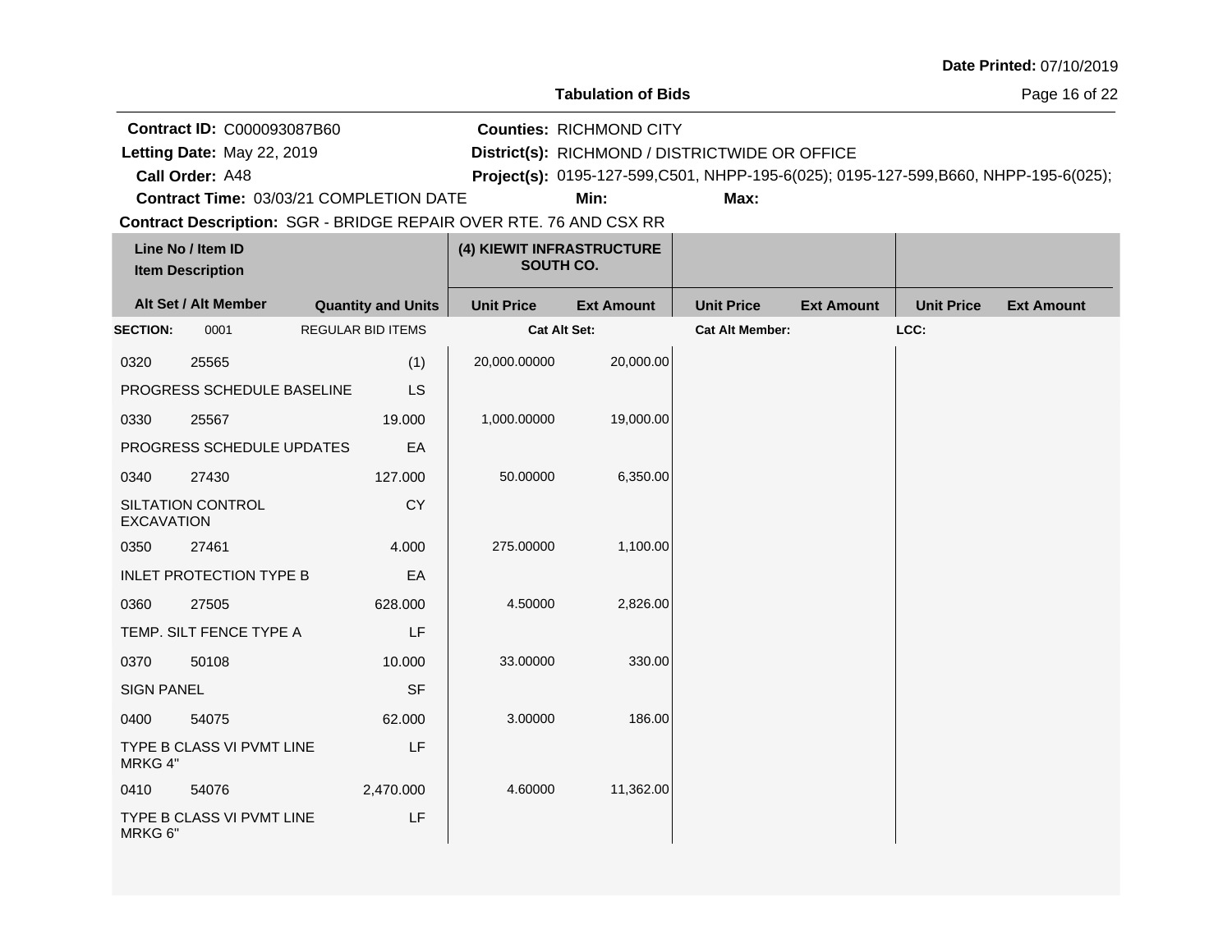**Date Printed:** 07/10/2019

## Tabulation of Bids

**Contract ID:** C000093087B60
**Letting Date:** May 22, 2019
**Call Order:** A48
**Contract Time:** 03/03/21 COMPLETION DATE
**Contract Description:** SGR - BRIDGE REPAIR OVER RTE. 76 AND CSX RR

**Counties:** RICHMOND CITY
**District(s):** RICHMOND / DISTRICTWIDE OR OFFICE
**Project(s):** 0195-127-599,C501, NHPP-195-6(025); 0195-127-599,B660, NHPP-195-6(025);
**Min:**
**Max:**

| Line No / Item ID<br>Item Description<br>Alt Set / Alt Member | Quantity and Units | (4) KIEWIT INFRASTRUCTURE SOUTH CO. Unit Price | Ext Amount | Unit Price | Ext Amount | Unit Price | Ext Amount |
|---|---|---|---|---|---|---|---|
| **SECTION:** 0001 REGULAR BID ITEMS | | **Cat Alt Set:** | | **Cat Alt Member:** | | **LCC:** | |
| 0320 25565<br>PROGRESS SCHEDULE BASELINE | (1)<br>LS | 20,000.00000 | 20,000.00 | | | | |
| 0330 25567<br>PROGRESS SCHEDULE UPDATES | 19.000<br>EA | 1,000.00000 | 19,000.00 | | | | |
| 0340 27430<br>SILTATION CONTROL EXCAVATION | 127.000<br>CY | 50.00000 | 6,350.00 | | | | |
| 0350 27461<br>INLET PROTECTION TYPE B | 4.000<br>EA | 275.00000 | 1,100.00 | | | | |
| 0360 27505<br>TEMP. SILT FENCE TYPE A | 628.000<br>LF | 4.50000 | 2,826.00 | | | | |
| 0370 50108<br>SIGN PANEL | 10.000<br>SF | 33.00000 | 330.00 | | | | |
| 0400 54075<br>TYPE B CLASS VI PVMT LINE MRKG 4" | 62.000<br>LF | 3.00000 | 186.00 | | | | |
| 0410 54076<br>TYPE B CLASS VI PVMT LINE MRKG 6" | 2,470.000<br>LF | 4.60000 | 11,362.00 | | | | |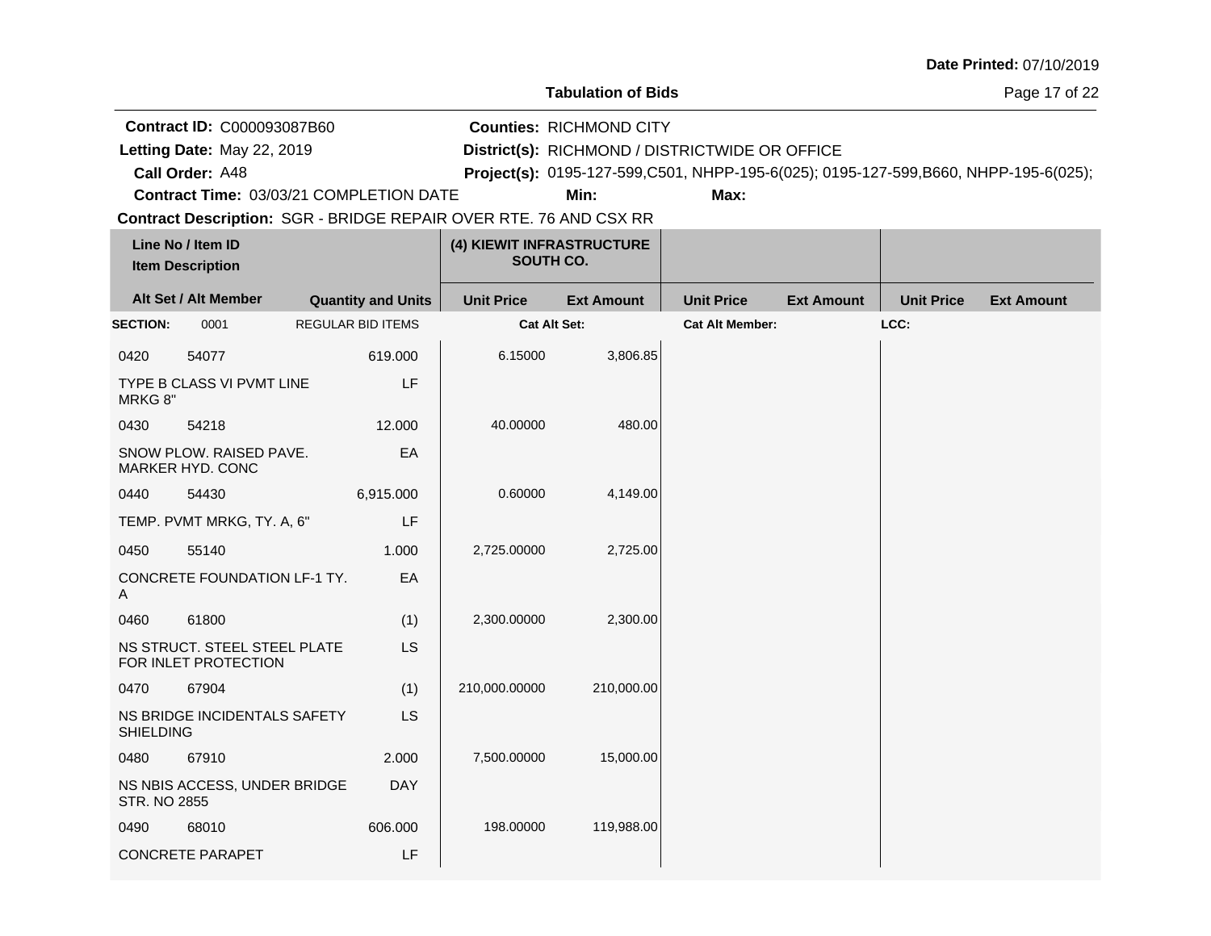Date Printed: 07/10/2019

**Tabulation of Bids**

**Contract ID:** C000093087B60
**Letting Date:** May 22, 2019
**Call Order:** A48
**Contract Time:** 03/03/21 COMPLETION DATE
**Contract Description:** SGR - BRIDGE REPAIR OVER RTE. 76 AND CSX RR

**Counties:** RICHMOND CITY
**District(s):** RICHMOND / DISTRICTWIDE OR OFFICE
**Project(s):** 0195-127-599,C501, NHPP-195-6(025); 0195-127-599,B660, NHPP-195-6(025);
**Min:**
**Max:**

| Line No / Item ID / Item Description | Alt Set / Alt Member | Quantity and Units | (4) KIEWIT INFRASTRUCTURE SOUTH CO. Unit Price | (4) KIEWIT INFRASTRUCTURE SOUTH CO. Ext Amount | Unit Price | Ext Amount | Unit Price | Ext Amount |
|---|---|---|---|---|---|---|---|---|
| **SECTION:** 0001 | REGULAR BID ITEMS | | **Cat Alt Set:** | | **Cat Alt Member:** | | **LCC:** | |
| 0420 54077 TYPE B CLASS VI PVMT LINE MRKG 8" | | 619.000 LF | 6.15000 | 3,806.85 | | | | |
| 0430 54218 SNOW PLOW. RAISED PAVE. MARKER HYD. CONC | | 12.000 EA | 40.00000 | 480.00 | | | | |
| 0440 54430 TEMP. PVMT MRKG, TY. A, 6" | | 6,915.000 LF | 0.60000 | 4,149.00 | | | | |
| 0450 55140 CONCRETE FOUNDATION LF-1 TY. A | | 1.000 EA | 2,725.00000 | 2,725.00 | | | | |
| 0460 61800 NS STRUCT. STEEL STEEL PLATE FOR INLET PROTECTION | | (1) LS | 2,300.00000 | 2,300.00 | | | | |
| 0470 67904 NS BRIDGE INCIDENTALS SAFETY SHIELDING | | (1) LS | 210,000.00000 | 210,000.00 | | | | |
| 0480 67910 NS NBIS ACCESS, UNDER BRIDGE STR. NO 2855 | | 2.000 DAY | 7,500.00000 | 15,000.00 | | | | |
| 0490 68010 CONCRETE PARAPET | | 606.000 LF | 198.00000 | 119,988.00 | | | | |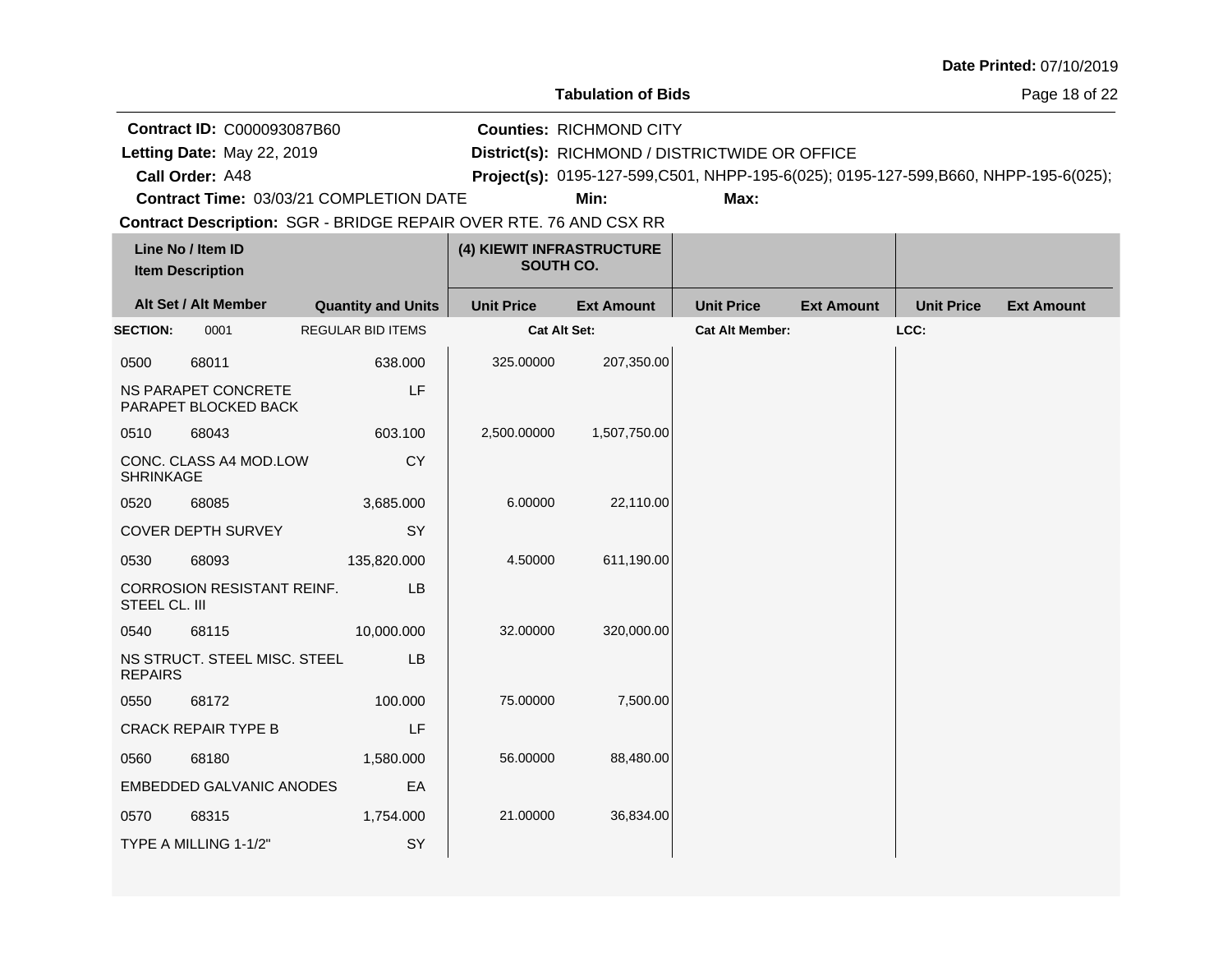**Date Printed:** 07/10/2019

## Tabulation of Bids

**Contract ID:** C000093087B60
**Letting Date:** May 22, 2019
**Call Order:** A48
**Contract Time:** 03/03/21 COMPLETION DATE

**Counties:** RICHMOND CITY
**District(s):** RICHMOND / DISTRICTWIDE OR OFFICE
**Project(s):** 0195-127-599,C501, NHPP-195-6(025); 0195-127-599,B660, NHPP-195-6(025);
**Min:**
**Max:**

**Contract Description:** SGR - BRIDGE REPAIR OVER RTE. 76 AND CSX RR

| Line No / Item ID | Item Description | Quantity and Units | (4) KIEWIT INFRASTRUCTURE SOUTH CO. Unit Price | (4) KIEWIT INFRASTRUCTURE SOUTH CO. Ext Amount | Unit Price | Ext Amount | Unit Price | Ext Amount |
|---|---|---|---|---|---|---|---|---|
| **SECTION:** 0001 | REGULAR BID ITEMS | | Cat Alt Set: | | Cat Alt Member: | | LCC: | |
| 0500 68011 | NS PARAPET CONCRETE PARAPET BLOCKED BACK | 638.000 LF | 325.00000 | 207,350.00 | | | | |
| 0510 68043 | CONC. CLASS A4 MOD.LOW SHRINKAGE | 603.100 CY | 2,500.00000 | 1,507,750.00 | | | | |
| 0520 68085 | COVER DEPTH SURVEY | 3,685.000 SY | 6.00000 | 22,110.00 | | | | |
| 0530 68093 | CORROSION RESISTANT REINF. STEEL CL. III | 135,820.000 LB | 4.50000 | 611,190.00 | | | | |
| 0540 68115 | NS STRUCT. STEEL MISC. STEEL REPAIRS | 10,000.000 LB | 32.00000 | 320,000.00 | | | | |
| 0550 68172 | CRACK REPAIR TYPE B | 100.000 LF | 75.00000 | 7,500.00 | | | | |
| 0560 68180 | EMBEDDED GALVANIC ANODES | 1,580.000 EA | 56.00000 | 88,480.00 | | | | |
| 0570 68315 | TYPE A MILLING 1-1/2" | 1,754.000 SY | 21.00000 | 36,834.00 | | | | |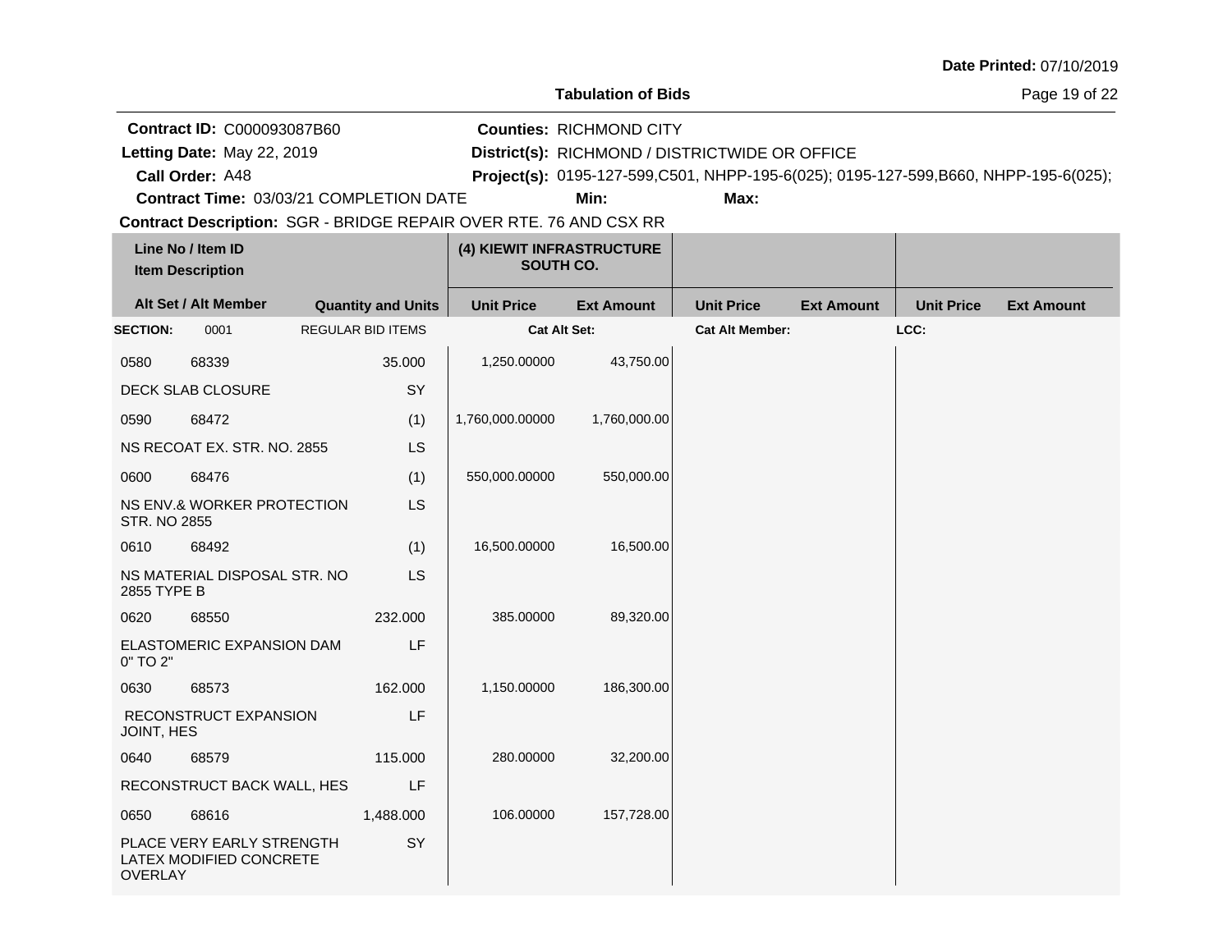**Date Printed:** 07/10/2019

**Tabulation of Bids**

**Contract ID:** C000093087B60
**Letting Date:** May 22, 2019
**Call Order:** A48
**Contract Time:** 03/03/21 COMPLETION DATE
**Contract Description:** SGR - BRIDGE REPAIR OVER RTE. 76 AND CSX RR

**Counties:** RICHMOND CITY
**District(s):** RICHMOND / DISTRICTWIDE OR OFFICE
**Project(s):** 0195-127-599,C501, NHPP-195-6(025); 0195-127-599,B660, NHPP-195-6(025);
**Min:**
**Max:**

| Line No / Item ID / Item Description | | Quantity and Units | (4) KIEWIT INFRASTRUCTURE SOUTH CO. Unit Price | Ext Amount | Unit Price | Ext Amount | Unit Price | Ext Amount |
|---|---|---|---|---|---|---|---|---|
| **SECTION:** 0001 | REGULAR BID ITEMS | | **Cat Alt Set:** | | **Cat Alt Member:** | | **LCC:** | |
| 0580 | 68339 | 35.000 | 1,250.00000 | 43,750.00 | | | | |
| DECK SLAB CLOSURE | | SY | | | | | | |
| 0590 | 68472 | (1) | 1,760,000.00000 | 1,760,000.00 | | | | |
| NS RECOAT EX. STR. NO. 2855 | | LS | | | | | | |
| 0600 | 68476 | (1) | 550,000.00000 | 550,000.00 | | | | |
| NS ENV.& WORKER PROTECTION STR. NO 2855 | | LS | | | | | | |
| 0610 | 68492 | (1) | 16,500.00000 | 16,500.00 | | | | |
| NS MATERIAL DISPOSAL STR. NO 2855 TYPE B | | LS | | | | | | |
| 0620 | 68550 | 232.000 | 385.00000 | 89,320.00 | | | | |
| ELASTOMERIC EXPANSION DAM 0" TO 2" | | LF | | | | | | |
| 0630 | 68573 | 162.000 | 1,150.00000 | 186,300.00 | | | | |
| RECONSTRUCT EXPANSION JOINT, HES | | LF | | | | | | |
| 0640 | 68579 | 115.000 | 280.00000 | 32,200.00 | | | | |
| RECONSTRUCT BACK WALL, HES | | LF | | | | | | |
| 0650 | 68616 | 1,488.000 | 106.00000 | 157,728.00 | | | | |
| PLACE VERY EARLY STRENGTH LATEX MODIFIED CONCRETE OVERLAY | | SY | | | | | | |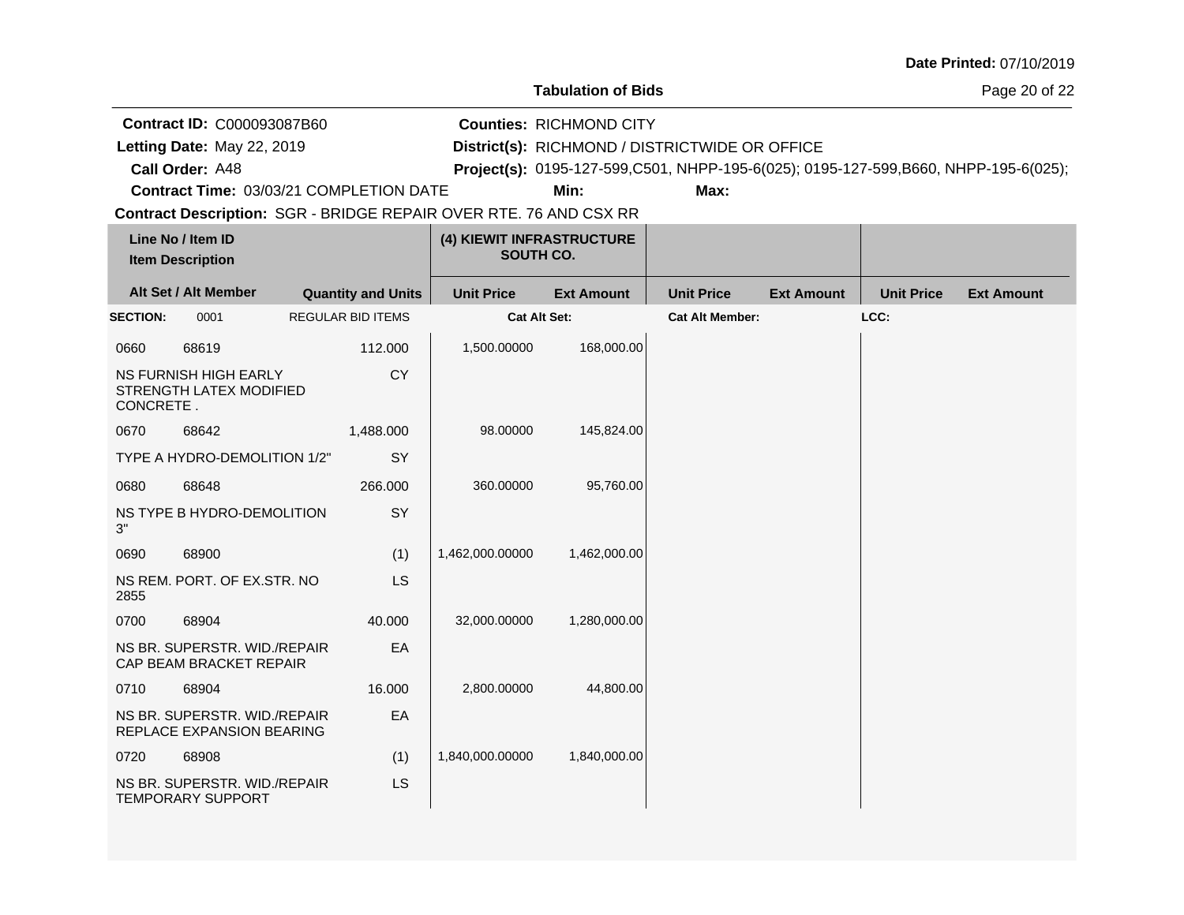Date Printed: 07/10/2019

**Tabulation of Bids**

**Contract ID:** C000093087B60
**Letting Date:** May 22, 2019
**Call Order:** A48
**Contract Time:** 03/03/21 COMPLETION DATE
**Contract Description:** SGR - BRIDGE REPAIR OVER RTE. 76 AND CSX RR

**Counties:** RICHMOND CITY
**District(s):** RICHMOND / DISTRICTWIDE OR OFFICE
**Project(s):** 0195-127-599,C501, NHPP-195-6(025); 0195-127-599,B660, NHPP-195-6(025);
**Min:**
**Max:**

| Line No / Item ID<br>Item Description | | Quantity and Units | (4) KIEWIT INFRASTRUCTURE SOUTH CO. Unit Price | Ext Amount | Unit Price | Ext Amount | Unit Price | Ext Amount |
|---|---|---|---|---|---|---|---|---|
| **SECTION:** 0001 | | REGULAR BID ITEMS | **Cat Alt Set:** | | **Cat Alt Member:** | | **LCC:** | |
| 0660 | 68619 | 112.000 | 1,500.00000 | 168,000.00 | | | | |
| NS FURNISH HIGH EARLY STRENGTH LATEX MODIFIED CONCRETE . | | CY | | | | | | |
| 0670 | 68642 | 1,488.000 | 98.00000 | 145,824.00 | | | | |
| TYPE A HYDRO-DEMOLITION 1/2" | | SY | | | | | | |
| 0680 | 68648 | 266.000 | 360.00000 | 95,760.00 | | | | |
| NS TYPE B HYDRO-DEMOLITION 3" | | SY | | | | | | |
| 0690 | 68900 | (1) | 1,462,000.00000 | 1,462,000.00 | | | | |
| NS REM. PORT. OF EX.STR. NO 2855 | | LS | | | | | | |
| 0700 | 68904 | 40.000 | 32,000.00000 | 1,280,000.00 | | | | |
| NS BR. SUPERSTR. WID./REPAIR CAP BEAM BRACKET REPAIR | | EA | | | | | | |
| 0710 | 68904 | 16.000 | 2,800.00000 | 44,800.00 | | | | |
| NS BR. SUPERSTR. WID./REPAIR REPLACE EXPANSION BEARING | | EA | | | | | | |
| 0720 | 68908 | (1) | 1,840,000.00000 | 1,840,000.00 | | | | |
| NS BR. SUPERSTR. WID./REPAIR TEMPORARY SUPPORT | | LS | | | | | | |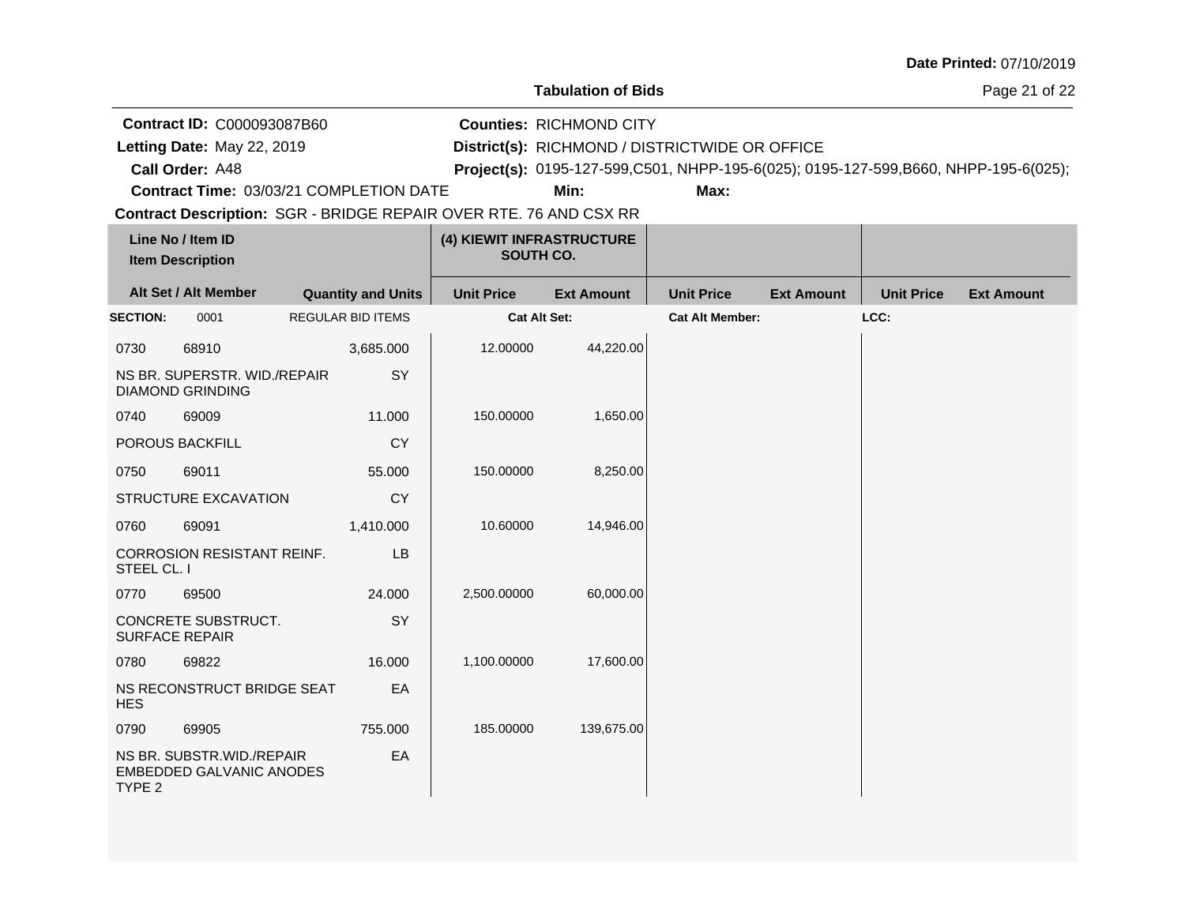**Date Printed:** 07/10/2019

**Tabulation of Bids**

**Contract ID:** C000093087B60
**Letting Date:** May 22, 2019
**Call Order:** A48
**Contract Time:** 03/03/21 COMPLETION DATE
**Contract Description:** SGR - BRIDGE REPAIR OVER RTE. 76 AND CSX RR

**Counties:** RICHMOND CITY
**District(s):** RICHMOND / DISTRICTWIDE OR OFFICE
**Project(s):** 0195-127-599,C501, NHPP-195-6(025); 0195-127-599,B660, NHPP-195-6(025);
**Min:** **Max:**

| Line No / Item ID / Item Description / Alt Set / Alt Member | Quantity and Units | (4) KIEWIT INFRASTRUCTURE SOUTH CO. Unit Price | Ext Amount | Unit Price | Ext Amount | Unit Price | Ext Amount |
|---|---|---|---|---|---|---|---|
| **SECTION:** 0001 REGULAR BID ITEMS | | **Cat Alt Set:** | | **Cat Alt Member:** | | **LCC:** | |
| 0730 68910 NS BR. SUPERSTR. WID./REPAIR DIAMOND GRINDING | 3,685.000 SY | 12.00000 | 44,220.00 | | | | |
| 0740 69009 POROUS BACKFILL | 11.000 CY | 150.00000 | 1,650.00 | | | | |
| 0750 69011 STRUCTURE EXCAVATION | 55.000 CY | 150.00000 | 8,250.00 | | | | |
| 0760 69091 CORROSION RESISTANT REINF. STEEL CL. I | 1,410.000 LB | 10.60000 | 14,946.00 | | | | |
| 0770 69500 CONCRETE SUBSTRUCT. SURFACE REPAIR | 24.000 SY | 2,500.00000 | 60,000.00 | | | | |
| 0780 69822 NS RECONSTRUCT BRIDGE SEAT HES | 16.000 EA | 1,100.00000 | 17,600.00 | | | | |
| 0790 69905 NS BR. SUBSTR.WID./REPAIR EMBEDDED GALVANIC ANODES TYPE 2 | 755.000 EA | 185.00000 | 139,675.00 | | | | |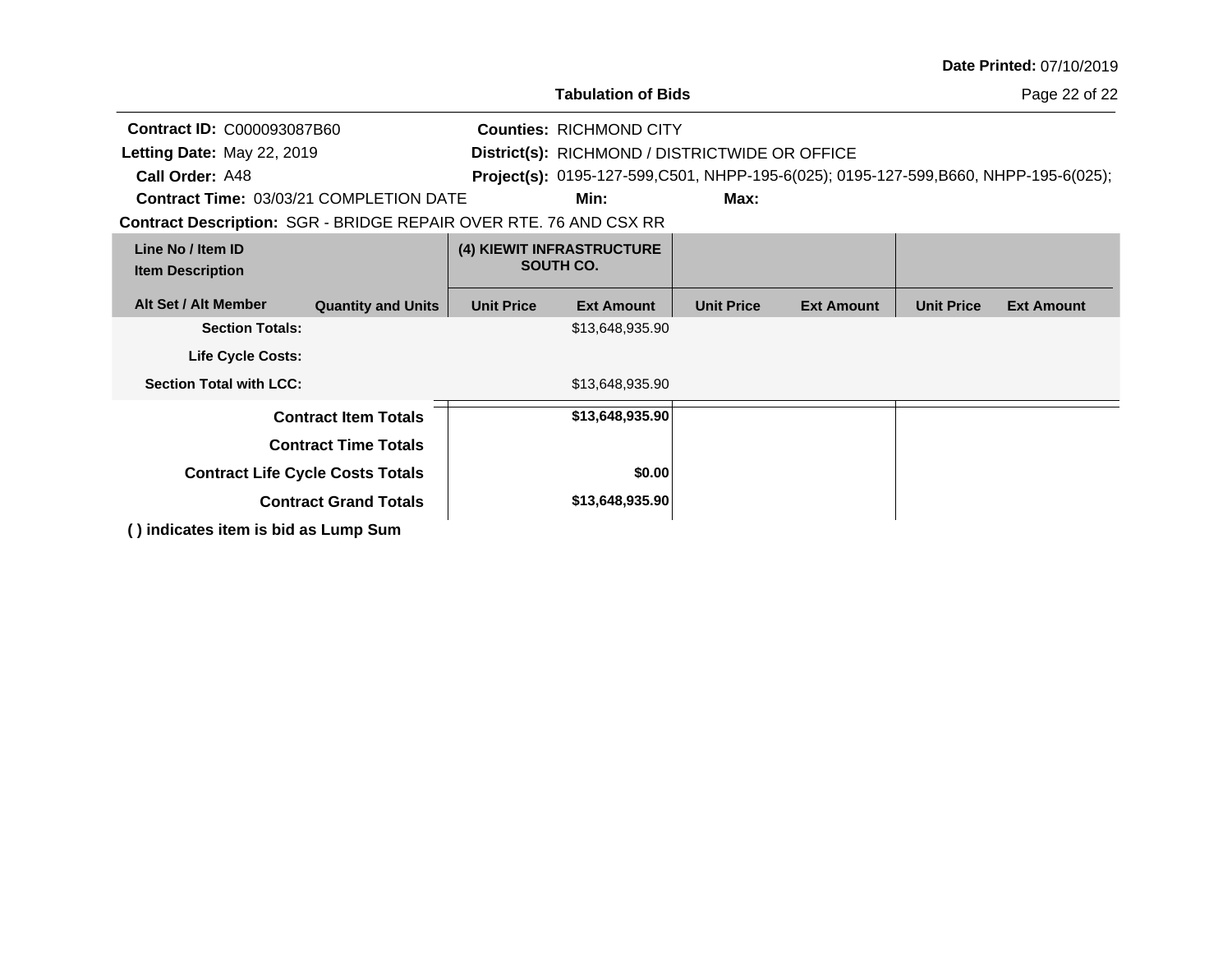Date Printed: 07/10/2019

**Tabulation of Bids**

**Contract ID:** C000093087B60
**Letting Date:** May 22, 2019
**Call Order:** A48
**Contract Time:** 03/03/21 COMPLETION DATE
**Contract Description:** SGR - BRIDGE REPAIR OVER RTE. 76 AND CSX RR

**Counties:** RICHMOND CITY
**District(s):** RICHMOND / DISTRICTWIDE OR OFFICE
**Project(s):** 0195-127-599,C501, NHPP-195-6(025); 0195-127-599,B660, NHPP-195-6(025);
**Min:**
**Max:**

| Line No / Item ID<br>Item Description | | (4) KIEWIT INFRASTRUCTURE SOUTH CO. | | | | | |
|---|---|---|---|---|---|---|---|
| **Alt Set / Alt Member** | **Quantity and Units** | **Unit Price** | **Ext Amount** | **Unit Price** | **Ext Amount** | **Unit Price** | **Ext Amount** |
| **Section Totals:** | | | $13,648,935.90 | | | | |
| **Life Cycle Costs:** | | | | | | | |
| **Section Total with LCC:** | | | $13,648,935.90 | | | | |
| **Contract Item Totals** | | | **$13,648,935.90** | | | | |
| **Contract Time Totals** | | | | | | | |
| **Contract Life Cycle Costs Totals** | | | **$0.00** | | | | |
| **Contract Grand Totals** | | | **$13,648,935.90** | | | | |

**( ) indicates item is bid as Lump Sum**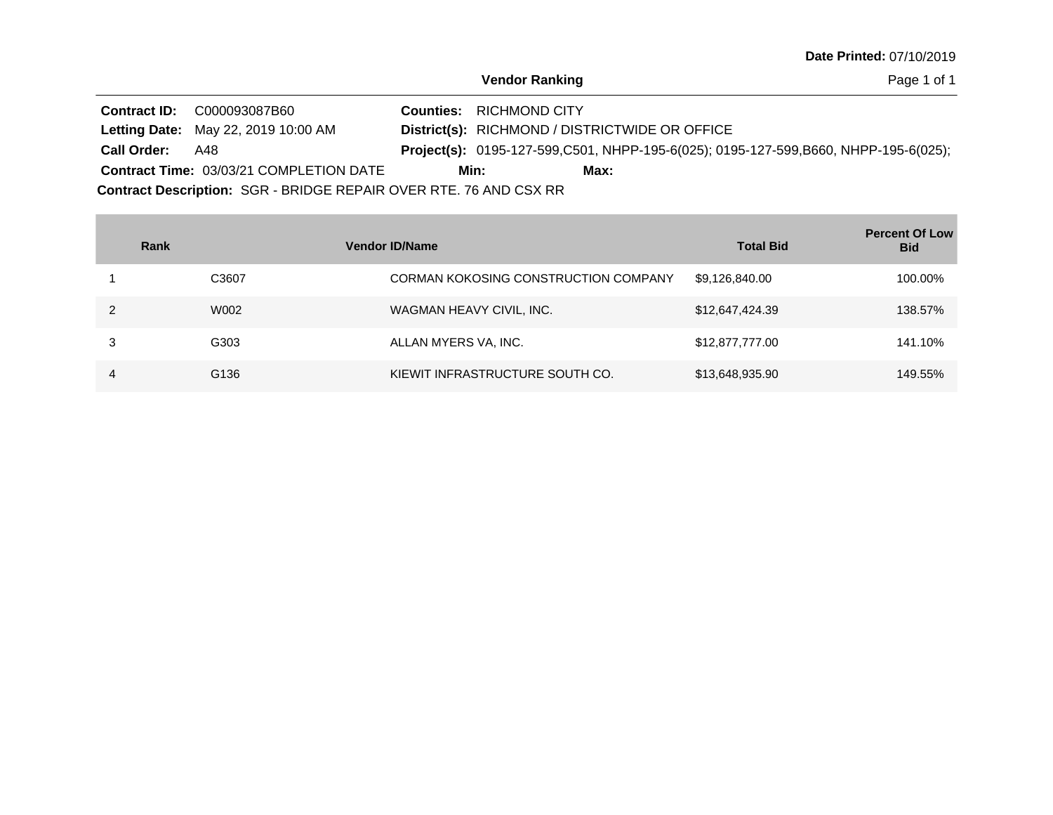**Date Printed:** 07/10/2019

# Vendor Ranking

**Contract ID:** C000093087B60

**Letting Date:** May 22, 2019 10:00 AM

**Call Order:** A48

**Contract Time:** 03/03/21 COMPLETION DATE

**Counties:** RICHMOND CITY

**District(s):** RICHMOND / DISTRICTWIDE OR OFFICE

**Project(s):** 0195-127-599,C501, NHPP-195-6(025); 0195-127-599,B660, NHPP-195-6(025);

**Min:** **Max:**

**Contract Description:** SGR - BRIDGE REPAIR OVER RTE. 76 AND CSX RR

| Rank | Vendor ID | Name | Total Bid | Percent Of Low Bid |
|---|---|---|---|---|
| 1 | C3607 | CORMAN KOKOSING CONSTRUCTION COMPANY | $9,126,840.00 | 100.00% |
| 2 | W002 | WAGMAN HEAVY CIVIL, INC. | $12,647,424.39 | 138.57% |
| 3 | G303 | ALLAN MYERS VA, INC. | $12,877,777.00 | 141.10% |
| 4 | G136 | KIEWIT INFRASTRUCTURE SOUTH CO. | $13,648,935.90 | 149.55% |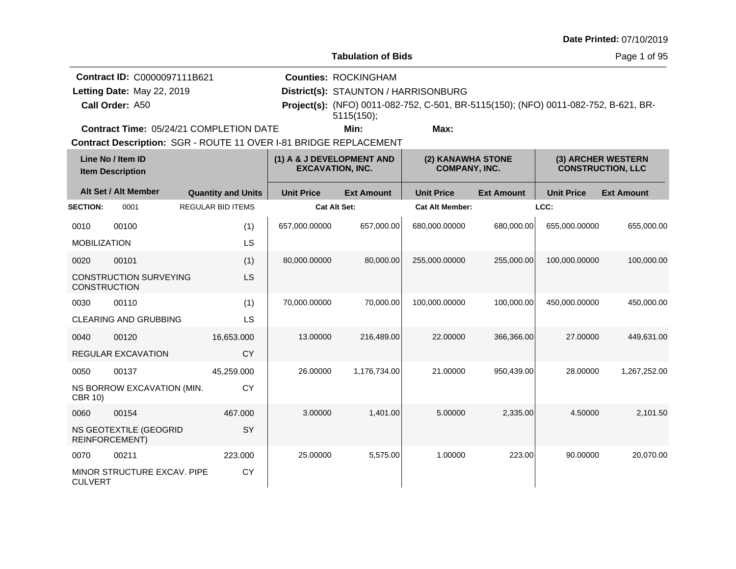Date Printed: 07/10/2019

## Tabulation of Bids

**Contract ID:** C0000097111B621
**Letting Date:** May 22, 2019
**Call Order:** A50
**Contract Time:** 05/24/21 COMPLETION DATE

**Counties:** ROCKINGHAM
**District(s):** STAUNTON / HARRISONBURG
**Project(s):** (NFO) 0011-082-752, C-501, BR-5115(150); (NFO) 0011-082-752, B-621, BR-5115(150);
**Min:** **Max:**

**Contract Description:** SGR - ROUTE 11 OVER I-81 BRIDGE REPLACEMENT

| Line No / Item ID / Item Description | | Quantity and Units | (1) A & J DEVELOPMENT AND EXCAVATION, INC. | | (2) KANAWHA STONE COMPANY, INC. | | (3) ARCHER WESTERN CONSTRUCTION, LLC | |
|---|---|---|---|---|---|---|---|---|
| Alt Set / Alt Member | | | Unit Price | Ext Amount | Unit Price | Ext Amount | Unit Price | Ext Amount |
| **SECTION:** 0001 | REGULAR BID ITEMS | | **Cat Alt Set:** | | **Cat Alt Member:** | | **LCC:** | |
| 0010 | 00100 | (1) | 657,000.00000 | 657,000.00 | 680,000.00000 | 680,000.00 | 655,000.00000 | 655,000.00 |
| MOBILIZATION | | LS | | | | | | |
| 0020 | 00101 | (1) | 80,000.00000 | 80,000.00 | 255,000.00000 | 255,000.00 | 100,000.00000 | 100,000.00 |
| CONSTRUCTION SURVEYING CONSTRUCTION | | LS | | | | | | |
| 0030 | 00110 | (1) | 70,000.00000 | 70,000.00 | 100,000.00000 | 100,000.00 | 450,000.00000 | 450,000.00 |
| CLEARING AND GRUBBING | | LS | | | | | | |
| 0040 | 00120 | 16,653.000 | 13.00000 | 216,489.00 | 22.00000 | 366,366.00 | 27.00000 | 449,631.00 |
| REGULAR EXCAVATION | | CY | | | | | | |
| 0050 | 00137 | 45,259.000 | 26.00000 | 1,176,734.00 | 21.00000 | 950,439.00 | 28.00000 | 1,267,252.00 |
| NS BORROW EXCAVATION (MIN. CBR 10) | | CY | | | | | | |
| 0060 | 00154 | 467.000 | 3.00000 | 1,401.00 | 5.00000 | 2,335.00 | 4.50000 | 2,101.50 |
| NS GEOTEXTILE (GEOGRID REINFORCEMENT) | | SY | | | | | | |
| 0070 | 00211 | 223.000 | 25.00000 | 5,575.00 | 1.00000 | 223.00 | 90.00000 | 20,070.00 |
| MINOR STRUCTURE EXCAV. PIPE CULVERT | | CY | | | | | | |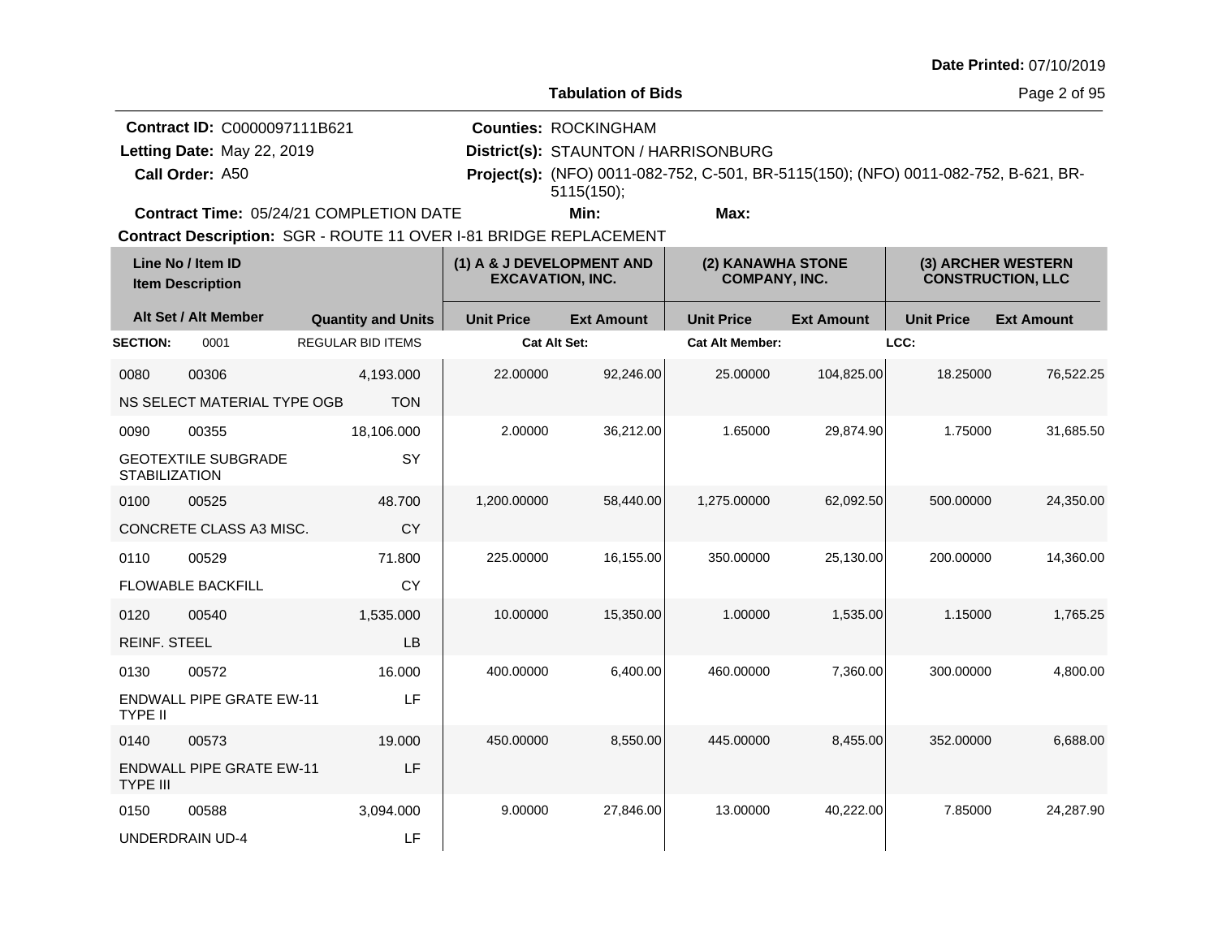**Date Printed:** 07/10/2019

**Tabulation of Bids**

**Contract ID:** C0000097111B621
**Letting Date:** May 22, 2019
**Call Order:** A50
**Contract Time:** 05/24/21 COMPLETION DATE

**Counties:** ROCKINGHAM
**District(s):** STAUNTON / HARRISONBURG
**Project(s):** (NFO) 0011-082-752, C-501, BR-5115(150); (NFO) 0011-082-752, B-621, BR-5115(150);
**Min:** **Max:**

**Contract Description:** SGR - ROUTE 11 OVER I-81 BRIDGE REPLACEMENT

| Line No / Item ID | Item Description | Quantity and Units | (1) A & J DEVELOPMENT AND EXCAVATION, INC. Unit Price | (1) Ext Amount | (2) KANAWHA STONE COMPANY, INC. Unit Price | (2) Ext Amount | (3) ARCHER WESTERN CONSTRUCTION, LLC Unit Price | (3) Ext Amount |
|---|---|---|---|---|---|---|---|---|
| **SECTION:** 0001 | REGULAR BID ITEMS | | **Cat Alt Set:** | | **Cat Alt Member:** | | **LCC:** | |
| 0080 00306 | NS SELECT MATERIAL TYPE OGB | 4,193.000 TON | 22.00000 | 92,246.00 | 25.00000 | 104,825.00 | 18.25000 | 76,522.25 |
| 0090 00355 | GEOTEXTILE SUBGRADE STABILIZATION | 18,106.000 SY | 2.00000 | 36,212.00 | 1.65000 | 29,874.90 | 1.75000 | 31,685.50 |
| 0100 00525 | CONCRETE CLASS A3 MISC. | 48.700 CY | 1,200.00000 | 58,440.00 | 1,275.00000 | 62,092.50 | 500.00000 | 24,350.00 |
| 0110 00529 | FLOWABLE BACKFILL | 71.800 CY | 225.00000 | 16,155.00 | 350.00000 | 25,130.00 | 200.00000 | 14,360.00 |
| 0120 00540 | REINF. STEEL | 1,535.000 LB | 10.00000 | 15,350.00 | 1.00000 | 1,535.00 | 1.15000 | 1,765.25 |
| 0130 00572 | ENDWALL PIPE GRATE EW-11 TYPE II | 16.000 LF | 400.00000 | 6,400.00 | 460.00000 | 7,360.00 | 300.00000 | 4,800.00 |
| 0140 00573 | ENDWALL PIPE GRATE EW-11 TYPE III | 19.000 LF | 450.00000 | 8,550.00 | 445.00000 | 8,455.00 | 352.00000 | 6,688.00 |
| 0150 00588 | UNDERDRAIN UD-4 | 3,094.000 LF | 9.00000 | 27,846.00 | 13.00000 | 40,222.00 | 7.85000 | 24,287.90 |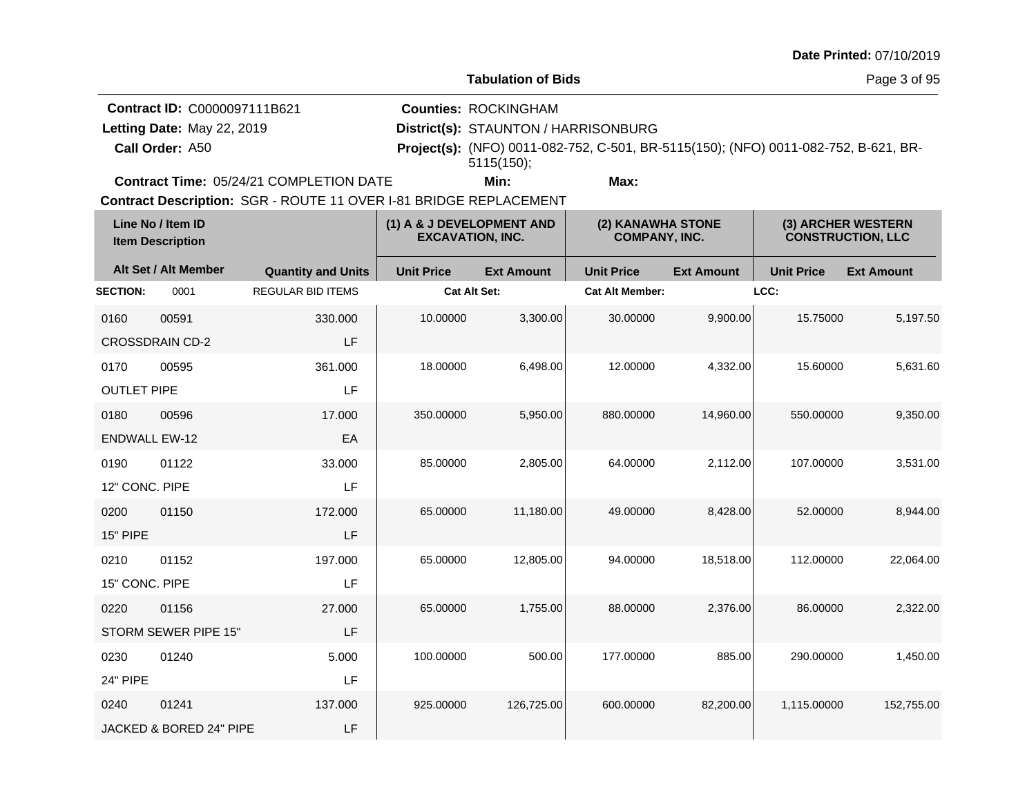Date Printed: 07/10/2019

# Tabulation of Bids

**Contract ID:** C0000097111B621
**Letting Date:** May 22, 2019
**Call Order:** A50
**Counties:** ROCKINGHAM
**District(s):** STAUNTON / HARRISONBURG
**Project(s):** (NFO) 0011-082-752, C-501, BR-5115(150); (NFO) 0011-082-752, B-621, BR-5115(150);
**Contract Time:** 05/24/21 COMPLETION DATE
**Min:**
**Max:**
**Contract Description:** SGR - ROUTE 11 OVER I-81 BRIDGE REPLACEMENT

| Line No / Item ID / Item Description | Alt Set / Alt Member | Quantity and Units | (1) A & J DEVELOPMENT AND EXCAVATION, INC. Unit Price | (1) Ext Amount | (2) KANAWHA STONE COMPANY, INC. Unit Price | (2) Ext Amount | (3) ARCHER WESTERN CONSTRUCTION, LLC Unit Price | (3) Ext Amount |
|---|---|---|---|---|---|---|---|---|
| **SECTION:** 0001 | | REGULAR BID ITEMS | Cat Alt Set: | | Cat Alt Member: | | LCC: | |
| 0160 00591 CROSSDRAIN CD-2 | | 330.000 LF | 10.00000 | 3,300.00 | 30.00000 | 9,900.00 | 15.75000 | 5,197.50 |
| 0170 00595 OUTLET PIPE | | 361.000 LF | 18.00000 | 6,498.00 | 12.00000 | 4,332.00 | 15.60000 | 5,631.60 |
| 0180 00596 ENDWALL EW-12 | | 17.000 EA | 350.00000 | 5,950.00 | 880.00000 | 14,960.00 | 550.00000 | 9,350.00 |
| 0190 01122 12" CONC. PIPE | | 33.000 LF | 85.00000 | 2,805.00 | 64.00000 | 2,112.00 | 107.00000 | 3,531.00 |
| 0200 01150 15" PIPE | | 172.000 LF | 65.00000 | 11,180.00 | 49.00000 | 8,428.00 | 52.00000 | 8,944.00 |
| 0210 01152 15" CONC. PIPE | | 197.000 LF | 65.00000 | 12,805.00 | 94.00000 | 18,518.00 | 112.00000 | 22,064.00 |
| 0220 01156 STORM SEWER PIPE 15" | | 27.000 LF | 65.00000 | 1,755.00 | 88.00000 | 2,376.00 | 86.00000 | 2,322.00 |
| 0230 01240 24" PIPE | | 5.000 LF | 100.00000 | 500.00 | 177.00000 | 885.00 | 290.00000 | 1,450.00 |
| 0240 01241 JACKED & BORED 24" PIPE | | 137.000 LF | 925.00000 | 126,725.00 | 600.00000 | 82,200.00 | 1,115.00000 | 152,755.00 |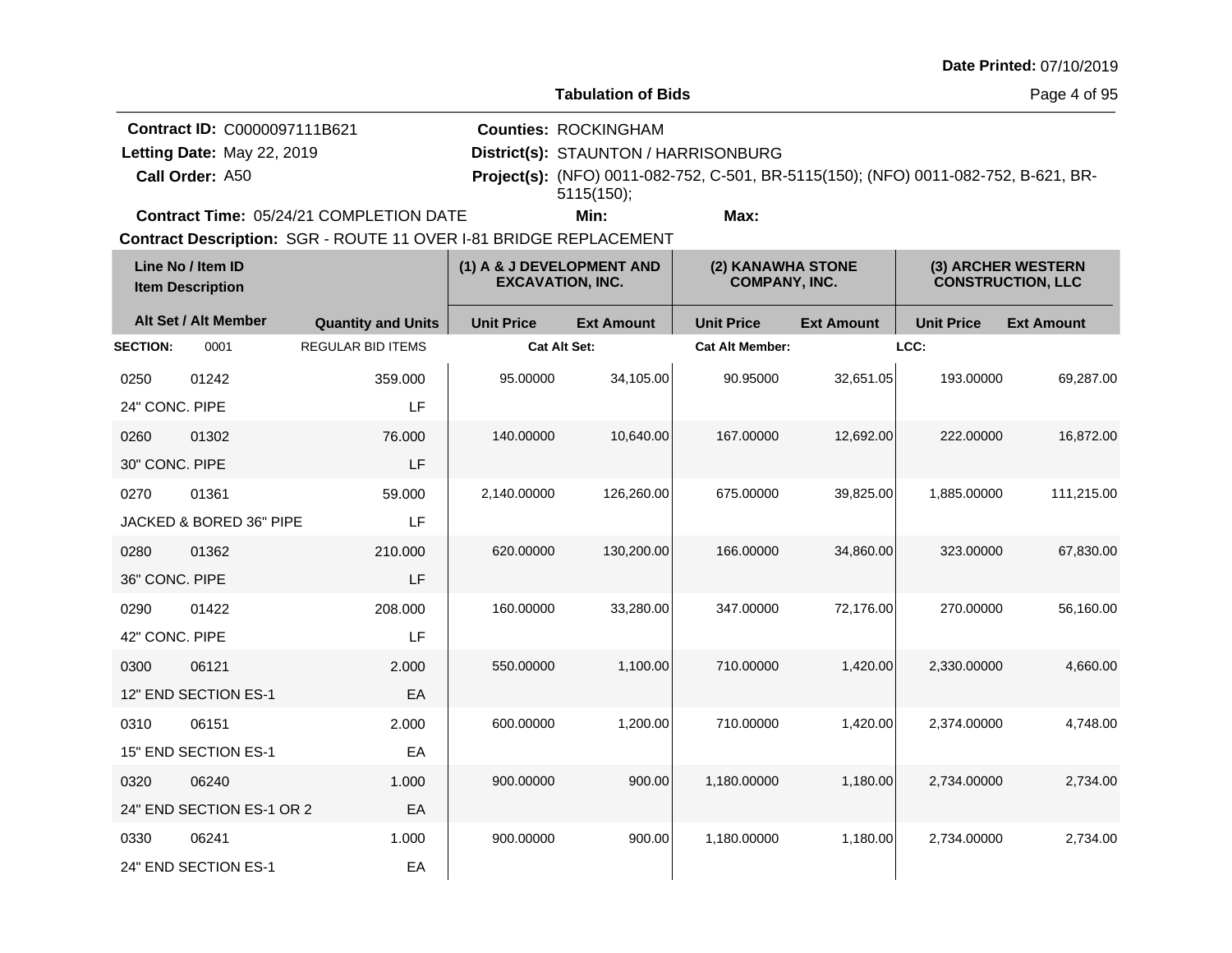Date Printed: 07/10/2019

**Tabulation of Bids**

**Contract ID:** C0000097111B621
**Letting Date:** May 22, 2019
**Call Order:** A50
**Counties:** ROCKINGHAM
**District(s):** STAUNTON / HARRISONBURG
**Project(s):** (NFO) 0011-082-752, C-501, BR-5115(150); (NFO) 0011-082-752, B-621, BR-5115(150);
**Contract Time:** 05/24/21 COMPLETION DATE
**Min:**
**Max:**
**Contract Description:** SGR - ROUTE 11 OVER I-81 BRIDGE REPLACEMENT

| Line No / Item ID | Item Description | Quantity and Units | (1) A & J DEVELOPMENT AND EXCAVATION, INC. Unit Price | (1) Ext Amount | (2) KANAWHA STONE COMPANY, INC. Unit Price | (2) Ext Amount | (3) ARCHER WESTERN CONSTRUCTION, LLC Unit Price | (3) Ext Amount |
|---|---|---|---|---|---|---|---|---|
| SECTION: 0001 | REGULAR BID ITEMS | | Cat Alt Set: | | Cat Alt Member: | | LCC: | |
| 0250 01242 | 24" CONC. PIPE | 359.000 LF | 95.00000 | 34,105.00 | 90.95000 | 32,651.05 | 193.00000 | 69,287.00 |
| 0260 01302 | 30" CONC. PIPE | 76.000 LF | 140.00000 | 10,640.00 | 167.00000 | 12,692.00 | 222.00000 | 16,872.00 |
| 0270 01361 | JACKED & BORED 36" PIPE | 59.000 LF | 2,140.00000 | 126,260.00 | 675.00000 | 39,825.00 | 1,885.00000 | 111,215.00 |
| 0280 01362 | 36" CONC. PIPE | 210.000 LF | 620.00000 | 130,200.00 | 166.00000 | 34,860.00 | 323.00000 | 67,830.00 |
| 0290 01422 | 42" CONC. PIPE | 208.000 LF | 160.00000 | 33,280.00 | 347.00000 | 72,176.00 | 270.00000 | 56,160.00 |
| 0300 06121 | 12" END SECTION ES-1 | 2.000 EA | 550.00000 | 1,100.00 | 710.00000 | 1,420.00 | 2,330.00000 | 4,660.00 |
| 0310 06151 | 15" END SECTION ES-1 | 2.000 EA | 600.00000 | 1,200.00 | 710.00000 | 1,420.00 | 2,374.00000 | 4,748.00 |
| 0320 06240 | 24" END SECTION ES-1 OR 2 | 1.000 EA | 900.00000 | 900.00 | 1,180.00000 | 1,180.00 | 2,734.00000 | 2,734.00 |
| 0330 06241 | 24" END SECTION ES-1 | 1.000 EA | 900.00000 | 900.00 | 1,180.00000 | 1,180.00 | 2,734.00000 | 2,734.00 |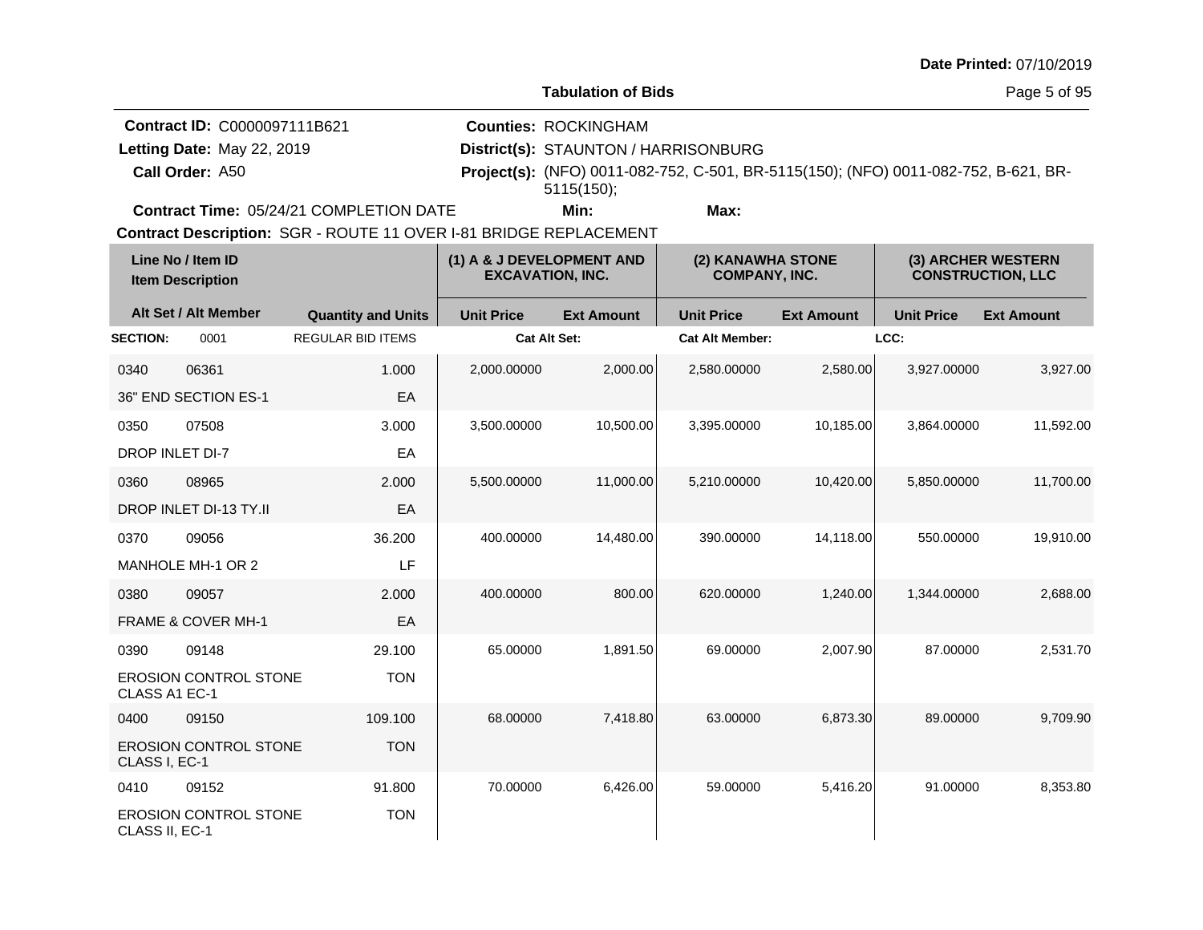**Date Printed:** 07/10/2019

## Tabulation of Bids

**Contract ID:** C0000097111B621
**Letting Date:** May 22, 2019
**Call Order:** A50
**Contract Time:** 05/24/21 COMPLETION DATE

**Counties:** ROCKINGHAM
**District(s):** STAUNTON / HARRISONBURG
**Project(s):** (NFO) 0011-082-752, C-501, BR-5115(150); (NFO) 0011-082-752, B-621, BR-5115(150);
**Min:**
**Max:**

**Contract Description:** SGR - ROUTE 11 OVER I-81 BRIDGE REPLACEMENT

| Line No / Item ID / Item Description | | Quantity and Units | (1) A & J DEVELOPMENT AND EXCAVATION, INC. | | (2) KANAWHA STONE COMPANY, INC. | | (3) ARCHER WESTERN CONSTRUCTION, LLC | |
|---|---|---|---|---|---|---|---|---|
| Alt Set / Alt Member | | | Unit Price | Ext Amount | Unit Price | Ext Amount | Unit Price | Ext Amount |
| **SECTION:** | 0001 | REGULAR BID ITEMS | Cat Alt Set: | | Cat Alt Member: | | LCC: | |
| 0340 | 06361 | 1.000 | 2,000.00000 | 2,000.00 | 2,580.00000 | 2,580.00 | 3,927.00000 | 3,927.00 |
| 36" END SECTION ES-1 | | EA | | | | | | |
| 0350 | 07508 | 3.000 | 3,500.00000 | 10,500.00 | 3,395.00000 | 10,185.00 | 3,864.00000 | 11,592.00 |
| DROP INLET DI-7 | | EA | | | | | | |
| 0360 | 08965 | 2.000 | 5,500.00000 | 11,000.00 | 5,210.00000 | 10,420.00 | 5,850.00000 | 11,700.00 |
| DROP INLET DI-13 TY.II | | EA | | | | | | |
| 0370 | 09056 | 36.200 | 400.00000 | 14,480.00 | 390.00000 | 14,118.00 | 550.00000 | 19,910.00 |
| MANHOLE MH-1 OR 2 | | LF | | | | | | |
| 0380 | 09057 | 2.000 | 400.00000 | 800.00 | 620.00000 | 1,240.00 | 1,344.00000 | 2,688.00 |
| FRAME & COVER MH-1 | | EA | | | | | | |
| 0390 | 09148 | 29.100 | 65.00000 | 1,891.50 | 69.00000 | 2,007.90 | 87.00000 | 2,531.70 |
| EROSION CONTROL STONE CLASS A1 EC-1 | | TON | | | | | | |
| 0400 | 09150 | 109.100 | 68.00000 | 7,418.80 | 63.00000 | 6,873.30 | 89.00000 | 9,709.90 |
| EROSION CONTROL STONE CLASS I, EC-1 | | TON | | | | | | |
| 0410 | 09152 | 91.800 | 70.00000 | 6,426.00 | 59.00000 | 5,416.20 | 91.00000 | 8,353.80 |
| EROSION CONTROL STONE CLASS II, EC-1 | | TON | | | | | | |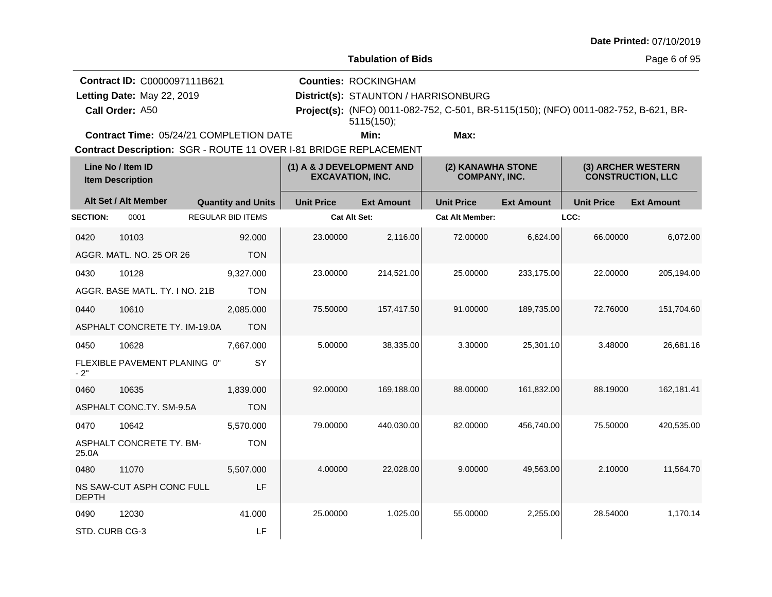Date Printed: 07/10/2019

**Tabulation of Bids**

**Contract ID:** C0000097111B621
**Letting Date:** May 22, 2019
**Call Order:** A50
**Contract Time:** 05/24/21 COMPLETION DATE
**Contract Description:** SGR - ROUTE 11 OVER I-81 BRIDGE REPLACEMENT

**Counties:** ROCKINGHAM
**District(s):** STAUNTON / HARRISONBURG
**Project(s):** (NFO) 0011-082-752, C-501, BR-5115(150); (NFO) 0011-082-752, B-621, BR-5115(150);
**Min:**
**Max:**

| Line No / Item ID | | Item Description / Alt Set / Alt Member | Quantity and Units | (1) A & J DEVELOPMENT AND EXCAVATION, INC. Unit Price | Ext Amount | (2) KANAWHA STONE COMPANY, INC. Unit Price | Ext Amount | (3) ARCHER WESTERN CONSTRUCTION, LLC Unit Price | Ext Amount |
|---|---|---|---|---|---|---|---|---|---|
| **SECTION:** 0001 | | REGULAR BID ITEMS | | Cat Alt Set: | | Cat Alt Member: | | LCC: | |
| 0420 | 10103 | AGGR. MATL. NO. 25 OR 26 | 92.000 TON | 23.00000 | 2,116.00 | 72.00000 | 6,624.00 | 66.00000 | 6,072.00 |
| 0430 | 10128 | AGGR. BASE MATL. TY. I NO. 21B | 9,327.000 TON | 23.00000 | 214,521.00 | 25.00000 | 233,175.00 | 22.00000 | 205,194.00 |
| 0440 | 10610 | ASPHALT CONCRETE TY. IM-19.0A | 2,085.000 TON | 75.50000 | 157,417.50 | 91.00000 | 189,735.00 | 72.76000 | 151,704.60 |
| 0450 | 10628 | FLEXIBLE PAVEMENT PLANING 0" - 2" | 7,667.000 SY | 5.00000 | 38,335.00 | 3.30000 | 25,301.10 | 3.48000 | 26,681.16 |
| 0460 | 10635 | ASPHALT CONC.TY. SM-9.5A | 1,839.000 TON | 92.00000 | 169,188.00 | 88.00000 | 161,832.00 | 88.19000 | 162,181.41 |
| 0470 | 10642 | ASPHALT CONCRETE TY. BM-25.0A | 5,570.000 TON | 79.00000 | 440,030.00 | 82.00000 | 456,740.00 | 75.50000 | 420,535.00 |
| 0480 | 11070 | NS SAW-CUT ASPH CONC FULL DEPTH | 5,507.000 LF | 4.00000 | 22,028.00 | 9.00000 | 49,563.00 | 2.10000 | 11,564.70 |
| 0490 | 12030 | STD. CURB CG-3 | 41.000 LF | 25.00000 | 1,025.00 | 55.00000 | 2,255.00 | 28.54000 | 1,170.14 |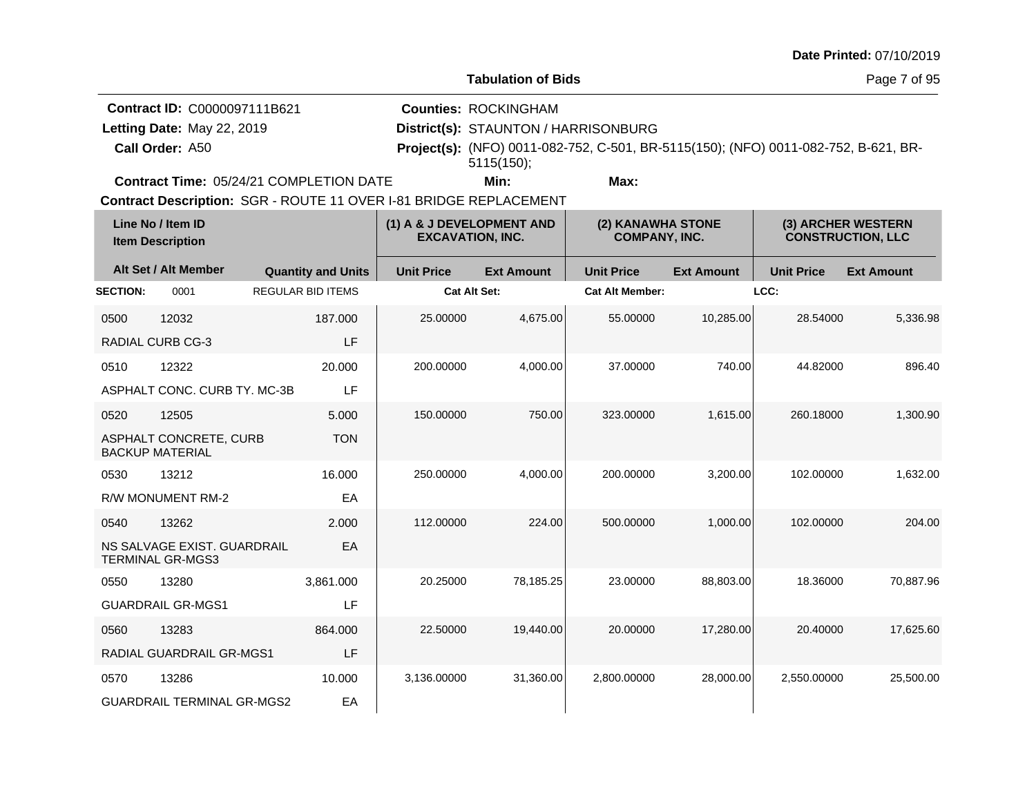Date Printed: 07/10/2019

**Tabulation of Bids**

**Contract ID:** C0000097111B621 **Counties:** ROCKINGHAM
**Letting Date:** May 22, 2019 **District(s):** STAUNTON / HARRISONBURG
**Call Order:** A50 **Project(s):** (NFO) 0011-082-752, C-501, BR-5115(150); (NFO) 0011-082-752, B-621, BR-5115(150);
**Contract Time:** 05/24/21 COMPLETION DATE **Min:** **Max:**
**Contract Description:** SGR - ROUTE 11 OVER I-81 BRIDGE REPLACEMENT

| Line No / Item ID / Item Description | | Quantity and Units | (1) A & J DEVELOPMENT AND EXCAVATION, INC. Unit Price | Ext Amount | (2) KANAWHA STONE COMPANY, INC. Unit Price | Ext Amount | (3) ARCHER WESTERN CONSTRUCTION, LLC Unit Price | Ext Amount |
|---|---|---|---|---|---|---|---|---|
| **SECTION:** 0001 | REGULAR BID ITEMS | | Cat Alt Set: | | Cat Alt Member: | | LCC: | |
| 0500 | 12032 | 187.000 | 25.00000 | 4,675.00 | 55.00000 | 10,285.00 | 28.54000 | 5,336.98 |
| RADIAL CURB CG-3 | | LF | | | | | | |
| 0510 | 12322 | 20.000 | 200.00000 | 4,000.00 | 37.00000 | 740.00 | 44.82000 | 896.40 |
| ASPHALT CONC. CURB TY. MC-3B | | LF | | | | | | |
| 0520 | 12505 | 5.000 | 150.00000 | 750.00 | 323.00000 | 1,615.00 | 260.18000 | 1,300.90 |
| ASPHALT CONCRETE, CURB BACKUP MATERIAL | | TON | | | | | | |
| 0530 | 13212 | 16.000 | 250.00000 | 4,000.00 | 200.00000 | 3,200.00 | 102.00000 | 1,632.00 |
| R/W MONUMENT RM-2 | | EA | | | | | | |
| 0540 | 13262 | 2.000 | 112.00000 | 224.00 | 500.00000 | 1,000.00 | 102.00000 | 204.00 |
| NS SALVAGE EXIST. GUARDRAIL TERMINAL GR-MGS3 | | EA | | | | | | |
| 0550 | 13280 | 3,861.000 | 20.25000 | 78,185.25 | 23.00000 | 88,803.00 | 18.36000 | 70,887.96 |
| GUARDRAIL GR-MGS1 | | LF | | | | | | |
| 0560 | 13283 | 864.000 | 22.50000 | 19,440.00 | 20.00000 | 17,280.00 | 20.40000 | 17,625.60 |
| RADIAL GUARDRAIL GR-MGS1 | | LF | | | | | | |
| 0570 | 13286 | 10.000 | 3,136.00000 | 31,360.00 | 2,800.00000 | 28,000.00 | 2,550.00000 | 25,500.00 |
| GUARDRAIL TERMINAL GR-MGS2 | | EA | | | | | | |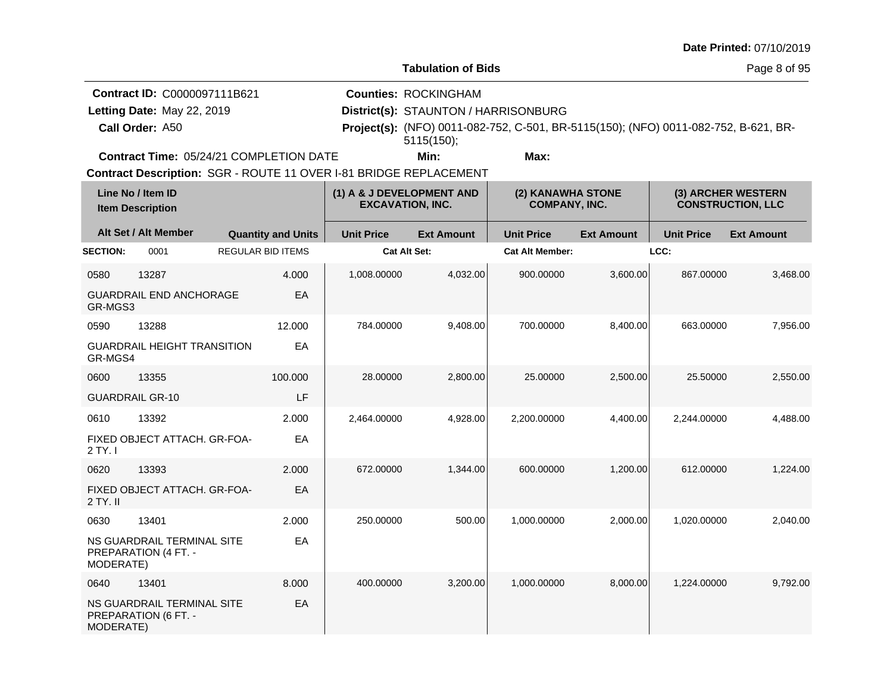Date Printed: 07/10/2019

**Tabulation of Bids**

**Contract ID:** C0000097111B621
**Letting Date:** May 22, 2019
**Call Order:** A50
**Contract Time:** 05/24/21 COMPLETION DATE

**Counties:** ROCKINGHAM
**District(s):** STAUNTON / HARRISONBURG
**Project(s):** (NFO) 0011-082-752, C-501, BR-5115(150); (NFO) 0011-082-752, B-621, BR-5115(150);
**Min:**
**Max:**

**Contract Description:** SGR - ROUTE 11 OVER I-81 BRIDGE REPLACEMENT

| Line No / Item ID | Item Description / Alt Set / Alt Member | Quantity and Units | (1) A & J DEVELOPMENT AND EXCAVATION, INC. Unit Price | (1) Ext Amount | (2) KANAWHA STONE COMPANY, INC. Unit Price | (2) Ext Amount | (3) ARCHER WESTERN CONSTRUCTION, LLC Unit Price | (3) Ext Amount |
|---|---|---|---|---|---|---|---|---|
| **SECTION:** 0001 | REGULAR BID ITEMS | | Cat Alt Set: | | Cat Alt Member: | | LCC: | |
| 0580 13287 | GUARDRAIL END ANCHORAGE GR-MGS3 | 4.000 EA | 1,008.00000 | 4,032.00 | 900.00000 | 3,600.00 | 867.00000 | 3,468.00 |
| 0590 13288 | GUARDRAIL HEIGHT TRANSITION GR-MGS4 | 12.000 EA | 784.00000 | 9,408.00 | 700.00000 | 8,400.00 | 663.00000 | 7,956.00 |
| 0600 13355 | GUARDRAIL GR-10 | 100.000 LF | 28.00000 | 2,800.00 | 25.00000 | 2,500.00 | 25.50000 | 2,550.00 |
| 0610 13392 | FIXED OBJECT ATTACH. GR-FOA-2 TY. I | 2.000 EA | 2,464.00000 | 4,928.00 | 2,200.00000 | 4,400.00 | 2,244.00000 | 4,488.00 |
| 0620 13393 | FIXED OBJECT ATTACH. GR-FOA-2 TY. II | 2.000 EA | 672.00000 | 1,344.00 | 600.00000 | 1,200.00 | 612.00000 | 1,224.00 |
| 0630 13401 | NS GUARDRAIL TERMINAL SITE PREPARATION (4 FT. - MODERATE) | 2.000 EA | 250.00000 | 500.00 | 1,000.00000 | 2,000.00 | 1,020.00000 | 2,040.00 |
| 0640 13401 | NS GUARDRAIL TERMINAL SITE PREPARATION (6 FT. - MODERATE) | 8.000 EA | 400.00000 | 3,200.00 | 1,000.00000 | 8,000.00 | 1,224.00000 | 9,792.00 |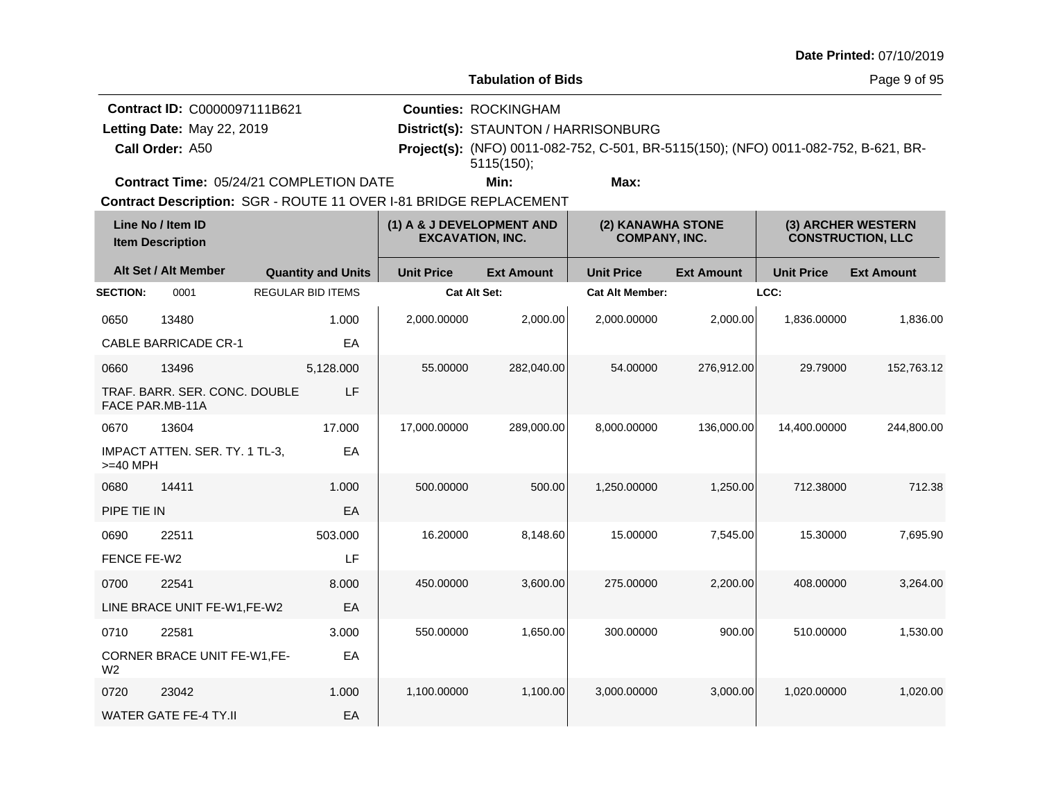Date Printed: 07/10/2019

## Tabulation of Bids

**Contract ID:** C0000097111B621
**Letting Date:** May 22, 2019
**Call Order:** A50
**Contract Time:** 05/24/21 COMPLETION DATE

**Counties:** ROCKINGHAM
**District(s):** STAUNTON / HARRISONBURG
**Project(s):** (NFO) 0011-082-752, C-501, BR-5115(150); (NFO) 0011-082-752, B-621, BR-5115(150);
**Min:**
**Max:**

**Contract Description:** SGR - ROUTE 11 OVER I-81 BRIDGE REPLACEMENT

| Line No / Item ID / Item Description | Alt Set / Alt Member | Quantity and Units | (1) A & J DEVELOPMENT AND EXCAVATION, INC. Unit Price | (1) Ext Amount | (2) KANAWHA STONE COMPANY, INC. Unit Price | (2) Ext Amount | (3) ARCHER WESTERN CONSTRUCTION, LLC Unit Price | (3) Ext Amount |
|---|---|---|---|---|---|---|---|---|
| **SECTION:** 0001 | REGULAR BID ITEMS | | Cat Alt Set: | | Cat Alt Member: | | LCC: | |
| 0650 13480 CABLE BARRICADE CR-1 | | 1.000 EA | 2,000.00000 | 2,000.00 | 2,000.00000 | 2,000.00 | 1,836.00000 | 1,836.00 |
| 0660 13496 TRAF. BARR. SER. CONC. DOUBLE FACE PAR.MB-11A | | 5,128.000 LF | 55.00000 | 282,040.00 | 54.00000 | 276,912.00 | 29.79000 | 152,763.12 |
| 0670 13604 IMPACT ATTEN. SER. TY. 1 TL-3, >=40 MPH | | 17.000 EA | 17,000.00000 | 289,000.00 | 8,000.00000 | 136,000.00 | 14,400.00000 | 244,800.00 |
| 0680 14411 PIPE TIE IN | | 1.000 EA | 500.00000 | 500.00 | 1,250.00000 | 1,250.00 | 712.38000 | 712.38 |
| 0690 22511 FENCE FE-W2 | | 503.000 LF | 16.20000 | 8,148.60 | 15.00000 | 7,545.00 | 15.30000 | 7,695.90 |
| 0700 22541 LINE BRACE UNIT FE-W1,FE-W2 | | 8.000 EA | 450.00000 | 3,600.00 | 275.00000 | 2,200.00 | 408.00000 | 3,264.00 |
| 0710 22581 CORNER BRACE UNIT FE-W1,FE-W2 | | 3.000 EA | 550.00000 | 1,650.00 | 300.00000 | 900.00 | 510.00000 | 1,530.00 |
| 0720 23042 WATER GATE FE-4 TY.II | | 1.000 EA | 1,100.00000 | 1,100.00 | 3,000.00000 | 3,000.00 | 1,020.00000 | 1,020.00 |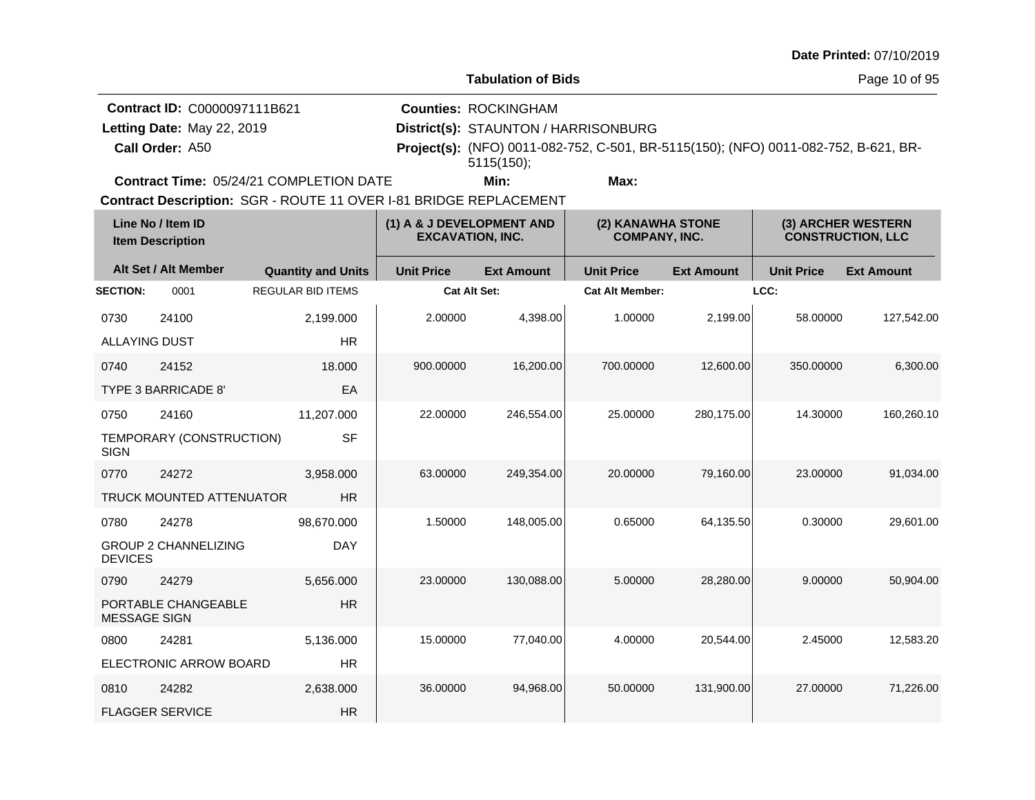Date Printed: 07/10/2019

**Tabulation of Bids**

**Contract ID:** C0000097111B621
**Letting Date:** May 22, 2019
**Call Order:** A50
**Contract Time:** 05/24/21 COMPLETION DATE

**Counties:** ROCKINGHAM
**District(s):** STAUNTON / HARRISONBURG
**Project(s):** (NFO) 0011-082-752, C-501, BR-5115(150); (NFO) 0011-082-752, B-621, BR-5115(150);
**Min:**
**Max:**

**Contract Description:** SGR - ROUTE 11 OVER I-81 BRIDGE REPLACEMENT

| Line No / Item ID | | Item Description / Quantity and Units | | (1) A & J DEVELOPMENT AND EXCAVATION, INC. | | (2) KANAWHA STONE COMPANY, INC. | | (3) ARCHER WESTERN CONSTRUCTION, LLC | |
|---|---|---|---|---|---|---|---|---|---|
| Alt Set / Alt Member | | Quantity | Units | Unit Price | Ext Amount | Unit Price | Ext Amount | Unit Price | Ext Amount |
| **SECTION:** 0001 | | REGULAR BID ITEMS | | Cat Alt Set: | | Cat Alt Member: | | LCC: | |
| 0730 | 24100 | 2,199.000 | HR | 2.00000 | 4,398.00 | 1.00000 | 2,199.00 | 58.00000 | 127,542.00 |
| ALLAYING DUST | | | | | | | | | |
| 0740 | 24152 | 18.000 | EA | 900.00000 | 16,200.00 | 700.00000 | 12,600.00 | 350.00000 | 6,300.00 |
| TYPE 3 BARRICADE 8' | | | | | | | | | |
| 0750 | 24160 | 11,207.000 | SF | 22.00000 | 246,554.00 | 25.00000 | 280,175.00 | 14.30000 | 160,260.10 |
| TEMPORARY (CONSTRUCTION) SIGN | | | | | | | | | |
| 0770 | 24272 | 3,958.000 | HR | 63.00000 | 249,354.00 | 20.00000 | 79,160.00 | 23.00000 | 91,034.00 |
| TRUCK MOUNTED ATTENUATOR | | | | | | | | | |
| 0780 | 24278 | 98,670.000 | DAY | 1.50000 | 148,005.00 | 0.65000 | 64,135.50 | 0.30000 | 29,601.00 |
| GROUP 2 CHANNELIZING DEVICES | | | | | | | | | |
| 0790 | 24279 | 5,656.000 | HR | 23.00000 | 130,088.00 | 5.00000 | 28,280.00 | 9.00000 | 50,904.00 |
| PORTABLE CHANGEABLE MESSAGE SIGN | | | | | | | | | |
| 0800 | 24281 | 5,136.000 | HR | 15.00000 | 77,040.00 | 4.00000 | 20,544.00 | 2.45000 | 12,583.20 |
| ELECTRONIC ARROW BOARD | | | | | | | | | |
| 0810 | 24282 | 2,638.000 | HR | 36.00000 | 94,968.00 | 50.00000 | 131,900.00 | 27.00000 | 71,226.00 |
| FLAGGER SERVICE | | | | | | | | | |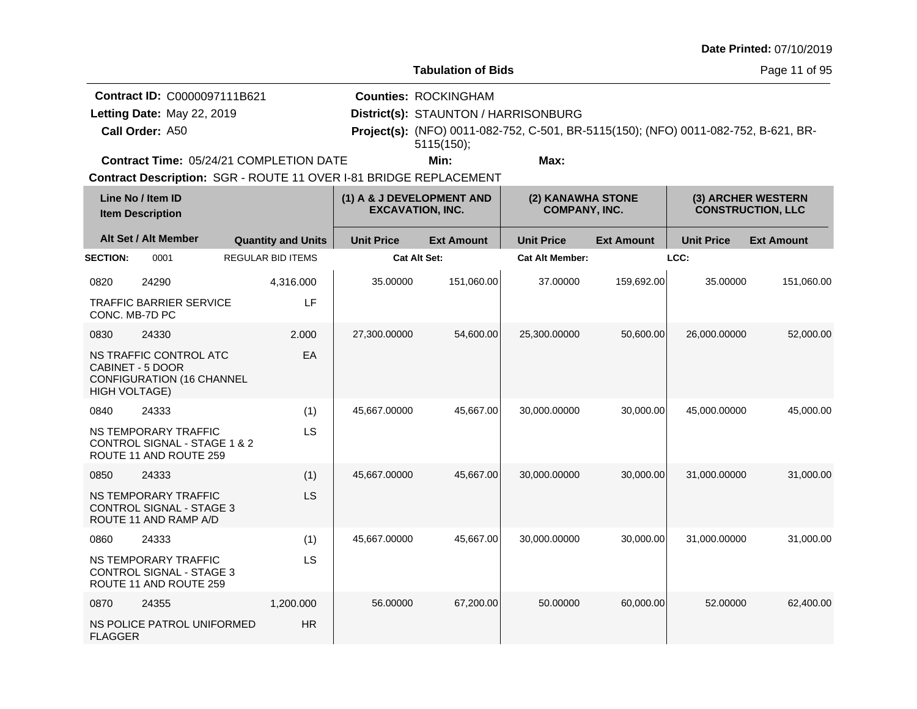**Date Printed:** 07/10/2019

**Tabulation of Bids**

**Contract ID:** C0000097111B621
**Letting Date:** May 22, 2019
**Call Order:** A50
**Contract Time:** 05/24/21 COMPLETION DATE

**Counties:** ROCKINGHAM
**District(s):** STAUNTON / HARRISONBURG
**Project(s):** (NFO) 0011-082-752, C-501, BR-5115(150); (NFO) 0011-082-752, B-621, BR-5115(150);
**Min:**
**Max:**

**Contract Description:** SGR - ROUTE 11 OVER I-81 BRIDGE REPLACEMENT

| Line No / Item ID | | Item Description / Alt Set / Alt Member | Quantity and Units | (1) A & J DEVELOPMENT AND EXCAVATION, INC. Unit Price | (1) Ext Amount | (2) KANAWHA STONE COMPANY, INC. Unit Price | (2) Ext Amount | (3) ARCHER WESTERN CONSTRUCTION, LLC Unit Price | (3) Ext Amount |
|---|---|---|---|---|---|---|---|---|---|
| **SECTION:** | 0001 | REGULAR BID ITEMS | | Cat Alt Set: | | Cat Alt Member: | | LCC: | |
| 0820 | 24290 | TRAFFIC BARRIER SERVICE CONC. MB-7D PC | 4,316.000 LF | 35.00000 | 151,060.00 | 37.00000 | 159,692.00 | 35.00000 | 151,060.00 |
| 0830 | 24330 | NS TRAFFIC CONTROL ATC CABINET - 5 DOOR CONFIGURATION (16 CHANNEL HIGH VOLTAGE) | 2.000 EA | 27,300.00000 | 54,600.00 | 25,300.00000 | 50,600.00 | 26,000.00000 | 52,000.00 |
| 0840 | 24333 | NS TEMPORARY TRAFFIC CONTROL SIGNAL - STAGE 1 & 2 ROUTE 11 AND ROUTE 259 | (1) LS | 45,667.00000 | 45,667.00 | 30,000.00000 | 30,000.00 | 45,000.00000 | 45,000.00 |
| 0850 | 24333 | NS TEMPORARY TRAFFIC CONTROL SIGNAL - STAGE 3 ROUTE 11 AND RAMP A/D | (1) LS | 45,667.00000 | 45,667.00 | 30,000.00000 | 30,000.00 | 31,000.00000 | 31,000.00 |
| 0860 | 24333 | NS TEMPORARY TRAFFIC CONTROL SIGNAL - STAGE 3 ROUTE 11 AND ROUTE 259 | (1) LS | 45,667.00000 | 45,667.00 | 30,000.00000 | 30,000.00 | 31,000.00000 | 31,000.00 |
| 0870 | 24355 | NS POLICE PATROL UNIFORMED FLAGGER | 1,200.000 HR | 56.00000 | 67,200.00 | 50.00000 | 60,000.00 | 52.00000 | 62,400.00 |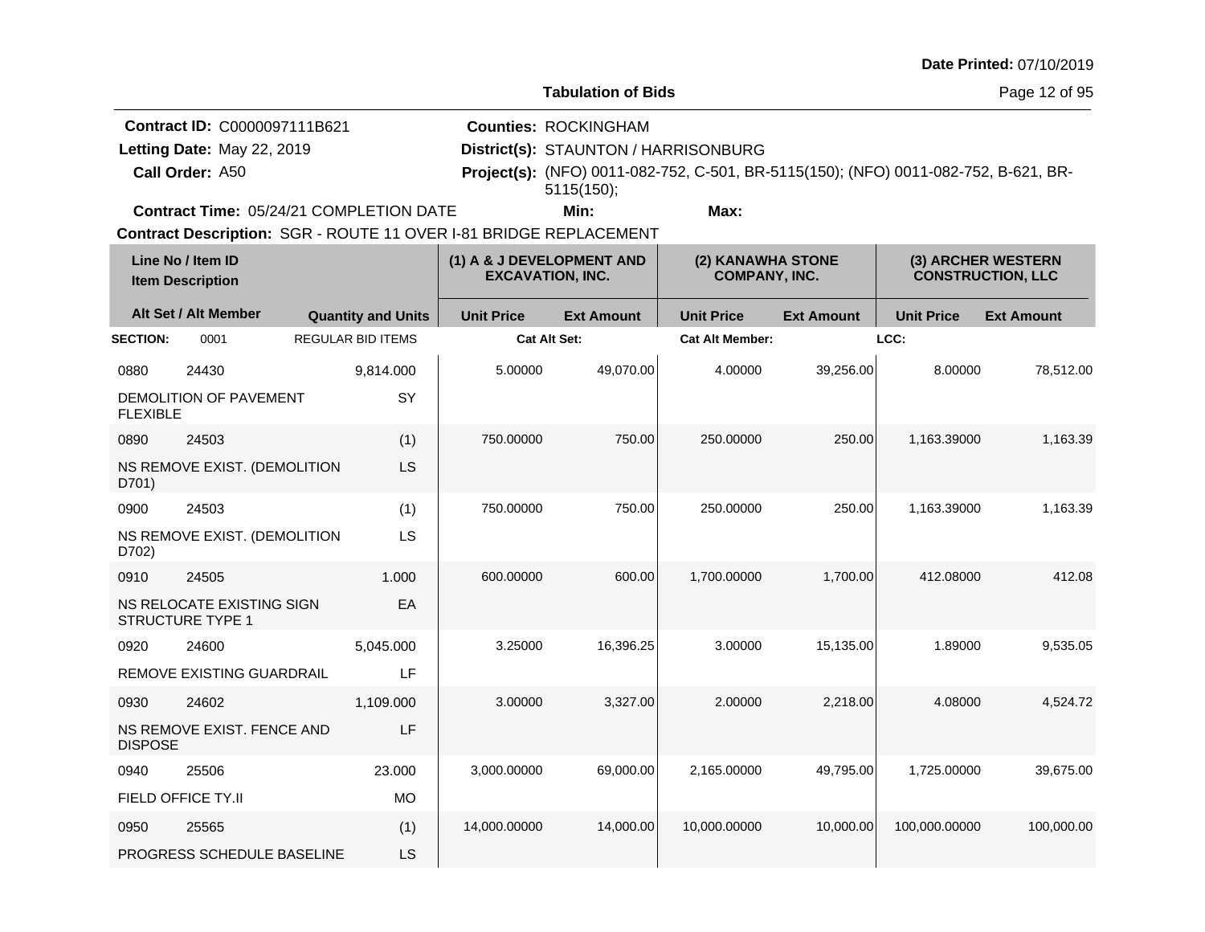Date Printed: 07/10/2019

## Tabulation of Bids

**Contract ID:** C0000097111B621
**Letting Date:** May 22, 2019
**Call Order:** A50
**Contract Time:** 05/24/21 COMPLETION DATE

**Counties:** ROCKINGHAM
**District(s):** STAUNTON / HARRISONBURG
**Project(s):** (NFO) 0011-082-752, C-501, BR-5115(150); (NFO) 0011-082-752, B-621, BR-5115(150);
**Min:**
**Max:**

**Contract Description:** SGR - ROUTE 11 OVER I-81 BRIDGE REPLACEMENT

| Line No / Item ID | | Item Description / Alt Set / Alt Member | Quantity and Units | (1) A & J DEVELOPMENT AND EXCAVATION, INC. Unit Price | (1) Ext Amount | (2) KANAWHA STONE COMPANY, INC. Unit Price | (2) Ext Amount | (3) ARCHER WESTERN CONSTRUCTION, LLC Unit Price | (3) Ext Amount |
|---|---|---|---|---|---|---|---|---|---|
| **SECTION:** | 0001 | REGULAR BID ITEMS | | Cat Alt Set: | | Cat Alt Member: | | LCC: | |
| 0880 | 24430 | DEMOLITION OF PAVEMENT FLEXIBLE | 9,814.000 SY | 5.00000 | 49,070.00 | 4.00000 | 39,256.00 | 8.00000 | 78,512.00 |
| 0890 | 24503 | NS REMOVE EXIST. (DEMOLITION D701) | (1) LS | 750.00000 | 750.00 | 250.00000 | 250.00 | 1,163.39000 | 1,163.39 |
| 0900 | 24503 | NS REMOVE EXIST. (DEMOLITION D702) | (1) LS | 750.00000 | 750.00 | 250.00000 | 250.00 | 1,163.39000 | 1,163.39 |
| 0910 | 24505 | NS RELOCATE EXISTING SIGN STRUCTURE TYPE 1 | 1.000 EA | 600.00000 | 600.00 | 1,700.00000 | 1,700.00 | 412.08000 | 412.08 |
| 0920 | 24600 | REMOVE EXISTING GUARDRAIL | 5,045.000 LF | 3.25000 | 16,396.25 | 3.00000 | 15,135.00 | 1.89000 | 9,535.05 |
| 0930 | 24602 | NS REMOVE EXIST. FENCE AND DISPOSE | 1,109.000 LF | 3.00000 | 3,327.00 | 2.00000 | 2,218.00 | 4.08000 | 4,524.72 |
| 0940 | 25506 | FIELD OFFICE TY.II | 23.000 MO | 3,000.00000 | 69,000.00 | 2,165.00000 | 49,795.00 | 1,725.00000 | 39,675.00 |
| 0950 | 25565 | PROGRESS SCHEDULE BASELINE | (1) LS | 14,000.00000 | 14,000.00 | 10,000.00000 | 10,000.00 | 100,000.00000 | 100,000.00 |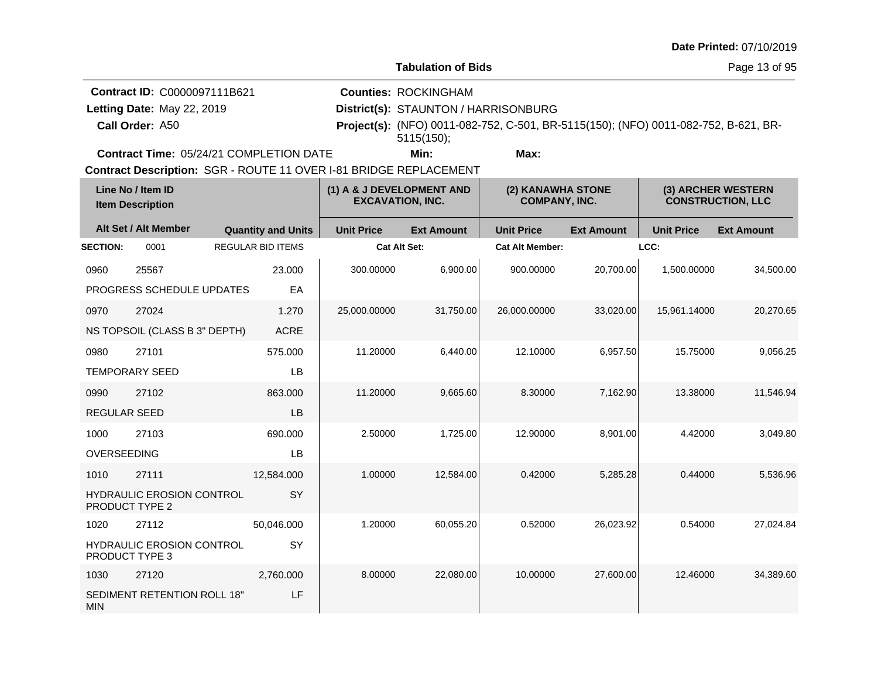**Date Printed:** 07/10/2019

**Tabulation of Bids**

**Contract ID:** C0000097111B621
**Letting Date:** May 22, 2019
**Call Order:** A50
**Contract Time:** 05/24/21 COMPLETION DATE

**Counties:** ROCKINGHAM
**District(s):** STAUNTON / HARRISONBURG
**Project(s):** (NFO) 0011-082-752, C-501, BR-5115(150); (NFO) 0011-082-752, B-621, BR-5115(150);
**Min:** **Max:**

**Contract Description:** SGR - ROUTE 11 OVER I-81 BRIDGE REPLACEMENT

| Line No / Item ID | | Item Description | Quantity and Units | (1) A & J DEVELOPMENT AND EXCAVATION, INC. Unit Price | (1) Ext Amount | (2) KANAWHA STONE COMPANY, INC. Unit Price | (2) Ext Amount | (3) ARCHER WESTERN CONSTRUCTION, LLC Unit Price | (3) Ext Amount |
|---|---|---|---|---|---|---|---|---|---|
| **SECTION:** | 0001 | REGULAR BID ITEMS | | Cat Alt Set: | | Cat Alt Member: | | LCC: | |
| 0960 | 25567 | PROGRESS SCHEDULE UPDATES | 23.000 EA | 300.00000 | 6,900.00 | 900.00000 | 20,700.00 | 1,500.00000 | 34,500.00 |
| 0970 | 27024 | NS TOPSOIL (CLASS B 3" DEPTH) | 1.270 ACRE | 25,000.00000 | 31,750.00 | 26,000.00000 | 33,020.00 | 15,961.14000 | 20,270.65 |
| 0980 | 27101 | TEMPORARY SEED | 575.000 LB | 11.20000 | 6,440.00 | 12.10000 | 6,957.50 | 15.75000 | 9,056.25 |
| 0990 | 27102 | REGULAR SEED | 863.000 LB | 11.20000 | 9,665.60 | 8.30000 | 7,162.90 | 13.38000 | 11,546.94 |
| 1000 | 27103 | OVERSEEDING | 690.000 LB | 2.50000 | 1,725.00 | 12.90000 | 8,901.00 | 4.42000 | 3,049.80 |
| 1010 | 27111 | HYDRAULIC EROSION CONTROL PRODUCT TYPE 2 | 12,584.000 SY | 1.00000 | 12,584.00 | 0.42000 | 5,285.28 | 0.44000 | 5,536.96 |
| 1020 | 27112 | HYDRAULIC EROSION CONTROL PRODUCT TYPE 3 | 50,046.000 SY | 1.20000 | 60,055.20 | 0.52000 | 26,023.92 | 0.54000 | 27,024.84 |
| 1030 | 27120 | SEDIMENT RETENTION ROLL 18" MIN | 2,760.000 LF | 8.00000 | 22,080.00 | 10.00000 | 27,600.00 | 12.46000 | 34,389.60 |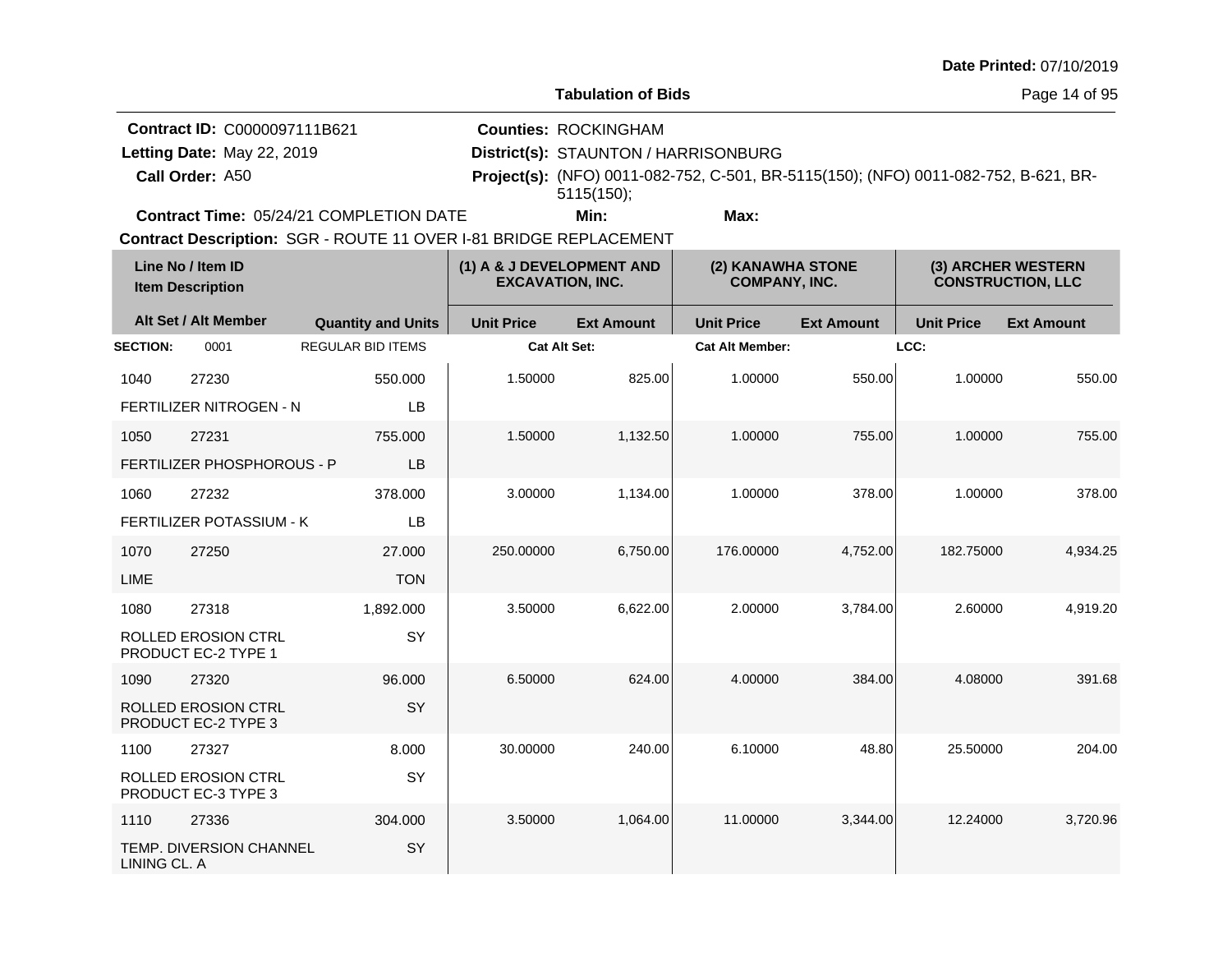**Date Printed:** 07/10/2019

**Tabulation of Bids**

**Contract ID:** C0000097111B621
**Letting Date:** May 22, 2019
**Call Order:** A50
**Contract Time:** 05/24/21 COMPLETION DATE

**Counties:** ROCKINGHAM
**District(s):** STAUNTON / HARRISONBURG
**Project(s):** (NFO) 0011-082-752, C-501, BR-5115(150); (NFO) 0011-082-752, B-621, BR-5115(150);
**Min:** **Max:**

**Contract Description:** SGR - ROUTE 11 OVER I-81 BRIDGE REPLACEMENT

| Line No / Item ID / Item Description | | Quantity and Units | (1) A & J DEVELOPMENT AND EXCAVATION, INC. Unit Price | Ext Amount | (2) KANAWHA STONE COMPANY, INC. Unit Price | Ext Amount | (3) ARCHER WESTERN CONSTRUCTION, LLC Unit Price | Ext Amount |
|---|---|---|---|---|---|---|---|---|
| **SECTION:** 0001 | REGULAR BID ITEMS | | Cat Alt Set: | | Cat Alt Member: | | LCC: | |
| 1040 | 27230 | 550.000 | 1.50000 | 825.00 | 1.00000 | 550.00 | 1.00000 | 550.00 |
| FERTILIZER NITROGEN - N | | LB | | | | | | |
| 1050 | 27231 | 755.000 | 1.50000 | 1,132.50 | 1.00000 | 755.00 | 1.00000 | 755.00 |
| FERTILIZER PHOSPHOROUS - P | | LB | | | | | | |
| 1060 | 27232 | 378.000 | 3.00000 | 1,134.00 | 1.00000 | 378.00 | 1.00000 | 378.00 |
| FERTILIZER POTASSIUM - K | | LB | | | | | | |
| 1070 | 27250 | 27.000 | 250.00000 | 6,750.00 | 176.00000 | 4,752.00 | 182.75000 | 4,934.25 |
| LIME | | TON | | | | | | |
| 1080 | 27318 | 1,892.000 | 3.50000 | 6,622.00 | 2.00000 | 3,784.00 | 2.60000 | 4,919.20 |
| ROLLED EROSION CTRL PRODUCT EC-2 TYPE 1 | | SY | | | | | | |
| 1090 | 27320 | 96.000 | 6.50000 | 624.00 | 4.00000 | 384.00 | 4.08000 | 391.68 |
| ROLLED EROSION CTRL PRODUCT EC-2 TYPE 3 | | SY | | | | | | |
| 1100 | 27327 | 8.000 | 30.00000 | 240.00 | 6.10000 | 48.80 | 25.50000 | 204.00 |
| ROLLED EROSION CTRL PRODUCT EC-3 TYPE 3 | | SY | | | | | | |
| 1110 | 27336 | 304.000 | 3.50000 | 1,064.00 | 11.00000 | 3,344.00 | 12.24000 | 3,720.96 |
| TEMP. DIVERSION CHANNEL LINING CL. A | | SY | | | | | | |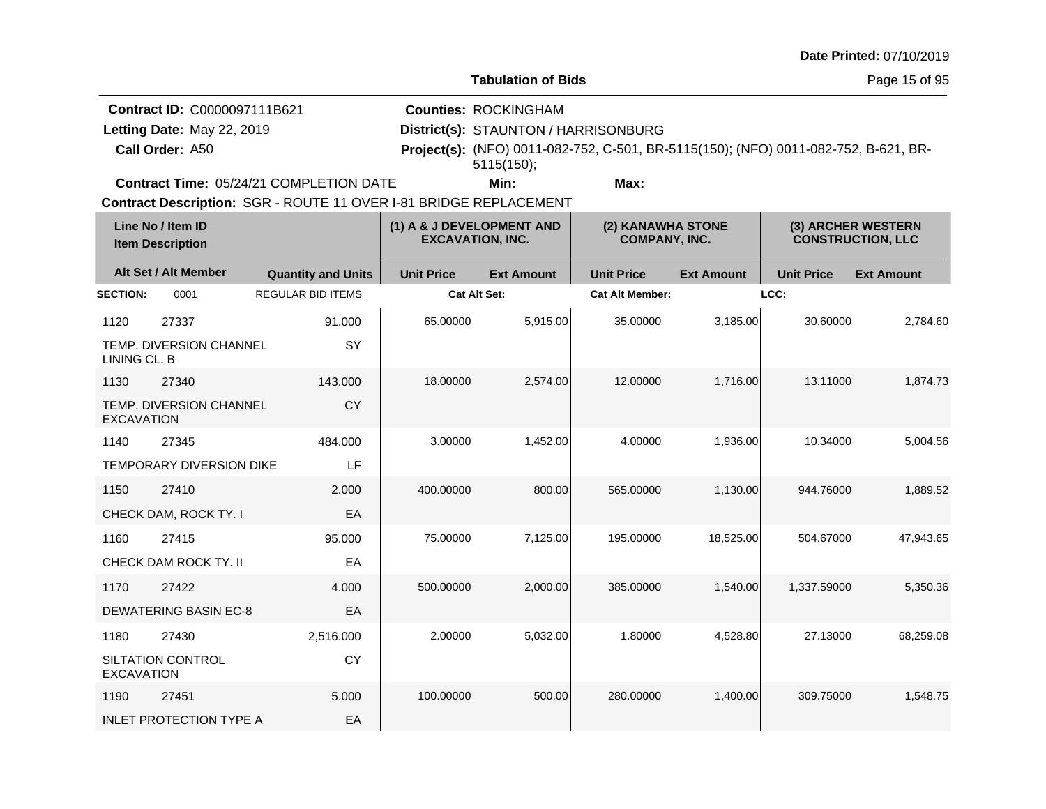Date Printed: 07/10/2019

**Tabulation of Bids**

**Contract ID:** C0000097111B621
**Letting Date:** May 22, 2019
**Call Order:** A50
**Contract Time:** 05/24/21 COMPLETION DATE

**Counties:** ROCKINGHAM
**District(s):** STAUNTON / HARRISONBURG
**Project(s):** (NFO) 0011-082-752, C-501, BR-5115(150); (NFO) 0011-082-752, B-621, BR-5115(150);
**Min:** **Max:**

**Contract Description:** SGR - ROUTE 11 OVER I-81 BRIDGE REPLACEMENT

| Line No / Item ID | Item Description | Quantity and Units | (1) A & J DEVELOPMENT AND EXCAVATION, INC. Unit Price | (1) Ext Amount | (2) KANAWHA STONE COMPANY, INC. Unit Price | (2) Ext Amount | (3) ARCHER WESTERN CONSTRUCTION, LLC Unit Price | (3) Ext Amount |
|---|---|---|---|---|---|---|---|---|
| **SECTION:** 0001 | REGULAR BID ITEMS | | Cat Alt Set: | | Cat Alt Member: | | LCC: | |
| 1120 27337 | TEMP. DIVERSION CHANNEL LINING CL. B | 91.000 SY | 65.00000 | 5,915.00 | 35.00000 | 3,185.00 | 30.60000 | 2,784.60 |
| 1130 27340 | TEMP. DIVERSION CHANNEL EXCAVATION | 143.000 CY | 18.00000 | 2,574.00 | 12.00000 | 1,716.00 | 13.11000 | 1,874.73 |
| 1140 27345 | TEMPORARY DIVERSION DIKE | 484.000 LF | 3.00000 | 1,452.00 | 4.00000 | 1,936.00 | 10.34000 | 5,004.56 |
| 1150 27410 | CHECK DAM, ROCK TY. I | 2.000 EA | 400.00000 | 800.00 | 565.00000 | 1,130.00 | 944.76000 | 1,889.52 |
| 1160 27415 | CHECK DAM ROCK TY. II | 95.000 EA | 75.00000 | 7,125.00 | 195.00000 | 18,525.00 | 504.67000 | 47,943.65 |
| 1170 27422 | DEWATERING BASIN EC-8 | 4.000 EA | 500.00000 | 2,000.00 | 385.00000 | 1,540.00 | 1,337.59000 | 5,350.36 |
| 1180 27430 | SILTATION CONTROL EXCAVATION | 2,516.000 CY | 2.00000 | 5,032.00 | 1.80000 | 4,528.80 | 27.13000 | 68,259.08 |
| 1190 27451 | INLET PROTECTION TYPE A | 5.000 EA | 100.00000 | 500.00 | 280.00000 | 1,400.00 | 309.75000 | 1,548.75 |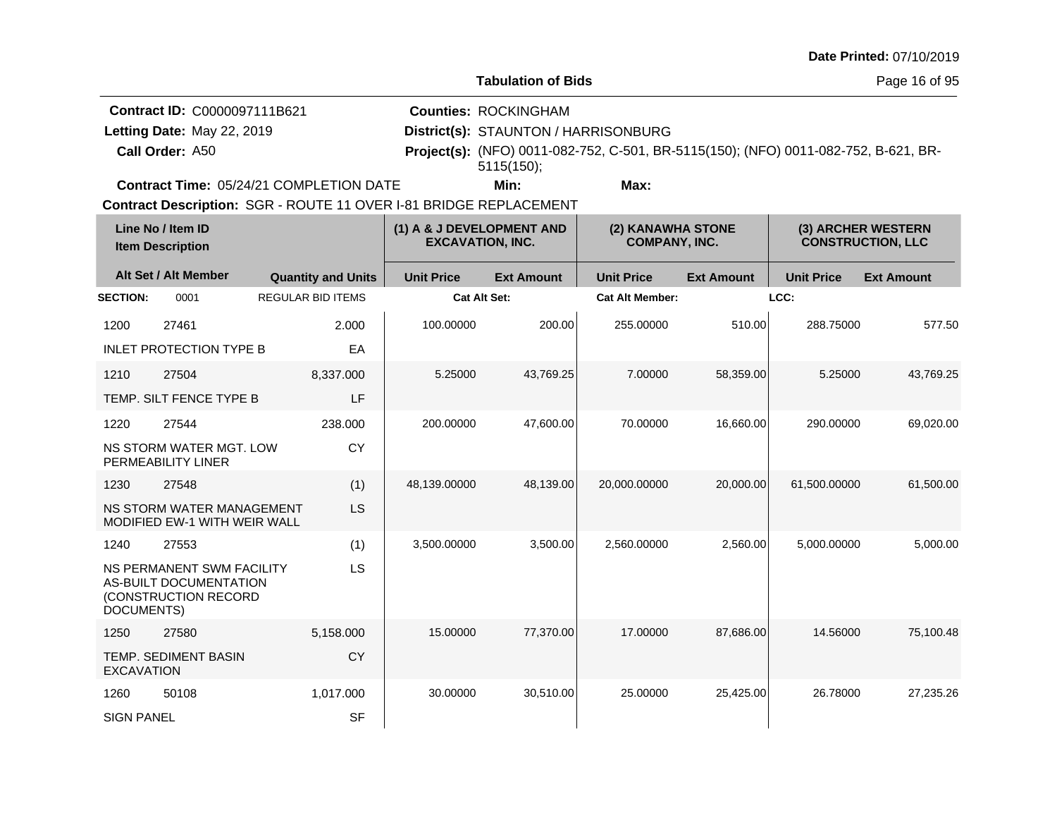Date Printed: 07/10/2019

**Tabulation of Bids**

**Contract ID:** C0000097111B621
**Letting Date:** May 22, 2019
**Call Order:** A50
**Contract Time:** 05/24/21 COMPLETION DATE

**Counties:** ROCKINGHAM
**District(s):** STAUNTON / HARRISONBURG
**Project(s):** (NFO) 0011-082-752, C-501, BR-5115(150); (NFO) 0011-082-752, B-621, BR-5115(150);
**Min:**
**Max:**

**Contract Description:** SGR - ROUTE 11 OVER I-81 BRIDGE REPLACEMENT

| Line No / Item ID<br>Item Description | | | | (1) A & J DEVELOPMENT AND EXCAVATION, INC. | | (2) KANAWHA STONE COMPANY, INC. | | (3) ARCHER WESTERN CONSTRUCTION, LLC | |
|---|---|---|---|---|---|---|---|---|---|
| Alt Set / Alt Member | | | Quantity and Units | Unit Price | Ext Amount | Unit Price | Ext Amount | Unit Price | Ext Amount |
| **SECTION:** | 0001 | REGULAR BID ITEMS | | **Cat Alt Set:** | | **Cat Alt Member:** | | **LCC:** | |
| 1200 | 27461 | INLET PROTECTION TYPE B | 2.000 EA | 100.00000 | 200.00 | 255.00000 | 510.00 | 288.75000 | 577.50 |
| 1210 | 27504 | TEMP. SILT FENCE TYPE B | 8,337.000 LF | 5.25000 | 43,769.25 | 7.00000 | 58,359.00 | 5.25000 | 43,769.25 |
| 1220 | 27544 | NS STORM WATER MGT. LOW PERMEABILITY LINER | 238.000 CY | 200.00000 | 47,600.00 | 70.00000 | 16,660.00 | 290.00000 | 69,020.00 |
| 1230 | 27548 | NS STORM WATER MANAGEMENT MODIFIED EW-1 WITH WEIR WALL | (1) LS | 48,139.00000 | 48,139.00 | 20,000.00000 | 20,000.00 | 61,500.00000 | 61,500.00 |
| 1240 | 27553 | NS PERMANENT SWM FACILITY AS-BUILT DOCUMENTATION (CONSTRUCTION RECORD DOCUMENTS) | (1) LS | 3,500.00000 | 3,500.00 | 2,560.00000 | 2,560.00 | 5,000.00000 | 5,000.00 |
| 1250 | 27580 | TEMP. SEDIMENT BASIN EXCAVATION | 5,158.000 CY | 15.00000 | 77,370.00 | 17.00000 | 87,686.00 | 14.56000 | 75,100.48 |
| 1260 | 50108 | SIGN PANEL | 1,017.000 SF | 30.00000 | 30,510.00 | 25.00000 | 25,425.00 | 26.78000 | 27,235.26 |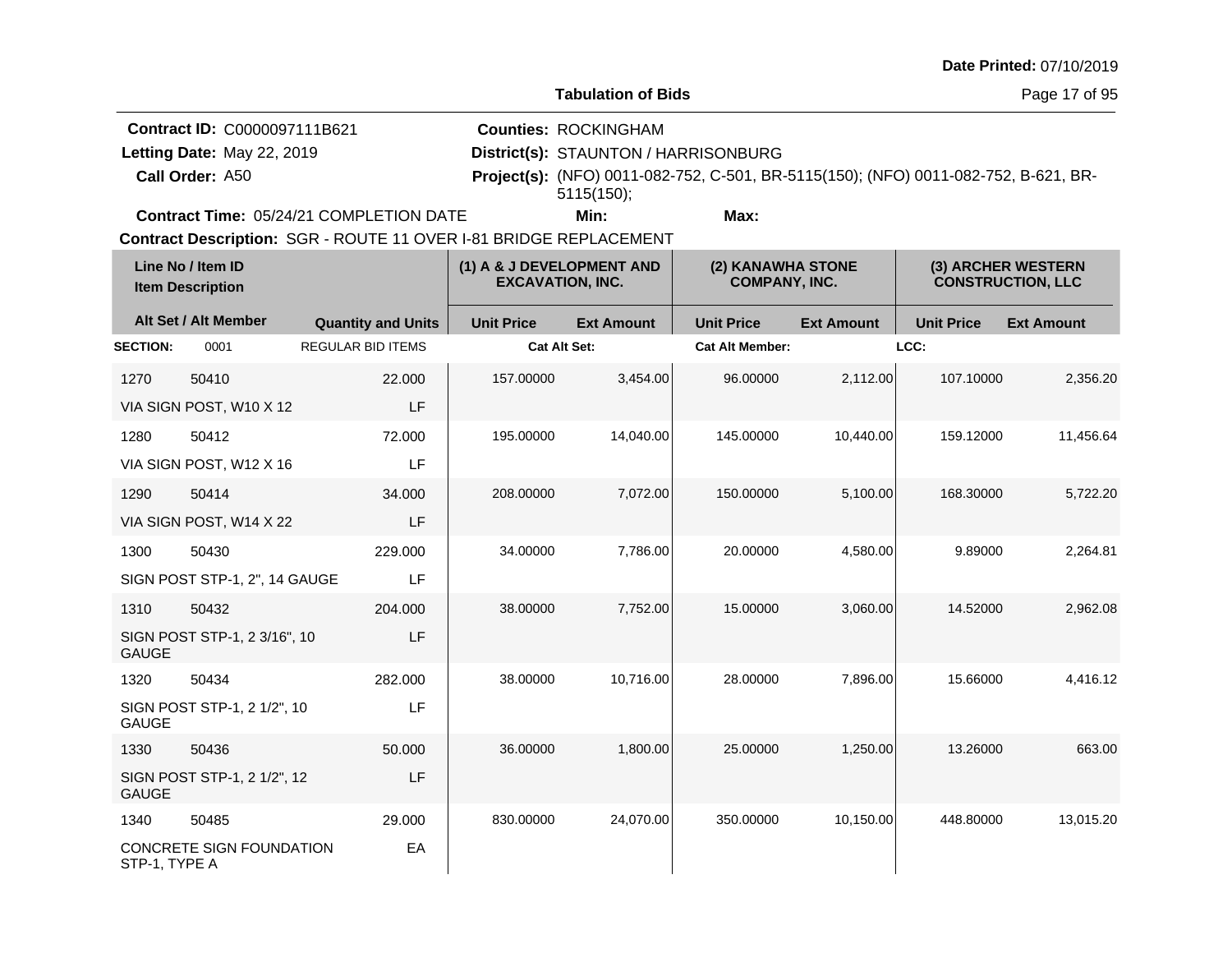Date Printed: 07/10/2019

**Tabulation of Bids**

**Contract ID:** C0000097111B621
**Letting Date:** May 22, 2019
**Call Order:** A50
**Contract Time:** 05/24/21 COMPLETION DATE

**Counties:** ROCKINGHAM
**District(s):** STAUNTON / HARRISONBURG
**Project(s):** (NFO) 0011-082-752, C-501, BR-5115(150); (NFO) 0011-082-752, B-621, BR-5115(150);
**Min:** **Max:**

**Contract Description:** SGR - ROUTE 11 OVER I-81 BRIDGE REPLACEMENT

| Line No / Item ID<br>Item Description | | | (1) A & J DEVELOPMENT AND EXCAVATION, INC. | | (2) KANAWHA STONE COMPANY, INC. | | (3) ARCHER WESTERN CONSTRUCTION, LLC | |
|---|---|---|---|---|---|---|---|---|
| Alt Set / Alt Member | | Quantity and Units | Unit Price | Ext Amount | Unit Price | Ext Amount | Unit Price | Ext Amount |
| **SECTION:** | 0001 | REGULAR BID ITEMS | **Cat Alt Set:** | | **Cat Alt Member:** | | **LCC:** | |
| 1270 | 50410 | 22.000 | 157.00000 | 3,454.00 | 96.00000 | 2,112.00 | 107.10000 | 2,356.20 |
| VIA SIGN POST, W10 X 12 | | LF | | | | | | |
| 1280 | 50412 | 72.000 | 195.00000 | 14,040.00 | 145.00000 | 10,440.00 | 159.12000 | 11,456.64 |
| VIA SIGN POST, W12 X 16 | | LF | | | | | | |
| 1290 | 50414 | 34.000 | 208.00000 | 7,072.00 | 150.00000 | 5,100.00 | 168.30000 | 5,722.20 |
| VIA SIGN POST, W14 X 22 | | LF | | | | | | |
| 1300 | 50430 | 229.000 | 34.00000 | 7,786.00 | 20.00000 | 4,580.00 | 9.89000 | 2,264.81 |
| SIGN POST STP-1, 2", 14 GAUGE | | LF | | | | | | |
| 1310 | 50432 | 204.000 | 38.00000 | 7,752.00 | 15.00000 | 3,060.00 | 14.52000 | 2,962.08 |
| SIGN POST STP-1, 2 3/16", 10 GAUGE | | LF | | | | | | |
| 1320 | 50434 | 282.000 | 38.00000 | 10,716.00 | 28.00000 | 7,896.00 | 15.66000 | 4,416.12 |
| SIGN POST STP-1, 2 1/2", 10 GAUGE | | LF | | | | | | |
| 1330 | 50436 | 50.000 | 36.00000 | 1,800.00 | 25.00000 | 1,250.00 | 13.26000 | 663.00 |
| SIGN POST STP-1, 2 1/2", 12 GAUGE | | LF | | | | | | |
| 1340 | 50485 | 29.000 | 830.00000 | 24,070.00 | 350.00000 | 10,150.00 | 448.80000 | 13,015.20 |
| CONCRETE SIGN FOUNDATION STP-1, TYPE A | | EA | | | | | | |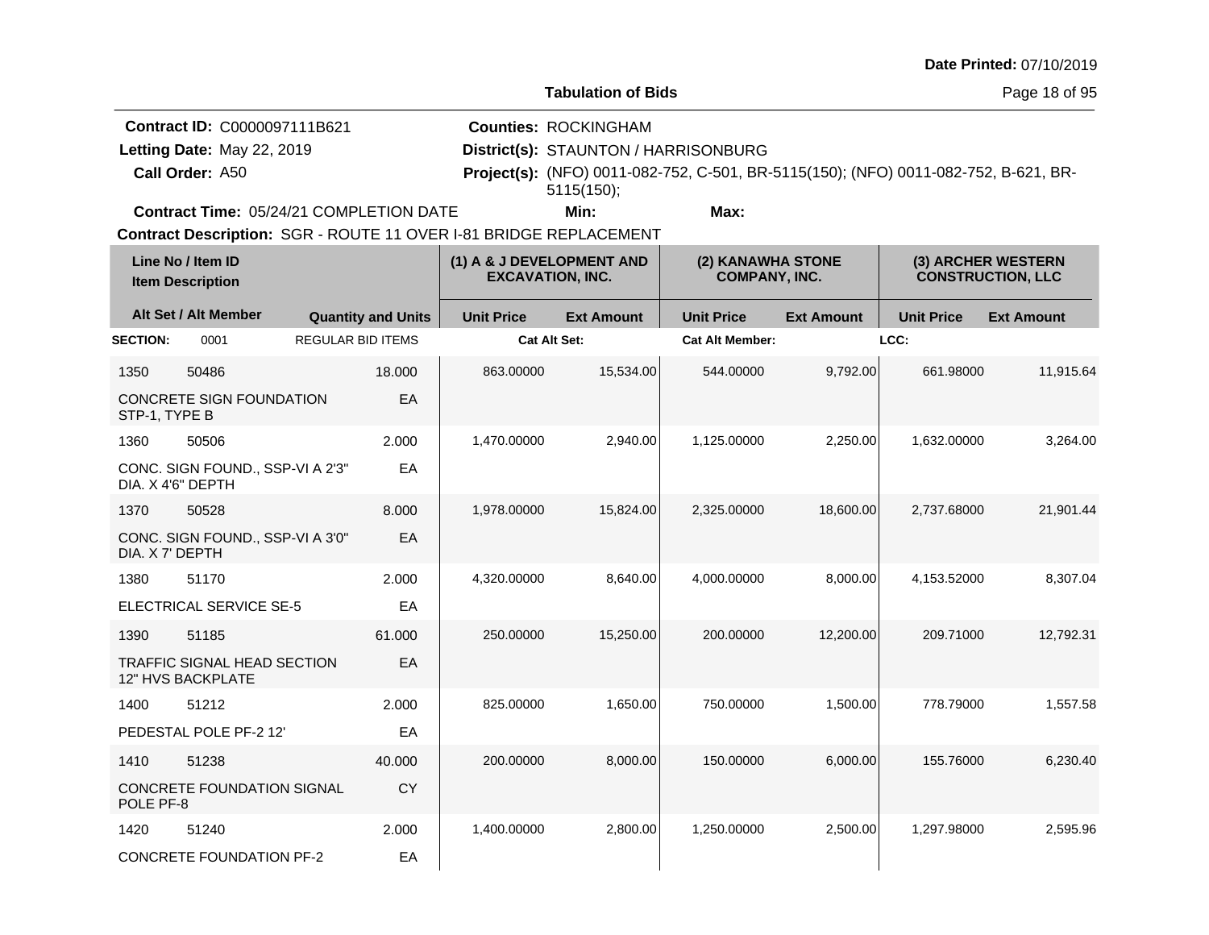Date Printed: 07/10/2019

## Tabulation of Bids

**Contract ID:** C0000097111B621
**Letting Date:** May 22, 2019
**Call Order:** A50
**Contract Time:** 05/24/21 COMPLETION DATE

**Counties:** ROCKINGHAM
**District(s):** STAUNTON / HARRISONBURG
**Project(s):** (NFO) 0011-082-752, C-501, BR-5115(150); (NFO) 0011-082-752, B-621, BR-5115(150);
**Min:**
**Max:**

**Contract Description:** SGR - ROUTE 11 OVER I-81 BRIDGE REPLACEMENT

| Line No / Item ID | | Quantity and Units | (1) A & J DEVELOPMENT AND EXCAVATION, INC. | | (2) KANAWHA STONE COMPANY, INC. | | (3) ARCHER WESTERN CONSTRUCTION, LLC | |
|---|---|---|---|---|---|---|---|---|
| Item Description / Alt Set / Alt Member | | | Unit Price | Ext Amount | Unit Price | Ext Amount | Unit Price | Ext Amount |
| **SECTION:** 0001 | REGULAR BID ITEMS | | Cat Alt Set: | | Cat Alt Member: | | LCC: | |
| 1350 | 50486 | 18.000 | 863.00000 | 15,534.00 | 544.00000 | 9,792.00 | 661.98000 | 11,915.64 |
| CONCRETE SIGN FOUNDATION STP-1, TYPE B | | EA | | | | | | |
| 1360 | 50506 | 2.000 | 1,470.00000 | 2,940.00 | 1,125.00000 | 2,250.00 | 1,632.00000 | 3,264.00 |
| CONC. SIGN FOUND., SSP-VI A 2'3" DIA. X 4'6" DEPTH | | EA | | | | | | |
| 1370 | 50528 | 8.000 | 1,978.00000 | 15,824.00 | 2,325.00000 | 18,600.00 | 2,737.68000 | 21,901.44 |
| CONC. SIGN FOUND., SSP-VI A 3'0" DIA. X 7' DEPTH | | EA | | | | | | |
| 1380 | 51170 | 2.000 | 4,320.00000 | 8,640.00 | 4,000.00000 | 8,000.00 | 4,153.52000 | 8,307.04 |
| ELECTRICAL SERVICE SE-5 | | EA | | | | | | |
| 1390 | 51185 | 61.000 | 250.00000 | 15,250.00 | 200.00000 | 12,200.00 | 209.71000 | 12,792.31 |
| TRAFFIC SIGNAL HEAD SECTION 12" HVS BACKPLATE | | EA | | | | | | |
| 1400 | 51212 | 2.000 | 825.00000 | 1,650.00 | 750.00000 | 1,500.00 | 778.79000 | 1,557.58 |
| PEDESTAL POLE PF-2 12' | | EA | | | | | | |
| 1410 | 51238 | 40.000 | 200.00000 | 8,000.00 | 150.00000 | 6,000.00 | 155.76000 | 6,230.40 |
| CONCRETE FOUNDATION SIGNAL POLE PF-8 | | CY | | | | | | |
| 1420 | 51240 | 2.000 | 1,400.00000 | 2,800.00 | 1,250.00000 | 2,500.00 | 1,297.98000 | 2,595.96 |
| CONCRETE FOUNDATION PF-2 | | EA | | | | | | |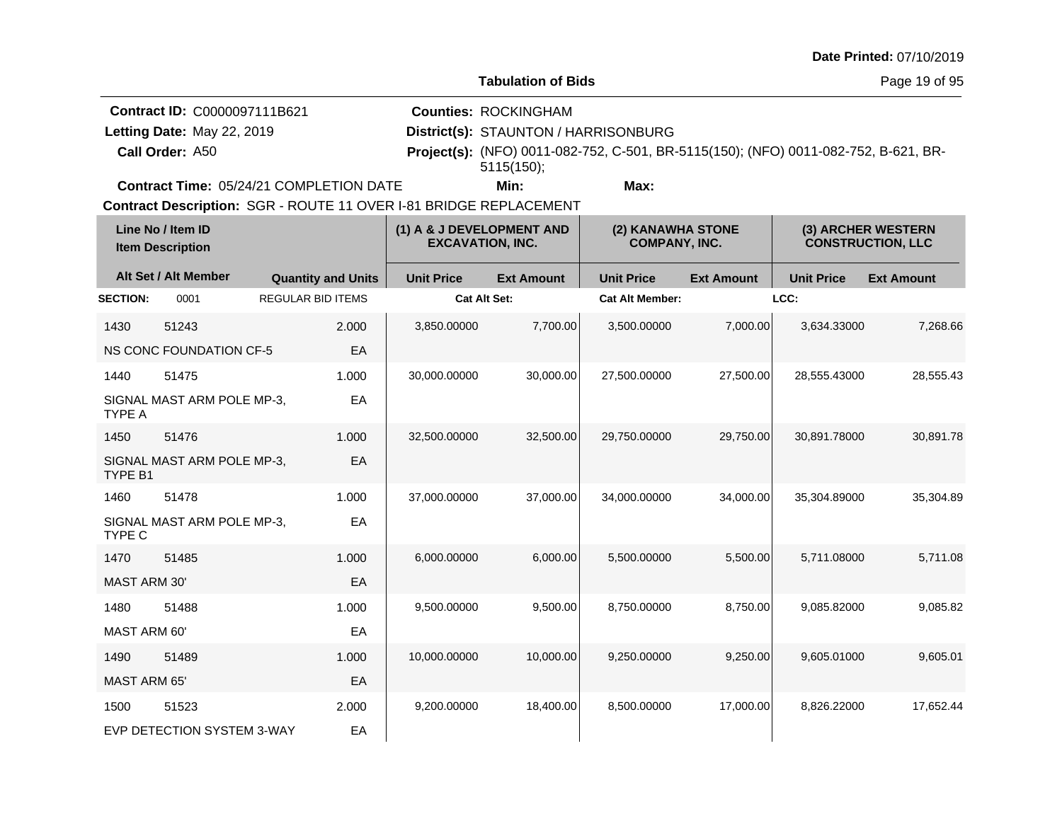Date Printed: 07/10/2019

**Tabulation of Bids**

**Contract ID:** C0000097111B621
**Letting Date:** May 22, 2019
**Call Order:** A50
**Contract Time:** 05/24/21 COMPLETION DATE

**Counties:** ROCKINGHAM
**District(s):** STAUNTON / HARRISONBURG
**Project(s):** (NFO) 0011-082-752, C-501, BR-5115(150); (NFO) 0011-082-752, B-621, BR-5115(150);
**Min:** **Max:**

**Contract Description:** SGR - ROUTE 11 OVER I-81 BRIDGE REPLACEMENT

| Line No / Item ID | | Item Description | Quantity and Units | (1) A & J DEVELOPMENT AND EXCAVATION, INC. | | (2) KANAWHA STONE COMPANY, INC. | | (3) ARCHER WESTERN CONSTRUCTION, LLC | |
|---|---|---|---|---|---|---|---|---|---|
| Alt Set / Alt Member | | | | Unit Price | Ext Amount | Unit Price | Ext Amount | Unit Price | Ext Amount |
| **SECTION:** | 0001 | REGULAR BID ITEMS | | Cat Alt Set: | | Cat Alt Member: | | LCC: | |
| 1430 | 51243 | NS CONC FOUNDATION CF-5 | 2.000 EA | 3,850.00000 | 7,700.00 | 3,500.00000 | 7,000.00 | 3,634.33000 | 7,268.66 |
| 1440 | 51475 | SIGNAL MAST ARM POLE MP-3, TYPE A | 1.000 EA | 30,000.00000 | 30,000.00 | 27,500.00000 | 27,500.00 | 28,555.43000 | 28,555.43 |
| 1450 | 51476 | SIGNAL MAST ARM POLE MP-3, TYPE B1 | 1.000 EA | 32,500.00000 | 32,500.00 | 29,750.00000 | 29,750.00 | 30,891.78000 | 30,891.78 |
| 1460 | 51478 | SIGNAL MAST ARM POLE MP-3, TYPE C | 1.000 EA | 37,000.00000 | 37,000.00 | 34,000.00000 | 34,000.00 | 35,304.89000 | 35,304.89 |
| 1470 | 51485 | MAST ARM 30' | 1.000 EA | 6,000.00000 | 6,000.00 | 5,500.00000 | 5,500.00 | 5,711.08000 | 5,711.08 |
| 1480 | 51488 | MAST ARM 60' | 1.000 EA | 9,500.00000 | 9,500.00 | 8,750.00000 | 8,750.00 | 9,085.82000 | 9,085.82 |
| 1490 | 51489 | MAST ARM 65' | 1.000 EA | 10,000.00000 | 10,000.00 | 9,250.00000 | 9,250.00 | 9,605.01000 | 9,605.01 |
| 1500 | 51523 | EVP DETECTION SYSTEM 3-WAY | 2.000 EA | 9,200.00000 | 18,400.00 | 8,500.00000 | 17,000.00 | 8,826.22000 | 17,652.44 |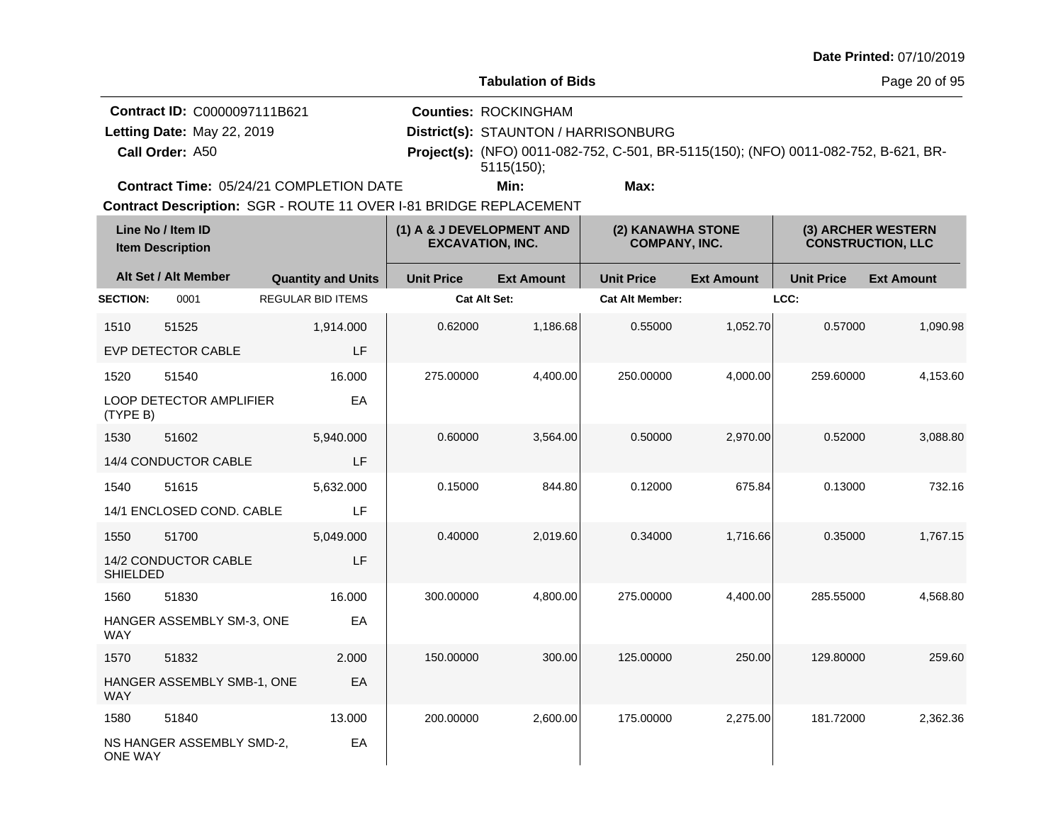Date Printed: 07/10/2019

**Tabulation of Bids**

**Contract ID:** C0000097111B621
**Letting Date:** May 22, 2019
**Call Order:** A50
**Contract Time:** 05/24/21 COMPLETION DATE

**Counties:** ROCKINGHAM
**District(s):** STAUNTON / HARRISONBURG
**Project(s):** (NFO) 0011-082-752, C-501, BR-5115(150); (NFO) 0011-082-752, B-621, BR-5115(150);
**Min:**
**Max:**

**Contract Description:** SGR - ROUTE 11 OVER I-81 BRIDGE REPLACEMENT

| Line No / Item ID | | | (1) A & J DEVELOPMENT AND EXCAVATION, INC. | | (2) KANAWHA STONE COMPANY, INC. | | (3) ARCHER WESTERN CONSTRUCTION, LLC | |
|---|---|---|---|---|---|---|---|---|
| Item Description | | | | | | | | |
| Alt Set / Alt Member | | Quantity and Units | Unit Price | Ext Amount | Unit Price | Ext Amount | Unit Price | Ext Amount |
| **SECTION:** | 0001 | REGULAR BID ITEMS | **Cat Alt Set:** | | **Cat Alt Member:** | | **LCC:** | |
| 1510 | 51525 | 1,914.000 | 0.62000 | 1,186.68 | 0.55000 | 1,052.70 | 0.57000 | 1,090.98 |
| EVP DETECTOR CABLE | | LF | | | | | | |
| 1520 | 51540 | 16.000 | 275.00000 | 4,400.00 | 250.00000 | 4,000.00 | 259.60000 | 4,153.60 |
| LOOP DETECTOR AMPLIFIER (TYPE B) | | EA | | | | | | |
| 1530 | 51602 | 5,940.000 | 0.60000 | 3,564.00 | 0.50000 | 2,970.00 | 0.52000 | 3,088.80 |
| 14/4 CONDUCTOR CABLE | | LF | | | | | | |
| 1540 | 51615 | 5,632.000 | 0.15000 | 844.80 | 0.12000 | 675.84 | 0.13000 | 732.16 |
| 14/1 ENCLOSED COND. CABLE | | LF | | | | | | |
| 1550 | 51700 | 5,049.000 | 0.40000 | 2,019.60 | 0.34000 | 1,716.66 | 0.35000 | 1,767.15 |
| 14/2 CONDUCTOR CABLE SHIELDED | | LF | | | | | | |
| 1560 | 51830 | 16.000 | 300.00000 | 4,800.00 | 275.00000 | 4,400.00 | 285.55000 | 4,568.80 |
| HANGER ASSEMBLY SM-3, ONE WAY | | EA | | | | | | |
| 1570 | 51832 | 2.000 | 150.00000 | 300.00 | 125.00000 | 250.00 | 129.80000 | 259.60 |
| HANGER ASSEMBLY SMB-1, ONE WAY | | EA | | | | | | |
| 1580 | 51840 | 13.000 | 200.00000 | 2,600.00 | 175.00000 | 2,275.00 | 181.72000 | 2,362.36 |
| NS HANGER ASSEMBLY SMD-2, ONE WAY | | EA | | | | | | |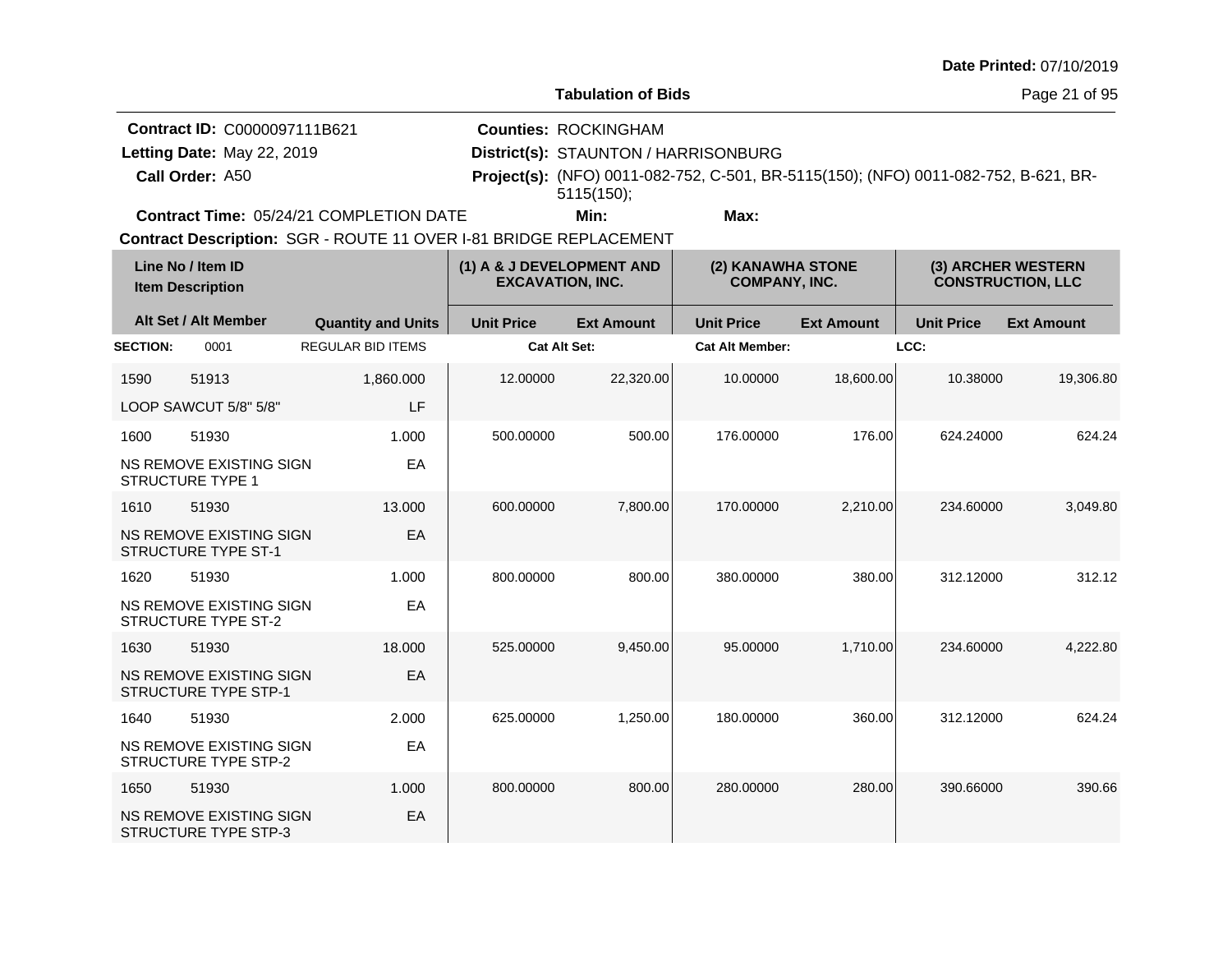**Tabulation of Bids**

Date Printed: 07/10/2019

**Contract ID:** C0000097111B621
**Letting Date:** May 22, 2019
**Call Order:** A50
**Contract Time:** 05/24/21 COMPLETION DATE

**Counties:** ROCKINGHAM
**District(s):** STAUNTON / HARRISONBURG
**Project(s):** (NFO) 0011-082-752, C-501, BR-5115(150); (NFO) 0011-082-752, B-621, BR-5115(150);
**Min:** **Max:**

**Contract Description:** SGR - ROUTE 11 OVER I-81 BRIDGE REPLACEMENT

| Line No / Item ID | | | (1) A & J DEVELOPMENT AND EXCAVATION, INC. | | (2) KANAWHA STONE COMPANY, INC. | | (3) ARCHER WESTERN CONSTRUCTION, LLC | |
|---|---|---|---|---|---|---|---|---|
| Item Description / Alt Set / Alt Member | | Quantity and Units | Unit Price | Ext Amount | Unit Price | Ext Amount | Unit Price | Ext Amount |
| **SECTION:** 0001 | | REGULAR BID ITEMS | **Cat Alt Set:** | | **Cat Alt Member:** | | **LCC:** | |
| 1590 | 51913 | 1,860.000 | 12.00000 | 22,320.00 | 10.00000 | 18,600.00 | 10.38000 | 19,306.80 |
| LOOP SAWCUT 5/8" 5/8" | | LF | | | | | | |
| 1600 | 51930 | 1.000 | 500.00000 | 500.00 | 176.00000 | 176.00 | 624.24000 | 624.24 |
| NS REMOVE EXISTING SIGN STRUCTURE TYPE 1 | | EA | | | | | | |
| 1610 | 51930 | 13.000 | 600.00000 | 7,800.00 | 170.00000 | 2,210.00 | 234.60000 | 3,049.80 |
| NS REMOVE EXISTING SIGN STRUCTURE TYPE ST-1 | | EA | | | | | | |
| 1620 | 51930 | 1.000 | 800.00000 | 800.00 | 380.00000 | 380.00 | 312.12000 | 312.12 |
| NS REMOVE EXISTING SIGN STRUCTURE TYPE ST-2 | | EA | | | | | | |
| 1630 | 51930 | 18.000 | 525.00000 | 9,450.00 | 95.00000 | 1,710.00 | 234.60000 | 4,222.80 |
| NS REMOVE EXISTING SIGN STRUCTURE TYPE STP-1 | | EA | | | | | | |
| 1640 | 51930 | 2.000 | 625.00000 | 1,250.00 | 180.00000 | 360.00 | 312.12000 | 624.24 |
| NS REMOVE EXISTING SIGN STRUCTURE TYPE STP-2 | | EA | | | | | | |
| 1650 | 51930 | 1.000 | 800.00000 | 800.00 | 280.00000 | 280.00 | 390.66000 | 390.66 |
| NS REMOVE EXISTING SIGN STRUCTURE TYPE STP-3 | | EA | | | | | | |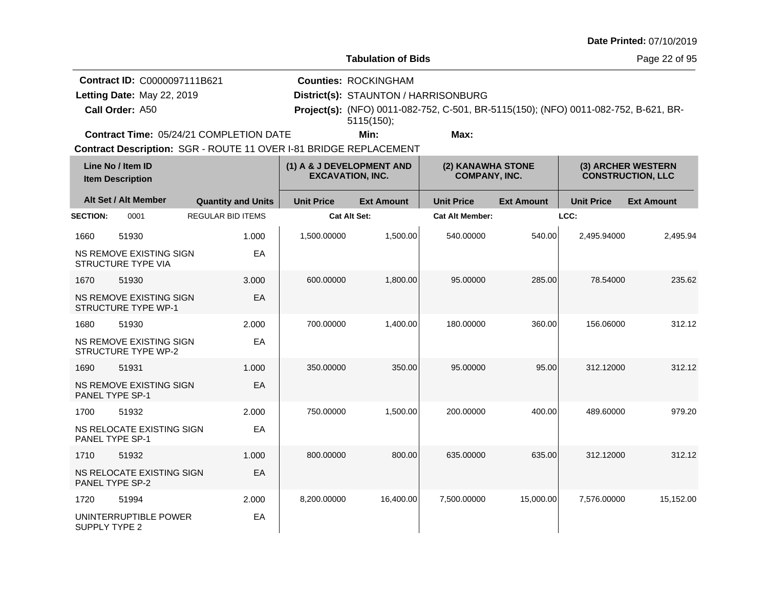**Date Printed:** 07/10/2019

**Tabulation of Bids**

**Contract ID:** C0000097111B621
**Letting Date:** May 22, 2019
**Call Order:** A50
**Contract Time:** 05/24/21 COMPLETION DATE

**Counties:** ROCKINGHAM
**District(s):** STAUNTON / HARRISONBURG
**Project(s):** (NFO) 0011-082-752, C-501, BR-5115(150); (NFO) 0011-082-752, B-621, BR-5115(150);
**Min:**
**Max:**

**Contract Description:** SGR - ROUTE 11 OVER I-81 BRIDGE REPLACEMENT

| Line No / Item ID / Item Description | Alt Set / Alt Member | Quantity and Units | (1) A & J DEVELOPMENT AND EXCAVATION, INC. Unit Price | (1) Ext Amount | (2) KANAWHA STONE COMPANY, INC. Unit Price | (2) Ext Amount | (3) ARCHER WESTERN CONSTRUCTION, LLC Unit Price | (3) Ext Amount |
|---|---|---|---|---|---|---|---|---|
| **SECTION:** 0001 | REGULAR BID ITEMS | | Cat Alt Set: | | Cat Alt Member: | | LCC: | |
| 1660 51930 NS REMOVE EXISTING SIGN STRUCTURE TYPE VIA | | 1.000 EA | 1,500.00000 | 1,500.00 | 540.00000 | 540.00 | 2,495.94000 | 2,495.94 |
| 1670 51930 NS REMOVE EXISTING SIGN STRUCTURE TYPE WP-1 | | 3.000 EA | 600.00000 | 1,800.00 | 95.00000 | 285.00 | 78.54000 | 235.62 |
| 1680 51930 NS REMOVE EXISTING SIGN STRUCTURE TYPE WP-2 | | 2.000 EA | 700.00000 | 1,400.00 | 180.00000 | 360.00 | 156.06000 | 312.12 |
| 1690 51931 NS REMOVE EXISTING SIGN PANEL TYPE SP-1 | | 1.000 EA | 350.00000 | 350.00 | 95.00000 | 95.00 | 312.12000 | 312.12 |
| 1700 51932 NS RELOCATE EXISTING SIGN PANEL TYPE SP-1 | | 2.000 EA | 750.00000 | 1,500.00 | 200.00000 | 400.00 | 489.60000 | 979.20 |
| 1710 51932 NS RELOCATE EXISTING SIGN PANEL TYPE SP-2 | | 1.000 EA | 800.00000 | 800.00 | 635.00000 | 635.00 | 312.12000 | 312.12 |
| 1720 51994 UNINTERRUPTIBLE POWER SUPPLY TYPE 2 | | 2.000 EA | 8,200.00000 | 16,400.00 | 7,500.00000 | 15,000.00 | 7,576.00000 | 15,152.00 |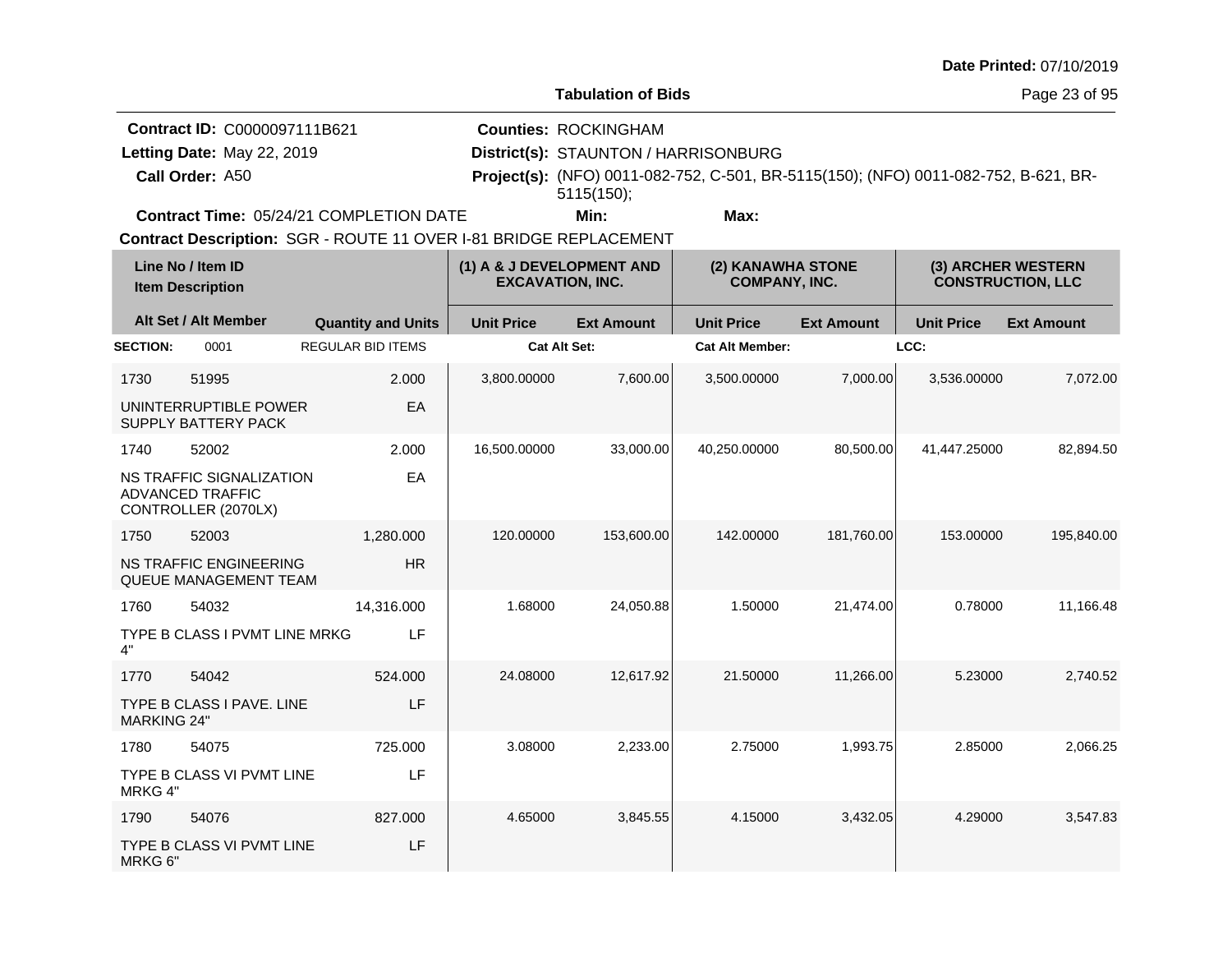**Date Printed:** 07/10/2019

## Tabulation of Bids

**Contract ID:** C0000097111B621
**Letting Date:** May 22, 2019
**Call Order:** A50
**Contract Time:** 05/24/21 COMPLETION DATE
**Counties:** ROCKINGHAM
**District(s):** STAUNTON / HARRISONBURG
**Project(s):** (NFO) 0011-082-752, C-501, BR-5115(150); (NFO) 0011-082-752, B-621, BR-5115(150);
**Min:**
**Max:**
**Contract Description:** SGR - ROUTE 11 OVER I-81 BRIDGE REPLACEMENT

| Line No / Item ID | Item Description | Quantity and Units | (1) A & J DEVELOPMENT AND EXCAVATION, INC. Unit Price | (1) Ext Amount | (2) KANAWHA STONE COMPANY, INC. Unit Price | (2) Ext Amount | (3) ARCHER WESTERN CONSTRUCTION, LLC Unit Price | (3) Ext Amount |
|---|---|---|---|---|---|---|---|---|
| **SECTION:** 0001 | REGULAR BID ITEMS | | Cat Alt Set: | | Cat Alt Member: | | LCC: | |
| 1730 51995 | UNINTERRUPTIBLE POWER SUPPLY BATTERY PACK | 2.000 EA | 3,800.00000 | 7,600.00 | 3,500.00000 | 7,000.00 | 3,536.00000 | 7,072.00 |
| 1740 52002 | NS TRAFFIC SIGNALIZATION ADVANCED TRAFFIC CONTROLLER (2070LX) | 2.000 EA | 16,500.00000 | 33,000.00 | 40,250.00000 | 80,500.00 | 41,447.25000 | 82,894.50 |
| 1750 52003 | NS TRAFFIC ENGINEERING QUEUE MANAGEMENT TEAM | 1,280.000 HR | 120.00000 | 153,600.00 | 142.00000 | 181,760.00 | 153.00000 | 195,840.00 |
| 1760 54032 | TYPE B CLASS I PVMT LINE MRKG 4" | 14,316.000 LF | 1.68000 | 24,050.88 | 1.50000 | 21,474.00 | 0.78000 | 11,166.48 |
| 1770 54042 | TYPE B CLASS I PAVE. LINE MARKING 24" | 524.000 LF | 24.08000 | 12,617.92 | 21.50000 | 11,266.00 | 5.23000 | 2,740.52 |
| 1780 54075 | TYPE B CLASS VI PVMT LINE MRKG 4" | 725.000 LF | 3.08000 | 2,233.00 | 2.75000 | 1,993.75 | 2.85000 | 2,066.25 |
| 1790 54076 | TYPE B CLASS VI PVMT LINE MRKG 6" | 827.000 LF | 4.65000 | 3,845.55 | 4.15000 | 3,432.05 | 4.29000 | 3,547.83 |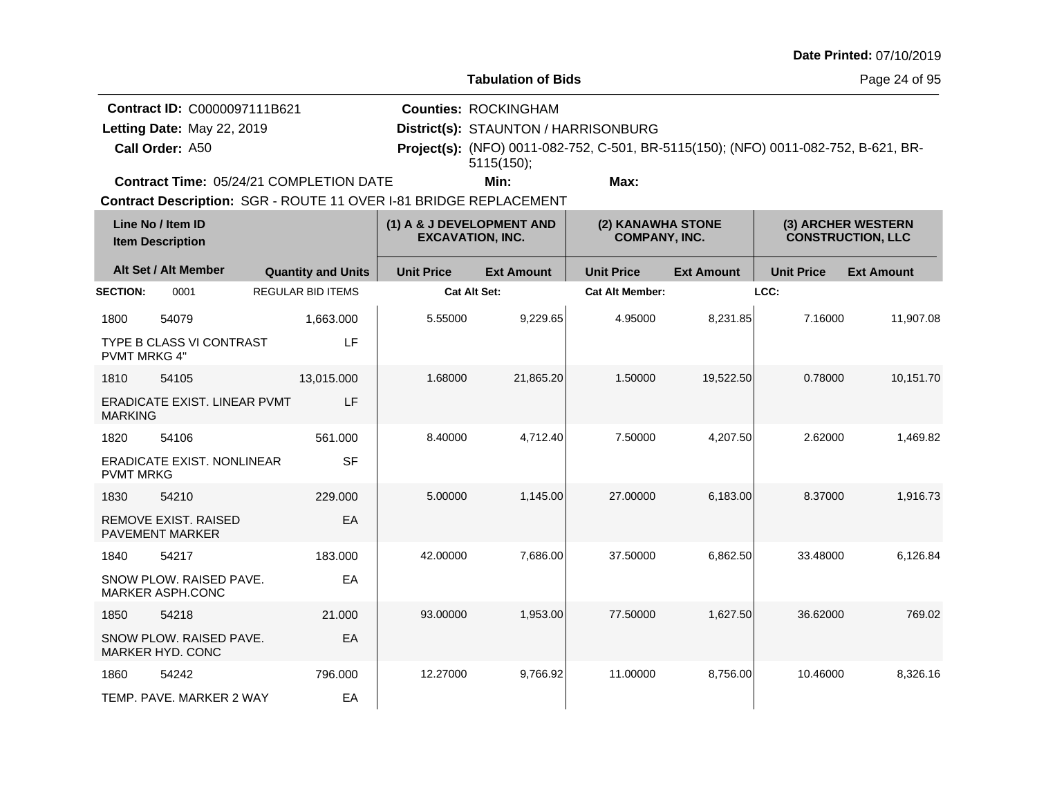Date Printed: 07/10/2019

**Tabulation of Bids**

**Contract ID:** C0000097111B621
**Letting Date:** May 22, 2019
**Call Order:** A50
**Contract Time:** 05/24/21 COMPLETION DATE

**Counties:** ROCKINGHAM
**District(s):** STAUNTON / HARRISONBURG
**Project(s):** (NFO) 0011-082-752, C-501, BR-5115(150); (NFO) 0011-082-752, B-621, BR-5115(150);
**Min:** **Max:**

**Contract Description:** SGR - ROUTE 11 OVER I-81 BRIDGE REPLACEMENT

| Line No / Item ID | Item Description | Quantity and Units | (1) A & J DEVELOPMENT AND EXCAVATION, INC. Unit Price | (1) Ext Amount | (2) KANAWHA STONE COMPANY, INC. Unit Price | (2) Ext Amount | (3) ARCHER WESTERN CONSTRUCTION, LLC Unit Price | (3) Ext Amount |
|---|---|---|---|---|---|---|---|---|
| **SECTION:** 0001 | REGULAR BID ITEMS | | Cat Alt Set: | | Cat Alt Member: | | LCC: | |
| 1800 54079 | TYPE B CLASS VI CONTRAST PVMT MRKG 4" | 1,663.000 LF | 5.55000 | 9,229.65 | 4.95000 | 8,231.85 | 7.16000 | 11,907.08 |
| 1810 54105 | ERADICATE EXIST. LINEAR PVMT MARKING | 13,015.000 LF | 1.68000 | 21,865.20 | 1.50000 | 19,522.50 | 0.78000 | 10,151.70 |
| 1820 54106 | ERADICATE EXIST. NONLINEAR PVMT MRKG | 561.000 SF | 8.40000 | 4,712.40 | 7.50000 | 4,207.50 | 2.62000 | 1,469.82 |
| 1830 54210 | REMOVE EXIST. RAISED PAVEMENT MARKER | 229.000 EA | 5.00000 | 1,145.00 | 27.00000 | 6,183.00 | 8.37000 | 1,916.73 |
| 1840 54217 | SNOW PLOW. RAISED PAVE. MARKER ASPH.CONC | 183.000 EA | 42.00000 | 7,686.00 | 37.50000 | 6,862.50 | 33.48000 | 6,126.84 |
| 1850 54218 | SNOW PLOW. RAISED PAVE. MARKER HYD. CONC | 21.000 EA | 93.00000 | 1,953.00 | 77.50000 | 1,627.50 | 36.62000 | 769.02 |
| 1860 54242 | TEMP. PAVE. MARKER 2 WAY | 796.000 EA | 12.27000 | 9,766.92 | 11.00000 | 8,756.00 | 10.46000 | 8,326.16 |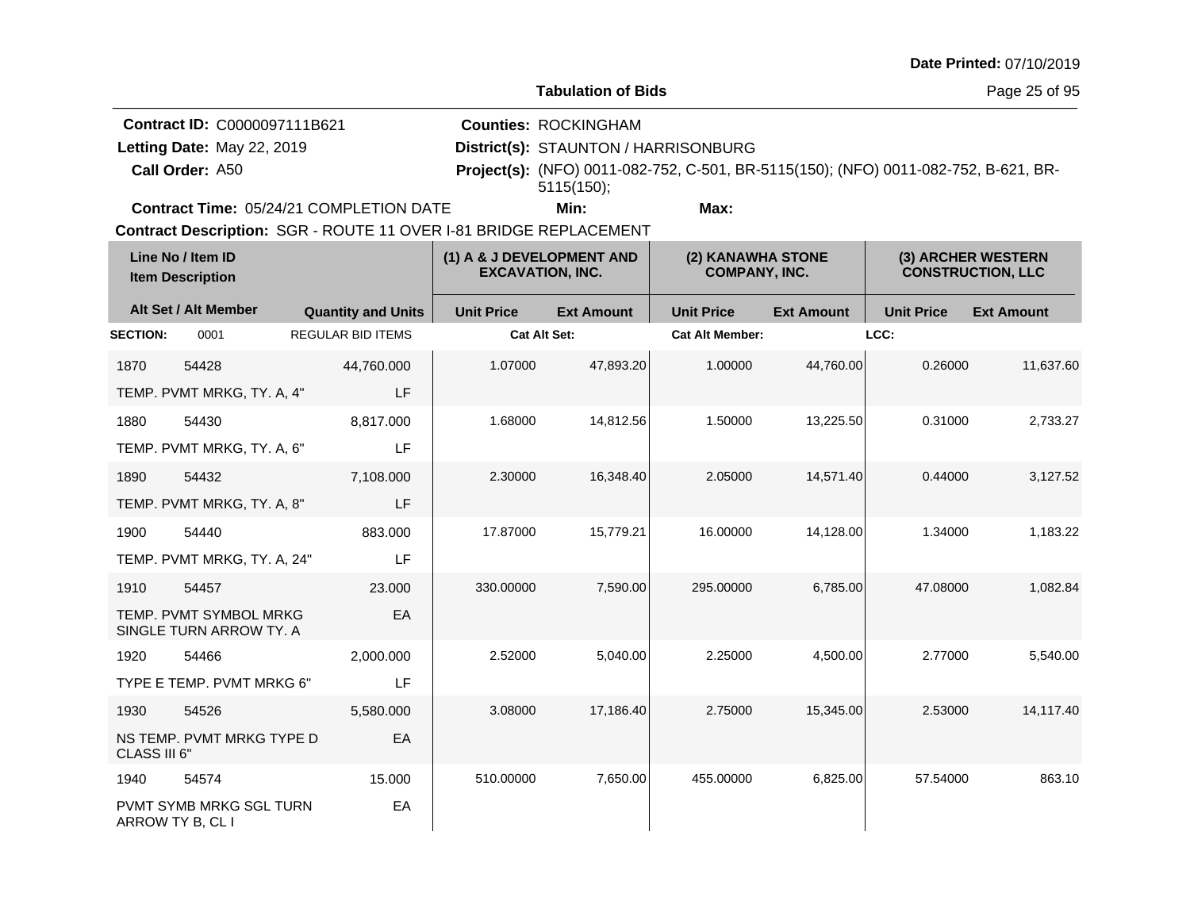**Date Printed:** 07/10/2019

**Tabulation of Bids**

**Contract ID:** C0000097111B621
**Letting Date:** May 22, 2019
**Call Order:** A50
**Contract Time:** 05/24/21 COMPLETION DATE

**Counties:** ROCKINGHAM
**District(s):** STAUNTON / HARRISONBURG
**Project(s):** (NFO) 0011-082-752, C-501, BR-5115(150); (NFO) 0011-082-752, B-621, BR-5115(150);
**Min:**
**Max:**

**Contract Description:** SGR - ROUTE 11 OVER I-81 BRIDGE REPLACEMENT

| Line No / Item ID | Item Description | Quantity and Units | (1) A & J DEVELOPMENT AND EXCAVATION, INC. Unit Price | (1) Ext Amount | (2) KANAWHA STONE COMPANY, INC. Unit Price | (2) Ext Amount | (3) ARCHER WESTERN CONSTRUCTION, LLC Unit Price | (3) Ext Amount |
|---|---|---|---|---|---|---|---|---|
| **SECTION:** 0001 | REGULAR BID ITEMS | | **Cat Alt Set:** | | **Cat Alt Member:** | | **LCC:** | |
| 1870 54428 | TEMP. PVMT MRKG, TY. A, 4" | 44,760.000 LF | 1.07000 | 47,893.20 | 1.00000 | 44,760.00 | 0.26000 | 11,637.60 |
| 1880 54430 | TEMP. PVMT MRKG, TY. A, 6" | 8,817.000 LF | 1.68000 | 14,812.56 | 1.50000 | 13,225.50 | 0.31000 | 2,733.27 |
| 1890 54432 | TEMP. PVMT MRKG, TY. A, 8" | 7,108.000 LF | 2.30000 | 16,348.40 | 2.05000 | 14,571.40 | 0.44000 | 3,127.52 |
| 1900 54440 | TEMP. PVMT MRKG, TY. A, 24" | 883.000 LF | 17.87000 | 15,779.21 | 16.00000 | 14,128.00 | 1.34000 | 1,183.22 |
| 1910 54457 | TEMP. PVMT SYMBOL MRKG SINGLE TURN ARROW TY. A | 23.000 EA | 330.00000 | 7,590.00 | 295.00000 | 6,785.00 | 47.08000 | 1,082.84 |
| 1920 54466 | TYPE E TEMP. PVMT MRKG 6" | 2,000.000 LF | 2.52000 | 5,040.00 | 2.25000 | 4,500.00 | 2.77000 | 5,540.00 |
| 1930 54526 | NS TEMP. PVMT MRKG TYPE D CLASS III 6" | 5,580.000 EA | 3.08000 | 17,186.40 | 2.75000 | 15,345.00 | 2.53000 | 14,117.40 |
| 1940 54574 | PVMT SYMB MRKG SGL TURN ARROW TY B, CL I | 15.000 EA | 510.00000 | 7,650.00 | 455.00000 | 6,825.00 | 57.54000 | 863.10 |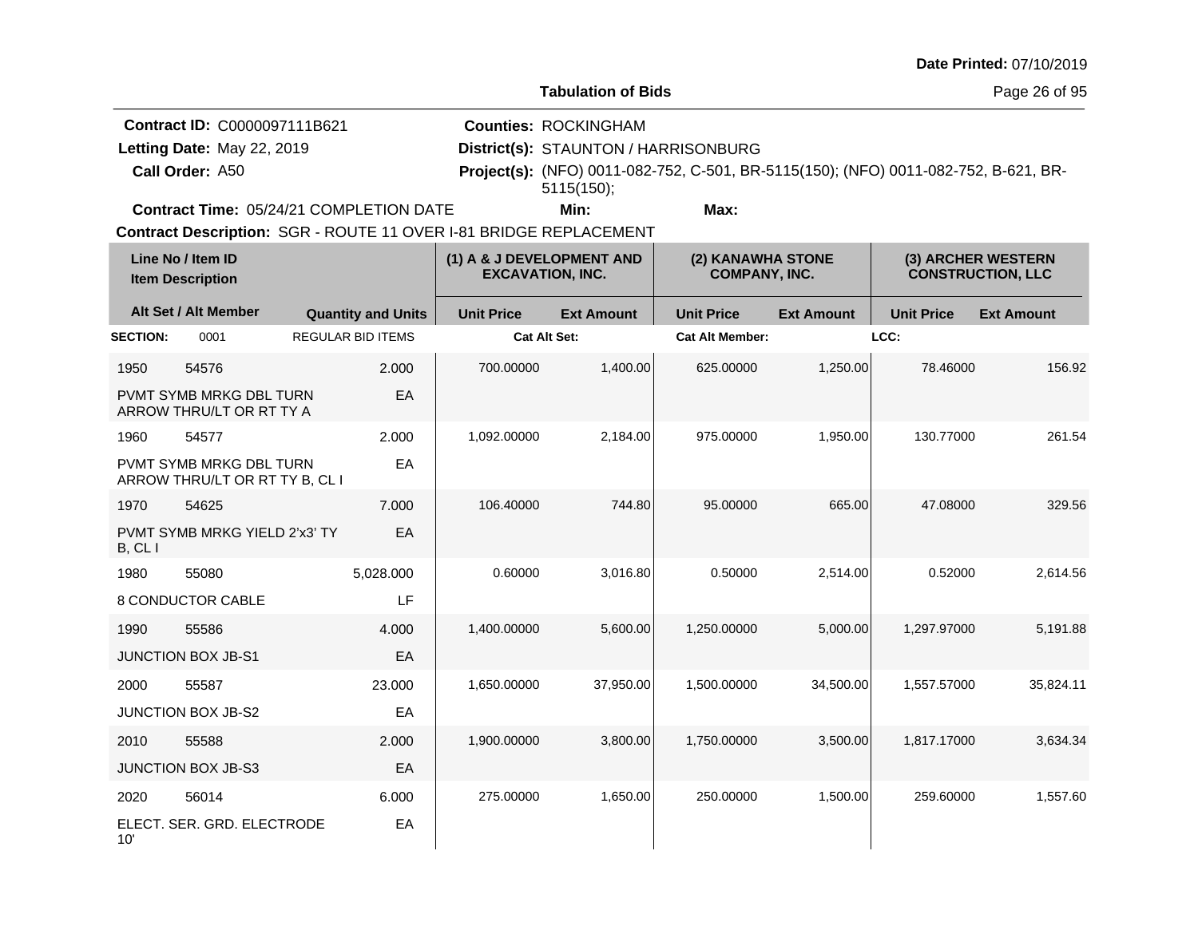**Tabulation of Bids**

**Contract ID:** C0000097111B621
**Letting Date:** May 22, 2019
**Call Order:** A50
**Contract Time:** 05/24/21 COMPLETION DATE

**Counties:** ROCKINGHAM
**District(s):** STAUNTON / HARRISONBURG
**Project(s):** (NFO) 0011-082-752, C-501, BR-5115(150); (NFO) 0011-082-752, B-621, BR-5115(150);
**Min:**
**Max:**

**Contract Description:** SGR - ROUTE 11 OVER I-81 BRIDGE REPLACEMENT

| Line No / Item ID | | Quantity and Units | (1) A & J DEVELOPMENT AND EXCAVATION, INC. | | (2) KANAWHA STONE COMPANY, INC. | | (3) ARCHER WESTERN CONSTRUCTION, LLC | |
|---|---|---|---|---|---|---|---|---|
| Item Description / Alt Set / Alt Member | | | Unit Price | Ext Amount | Unit Price | Ext Amount | Unit Price | Ext Amount |
| **SECTION:** 0001 | | REGULAR BID ITEMS | Cat Alt Set: | | Cat Alt Member: | | LCC: | |
| 1950 | 54576 | 2.000 | 700.00000 | 1,400.00 | 625.00000 | 1,250.00 | 78.46000 | 156.92 |
| PVMT SYMB MRKG DBL TURN ARROW THRU/LT OR RT TY A | | EA | | | | | | |
| 1960 | 54577 | 2.000 | 1,092.00000 | 2,184.00 | 975.00000 | 1,950.00 | 130.77000 | 261.54 |
| PVMT SYMB MRKG DBL TURN ARROW THRU/LT OR RT TY B, CL I | | EA | | | | | | |
| 1970 | 54625 | 7.000 | 106.40000 | 744.80 | 95.00000 | 665.00 | 47.08000 | 329.56 |
| PVMT SYMB MRKG YIELD 2'x3' TY B, CL I | | EA | | | | | | |
| 1980 | 55080 | 5,028.000 | 0.60000 | 3,016.80 | 0.50000 | 2,514.00 | 0.52000 | 2,614.56 |
| 8 CONDUCTOR CABLE | | LF | | | | | | |
| 1990 | 55586 | 4.000 | 1,400.00000 | 5,600.00 | 1,250.00000 | 5,000.00 | 1,297.97000 | 5,191.88 |
| JUNCTION BOX JB-S1 | | EA | | | | | | |
| 2000 | 55587 | 23.000 | 1,650.00000 | 37,950.00 | 1,500.00000 | 34,500.00 | 1,557.57000 | 35,824.11 |
| JUNCTION BOX JB-S2 | | EA | | | | | | |
| 2010 | 55588 | 2.000 | 1,900.00000 | 3,800.00 | 1,750.00000 | 3,500.00 | 1,817.17000 | 3,634.34 |
| JUNCTION BOX JB-S3 | | EA | | | | | | |
| 2020 | 56014 | 6.000 | 275.00000 | 1,650.00 | 250.00000 | 1,500.00 | 259.60000 | 1,557.60 |
| ELECT. SER. GRD. ELECTRODE 10' | | EA | | | | | | |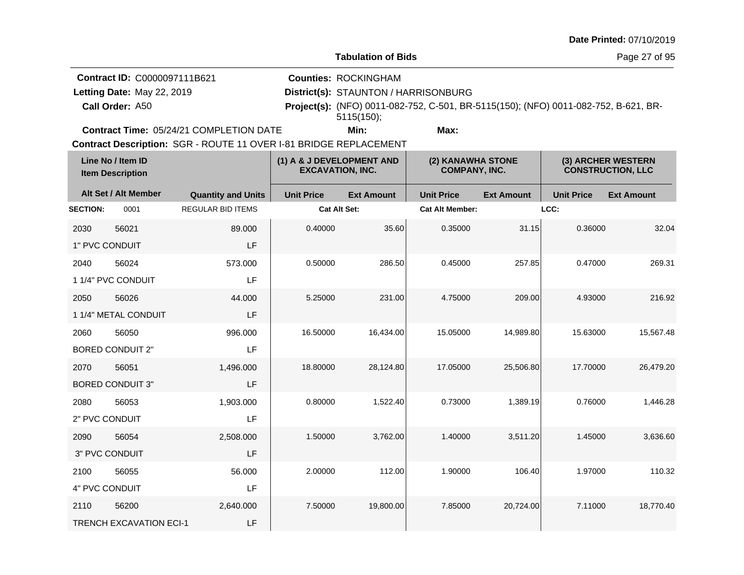**Date Printed:** 07/10/2019

**Tabulation of Bids**

**Contract ID:** C0000097111B621
**Letting Date:** May 22, 2019
**Call Order:** A50
**Contract Time:** 05/24/21 COMPLETION DATE

**Counties:** ROCKINGHAM
**District(s):** STAUNTON / HARRISONBURG
**Project(s):** (NFO) 0011-082-752, C-501, BR-5115(150); (NFO) 0011-082-752, B-621, BR-5115(150);
**Min:** **Max:**

**Contract Description:** SGR - ROUTE 11 OVER I-81 BRIDGE REPLACEMENT

| Line No / Item ID | | | (1) A & J DEVELOPMENT AND EXCAVATION, INC. | | (2) KANAWHA STONE COMPANY, INC. | | (3) ARCHER WESTERN CONSTRUCTION, LLC | |
|---|---|---|---|---|---|---|---|---|
| Item Description / Alt Set / Alt Member | | Quantity and Units | Unit Price | Ext Amount | Unit Price | Ext Amount | Unit Price | Ext Amount |
| **SECTION:** | 0001 | REGULAR BID ITEMS | Cat Alt Set: | | Cat Alt Member: | | LCC: | |
| 2030 | 56021 | 89.000 | 0.40000 | 35.60 | 0.35000 | 31.15 | 0.36000 | 32.04 |
| 1" PVC CONDUIT | | LF | | | | | | |
| 2040 | 56024 | 573.000 | 0.50000 | 286.50 | 0.45000 | 257.85 | 0.47000 | 269.31 |
| 1 1/4" PVC CONDUIT | | LF | | | | | | |
| 2050 | 56026 | 44.000 | 5.25000 | 231.00 | 4.75000 | 209.00 | 4.93000 | 216.92 |
| 1 1/4" METAL CONDUIT | | LF | | | | | | |
| 2060 | 56050 | 996.000 | 16.50000 | 16,434.00 | 15.05000 | 14,989.80 | 15.63000 | 15,567.48 |
| BORED CONDUIT 2" | | LF | | | | | | |
| 2070 | 56051 | 1,496.000 | 18.80000 | 28,124.80 | 17.05000 | 25,506.80 | 17.70000 | 26,479.20 |
| BORED CONDUIT 3" | | LF | | | | | | |
| 2080 | 56053 | 1,903.000 | 0.80000 | 1,522.40 | 0.73000 | 1,389.19 | 0.76000 | 1,446.28 |
| 2" PVC CONDUIT | | LF | | | | | | |
| 2090 | 56054 | 2,508.000 | 1.50000 | 3,762.00 | 1.40000 | 3,511.20 | 1.45000 | 3,636.60 |
| 3" PVC CONDUIT | | LF | | | | | | |
| 2100 | 56055 | 56.000 | 2.00000 | 112.00 | 1.90000 | 106.40 | 1.97000 | 110.32 |
| 4" PVC CONDUIT | | LF | | | | | | |
| 2110 | 56200 | 2,640.000 | 7.50000 | 19,800.00 | 7.85000 | 20,724.00 | 7.11000 | 18,770.40 |
| TRENCH EXCAVATION ECI-1 | | LF | | | | | | |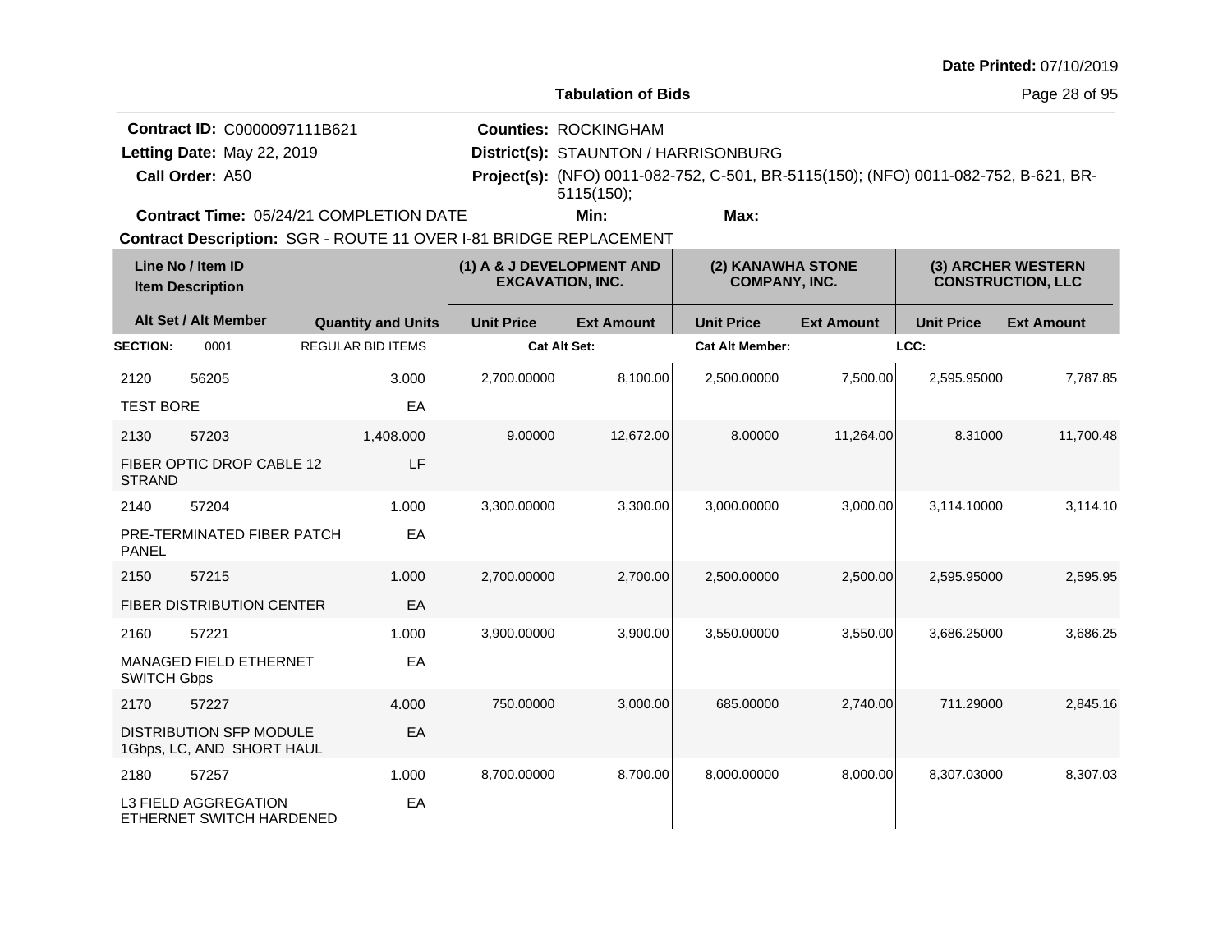Date Printed: 07/10/2019

# Tabulation of Bids

**Contract ID:** C0000097111B621
**Letting Date:** May 22, 2019
**Call Order:** A50
**Counties:** ROCKINGHAM
**District(s):** STAUNTON / HARRISONBURG
**Project(s):** (NFO) 0011-082-752, C-501, BR-5115(150); (NFO) 0011-082-752, B-621, BR-5115(150);
**Contract Time:** 05/24/21 COMPLETION DATE
**Min:**
**Max:**
**Contract Description:** SGR - ROUTE 11 OVER I-81 BRIDGE REPLACEMENT

| Line No / Item ID | Item Description | Quantity and Units | (1) A & J DEVELOPMENT AND EXCAVATION, INC. Unit Price | Ext Amount | (2) KANAWHA STONE COMPANY, INC. Unit Price | Ext Amount | (3) ARCHER WESTERN CONSTRUCTION, LLC Unit Price | Ext Amount |
|---|---|---|---|---|---|---|---|---|
| **SECTION:** 0001 | REGULAR BID ITEMS | | Cat Alt Set: | | Cat Alt Member: | | LCC: | |
| 2120 56205 | TEST BORE | 3.000 EA | 2,700.00000 | 8,100.00 | 2,500.00000 | 7,500.00 | 2,595.95000 | 7,787.85 |
| 2130 57203 | FIBER OPTIC DROP CABLE 12 STRAND | 1,408.000 LF | 9.00000 | 12,672.00 | 8.00000 | 11,264.00 | 8.31000 | 11,700.48 |
| 2140 57204 | PRE-TERMINATED FIBER PATCH PANEL | 1.000 EA | 3,300.00000 | 3,300.00 | 3,000.00000 | 3,000.00 | 3,114.10000 | 3,114.10 |
| 2150 57215 | FIBER DISTRIBUTION CENTER | 1.000 EA | 2,700.00000 | 2,700.00 | 2,500.00000 | 2,500.00 | 2,595.95000 | 2,595.95 |
| 2160 57221 | MANAGED FIELD ETHERNET SWITCH Gbps | 1.000 EA | 3,900.00000 | 3,900.00 | 3,550.00000 | 3,550.00 | 3,686.25000 | 3,686.25 |
| 2170 57227 | DISTRIBUTION SFP MODULE 1Gbps, LC, AND SHORT HAUL | 4.000 EA | 750.00000 | 3,000.00 | 685.00000 | 2,740.00 | 711.29000 | 2,845.16 |
| 2180 57257 | L3 FIELD AGGREGATION ETHERNET SWITCH HARDENED | 1.000 EA | 8,700.00000 | 8,700.00 | 8,000.00000 | 8,000.00 | 8,307.03000 | 8,307.03 |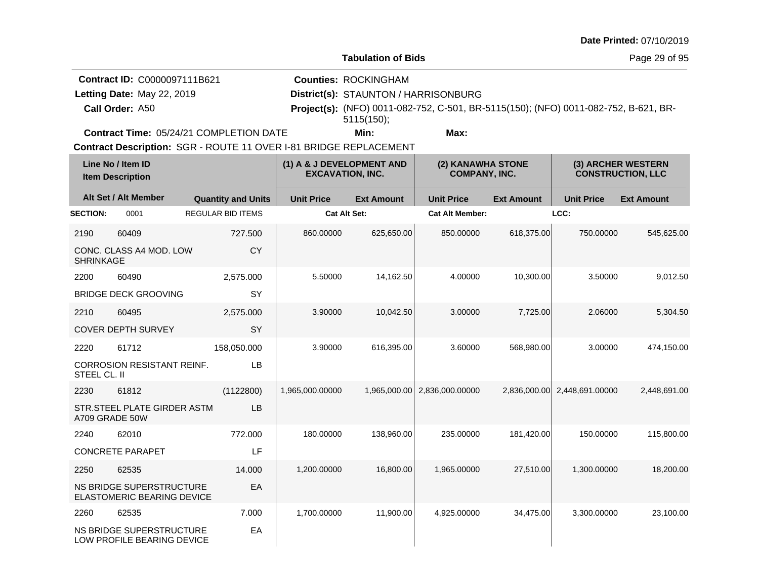**Date Printed:** 07/10/2019

**Tabulation of Bids**

**Contract ID:** C0000097111B621
**Letting Date:** May 22, 2019
**Call Order:** A50
**Contract Time:** 05/24/21 COMPLETION DATE

**Counties:** ROCKINGHAM
**District(s):** STAUNTON / HARRISONBURG
**Project(s):** (NFO) 0011-082-752, C-501, BR-5115(150); (NFO) 0011-082-752, B-621, BR-5115(150);
**Min:**
**Max:**

**Contract Description:** SGR - ROUTE 11 OVER I-81 BRIDGE REPLACEMENT

| Line No / Item ID | Item Description / Alt Set / Alt Member | Quantity and Units | (1) A & J DEVELOPMENT AND EXCAVATION, INC. Unit Price | (1) Ext Amount | (2) KANAWHA STONE COMPANY, INC. Unit Price | (2) Ext Amount | (3) ARCHER WESTERN CONSTRUCTION, LLC Unit Price | (3) Ext Amount |
|---|---|---|---|---|---|---|---|---|
| **SECTION:** 0001 | REGULAR BID ITEMS | | Cat Alt Set: | | Cat Alt Member: | | LCC: | |
| 2190 60409 | CONC. CLASS A4 MOD. LOW SHRINKAGE | 727.500 CY | 860.00000 | 625,650.00 | 850.00000 | 618,375.00 | 750.00000 | 545,625.00 |
| 2200 60490 | BRIDGE DECK GROOVING | 2,575.000 SY | 5.50000 | 14,162.50 | 4.00000 | 10,300.00 | 3.50000 | 9,012.50 |
| 2210 60495 | COVER DEPTH SURVEY | 2,575.000 SY | 3.90000 | 10,042.50 | 3.00000 | 7,725.00 | 2.06000 | 5,304.50 |
| 2220 61712 | CORROSION RESISTANT REINF. STEEL CL. II | 158,050.000 LB | 3.90000 | 616,395.00 | 3.60000 | 568,980.00 | 3.00000 | 474,150.00 |
| 2230 61812 | STR.STEEL PLATE GIRDER ASTM A709 GRADE 50W | (1122800) LB | 1,965,000.00000 | 1,965,000.00 | 2,836,000.00000 | 2,836,000.00 | 2,448,691.00000 | 2,448,691.00 |
| 2240 62010 | CONCRETE PARAPET | 772.000 LF | 180.00000 | 138,960.00 | 235.00000 | 181,420.00 | 150.00000 | 115,800.00 |
| 2250 62535 | NS BRIDGE SUPERSTRUCTURE ELASTOMERIC BEARING DEVICE | 14.000 EA | 1,200.00000 | 16,800.00 | 1,965.00000 | 27,510.00 | 1,300.00000 | 18,200.00 |
| 2260 62535 | NS BRIDGE SUPERSTRUCTURE LOW PROFILE BEARING DEVICE | 7.000 EA | 1,700.00000 | 11,900.00 | 4,925.00000 | 34,475.00 | 3,300.00000 | 23,100.00 |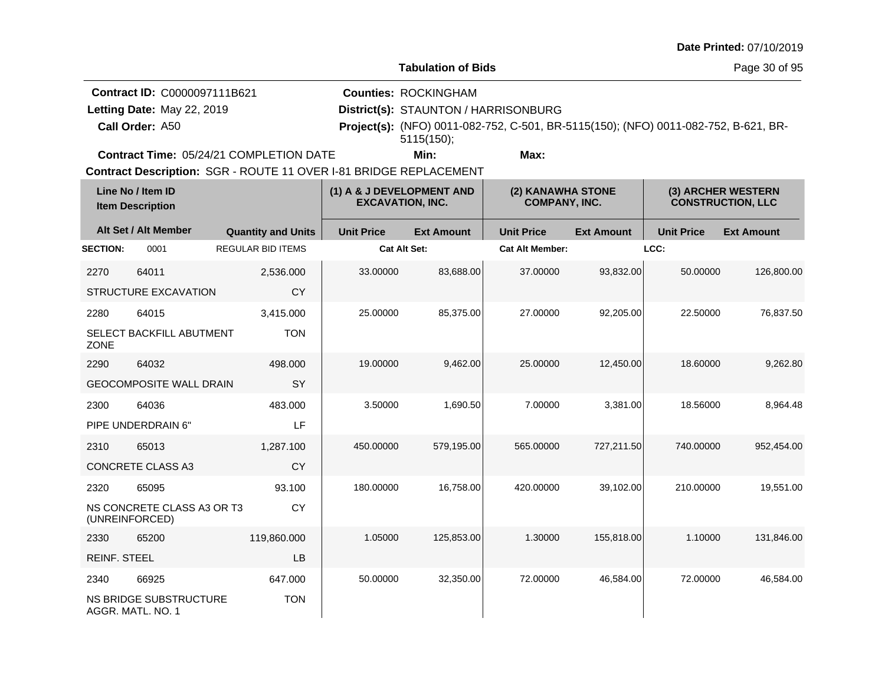Date Printed: 07/10/2019

**Tabulation of Bids**

**Contract ID:** C0000097111B621
**Letting Date:** May 22, 2019
**Call Order:** A50
**Contract Time:** 05/24/21 COMPLETION DATE

**Counties:** ROCKINGHAM
**District(s):** STAUNTON / HARRISONBURG
**Project(s):** (NFO) 0011-082-752, C-501, BR-5115(150); (NFO) 0011-082-752, B-621, BR-5115(150);
**Min:** **Max:**

**Contract Description:** SGR - ROUTE 11 OVER I-81 BRIDGE REPLACEMENT

| Line No / Item ID / Item Description | | Quantity and Units | (1) A & J DEVELOPMENT AND EXCAVATION, INC. Unit Price | Ext Amount | (2) KANAWHA STONE COMPANY, INC. Unit Price | Ext Amount | (3) ARCHER WESTERN CONSTRUCTION, LLC Unit Price | Ext Amount |
|---|---|---|---|---|---|---|---|---|
| **SECTION:** 0001 | REGULAR BID ITEMS | | Cat Alt Set: | | Cat Alt Member: | | LCC: | |
| 2270 | 64011 STRUCTURE EXCAVATION | 2,536.000 CY | 33.00000 | 83,688.00 | 37.00000 | 93,832.00 | 50.00000 | 126,800.00 |
| 2280 | 64015 SELECT BACKFILL ABUTMENT ZONE | 3,415.000 TON | 25.00000 | 85,375.00 | 27.00000 | 92,205.00 | 22.50000 | 76,837.50 |
| 2290 | 64032 GEOCOMPOSITE WALL DRAIN | 498.000 SY | 19.00000 | 9,462.00 | 25.00000 | 12,450.00 | 18.60000 | 9,262.80 |
| 2300 | 64036 PIPE UNDERDRAIN 6" | 483.000 LF | 3.50000 | 1,690.50 | 7.00000 | 3,381.00 | 18.56000 | 8,964.48 |
| 2310 | 65013 CONCRETE CLASS A3 | 1,287.100 CY | 450.00000 | 579,195.00 | 565.00000 | 727,211.50 | 740.00000 | 952,454.00 |
| 2320 | 65095 NS CONCRETE CLASS A3 OR T3 (UNREINFORCED) | 93.100 CY | 180.00000 | 16,758.00 | 420.00000 | 39,102.00 | 210.00000 | 19,551.00 |
| 2330 | 65200 REINF. STEEL | 119,860.000 LB | 1.05000 | 125,853.00 | 1.30000 | 155,818.00 | 1.10000 | 131,846.00 |
| 2340 | 66925 NS BRIDGE SUBSTRUCTURE AGGR. MATL. NO. 1 | 647.000 TON | 50.00000 | 32,350.00 | 72.00000 | 46,584.00 | 72.00000 | 46,584.00 |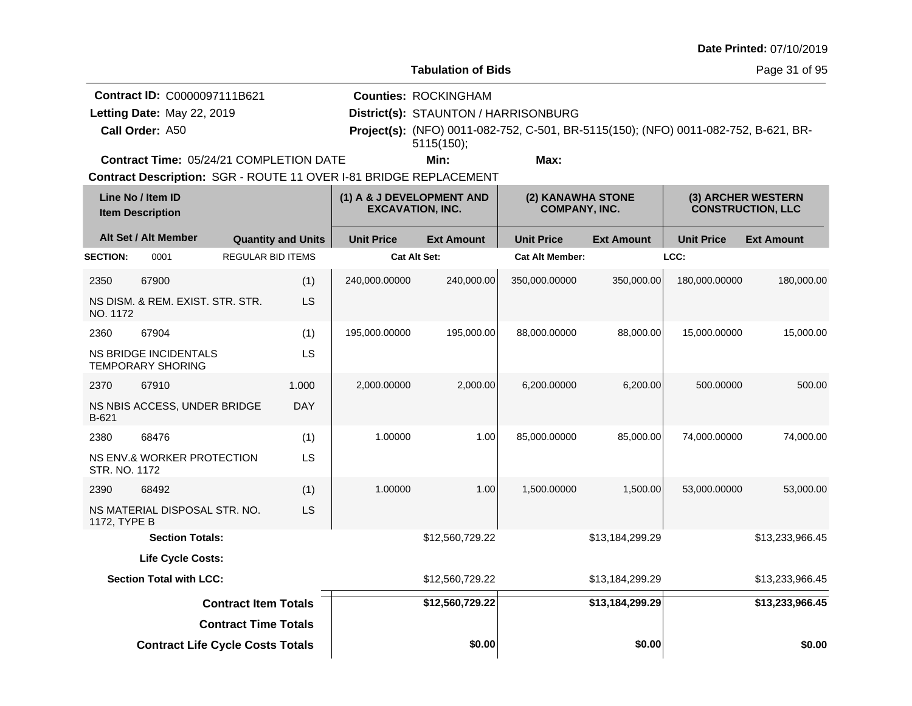Date Printed: 07/10/2019

**Tabulation of Bids**

**Contract ID:** C0000097111B621
**Letting Date:** May 22, 2019
**Call Order:** A50
**Contract Time:** 05/24/21 COMPLETION DATE

**Counties:** ROCKINGHAM
**District(s):** STAUNTON / HARRISONBURG
**Project(s):** (NFO) 0011-082-752, C-501, BR-5115(150); (NFO) 0011-082-752, B-621, BR-5115(150);
**Min:**
**Max:**

**Contract Description:** SGR - ROUTE 11 OVER I-81 BRIDGE REPLACEMENT

| Line No / Item ID / Item Description | Alt Set / Alt Member | Quantity and Units | (1) A & J DEVELOPMENT AND EXCAVATION, INC. Unit Price | (1) Ext Amount | (2) KANAWHA STONE COMPANY, INC. Unit Price | (2) Ext Amount | (3) ARCHER WESTERN CONSTRUCTION, LLC Unit Price | (3) Ext Amount |
|---|---|---|---|---|---|---|---|---|
| **SECTION:** 0001 | REGULAR BID ITEMS | | Cat Alt Set: | | Cat Alt Member: | | LCC: | |
| 2350 67900 NS DISM. & REM. EXIST. STR. STR. NO. 1172 | | (1) LS | 240,000.00000 | 240,000.00 | 350,000.00000 | 350,000.00 | 180,000.00000 | 180,000.00 |
| 2360 67904 NS BRIDGE INCIDENTALS TEMPORARY SHORING | | (1) LS | 195,000.00000 | 195,000.00 | 88,000.00000 | 88,000.00 | 15,000.00000 | 15,000.00 |
| 2370 67910 NS NBIS ACCESS, UNDER BRIDGE B-621 | | 1.000 DAY | 2,000.00000 | 2,000.00 | 6,200.00000 | 6,200.00 | 500.00000 | 500.00 |
| 2380 68476 NS ENV.& WORKER PROTECTION STR. NO. 1172 | | (1) LS | 1.00000 | 1.00 | 85,000.00000 | 85,000.00 | 74,000.00000 | 74,000.00 |
| 2390 68492 NS MATERIAL DISPOSAL STR. NO. 1172, TYPE B | | (1) LS | 1.00000 | 1.00 | 1,500.00000 | 1,500.00 | 53,000.00000 | 53,000.00 |
| **Section Totals:** | | | | $12,560,729.22 | | $13,184,299.29 | | $13,233,966.45 |
| **Life Cycle Costs:** | | | | | | | | |
| **Section Total with LCC:** | | | | $12,560,729.22 | | $13,184,299.29 | | $13,233,966.45 |
| **Contract Item Totals** | | | | **$12,560,729.22** | | **$13,184,299.29** | | **$13,233,966.45** |
| **Contract Time Totals** | | | | | | | | |
| **Contract Life Cycle Costs Totals** | | | | **$0.00** | | **$0.00** | | **$0.00** |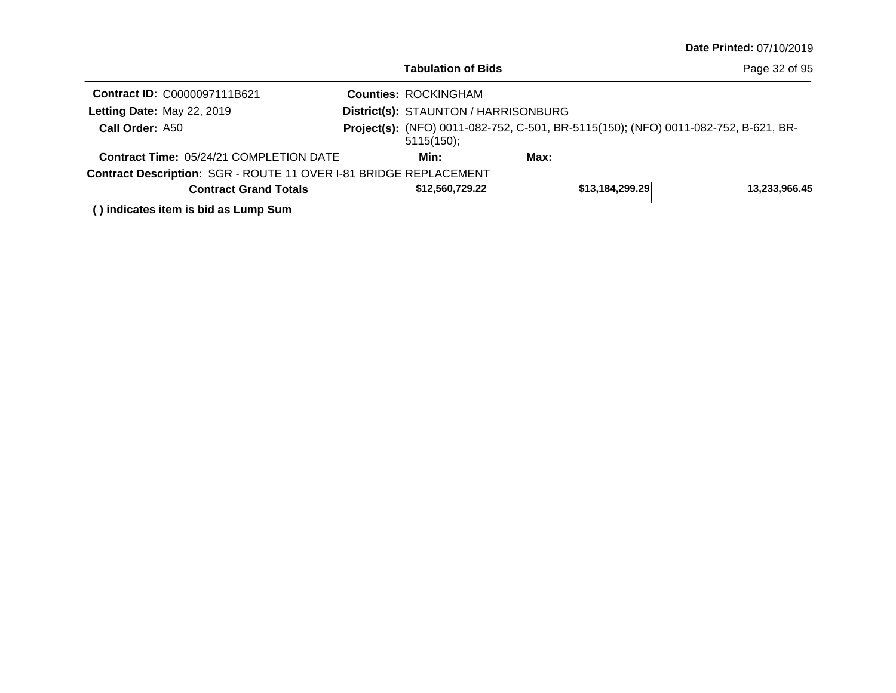**Date Printed:** 07/10/2019

**Tabulation of Bids**

**Contract ID:** C0000097111B621

**Counties:** ROCKINGHAM

**Letting Date:** May 22, 2019

**District(s):** STAUNTON / HARRISONBURG

**Call Order:** A50

**Project(s):** (NFO) 0011-082-752, C-501, BR-5115(150); (NFO) 0011-082-752, B-621, BR-5115(150);

**Contract Time:** 05/24/21 COMPLETION DATE

**Min:**

**Max:**

**Contract Description:** SGR - ROUTE 11 OVER I-81 BRIDGE REPLACEMENT

| Contract Grand Totals | $12,560,729.22 | $13,184,299.29 | 13,233,966.45 |
|---|---|---|---|

**( ) indicates item is bid as Lump Sum**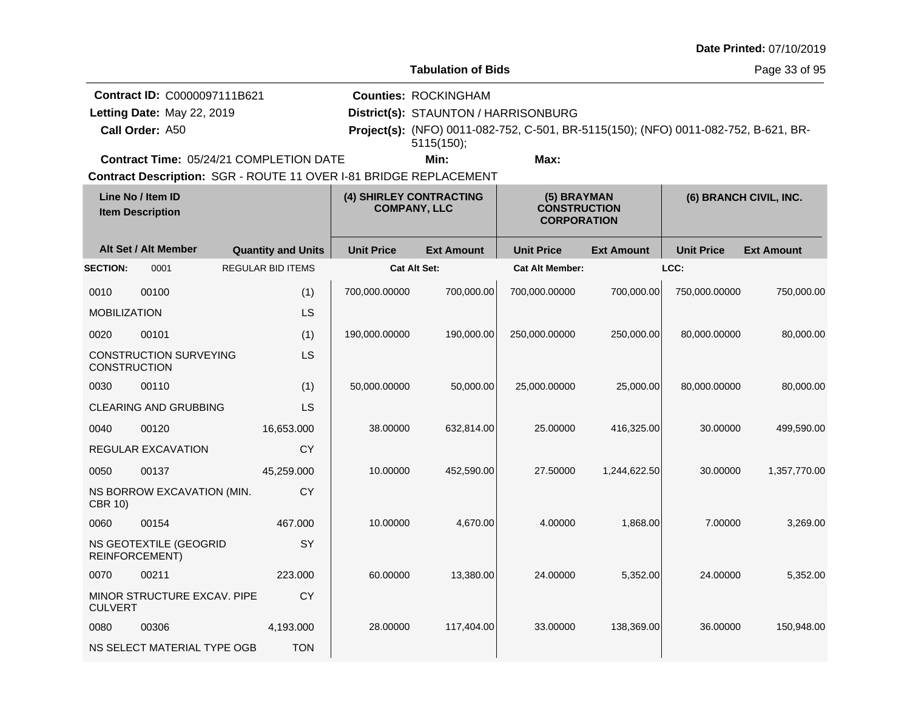**Date Printed:** 07/10/2019

**Tabulation of Bids**

**Contract ID:** C0000097111B621
**Letting Date:** May 22, 2019
**Call Order:** A50

**Counties:** ROCKINGHAM
**District(s):** STAUNTON / HARRISONBURG
**Project(s):** (NFO) 0011-082-752, C-501, BR-5115(150); (NFO) 0011-082-752, B-621, BR-5115(150);

**Contract Time:** 05/24/21 COMPLETION DATE  **Min:**  **Max:**

**Contract Description:** SGR - ROUTE 11 OVER I-81 BRIDGE REPLACEMENT

| Line No / Item ID / Item Description | | | (4) SHIRLEY CONTRACTING COMPANY, LLC | | (5) BRAYMAN CONSTRUCTION CORPORATION | | (6) BRANCH CIVIL, INC. | |
|---|---|---|---|---|---|---|---|---|
| Alt Set / Alt Member | | Quantity and Units | Unit Price | Ext Amount | Unit Price | Ext Amount | Unit Price | Ext Amount |
| **SECTION:** | 0001 | REGULAR BID ITEMS | **Cat Alt Set:** | | **Cat Alt Member:** | | **LCC:** | |
| 0010 | 00100 | (1) | 700,000.00000 | 700,000.00 | 700,000.00000 | 700,000.00 | 750,000.00000 | 750,000.00 |
| MOBILIZATION | | LS | | | | | | |
| 0020 | 00101 | (1) | 190,000.00000 | 190,000.00 | 250,000.00000 | 250,000.00 | 80,000.00000 | 80,000.00 |
| CONSTRUCTION SURVEYING CONSTRUCTION | | LS | | | | | | |
| 0030 | 00110 | (1) | 50,000.00000 | 50,000.00 | 25,000.00000 | 25,000.00 | 80,000.00000 | 80,000.00 |
| CLEARING AND GRUBBING | | LS | | | | | | |
| 0040 | 00120 | 16,653.000 | 38.00000 | 632,814.00 | 25.00000 | 416,325.00 | 30.00000 | 499,590.00 |
| REGULAR EXCAVATION | | CY | | | | | | |
| 0050 | 00137 | 45,259.000 | 10.00000 | 452,590.00 | 27.50000 | 1,244,622.50 | 30.00000 | 1,357,770.00 |
| NS BORROW EXCAVATION (MIN. CBR 10) | | CY | | | | | | |
| 0060 | 00154 | 467.000 | 10.00000 | 4,670.00 | 4.00000 | 1,868.00 | 7.00000 | 3,269.00 |
| NS GEOTEXTILE (GEOGRID REINFORCEMENT) | | SY | | | | | | |
| 0070 | 00211 | 223.000 | 60.00000 | 13,380.00 | 24.00000 | 5,352.00 | 24.00000 | 5,352.00 |
| MINOR STRUCTURE EXCAV. PIPE CULVERT | | CY | | | | | | |
| 0080 | 00306 | 4,193.000 | 28.00000 | 117,404.00 | 33.00000 | 138,369.00 | 36.00000 | 150,948.00 |
| NS SELECT MATERIAL TYPE OGB | | TON | | | | | | |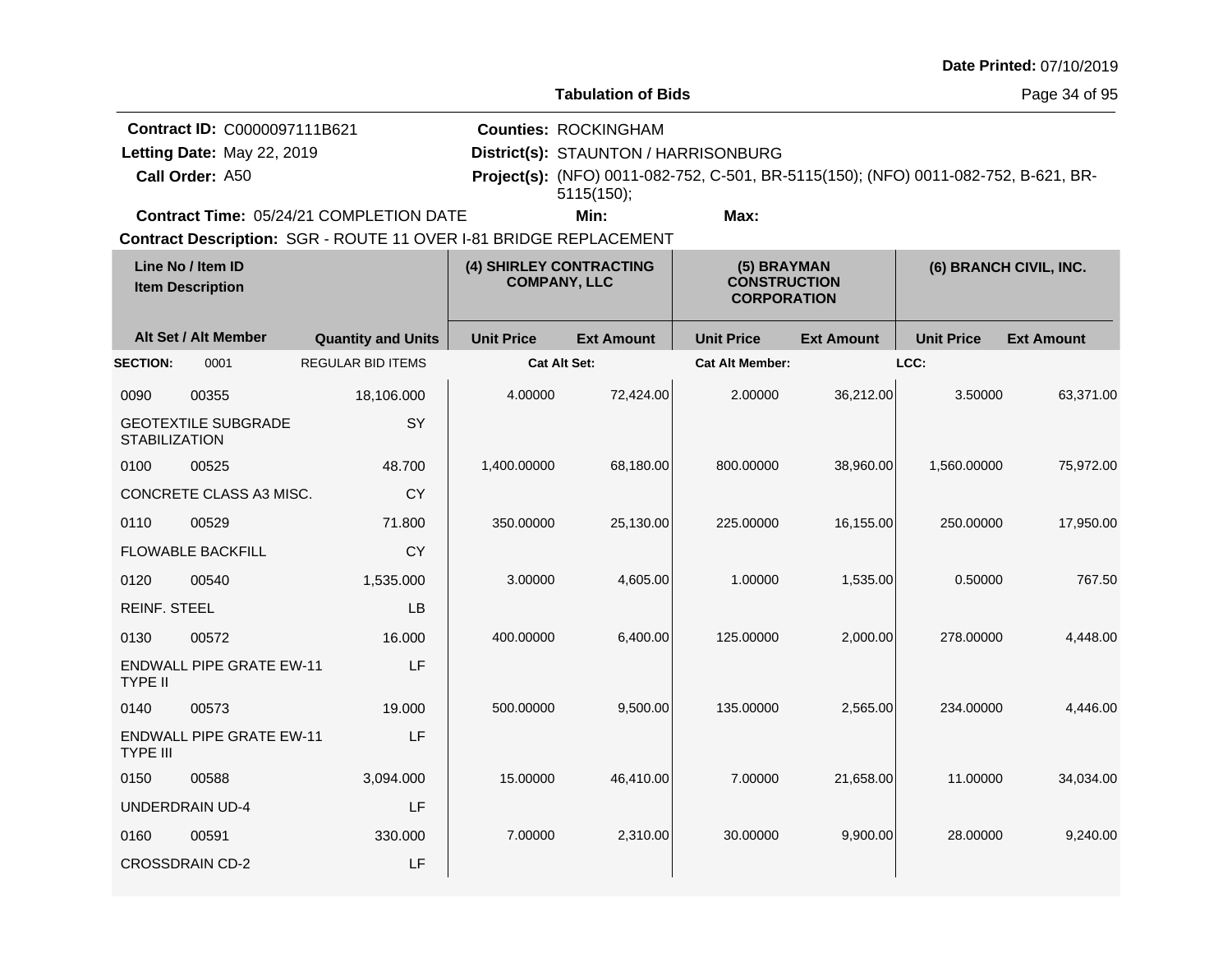Date Printed: 07/10/2019

**Tabulation of Bids**

**Contract ID:** C0000097111B621
**Letting Date:** May 22, 2019
**Call Order:** A50
**Counties:** ROCKINGHAM
**District(s):** STAUNTON / HARRISONBURG
**Project(s):** (NFO) 0011-082-752, C-501, BR-5115(150); (NFO) 0011-082-752, B-621, BR-5115(150);
**Contract Time:** 05/24/21 COMPLETION DATE
**Min:**
**Max:**
**Contract Description:** SGR - ROUTE 11 OVER I-81 BRIDGE REPLACEMENT

| Line No / Item ID | | Item Description / Quantity and Units | | (4) SHIRLEY CONTRACTING COMPANY, LLC | | (5) BRAYMAN CONSTRUCTION CORPORATION | | (6) BRANCH CIVIL, INC. | |
|---|---|---|---|---|---|---|---|---|---|
| Alt Set / Alt Member | | | Quantity and Units | Unit Price | Ext Amount | Unit Price | Ext Amount | Unit Price | Ext Amount |
| **SECTION:** | 0001 | REGULAR BID ITEMS | | **Cat Alt Set:** | | **Cat Alt Member:** | | **LCC:** | |
| 0090 | 00355 | GEOTEXTILE SUBGRADE STABILIZATION | 18,106.000 SY | 4.00000 | 72,424.00 | 2.00000 | 36,212.00 | 3.50000 | 63,371.00 |
| 0100 | 00525 | CONCRETE CLASS A3 MISC. | 48.700 CY | 1,400.00000 | 68,180.00 | 800.00000 | 38,960.00 | 1,560.00000 | 75,972.00 |
| 0110 | 00529 | FLOWABLE BACKFILL | 71.800 CY | 350.00000 | 25,130.00 | 225.00000 | 16,155.00 | 250.00000 | 17,950.00 |
| 0120 | 00540 | REINF. STEEL | 1,535.000 LB | 3.00000 | 4,605.00 | 1.00000 | 1,535.00 | 0.50000 | 767.50 |
| 0130 | 00572 | ENDWALL PIPE GRATE EW-11 TYPE II | 16.000 LF | 400.00000 | 6,400.00 | 125.00000 | 2,000.00 | 278.00000 | 4,448.00 |
| 0140 | 00573 | ENDWALL PIPE GRATE EW-11 TYPE III | 19.000 LF | 500.00000 | 9,500.00 | 135.00000 | 2,565.00 | 234.00000 | 4,446.00 |
| 0150 | 00588 | UNDERDRAIN UD-4 | 3,094.000 LF | 15.00000 | 46,410.00 | 7.00000 | 21,658.00 | 11.00000 | 34,034.00 |
| 0160 | 00591 | CROSSDRAIN CD-2 | 330.000 LF | 7.00000 | 2,310.00 | 30.00000 | 9,900.00 | 28.00000 | 9,240.00 |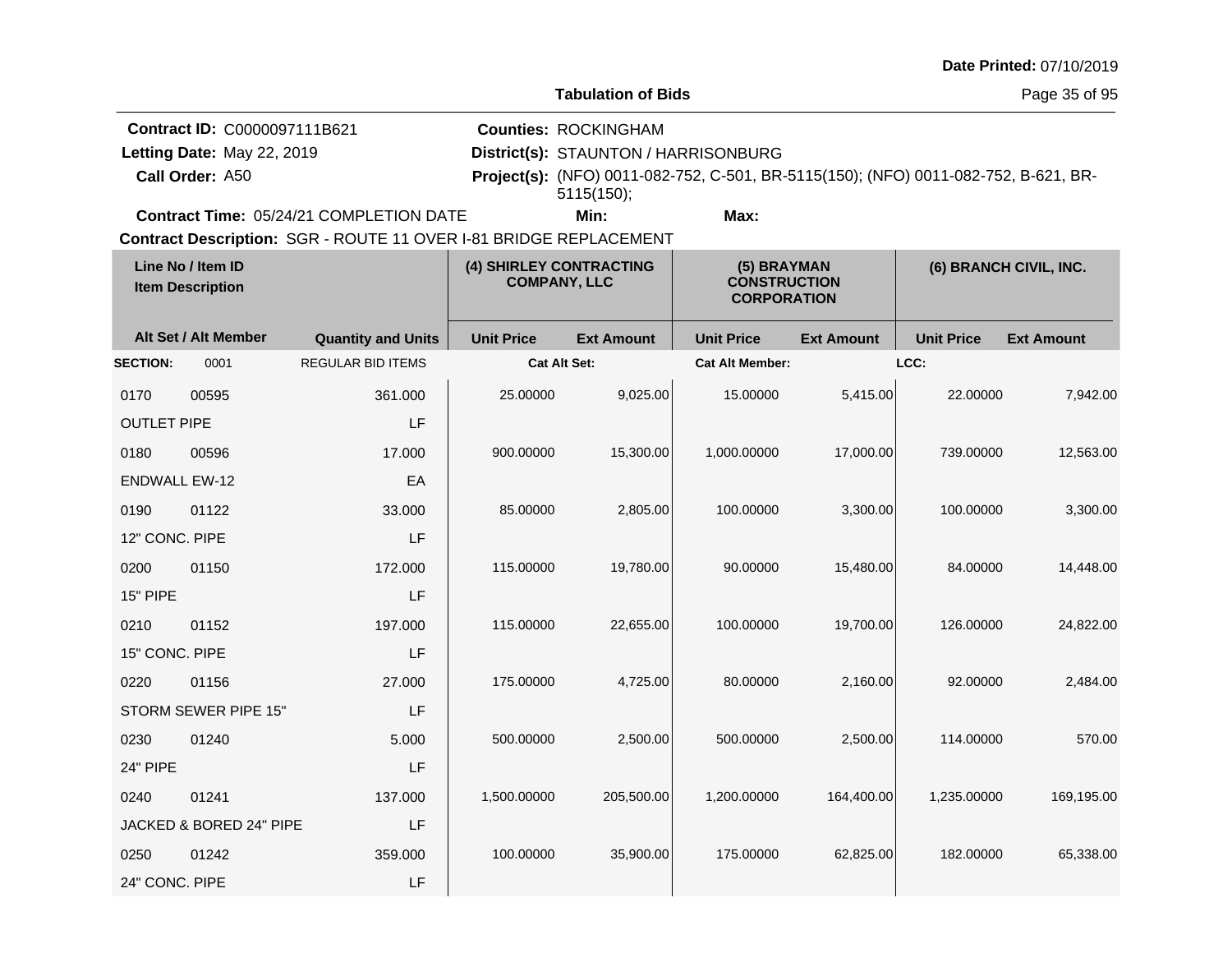**Date Printed:** 07/10/2019

**Tabulation of Bids**

**Contract ID:** C0000097111B621
**Letting Date:** May 22, 2019
**Call Order:** A50
**Contract Time:** 05/24/21 COMPLETION DATE

**Counties:** ROCKINGHAM
**District(s):** STAUNTON / HARRISONBURG
**Project(s):** (NFO) 0011-082-752, C-501, BR-5115(150); (NFO) 0011-082-752, B-621, BR-5115(150);
**Min:** **Max:**

**Contract Description:** SGR - ROUTE 11 OVER I-81 BRIDGE REPLACEMENT

| Line No / Item ID | | | (4) SHIRLEY CONTRACTING COMPANY, LLC | | (5) BRAYMAN CONSTRUCTION CORPORATION | | (6) BRANCH CIVIL, INC. | |
|---|---|---|---|---|---|---|---|---|
| Item Description / Alt Set / Alt Member | | Quantity and Units | Unit Price | Ext Amount | Unit Price | Ext Amount | Unit Price | Ext Amount |
| **SECTION:** | 0001 | REGULAR BID ITEMS | Cat Alt Set: | | Cat Alt Member: | | LCC: | |
| 0170 | 00595 | 361.000 | 25.00000 | 9,025.00 | 15.00000 | 5,415.00 | 22.00000 | 7,942.00 |
| OUTLET PIPE | | LF | | | | | | |
| 0180 | 00596 | 17.000 | 900.00000 | 15,300.00 | 1,000.00000 | 17,000.00 | 739.00000 | 12,563.00 |
| ENDWALL EW-12 | | EA | | | | | | |
| 0190 | 01122 | 33.000 | 85.00000 | 2,805.00 | 100.00000 | 3,300.00 | 100.00000 | 3,300.00 |
| 12" CONC. PIPE | | LF | | | | | | |
| 0200 | 01150 | 172.000 | 115.00000 | 19,780.00 | 90.00000 | 15,480.00 | 84.00000 | 14,448.00 |
| 15" PIPE | | LF | | | | | | |
| 0210 | 01152 | 197.000 | 115.00000 | 22,655.00 | 100.00000 | 19,700.00 | 126.00000 | 24,822.00 |
| 15" CONC. PIPE | | LF | | | | | | |
| 0220 | 01156 | 27.000 | 175.00000 | 4,725.00 | 80.00000 | 2,160.00 | 92.00000 | 2,484.00 |
| STORM SEWER PIPE 15" | | LF | | | | | | |
| 0230 | 01240 | 5.000 | 500.00000 | 2,500.00 | 500.00000 | 2,500.00 | 114.00000 | 570.00 |
| 24" PIPE | | LF | | | | | | |
| 0240 | 01241 | 137.000 | 1,500.00000 | 205,500.00 | 1,200.00000 | 164,400.00 | 1,235.00000 | 169,195.00 |
| JACKED & BORED 24" PIPE | | LF | | | | | | |
| 0250 | 01242 | 359.000 | 100.00000 | 35,900.00 | 175.00000 | 62,825.00 | 182.00000 | 65,338.00 |
| 24" CONC. PIPE | | LF | | | | | | |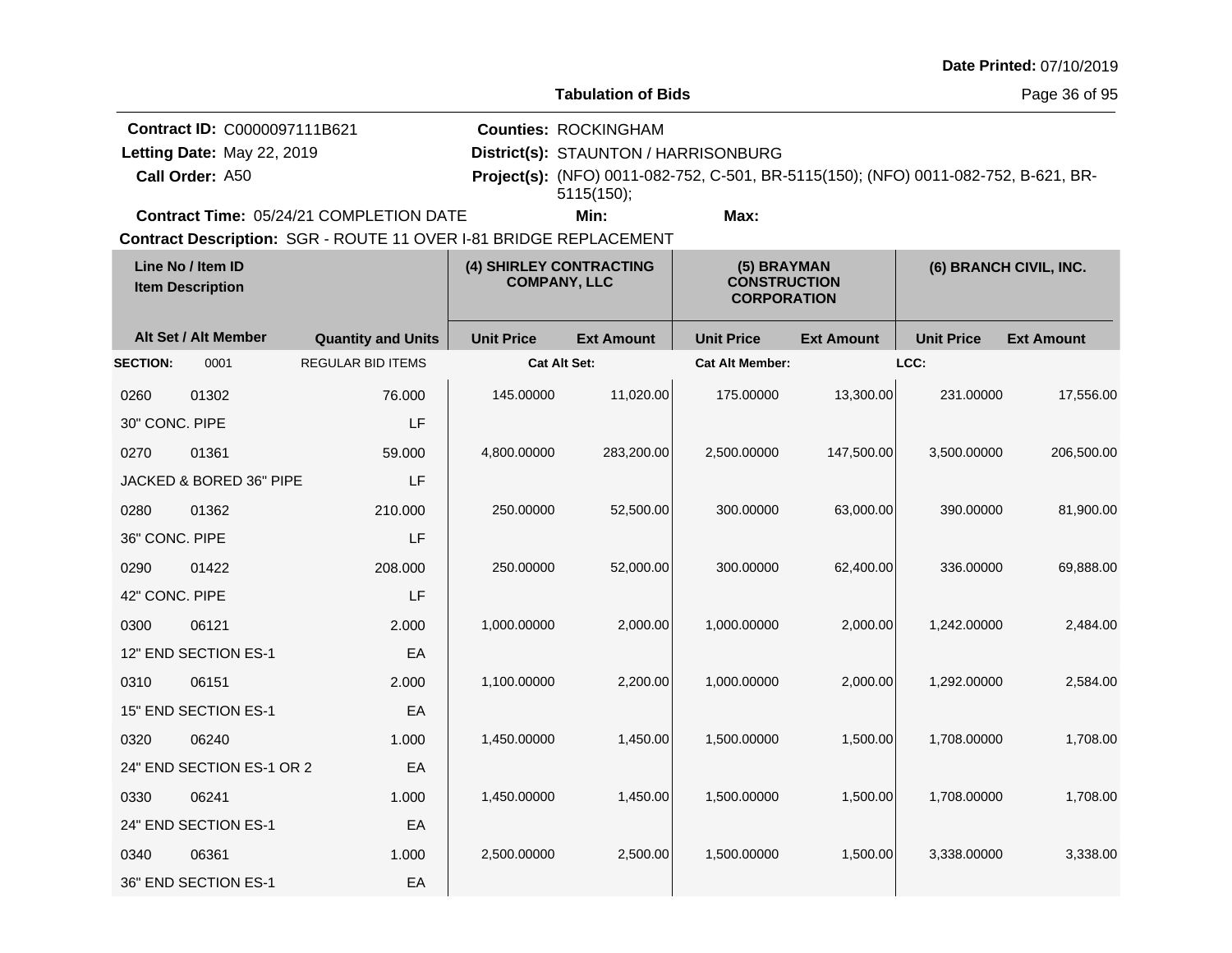Date Printed: 07/10/2019

**Tabulation of Bids**

**Contract ID:** C0000097111B621
**Letting Date:** May 22, 2019
**Call Order:** A50
**Contract Time:** 05/24/21 COMPLETION DATE

**Counties:** ROCKINGHAM
**District(s):** STAUNTON / HARRISONBURG
**Project(s):** (NFO) 0011-082-752, C-501, BR-5115(150); (NFO) 0011-082-752, B-621, BR-5115(150);
**Min:** **Max:**

**Contract Description:** SGR - ROUTE 11 OVER I-81 BRIDGE REPLACEMENT

| Line No / Item ID / Item Description | Alt Set / Alt Member | Quantity and Units | (4) SHIRLEY CONTRACTING COMPANY, LLC Unit Price | (4) SHIRLEY CONTRACTING COMPANY, LLC Ext Amount | (5) BRAYMAN CONSTRUCTION CORPORATION Unit Price | (5) BRAYMAN CONSTRUCTION CORPORATION Ext Amount | (6) BRANCH CIVIL, INC. Unit Price | (6) BRANCH CIVIL, INC. Ext Amount |
|---|---|---|---|---|---|---|---|---|
| **SECTION:** 0001 | | REGULAR BID ITEMS | Cat Alt Set: | | Cat Alt Member: | | LCC: | |
| 0260 01302 30" CONC. PIPE | | 76.000 LF | 145.00000 | 11,020.00 | 175.00000 | 13,300.00 | 231.00000 | 17,556.00 |
| 0270 01361 JACKED & BORED 36" PIPE | | 59.000 LF | 4,800.00000 | 283,200.00 | 2,500.00000 | 147,500.00 | 3,500.00000 | 206,500.00 |
| 0280 01362 36" CONC. PIPE | | 210.000 LF | 250.00000 | 52,500.00 | 300.00000 | 63,000.00 | 390.00000 | 81,900.00 |
| 0290 01422 42" CONC. PIPE | | 208.000 LF | 250.00000 | 52,000.00 | 300.00000 | 62,400.00 | 336.00000 | 69,888.00 |
| 0300 06121 12" END SECTION ES-1 | | 2.000 EA | 1,000.00000 | 2,000.00 | 1,000.00000 | 2,000.00 | 1,242.00000 | 2,484.00 |
| 0310 06151 15" END SECTION ES-1 | | 2.000 EA | 1,100.00000 | 2,200.00 | 1,000.00000 | 2,000.00 | 1,292.00000 | 2,584.00 |
| 0320 06240 24" END SECTION ES-1 OR 2 | | 1.000 EA | 1,450.00000 | 1,450.00 | 1,500.00000 | 1,500.00 | 1,708.00000 | 1,708.00 |
| 0330 06241 24" END SECTION ES-1 | | 1.000 EA | 1,450.00000 | 1,450.00 | 1,500.00000 | 1,500.00 | 1,708.00000 | 1,708.00 |
| 0340 06361 36" END SECTION ES-1 | | 1.000 EA | 2,500.00000 | 2,500.00 | 1,500.00000 | 1,500.00 | 3,338.00000 | 3,338.00 |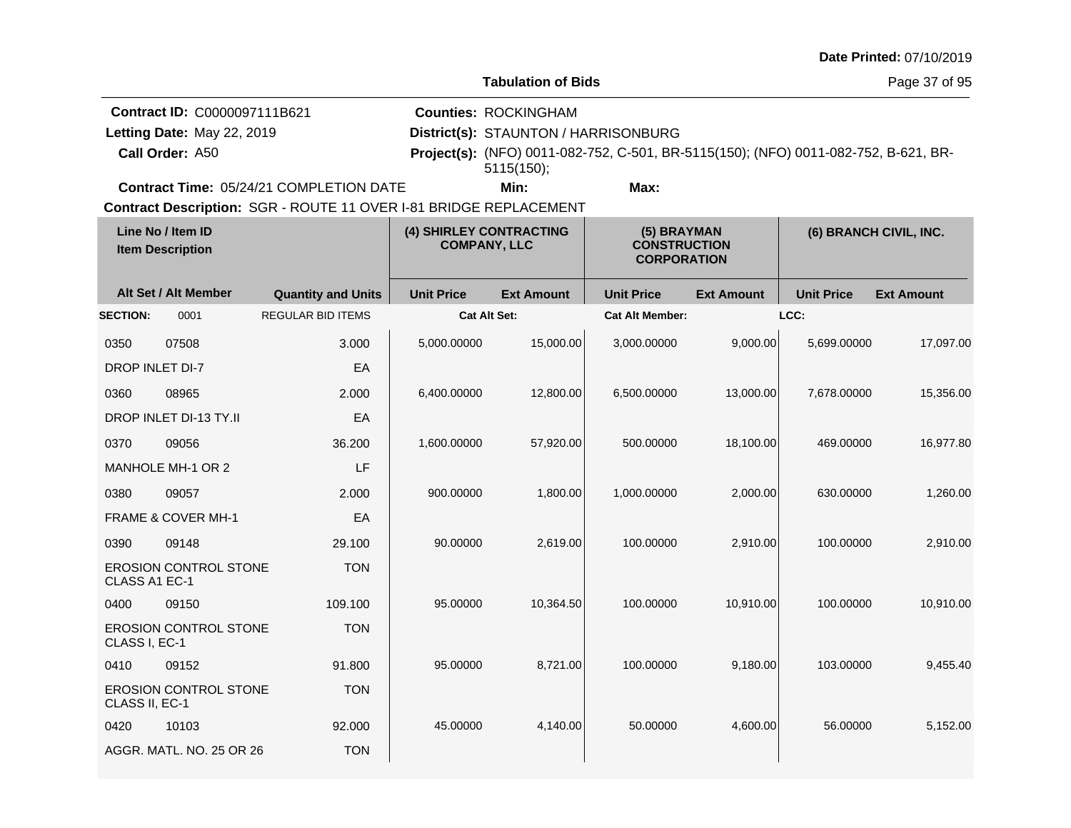Date Printed: 07/10/2019

**Tabulation of Bids**

**Contract ID:** C0000097111B621
**Letting Date:** May 22, 2019
**Call Order:** A50
**Counties:** ROCKINGHAM
**District(s):** STAUNTON / HARRISONBURG
**Project(s):** (NFO) 0011-082-752, C-501, BR-5115(150); (NFO) 0011-082-752, B-621, BR-5115(150);
**Contract Time:** 05/24/21 COMPLETION DATE
**Min:**
**Max:**
**Contract Description:** SGR - ROUTE 11 OVER I-81 BRIDGE REPLACEMENT

| Line No / Item ID | Item Description / Alt Set / Alt Member | Quantity and Units | (4) SHIRLEY CONTRACTING COMPANY, LLC Unit Price | (4) Ext Amount | (5) BRAYMAN CONSTRUCTION CORPORATION Unit Price | (5) Ext Amount | (6) BRANCH CIVIL, INC. Unit Price | (6) Ext Amount |
|---|---|---|---|---|---|---|---|---|
| SECTION: 0001 | REGULAR BID ITEMS | | Cat Alt Set: | | Cat Alt Member: | | LCC: | |
| 0350 07508 | DROP INLET DI-7 | 3.000 EA | 5,000.00000 | 15,000.00 | 3,000.00000 | 9,000.00 | 5,699.00000 | 17,097.00 |
| 0360 08965 | DROP INLET DI-13 TY.II | 2.000 EA | 6,400.00000 | 12,800.00 | 6,500.00000 | 13,000.00 | 7,678.00000 | 15,356.00 |
| 0370 09056 | MANHOLE MH-1 OR 2 | 36.200 LF | 1,600.00000 | 57,920.00 | 500.00000 | 18,100.00 | 469.00000 | 16,977.80 |
| 0380 09057 | FRAME & COVER MH-1 | 2.000 EA | 900.00000 | 1,800.00 | 1,000.00000 | 2,000.00 | 630.00000 | 1,260.00 |
| 0390 09148 | EROSION CONTROL STONE CLASS A1 EC-1 | 29.100 TON | 90.00000 | 2,619.00 | 100.00000 | 2,910.00 | 100.00000 | 2,910.00 |
| 0400 09150 | EROSION CONTROL STONE CLASS I, EC-1 | 109.100 TON | 95.00000 | 10,364.50 | 100.00000 | 10,910.00 | 100.00000 | 10,910.00 |
| 0410 09152 | EROSION CONTROL STONE CLASS II, EC-1 | 91.800 TON | 95.00000 | 8,721.00 | 100.00000 | 9,180.00 | 103.00000 | 9,455.40 |
| 0420 10103 | AGGR. MATL. NO. 25 OR 26 | 92.000 TON | 45.00000 | 4,140.00 | 50.00000 | 4,600.00 | 56.00000 | 5,152.00 |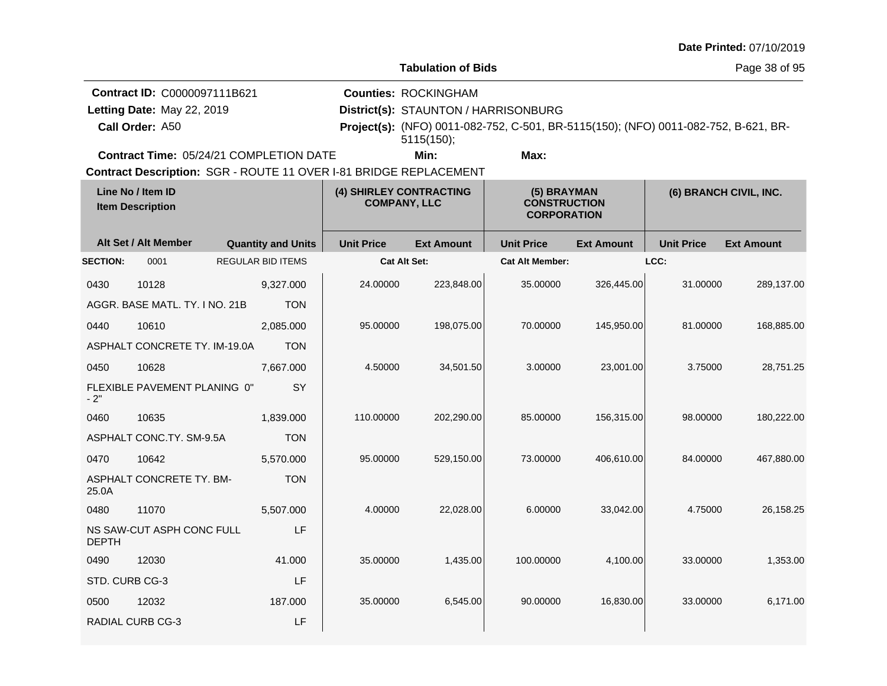**Date Printed:** 07/10/2019

**Tabulation of Bids**

**Contract ID:** C0000097111B621
**Letting Date:** May 22, 2019
**Call Order:** A50
**Counties:** ROCKINGHAM
**District(s):** STAUNTON / HARRISONBURG
**Project(s):** (NFO) 0011-082-752, C-501, BR-5115(150); (NFO) 0011-082-752, B-621, BR-5115(150);
**Contract Time:** 05/24/21 COMPLETION DATE
**Min:**
**Max:**
**Contract Description:** SGR - ROUTE 11 OVER I-81 BRIDGE REPLACEMENT

| Line No / Item ID | | Quantity and Units | (4) SHIRLEY CONTRACTING COMPANY, LLC | | (5) BRAYMAN CONSTRUCTION CORPORATION | | (6) BRANCH CIVIL, INC. | |
|---|---|---|---|---|---|---|---|---|
| Item Description / Alt Set / Alt Member | | | Unit Price | Ext Amount | Unit Price | Ext Amount | Unit Price | Ext Amount |
| **SECTION:** 0001 | | REGULAR BID ITEMS | **Cat Alt Set:** | | **Cat Alt Member:** | | **LCC:** | |
| 0430 | 10128 | 9,327.000 | 24.00000 | 223,848.00 | 35.00000 | 326,445.00 | 31.00000 | 289,137.00 |
| AGGR. BASE MATL. TY. I NO. 21B | | TON | | | | | | |
| 0440 | 10610 | 2,085.000 | 95.00000 | 198,075.00 | 70.00000 | 145,950.00 | 81.00000 | 168,885.00 |
| ASPHALT CONCRETE TY. IM-19.0A | | TON | | | | | | |
| 0450 | 10628 | 7,667.000 | 4.50000 | 34,501.50 | 3.00000 | 23,001.00 | 3.75000 | 28,751.25 |
| FLEXIBLE PAVEMENT PLANING 0" - 2" | | SY | | | | | | |
| 0460 | 10635 | 1,839.000 | 110.00000 | 202,290.00 | 85.00000 | 156,315.00 | 98.00000 | 180,222.00 |
| ASPHALT CONC.TY. SM-9.5A | | TON | | | | | | |
| 0470 | 10642 | 5,570.000 | 95.00000 | 529,150.00 | 73.00000 | 406,610.00 | 84.00000 | 467,880.00 |
| ASPHALT CONCRETE TY. BM-25.0A | | TON | | | | | | |
| 0480 | 11070 | 5,507.000 | 4.00000 | 22,028.00 | 6.00000 | 33,042.00 | 4.75000 | 26,158.25 |
| NS SAW-CUT ASPH CONC FULL DEPTH | | LF | | | | | | |
| 0490 | 12030 | 41.000 | 35.00000 | 1,435.00 | 100.00000 | 4,100.00 | 33.00000 | 1,353.00 |
| STD. CURB CG-3 | | LF | | | | | | |
| 0500 | 12032 | 187.000 | 35.00000 | 6,545.00 | 90.00000 | 16,830.00 | 33.00000 | 6,171.00 |
| RADIAL CURB CG-3 | | LF | | | | | | |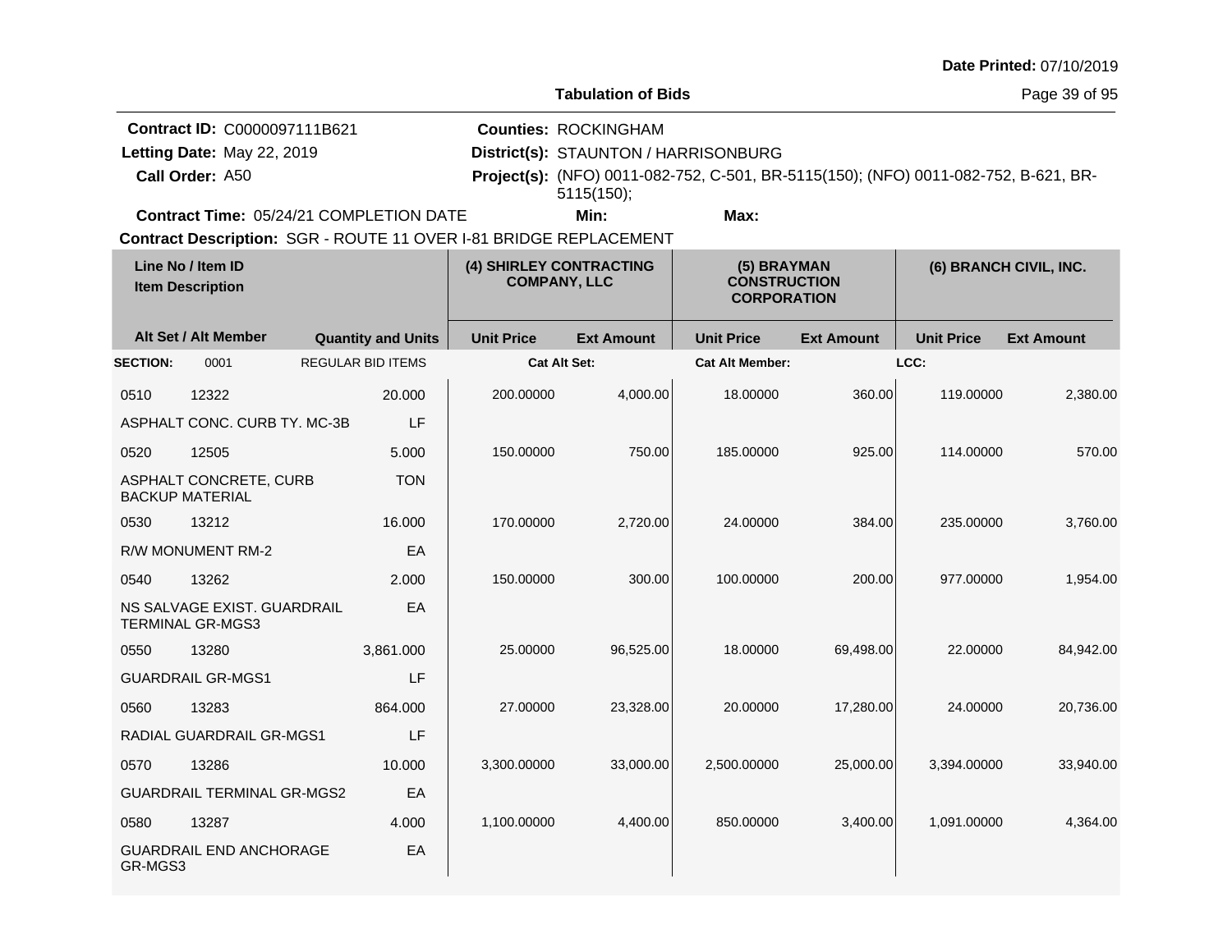Date Printed: 07/10/2019

**Tabulation of Bids**

**Contract ID:** C0000097111B621
**Letting Date:** May 22, 2019
**Call Order:** A50
**Contract Time:** 05/24/21 COMPLETION DATE
**Contract Description:** SGR - ROUTE 11 OVER I-81 BRIDGE REPLACEMENT

**Counties:** ROCKINGHAM
**District(s):** STAUNTON / HARRISONBURG
**Project(s):** (NFO) 0011-082-752, C-501, BR-5115(150); (NFO) 0011-082-752, B-621, BR-5115(150);
**Min:**
**Max:**

| Line No / Item ID | Item Description | Quantity and Units | (4) SHIRLEY CONTRACTING COMPANY, LLC Unit Price | Ext Amount | (5) BRAYMAN CONSTRUCTION CORPORATION Unit Price | Ext Amount | (6) BRANCH CIVIL, INC. Unit Price | Ext Amount |
|---|---|---|---|---|---|---|---|---|
| **SECTION:** 0001 | REGULAR BID ITEMS | | Cat Alt Set: | | Cat Alt Member: | | LCC: | |
| 0510 12322 | ASPHALT CONC. CURB TY. MC-3B | 20.000 LF | 200.00000 | 4,000.00 | 18.00000 | 360.00 | 119.00000 | 2,380.00 |
| 0520 12505 | ASPHALT CONCRETE, CURB BACKUP MATERIAL | 5.000 TON | 150.00000 | 750.00 | 185.00000 | 925.00 | 114.00000 | 570.00 |
| 0530 13212 | R/W MONUMENT RM-2 | 16.000 EA | 170.00000 | 2,720.00 | 24.00000 | 384.00 | 235.00000 | 3,760.00 |
| 0540 13262 | NS SALVAGE EXIST. GUARDRAIL TERMINAL GR-MGS3 | 2.000 EA | 150.00000 | 300.00 | 100.00000 | 200.00 | 977.00000 | 1,954.00 |
| 0550 13280 | GUARDRAIL GR-MGS1 | 3,861.000 LF | 25.00000 | 96,525.00 | 18.00000 | 69,498.00 | 22.00000 | 84,942.00 |
| 0560 13283 | RADIAL GUARDRAIL GR-MGS1 | 864.000 LF | 27.00000 | 23,328.00 | 20.00000 | 17,280.00 | 24.00000 | 20,736.00 |
| 0570 13286 | GUARDRAIL TERMINAL GR-MGS2 | 10.000 EA | 3,300.00000 | 33,000.00 | 2,500.00000 | 25,000.00 | 3,394.00000 | 33,940.00 |
| 0580 13287 | GUARDRAIL END ANCHORAGE GR-MGS3 | 4.000 EA | 1,100.00000 | 4,400.00 | 850.00000 | 3,400.00 | 1,091.00000 | 4,364.00 |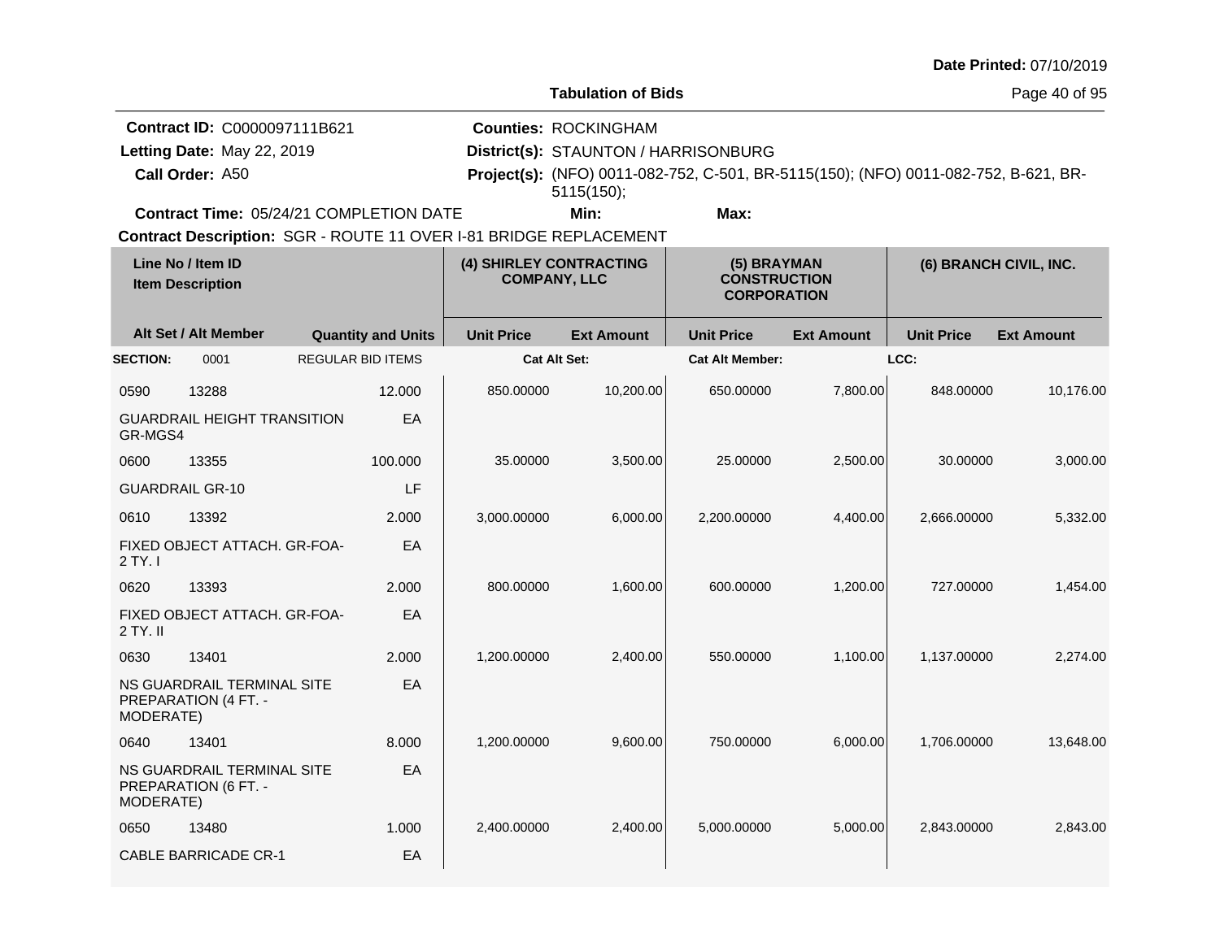Date Printed: 07/10/2019

## Tabulation of Bids

**Contract ID:** C0000097111B621
**Letting Date:** May 22, 2019
**Call Order:** A50
**Contract Time:** 05/24/21 COMPLETION DATE

**Counties:** ROCKINGHAM
**District(s):** STAUNTON / HARRISONBURG
**Project(s):** (NFO) 0011-082-752, C-501, BR-5115(150); (NFO) 0011-082-752, B-621, BR-5115(150);
**Min:**
**Max:**

**Contract Description:** SGR - ROUTE 11 OVER I-81 BRIDGE REPLACEMENT

| Line No / Item ID | | Item Description / Alt Set / Alt Member | Quantity and Units | (4) SHIRLEY CONTRACTING COMPANY, LLC Unit Price | (4) SHIRLEY CONTRACTING COMPANY, LLC Ext Amount | (5) BRAYMAN CONSTRUCTION CORPORATION Unit Price | (5) BRAYMAN CONSTRUCTION CORPORATION Ext Amount | (6) BRANCH CIVIL, INC. Unit Price | (6) BRANCH CIVIL, INC. Ext Amount |
|---|---|---|---|---|---|---|---|---|---|
| SECTION: | 0001 | REGULAR BID ITEMS | | Cat Alt Set: | | Cat Alt Member: | | LCC: | |
| 0590 | 13288 | GUARDRAIL HEIGHT TRANSITION GR-MGS4 | 12.000 EA | 850.00000 | 10,200.00 | 650.00000 | 7,800.00 | 848.00000 | 10,176.00 |
| 0600 | 13355 | GUARDRAIL GR-10 | 100.000 LF | 35.00000 | 3,500.00 | 25.00000 | 2,500.00 | 30.00000 | 3,000.00 |
| 0610 | 13392 | FIXED OBJECT ATTACH. GR-FOA-2 TY. I | 2.000 EA | 3,000.00000 | 6,000.00 | 2,200.00000 | 4,400.00 | 2,666.00000 | 5,332.00 |
| 0620 | 13393 | FIXED OBJECT ATTACH. GR-FOA-2 TY. II | 2.000 EA | 800.00000 | 1,600.00 | 600.00000 | 1,200.00 | 727.00000 | 1,454.00 |
| 0630 | 13401 | NS GUARDRAIL TERMINAL SITE PREPARATION (4 FT. - MODERATE) | 2.000 EA | 1,200.00000 | 2,400.00 | 550.00000 | 1,100.00 | 1,137.00000 | 2,274.00 |
| 0640 | 13401 | NS GUARDRAIL TERMINAL SITE PREPARATION (6 FT. - MODERATE) | 8.000 EA | 1,200.00000 | 9,600.00 | 750.00000 | 6,000.00 | 1,706.00000 | 13,648.00 |
| 0650 | 13480 | CABLE BARRICADE CR-1 | 1.000 EA | 2,400.00000 | 2,400.00 | 5,000.00000 | 5,000.00 | 2,843.00000 | 2,843.00 |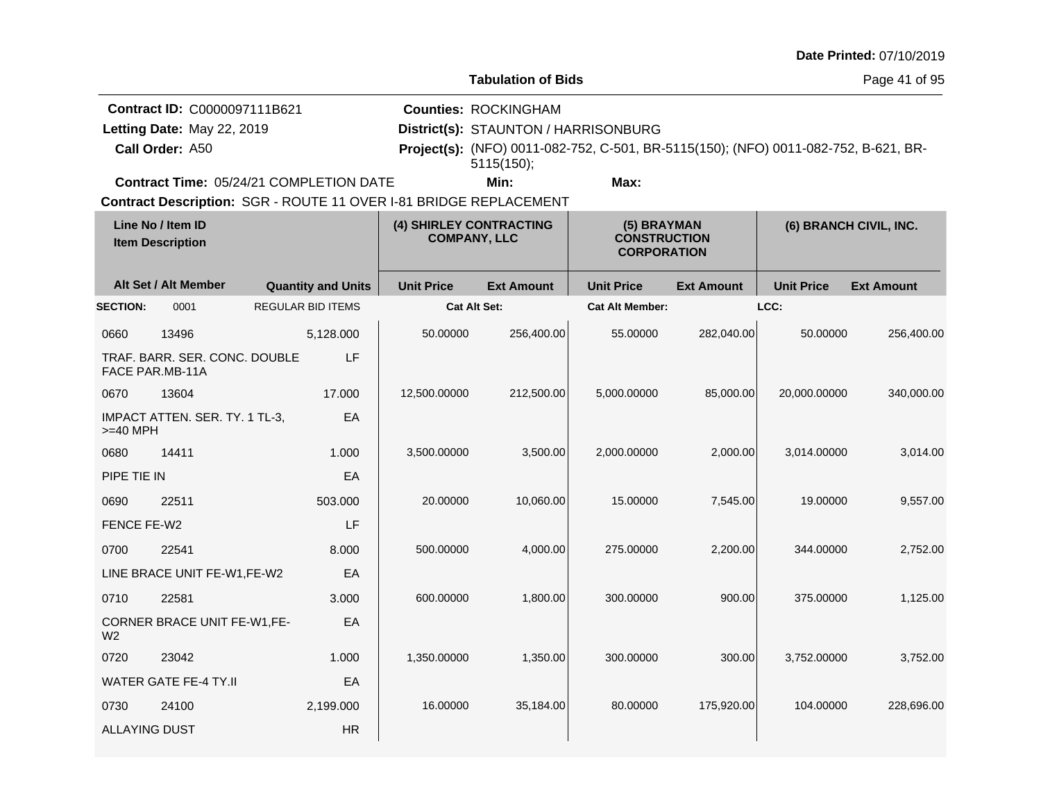**Date Printed:** 07/10/2019

**Tabulation of Bids**

**Contract ID:** C0000097111B621
**Letting Date:** May 22, 2019
**Call Order:** A50
**Contract Time:** 05/24/21 COMPLETION DATE

**Counties:** ROCKINGHAM
**District(s):** STAUNTON / HARRISONBURG
**Project(s):** (NFO) 0011-082-752, C-501, BR-5115(150); (NFO) 0011-082-752, B-621, BR-5115(150);
**Min:** **Max:**

**Contract Description:** SGR - ROUTE 11 OVER I-81 BRIDGE REPLACEMENT

| Line No / Item ID | | | (4) SHIRLEY CONTRACTING COMPANY, LLC | | (5) BRAYMAN CONSTRUCTION CORPORATION | | (6) BRANCH CIVIL, INC. | |
|---|---|---|---|---|---|---|---|---|
| Item Description / Alt Set / Alt Member | | Quantity and Units | Unit Price | Ext Amount | Unit Price | Ext Amount | Unit Price | Ext Amount |
| **SECTION:** | 0001 | REGULAR BID ITEMS | **Cat Alt Set:** | | **Cat Alt Member:** | | **LCC:** | |
| 0660 | 13496 | 5,128.000 | 50.00000 | 256,400.00 | 55.00000 | 282,040.00 | 50.00000 | 256,400.00 |
| TRAF. BARR. SER. CONC. DOUBLE FACE PAR.MB-11A | | LF | | | | | | |
| 0670 | 13604 | 17.000 | 12,500.00000 | 212,500.00 | 5,000.00000 | 85,000.00 | 20,000.00000 | 340,000.00 |
| IMPACT ATTEN. SER. TY. 1 TL-3, >=40 MPH | | EA | | | | | | |
| 0680 | 14411 | 1.000 | 3,500.00000 | 3,500.00 | 2,000.00000 | 2,000.00 | 3,014.00000 | 3,014.00 |
| PIPE TIE IN | | EA | | | | | | |
| 0690 | 22511 | 503.000 | 20.00000 | 10,060.00 | 15.00000 | 7,545.00 | 19.00000 | 9,557.00 |
| FENCE FE-W2 | | LF | | | | | | |
| 0700 | 22541 | 8.000 | 500.00000 | 4,000.00 | 275.00000 | 2,200.00 | 344.00000 | 2,752.00 |
| LINE BRACE UNIT FE-W1,FE-W2 | | EA | | | | | | |
| 0710 | 22581 | 3.000 | 600.00000 | 1,800.00 | 300.00000 | 900.00 | 375.00000 | 1,125.00 |
| CORNER BRACE UNIT FE-W1,FE-W2 | | EA | | | | | | |
| 0720 | 23042 | 1.000 | 1,350.00000 | 1,350.00 | 300.00000 | 300.00 | 3,752.00000 | 3,752.00 |
| WATER GATE FE-4 TY.II | | EA | | | | | | |
| 0730 | 24100 | 2,199.000 | 16.00000 | 35,184.00 | 80.00000 | 175,920.00 | 104.00000 | 228,696.00 |
| ALLAYING DUST | | HR | | | | | | |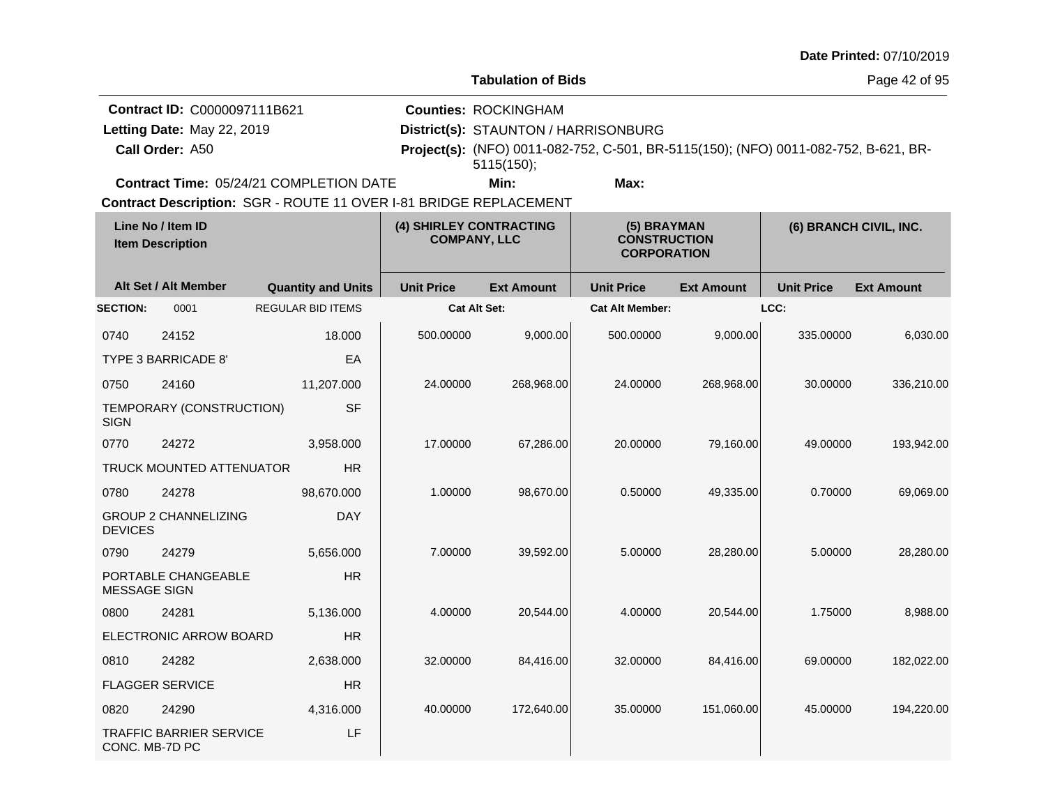Date Printed: 07/10/2019

# Tabulation of Bids

**Contract ID:** C0000097111B621
**Letting Date:** May 22, 2019
**Call Order:** A50
**Counties:** ROCKINGHAM
**District(s):** STAUNTON / HARRISONBURG
**Project(s):** (NFO) 0011-082-752, C-501, BR-5115(150); (NFO) 0011-082-752, B-621, BR-5115(150);
**Contract Time:** 05/24/21 COMPLETION DATE
**Min:**
**Max:**
**Contract Description:** SGR - ROUTE 11 OVER I-81 BRIDGE REPLACEMENT

| Line No / Item ID<br>Item Description | | | (4) SHIRLEY CONTRACTING COMPANY, LLC | | (5) BRAYMAN CONSTRUCTION CORPORATION | | (6) BRANCH CIVIL, INC. | |
|---|---|---|---|---|---|---|---|---|
| Alt Set / Alt Member | | Quantity and Units | Unit Price | Ext Amount | Unit Price | Ext Amount | Unit Price | Ext Amount |
| SECTION: | 0001 | REGULAR BID ITEMS | Cat Alt Set: | | Cat Alt Member: | | LCC: | |
| 0740 | 24152 | 18.000 | 500.00000 | 9,000.00 | 500.00000 | 9,000.00 | 335.00000 | 6,030.00 |
| TYPE 3 BARRICADE 8' | | EA | | | | | | |
| 0750 | 24160 | 11,207.000 | 24.00000 | 268,968.00 | 24.00000 | 268,968.00 | 30.00000 | 336,210.00 |
| TEMPORARY (CONSTRUCTION) SIGN | | SF | | | | | | |
| 0770 | 24272 | 3,958.000 | 17.00000 | 67,286.00 | 20.00000 | 79,160.00 | 49.00000 | 193,942.00 |
| TRUCK MOUNTED ATTENUATOR | | HR | | | | | | |
| 0780 | 24278 | 98,670.000 | 1.00000 | 98,670.00 | 0.50000 | 49,335.00 | 0.70000 | 69,069.00 |
| GROUP 2 CHANNELIZING DEVICES | | DAY | | | | | | |
| 0790 | 24279 | 5,656.000 | 7.00000 | 39,592.00 | 5.00000 | 28,280.00 | 5.00000 | 28,280.00 |
| PORTABLE CHANGEABLE MESSAGE SIGN | | HR | | | | | | |
| 0800 | 24281 | 5,136.000 | 4.00000 | 20,544.00 | 4.00000 | 20,544.00 | 1.75000 | 8,988.00 |
| ELECTRONIC ARROW BOARD | | HR | | | | | | |
| 0810 | 24282 | 2,638.000 | 32.00000 | 84,416.00 | 32.00000 | 84,416.00 | 69.00000 | 182,022.00 |
| FLAGGER SERVICE | | HR | | | | | | |
| 0820 | 24290 | 4,316.000 | 40.00000 | 172,640.00 | 35.00000 | 151,060.00 | 45.00000 | 194,220.00 |
| TRAFFIC BARRIER SERVICE CONC. MB-7D PC | | LF | | | | | | |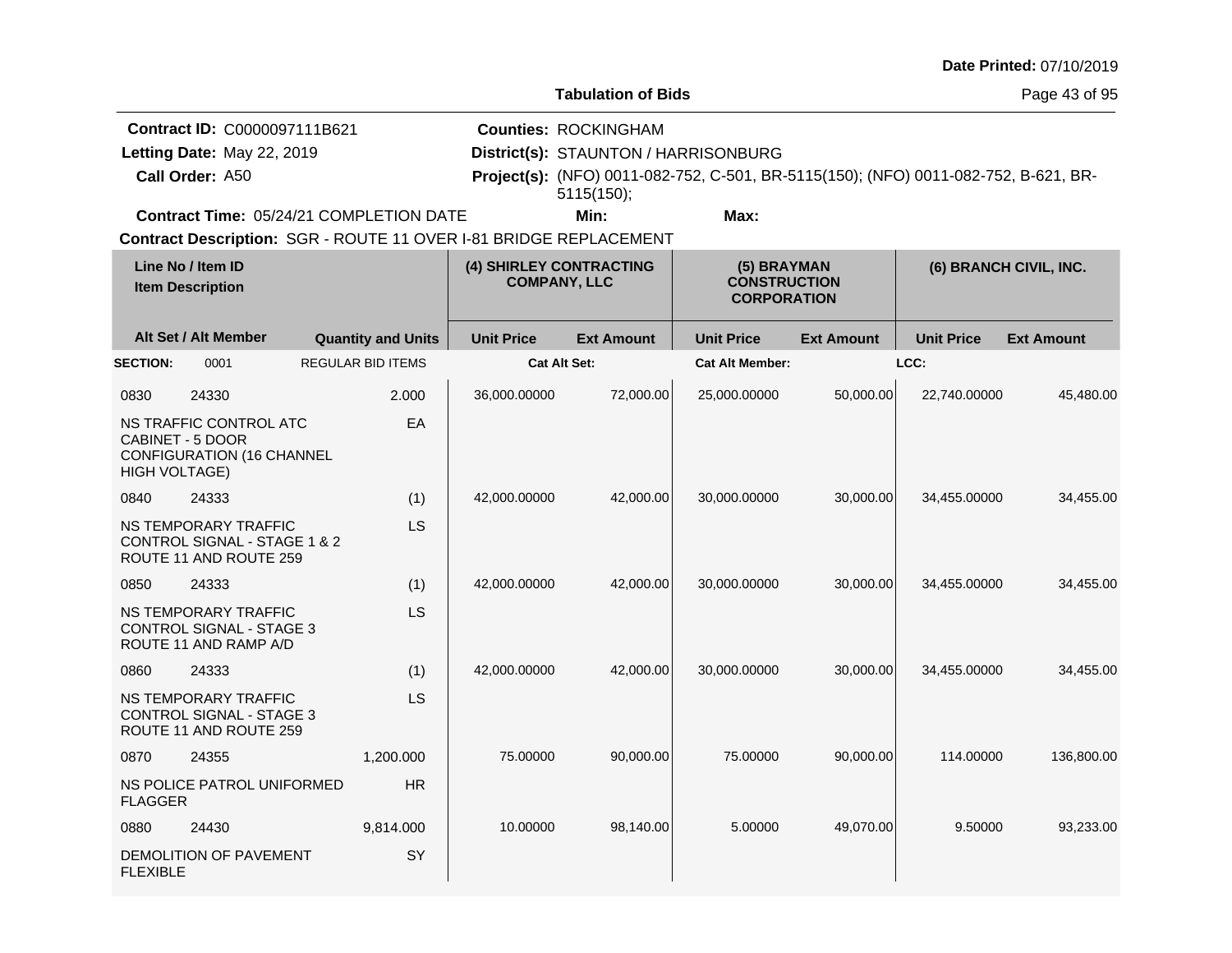**Date Printed:** 07/10/2019

**Tabulation of Bids**

**Contract ID:** C0000097111B621
**Letting Date:** May 22, 2019
**Call Order:** A50
**Contract Time:** 05/24/21 COMPLETION DATE

**Counties:** ROCKINGHAM
**District(s):** STAUNTON / HARRISONBURG
**Project(s):** (NFO) 0011-082-752, C-501, BR-5115(150); (NFO) 0011-082-752, B-621, BR-5115(150);
**Min:**
**Max:**

**Contract Description:** SGR - ROUTE 11 OVER I-81 BRIDGE REPLACEMENT

| Line No / Item ID | | Quantity and Units | (4) SHIRLEY CONTRACTING COMPANY, LLC | | (5) BRAYMAN CONSTRUCTION CORPORATION | | (6) BRANCH CIVIL, INC. | |
|---|---|---|---|---|---|---|---|---|
| Item Description / Alt Set / Alt Member | | | Unit Price | Ext Amount | Unit Price | Ext Amount | Unit Price | Ext Amount |
| **SECTION:** 0001 | | REGULAR BID ITEMS | Cat Alt Set: | | Cat Alt Member: | | LCC: | |
| 0830 | 24330 | 2.000 | 36,000.00000 | 72,000.00 | 25,000.00000 | 50,000.00 | 22,740.00000 | 45,480.00 |
| NS TRAFFIC CONTROL ATC CABINET - 5 DOOR CONFIGURATION (16 CHANNEL HIGH VOLTAGE) | | EA | | | | | | |
| 0840 | 24333 | (1) | 42,000.00000 | 42,000.00 | 30,000.00000 | 30,000.00 | 34,455.00000 | 34,455.00 |
| NS TEMPORARY TRAFFIC CONTROL SIGNAL - STAGE 1 & 2 ROUTE 11 AND ROUTE 259 | | LS | | | | | | |
| 0850 | 24333 | (1) | 42,000.00000 | 42,000.00 | 30,000.00000 | 30,000.00 | 34,455.00000 | 34,455.00 |
| NS TEMPORARY TRAFFIC CONTROL SIGNAL - STAGE 3 ROUTE 11 AND RAMP A/D | | LS | | | | | | |
| 0860 | 24333 | (1) | 42,000.00000 | 42,000.00 | 30,000.00000 | 30,000.00 | 34,455.00000 | 34,455.00 |
| NS TEMPORARY TRAFFIC CONTROL SIGNAL - STAGE 3 ROUTE 11 AND ROUTE 259 | | LS | | | | | | |
| 0870 | 24355 | 1,200.000 | 75.00000 | 90,000.00 | 75.00000 | 90,000.00 | 114.00000 | 136,800.00 |
| NS POLICE PATROL UNIFORMED FLAGGER | | HR | | | | | | |
| 0880 | 24430 | 9,814.000 | 10.00000 | 98,140.00 | 5.00000 | 49,070.00 | 9.50000 | 93,233.00 |
| DEMOLITION OF PAVEMENT FLEXIBLE | | SY | | | | | | |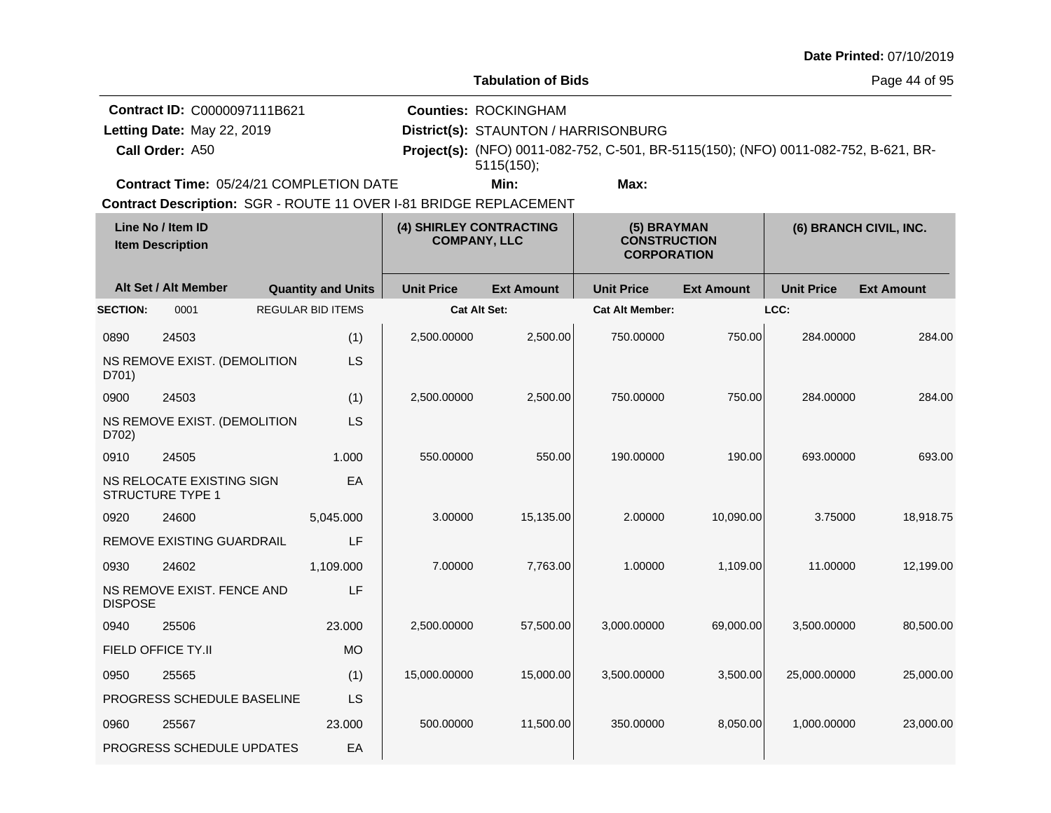**Date Printed:** 07/10/2019

**Tabulation of Bids**

**Contract ID:** C0000097111B621
**Letting Date:** May 22, 2019
**Call Order:** A50
**Contract Time:** 05/24/21 COMPLETION DATE

**Counties:** ROCKINGHAM
**District(s):** STAUNTON / HARRISONBURG
**Project(s):** (NFO) 0011-082-752, C-501, BR-5115(150); (NFO) 0011-082-752, B-621, BR-5115(150);
**Min:** **Max:**

**Contract Description:** SGR - ROUTE 11 OVER I-81 BRIDGE REPLACEMENT

| Line No / Item ID | Item Description | Quantity and Units | (4) SHIRLEY CONTRACTING COMPANY, LLC Unit Price | (4) SHIRLEY CONTRACTING COMPANY, LLC Ext Amount | (5) BRAYMAN CONSTRUCTION CORPORATION Unit Price | (5) BRAYMAN CONSTRUCTION CORPORATION Ext Amount | (6) BRANCH CIVIL, INC. Unit Price | (6) BRANCH CIVIL, INC. Ext Amount |
|---|---|---|---|---|---|---|---|---|
| **SECTION:** 0001 | REGULAR BID ITEMS | | Cat Alt Set: | | Cat Alt Member: | | LCC: | |
| 0890 24503 | NS REMOVE EXIST. (DEMOLITION D701) | (1) LS | 2,500.00000 | 2,500.00 | 750.00000 | 750.00 | 284.00000 | 284.00 |
| 0900 24503 | NS REMOVE EXIST. (DEMOLITION D702) | (1) LS | 2,500.00000 | 2,500.00 | 750.00000 | 750.00 | 284.00000 | 284.00 |
| 0910 24505 | NS RELOCATE EXISTING SIGN STRUCTURE TYPE 1 | 1.000 EA | 550.00000 | 550.00 | 190.00000 | 190.00 | 693.00000 | 693.00 |
| 0920 24600 | REMOVE EXISTING GUARDRAIL | 5,045.000 LF | 3.00000 | 15,135.00 | 2.00000 | 10,090.00 | 3.75000 | 18,918.75 |
| 0930 24602 | NS REMOVE EXIST. FENCE AND DISPOSE | 1,109.000 LF | 7.00000 | 7,763.00 | 1.00000 | 1,109.00 | 11.00000 | 12,199.00 |
| 0940 25506 | FIELD OFFICE TY.II | 23.000 MO | 2,500.00000 | 57,500.00 | 3,000.00000 | 69,000.00 | 3,500.00000 | 80,500.00 |
| 0950 25565 | PROGRESS SCHEDULE BASELINE | (1) LS | 15,000.00000 | 15,000.00 | 3,500.00000 | 3,500.00 | 25,000.00000 | 25,000.00 |
| 0960 25567 | PROGRESS SCHEDULE UPDATES | 23.000 EA | 500.00000 | 11,500.00 | 350.00000 | 8,050.00 | 1,000.00000 | 23,000.00 |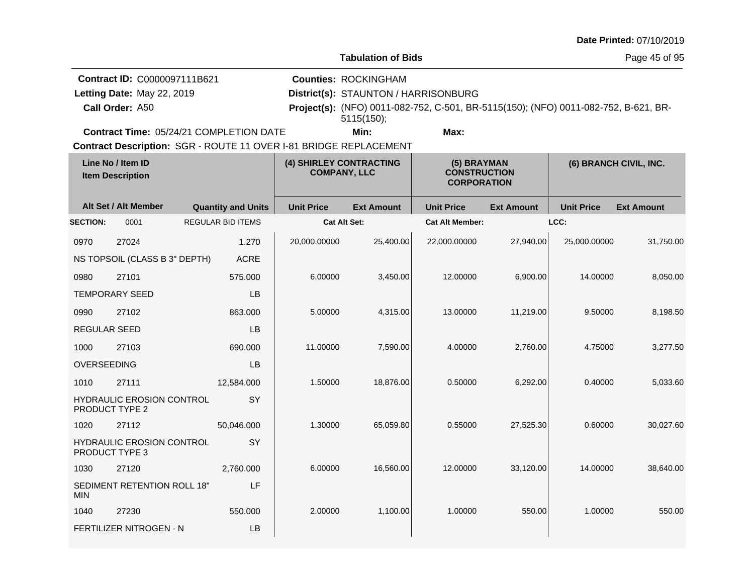**Date Printed:** 07/10/2019

**Tabulation of Bids**

**Contract ID:** C0000097111B621
**Letting Date:** May 22, 2019
**Call Order:** A50
**Contract Time:** 05/24/21 COMPLETION DATE

**Counties:** ROCKINGHAM
**District(s):** STAUNTON / HARRISONBURG
**Project(s):** (NFO) 0011-082-752, C-501, BR-5115(150); (NFO) 0011-082-752, B-621, BR-5115(150);
**Min:** **Max:**

**Contract Description:** SGR - ROUTE 11 OVER I-81 BRIDGE REPLACEMENT

| Line No / Item ID | | | (4) SHIRLEY CONTRACTING COMPANY, LLC | | (5) BRAYMAN CONSTRUCTION CORPORATION | | (6) BRANCH CIVIL, INC. | |
|---|---|---|---|---|---|---|---|---|
| Item Description | Alt Set / Alt Member | Quantity and Units | Unit Price | Ext Amount | Unit Price | Ext Amount | Unit Price | Ext Amount |
| **SECTION:** | 0001 | REGULAR BID ITEMS | **Cat Alt Set:** | | **Cat Alt Member:** | | **LCC:** | |
| 0970 | 27024 | 1.270 | 20,000.00000 | 25,400.00 | 22,000.00000 | 27,940.00 | 25,000.00000 | 31,750.00 |
| NS TOPSOIL (CLASS B 3" DEPTH) | | ACRE | | | | | | |
| 0980 | 27101 | 575.000 | 6.00000 | 3,450.00 | 12.00000 | 6,900.00 | 14.00000 | 8,050.00 |
| TEMPORARY SEED | | LB | | | | | | |
| 0990 | 27102 | 863.000 | 5.00000 | 4,315.00 | 13.00000 | 11,219.00 | 9.50000 | 8,198.50 |
| REGULAR SEED | | LB | | | | | | |
| 1000 | 27103 | 690.000 | 11.00000 | 7,590.00 | 4.00000 | 2,760.00 | 4.75000 | 3,277.50 |
| OVERSEEDING | | LB | | | | | | |
| 1010 | 27111 | 12,584.000 | 1.50000 | 18,876.00 | 0.50000 | 6,292.00 | 0.40000 | 5,033.60 |
| HYDRAULIC EROSION CONTROL PRODUCT TYPE 2 | | SY | | | | | | |
| 1020 | 27112 | 50,046.000 | 1.30000 | 65,059.80 | 0.55000 | 27,525.30 | 0.60000 | 30,027.60 |
| HYDRAULIC EROSION CONTROL PRODUCT TYPE 3 | | SY | | | | | | |
| 1030 | 27120 | 2,760.000 | 6.00000 | 16,560.00 | 12.00000 | 33,120.00 | 14.00000 | 38,640.00 |
| SEDIMENT RETENTION ROLL 18" MIN | | LF | | | | | | |
| 1040 | 27230 | 550.000 | 2.00000 | 1,100.00 | 1.00000 | 550.00 | 1.00000 | 550.00 |
| FERTILIZER NITROGEN - N | | LB | | | | | | |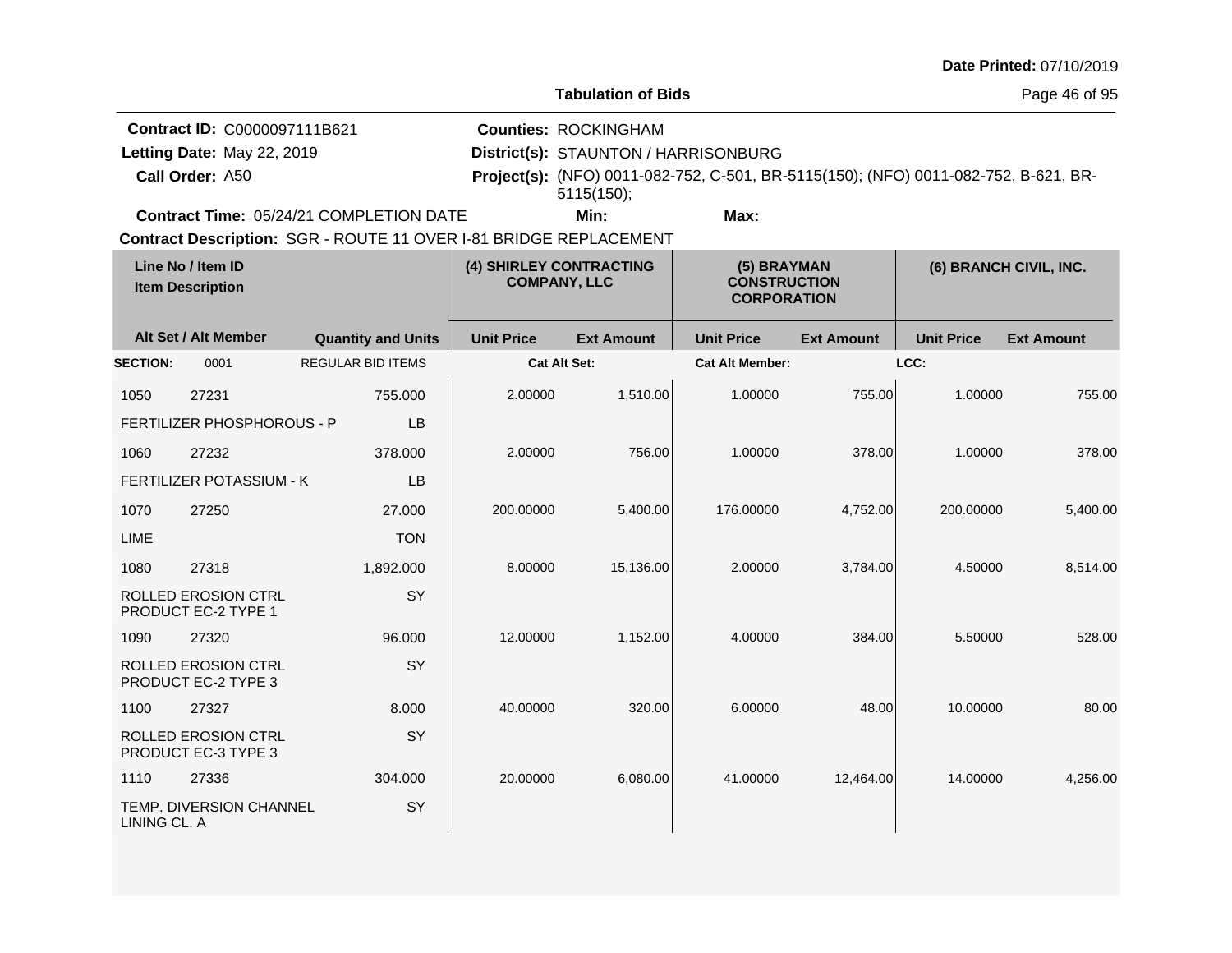Date Printed: 07/10/2019

**Tabulation of Bids**

**Contract ID:** C0000097111B621
**Letting Date:** May 22, 2019
**Call Order:** A50
**Contract Time:** 05/24/21 COMPLETION DATE

**Counties:** ROCKINGHAM
**District(s):** STAUNTON / HARRISONBURG
**Project(s):** (NFO) 0011-082-752, C-501, BR-5115(150); (NFO) 0011-082-752, B-621, BR-5115(150);
**Min:**
**Max:**

**Contract Description:** SGR - ROUTE 11 OVER I-81 BRIDGE REPLACEMENT

| Line No / Item ID | | Item Description / Alt Set / Alt Member | Quantity and Units | (4) SHIRLEY CONTRACTING COMPANY, LLC Unit Price | (4) SHIRLEY CONTRACTING COMPANY, LLC Ext Amount | (5) BRAYMAN CONSTRUCTION CORPORATION Unit Price | (5) BRAYMAN CONSTRUCTION CORPORATION Ext Amount | (6) BRANCH CIVIL, INC. Unit Price | (6) BRANCH CIVIL, INC. Ext Amount |
|---|---|---|---|---|---|---|---|---|---|
| **SECTION:** | 0001 | REGULAR BID ITEMS | | Cat Alt Set: | | Cat Alt Member: | | LCC: | |
| 1050 | 27231 | FERTILIZER PHOSPHOROUS - P | 755.000 LB | 2.00000 | 1,510.00 | 1.00000 | 755.00 | 1.00000 | 755.00 |
| 1060 | 27232 | FERTILIZER POTASSIUM - K | 378.000 LB | 2.00000 | 756.00 | 1.00000 | 378.00 | 1.00000 | 378.00 |
| 1070 | 27250 | LIME | 27.000 TON | 200.00000 | 5,400.00 | 176.00000 | 4,752.00 | 200.00000 | 5,400.00 |
| 1080 | 27318 | ROLLED EROSION CTRL PRODUCT EC-2 TYPE 1 | 1,892.000 SY | 8.00000 | 15,136.00 | 2.00000 | 3,784.00 | 4.50000 | 8,514.00 |
| 1090 | 27320 | ROLLED EROSION CTRL PRODUCT EC-2 TYPE 3 | 96.000 SY | 12.00000 | 1,152.00 | 4.00000 | 384.00 | 5.50000 | 528.00 |
| 1100 | 27327 | ROLLED EROSION CTRL PRODUCT EC-3 TYPE 3 | 8.000 SY | 40.00000 | 320.00 | 6.00000 | 48.00 | 10.00000 | 80.00 |
| 1110 | 27336 | TEMP. DIVERSION CHANNEL LINING CL. A | 304.000 SY | 20.00000 | 6,080.00 | 41.00000 | 12,464.00 | 14.00000 | 4,256.00 |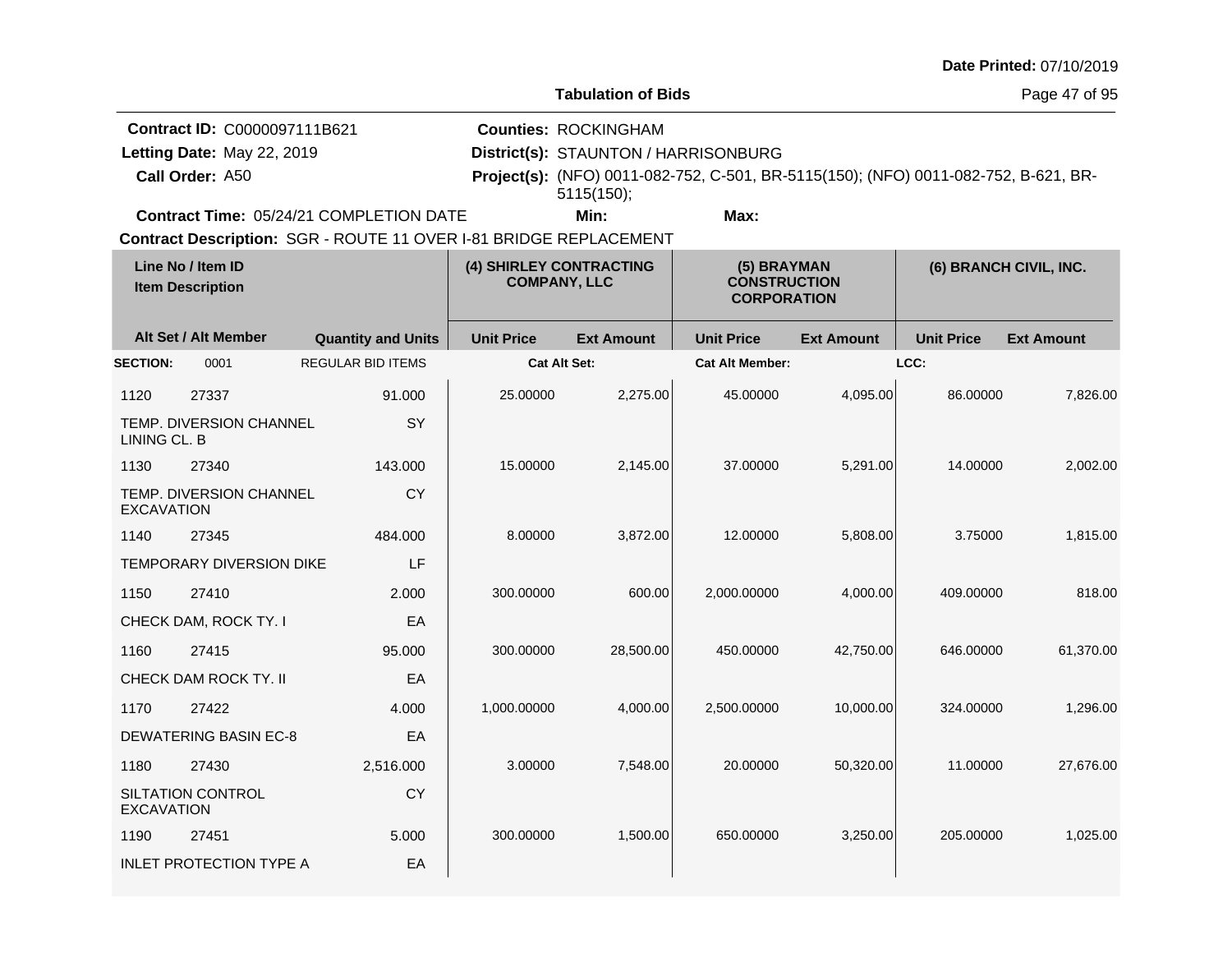Date Printed: 07/10/2019

**Tabulation of Bids**

**Contract ID:** C0000097111B621
**Letting Date:** May 22, 2019
**Call Order:** A50
**Counties:** ROCKINGHAM
**District(s):** STAUNTON / HARRISONBURG
**Project(s):** (NFO) 0011-082-752, C-501, BR-5115(150); (NFO) 0011-082-752, B-621, BR-5115(150);
**Contract Time:** 05/24/21 COMPLETION DATE
**Min:**
**Max:**
**Contract Description:** SGR - ROUTE 11 OVER I-81 BRIDGE REPLACEMENT

| Line No / Item ID | Item Description | Quantity and Units | (4) SHIRLEY CONTRACTING COMPANY, LLC Unit Price | (4) SHIRLEY CONTRACTING COMPANY, LLC Ext Amount | (5) BRAYMAN CONSTRUCTION CORPORATION Unit Price | (5) BRAYMAN CONSTRUCTION CORPORATION Ext Amount | (6) BRANCH CIVIL, INC. Unit Price | (6) BRANCH CIVIL, INC. Ext Amount |
|---|---|---|---|---|---|---|---|---|
| **SECTION:** 0001 | REGULAR BID ITEMS | | Cat Alt Set: | | Cat Alt Member: | | LCC: | |
| 1120 27337 | TEMP. DIVERSION CHANNEL LINING CL. B | 91.000 SY | 25.00000 | 2,275.00 | 45.00000 | 4,095.00 | 86.00000 | 7,826.00 |
| 1130 27340 | TEMP. DIVERSION CHANNEL EXCAVATION | 143.000 CY | 15.00000 | 2,145.00 | 37.00000 | 5,291.00 | 14.00000 | 2,002.00 |
| 1140 27345 | TEMPORARY DIVERSION DIKE | 484.000 LF | 8.00000 | 3,872.00 | 12.00000 | 5,808.00 | 3.75000 | 1,815.00 |
| 1150 27410 | CHECK DAM, ROCK TY. I | 2.000 EA | 300.00000 | 600.00 | 2,000.00000 | 4,000.00 | 409.00000 | 818.00 |
| 1160 27415 | CHECK DAM ROCK TY. II | 95.000 EA | 300.00000 | 28,500.00 | 450.00000 | 42,750.00 | 646.00000 | 61,370.00 |
| 1170 27422 | DEWATERING BASIN EC-8 | 4.000 EA | 1,000.00000 | 4,000.00 | 2,500.00000 | 10,000.00 | 324.00000 | 1,296.00 |
| 1180 27430 | SILTATION CONTROL EXCAVATION | 2,516.000 CY | 3.00000 | 7,548.00 | 20.00000 | 50,320.00 | 11.00000 | 27,676.00 |
| 1190 27451 | INLET PROTECTION TYPE A | 5.000 EA | 300.00000 | 1,500.00 | 650.00000 | 3,250.00 | 205.00000 | 1,025.00 |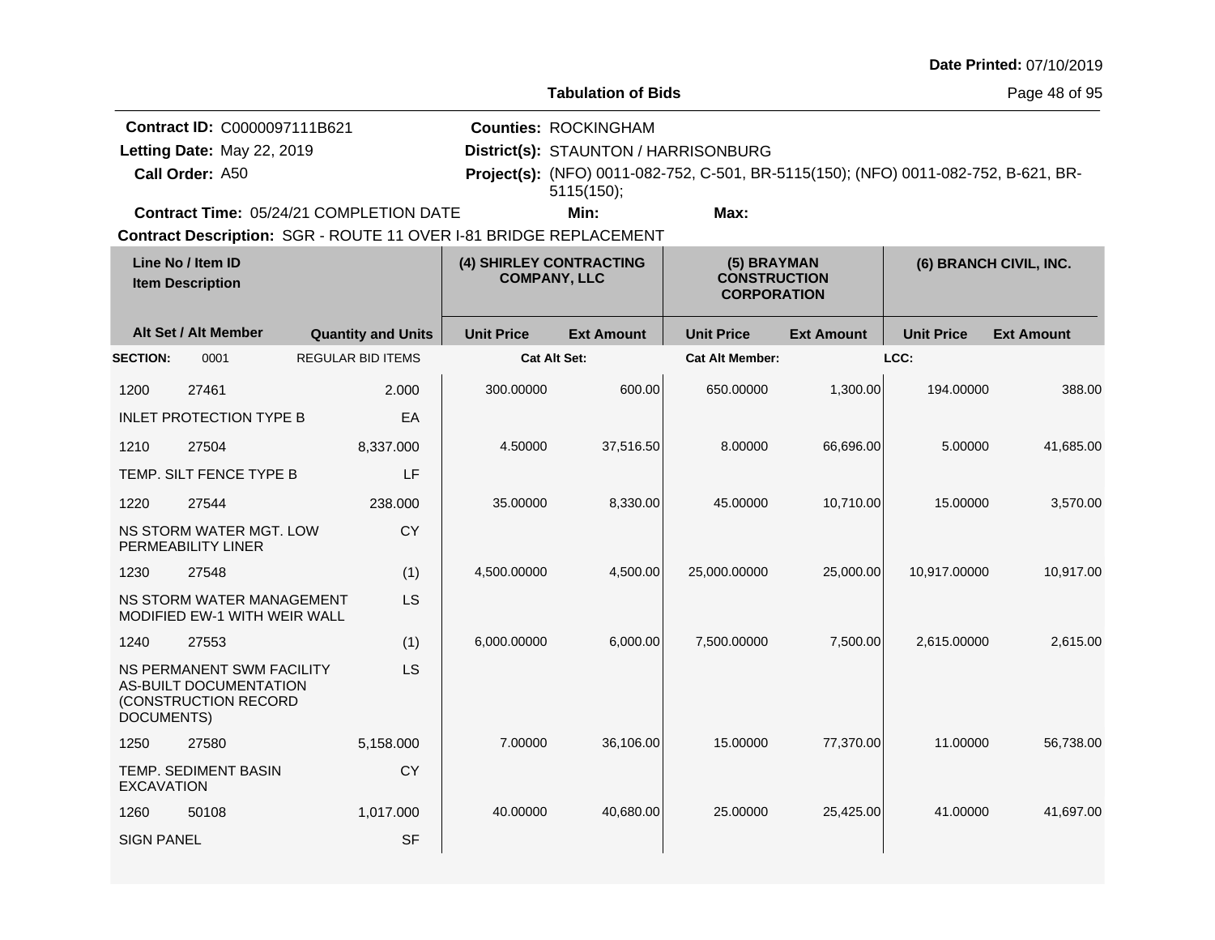**Date Printed:** 07/10/2019

**Tabulation of Bids**

**Contract ID:** C0000097111B621
**Letting Date:** May 22, 2019
**Call Order:** A50
**Contract Time:** 05/24/21 COMPLETION DATE

**Counties:** ROCKINGHAM
**District(s):** STAUNTON / HARRISONBURG
**Project(s):** (NFO) 0011-082-752, C-501, BR-5115(150); (NFO) 0011-082-752, B-621, BR-5115(150);
**Min:** **Max:**

**Contract Description:** SGR - ROUTE 11 OVER I-81 BRIDGE REPLACEMENT

| Line No / Item ID | Item Description | Quantity and Units | (4) SHIRLEY CONTRACTING COMPANY, LLC Unit Price | (4) SHIRLEY CONTRACTING COMPANY, LLC Ext Amount | (5) BRAYMAN CONSTRUCTION CORPORATION Unit Price | (5) BRAYMAN CONSTRUCTION CORPORATION Ext Amount | (6) BRANCH CIVIL, INC. Unit Price | (6) BRANCH CIVIL, INC. Ext Amount |
|---|---|---|---|---|---|---|---|---|
| **SECTION:** 0001 | REGULAR BID ITEMS | | Cat Alt Set: | | Cat Alt Member: | | LCC: | |
| 1200 27461 | INLET PROTECTION TYPE B | 2.000 EA | 300.00000 | 600.00 | 650.00000 | 1,300.00 | 194.00000 | 388.00 |
| 1210 27504 | TEMP. SILT FENCE TYPE B | 8,337.000 LF | 4.50000 | 37,516.50 | 8.00000 | 66,696.00 | 5.00000 | 41,685.00 |
| 1220 27544 | NS STORM WATER MGT. LOW PERMEABILITY LINER | 238.000 CY | 35.00000 | 8,330.00 | 45.00000 | 10,710.00 | 15.00000 | 3,570.00 |
| 1230 27548 | NS STORM WATER MANAGEMENT MODIFIED EW-1 WITH WEIR WALL | (1) LS | 4,500.00000 | 4,500.00 | 25,000.00000 | 25,000.00 | 10,917.00000 | 10,917.00 |
| 1240 27553 | NS PERMANENT SWM FACILITY AS-BUILT DOCUMENTATION (CONSTRUCTION RECORD DOCUMENTS) | (1) LS | 6,000.00000 | 6,000.00 | 7,500.00000 | 7,500.00 | 2,615.00000 | 2,615.00 |
| 1250 27580 | TEMP. SEDIMENT BASIN EXCAVATION | 5,158.000 CY | 7.00000 | 36,106.00 | 15.00000 | 77,370.00 | 11.00000 | 56,738.00 |
| 1260 50108 | SIGN PANEL | 1,017.000 SF | 40.00000 | 40,680.00 | 25.00000 | 25,425.00 | 41.00000 | 41,697.00 |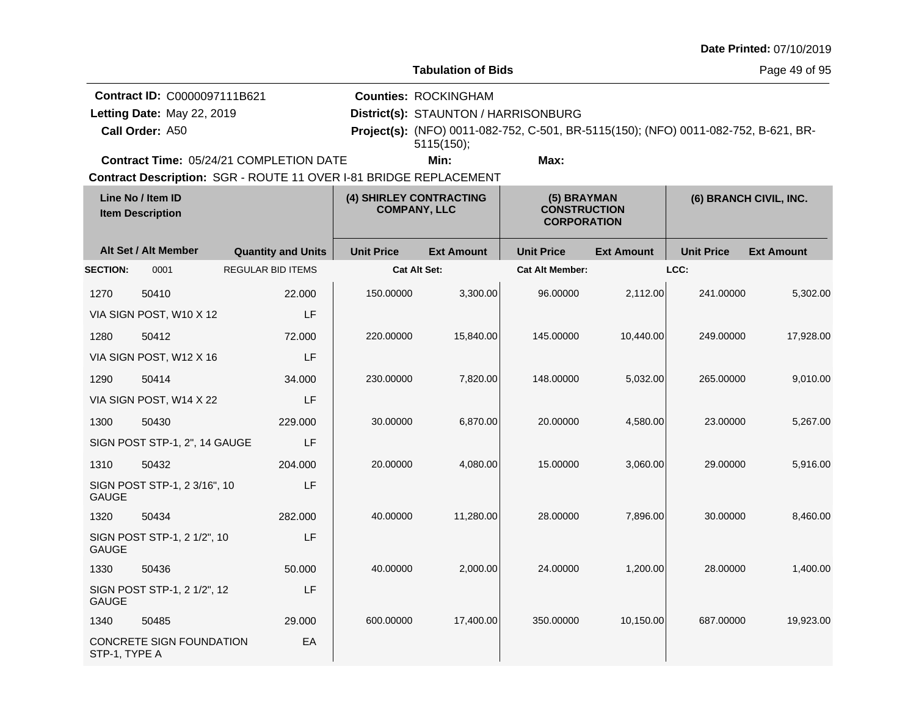**Tabulation of Bids**

**Date Printed:** 07/10/2019

**Contract ID:** C0000097111B621
**Letting Date:** May 22, 2019
**Call Order:** A50
**Contract Time:** 05/24/21 COMPLETION DATE
**Counties:** ROCKINGHAM
**District(s):** STAUNTON / HARRISONBURG
**Project(s):** (NFO) 0011-082-752, C-501, BR-5115(150); (NFO) 0011-082-752, B-621, BR-5115(150);
**Min:**
**Max:**
**Contract Description:** SGR - ROUTE 11 OVER I-81 BRIDGE REPLACEMENT

| Line No / Item ID | | Item Description / Alt Set / Alt Member | Quantity and Units | (4) SHIRLEY CONTRACTING COMPANY, LLC Unit Price | Ext Amount | (5) BRAYMAN CONSTRUCTION CORPORATION Unit Price | Ext Amount | (6) BRANCH CIVIL, INC. Unit Price | Ext Amount |
|---|---|---|---|---|---|---|---|---|---|
| **SECTION:** | 0001 | REGULAR BID ITEMS | | Cat Alt Set: | | Cat Alt Member: | | LCC: | |
| 1270 | 50410 | VIA SIGN POST, W10 X 12 | 22.000 LF | 150.00000 | 3,300.00 | 96.00000 | 2,112.00 | 241.00000 | 5,302.00 |
| 1280 | 50412 | VIA SIGN POST, W12 X 16 | 72.000 LF | 220.00000 | 15,840.00 | 145.00000 | 10,440.00 | 249.00000 | 17,928.00 |
| 1290 | 50414 | VIA SIGN POST, W14 X 22 | 34.000 LF | 230.00000 | 7,820.00 | 148.00000 | 5,032.00 | 265.00000 | 9,010.00 |
| 1300 | 50430 | SIGN POST STP-1, 2", 14 GAUGE | 229.000 LF | 30.00000 | 6,870.00 | 20.00000 | 4,580.00 | 23.00000 | 5,267.00 |
| 1310 | 50432 | SIGN POST STP-1, 2 3/16", 10 GAUGE | 204.000 LF | 20.00000 | 4,080.00 | 15.00000 | 3,060.00 | 29.00000 | 5,916.00 |
| 1320 | 50434 | SIGN POST STP-1, 2 1/2", 10 GAUGE | 282.000 LF | 40.00000 | 11,280.00 | 28.00000 | 7,896.00 | 30.00000 | 8,460.00 |
| 1330 | 50436 | SIGN POST STP-1, 2 1/2", 12 GAUGE | 50.000 LF | 40.00000 | 2,000.00 | 24.00000 | 1,200.00 | 28.00000 | 1,400.00 |
| 1340 | 50485 | CONCRETE SIGN FOUNDATION STP-1, TYPE A | 29.000 EA | 600.00000 | 17,400.00 | 350.00000 | 10,150.00 | 687.00000 | 19,923.00 |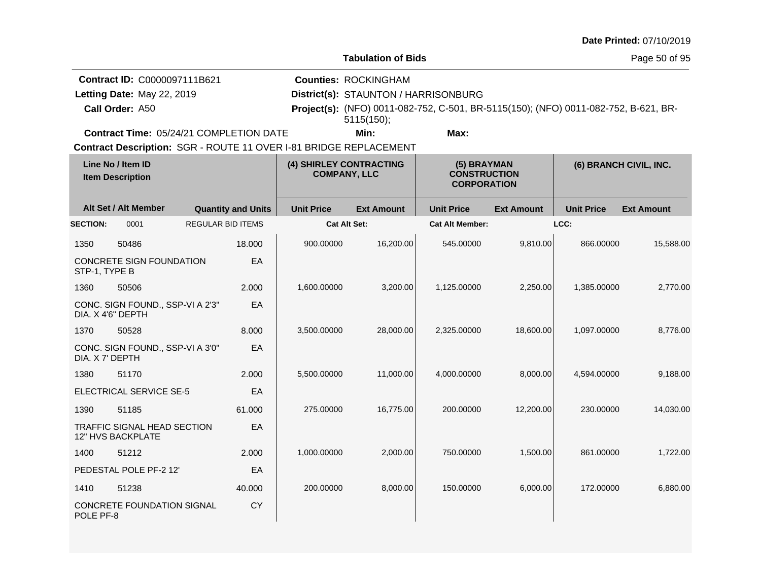Date Printed: 07/10/2019

**Tabulation of Bids**

**Contract ID:** C0000097111B621
**Letting Date:** May 22, 2019
**Call Order:** A50
**Counties:** ROCKINGHAM
**District(s):** STAUNTON / HARRISONBURG
**Project(s):** (NFO) 0011-082-752, C-501, BR-5115(150); (NFO) 0011-082-752, B-621, BR-5115(150);
**Contract Time:** 05/24/21 COMPLETION DATE
**Min:**
**Max:**
**Contract Description:** SGR - ROUTE 11 OVER I-81 BRIDGE REPLACEMENT

| Line No / Item ID / Item Description | | Quantity and Units | (4) SHIRLEY CONTRACTING COMPANY, LLC | | (5) BRAYMAN CONSTRUCTION CORPORATION | | (6) BRANCH CIVIL, INC. | |
|---|---|---|---|---|---|---|---|---|
| Alt Set / Alt Member | | | Unit Price | Ext Amount | Unit Price | Ext Amount | Unit Price | Ext Amount |
| **SECTION:** 0001 | REGULAR BID ITEMS | | **Cat Alt Set:** | | **Cat Alt Member:** | | **LCC:** | |
| 1350 | 50486 | 18.000 | 900.00000 | 16,200.00 | 545.00000 | 9,810.00 | 866.00000 | 15,588.00 |
| CONCRETE SIGN FOUNDATION STP-1, TYPE B | | EA | | | | | | |
| 1360 | 50506 | 2.000 | 1,600.00000 | 3,200.00 | 1,125.00000 | 2,250.00 | 1,385.00000 | 2,770.00 |
| CONC. SIGN FOUND., SSP-VI A 2'3" DIA. X 4'6" DEPTH | | EA | | | | | | |
| 1370 | 50528 | 8.000 | 3,500.00000 | 28,000.00 | 2,325.00000 | 18,600.00 | 1,097.00000 | 8,776.00 |
| CONC. SIGN FOUND., SSP-VI A 3'0" DIA. X 7' DEPTH | | EA | | | | | | |
| 1380 | 51170 | 2.000 | 5,500.00000 | 11,000.00 | 4,000.00000 | 8,000.00 | 4,594.00000 | 9,188.00 |
| ELECTRICAL SERVICE SE-5 | | EA | | | | | | |
| 1390 | 51185 | 61.000 | 275.00000 | 16,775.00 | 200.00000 | 12,200.00 | 230.00000 | 14,030.00 |
| TRAFFIC SIGNAL HEAD SECTION 12" HVS BACKPLATE | | EA | | | | | | |
| 1400 | 51212 | 2.000 | 1,000.00000 | 2,000.00 | 750.00000 | 1,500.00 | 861.00000 | 1,722.00 |
| PEDESTAL POLE PF-2 12' | | EA | | | | | | |
| 1410 | 51238 | 40.000 | 200.00000 | 8,000.00 | 150.00000 | 6,000.00 | 172.00000 | 6,880.00 |
| CONCRETE FOUNDATION SIGNAL POLE PF-8 | | CY | | | | | | |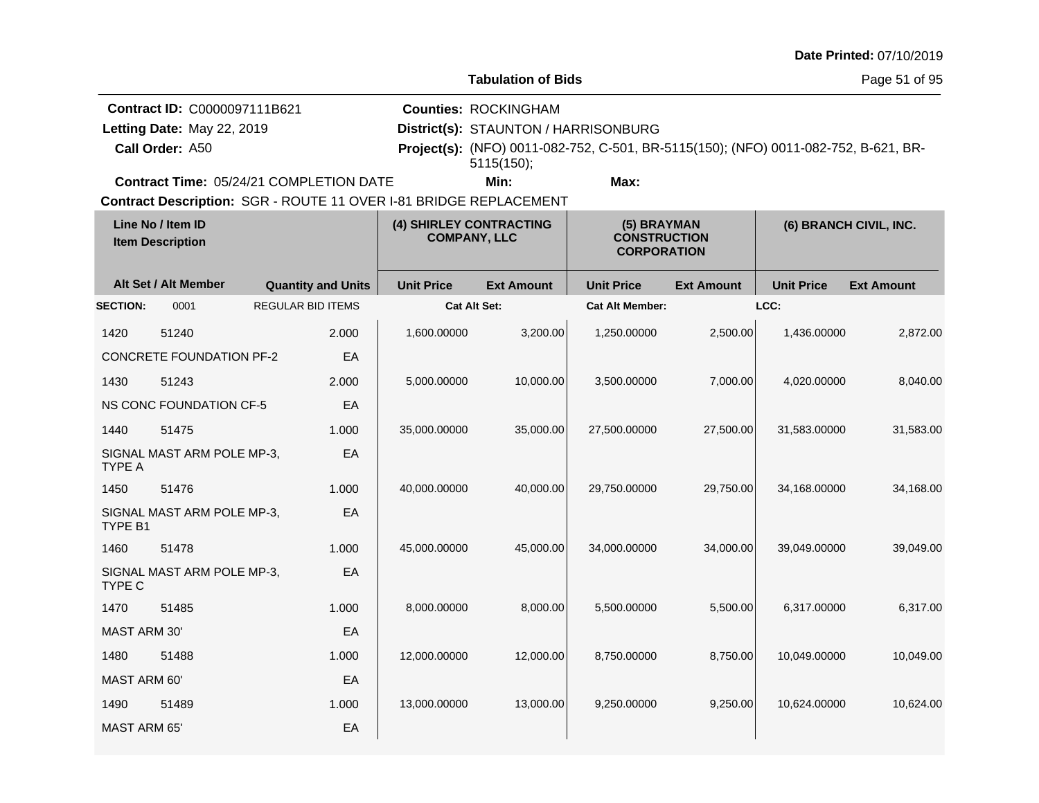Date Printed: 07/10/2019

**Tabulation of Bids**

**Contract ID:** C0000097111B621
**Letting Date:** May 22, 2019
**Call Order:** A50
**Contract Time:** 05/24/21 COMPLETION DATE

**Counties:** ROCKINGHAM
**District(s):** STAUNTON / HARRISONBURG
**Project(s):** (NFO) 0011-082-752, C-501, BR-5115(150); (NFO) 0011-082-752, B-621, BR-5115(150);
**Min:** **Max:**

**Contract Description:** SGR - ROUTE 11 OVER I-81 BRIDGE REPLACEMENT

| Line No / Item ID | | | (4) SHIRLEY CONTRACTING COMPANY, LLC | | (5) BRAYMAN CONSTRUCTION CORPORATION | | (6) BRANCH CIVIL, INC. | |
|---|---|---|---|---|---|---|---|---|
| Item Description | | | | | | | | |
| Alt Set / Alt Member | | Quantity and Units | Unit Price | Ext Amount | Unit Price | Ext Amount | Unit Price | Ext Amount |
| **SECTION:** | 0001 | REGULAR BID ITEMS | **Cat Alt Set:** | | **Cat Alt Member:** | | **LCC:** | |
| 1420 | 51240 | 2.000 | 1,600.00000 | 3,200.00 | 1,250.00000 | 2,500.00 | 1,436.00000 | 2,872.00 |
| CONCRETE FOUNDATION PF-2 | | EA | | | | | | |
| 1430 | 51243 | 2.000 | 5,000.00000 | 10,000.00 | 3,500.00000 | 7,000.00 | 4,020.00000 | 8,040.00 |
| NS CONC FOUNDATION CF-5 | | EA | | | | | | |
| 1440 | 51475 | 1.000 | 35,000.00000 | 35,000.00 | 27,500.00000 | 27,500.00 | 31,583.00000 | 31,583.00 |
| SIGNAL MAST ARM POLE MP-3, TYPE A | | EA | | | | | | |
| 1450 | 51476 | 1.000 | 40,000.00000 | 40,000.00 | 29,750.00000 | 29,750.00 | 34,168.00000 | 34,168.00 |
| SIGNAL MAST ARM POLE MP-3, TYPE B1 | | EA | | | | | | |
| 1460 | 51478 | 1.000 | 45,000.00000 | 45,000.00 | 34,000.00000 | 34,000.00 | 39,049.00000 | 39,049.00 |
| SIGNAL MAST ARM POLE MP-3, TYPE C | | EA | | | | | | |
| 1470 | 51485 | 1.000 | 8,000.00000 | 8,000.00 | 5,500.00000 | 5,500.00 | 6,317.00000 | 6,317.00 |
| MAST ARM 30' | | EA | | | | | | |
| 1480 | 51488 | 1.000 | 12,000.00000 | 12,000.00 | 8,750.00000 | 8,750.00 | 10,049.00000 | 10,049.00 |
| MAST ARM 60' | | EA | | | | | | |
| 1490 | 51489 | 1.000 | 13,000.00000 | 13,000.00 | 9,250.00000 | 9,250.00 | 10,624.00000 | 10,624.00 |
| MAST ARM 65' | | EA | | | | | | |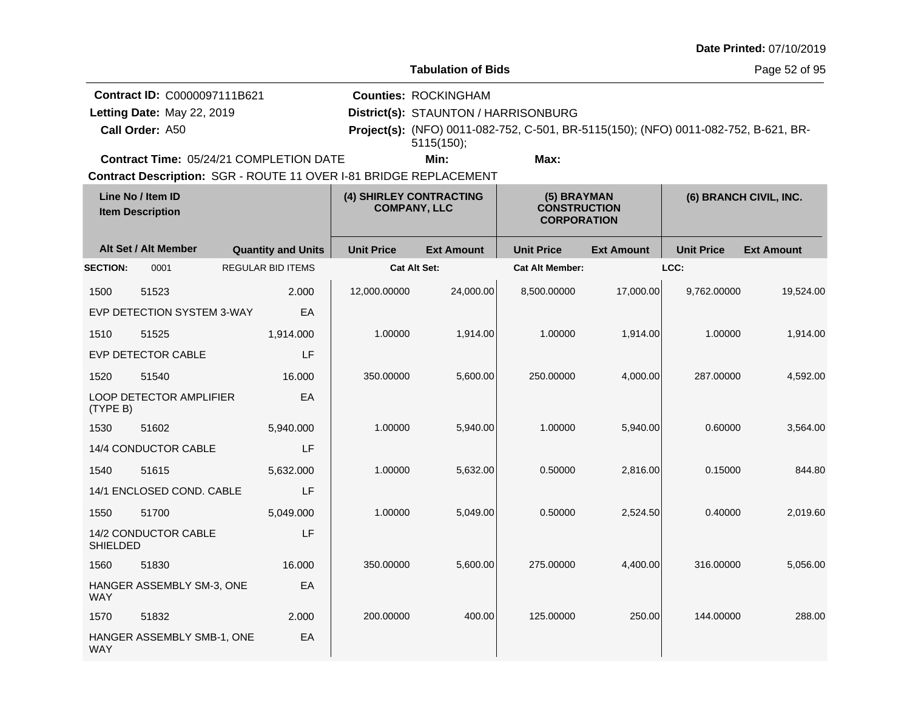Date Printed: 07/10/2019

# Tabulation of Bids

**Contract ID:** C0000097111B621
**Letting Date:** May 22, 2019
**Call Order:** A50
**Counties:** ROCKINGHAM
**District(s):** STAUNTON / HARRISONBURG
**Project(s):** (NFO) 0011-082-752, C-501, BR-5115(150); (NFO) 0011-082-752, B-621, BR-5115(150);
**Contract Time:** 05/24/21 COMPLETION DATE
**Min:**
**Max:**
**Contract Description:** SGR - ROUTE 11 OVER I-81 BRIDGE REPLACEMENT

| Line No / Item ID | | | (4) SHIRLEY CONTRACTING COMPANY, LLC | | (5) BRAYMAN CONSTRUCTION CORPORATION | | (6) BRANCH CIVIL, INC. | |
|---|---|---|---|---|---|---|---|---|
| Item Description / Alt Set / Alt Member | | Quantity and Units | Unit Price | Ext Amount | Unit Price | Ext Amount | Unit Price | Ext Amount |
| SECTION: | 0001 | REGULAR BID ITEMS | Cat Alt Set: | | Cat Alt Member: | | LCC: | |
| 1500 | 51523 | 2.000 | 12,000.00000 | 24,000.00 | 8,500.00000 | 17,000.00 | 9,762.00000 | 19,524.00 |
| EVP DETECTION SYSTEM 3-WAY | | EA | | | | | | |
| 1510 | 51525 | 1,914.000 | 1.00000 | 1,914.00 | 1.00000 | 1,914.00 | 1.00000 | 1,914.00 |
| EVP DETECTOR CABLE | | LF | | | | | | |
| 1520 | 51540 | 16.000 | 350.00000 | 5,600.00 | 250.00000 | 4,000.00 | 287.00000 | 4,592.00 |
| LOOP DETECTOR AMPLIFIER (TYPE B) | | EA | | | | | | |
| 1530 | 51602 | 5,940.000 | 1.00000 | 5,940.00 | 1.00000 | 5,940.00 | 0.60000 | 3,564.00 |
| 14/4 CONDUCTOR CABLE | | LF | | | | | | |
| 1540 | 51615 | 5,632.000 | 1.00000 | 5,632.00 | 0.50000 | 2,816.00 | 0.15000 | 844.80 |
| 14/1 ENCLOSED COND. CABLE | | LF | | | | | | |
| 1550 | 51700 | 5,049.000 | 1.00000 | 5,049.00 | 0.50000 | 2,524.50 | 0.40000 | 2,019.60 |
| 14/2 CONDUCTOR CABLE SHIELDED | | LF | | | | | | |
| 1560 | 51830 | 16.000 | 350.00000 | 5,600.00 | 275.00000 | 4,400.00 | 316.00000 | 5,056.00 |
| HANGER ASSEMBLY SM-3, ONE WAY | | EA | | | | | | |
| 1570 | 51832 | 2.000 | 200.00000 | 400.00 | 125.00000 | 250.00 | 144.00000 | 288.00 |
| HANGER ASSEMBLY SMB-1, ONE WAY | | EA | | | | | | |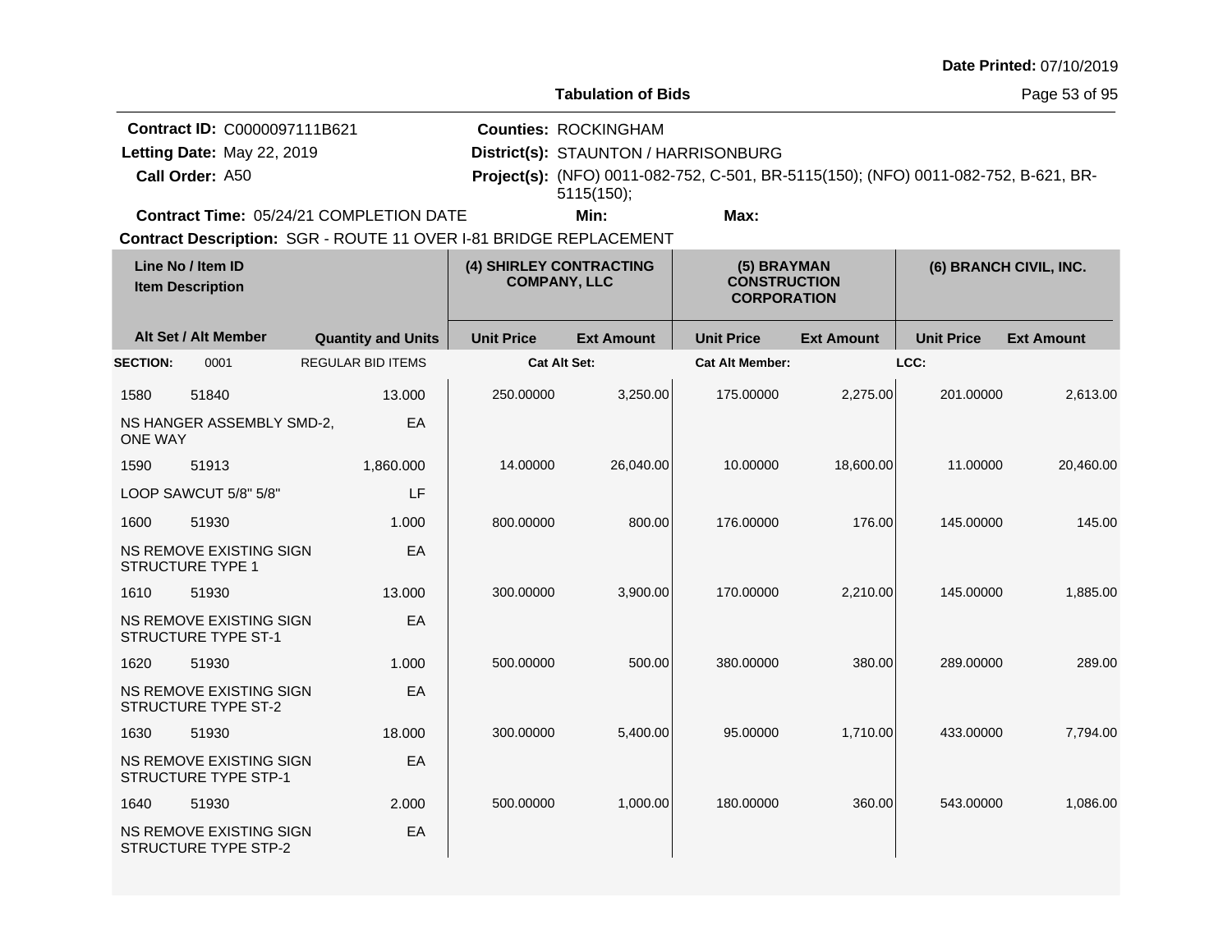Date Printed: 07/10/2019

**Tabulation of Bids**

**Contract ID:** C0000097111B621
**Letting Date:** May 22, 2019
**Call Order:** A50
**Contract Time:** 05/24/21 COMPLETION DATE

**Counties:** ROCKINGHAM
**District(s):** STAUNTON / HARRISONBURG
**Project(s):** (NFO) 0011-082-752, C-501, BR-5115(150); (NFO) 0011-082-752, B-621, BR-5115(150);
**Min:** **Max:**

**Contract Description:** SGR - ROUTE 11 OVER I-81 BRIDGE REPLACEMENT

| Line No / Item ID / Item Description | | Quantity and Units | (4) SHIRLEY CONTRACTING COMPANY, LLC | | (5) BRAYMAN CONSTRUCTION CORPORATION | | (6) BRANCH CIVIL, INC. | |
|---|---|---|---|---|---|---|---|---|
| Alt Set / Alt Member | | | Unit Price | Ext Amount | Unit Price | Ext Amount | Unit Price | Ext Amount |
| SECTION: | 0001 | REGULAR BID ITEMS | Cat Alt Set: | | Cat Alt Member: | | LCC: | |
| 1580 | 51840 | 13.000 | 250.00000 | 3,250.00 | 175.00000 | 2,275.00 | 201.00000 | 2,613.00 |
| NS HANGER ASSEMBLY SMD-2, ONE WAY | | EA | | | | | | |
| 1590 | 51913 | 1,860.000 | 14.00000 | 26,040.00 | 10.00000 | 18,600.00 | 11.00000 | 20,460.00 |
| LOOP SAWCUT 5/8" 5/8" | | LF | | | | | | |
| 1600 | 51930 | 1.000 | 800.00000 | 800.00 | 176.00000 | 176.00 | 145.00000 | 145.00 |
| NS REMOVE EXISTING SIGN STRUCTURE TYPE 1 | | EA | | | | | | |
| 1610 | 51930 | 13.000 | 300.00000 | 3,900.00 | 170.00000 | 2,210.00 | 145.00000 | 1,885.00 |
| NS REMOVE EXISTING SIGN STRUCTURE TYPE ST-1 | | EA | | | | | | |
| 1620 | 51930 | 1.000 | 500.00000 | 500.00 | 380.00000 | 380.00 | 289.00000 | 289.00 |
| NS REMOVE EXISTING SIGN STRUCTURE TYPE ST-2 | | EA | | | | | | |
| 1630 | 51930 | 18.000 | 300.00000 | 5,400.00 | 95.00000 | 1,710.00 | 433.00000 | 7,794.00 |
| NS REMOVE EXISTING SIGN STRUCTURE TYPE STP-1 | | EA | | | | | | |
| 1640 | 51930 | 2.000 | 500.00000 | 1,000.00 | 180.00000 | 360.00 | 543.00000 | 1,086.00 |
| NS REMOVE EXISTING SIGN STRUCTURE TYPE STP-2 | | EA | | | | | | |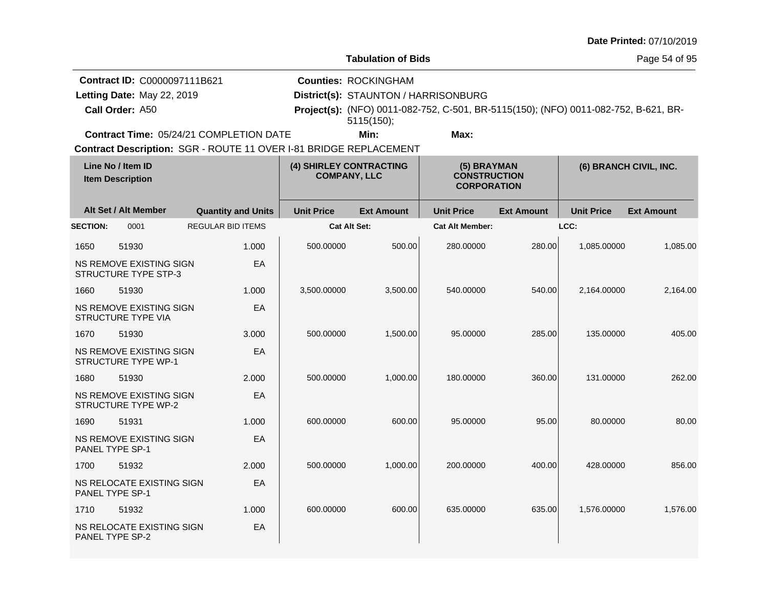Date Printed: 07/10/2019

**Tabulation of Bids**

**Contract ID:** C0000097111B621
**Letting Date:** May 22, 2019
**Call Order:** A50
**Contract Time:** 05/24/21 COMPLETION DATE

**Counties:** ROCKINGHAM
**District(s):** STAUNTON / HARRISONBURG
**Project(s):** (NFO) 0011-082-752, C-501, BR-5115(150); (NFO) 0011-082-752, B-621, BR-5115(150);
**Min:** **Max:**

**Contract Description:** SGR - ROUTE 11 OVER I-81 BRIDGE REPLACEMENT

| Line No / Item ID | Item Description / Alt Set / Alt Member | Quantity and Units | (4) SHIRLEY CONTRACTING COMPANY, LLC Unit Price | (4) SHIRLEY CONTRACTING COMPANY, LLC Ext Amount | (5) BRAYMAN CONSTRUCTION CORPORATION Unit Price | (5) BRAYMAN CONSTRUCTION CORPORATION Ext Amount | (6) BRANCH CIVIL, INC. Unit Price | (6) BRANCH CIVIL, INC. Ext Amount |
|---|---|---|---|---|---|---|---|---|
| **SECTION:** 0001 | REGULAR BID ITEMS | | Cat Alt Set: | | Cat Alt Member: | | LCC: | |
| 1650 51930 | NS REMOVE EXISTING SIGN STRUCTURE TYPE STP-3 | 1.000 EA | 500.00000 | 500.00 | 280.00000 | 280.00 | 1,085.00000 | 1,085.00 |
| 1660 51930 | NS REMOVE EXISTING SIGN STRUCTURE TYPE VIA | 1.000 EA | 3,500.00000 | 3,500.00 | 540.00000 | 540.00 | 2,164.00000 | 2,164.00 |
| 1670 51930 | NS REMOVE EXISTING SIGN STRUCTURE TYPE WP-1 | 3.000 EA | 500.00000 | 1,500.00 | 95.00000 | 285.00 | 135.00000 | 405.00 |
| 1680 51930 | NS REMOVE EXISTING SIGN STRUCTURE TYPE WP-2 | 2.000 EA | 500.00000 | 1,000.00 | 180.00000 | 360.00 | 131.00000 | 262.00 |
| 1690 51931 | NS REMOVE EXISTING SIGN PANEL TYPE SP-1 | 1.000 EA | 600.00000 | 600.00 | 95.00000 | 95.00 | 80.00000 | 80.00 |
| 1700 51932 | NS RELOCATE EXISTING SIGN PANEL TYPE SP-1 | 2.000 EA | 500.00000 | 1,000.00 | 200.00000 | 400.00 | 428.00000 | 856.00 |
| 1710 51932 | NS RELOCATE EXISTING SIGN PANEL TYPE SP-2 | 1.000 EA | 600.00000 | 600.00 | 635.00000 | 635.00 | 1,576.00000 | 1,576.00 |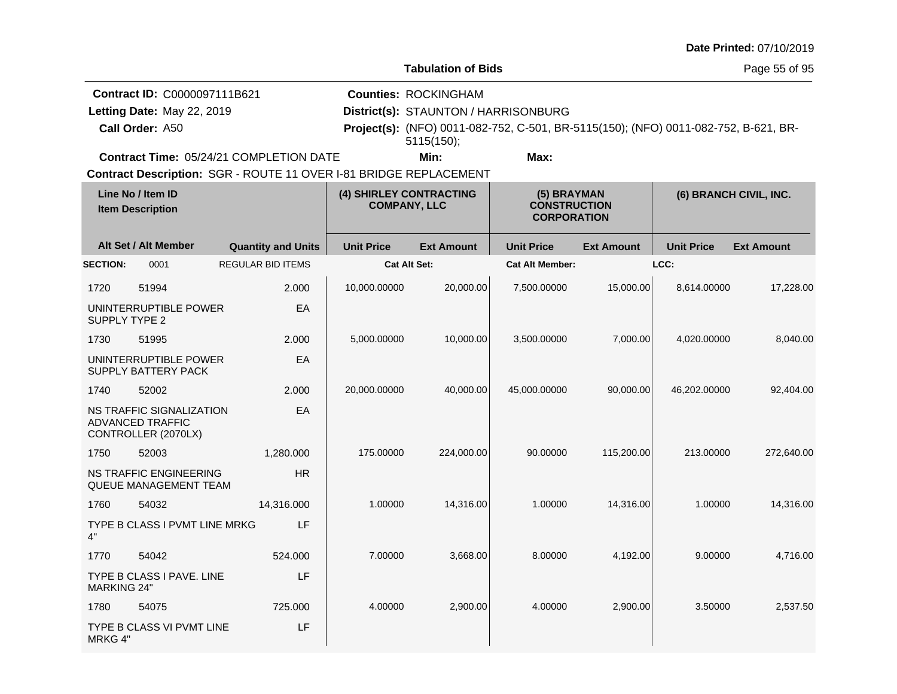## Tabulation of Bids

Date Printed: 07/10/2019

**Contract ID:** C0000097111B621
**Letting Date:** May 22, 2019
**Call Order:** A50
**Contract Time:** 05/24/21 COMPLETION DATE

**Counties:** ROCKINGHAM
**District(s):** STAUNTON / HARRISONBURG
**Project(s):** (NFO) 0011-082-752, C-501, BR-5115(150); (NFO) 0011-082-752, B-621, BR-5115(150);
**Min:**
**Max:**

**Contract Description:** SGR - ROUTE 11 OVER I-81 BRIDGE REPLACEMENT

| Line No / Item ID / Item Description | | Quantity and Units | (4) SHIRLEY CONTRACTING COMPANY, LLC | | (5) BRAYMAN CONSTRUCTION CORPORATION | | (6) BRANCH CIVIL, INC. | |
|---|---|---|---|---|---|---|---|---|
| Alt Set / Alt Member | | | Unit Price | Ext Amount | Unit Price | Ext Amount | Unit Price | Ext Amount |
| SECTION: 0001 | | REGULAR BID ITEMS | Cat Alt Set: | | Cat Alt Member: | | LCC: | |
| 1720 | 51994 | 2.000 | 10,000.00000 | 20,000.00 | 7,500.00000 | 15,000.00 | 8,614.00000 | 17,228.00 |
| UNINTERRUPTIBLE POWER SUPPLY TYPE 2 | | EA | | | | | | |
| 1730 | 51995 | 2.000 | 5,000.00000 | 10,000.00 | 3,500.00000 | 7,000.00 | 4,020.00000 | 8,040.00 |
| UNINTERRUPTIBLE POWER SUPPLY BATTERY PACK | | EA | | | | | | |
| 1740 | 52002 | 2.000 | 20,000.00000 | 40,000.00 | 45,000.00000 | 90,000.00 | 46,202.00000 | 92,404.00 |
| NS TRAFFIC SIGNALIZATION ADVANCED TRAFFIC CONTROLLER (2070LX) | | EA | | | | | | |
| 1750 | 52003 | 1,280.000 | 175.00000 | 224,000.00 | 90.00000 | 115,200.00 | 213.00000 | 272,640.00 |
| NS TRAFFIC ENGINEERING QUEUE MANAGEMENT TEAM | | HR | | | | | | |
| 1760 | 54032 | 14,316.000 | 1.00000 | 14,316.00 | 1.00000 | 14,316.00 | 1.00000 | 14,316.00 |
| TYPE B CLASS I PVMT LINE MRKG 4" | | LF | | | | | | |
| 1770 | 54042 | 524.000 | 7.00000 | 3,668.00 | 8.00000 | 4,192.00 | 9.00000 | 4,716.00 |
| TYPE B CLASS I PAVE. LINE MARKING 24" | | LF | | | | | | |
| 1780 | 54075 | 725.000 | 4.00000 | 2,900.00 | 4.00000 | 2,900.00 | 3.50000 | 2,537.50 |
| TYPE B CLASS VI PVMT LINE MRKG 4" | | LF | | | | | | |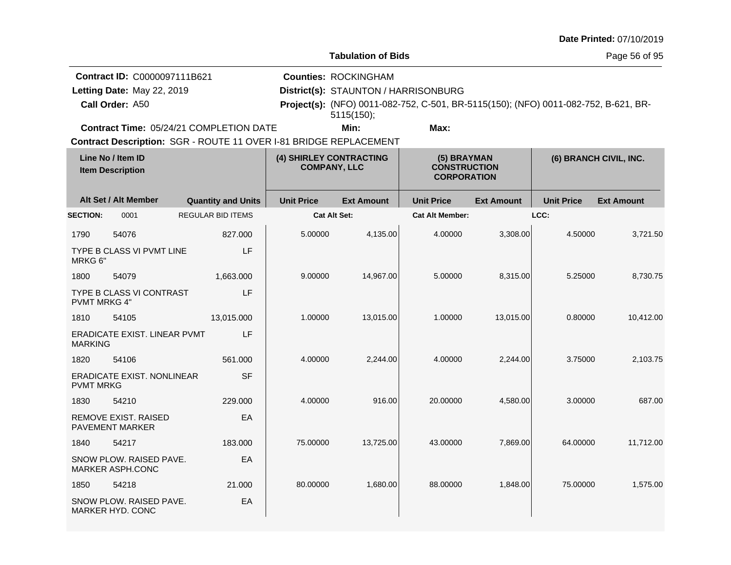**Date Printed:** 07/10/2019

**Tabulation of Bids**

**Contract ID:** C0000097111B621
**Letting Date:** May 22, 2019
**Call Order:** A50
**Contract Time:** 05/24/21 COMPLETION DATE

**Counties:** ROCKINGHAM
**District(s):** STAUNTON / HARRISONBURG
**Project(s):** (NFO) 0011-082-752, C-501, BR-5115(150); (NFO) 0011-082-752, B-621, BR-5115(150);
**Min:** **Max:**

**Contract Description:** SGR - ROUTE 11 OVER I-81 BRIDGE REPLACEMENT

| Line No / Item ID | | Quantity and Units | (4) SHIRLEY CONTRACTING COMPANY, LLC | | (5) BRAYMAN CONSTRUCTION CORPORATION | | (6) BRANCH CIVIL, INC. | |
|---|---|---|---|---|---|---|---|---|
| Item Description / Alt Set / Alt Member | | | Unit Price | Ext Amount | Unit Price | Ext Amount | Unit Price | Ext Amount |
| **SECTION:** 0001 | REGULAR BID ITEMS | | **Cat Alt Set:** | | **Cat Alt Member:** | | **LCC:** | |
| 1790 | 54076 | 827.000 | 5.00000 | 4,135.00 | 4.00000 | 3,308.00 | 4.50000 | 3,721.50 |
| TYPE B CLASS VI PVMT LINE MRKG 6" | | LF | | | | | | |
| 1800 | 54079 | 1,663.000 | 9.00000 | 14,967.00 | 5.00000 | 8,315.00 | 5.25000 | 8,730.75 |
| TYPE B CLASS VI CONTRAST PVMT MRKG 4" | | LF | | | | | | |
| 1810 | 54105 | 13,015.000 | 1.00000 | 13,015.00 | 1.00000 | 13,015.00 | 0.80000 | 10,412.00 |
| ERADICATE EXIST. LINEAR PVMT MARKING | | LF | | | | | | |
| 1820 | 54106 | 561.000 | 4.00000 | 2,244.00 | 4.00000 | 2,244.00 | 3.75000 | 2,103.75 |
| ERADICATE EXIST. NONLINEAR PVMT MRKG | | SF | | | | | | |
| 1830 | 54210 | 229.000 | 4.00000 | 916.00 | 20.00000 | 4,580.00 | 3.00000 | 687.00 |
| REMOVE EXIST. RAISED PAVEMENT MARKER | | EA | | | | | | |
| 1840 | 54217 | 183.000 | 75.00000 | 13,725.00 | 43.00000 | 7,869.00 | 64.00000 | 11,712.00 |
| SNOW PLOW. RAISED PAVE. MARKER ASPH.CONC | | EA | | | | | | |
| 1850 | 54218 | 21.000 | 80.00000 | 1,680.00 | 88.00000 | 1,848.00 | 75.00000 | 1,575.00 |
| SNOW PLOW. RAISED PAVE. MARKER HYD. CONC | | EA | | | | | | |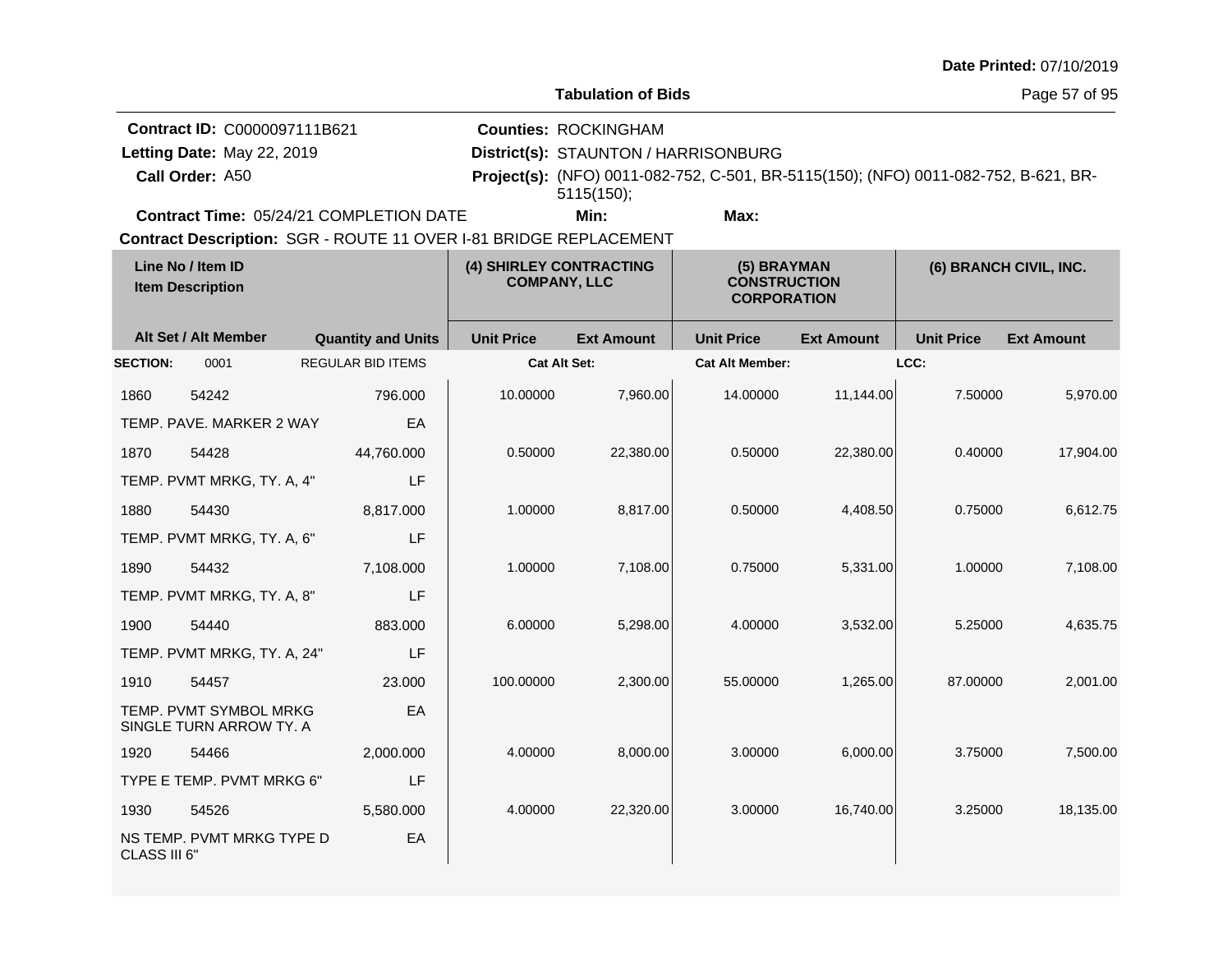Date Printed: 07/10/2019

# Tabulation of Bids

**Contract ID:** C0000097111B621
**Letting Date:** May 22, 2019
**Call Order:** A50
**Contract Time:** 05/24/21 COMPLETION DATE
**Counties:** ROCKINGHAM
**District(s):** STAUNTON / HARRISONBURG
**Project(s):** (NFO) 0011-082-752, C-501, BR-5115(150); (NFO) 0011-082-752, B-621, BR-5115(150);
**Min:**
**Max:**
**Contract Description:** SGR - ROUTE 11 OVER I-81 BRIDGE REPLACEMENT

| Line No / Item ID | Item Description | Quantity and Units | (4) SHIRLEY CONTRACTING COMPANY, LLC Unit Price | Ext Amount | (5) BRAYMAN CONSTRUCTION CORPORATION Unit Price | Ext Amount | (6) BRANCH CIVIL, INC. Unit Price | Ext Amount |
|---|---|---|---|---|---|---|---|---|
| **SECTION:** 0001 | REGULAR BID ITEMS | | **Cat Alt Set:** | | **Cat Alt Member:** | | **LCC:** | |
| 1860 54242 | TEMP. PAVE. MARKER 2 WAY | 796.000 EA | 10.00000 | 7,960.00 | 14.00000 | 11,144.00 | 7.50000 | 5,970.00 |
| 1870 54428 | TEMP. PVMT MRKG, TY. A, 4" | 44,760.000 LF | 0.50000 | 22,380.00 | 0.50000 | 22,380.00 | 0.40000 | 17,904.00 |
| 1880 54430 | TEMP. PVMT MRKG, TY. A, 6" | 8,817.000 LF | 1.00000 | 8,817.00 | 0.50000 | 4,408.50 | 0.75000 | 6,612.75 |
| 1890 54432 | TEMP. PVMT MRKG, TY. A, 8" | 7,108.000 LF | 1.00000 | 7,108.00 | 0.75000 | 5,331.00 | 1.00000 | 7,108.00 |
| 1900 54440 | TEMP. PVMT MRKG, TY. A, 24" | 883.000 LF | 6.00000 | 5,298.00 | 4.00000 | 3,532.00 | 5.25000 | 4,635.75 |
| 1910 54457 | TEMP. PVMT SYMBOL MRKG SINGLE TURN ARROW TY. A | 23.000 EA | 100.00000 | 2,300.00 | 55.00000 | 1,265.00 | 87.00000 | 2,001.00 |
| 1920 54466 | TYPE E TEMP. PVMT MRKG 6" | 2,000.000 LF | 4.00000 | 8,000.00 | 3.00000 | 6,000.00 | 3.75000 | 7,500.00 |
| 1930 54526 | NS TEMP. PVMT MRKG TYPE D CLASS III 6" | 5,580.000 EA | 4.00000 | 22,320.00 | 3.00000 | 16,740.00 | 3.25000 | 18,135.00 |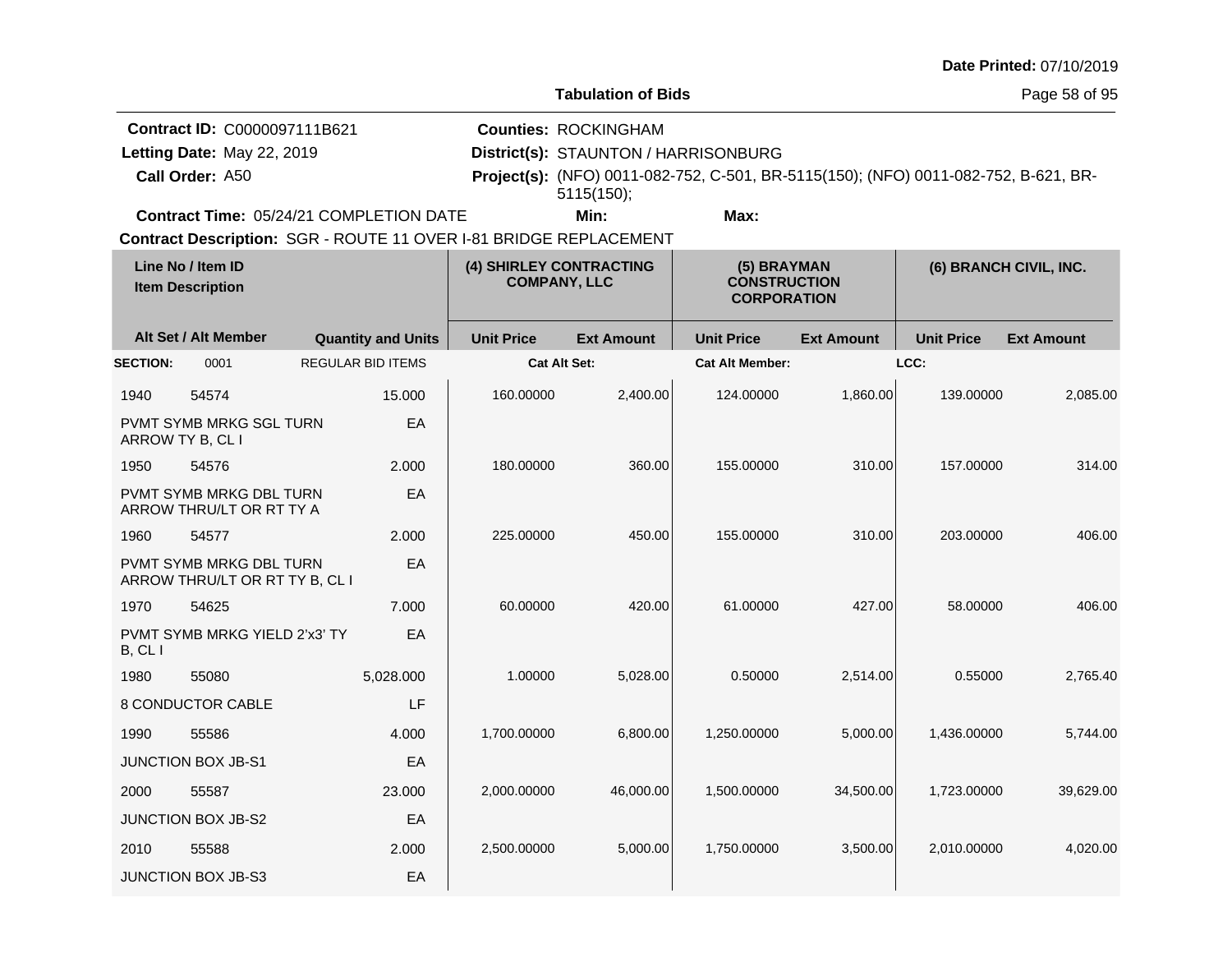Date Printed: 07/10/2019

## Tabulation of Bids

**Contract ID:** C0000097111B621
**Letting Date:** May 22, 2019
**Call Order:** A50
**Counties:** ROCKINGHAM
**District(s):** STAUNTON / HARRISONBURG
**Project(s):** (NFO) 0011-082-752, C-501, BR-5115(150); (NFO) 0011-082-752, B-621, BR-5115(150);
**Contract Time:** 05/24/21 COMPLETION DATE
**Min:**
**Max:**
**Contract Description:** SGR - ROUTE 11 OVER I-81 BRIDGE REPLACEMENT

| Line No / Item ID | Item Description | Quantity and Units | (4) SHIRLEY CONTRACTING COMPANY, LLC Unit Price | Ext Amount | (5) BRAYMAN CONSTRUCTION CORPORATION Unit Price | Ext Amount | (6) BRANCH CIVIL, INC. Unit Price | Ext Amount |
|---|---|---|---|---|---|---|---|---|
| **SECTION:** 0001 | REGULAR BID ITEMS | | Cat Alt Set: | | Cat Alt Member: | | LCC: | |
| 1940 54574 | PVMT SYMB MRKG SGL TURN ARROW TY B, CL I | 15.000 EA | 160.00000 | 2,400.00 | 124.00000 | 1,860.00 | 139.00000 | 2,085.00 |
| 1950 54576 | PVMT SYMB MRKG DBL TURN ARROW THRU/LT OR RT TY A | 2.000 EA | 180.00000 | 360.00 | 155.00000 | 310.00 | 157.00000 | 314.00 |
| 1960 54577 | PVMT SYMB MRKG DBL TURN ARROW THRU/LT OR RT TY B, CL I | 2.000 EA | 225.00000 | 450.00 | 155.00000 | 310.00 | 203.00000 | 406.00 |
| 1970 54625 | PVMT SYMB MRKG YIELD 2'x3' TY B, CL I | 7.000 EA | 60.00000 | 420.00 | 61.00000 | 427.00 | 58.00000 | 406.00 |
| 1980 55080 | 8 CONDUCTOR CABLE | 5,028.000 LF | 1.00000 | 5,028.00 | 0.50000 | 2,514.00 | 0.55000 | 2,765.40 |
| 1990 55586 | JUNCTION BOX JB-S1 | 4.000 EA | 1,700.00000 | 6,800.00 | 1,250.00000 | 5,000.00 | 1,436.00000 | 5,744.00 |
| 2000 55587 | JUNCTION BOX JB-S2 | 23.000 EA | 2,000.00000 | 46,000.00 | 1,500.00000 | 34,500.00 | 1,723.00000 | 39,629.00 |
| 2010 55588 | JUNCTION BOX JB-S3 | 2.000 EA | 2,500.00000 | 5,000.00 | 1,750.00000 | 3,500.00 | 2,010.00000 | 4,020.00 |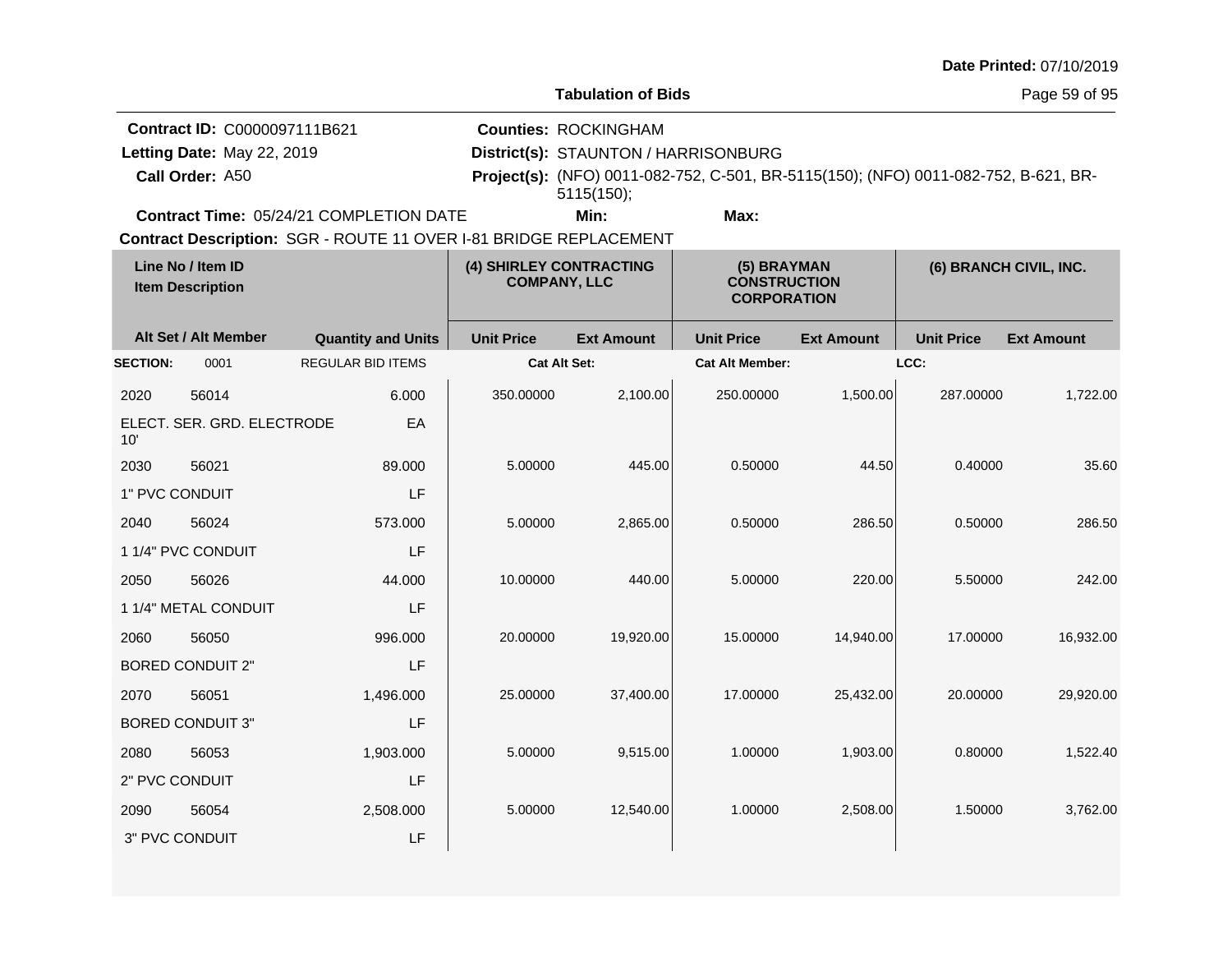**Date Printed:** 07/10/2019

**Tabulation of Bids**

**Contract ID:** C0000097111B621
**Letting Date:** May 22, 2019
**Call Order:** A50
**Contract Time:** 05/24/21 COMPLETION DATE

**Counties:** ROCKINGHAM
**District(s):** STAUNTON / HARRISONBURG
**Project(s):** (NFO) 0011-082-752, C-501, BR-5115(150); (NFO) 0011-082-752, B-621, BR-5115(150);
**Min:** **Max:**

**Contract Description:** SGR - ROUTE 11 OVER I-81 BRIDGE REPLACEMENT

| Line No / Item ID | | | (4) SHIRLEY CONTRACTING COMPANY, LLC | | (5) BRAYMAN CONSTRUCTION CORPORATION | | (6) BRANCH CIVIL, INC. | |
|---|---|---|---|---|---|---|---|---|
| Item Description / Alt Set / Alt Member | | Quantity and Units | Unit Price | Ext Amount | Unit Price | Ext Amount | Unit Price | Ext Amount |
| **SECTION:** 0001 | | REGULAR BID ITEMS | **Cat Alt Set:** | | **Cat Alt Member:** | | **LCC:** | |
| 2020 | 56014 | 6.000 | 350.00000 | 2,100.00 | 250.00000 | 1,500.00 | 287.00000 | 1,722.00 |
| ELECT. SER. GRD. ELECTRODE 10' | | EA | | | | | | |
| 2030 | 56021 | 89.000 | 5.00000 | 445.00 | 0.50000 | 44.50 | 0.40000 | 35.60 |
| 1" PVC CONDUIT | | LF | | | | | | |
| 2040 | 56024 | 573.000 | 5.00000 | 2,865.00 | 0.50000 | 286.50 | 0.50000 | 286.50 |
| 1 1/4" PVC CONDUIT | | LF | | | | | | |
| 2050 | 56026 | 44.000 | 10.00000 | 440.00 | 5.00000 | 220.00 | 5.50000 | 242.00 |
| 1 1/4" METAL CONDUIT | | LF | | | | | | |
| 2060 | 56050 | 996.000 | 20.00000 | 19,920.00 | 15.00000 | 14,940.00 | 17.00000 | 16,932.00 |
| BORED CONDUIT 2" | | LF | | | | | | |
| 2070 | 56051 | 1,496.000 | 25.00000 | 37,400.00 | 17.00000 | 25,432.00 | 20.00000 | 29,920.00 |
| BORED CONDUIT 3" | | LF | | | | | | |
| 2080 | 56053 | 1,903.000 | 5.00000 | 9,515.00 | 1.00000 | 1,903.00 | 0.80000 | 1,522.40 |
| 2" PVC CONDUIT | | LF | | | | | | |
| 2090 | 56054 | 2,508.000 | 5.00000 | 12,540.00 | 1.00000 | 2,508.00 | 1.50000 | 3,762.00 |
| 3" PVC CONDUIT | | LF | | | | | | |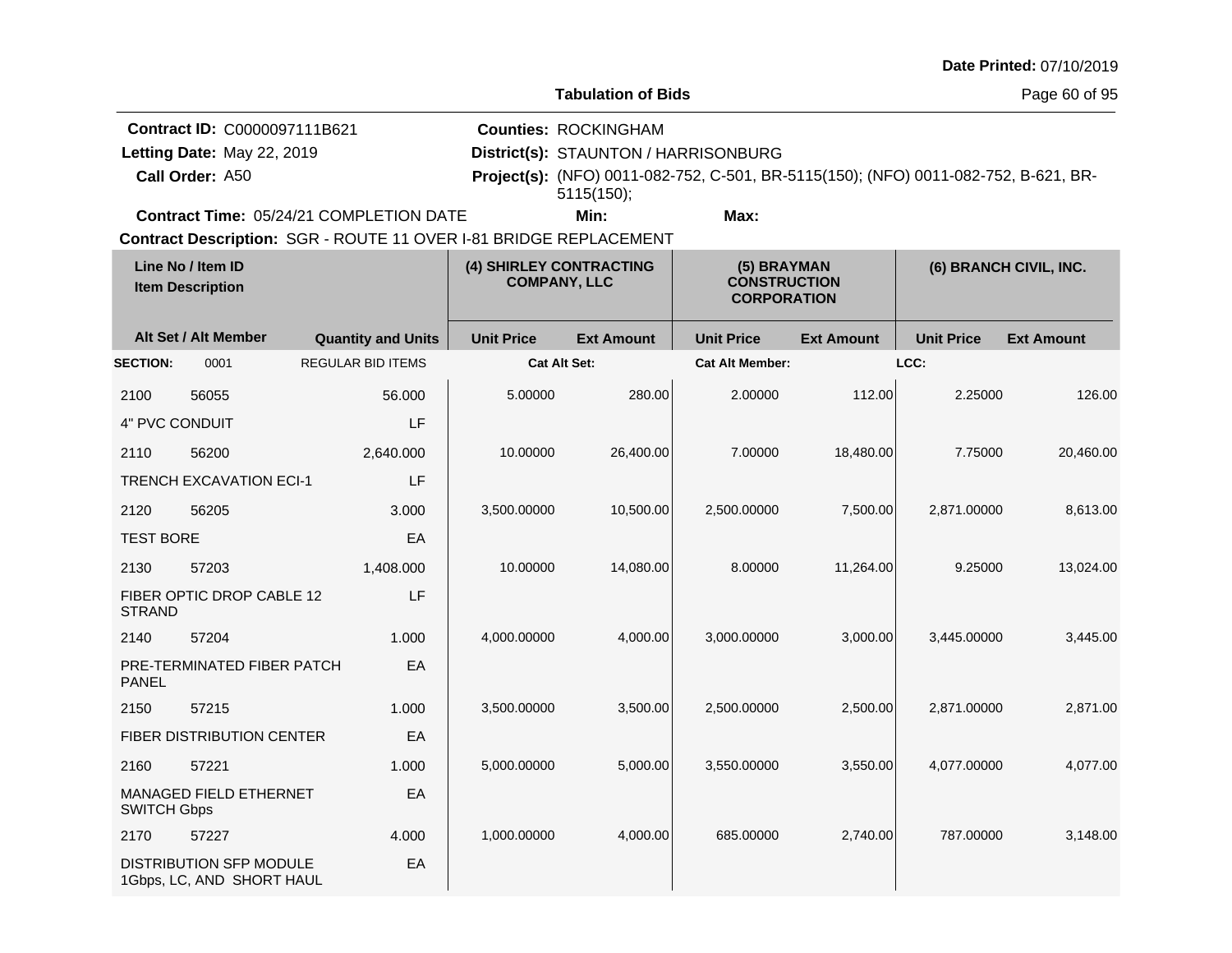**Date Printed:** 07/10/2019

**Tabulation of Bids**

**Contract ID:** C0000097111B621
**Letting Date:** May 22, 2019
**Call Order:** A50
**Contract Time:** 05/24/21 COMPLETION DATE

**Counties:** ROCKINGHAM
**District(s):** STAUNTON / HARRISONBURG
**Project(s):** (NFO) 0011-082-752, C-501, BR-5115(150); (NFO) 0011-082-752, B-621, BR-5115(150);
**Min:** **Max:**

**Contract Description:** SGR - ROUTE 11 OVER I-81 BRIDGE REPLACEMENT

| Line No / Item ID / Item Description | | Quantity and Units | (4) SHIRLEY CONTRACTING COMPANY, LLC | | (5) BRAYMAN CONSTRUCTION CORPORATION | | (6) BRANCH CIVIL, INC. | |
|---|---|---|---|---|---|---|---|---|
| Alt Set / Alt Member | | | Unit Price | Ext Amount | Unit Price | Ext Amount | Unit Price | Ext Amount |
| **SECTION:** 0001 | | REGULAR BID ITEMS | Cat Alt Set: | | Cat Alt Member: | | LCC: | |
| 2100 | 56055 | 56.000 | 5.00000 | 280.00 | 2.00000 | 112.00 | 2.25000 | 126.00 |
| 4" PVC CONDUIT | | LF | | | | | | |
| 2110 | 56200 | 2,640.000 | 10.00000 | 26,400.00 | 7.00000 | 18,480.00 | 7.75000 | 20,460.00 |
| TRENCH EXCAVATION ECI-1 | | LF | | | | | | |
| 2120 | 56205 | 3.000 | 3,500.00000 | 10,500.00 | 2,500.00000 | 7,500.00 | 2,871.00000 | 8,613.00 |
| TEST BORE | | EA | | | | | | |
| 2130 | 57203 | 1,408.000 | 10.00000 | 14,080.00 | 8.00000 | 11,264.00 | 9.25000 | 13,024.00 |
| FIBER OPTIC DROP CABLE 12 STRAND | | LF | | | | | | |
| 2140 | 57204 | 1.000 | 4,000.00000 | 4,000.00 | 3,000.00000 | 3,000.00 | 3,445.00000 | 3,445.00 |
| PRE-TERMINATED FIBER PATCH PANEL | | EA | | | | | | |
| 2150 | 57215 | 1.000 | 3,500.00000 | 3,500.00 | 2,500.00000 | 2,500.00 | 2,871.00000 | 2,871.00 |
| FIBER DISTRIBUTION CENTER | | EA | | | | | | |
| 2160 | 57221 | 1.000 | 5,000.00000 | 5,000.00 | 3,550.00000 | 3,550.00 | 4,077.00000 | 4,077.00 |
| MANAGED FIELD ETHERNET SWITCH Gbps | | EA | | | | | | |
| 2170 | 57227 | 4.000 | 1,000.00000 | 4,000.00 | 685.00000 | 2,740.00 | 787.00000 | 3,148.00 |
| DISTRIBUTION SFP MODULE 1Gbps, LC, AND SHORT HAUL | | EA | | | | | | |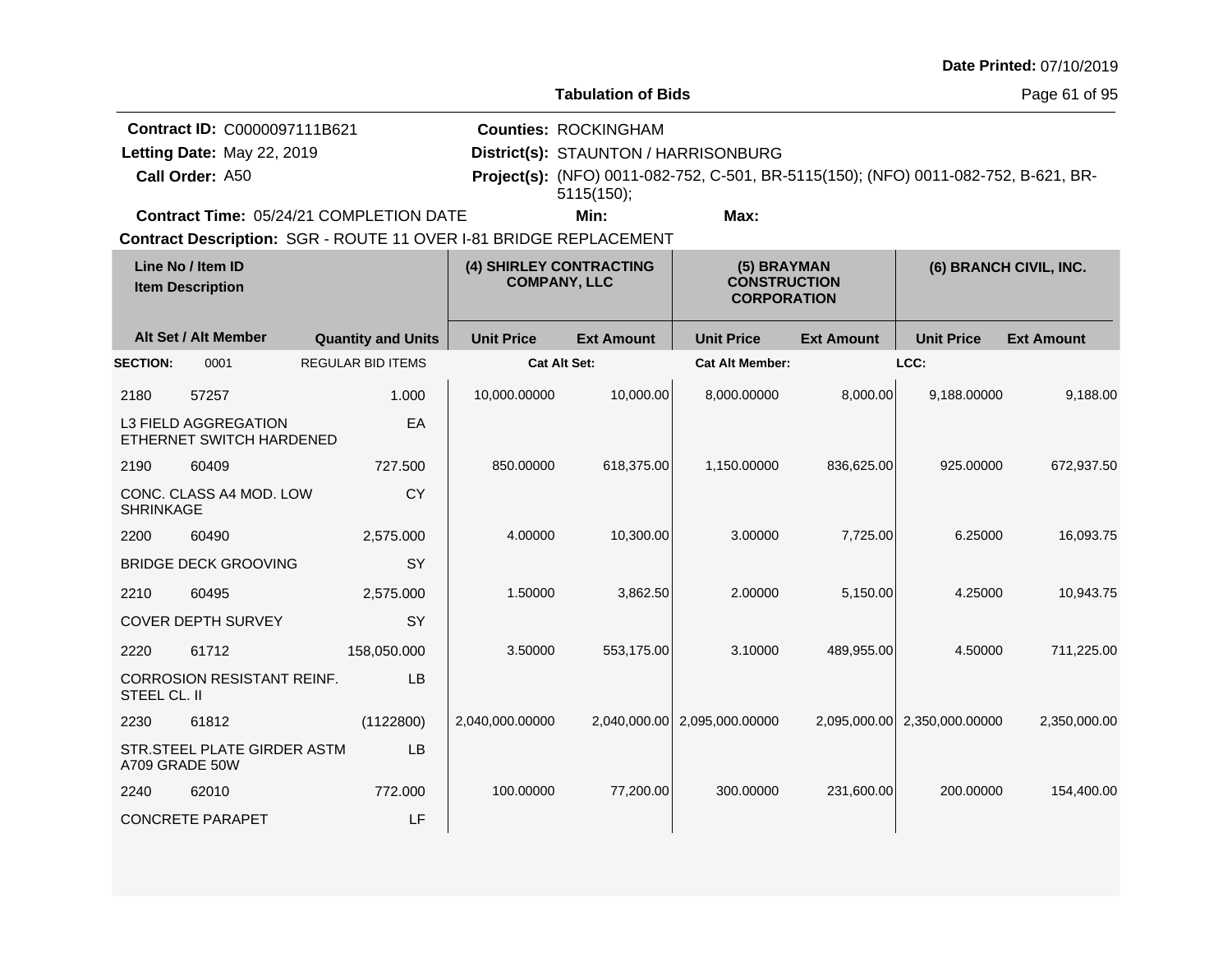Date Printed: 07/10/2019

**Tabulation of Bids**

**Contract ID:** C0000097111B621
**Letting Date:** May 22, 2019
**Call Order:** A50
**Contract Time:** 05/24/21 COMPLETION DATE
**Contract Description:** SGR - ROUTE 11 OVER I-81 BRIDGE REPLACEMENT

**Counties:** ROCKINGHAM
**District(s):** STAUNTON / HARRISONBURG
**Project(s):** (NFO) 0011-082-752, C-501, BR-5115(150); (NFO) 0011-082-752, B-621, BR-5115(150);
**Min:**
**Max:**

| Line No / Item ID / Item Description | | | (4) SHIRLEY CONTRACTING COMPANY, LLC | | (5) BRAYMAN CONSTRUCTION CORPORATION | | (6) BRANCH CIVIL, INC. | |
|---|---|---|---|---|---|---|---|---|
| **Alt Set / Alt Member** | | **Quantity and Units** | **Unit Price** | **Ext Amount** | **Unit Price** | **Ext Amount** | **Unit Price** | **Ext Amount** |
| **SECTION:** | 0001 | REGULAR BID ITEMS | **Cat Alt Set:** | | **Cat Alt Member:** | | **LCC:** | |
| 2180 | 57257 | 1.000 | 10,000.00000 | 10,000.00 | 8,000.00000 | 8,000.00 | 9,188.00000 | 9,188.00 |
| L3 FIELD AGGREGATION ETHERNET SWITCH HARDENED | | EA | | | | | | |
| 2190 | 60409 | 727.500 | 850.00000 | 618,375.00 | 1,150.00000 | 836,625.00 | 925.00000 | 672,937.50 |
| CONC. CLASS A4 MOD. LOW SHRINKAGE | | CY | | | | | | |
| 2200 | 60490 | 2,575.000 | 4.00000 | 10,300.00 | 3.00000 | 7,725.00 | 6.25000 | 16,093.75 |
| BRIDGE DECK GROOVING | | SY | | | | | | |
| 2210 | 60495 | 2,575.000 | 1.50000 | 3,862.50 | 2.00000 | 5,150.00 | 4.25000 | 10,943.75 |
| COVER DEPTH SURVEY | | SY | | | | | | |
| 2220 | 61712 | 158,050.000 | 3.50000 | 553,175.00 | 3.10000 | 489,955.00 | 4.50000 | 711,225.00 |
| CORROSION RESISTANT REINF. STEEL CL. II | | LB | | | | | | |
| 2230 | 61812 | (1122800) | 2,040,000.00000 | 2,040,000.00 | 2,095,000.00000 | 2,095,000.00 | 2,350,000.00000 | 2,350,000.00 |
| STR.STEEL PLATE GIRDER ASTM A709 GRADE 50W | | LB | | | | | | |
| 2240 | 62010 | 772.000 | 100.00000 | 77,200.00 | 300.00000 | 231,600.00 | 200.00000 | 154,400.00 |
| CONCRETE PARAPET | | LF | | | | | | |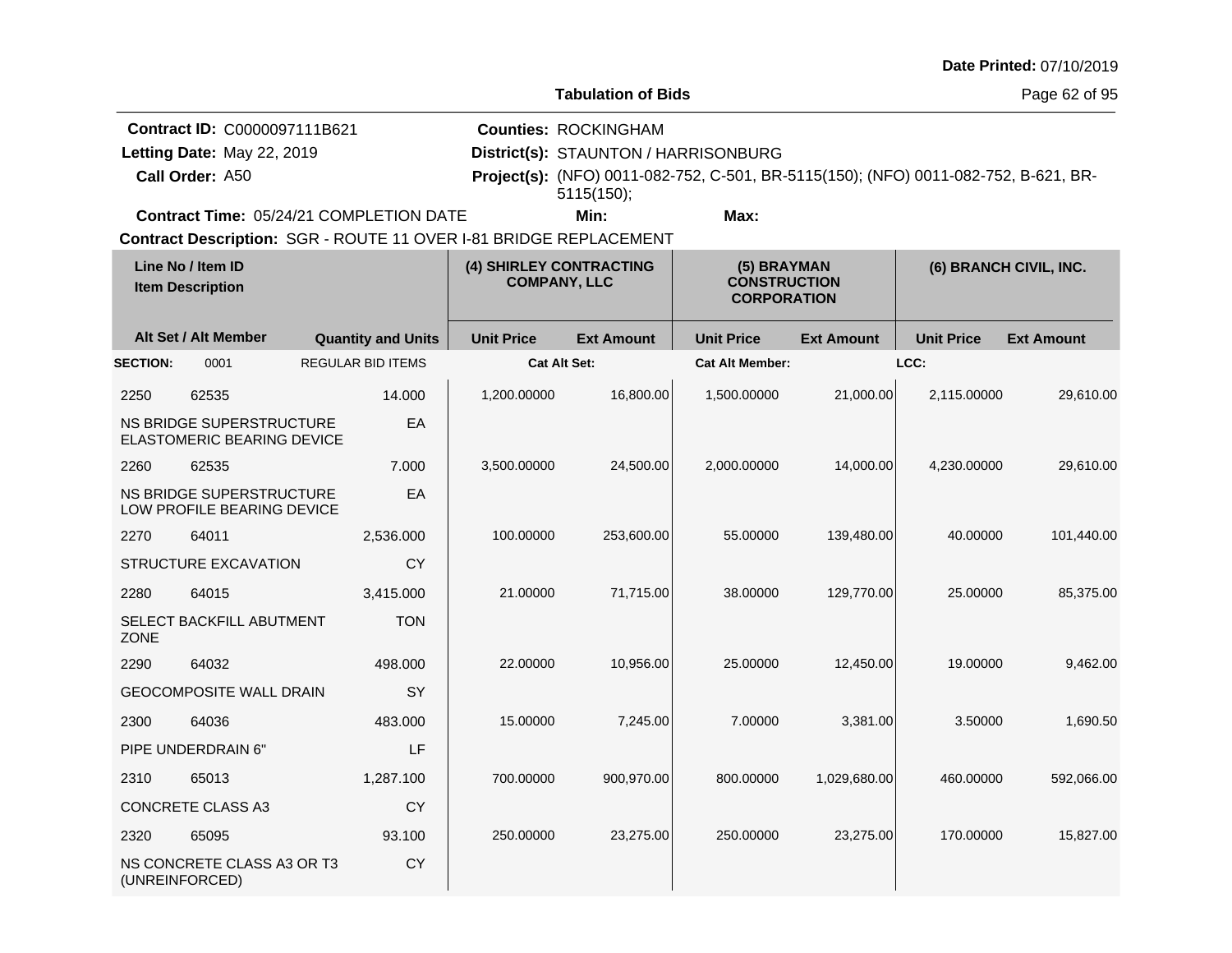Date Printed: 07/10/2019

**Tabulation of Bids**

**Contract ID:** C0000097111B621
**Letting Date:** May 22, 2019
**Call Order:** A50
**Contract Time:** 05/24/21 COMPLETION DATE
**Contract Description:** SGR - ROUTE 11 OVER I-81 BRIDGE REPLACEMENT

**Counties:** ROCKINGHAM
**District(s):** STAUNTON / HARRISONBURG
**Project(s):** (NFO) 0011-082-752, C-501, BR-5115(150); (NFO) 0011-082-752, B-621, BR-5115(150);
**Min:**
**Max:**

| Line No / Item ID / Item Description | Alt Set / Alt Member | Quantity and Units | (4) SHIRLEY CONTRACTING COMPANY, LLC Unit Price | Ext Amount | (5) BRAYMAN CONSTRUCTION CORPORATION Unit Price | Ext Amount | (6) BRANCH CIVIL, INC. Unit Price | Ext Amount |
|---|---|---|---|---|---|---|---|---|
| **SECTION:** 0001 | REGULAR BID ITEMS | | Cat Alt Set: | | Cat Alt Member: | | LCC: | |
| 2250 62535 NS BRIDGE SUPERSTRUCTURE ELASTOMERIC BEARING DEVICE | | 14.000 EA | 1,200.00000 | 16,800.00 | 1,500.00000 | 21,000.00 | 2,115.00000 | 29,610.00 |
| 2260 62535 NS BRIDGE SUPERSTRUCTURE LOW PROFILE BEARING DEVICE | | 7.000 EA | 3,500.00000 | 24,500.00 | 2,000.00000 | 14,000.00 | 4,230.00000 | 29,610.00 |
| 2270 64011 STRUCTURE EXCAVATION | | 2,536.000 CY | 100.00000 | 253,600.00 | 55.00000 | 139,480.00 | 40.00000 | 101,440.00 |
| 2280 64015 SELECT BACKFILL ABUTMENT ZONE | | 3,415.000 TON | 21.00000 | 71,715.00 | 38.00000 | 129,770.00 | 25.00000 | 85,375.00 |
| 2290 64032 GEOCOMPOSITE WALL DRAIN | | 498.000 SY | 22.00000 | 10,956.00 | 25.00000 | 12,450.00 | 19.00000 | 9,462.00 |
| 2300 64036 PIPE UNDERDRAIN 6" | | 483.000 LF | 15.00000 | 7,245.00 | 7.00000 | 3,381.00 | 3.50000 | 1,690.50 |
| 2310 65013 CONCRETE CLASS A3 | | 1,287.100 CY | 700.00000 | 900,970.00 | 800.00000 | 1,029,680.00 | 460.00000 | 592,066.00 |
| 2320 65095 NS CONCRETE CLASS A3 OR T3 (UNREINFORCED) | | 93.100 CY | 250.00000 | 23,275.00 | 250.00000 | 23,275.00 | 170.00000 | 15,827.00 |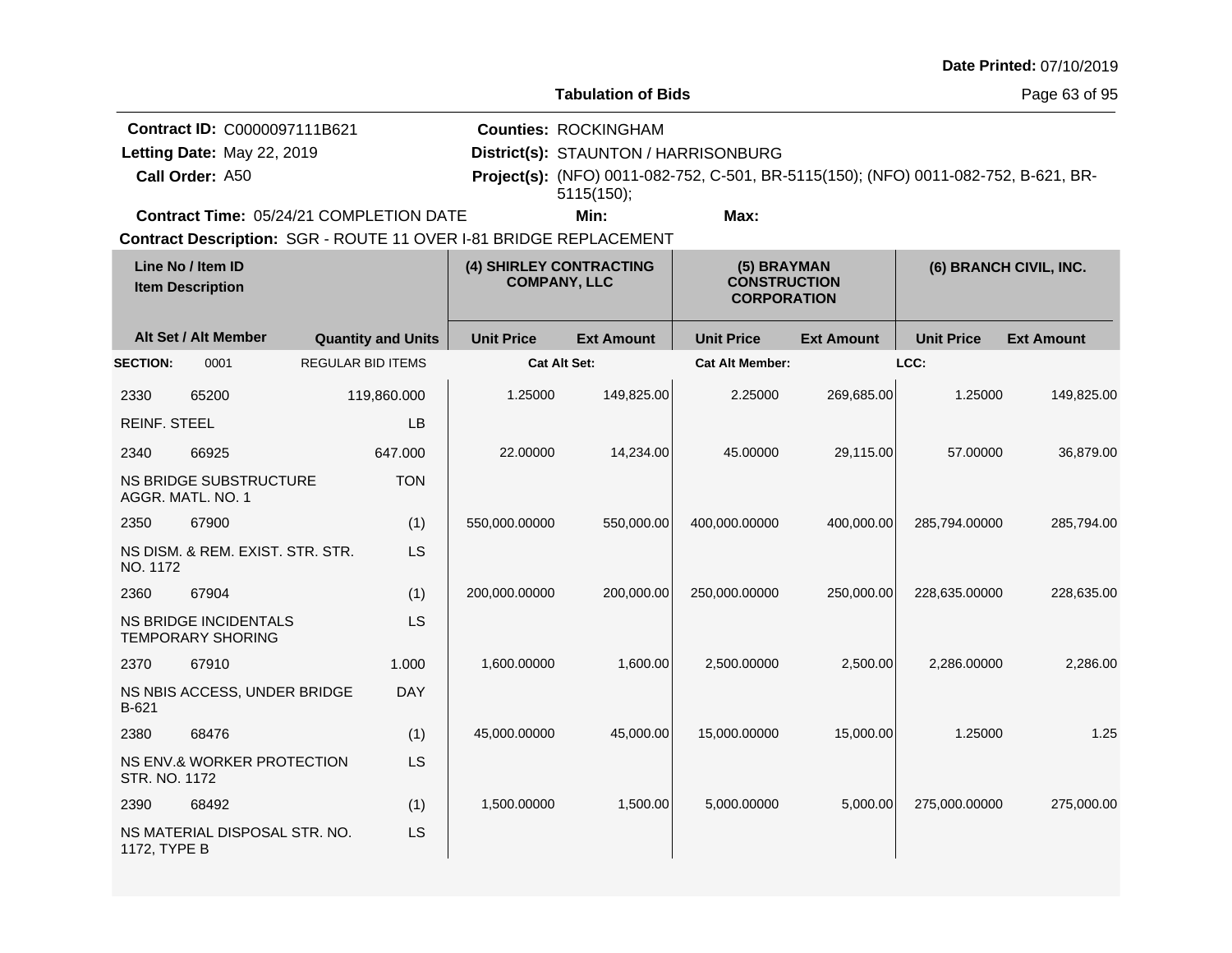**Date Printed:** 07/10/2019

**Tabulation of Bids**

**Contract ID:** C0000097111B621
**Letting Date:** May 22, 2019
**Call Order:** A50
**Contract Time:** 05/24/21 COMPLETION DATE

**Counties:** ROCKINGHAM
**District(s):** STAUNTON / HARRISONBURG
**Project(s):** (NFO) 0011-082-752, C-501, BR-5115(150); (NFO) 0011-082-752, B-621, BR-5115(150);
**Min:** **Max:**

**Contract Description:** SGR - ROUTE 11 OVER I-81 BRIDGE REPLACEMENT

| Line No / Item ID | | Quantity and Units | (4) SHIRLEY CONTRACTING COMPANY, LLC | | (5) BRAYMAN CONSTRUCTION CORPORATION | | (6) BRANCH CIVIL, INC. | |
|---|---|---|---|---|---|---|---|---|
| Item Description / Alt Set / Alt Member | | | Unit Price | Ext Amount | Unit Price | Ext Amount | Unit Price | Ext Amount |
| **SECTION:** 0001 | | REGULAR BID ITEMS | Cat Alt Set: | | Cat Alt Member: | | LCC: | |
| 2330 | 65200 | 119,860.000 | 1.25000 | 149,825.00 | 2.25000 | 269,685.00 | 1.25000 | 149,825.00 |
| REINF. STEEL | | LB | | | | | | |
| 2340 | 66925 | 647.000 | 22.00000 | 14,234.00 | 45.00000 | 29,115.00 | 57.00000 | 36,879.00 |
| NS BRIDGE SUBSTRUCTURE AGGR. MATL. NO. 1 | | TON | | | | | | |
| 2350 | 67900 | (1) | 550,000.00000 | 550,000.00 | 400,000.00000 | 400,000.00 | 285,794.00000 | 285,794.00 |
| NS DISM. & REM. EXIST. STR. STR. NO. 1172 | | LS | | | | | | |
| 2360 | 67904 | (1) | 200,000.00000 | 200,000.00 | 250,000.00000 | 250,000.00 | 228,635.00000 | 228,635.00 |
| NS BRIDGE INCIDENTALS TEMPORARY SHORING | | LS | | | | | | |
| 2370 | 67910 | 1.000 | 1,600.00000 | 1,600.00 | 2,500.00000 | 2,500.00 | 2,286.00000 | 2,286.00 |
| NS NBIS ACCESS, UNDER BRIDGE B-621 | | DAY | | | | | | |
| 2380 | 68476 | (1) | 45,000.00000 | 45,000.00 | 15,000.00000 | 15,000.00 | 1.25000 | 1.25 |
| NS ENV.& WORKER PROTECTION STR. NO. 1172 | | LS | | | | | | |
| 2390 | 68492 | (1) | 1,500.00000 | 1,500.00 | 5,000.00000 | 5,000.00 | 275,000.00000 | 275,000.00 |
| NS MATERIAL DISPOSAL STR. NO. 1172, TYPE B | | LS | | | | | | |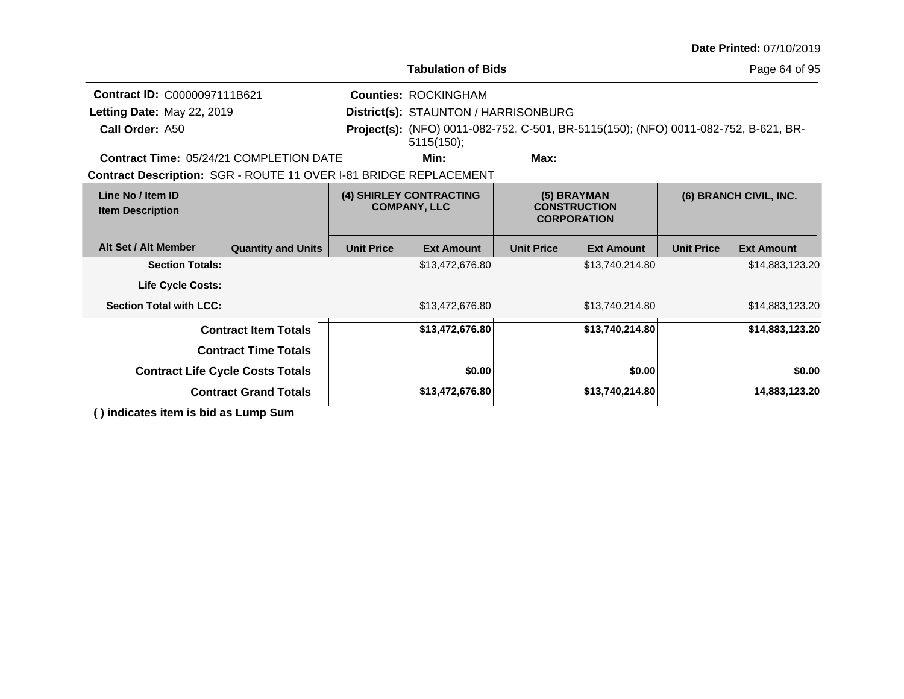**Date Printed:** 07/10/2019

**Tabulation of Bids**

**Contract ID:** C0000097111B621
**Letting Date:** May 22, 2019
**Call Order:** A50
**Counties:** ROCKINGHAM
**District(s):** STAUNTON / HARRISONBURG
**Project(s):** (NFO) 0011-082-752, C-501, BR-5115(150); (NFO) 0011-082-752, B-621, BR-5115(150);
**Contract Time:** 05/24/21 COMPLETION DATE
**Min:**
**Max:**
**Contract Description:** SGR - ROUTE 11 OVER I-81 BRIDGE REPLACEMENT

| Line No / Item ID / Item Description | | (4) SHIRLEY CONTRACTING COMPANY, LLC | | (5) BRAYMAN CONSTRUCTION CORPORATION | | (6) BRANCH CIVIL, INC. | |
|---|---|---|---|---|---|---|---|
| **Alt Set / Alt Member** | **Quantity and Units** | **Unit Price** | **Ext Amount** | **Unit Price** | **Ext Amount** | **Unit Price** | **Ext Amount** |
| **Section Totals:** | | | $13,472,676.80 | | $13,740,214.80 | | $14,883,123.20 |
| **Life Cycle Costs:** | | | | | | | |
| **Section Total with LCC:** | | | $13,472,676.80 | | $13,740,214.80 | | $14,883,123.20 |
| **Contract Item Totals** | | | **$13,472,676.80** | | **$13,740,214.80** | | **$14,883,123.20** |
| **Contract Time Totals** | | | | | | | |
| **Contract Life Cycle Costs Totals** | | | **$0.00** | | **$0.00** | | **$0.00** |
| **Contract Grand Totals** | | | **$13,472,676.80** | | **$13,740,214.80** | | **14,883,123.20** |

**( ) indicates item is bid as Lump Sum**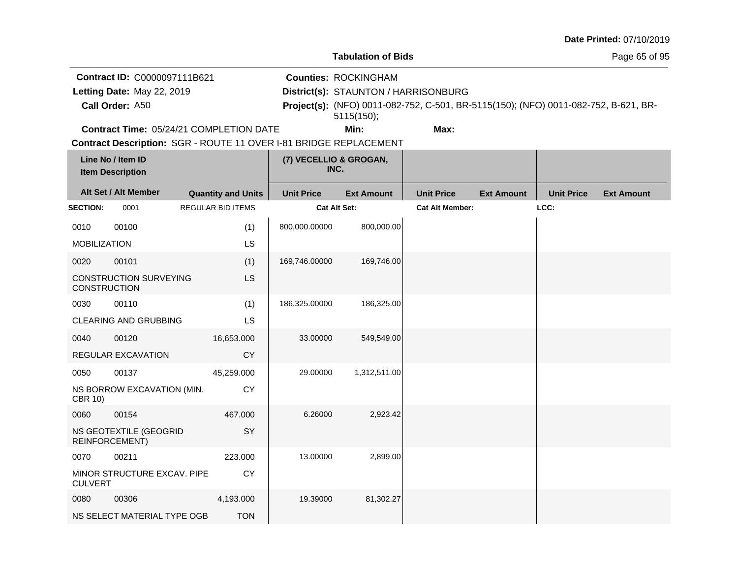**Date Printed:** 07/10/2019

# Tabulation of Bids

**Contract ID:** C0000097111B621
**Letting Date:** May 22, 2019
**Call Order:** A50
**Counties:** ROCKINGHAM
**District(s):** STAUNTON / HARRISONBURG
**Project(s):** (NFO) 0011-082-752, C-501, BR-5115(150); (NFO) 0011-082-752, B-621, BR-5115(150);
**Contract Time:** 05/24/21 COMPLETION DATE
**Min:**
**Max:**
**Contract Description:** SGR - ROUTE 11 OVER I-81 BRIDGE REPLACEMENT

| Line No / Item ID<br>Item Description | | | (7) VECELLIO & GROGAN, INC. | | | | | |
|---|---|---|---|---|---|---|---|---|
| Alt Set / Alt Member | | Quantity and Units | Unit Price | Ext Amount | Unit Price | Ext Amount | Unit Price | Ext Amount |
| **SECTION:** | 0001 | REGULAR BID ITEMS | **Cat Alt Set:** | | **Cat Alt Member:** | | **LCC:** | |
| 0010 | 00100 | (1) | 800,000.00000 | 800,000.00 | | | | |
| MOBILIZATION | | LS | | | | | | |
| 0020 | 00101 | (1) | 169,746.00000 | 169,746.00 | | | | |
| CONSTRUCTION SURVEYING CONSTRUCTION | | LS | | | | | | |
| 0030 | 00110 | (1) | 186,325.00000 | 186,325.00 | | | | |
| CLEARING AND GRUBBING | | LS | | | | | | |
| 0040 | 00120 | 16,653.000 | 33.00000 | 549,549.00 | | | | |
| REGULAR EXCAVATION | | CY | | | | | | |
| 0050 | 00137 | 45,259.000 | 29.00000 | 1,312,511.00 | | | | |
| NS BORROW EXCAVATION (MIN. CBR 10) | | CY | | | | | | |
| 0060 | 00154 | 467.000 | 6.26000 | 2,923.42 | | | | |
| NS GEOTEXTILE (GEOGRID REINFORCEMENT) | | SY | | | | | | |
| 0070 | 00211 | 223.000 | 13.00000 | 2,899.00 | | | | |
| MINOR STRUCTURE EXCAV. PIPE CULVERT | | CY | | | | | | |
| 0080 | 00306 | 4,193.000 | 19.39000 | 81,302.27 | | | | |
| NS SELECT MATERIAL TYPE OGB | | TON | | | | | | |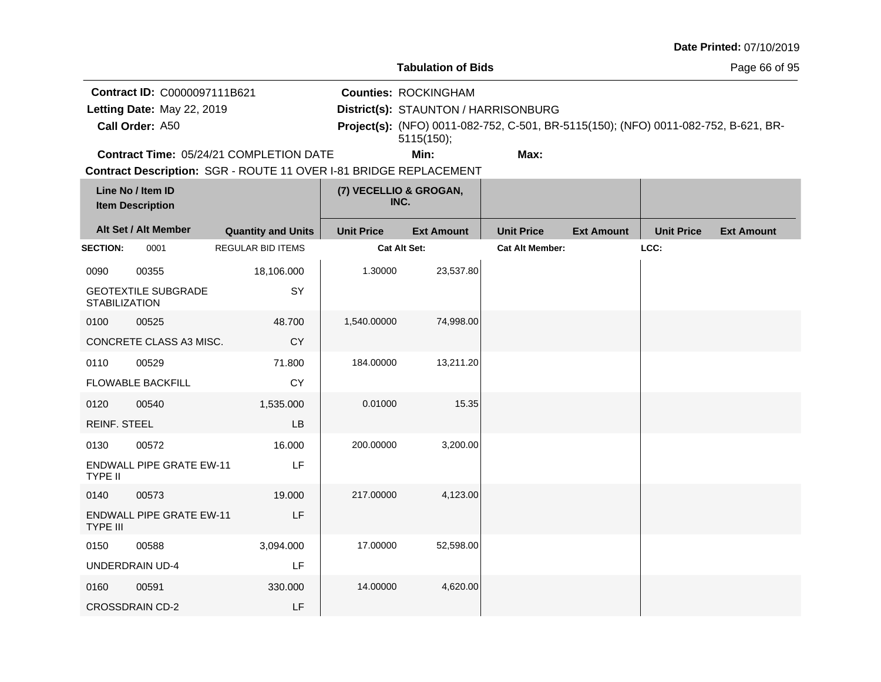**Date Printed:** 07/10/2019

**Tabulation of Bids**

**Contract ID:** C0000097111B621
**Letting Date:** May 22, 2019
**Call Order:** A50
**Counties:** ROCKINGHAM
**District(s):** STAUNTON / HARRISONBURG
**Project(s):** (NFO) 0011-082-752, C-501, BR-5115(150); (NFO) 0011-082-752, B-621, BR-5115(150);
**Contract Time:** 05/24/21 COMPLETION DATE
**Min:**
**Max:**
**Contract Description:** SGR - ROUTE 11 OVER I-81 BRIDGE REPLACEMENT

| Line No / Item ID / Item Description | | Quantity and Units | (7) VECELLIO & GROGAN, INC. Unit Price | Ext Amount | Unit Price | Ext Amount | Unit Price | Ext Amount |
|---|---|---|---|---|---|---|---|---|
| **SECTION:** 0001 | | REGULAR BID ITEMS | **Cat Alt Set:** | | **Cat Alt Member:** | | **LCC:** | |
| 0090 | 00355 | 18,106.000 | 1.30000 | 23,537.80 | | | | |
| GEOTEXTILE SUBGRADE STABILIZATION | | SY | | | | | | |
| 0100 | 00525 | 48.700 | 1,540.00000 | 74,998.00 | | | | |
| CONCRETE CLASS A3 MISC. | | CY | | | | | | |
| 0110 | 00529 | 71.800 | 184.00000 | 13,211.20 | | | | |
| FLOWABLE BACKFILL | | CY | | | | | | |
| 0120 | 00540 | 1,535.000 | 0.01000 | 15.35 | | | | |
| REINF. STEEL | | LB | | | | | | |
| 0130 | 00572 | 16.000 | 200.00000 | 3,200.00 | | | | |
| ENDWALL PIPE GRATE EW-11 TYPE II | | LF | | | | | | |
| 0140 | 00573 | 19.000 | 217.00000 | 4,123.00 | | | | |
| ENDWALL PIPE GRATE EW-11 TYPE III | | LF | | | | | | |
| 0150 | 00588 | 3,094.000 | 17.00000 | 52,598.00 | | | | |
| UNDERDRAIN UD-4 | | LF | | | | | | |
| 0160 | 00591 | 330.000 | 14.00000 | 4,620.00 | | | | |
| CROSSDRAIN CD-2 | | LF | | | | | | |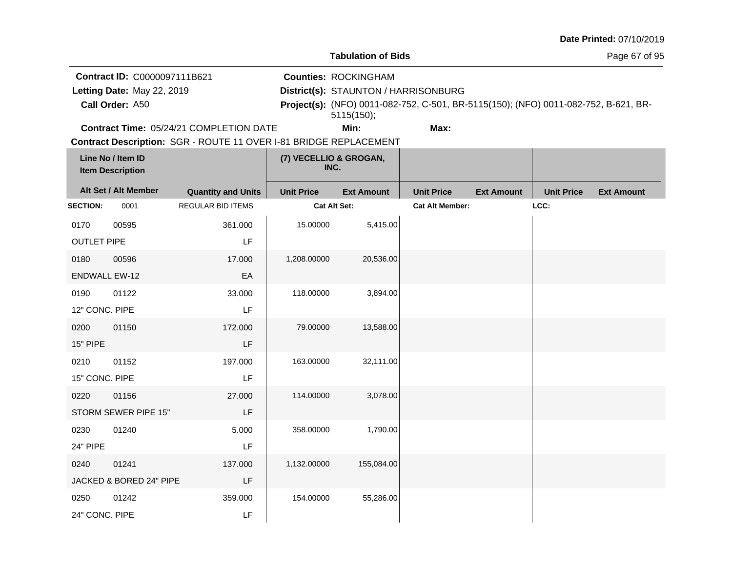**Date Printed:** 07/10/2019

## Tabulation of Bids

**Contract ID:** C0000097111B621
**Letting Date:** May 22, 2019
**Call Order:** A50
**Contract Time:** 05/24/21 COMPLETION DATE

**Counties:** ROCKINGHAM
**District(s):** STAUNTON / HARRISONBURG
**Project(s):** (NFO) 0011-082-752, C-501, BR-5115(150); (NFO) 0011-082-752, B-621, BR-5115(150);
**Min:**
**Max:**

**Contract Description:** SGR - ROUTE 11 OVER I-81 BRIDGE REPLACEMENT

| Line No / Item ID / Item Description | | | (7) VECELLIO & GROGAN, INC. | | | | | |
|---|---|---|---|---|---|---|---|---|
| **Alt Set / Alt Member** | | **Quantity and Units** | **Unit Price** | **Ext Amount** | **Unit Price** | **Ext Amount** | **Unit Price** | **Ext Amount** |
| **SECTION:** | 0001 | REGULAR BID ITEMS | **Cat Alt Set:** | | **Cat Alt Member:** | | **LCC:** | |
| 0170 | 00595 | 361.000 | 15.00000 | 5,415.00 | | | | |
| OUTLET PIPE | | LF | | | | | | |
| 0180 | 00596 | 17.000 | 1,208.00000 | 20,536.00 | | | | |
| ENDWALL EW-12 | | EA | | | | | | |
| 0190 | 01122 | 33.000 | 118.00000 | 3,894.00 | | | | |
| 12" CONC. PIPE | | LF | | | | | | |
| 0200 | 01150 | 172.000 | 79.00000 | 13,588.00 | | | | |
| 15" PIPE | | LF | | | | | | |
| 0210 | 01152 | 197.000 | 163.00000 | 32,111.00 | | | | |
| 15" CONC. PIPE | | LF | | | | | | |
| 0220 | 01156 | 27.000 | 114.00000 | 3,078.00 | | | | |
| STORM SEWER PIPE 15" | | LF | | | | | | |
| 0230 | 01240 | 5.000 | 358.00000 | 1,790.00 | | | | |
| 24" PIPE | | LF | | | | | | |
| 0240 | 01241 | 137.000 | 1,132.00000 | 155,084.00 | | | | |
| JACKED & BORED 24" PIPE | | LF | | | | | | |
| 0250 | 01242 | 359.000 | 154.00000 | 55,286.00 | | | | |
| 24" CONC. PIPE | | LF | | | | | | |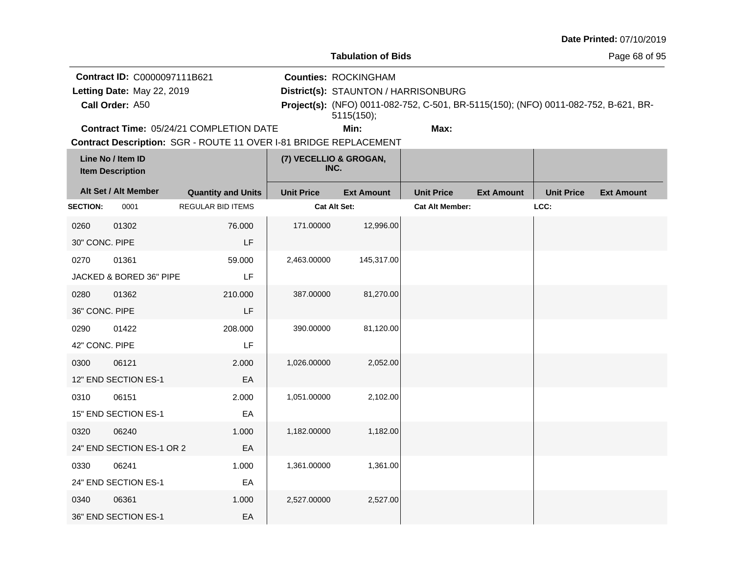**Date Printed:** 07/10/2019

## Tabulation of Bids

**Contract ID:** C0000097111B621
**Letting Date:** May 22, 2019
**Call Order:** A50
**Contract Time:** 05/24/21 COMPLETION DATE

**Counties:** ROCKINGHAM
**District(s):** STAUNTON / HARRISONBURG
**Project(s):** (NFO) 0011-082-752, C-501, BR-5115(150); (NFO) 0011-082-752, B-621, BR-5115(150);
**Min:** **Max:**

**Contract Description:** SGR - ROUTE 11 OVER I-81 BRIDGE REPLACEMENT

| Line No / Item ID | Item Description / Alt Set / Alt Member | Quantity and Units | (7) VECELLIO & GROGAN, INC. Unit Price | (7) VECELLIO & GROGAN, INC. Ext Amount | Unit Price | Ext Amount | Unit Price | Ext Amount |
|---|---|---|---|---|---|---|---|---|
| **SECTION:** 0001 | REGULAR BID ITEMS | | Cat Alt Set: | | Cat Alt Member: | | LCC: | |
| 0260 01302 | 30" CONC. PIPE | 76.000 LF | 171.00000 | 12,996.00 | | | | |
| 0270 01361 | JACKED & BORED 36" PIPE | 59.000 LF | 2,463.00000 | 145,317.00 | | | | |
| 0280 01362 | 36" CONC. PIPE | 210.000 LF | 387.00000 | 81,270.00 | | | | |
| 0290 01422 | 42" CONC. PIPE | 208.000 LF | 390.00000 | 81,120.00 | | | | |
| 0300 06121 | 12" END SECTION ES-1 | 2.000 EA | 1,026.00000 | 2,052.00 | | | | |
| 0310 06151 | 15" END SECTION ES-1 | 2.000 EA | 1,051.00000 | 2,102.00 | | | | |
| 0320 06240 | 24" END SECTION ES-1 OR 2 | 1.000 EA | 1,182.00000 | 1,182.00 | | | | |
| 0330 06241 | 24" END SECTION ES-1 | 1.000 EA | 1,361.00000 | 1,361.00 | | | | |
| 0340 06361 | 36" END SECTION ES-1 | 1.000 EA | 2,527.00000 | 2,527.00 | | | | |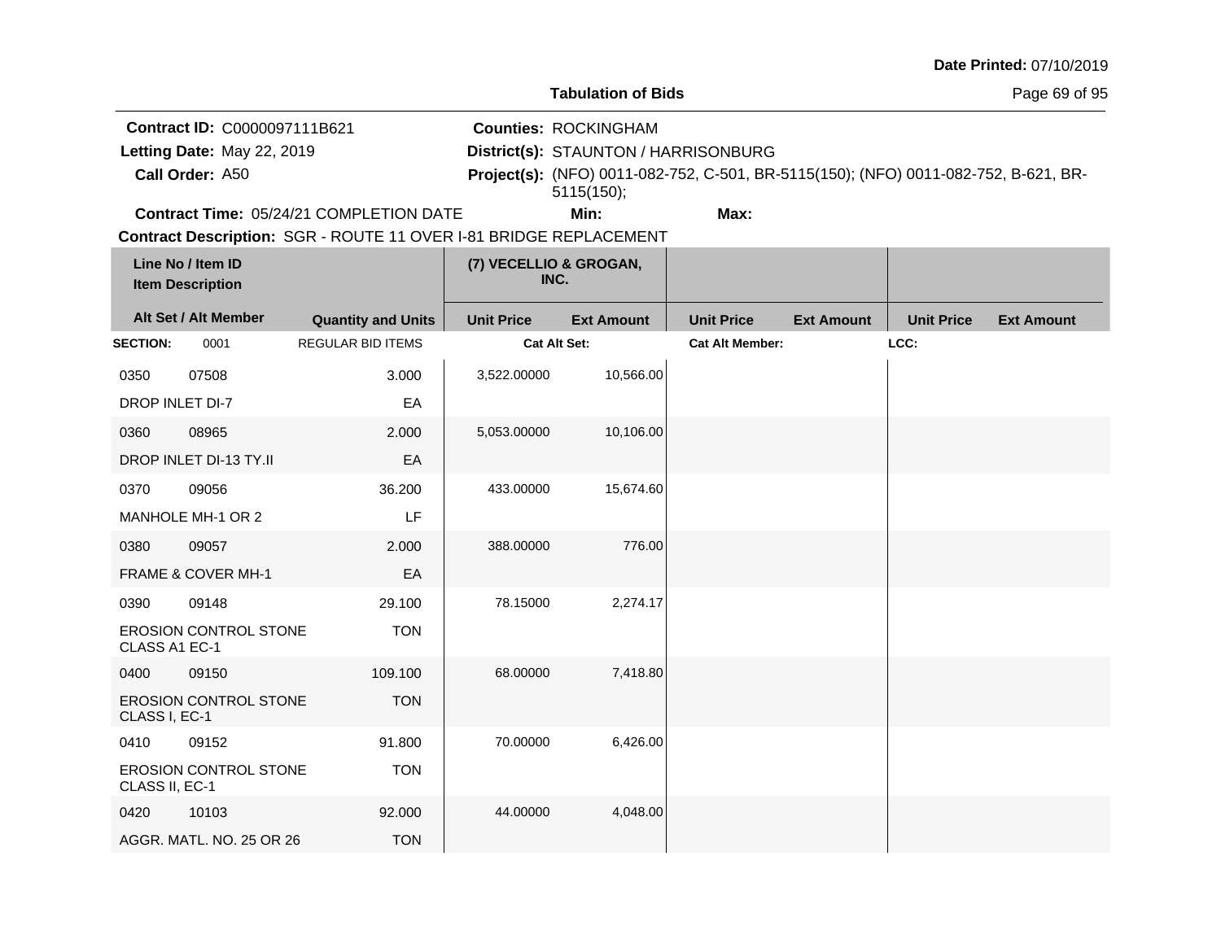Date Printed: 07/10/2019

**Tabulation of Bids**

**Contract ID:** C0000097111B621
**Letting Date:** May 22, 2019
**Call Order:** A50
**Counties:** ROCKINGHAM
**District(s):** STAUNTON / HARRISONBURG
**Project(s):** (NFO) 0011-082-752, C-501, BR-5115(150); (NFO) 0011-082-752, B-621, BR-5115(150);
**Contract Time:** 05/24/21 COMPLETION DATE
**Min:**
**Max:**
**Contract Description:** SGR - ROUTE 11 OVER I-81 BRIDGE REPLACEMENT

| Line No / Item ID / Item Description / Alt Set / Alt Member | | Quantity and Units | (7) VECELLIO & GROGAN, INC. Unit Price | Ext Amount | Unit Price | Ext Amount | Unit Price | Ext Amount |
|---|---|---|---|---|---|---|---|---|
| **SECTION:** 0001 | | REGULAR BID ITEMS | Cat Alt Set: | | Cat Alt Member: | | LCC: | |
| 0350 | 07508 | 3.000 | 3,522.00000 | 10,566.00 | | | | |
| DROP INLET DI-7 | | EA | | | | | | |
| 0360 | 08965 | 2.000 | 5,053.00000 | 10,106.00 | | | | |
| DROP INLET DI-13 TY.II | | EA | | | | | | |
| 0370 | 09056 | 36.200 | 433.00000 | 15,674.60 | | | | |
| MANHOLE MH-1 OR 2 | | LF | | | | | | |
| 0380 | 09057 | 2.000 | 388.00000 | 776.00 | | | | |
| FRAME & COVER MH-1 | | EA | | | | | | |
| 0390 | 09148 | 29.100 | 78.15000 | 2,274.17 | | | | |
| EROSION CONTROL STONE CLASS A1 EC-1 | | TON | | | | | | |
| 0400 | 09150 | 109.100 | 68.00000 | 7,418.80 | | | | |
| EROSION CONTROL STONE CLASS I, EC-1 | | TON | | | | | | |
| 0410 | 09152 | 91.800 | 70.00000 | 6,426.00 | | | | |
| EROSION CONTROL STONE CLASS II, EC-1 | | TON | | | | | | |
| 0420 | 10103 | 92.000 | 44.00000 | 4,048.00 | | | | |
| AGGR. MATL. NO. 25 OR 26 | | TON | | | | | | |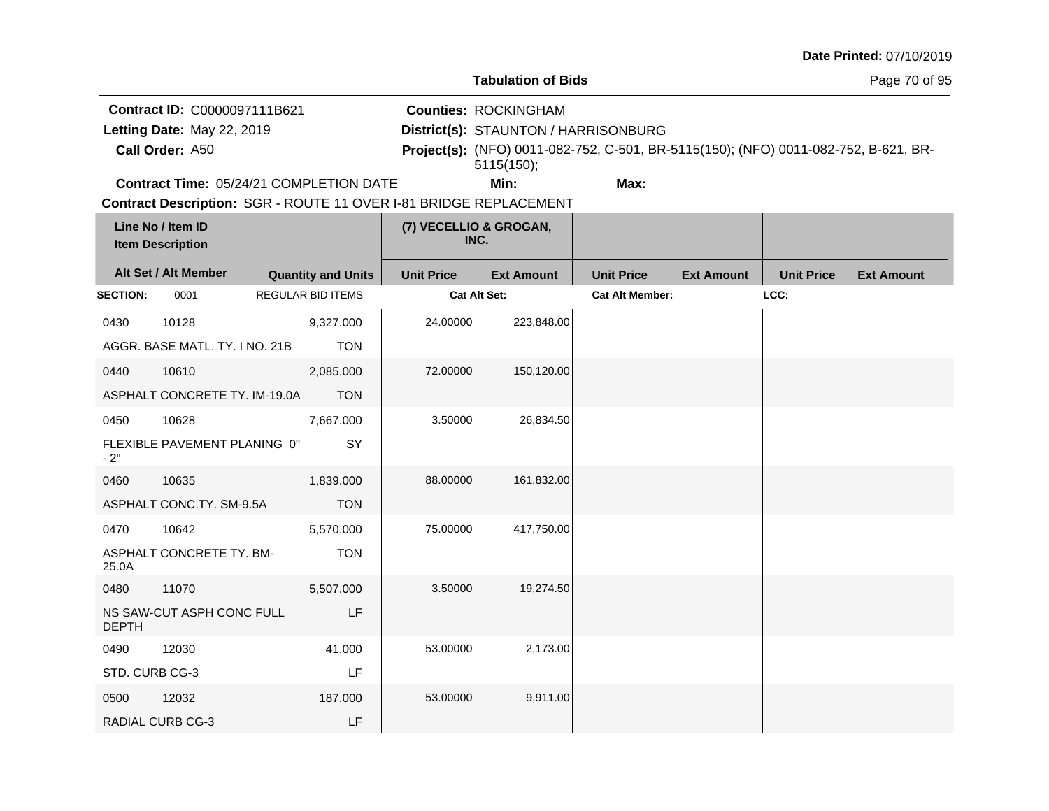**Date Printed:** 07/10/2019

## Tabulation of Bids

**Contract ID:** C0000097111B621
**Letting Date:** May 22, 2019
**Call Order:** A50

**Counties:** ROCKINGHAM
**District(s):** STAUNTON / HARRISONBURG
**Project(s):** (NFO) 0011-082-752, C-501, BR-5115(150); (NFO) 0011-082-752, B-621, BR-5115(150);

**Contract Time:** 05/24/21 COMPLETION DATE **Min:** **Max:**

**Contract Description:** SGR - ROUTE 11 OVER I-81 BRIDGE REPLACEMENT

| Line No / Item ID | Item Description | Quantity and Units | (7) VECELLIO & GROGAN, INC. Unit Price | (7) VECELLIO & GROGAN, INC. Ext Amount | Unit Price | Ext Amount | Unit Price | Ext Amount |
|---|---|---|---|---|---|---|---|---|
| **SECTION:** 0001 | REGULAR BID ITEMS | | Cat Alt Set: | | Cat Alt Member: | | LCC: | |
| 0430 10128 | AGGR. BASE MATL. TY. I NO. 21B | 9,327.000 TON | 24.00000 | 223,848.00 | | | | |
| 0440 10610 | ASPHALT CONCRETE TY. IM-19.0A | 2,085.000 TON | 72.00000 | 150,120.00 | | | | |
| 0450 10628 | FLEXIBLE PAVEMENT PLANING 0" - 2" | 7,667.000 SY | 3.50000 | 26,834.50 | | | | |
| 0460 10635 | ASPHALT CONC.TY. SM-9.5A | 1,839.000 TON | 88.00000 | 161,832.00 | | | | |
| 0470 10642 | ASPHALT CONCRETE TY. BM-25.0A | 5,570.000 TON | 75.00000 | 417,750.00 | | | | |
| 0480 11070 | NS SAW-CUT ASPH CONC FULL DEPTH | 5,507.000 LF | 3.50000 | 19,274.50 | | | | |
| 0490 12030 | STD. CURB CG-3 | 41.000 LF | 53.00000 | 2,173.00 | | | | |
| 0500 12032 | RADIAL CURB CG-3 | 187.000 LF | 53.00000 | 9,911.00 | | | | |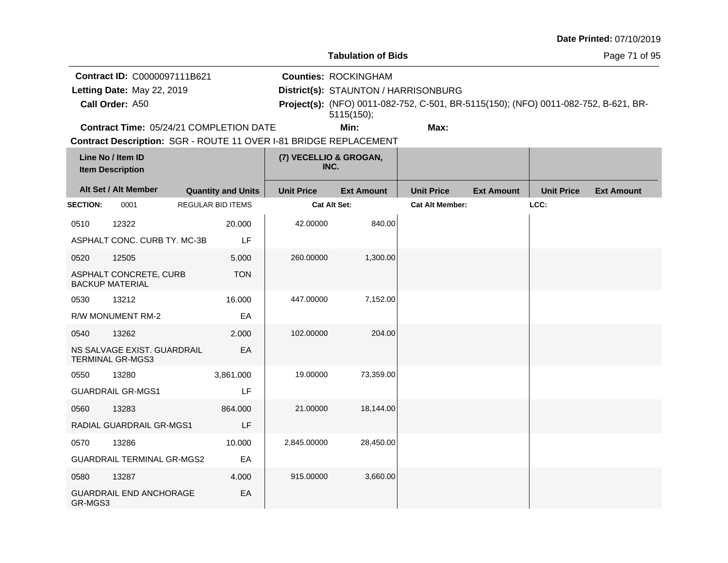Date Printed: 07/10/2019

**Tabulation of Bids**

**Contract ID:** C0000097111B621
**Letting Date:** May 22, 2019
**Call Order:** A50
**Contract Time:** 05/24/21 COMPLETION DATE

**Counties:** ROCKINGHAM
**District(s):** STAUNTON / HARRISONBURG
**Project(s):** (NFO) 0011-082-752, C-501, BR-5115(150); (NFO) 0011-082-752, B-621, BR-5115(150);
**Min:** **Max:**

**Contract Description:** SGR - ROUTE 11 OVER I-81 BRIDGE REPLACEMENT

| Line No / Item ID | Item Description | Quantity and Units | (7) VECELLIO & GROGAN, INC. Unit Price | Ext Amount | Unit Price | Ext Amount | Unit Price | Ext Amount |
|---|---|---|---|---|---|---|---|---|
| **SECTION:** 0001 | REGULAR BID ITEMS | | Cat Alt Set: | | Cat Alt Member: | | LCC: | |
| 0510 12322 | ASPHALT CONC. CURB TY. MC-3B | 20.000 LF | 42.00000 | 840.00 | | | | |
| 0520 12505 | ASPHALT CONCRETE, CURB BACKUP MATERIAL | 5.000 TON | 260.00000 | 1,300.00 | | | | |
| 0530 13212 | R/W MONUMENT RM-2 | 16.000 EA | 447.00000 | 7,152.00 | | | | |
| 0540 13262 | NS SALVAGE EXIST. GUARDRAIL TERMINAL GR-MGS3 | 2.000 EA | 102.00000 | 204.00 | | | | |
| 0550 13280 | GUARDRAIL GR-MGS1 | 3,861.000 LF | 19.00000 | 73,359.00 | | | | |
| 0560 13283 | RADIAL GUARDRAIL GR-MGS1 | 864.000 LF | 21.00000 | 18,144.00 | | | | |
| 0570 13286 | GUARDRAIL TERMINAL GR-MGS2 | 10.000 EA | 2,845.00000 | 28,450.00 | | | | |
| 0580 13287 | GUARDRAIL END ANCHORAGE GR-MGS3 | 4.000 EA | 915.00000 | 3,660.00 | | | | |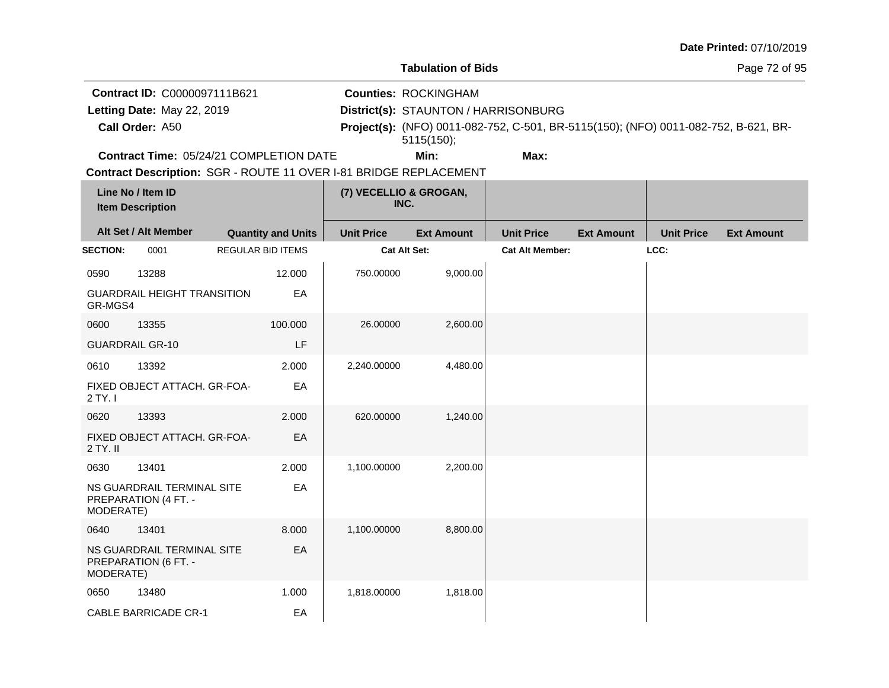**Date Printed:** 07/10/2019

**Tabulation of Bids**

**Contract ID:** C0000097111B621
**Letting Date:** May 22, 2019
**Call Order:** A50
**Counties:** ROCKINGHAM
**District(s):** STAUNTON / HARRISONBURG
**Project(s):** (NFO) 0011-082-752, C-501, BR-5115(150); (NFO) 0011-082-752, B-621, BR-5115(150);
**Contract Time:** 05/24/21 COMPLETION DATE
**Min:**
**Max:**
**Contract Description:** SGR - ROUTE 11 OVER I-81 BRIDGE REPLACEMENT

| Line No / Item ID | Item Description | Alt Set / Alt Member | Quantity and Units | (7) VECELLIO & GROGAN, INC. Unit Price | Ext Amount | Unit Price | Ext Amount | Unit Price | Ext Amount |
|---|---|---|---|---|---|---|---|---|---|
| **SECTION:** 0001 | REGULAR BID ITEMS | | | **Cat Alt Set:** | | **Cat Alt Member:** | | **LCC:** | |
| 0590 13288 | GUARDRAIL HEIGHT TRANSITION GR-MGS4 | | 12.000 EA | 750.00000 | 9,000.00 | | | | |
| 0600 13355 | GUARDRAIL GR-10 | | 100.000 LF | 26.00000 | 2,600.00 | | | | |
| 0610 13392 | FIXED OBJECT ATTACH. GR-FOA-2 TY. I | | 2.000 EA | 2,240.00000 | 4,480.00 | | | | |
| 0620 13393 | FIXED OBJECT ATTACH. GR-FOA-2 TY. II | | 2.000 EA | 620.00000 | 1,240.00 | | | | |
| 0630 13401 | NS GUARDRAIL TERMINAL SITE PREPARATION (4 FT. - MODERATE) | | 2.000 EA | 1,100.00000 | 2,200.00 | | | | |
| 0640 13401 | NS GUARDRAIL TERMINAL SITE PREPARATION (6 FT. - MODERATE) | | 8.000 EA | 1,100.00000 | 8,800.00 | | | | |
| 0650 13480 | CABLE BARRICADE CR-1 | | 1.000 EA | 1,818.00000 | 1,818.00 | | | | |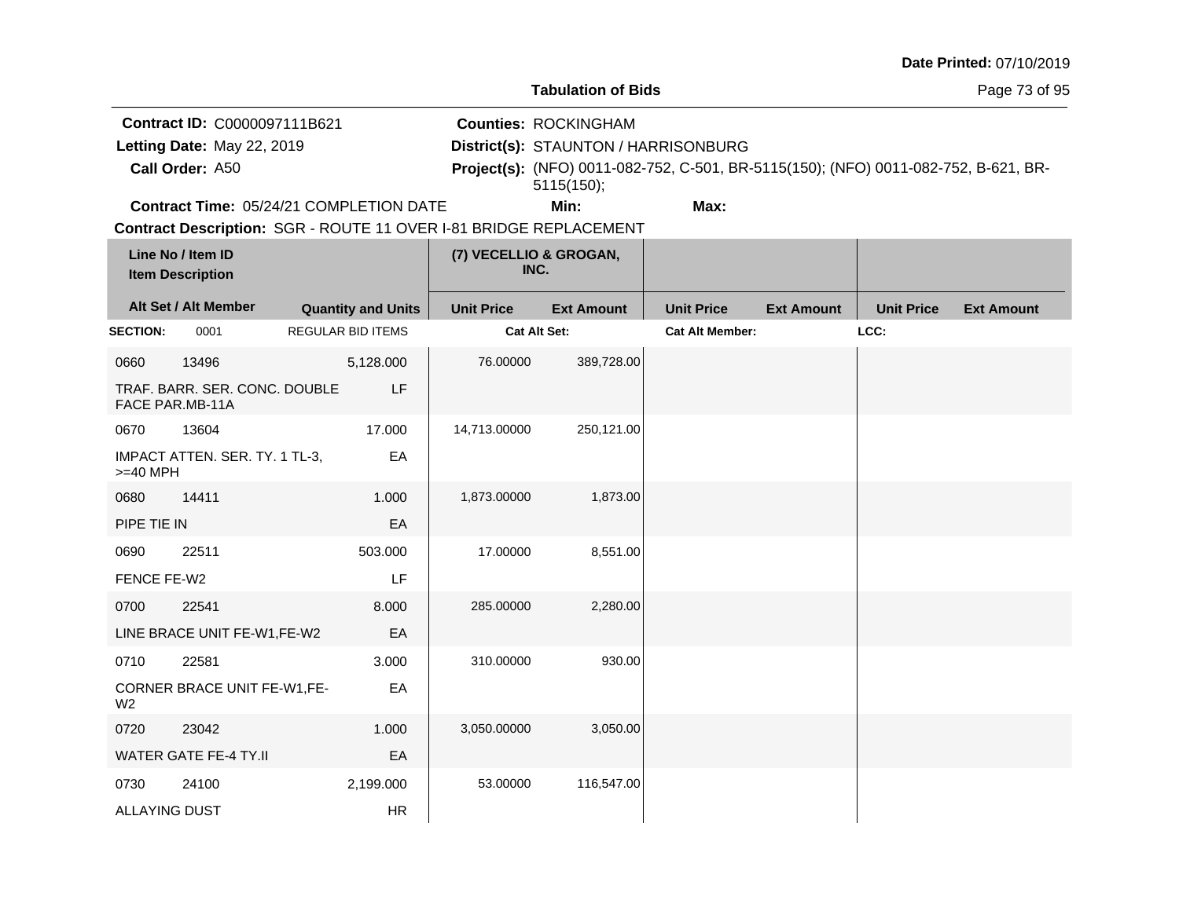**Date Printed:** 07/10/2019

**Tabulation of Bids**

**Contract ID:** C0000097111B621
**Letting Date:** May 22, 2019
**Call Order:** A50
**Contract Time:** 05/24/21 COMPLETION DATE

**Counties:** ROCKINGHAM
**District(s):** STAUNTON / HARRISONBURG
**Project(s):** (NFO) 0011-082-752, C-501, BR-5115(150); (NFO) 0011-082-752, B-621, BR-5115(150);
**Min:**
**Max:**

**Contract Description:** SGR - ROUTE 11 OVER I-81 BRIDGE REPLACEMENT

| Line No / Item ID / Item Description | Alt Set / Alt Member | Quantity and Units | (7) VECELLIO & GROGAN, INC. Unit Price | Ext Amount | Unit Price | Ext Amount | Unit Price | Ext Amount |
|---|---|---|---|---|---|---|---|---|
| **SECTION:** 0001 | REGULAR BID ITEMS | | **Cat Alt Set:** | | **Cat Alt Member:** | | **LCC:** | |
| 0660 13496 TRAF. BARR. SER. CONC. DOUBLE FACE PAR.MB-11A | | 5,128.000 LF | 76.00000 | 389,728.00 | | | | |
| 0670 13604 IMPACT ATTEN. SER. TY. 1 TL-3, >=40 MPH | | 17.000 EA | 14,713.00000 | 250,121.00 | | | | |
| 0680 14411 PIPE TIE IN | | 1.000 EA | 1,873.00000 | 1,873.00 | | | | |
| 0690 22511 FENCE FE-W2 | | 503.000 LF | 17.00000 | 8,551.00 | | | | |
| 0700 22541 LINE BRACE UNIT FE-W1,FE-W2 | | 8.000 EA | 285.00000 | 2,280.00 | | | | |
| 0710 22581 CORNER BRACE UNIT FE-W1,FE-W2 | | 3.000 EA | 310.00000 | 930.00 | | | | |
| 0720 23042 WATER GATE FE-4 TY.II | | 1.000 EA | 3,050.00000 | 3,050.00 | | | | |
| 0730 24100 ALLAYING DUST | | 2,199.000 HR | 53.00000 | 116,547.00 | | | | |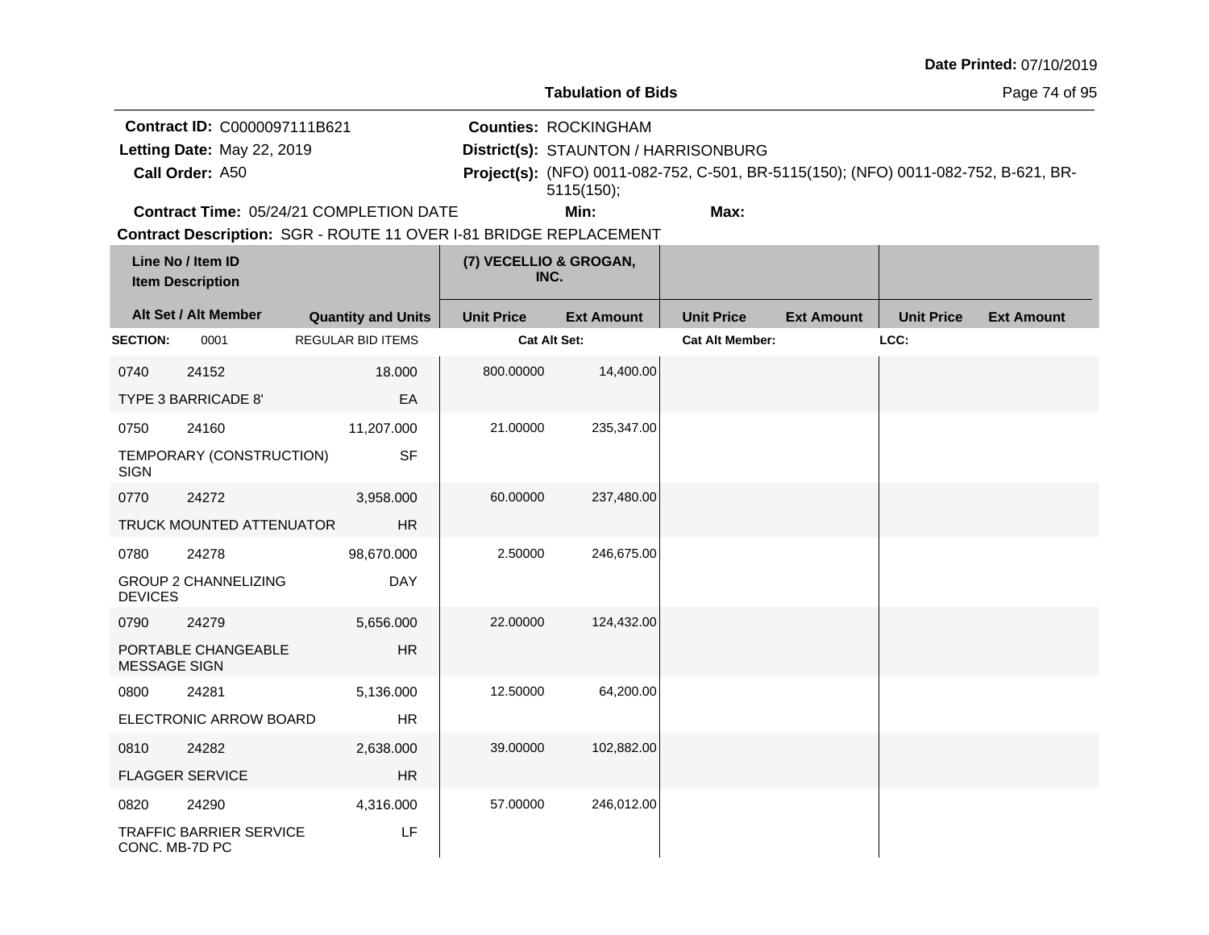Date Printed: 07/10/2019

**Tabulation of Bids**

**Contract ID:** C0000097111B621
**Letting Date:** May 22, 2019
**Call Order:** A50
**Counties:** ROCKINGHAM
**District(s):** STAUNTON / HARRISONBURG
**Project(s):** (NFO) 0011-082-752, C-501, BR-5115(150); (NFO) 0011-082-752, B-621, BR-5115(150);
**Contract Time:** 05/24/21 COMPLETION DATE
**Min:**
**Max:**
**Contract Description:** SGR - ROUTE 11 OVER I-81 BRIDGE REPLACEMENT

| Line No / Item ID | | Quantity and Units | (7) VECELLIO & GROGAN, INC. Unit Price | Ext Amount | Unit Price | Ext Amount | Unit Price | Ext Amount |
|---|---|---|---|---|---|---|---|---|
| **SECTION:** 0001 | | REGULAR BID ITEMS | Cat Alt Set: | | Cat Alt Member: | | LCC: | |
| 0740 | 24152 | 18.000 | 800.00000 | 14,400.00 | | | | |
| TYPE 3 BARRICADE 8' | | EA | | | | | | |
| 0750 | 24160 | 11,207.000 | 21.00000 | 235,347.00 | | | | |
| TEMPORARY (CONSTRUCTION) SIGN | | SF | | | | | | |
| 0770 | 24272 | 3,958.000 | 60.00000 | 237,480.00 | | | | |
| TRUCK MOUNTED ATTENUATOR | | HR | | | | | | |
| 0780 | 24278 | 98,670.000 | 2.50000 | 246,675.00 | | | | |
| GROUP 2 CHANNELIZING DEVICES | | DAY | | | | | | |
| 0790 | 24279 | 5,656.000 | 22.00000 | 124,432.00 | | | | |
| PORTABLE CHANGEABLE MESSAGE SIGN | | HR | | | | | | |
| 0800 | 24281 | 5,136.000 | 12.50000 | 64,200.00 | | | | |
| ELECTRONIC ARROW BOARD | | HR | | | | | | |
| 0810 | 24282 | 2,638.000 | 39.00000 | 102,882.00 | | | | |
| FLAGGER SERVICE | | HR | | | | | | |
| 0820 | 24290 | 4,316.000 | 57.00000 | 246,012.00 | | | | |
| TRAFFIC BARRIER SERVICE CONC. MB-7D PC | | LF | | | | | | |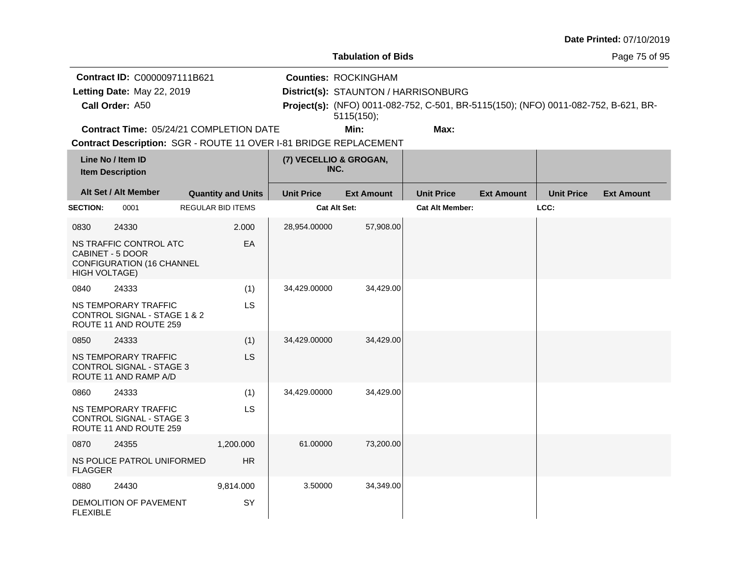**Date Printed:** 07/10/2019

**Tabulation of Bids**

**Contract ID:** C0000097111B621
**Letting Date:** May 22, 2019
**Call Order:** A50
**Contract Time:** 05/24/21 COMPLETION DATE

**Counties:** ROCKINGHAM
**District(s):** STAUNTON / HARRISONBURG
**Project(s):** (NFO) 0011-082-752, C-501, BR-5115(150); (NFO) 0011-082-752, B-621, BR-5115(150);
**Min:** **Max:**

**Contract Description:** SGR - ROUTE 11 OVER I-81 BRIDGE REPLACEMENT

| Line No / Item ID | | Quantity and Units | (7) VECELLIO & GROGAN, INC. Unit Price | Ext Amount | Unit Price | Ext Amount | Unit Price | Ext Amount |
|---|---|---|---|---|---|---|---|---|
| **SECTION:** 0001 | REGULAR BID ITEMS | | **Cat Alt Set:** | | **Cat Alt Member:** | | **LCC:** | |
| 0830 | 24330 | 2.000 | 28,954.00000 | 57,908.00 | | | | |
| NS TRAFFIC CONTROL ATC CABINET - 5 DOOR CONFIGURATION (16 CHANNEL HIGH VOLTAGE) | | EA | | | | | | |
| 0840 | 24333 | (1) | 34,429.00000 | 34,429.00 | | | | |
| NS TEMPORARY TRAFFIC CONTROL SIGNAL - STAGE 1 & 2 ROUTE 11 AND ROUTE 259 | | LS | | | | | | |
| 0850 | 24333 | (1) | 34,429.00000 | 34,429.00 | | | | |
| NS TEMPORARY TRAFFIC CONTROL SIGNAL - STAGE 3 ROUTE 11 AND RAMP A/D | | LS | | | | | | |
| 0860 | 24333 | (1) | 34,429.00000 | 34,429.00 | | | | |
| NS TEMPORARY TRAFFIC CONTROL SIGNAL - STAGE 3 ROUTE 11 AND ROUTE 259 | | LS | | | | | | |
| 0870 | 24355 | 1,200.000 | 61.00000 | 73,200.00 | | | | |
| NS POLICE PATROL UNIFORMED FLAGGER | | HR | | | | | | |
| 0880 | 24430 | 9,814.000 | 3.50000 | 34,349.00 | | | | |
| DEMOLITION OF PAVEMENT FLEXIBLE | | SY | | | | | | |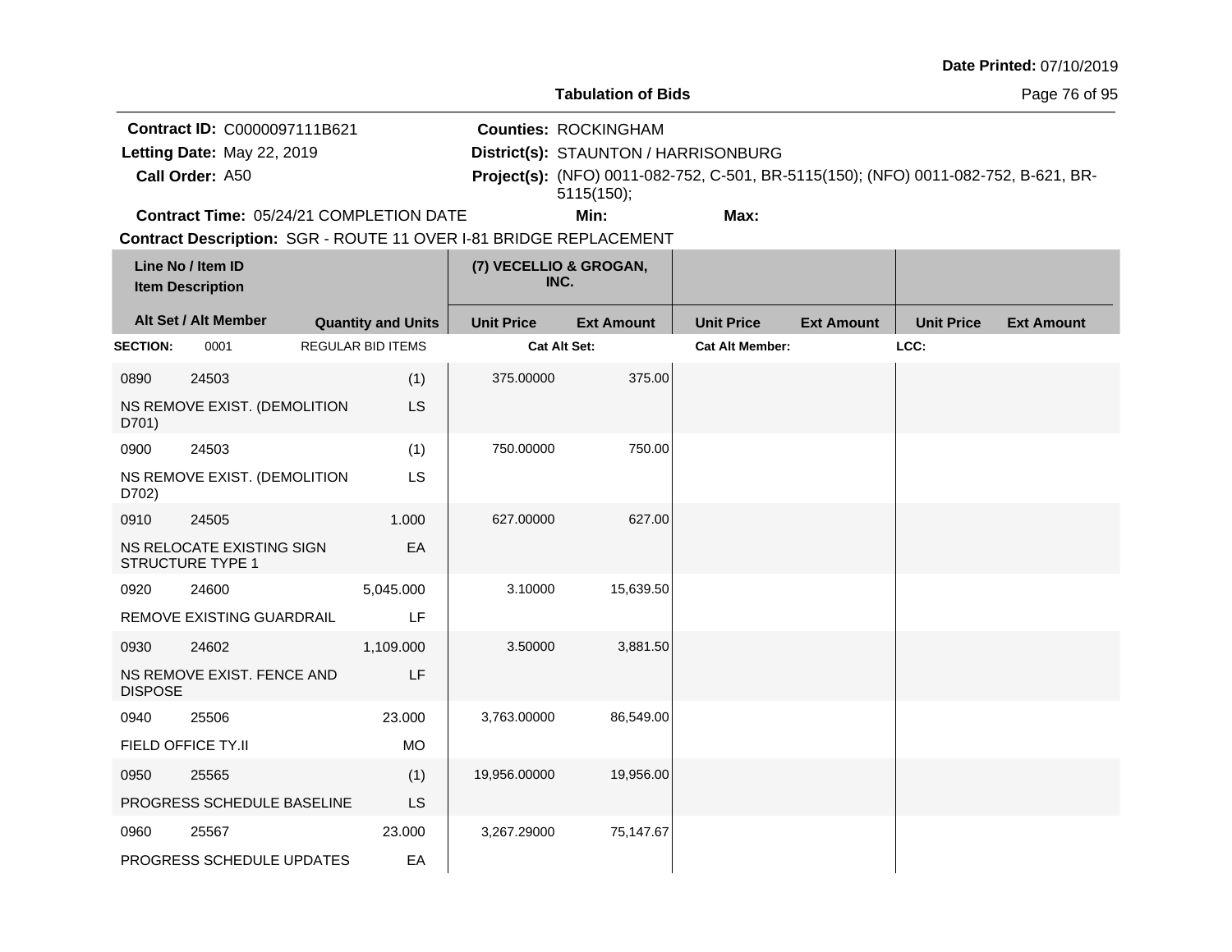**Date Printed:** 07/10/2019

## Tabulation of Bids

**Contract ID:** C0000097111B621
**Letting Date:** May 22, 2019
**Call Order:** A50
**Counties:** ROCKINGHAM
**District(s):** STAUNTON / HARRISONBURG
**Project(s):** (NFO) 0011-082-752, C-501, BR-5115(150); (NFO) 0011-082-752, B-621, BR-5115(150);
**Contract Time:** 05/24/21 COMPLETION DATE
**Min:**
**Max:**
**Contract Description:** SGR - ROUTE 11 OVER I-81 BRIDGE REPLACEMENT

| Line No / Item ID | Item Description | Alt Set / Alt Member | Quantity and Units | (7) VECELLIO & GROGAN, INC. Unit Price | Ext Amount | Unit Price | Ext Amount | Unit Price | Ext Amount |
|---|---|---|---|---|---|---|---|---|---|
| **SECTION:** 0001 | REGULAR BID ITEMS | | | Cat Alt Set: | | Cat Alt Member: | | LCC: | |
| 0890 24503 | NS REMOVE EXIST. (DEMOLITION D701) | | (1) LS | 375.00000 | 375.00 | | | | |
| 0900 24503 | NS REMOVE EXIST. (DEMOLITION D702) | | (1) LS | 750.00000 | 750.00 | | | | |
| 0910 24505 | NS RELOCATE EXISTING SIGN STRUCTURE TYPE 1 | | 1.000 EA | 627.00000 | 627.00 | | | | |
| 0920 24600 | REMOVE EXISTING GUARDRAIL | | 5,045.000 LF | 3.10000 | 15,639.50 | | | | |
| 0930 24602 | NS REMOVE EXIST. FENCE AND DISPOSE | | 1,109.000 LF | 3.50000 | 3,881.50 | | | | |
| 0940 25506 | FIELD OFFICE TY.II | | 23.000 MO | 3,763.00000 | 86,549.00 | | | | |
| 0950 25565 | PROGRESS SCHEDULE BASELINE | | (1) LS | 19,956.00000 | 19,956.00 | | | | |
| 0960 25567 | PROGRESS SCHEDULE UPDATES | | 23.000 EA | 3,267.29000 | 75,147.67 | | | | |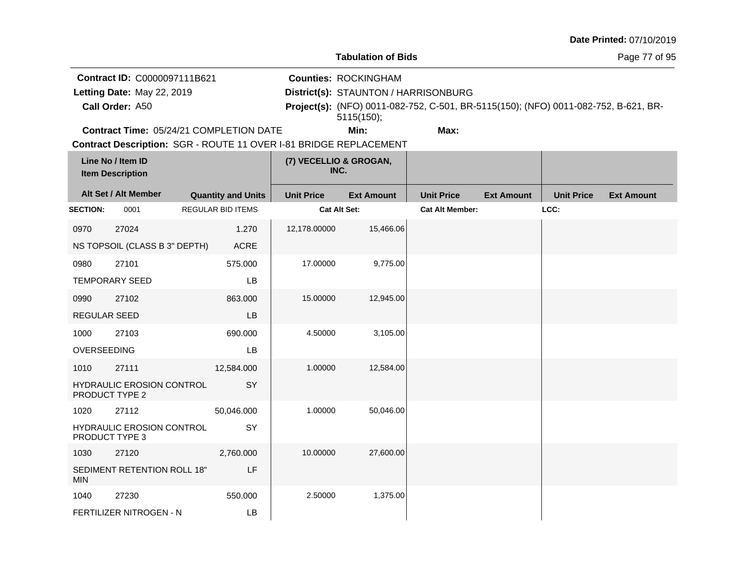**Date Printed:** 07/10/2019

## Tabulation of Bids

**Contract ID:** C0000097111B621
**Letting Date:** May 22, 2019
**Call Order:** A50
**Counties:** ROCKINGHAM
**District(s):** STAUNTON / HARRISONBURG
**Project(s):** (NFO) 0011-082-752, C-501, BR-5115(150); (NFO) 0011-082-752, B-621, BR-5115(150);
**Contract Time:** 05/24/21 COMPLETION DATE
**Min:**
**Max:**
**Contract Description:** SGR - ROUTE 11 OVER I-81 BRIDGE REPLACEMENT

| Line No / Item ID / Item Description | | Quantity and Units | (7) VECELLIO & GROGAN, INC. Unit Price | Ext Amount | Unit Price | Ext Amount | Unit Price | Ext Amount |
|---|---|---|---|---|---|---|---|---|
| **SECTION:** 0001 | | REGULAR BID ITEMS | Cat Alt Set: | | Cat Alt Member: | | LCC: | |
| 0970 | 27024 | 1.270 | 12,178.00000 | 15,466.06 | | | | |
| NS TOPSOIL (CLASS B 3" DEPTH) | | ACRE | | | | | | |
| 0980 | 27101 | 575.000 | 17.00000 | 9,775.00 | | | | |
| TEMPORARY SEED | | LB | | | | | | |
| 0990 | 27102 | 863.000 | 15.00000 | 12,945.00 | | | | |
| REGULAR SEED | | LB | | | | | | |
| 1000 | 27103 | 690.000 | 4.50000 | 3,105.00 | | | | |
| OVERSEEDING | | LB | | | | | | |
| 1010 | 27111 | 12,584.000 | 1.00000 | 12,584.00 | | | | |
| HYDRAULIC EROSION CONTROL PRODUCT TYPE 2 | | SY | | | | | | |
| 1020 | 27112 | 50,046.000 | 1.00000 | 50,046.00 | | | | |
| HYDRAULIC EROSION CONTROL PRODUCT TYPE 3 | | SY | | | | | | |
| 1030 | 27120 | 2,760.000 | 10.00000 | 27,600.00 | | | | |
| SEDIMENT RETENTION ROLL 18" MIN | | LF | | | | | | |
| 1040 | 27230 | 550.000 | 2.50000 | 1,375.00 | | | | |
| FERTILIZER NITROGEN - N | | LB | | | | | | |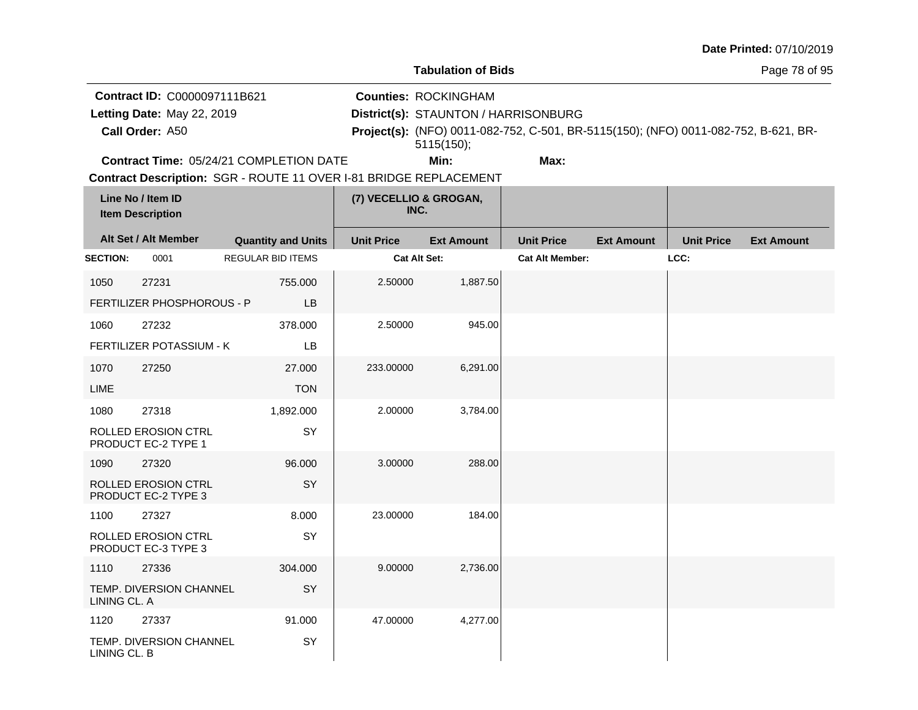**Date Printed:** 07/10/2019

**Tabulation of Bids**

**Contract ID:** C0000097111B621
**Letting Date:** May 22, 2019
**Call Order:** A50

**Counties:** ROCKINGHAM
**District(s):** STAUNTON / HARRISONBURG
**Project(s):** (NFO) 0011-082-752, C-501, BR-5115(150); (NFO) 0011-082-752, B-621, BR-5115(150);

**Contract Time:** 05/24/21 COMPLETION DATE
**Min:**
**Max:**

**Contract Description:** SGR - ROUTE 11 OVER I-81 BRIDGE REPLACEMENT

| Line No / Item ID | | | (7) VECELLIO & GROGAN, INC. | | | | | |
|---|---|---|---|---|---|---|---|---|
| Item Description | | | | | | | | |
| Alt Set / Alt Member | | Quantity and Units | Unit Price | Ext Amount | Unit Price | Ext Amount | Unit Price | Ext Amount |
| **SECTION:** | 0001 | REGULAR BID ITEMS | **Cat Alt Set:** | | **Cat Alt Member:** | | **LCC:** | |
| 1050 | 27231 | 755.000 | 2.50000 | 1,887.50 | | | | |
| FERTILIZER PHOSPHOROUS - P | | LB | | | | | | |
| 1060 | 27232 | 378.000 | 2.50000 | 945.00 | | | | |
| FERTILIZER POTASSIUM - K | | LB | | | | | | |
| 1070 | 27250 | 27.000 | 233.00000 | 6,291.00 | | | | |
| LIME | | TON | | | | | | |
| 1080 | 27318 | 1,892.000 | 2.00000 | 3,784.00 | | | | |
| ROLLED EROSION CTRL PRODUCT EC-2 TYPE 1 | | SY | | | | | | |
| 1090 | 27320 | 96.000 | 3.00000 | 288.00 | | | | |
| ROLLED EROSION CTRL PRODUCT EC-2 TYPE 3 | | SY | | | | | | |
| 1100 | 27327 | 8.000 | 23.00000 | 184.00 | | | | |
| ROLLED EROSION CTRL PRODUCT EC-3 TYPE 3 | | SY | | | | | | |
| 1110 | 27336 | 304.000 | 9.00000 | 2,736.00 | | | | |
| TEMP. DIVERSION CHANNEL LINING CL. A | | SY | | | | | | |
| 1120 | 27337 | 91.000 | 47.00000 | 4,277.00 | | | | |
| TEMP. DIVERSION CHANNEL LINING CL. B | | SY | | | | | | |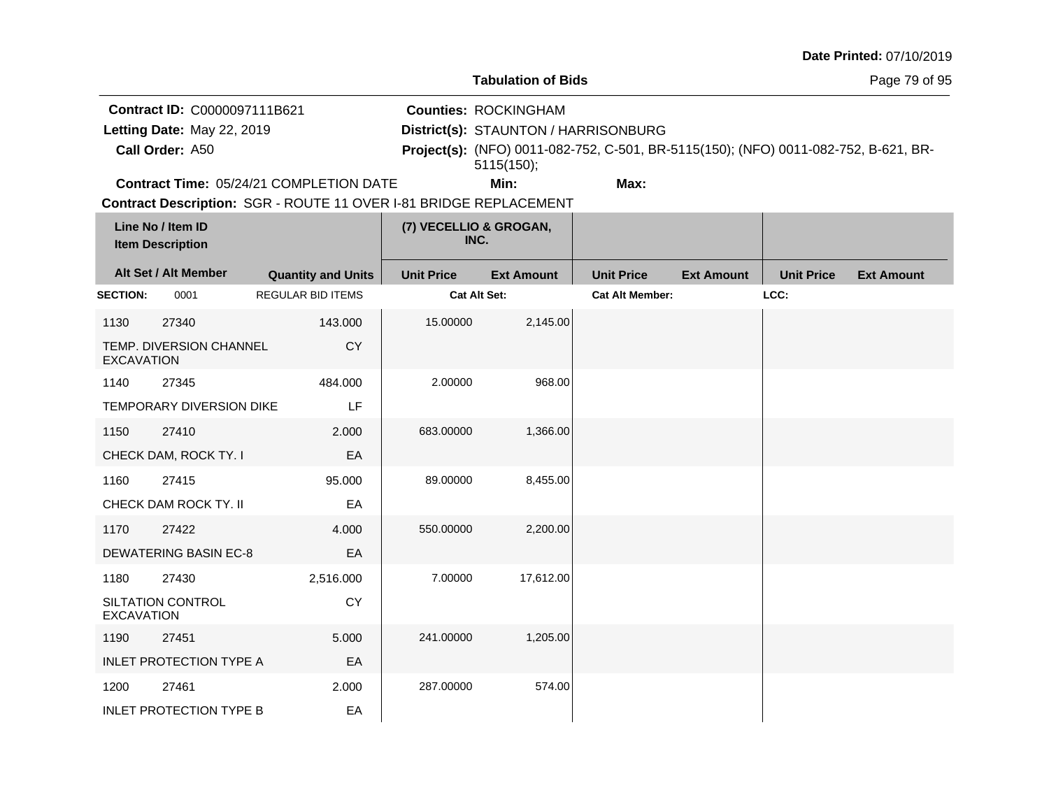**Date Printed:** 07/10/2019

**Tabulation of Bids**

**Contract ID:** C0000097111B621
**Letting Date:** May 22, 2019
**Call Order:** A50

**Counties:** ROCKINGHAM
**District(s):** STAUNTON / HARRISONBURG
**Project(s):** (NFO) 0011-082-752, C-501, BR-5115(150); (NFO) 0011-082-752, B-621, BR-5115(150);

**Contract Time:** 05/24/21 COMPLETION DATE
**Min:**
**Max:**

**Contract Description:** SGR - ROUTE 11 OVER I-81 BRIDGE REPLACEMENT

| Line No / Item ID / Item Description | | Quantity and Units | (7) VECELLIO & GROGAN, INC. Unit Price | Ext Amount | Unit Price | Ext Amount | Unit Price | Ext Amount |
|---|---|---|---|---|---|---|---|---|
| Alt Set / Alt Member | | | | | | | | |
| **SECTION:** 0001 | | REGULAR BID ITEMS | Cat Alt Set: | | Cat Alt Member: | | LCC: | |
| 1130 | 27340 | 143.000 | 15.00000 | 2,145.00 | | | | |
| TEMP. DIVERSION CHANNEL EXCAVATION | | CY | | | | | | |
| 1140 | 27345 | 484.000 | 2.00000 | 968.00 | | | | |
| TEMPORARY DIVERSION DIKE | | LF | | | | | | |
| 1150 | 27410 | 2.000 | 683.00000 | 1,366.00 | | | | |
| CHECK DAM, ROCK TY. I | | EA | | | | | | |
| 1160 | 27415 | 95.000 | 89.00000 | 8,455.00 | | | | |
| CHECK DAM ROCK TY. II | | EA | | | | | | |
| 1170 | 27422 | 4.000 | 550.00000 | 2,200.00 | | | | |
| DEWATERING BASIN EC-8 | | EA | | | | | | |
| 1180 | 27430 | 2,516.000 | 7.00000 | 17,612.00 | | | | |
| SILTATION CONTROL EXCAVATION | | CY | | | | | | |
| 1190 | 27451 | 5.000 | 241.00000 | 1,205.00 | | | | |
| INLET PROTECTION TYPE A | | EA | | | | | | |
| 1200 | 27461 | 2.000 | 287.00000 | 574.00 | | | | |
| INLET PROTECTION TYPE B | | EA | | | | | | |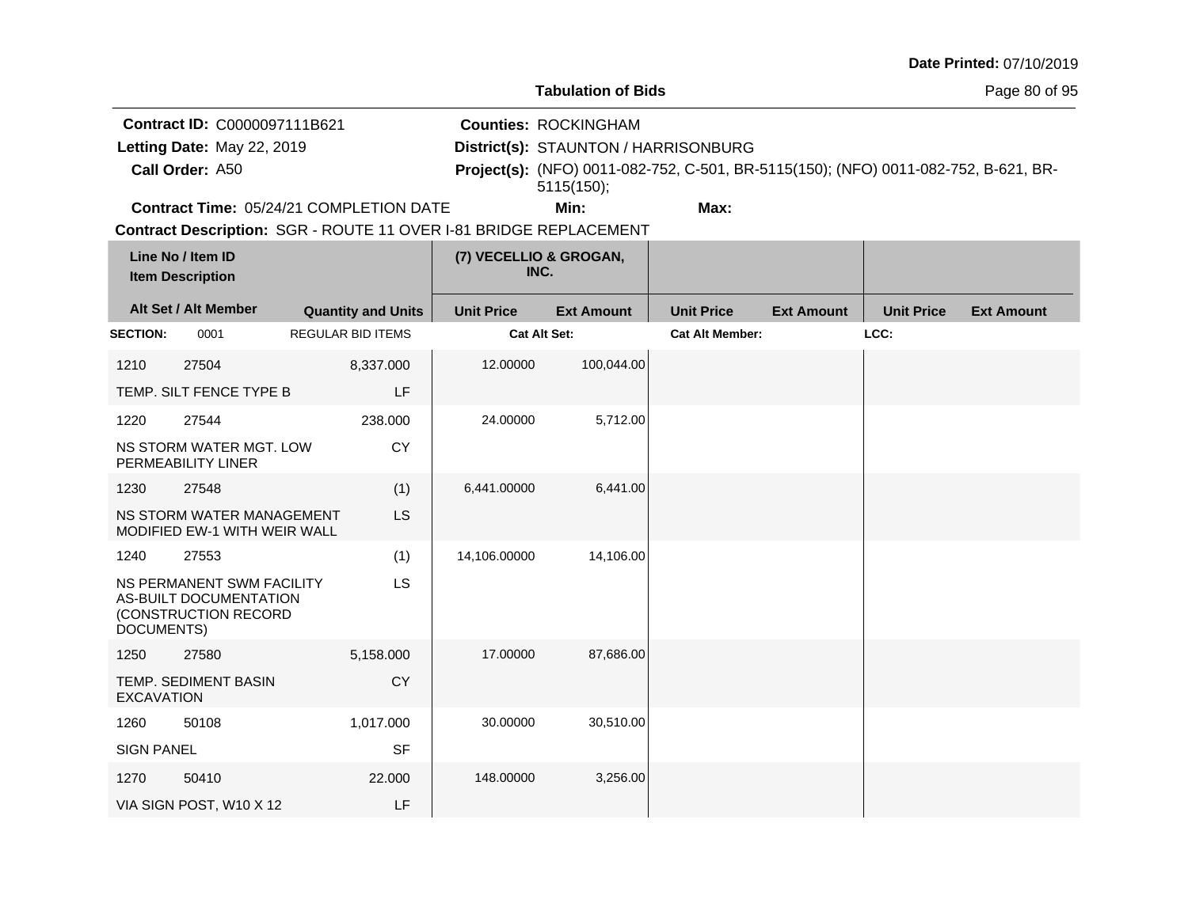**Tabulation of Bids**

**Date Printed:** 07/10/2019

**Contract ID:** C0000097111B621
**Letting Date:** May 22, 2019
**Call Order:** A50
**Contract Time:** 05/24/21 COMPLETION DATE

**Counties:** ROCKINGHAM
**District(s):** STAUNTON / HARRISONBURG
**Project(s):** (NFO) 0011-082-752, C-501, BR-5115(150); (NFO) 0011-082-752, B-621, BR-5115(150);
**Min:**
**Max:**

**Contract Description:** SGR - ROUTE 11 OVER I-81 BRIDGE REPLACEMENT

| Line No / Item ID / Item Description | | Alt Set / Alt Member | Quantity and Units | (7) VECELLIO & GROGAN, INC. Unit Price | Ext Amount | Unit Price | Ext Amount | Unit Price | Ext Amount |
|---|---|---|---|---|---|---|---|---|---|
| **SECTION:** 0001 | | REGULAR BID ITEMS | | **Cat Alt Set:** | | **Cat Alt Member:** | | **LCC:** | |
| 1210 | 27504 | | 8,337.000 | 12.00000 | 100,044.00 | | | | |
| TEMP. SILT FENCE TYPE B | | | LF | | | | | | |
| 1220 | 27544 | | 238.000 | 24.00000 | 5,712.00 | | | | |
| NS STORM WATER MGT. LOW PERMEABILITY LINER | | | CY | | | | | | |
| 1230 | 27548 | | (1) | 6,441.00000 | 6,441.00 | | | | |
| NS STORM WATER MANAGEMENT MODIFIED EW-1 WITH WEIR WALL | | | LS | | | | | | |
| 1240 | 27553 | | (1) | 14,106.00000 | 14,106.00 | | | | |
| NS PERMANENT SWM FACILITY AS-BUILT DOCUMENTATION (CONSTRUCTION RECORD DOCUMENTS) | | | LS | | | | | | |
| 1250 | 27580 | | 5,158.000 | 17.00000 | 87,686.00 | | | | |
| TEMP. SEDIMENT BASIN EXCAVATION | | | CY | | | | | | |
| 1260 | 50108 | | 1,017.000 | 30.00000 | 30,510.00 | | | | |
| SIGN PANEL | | | SF | | | | | | |
| 1270 | 50410 | | 22.000 | 148.00000 | 3,256.00 | | | | |
| VIA SIGN POST, W10 X 12 | | | LF | | | | | | |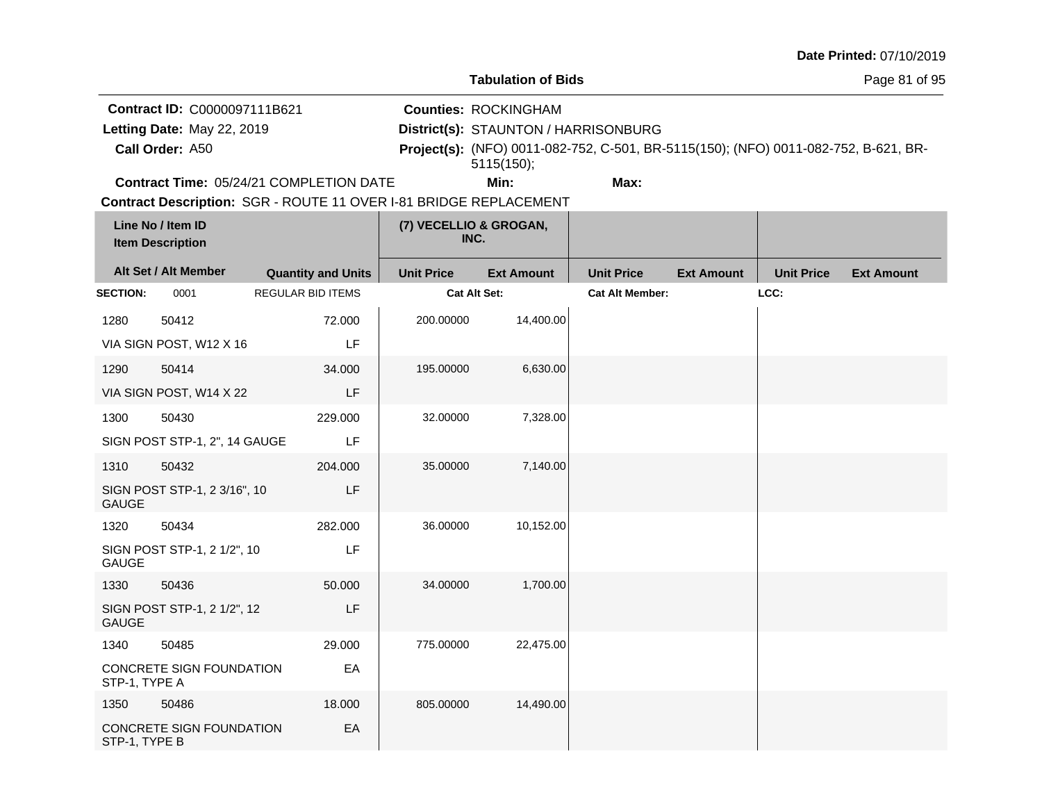**Date Printed:** 07/10/2019

**Tabulation of Bids**

**Contract ID:** C0000097111B621
**Letting Date:** May 22, 2019
**Call Order:** A50
**Counties:** ROCKINGHAM
**District(s):** STAUNTON / HARRISONBURG
**Project(s):** (NFO) 0011-082-752, C-501, BR-5115(150); (NFO) 0011-082-752, B-621, BR-5115(150);
**Contract Time:** 05/24/21 COMPLETION DATE
**Min:**
**Max:**
**Contract Description:** SGR - ROUTE 11 OVER I-81 BRIDGE REPLACEMENT

| Line No / Item ID / Item Description | | Quantity and Units | (7) VECELLIO & GROGAN, INC. Unit Price | Ext Amount | Unit Price | Ext Amount | Unit Price | Ext Amount |
|---|---|---|---|---|---|---|---|---|
| **SECTION:** 0001 | | REGULAR BID ITEMS | **Cat Alt Set:** | | **Cat Alt Member:** | | **LCC:** | |
| 1280 | 50412 | 72.000 | 200.00000 | 14,400.00 | | | | |
| VIA SIGN POST, W12 X 16 | | LF | | | | | | |
| 1290 | 50414 | 34.000 | 195.00000 | 6,630.00 | | | | |
| VIA SIGN POST, W14 X 22 | | LF | | | | | | |
| 1300 | 50430 | 229.000 | 32.00000 | 7,328.00 | | | | |
| SIGN POST STP-1, 2", 14 GAUGE | | LF | | | | | | |
| 1310 | 50432 | 204.000 | 35.00000 | 7,140.00 | | | | |
| SIGN POST STP-1, 2 3/16", 10 GAUGE | | LF | | | | | | |
| 1320 | 50434 | 282.000 | 36.00000 | 10,152.00 | | | | |
| SIGN POST STP-1, 2 1/2", 10 GAUGE | | LF | | | | | | |
| 1330 | 50436 | 50.000 | 34.00000 | 1,700.00 | | | | |
| SIGN POST STP-1, 2 1/2", 12 GAUGE | | LF | | | | | | |
| 1340 | 50485 | 29.000 | 775.00000 | 22,475.00 | | | | |
| CONCRETE SIGN FOUNDATION STP-1, TYPE A | | EA | | | | | | |
| 1350 | 50486 | 18.000 | 805.00000 | 14,490.00 | | | | |
| CONCRETE SIGN FOUNDATION STP-1, TYPE B | | EA | | | | | | |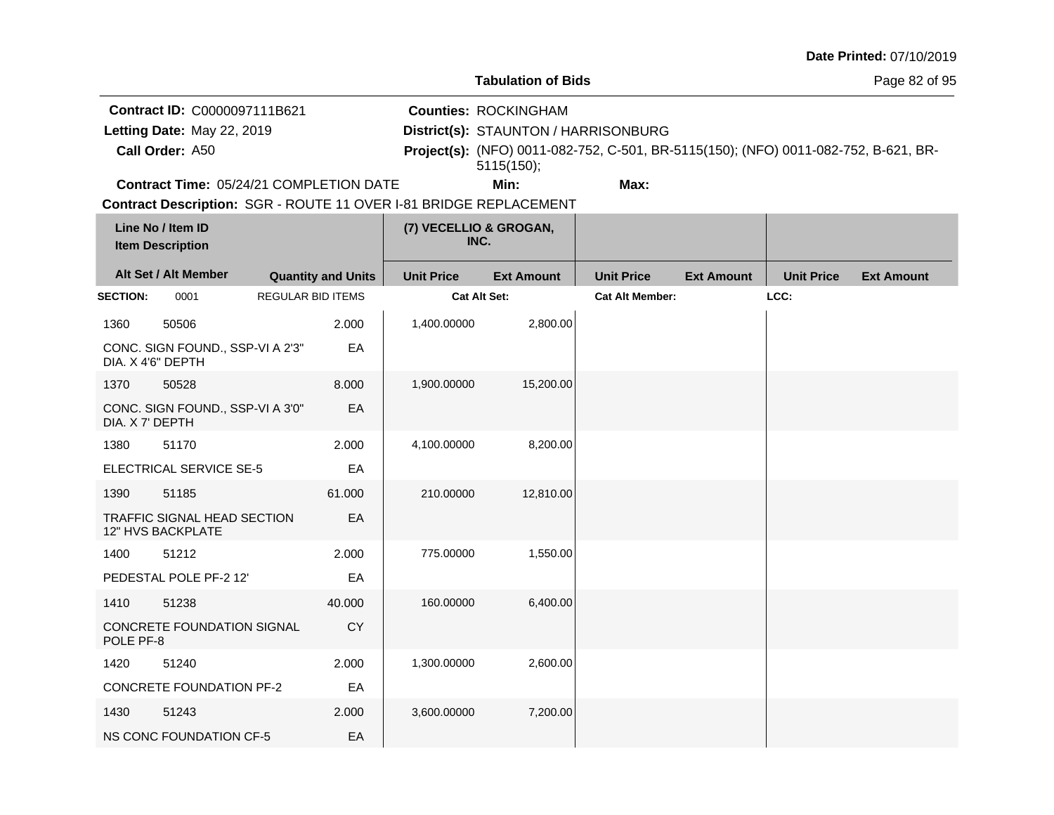Date Printed: 07/10/2019

**Tabulation of Bids**

**Contract ID:** C0000097111B621
**Letting Date:** May 22, 2019
**Call Order:** A50
**Contract Time:** 05/24/21 COMPLETION DATE
**Counties:** ROCKINGHAM
**District(s):** STAUNTON / HARRISONBURG
**Project(s):** (NFO) 0011-082-752, C-501, BR-5115(150); (NFO) 0011-082-752, B-621, BR-5115(150);
**Min:**
**Max:**
**Contract Description:** SGR - ROUTE 11 OVER I-81 BRIDGE REPLACEMENT

| Line No / Item ID / Item Description | Alt Set / Alt Member | Quantity and Units | (7) VECELLIO & GROGAN, INC. Unit Price | Ext Amount | Unit Price | Ext Amount | Unit Price | Ext Amount |
|---|---|---|---|---|---|---|---|---|
| **SECTION:** 0001 | REGULAR BID ITEMS | | Cat Alt Set: | | Cat Alt Member: | | LCC: | |
| 1360 50506 CONC. SIGN FOUND., SSP-VI A 2'3" DIA. X 4'6" DEPTH | | 2.000 EA | 1,400.00000 | 2,800.00 | | | | |
| 1370 50528 CONC. SIGN FOUND., SSP-VI A 3'0" DIA. X 7' DEPTH | | 8.000 EA | 1,900.00000 | 15,200.00 | | | | |
| 1380 51170 ELECTRICAL SERVICE SE-5 | | 2.000 EA | 4,100.00000 | 8,200.00 | | | | |
| 1390 51185 TRAFFIC SIGNAL HEAD SECTION 12" HVS BACKPLATE | | 61.000 EA | 210.00000 | 12,810.00 | | | | |
| 1400 51212 PEDESTAL POLE PF-2 12' | | 2.000 EA | 775.00000 | 1,550.00 | | | | |
| 1410 51238 CONCRETE FOUNDATION SIGNAL POLE PF-8 | | 40.000 CY | 160.00000 | 6,400.00 | | | | |
| 1420 51240 CONCRETE FOUNDATION PF-2 | | 2.000 EA | 1,300.00000 | 2,600.00 | | | | |
| 1430 51243 NS CONC FOUNDATION CF-5 | | 2.000 EA | 3,600.00000 | 7,200.00 | | | | |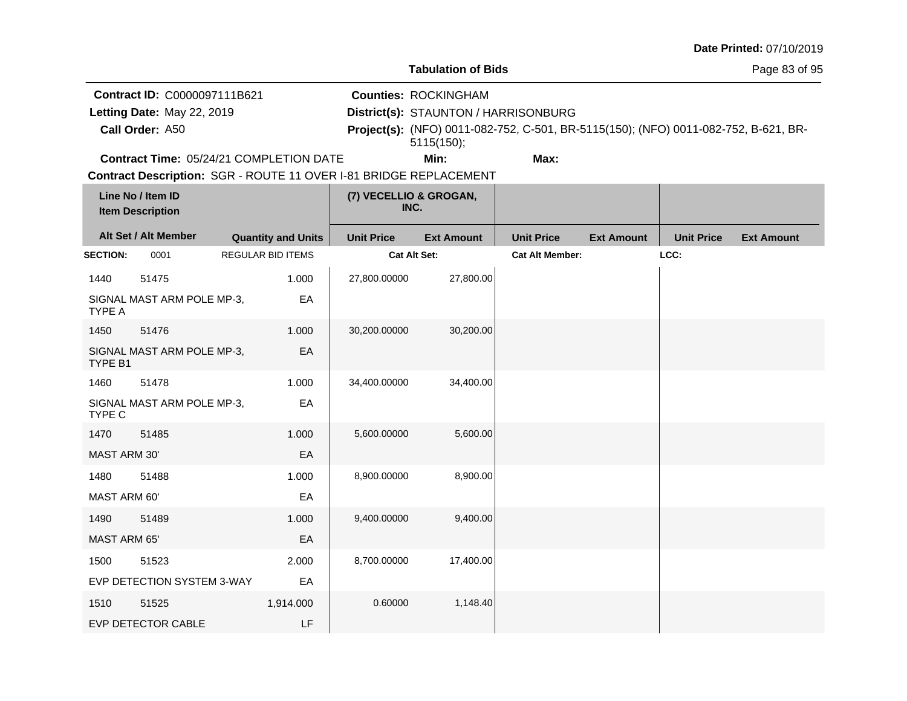**Date Printed:** 07/10/2019

**Tabulation of Bids**

**Contract ID:** C0000097111B621
**Letting Date:** May 22, 2019
**Call Order:** A50
**Contract Time:** 05/24/21 COMPLETION DATE

**Counties:** ROCKINGHAM
**District(s):** STAUNTON / HARRISONBURG
**Project(s):** (NFO) 0011-082-752, C-501, BR-5115(150); (NFO) 0011-082-752, B-621, BR-5115(150);
**Min:** **Max:**

**Contract Description:** SGR - ROUTE 11 OVER I-81 BRIDGE REPLACEMENT

| Line No / Item ID / Item Description | Alt Set / Alt Member | Quantity and Units | (7) VECELLIO & GROGAN, INC. Unit Price | Ext Amount | Unit Price | Ext Amount | Unit Price | Ext Amount |
|---|---|---|---|---|---|---|---|---|
| **SECTION:** 0001 | REGULAR BID ITEMS | | **Cat Alt Set:** | | **Cat Alt Member:** | | **LCC:** | |
| 1440 51475 SIGNAL MAST ARM POLE MP-3, TYPE A | | 1.000 EA | 27,800.00000 | 27,800.00 | | | | |
| 1450 51476 SIGNAL MAST ARM POLE MP-3, TYPE B1 | | 1.000 EA | 30,200.00000 | 30,200.00 | | | | |
| 1460 51478 SIGNAL MAST ARM POLE MP-3, TYPE C | | 1.000 EA | 34,400.00000 | 34,400.00 | | | | |
| 1470 51485 MAST ARM 30' | | 1.000 EA | 5,600.00000 | 5,600.00 | | | | |
| 1480 51488 MAST ARM 60' | | 1.000 EA | 8,900.00000 | 8,900.00 | | | | |
| 1490 51489 MAST ARM 65' | | 1.000 EA | 9,400.00000 | 9,400.00 | | | | |
| 1500 51523 EVP DETECTION SYSTEM 3-WAY | | 2.000 EA | 8,700.00000 | 17,400.00 | | | | |
| 1510 51525 EVP DETECTOR CABLE | | 1,914.000 LF | 0.60000 | 1,148.40 | | | | |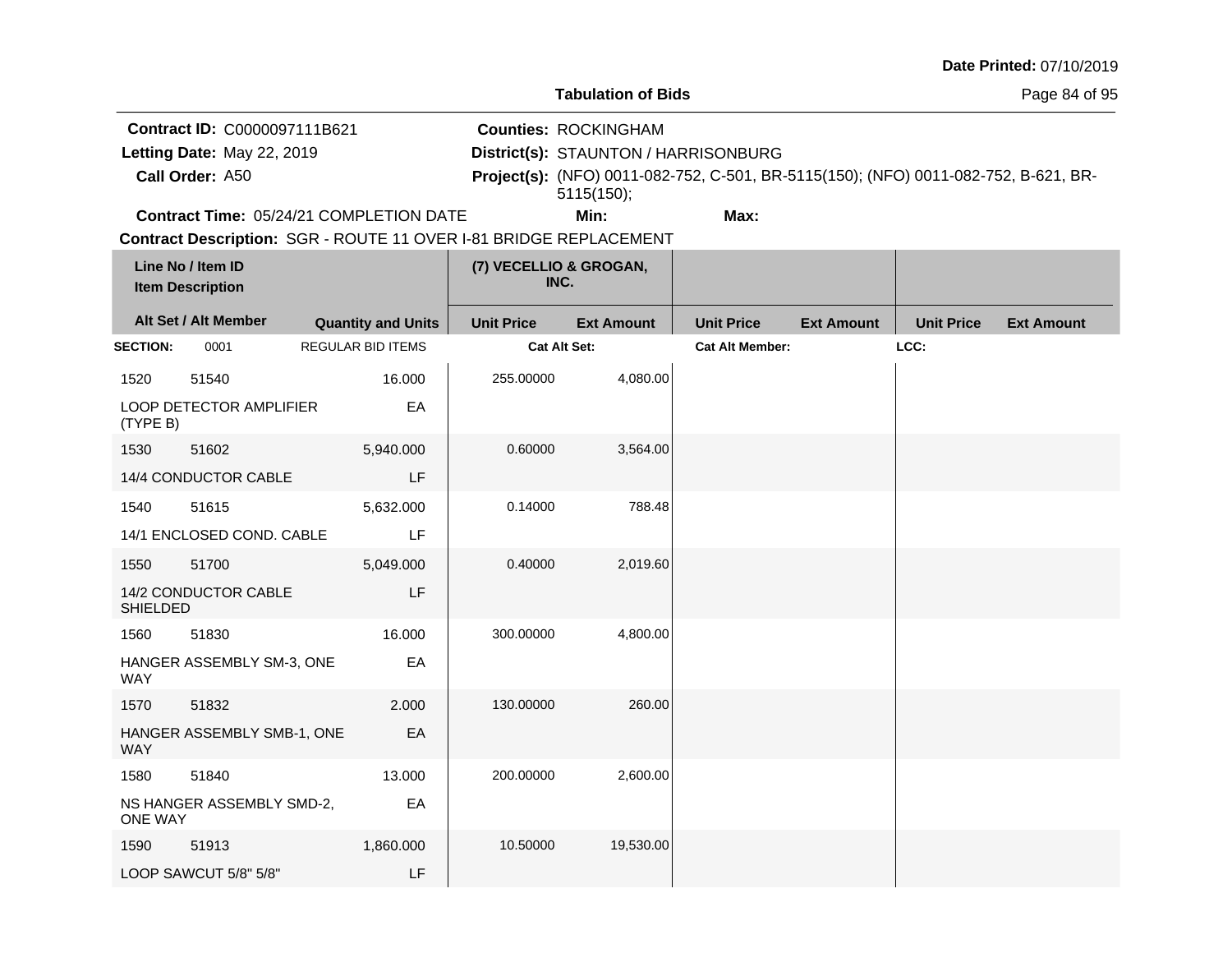**Date Printed:** 07/10/2019

**Tabulation of Bids**

**Contract ID:** C0000097111B621
**Letting Date:** May 22, 2019
**Call Order:** A50
**Contract Time:** 05/24/21 COMPLETION DATE

**Counties:** ROCKINGHAM
**District(s):** STAUNTON / HARRISONBURG
**Project(s):** (NFO) 0011-082-752, C-501, BR-5115(150); (NFO) 0011-082-752, B-621, BR-5115(150);
**Min:** **Max:**

**Contract Description:** SGR - ROUTE 11 OVER I-81 BRIDGE REPLACEMENT

| Line No / Item ID / Item Description | Alt Set / Alt Member | Quantity and Units | (7) VECELLIO & GROGAN, INC. Unit Price | Ext Amount | Unit Price | Ext Amount | Unit Price | Ext Amount |
|---|---|---|---|---|---|---|---|---|
| **SECTION:** 0001 | REGULAR BID ITEMS | | Cat Alt Set: | | Cat Alt Member: | | LCC: | |
| 1520 51540 LOOP DETECTOR AMPLIFIER (TYPE B) | | 16.000 EA | 255.00000 | 4,080.00 | | | | |
| 1530 51602 14/4 CONDUCTOR CABLE | | 5,940.000 LF | 0.60000 | 3,564.00 | | | | |
| 1540 51615 14/1 ENCLOSED COND. CABLE | | 5,632.000 LF | 0.14000 | 788.48 | | | | |
| 1550 51700 14/2 CONDUCTOR CABLE SHIELDED | | 5,049.000 LF | 0.40000 | 2,019.60 | | | | |
| 1560 51830 HANGER ASSEMBLY SM-3, ONE WAY | | 16.000 EA | 300.00000 | 4,800.00 | | | | |
| 1570 51832 HANGER ASSEMBLY SMB-1, ONE WAY | | 2.000 EA | 130.00000 | 260.00 | | | | |
| 1580 51840 NS HANGER ASSEMBLY SMD-2, ONE WAY | | 13.000 EA | 200.00000 | 2,600.00 | | | | |
| 1590 51913 LOOP SAWCUT 5/8" 5/8" | | 1,860.000 LF | 10.50000 | 19,530.00 | | | | |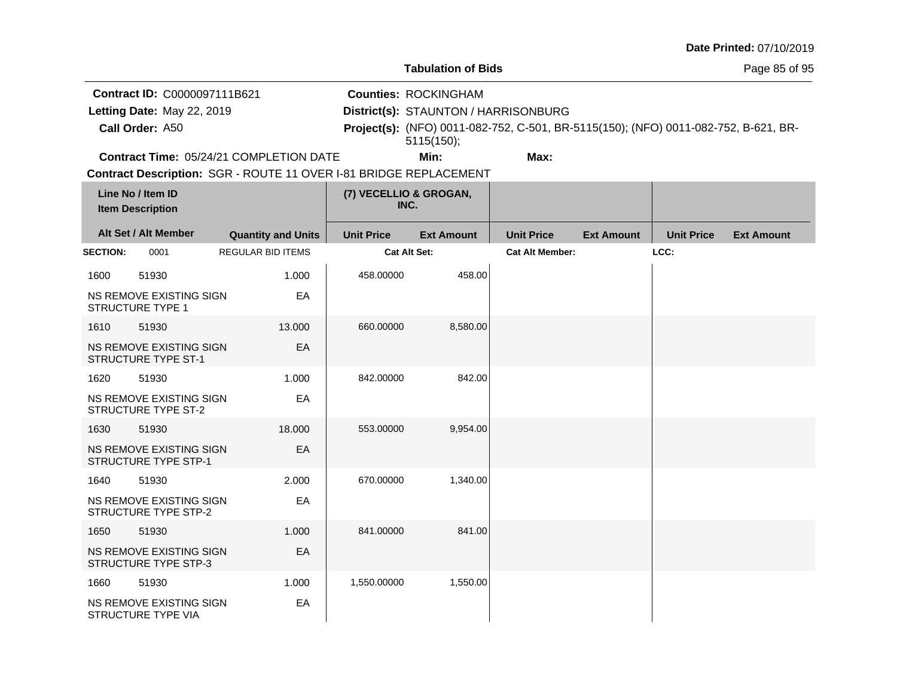**Date Printed:** 07/10/2019

**Tabulation of Bids**

**Contract ID:** C0000097111B621
**Letting Date:** May 22, 2019
**Call Order:** A50
**Counties:** ROCKINGHAM
**District(s):** STAUNTON / HARRISONBURG
**Project(s):** (NFO) 0011-082-752, C-501, BR-5115(150); (NFO) 0011-082-752, B-621, BR-5115(150);
**Contract Time:** 05/24/21 COMPLETION DATE
**Min:**
**Max:**
**Contract Description:** SGR - ROUTE 11 OVER I-81 BRIDGE REPLACEMENT

| Line No / Item ID | Item Description | Quantity and Units | (7) VECELLIO & GROGAN, INC. Unit Price | Ext Amount | Unit Price | Ext Amount | Unit Price | Ext Amount |
|---|---|---|---|---|---|---|---|---|
| **SECTION:** 0001 | REGULAR BID ITEMS | | Cat Alt Set: | | Cat Alt Member: | | LCC: | |
| 1600 51930 | NS REMOVE EXISTING SIGN STRUCTURE TYPE 1 | 1.000 EA | 458.00000 | 458.00 | | | | |
| 1610 51930 | NS REMOVE EXISTING SIGN STRUCTURE TYPE ST-1 | 13.000 EA | 660.00000 | 8,580.00 | | | | |
| 1620 51930 | NS REMOVE EXISTING SIGN STRUCTURE TYPE ST-2 | 1.000 EA | 842.00000 | 842.00 | | | | |
| 1630 51930 | NS REMOVE EXISTING SIGN STRUCTURE TYPE STP-1 | 18.000 EA | 553.00000 | 9,954.00 | | | | |
| 1640 51930 | NS REMOVE EXISTING SIGN STRUCTURE TYPE STP-2 | 2.000 EA | 670.00000 | 1,340.00 | | | | |
| 1650 51930 | NS REMOVE EXISTING SIGN STRUCTURE TYPE STP-3 | 1.000 EA | 841.00000 | 841.00 | | | | |
| 1660 51930 | NS REMOVE EXISTING SIGN STRUCTURE TYPE VIA | 1.000 EA | 1,550.00000 | 1,550.00 | | | | |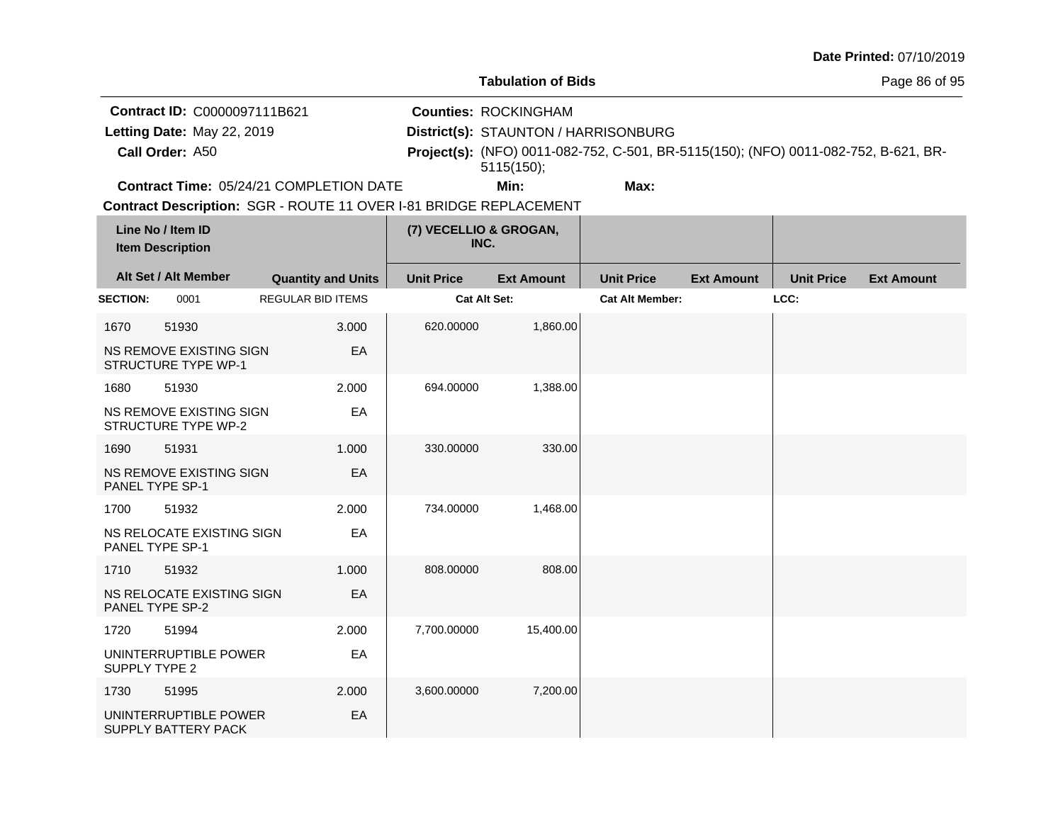Date Printed: 07/10/2019

**Tabulation of Bids**

**Contract ID:** C0000097111B621
**Letting Date:** May 22, 2019
**Call Order:** A50
**Contract Time:** 05/24/21 COMPLETION DATE

**Counties:** ROCKINGHAM
**District(s):** STAUNTON / HARRISONBURG
**Project(s):** (NFO) 0011-082-752, C-501, BR-5115(150); (NFO) 0011-082-752, B-621, BR-5115(150);
**Min:**
**Max:**

**Contract Description:** SGR - ROUTE 11 OVER I-81 BRIDGE REPLACEMENT

| Line No / Item ID / Item Description | | Quantity and Units | (7) VECELLIO & GROGAN, INC. Unit Price | Ext Amount | Unit Price | Ext Amount | Unit Price | Ext Amount |
|---|---|---|---|---|---|---|---|---|
| **SECTION:** 0001 | | REGULAR BID ITEMS | **Cat Alt Set:** | | **Cat Alt Member:** | | **LCC:** | |
| 1670 | 51930 | 3.000 | 620.00000 | 1,860.00 | | | | |
| NS REMOVE EXISTING SIGN STRUCTURE TYPE WP-1 | | EA | | | | | | |
| 1680 | 51930 | 2.000 | 694.00000 | 1,388.00 | | | | |
| NS REMOVE EXISTING SIGN STRUCTURE TYPE WP-2 | | EA | | | | | | |
| 1690 | 51931 | 1.000 | 330.00000 | 330.00 | | | | |
| NS REMOVE EXISTING SIGN PANEL TYPE SP-1 | | EA | | | | | | |
| 1700 | 51932 | 2.000 | 734.00000 | 1,468.00 | | | | |
| NS RELOCATE EXISTING SIGN PANEL TYPE SP-1 | | EA | | | | | | |
| 1710 | 51932 | 1.000 | 808.00000 | 808.00 | | | | |
| NS RELOCATE EXISTING SIGN PANEL TYPE SP-2 | | EA | | | | | | |
| 1720 | 51994 | 2.000 | 7,700.00000 | 15,400.00 | | | | |
| UNINTERRUPTIBLE POWER SUPPLY TYPE 2 | | EA | | | | | | |
| 1730 | 51995 | 2.000 | 3,600.00000 | 7,200.00 | | | | |
| UNINTERRUPTIBLE POWER SUPPLY BATTERY PACK | | EA | | | | | | |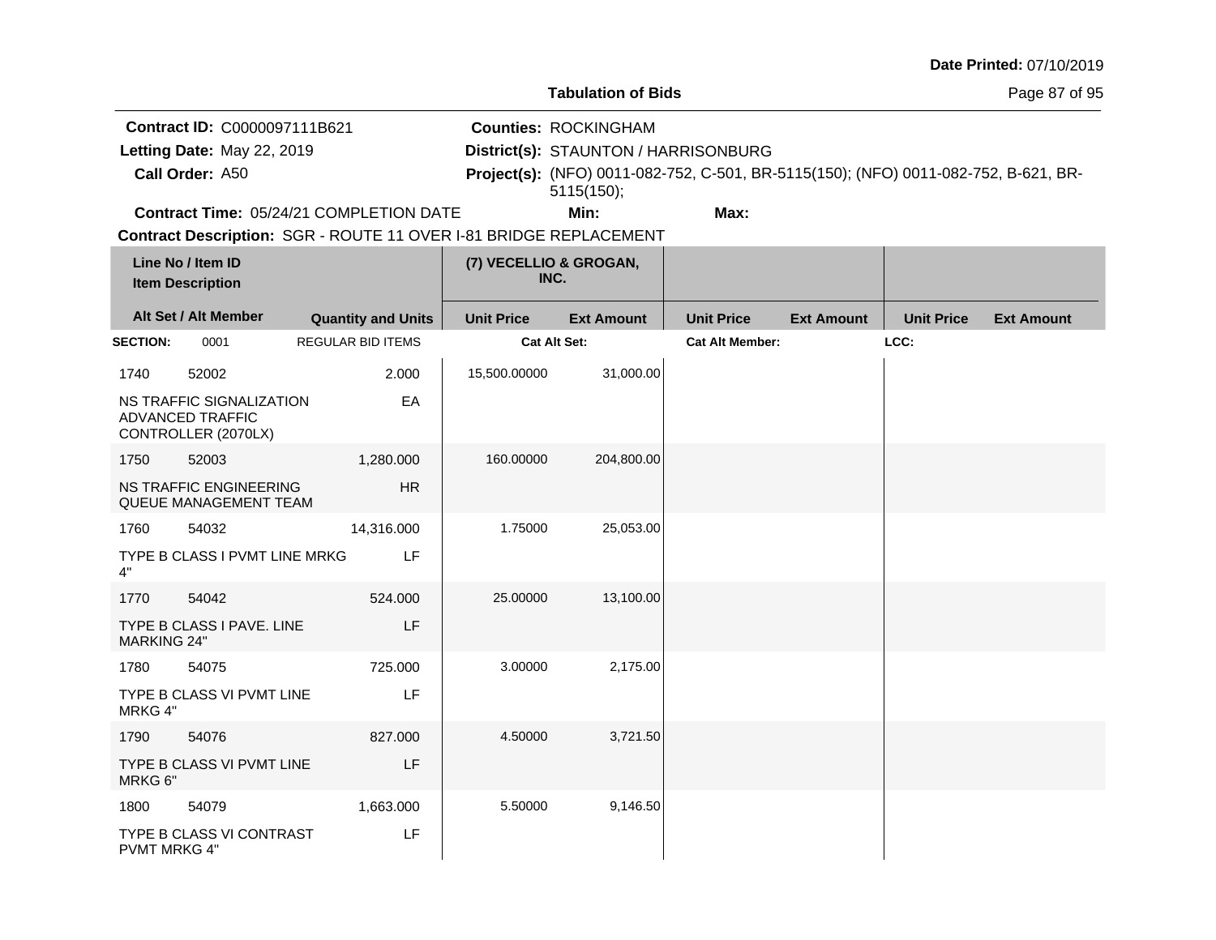**Date Printed:** 07/10/2019

**Tabulation of Bids**

**Contract ID:** C0000097111B621
**Letting Date:** May 22, 2019
**Call Order:** A50

**Counties:** ROCKINGHAM
**District(s):** STAUNTON / HARRISONBURG
**Project(s):** (NFO) 0011-082-752, C-501, BR-5115(150); (NFO) 0011-082-752, B-621, BR-5115(150);

**Contract Time:** 05/24/21 COMPLETION DATE
**Min:**
**Max:**

**Contract Description:** SGR - ROUTE 11 OVER I-81 BRIDGE REPLACEMENT

| Line No / Item ID / Item Description | | | (7) VECELLIO & GROGAN, INC. | | | | | |
|---|---|---|---|---|---|---|---|---|
| **Alt Set / Alt Member** | | **Quantity and Units** | **Unit Price** | **Ext Amount** | **Unit Price** | **Ext Amount** | **Unit Price** | **Ext Amount** |
| **SECTION:** | 0001 | REGULAR BID ITEMS | **Cat Alt Set:** | | **Cat Alt Member:** | | **LCC:** | |
| 1740 | 52002 | 2.000 | 15,500.00000 | 31,000.00 | | | | |
| NS TRAFFIC SIGNALIZATION ADVANCED TRAFFIC CONTROLLER (2070LX) | | EA | | | | | | |
| 1750 | 52003 | 1,280.000 | 160.00000 | 204,800.00 | | | | |
| NS TRAFFIC ENGINEERING QUEUE MANAGEMENT TEAM | | HR | | | | | | |
| 1760 | 54032 | 14,316.000 | 1.75000 | 25,053.00 | | | | |
| TYPE B CLASS I PVMT LINE MRKG 4" | | LF | | | | | | |
| 1770 | 54042 | 524.000 | 25.00000 | 13,100.00 | | | | |
| TYPE B CLASS I PAVE. LINE MARKING 24" | | LF | | | | | | |
| 1780 | 54075 | 725.000 | 3.00000 | 2,175.00 | | | | |
| TYPE B CLASS VI PVMT LINE MRKG 4" | | LF | | | | | | |
| 1790 | 54076 | 827.000 | 4.50000 | 3,721.50 | | | | |
| TYPE B CLASS VI PVMT LINE MRKG 6" | | LF | | | | | | |
| 1800 | 54079 | 1,663.000 | 5.50000 | 9,146.50 | | | | |
| TYPE B CLASS VI CONTRAST PVMT MRKG 4" | | LF | | | | | | |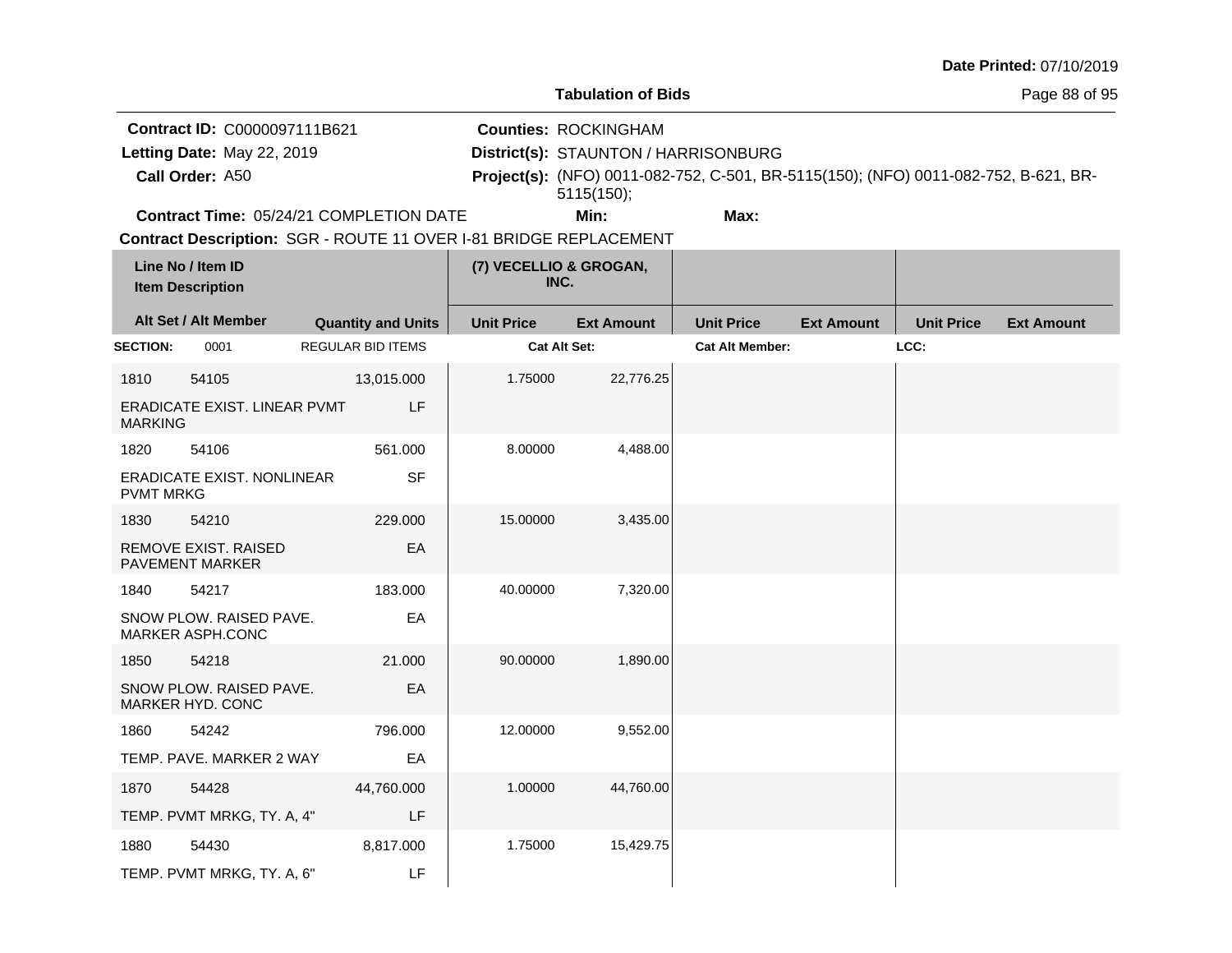**Date Printed:** 07/10/2019

**Tabulation of Bids**

**Contract ID:** C0000097111B621
**Letting Date:** May 22, 2019
**Call Order:** A50

**Counties:** ROCKINGHAM
**District(s):** STAUNTON / HARRISONBURG
**Project(s):** (NFO) 0011-082-752, C-501, BR-5115(150); (NFO) 0011-082-752, B-621, BR-5115(150);

**Contract Time:** 05/24/21 COMPLETION DATE
**Min:**
**Max:**

**Contract Description:** SGR - ROUTE 11 OVER I-81 BRIDGE REPLACEMENT

| Line No / Item ID<br>Item Description | | | (7) VECELLIO & GROGAN, INC. | | | | | |
|---|---|---|---|---|---|---|---|---|
| **Alt Set / Alt Member** | | **Quantity and Units** | **Unit Price** | **Ext Amount** | **Unit Price** | **Ext Amount** | **Unit Price** | **Ext Amount** |
| **SECTION:** | 0001 | REGULAR BID ITEMS | **Cat Alt Set:** | | **Cat Alt Member:** | | **LCC:** | |
| 1810 | 54105 | 13,015.000 | 1.75000 | 22,776.25 | | | | |
| ERADICATE EXIST. LINEAR PVMT MARKING | | LF | | | | | | |
| 1820 | 54106 | 561.000 | 8.00000 | 4,488.00 | | | | |
| ERADICATE EXIST. NONLINEAR PVMT MRKG | | SF | | | | | | |
| 1830 | 54210 | 229.000 | 15.00000 | 3,435.00 | | | | |
| REMOVE EXIST. RAISED PAVEMENT MARKER | | EA | | | | | | |
| 1840 | 54217 | 183.000 | 40.00000 | 7,320.00 | | | | |
| SNOW PLOW. RAISED PAVE. MARKER ASPH.CONC | | EA | | | | | | |
| 1850 | 54218 | 21.000 | 90.00000 | 1,890.00 | | | | |
| SNOW PLOW. RAISED PAVE. MARKER HYD. CONC | | EA | | | | | | |
| 1860 | 54242 | 796.000 | 12.00000 | 9,552.00 | | | | |
| TEMP. PAVE. MARKER 2 WAY | | EA | | | | | | |
| 1870 | 54428 | 44,760.000 | 1.00000 | 44,760.00 | | | | |
| TEMP. PVMT MRKG, TY. A, 4" | | LF | | | | | | |
| 1880 | 54430 | 8,817.000 | 1.75000 | 15,429.75 | | | | |
| TEMP. PVMT MRKG, TY. A, 6" | | LF | | | | | | |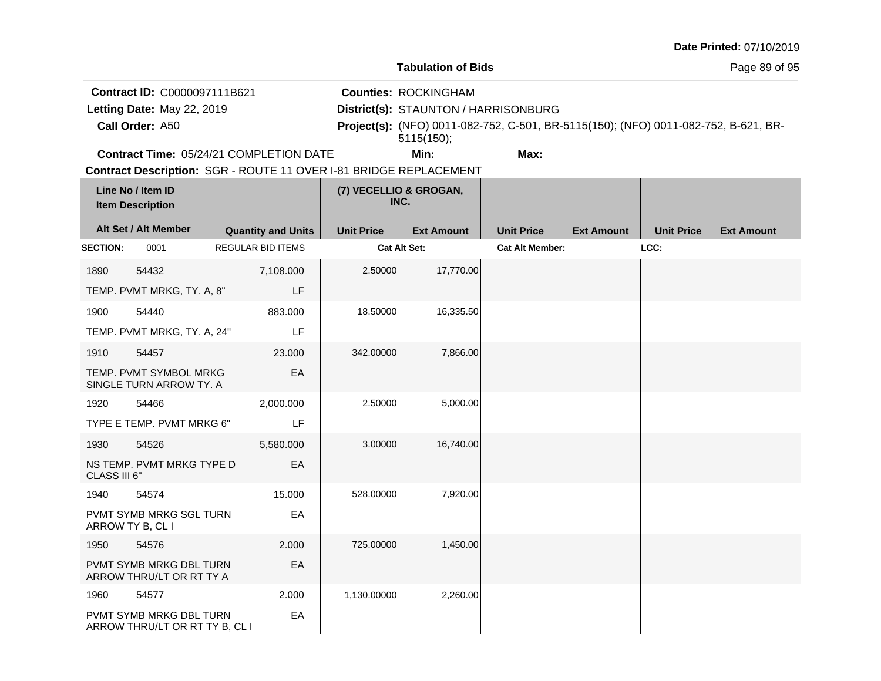**Tabulation of Bids**

**Date Printed:** 07/10/2019

**Contract ID:** C0000097111B621
**Letting Date:** May 22, 2019
**Call Order:** A50
**Contract Time:** 05/24/21 COMPLETION DATE

**Counties:** ROCKINGHAM
**District(s):** STAUNTON / HARRISONBURG
**Project(s):** (NFO) 0011-082-752, C-501, BR-5115(150); (NFO) 0011-082-752, B-621, BR-5115(150);
**Min:** **Max:**

**Contract Description:** SGR - ROUTE 11 OVER I-81 BRIDGE REPLACEMENT

| Line No / Item ID | Item Description | Alt Set / Alt Member | Quantity and Units | (7) VECELLIO & GROGAN, INC. Unit Price | Ext Amount | Unit Price | Ext Amount | Unit Price | Ext Amount |
|---|---|---|---|---|---|---|---|---|---|
| **SECTION:** 0001 | REGULAR BID ITEMS | | | **Cat Alt Set:** | | **Cat Alt Member:** | | **LCC:** | |
| 1890 54432 | TEMP. PVMT MRKG, TY. A, 8" | | 7,108.000 LF | 2.50000 | 17,770.00 | | | | |
| 1900 54440 | TEMP. PVMT MRKG, TY. A, 24" | | 883.000 LF | 18.50000 | 16,335.50 | | | | |
| 1910 54457 | TEMP. PVMT SYMBOL MRKG SINGLE TURN ARROW TY. A | | 23.000 EA | 342.00000 | 7,866.00 | | | | |
| 1920 54466 | TYPE E TEMP. PVMT MRKG 6" | | 2,000.000 LF | 2.50000 | 5,000.00 | | | | |
| 1930 54526 | NS TEMP. PVMT MRKG TYPE D CLASS III 6" | | 5,580.000 EA | 3.00000 | 16,740.00 | | | | |
| 1940 54574 | PVMT SYMB MRKG SGL TURN ARROW TY B, CL I | | 15.000 EA | 528.00000 | 7,920.00 | | | | |
| 1950 54576 | PVMT SYMB MRKG DBL TURN ARROW THRU/LT OR RT TY A | | 2.000 EA | 725.00000 | 1,450.00 | | | | |
| 1960 54577 | PVMT SYMB MRKG DBL TURN ARROW THRU/LT OR RT TY B, CL I | | 2.000 EA | 1,130.00000 | 2,260.00 | | | | |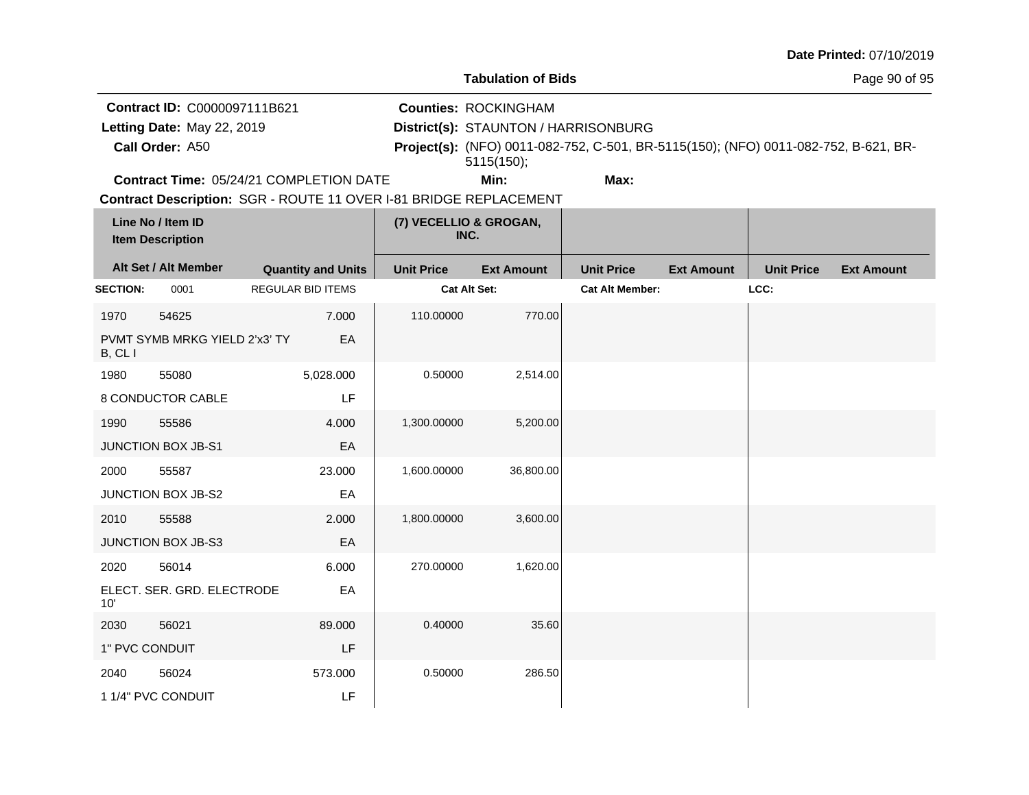**Tabulation of Bids**

**Date Printed:** 07/10/2019

**Contract ID:** C0000097111B621
**Letting Date:** May 22, 2019
**Call Order:** A50
**Contract Time:** 05/24/21 COMPLETION DATE

**Counties:** ROCKINGHAM
**District(s):** STAUNTON / HARRISONBURG
**Project(s):** (NFO) 0011-082-752, C-501, BR-5115(150); (NFO) 0011-082-752, B-621, BR-5115(150);
**Min:** **Max:**

**Contract Description:** SGR - ROUTE 11 OVER I-81 BRIDGE REPLACEMENT

| Line No / Item ID | | Quantity and Units | (7) VECELLIO & GROGAN, INC. Unit Price | Ext Amount | Unit Price | Ext Amount | Unit Price | Ext Amount |
|---|---|---|---|---|---|---|---|---|
| **SECTION:** | 0001 | REGULAR BID ITEMS | **Cat Alt Set:** | | **Cat Alt Member:** | | **LCC:** | |
| 1970 | 54625 | 7.000 | 110.00000 | 770.00 | | | | |
| PVMT SYMB MRKG YIELD 2'x3' TY B, CL I | | EA | | | | | | |
| 1980 | 55080 | 5,028.000 | 0.50000 | 2,514.00 | | | | |
| 8 CONDUCTOR CABLE | | LF | | | | | | |
| 1990 | 55586 | 4.000 | 1,300.00000 | 5,200.00 | | | | |
| JUNCTION BOX JB-S1 | | EA | | | | | | |
| 2000 | 55587 | 23.000 | 1,600.00000 | 36,800.00 | | | | |
| JUNCTION BOX JB-S2 | | EA | | | | | | |
| 2010 | 55588 | 2.000 | 1,800.00000 | 3,600.00 | | | | |
| JUNCTION BOX JB-S3 | | EA | | | | | | |
| 2020 | 56014 | 6.000 | 270.00000 | 1,620.00 | | | | |
| ELECT. SER. GRD. ELECTRODE 10' | | EA | | | | | | |
| 2030 | 56021 | 89.000 | 0.40000 | 35.60 | | | | |
| 1" PVC CONDUIT | | LF | | | | | | |
| 2040 | 56024 | 573.000 | 0.50000 | 286.50 | | | | |
| 1 1/4" PVC CONDUIT | | LF | | | | | | |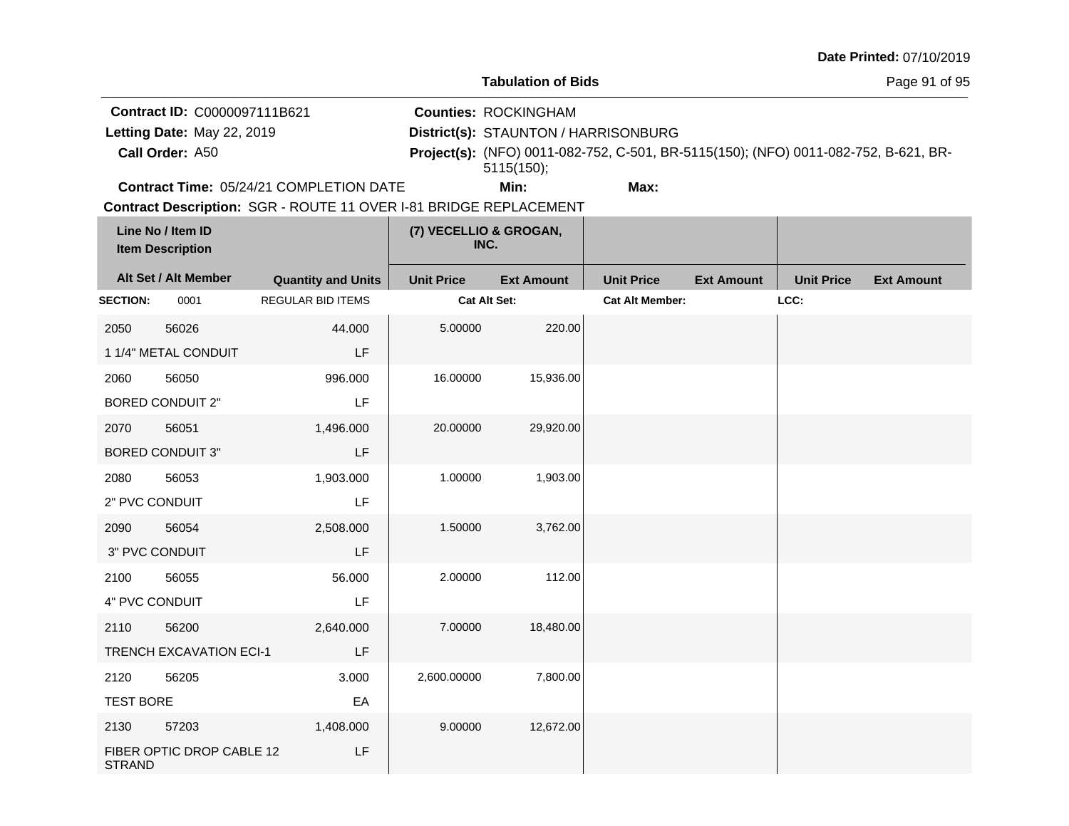**Date Printed:** 07/10/2019

**Tabulation of Bids**

**Contract ID:** C0000097111B621
**Letting Date:** May 22, 2019
**Call Order:** A50
**Counties:** ROCKINGHAM
**District(s):** STAUNTON / HARRISONBURG
**Project(s):** (NFO) 0011-082-752, C-501, BR-5115(150); (NFO) 0011-082-752, B-621, BR-5115(150);
**Contract Time:** 05/24/21 COMPLETION DATE
**Min:**
**Max:**
**Contract Description:** SGR - ROUTE 11 OVER I-81 BRIDGE REPLACEMENT

| Line No / Item ID | | | (7) VECELLIO & GROGAN, INC. | | | | | |
|---|---|---|---|---|---|---|---|---|
| **Item Description** | | | | | | | | |
| **Alt Set / Alt Member** | | **Quantity and Units** | **Unit Price** | **Ext Amount** | **Unit Price** | **Ext Amount** | **Unit Price** | **Ext Amount** |
| **SECTION:** | 0001 | REGULAR BID ITEMS | **Cat Alt Set:** | | **Cat Alt Member:** | | **LCC:** | |
| 2050 | 56026 | 44.000 | 5.00000 | 220.00 | | | | |
| 1 1/4" METAL CONDUIT | | LF | | | | | | |
| 2060 | 56050 | 996.000 | 16.00000 | 15,936.00 | | | | |
| BORED CONDUIT 2" | | LF | | | | | | |
| 2070 | 56051 | 1,496.000 | 20.00000 | 29,920.00 | | | | |
| BORED CONDUIT 3" | | LF | | | | | | |
| 2080 | 56053 | 1,903.000 | 1.00000 | 1,903.00 | | | | |
| 2" PVC CONDUIT | | LF | | | | | | |
| 2090 | 56054 | 2,508.000 | 1.50000 | 3,762.00 | | | | |
| 3" PVC CONDUIT | | LF | | | | | | |
| 2100 | 56055 | 56.000 | 2.00000 | 112.00 | | | | |
| 4" PVC CONDUIT | | LF | | | | | | |
| 2110 | 56200 | 2,640.000 | 7.00000 | 18,480.00 | | | | |
| TRENCH EXCAVATION ECI-1 | | LF | | | | | | |
| 2120 | 56205 | 3.000 | 2,600.00000 | 7,800.00 | | | | |
| TEST BORE | | EA | | | | | | |
| 2130 | 57203 | 1,408.000 | 9.00000 | 12,672.00 | | | | |
| FIBER OPTIC DROP CABLE 12 STRAND | | LF | | | | | | |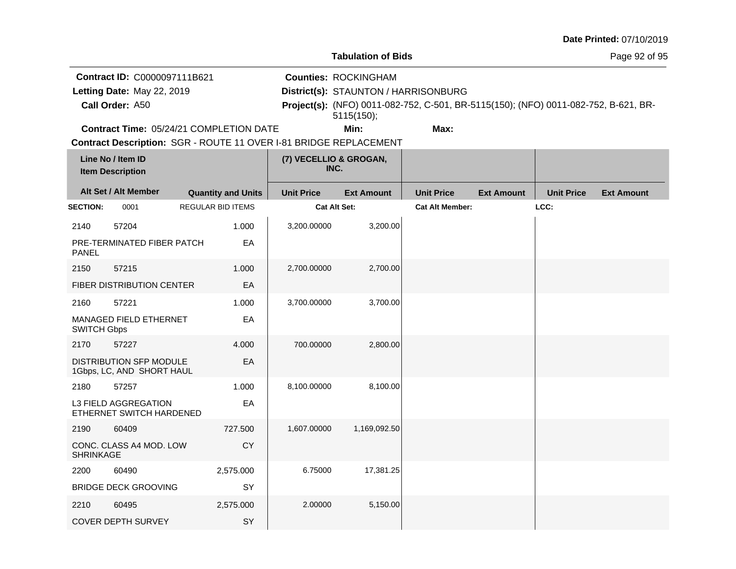**Date Printed:** 07/10/2019

**Tabulation of Bids**

**Contract ID:** C0000097111B621
**Letting Date:** May 22, 2019
**Call Order:** A50
**Contract Time:** 05/24/21 COMPLETION DATE

**Counties:** ROCKINGHAM
**District(s):** STAUNTON / HARRISONBURG
**Project(s):** (NFO) 0011-082-752, C-501, BR-5115(150); (NFO) 0011-082-752, B-621, BR-5115(150);
**Min:** **Max:**

**Contract Description:** SGR - ROUTE 11 OVER I-81 BRIDGE REPLACEMENT

| Line No / Item ID / Item Description | | Alt Set / Alt Member / Quantity and Units | (7) VECELLIO & GROGAN, INC. Unit Price | Ext Amount | Unit Price | Ext Amount | Unit Price | Ext Amount |
|---|---|---|---|---|---|---|---|---|
| **SECTION:** 0001 | | REGULAR BID ITEMS | **Cat Alt Set:** | | **Cat Alt Member:** | | **LCC:** | |
| 2140 | 57204 | 1.000 | 3,200.00000 | 3,200.00 | | | | |
| PRE-TERMINATED FIBER PATCH PANEL | | EA | | | | | | |
| 2150 | 57215 | 1.000 | 2,700.00000 | 2,700.00 | | | | |
| FIBER DISTRIBUTION CENTER | | EA | | | | | | |
| 2160 | 57221 | 1.000 | 3,700.00000 | 3,700.00 | | | | |
| MANAGED FIELD ETHERNET SWITCH Gbps | | EA | | | | | | |
| 2170 | 57227 | 4.000 | 700.00000 | 2,800.00 | | | | |
| DISTRIBUTION SFP MODULE 1Gbps, LC, AND SHORT HAUL | | EA | | | | | | |
| 2180 | 57257 | 1.000 | 8,100.00000 | 8,100.00 | | | | |
| L3 FIELD AGGREGATION ETHERNET SWITCH HARDENED | | EA | | | | | | |
| 2190 | 60409 | 727.500 | 1,607.00000 | 1,169,092.50 | | | | |
| CONC. CLASS A4 MOD. LOW SHRINKAGE | | CY | | | | | | |
| 2200 | 60490 | 2,575.000 | 6.75000 | 17,381.25 | | | | |
| BRIDGE DECK GROOVING | | SY | | | | | | |
| 2210 | 60495 | 2,575.000 | 2.00000 | 5,150.00 | | | | |
| COVER DEPTH SURVEY | | SY | | | | | | |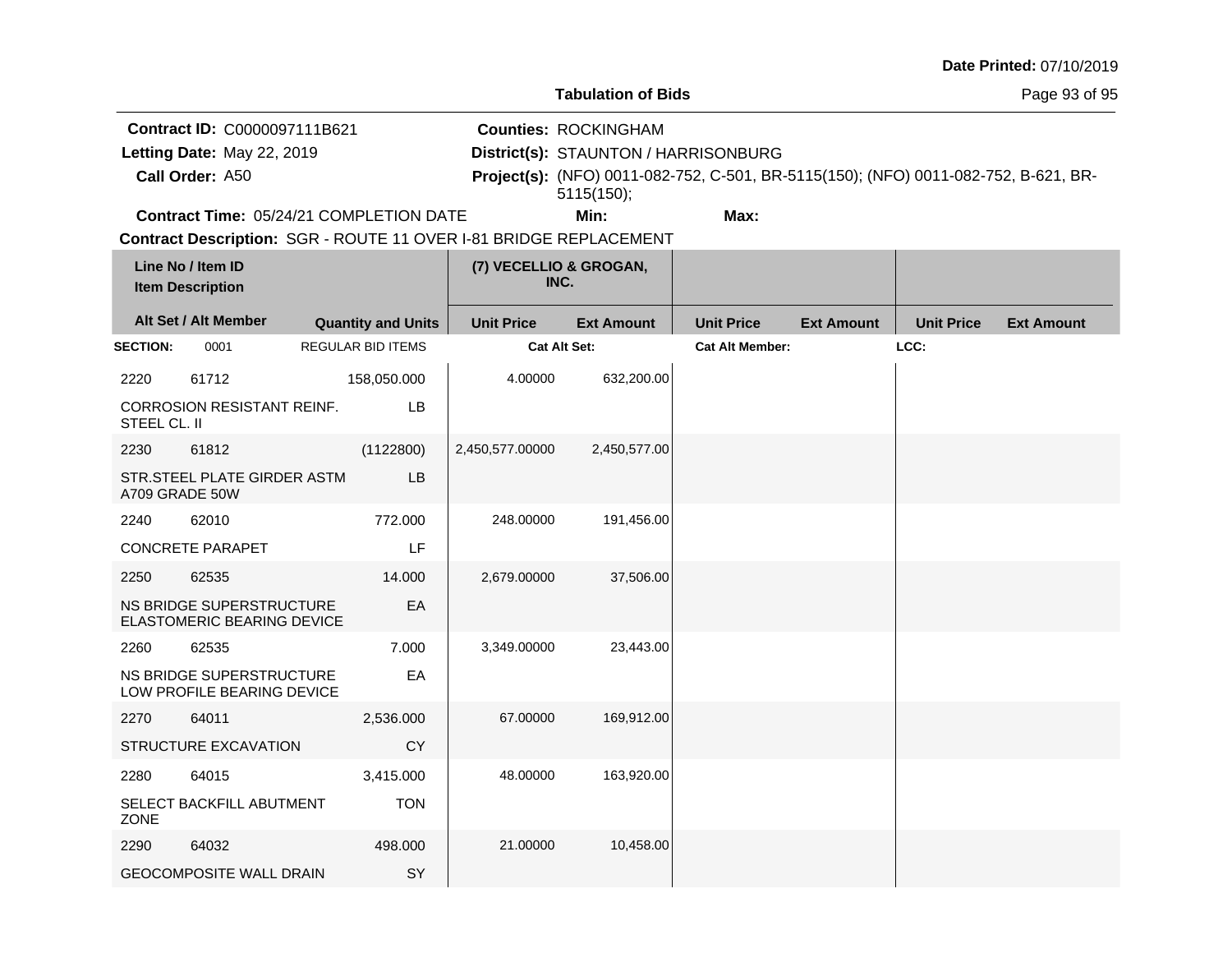**Date Printed:** 07/10/2019

**Tabulation of Bids**

**Contract ID:** C0000097111B621
**Letting Date:** May 22, 2019
**Call Order:** A50
**Contract Time:** 05/24/21 COMPLETION DATE

**Counties:** ROCKINGHAM
**District(s):** STAUNTON / HARRISONBURG
**Project(s):** (NFO) 0011-082-752, C-501, BR-5115(150); (NFO) 0011-082-752, B-621, BR-5115(150);
**Min:** **Max:**

**Contract Description:** SGR - ROUTE 11 OVER I-81 BRIDGE REPLACEMENT

| Line No / Item ID / Item Description | | Quantity and Units | (7) VECELLIO & GROGAN, INC. Unit Price | Ext Amount | Unit Price | Ext Amount | Unit Price | Ext Amount |
|---|---|---|---|---|---|---|---|---|
| **SECTION:** 0001 | | REGULAR BID ITEMS | **Cat Alt Set:** | | **Cat Alt Member:** | | **LCC:** | |
| 2220 | 61712 | 158,050.000 | 4.00000 | 632,200.00 | | | | |
| CORROSION RESISTANT REINF. STEEL CL. II | | LB | | | | | | |
| 2230 | 61812 | (1122800) | 2,450,577.00000 | 2,450,577.00 | | | | |
| STR.STEEL PLATE GIRDER ASTM A709 GRADE 50W | | LB | | | | | | |
| 2240 | 62010 | 772.000 | 248.00000 | 191,456.00 | | | | |
| CONCRETE PARAPET | | LF | | | | | | |
| 2250 | 62535 | 14.000 | 2,679.00000 | 37,506.00 | | | | |
| NS BRIDGE SUPERSTRUCTURE ELASTOMERIC BEARING DEVICE | | EA | | | | | | |
| 2260 | 62535 | 7.000 | 3,349.00000 | 23,443.00 | | | | |
| NS BRIDGE SUPERSTRUCTURE LOW PROFILE BEARING DEVICE | | EA | | | | | | |
| 2270 | 64011 | 2,536.000 | 67.00000 | 169,912.00 | | | | |
| STRUCTURE EXCAVATION | | CY | | | | | | |
| 2280 | 64015 | 3,415.000 | 48.00000 | 163,920.00 | | | | |
| SELECT BACKFILL ABUTMENT ZONE | | TON | | | | | | |
| 2290 | 64032 | 498.000 | 21.00000 | 10,458.00 | | | | |
| GEOCOMPOSITE WALL DRAIN | | SY | | | | | | |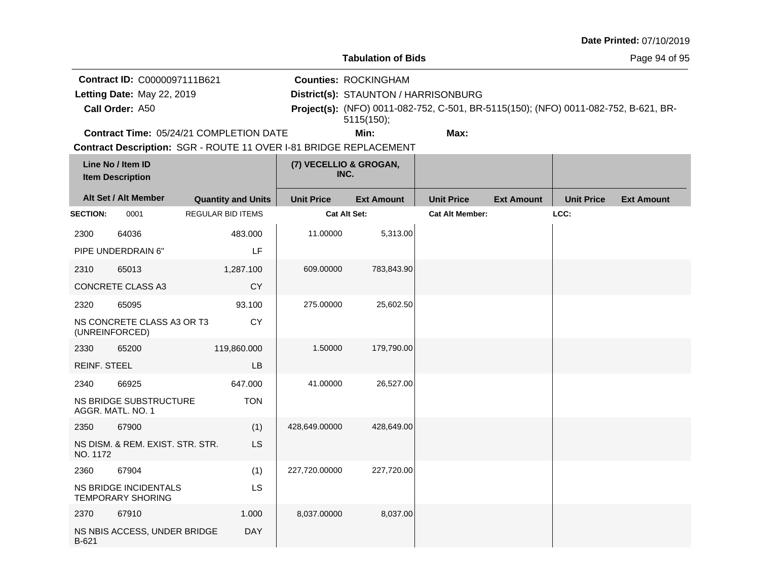**Date Printed:** 07/10/2019

**Tabulation of Bids**

**Contract ID:** C0000097111B621
**Letting Date:** May 22, 2019
**Call Order:** A50
**Counties:** ROCKINGHAM
**District(s):** STAUNTON / HARRISONBURG
**Project(s):** (NFO) 0011-082-752, C-501, BR-5115(150); (NFO) 0011-082-752, B-621, BR-5115(150);
**Contract Time:** 05/24/21 COMPLETION DATE
**Min:**
**Max:**
**Contract Description:** SGR - ROUTE 11 OVER I-81 BRIDGE REPLACEMENT

| Line No / Item ID | Item Description | Alt Set / Alt Member | Quantity and Units | (7) VECELLIO & GROGAN, INC. Unit Price | Ext Amount | Unit Price | Ext Amount | Unit Price | Ext Amount |
|---|---|---|---|---|---|---|---|---|---|
| **SECTION:** 0001 | REGULAR BID ITEMS | | | **Cat Alt Set:** | | **Cat Alt Member:** | | **LCC:** | |
| 2300 64036 | PIPE UNDERDRAIN 6" | | 483.000 LF | 11.00000 | 5,313.00 | | | | |
| 2310 65013 | CONCRETE CLASS A3 | | 1,287.100 CY | 609.00000 | 783,843.90 | | | | |
| 2320 65095 | NS CONCRETE CLASS A3 OR T3 (UNREINFORCED) | | 93.100 CY | 275.00000 | 25,602.50 | | | | |
| 2330 65200 | REINF. STEEL | | 119,860.000 LB | 1.50000 | 179,790.00 | | | | |
| 2340 66925 | NS BRIDGE SUBSTRUCTURE AGGR. MATL. NO. 1 | | 647.000 TON | 41.00000 | 26,527.00 | | | | |
| 2350 67900 | NS DISM. & REM. EXIST. STR. STR. NO. 1172 | | (1) LS | 428,649.00000 | 428,649.00 | | | | |
| 2360 67904 | NS BRIDGE INCIDENTALS TEMPORARY SHORING | | (1) LS | 227,720.00000 | 227,720.00 | | | | |
| 2370 67910 | NS NBIS ACCESS, UNDER BRIDGE B-621 | | 1.000 DAY | 8,037.00000 | 8,037.00 | | | | |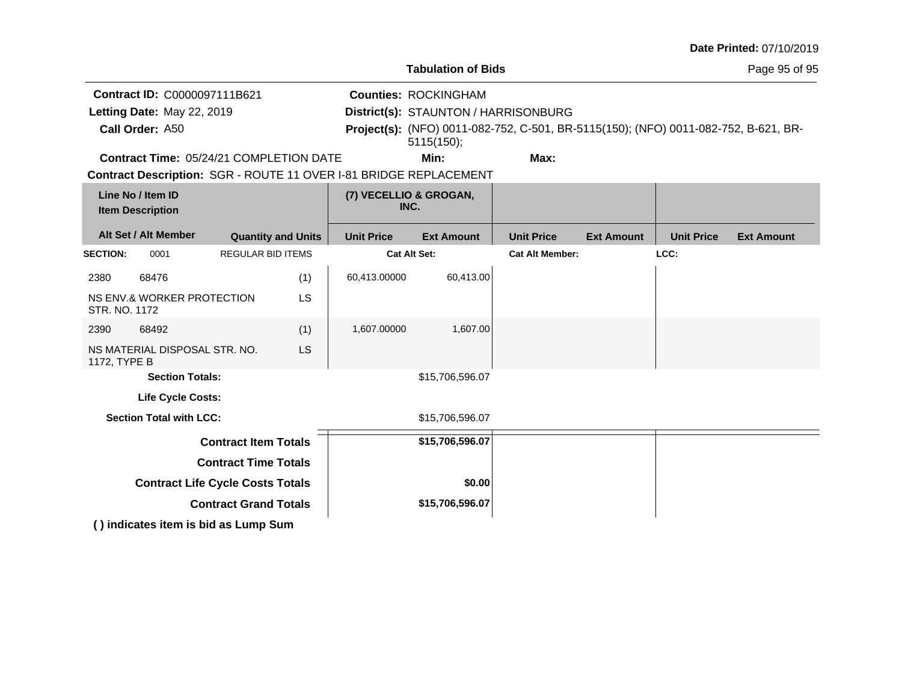**Date Printed:** 07/10/2019

## Tabulation of Bids

**Contract ID:** C0000097111B621
**Letting Date:** May 22, 2019
**Call Order:** A50
**Counties:** ROCKINGHAM
**District(s):** STAUNTON / HARRISONBURG
**Project(s):** (NFO) 0011-082-752, C-501, BR-5115(150); (NFO) 0011-082-752, B-621, BR-5115(150);
**Contract Time:** 05/24/21 COMPLETION DATE
**Min:**
**Max:**
**Contract Description:** SGR - ROUTE 11 OVER I-81 BRIDGE REPLACEMENT

| Line No / Item ID<br>Item Description<br>Alt Set / Alt Member | | Quantity and Units | (7) VECELLIO & GROGAN, INC.<br>Unit Price | Ext Amount | Unit Price | Ext Amount | Unit Price | Ext Amount |
|---|---|---|---|---|---|---|---|---|
| **SECTION:** 0001 | REGULAR BID ITEMS | | **Cat Alt Set:** | | **Cat Alt Member:** | | **LCC:** | |
| 2380 | 68476 | (1) | 60,413.00000 | 60,413.00 | | | | |
| NS ENV.& WORKER PROTECTION STR. NO. 1172 | | LS | | | | | | |
| 2390 | 68492 | (1) | 1,607.00000 | 1,607.00 | | | | |
| NS MATERIAL DISPOSAL STR. NO. 1172, TYPE B | | LS | | | | | | |
| **Section Totals:** | | | | $15,706,596.07 | | | | |
| **Life Cycle Costs:** | | | | | | | | |
| **Section Total with LCC:** | | | | $15,706,596.07 | | | | |
| **Contract Item Totals** | | | | **$15,706,596.07** | | | | |
| **Contract Time Totals** | | | | | | | | |
| **Contract Life Cycle Costs Totals** | | | | **$0.00** | | | | |
| **Contract Grand Totals** | | | | **$15,706,596.07** | | | | |

**( ) indicates item is bid as Lump Sum**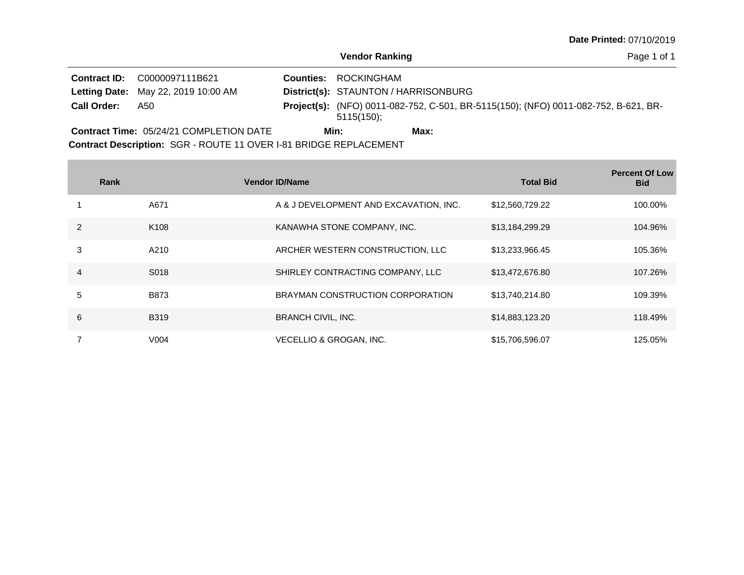**Date Printed:** 07/10/2019

## Vendor Ranking

**Contract ID:** C0000097111B621
**Letting Date:** May 22, 2019 10:00 AM
**Call Order:** A50

**Counties:** ROCKINGHAM
**District(s):** STAUNTON / HARRISONBURG
**Project(s):** (NFO) 0011-082-752, C-501, BR-5115(150); (NFO) 0011-082-752, B-621, BR-5115(150);

**Contract Time:** 05/24/21 COMPLETION DATE **Min:** **Max:**

**Contract Description:** SGR - ROUTE 11 OVER I-81 BRIDGE REPLACEMENT

| Rank | Vendor ID | Name | Total Bid | Percent Of Low Bid |
|---|---|---|---|---|
| 1 | A671 | A & J DEVELOPMENT AND EXCAVATION, INC. | $12,560,729.22 | 100.00% |
| 2 | K108 | KANAWHA STONE COMPANY, INC. | $13,184,299.29 | 104.96% |
| 3 | A210 | ARCHER WESTERN CONSTRUCTION, LLC | $13,233,966.45 | 105.36% |
| 4 | S018 | SHIRLEY CONTRACTING COMPANY, LLC | $13,472,676.80 | 107.26% |
| 5 | B873 | BRAYMAN CONSTRUCTION CORPORATION | $13,740,214.80 | 109.39% |
| 6 | B319 | BRANCH CIVIL, INC. | $14,883,123.20 | 118.49% |
| 7 | V004 | VECELLIO & GROGAN, INC. | $15,706,596.07 | 125.05% |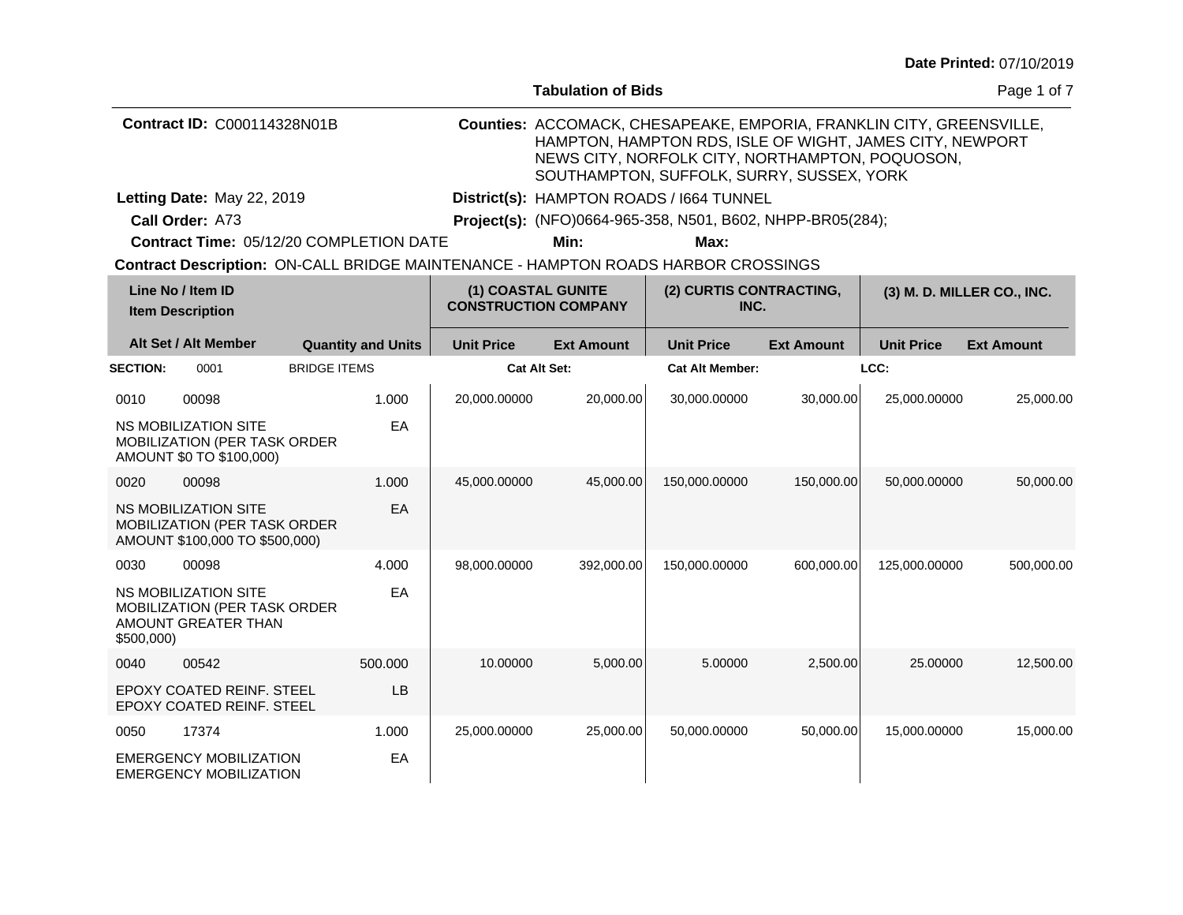**Date Printed:** 07/10/2019

# Tabulation of Bids

**Contract ID:** C000114328N01B

**Counties:** ACCOMACK, CHESAPEAKE, EMPORIA, FRANKLIN CITY, GREENSVILLE, HAMPTON, HAMPTON RDS, ISLE OF WIGHT, JAMES CITY, NEWPORT NEWS CITY, NORFOLK CITY, NORTHAMPTON, POQUOSON, SOUTHAMPTON, SUFFOLK, SURRY, SUSSEX, YORK

**Letting Date:** May 22, 2019

**District(s):** HAMPTON ROADS / I664 TUNNEL

**Call Order:** A73

**Project(s):** (NFO)0664-965-358, N501, B602, NHPP-BR05(284);

**Contract Time:** 05/12/20 COMPLETION DATE

**Min:**

**Max:**

**Contract Description:** ON-CALL BRIDGE MAINTENANCE - HAMPTON ROADS HARBOR CROSSINGS

| Line No / Item ID / Item Description | Alt Set / Alt Member | Quantity and Units | (1) COASTAL GUNITE CONSTRUCTION COMPANY Unit Price | (1) Ext Amount | (2) CURTIS CONTRACTING, INC. Unit Price | (2) Ext Amount | (3) M. D. MILLER CO., INC. Unit Price | (3) Ext Amount |
|---|---|---|---|---|---|---|---|---|
| **SECTION:** 0001 BRIDGE ITEMS | | | **Cat Alt Set:** | | **Cat Alt Member:** | | **LCC:** | |
| 0010 00098 NS MOBILIZATION SITE MOBILIZATION (PER TASK ORDER AMOUNT $0 TO $100,000) | | 1.000 EA | 20,000.00000 | 20,000.00 | 30,000.00000 | 30,000.00 | 25,000.00000 | 25,000.00 |
| 0020 00098 NS MOBILIZATION SITE MOBILIZATION (PER TASK ORDER AMOUNT $100,000 TO $500,000) | | 1.000 EA | 45,000.00000 | 45,000.00 | 150,000.00000 | 150,000.00 | 50,000.00000 | 50,000.00 |
| 0030 00098 NS MOBILIZATION SITE MOBILIZATION (PER TASK ORDER AMOUNT GREATER THAN $500,000) | | 4.000 EA | 98,000.00000 | 392,000.00 | 150,000.00000 | 600,000.00 | 125,000.00000 | 500,000.00 |
| 0040 00542 EPOXY COATED REINF. STEEL EPOXY COATED REINF. STEEL | | 500.000 LB | 10.00000 | 5,000.00 | 5.00000 | 2,500.00 | 25.00000 | 12,500.00 |
| 0050 17374 EMERGENCY MOBILIZATION EMERGENCY MOBILIZATION | | 1.000 EA | 25,000.00000 | 25,000.00 | 50,000.00000 | 50,000.00 | 15,000.00000 | 15,000.00 |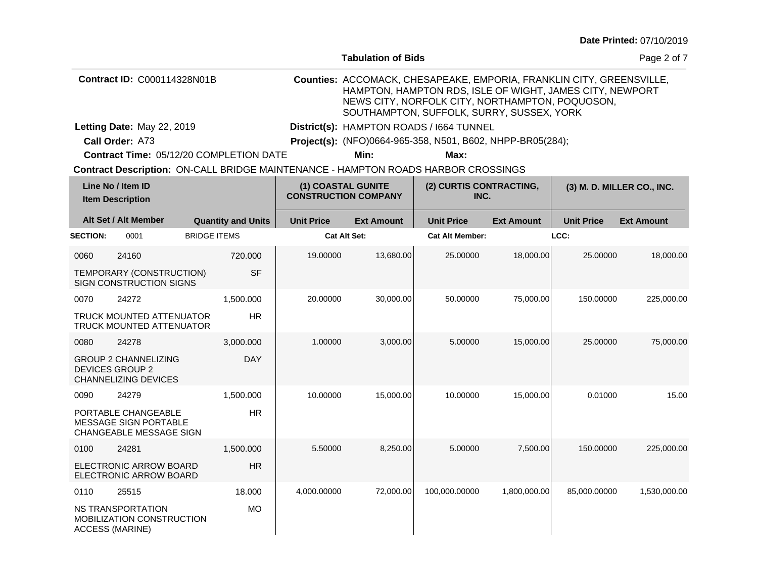Date Printed: 07/10/2019

## Tabulation of Bids

**Contract ID:** C000114328N01B

**Counties:** ACCOMACK, CHESAPEAKE, EMPORIA, FRANKLIN CITY, GREENSVILLE, HAMPTON, HAMPTON RDS, ISLE OF WIGHT, JAMES CITY, NEWPORT NEWS CITY, NORFOLK CITY, NORTHAMPTON, POQUOSON, SOUTHAMPTON, SUFFOLK, SURRY, SUSSEX, YORK

**Letting Date:** May 22, 2019

**District(s):** HAMPTON ROADS / I664 TUNNEL

**Call Order:** A73

**Project(s):** (NFO)0664-965-358, N501, B602, NHPP-BR05(284);

**Contract Time:** 05/12/20 COMPLETION DATE

**Min:**

**Max:**

**Contract Description:** ON-CALL BRIDGE MAINTENANCE - HAMPTON ROADS HARBOR CROSSINGS

| Line No / Item ID / Item Description | Alt Set / Alt Member | Quantity and Units | (1) COASTAL GUNITE CONSTRUCTION COMPANY Unit Price | (1) Ext Amount | (2) CURTIS CONTRACTING, INC. Unit Price | (2) Ext Amount | (3) M. D. MILLER CO., INC. Unit Price | (3) Ext Amount |
|---|---|---|---|---|---|---|---|---|
| **SECTION:** 0001 BRIDGE ITEMS | | | **Cat Alt Set:** | | **Cat Alt Member:** | | **LCC:** | |
| 0060 24160 TEMPORARY (CONSTRUCTION) SIGN CONSTRUCTION SIGNS | | 720.000 SF | 19.00000 | 13,680.00 | 25.00000 | 18,000.00 | 25.00000 | 18,000.00 |
| 0070 24272 TRUCK MOUNTED ATTENUATOR TRUCK MOUNTED ATTENUATOR | | 1,500.000 HR | 20.00000 | 30,000.00 | 50.00000 | 75,000.00 | 150.00000 | 225,000.00 |
| 0080 24278 GROUP 2 CHANNELIZING DEVICES GROUP 2 CHANNELIZING DEVICES | | 3,000.000 DAY | 1.00000 | 3,000.00 | 5.00000 | 15,000.00 | 25.00000 | 75,000.00 |
| 0090 24279 PORTABLE CHANGEABLE MESSAGE SIGN PORTABLE CHANGEABLE MESSAGE SIGN | | 1,500.000 HR | 10.00000 | 15,000.00 | 10.00000 | 15,000.00 | 0.01000 | 15.00 |
| 0100 24281 ELECTRONIC ARROW BOARD ELECTRONIC ARROW BOARD | | 1,500.000 HR | 5.50000 | 8,250.00 | 5.00000 | 7,500.00 | 150.00000 | 225,000.00 |
| 0110 25515 NS TRANSPORTATION MOBILIZATION CONSTRUCTION ACCESS (MARINE) | | 18.000 MO | 4,000.00000 | 72,000.00 | 100,000.00000 | 1,800,000.00 | 85,000.00000 | 1,530,000.00 |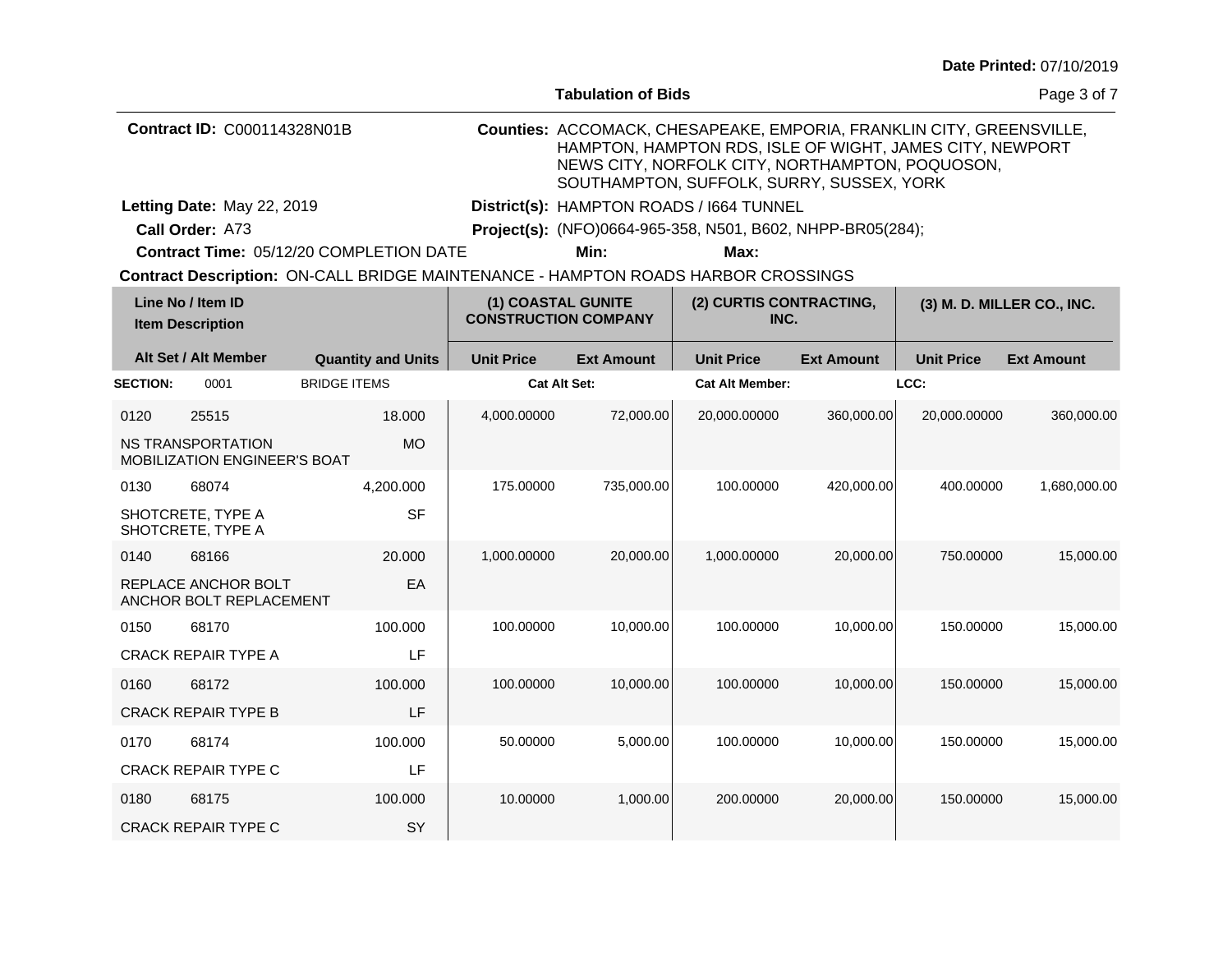**Date Printed:** 07/10/2019

**Tabulation of Bids**

**Contract ID:** C000114328N01B

**Counties:** ACCOMACK, CHESAPEAKE, EMPORIA, FRANKLIN CITY, GREENSVILLE, HAMPTON, HAMPTON RDS, ISLE OF WIGHT, JAMES CITY, NEWPORT NEWS CITY, NORFOLK CITY, NORTHAMPTON, POQUOSON, SOUTHAMPTON, SUFFOLK, SURRY, SUSSEX, YORK

**Letting Date:** May 22, 2019

**District(s):** HAMPTON ROADS / I664 TUNNEL

**Call Order:** A73

**Project(s):** (NFO)0664-965-358, N501, B602, NHPP-BR05(284);

**Contract Time:** 05/12/20 COMPLETION DATE

**Min:** **Max:**

**Contract Description:** ON-CALL BRIDGE MAINTENANCE - HAMPTON ROADS HARBOR CROSSINGS

| Line No / Item ID / Item Description | Alt Set / Alt Member | Quantity and Units | (1) COASTAL GUNITE CONSTRUCTION COMPANY Unit Price | (1) Ext Amount | (2) CURTIS CONTRACTING, INC. Unit Price | (2) Ext Amount | (3) M. D. MILLER CO., INC. Unit Price | (3) Ext Amount |
|---|---|---|---|---|---|---|---|---|
| **SECTION:** 0001 BRIDGE ITEMS | | | **Cat Alt Set:** | | **Cat Alt Member:** | | **LCC:** | |
| 0120 25515 NS TRANSPORTATION MOBILIZATION ENGINEER'S BOAT | | 18.000 MO | 4,000.00000 | 72,000.00 | 20,000.00000 | 360,000.00 | 20,000.00000 | 360,000.00 |
| 0130 68074 SHOTCRETE, TYPE A SHOTCRETE, TYPE A | | 4,200.000 SF | 175.00000 | 735,000.00 | 100.00000 | 420,000.00 | 400.00000 | 1,680,000.00 |
| 0140 68166 REPLACE ANCHOR BOLT ANCHOR BOLT REPLACEMENT | | 20.000 EA | 1,000.00000 | 20,000.00 | 1,000.00000 | 20,000.00 | 750.00000 | 15,000.00 |
| 0150 68170 CRACK REPAIR TYPE A | | 100.000 LF | 100.00000 | 10,000.00 | 100.00000 | 10,000.00 | 150.00000 | 15,000.00 |
| 0160 68172 CRACK REPAIR TYPE B | | 100.000 LF | 100.00000 | 10,000.00 | 100.00000 | 10,000.00 | 150.00000 | 15,000.00 |
| 0170 68174 CRACK REPAIR TYPE C | | 100.000 LF | 50.00000 | 5,000.00 | 100.00000 | 10,000.00 | 150.00000 | 15,000.00 |
| 0180 68175 CRACK REPAIR TYPE C | | 100.000 SY | 10.00000 | 1,000.00 | 200.00000 | 20,000.00 | 150.00000 | 15,000.00 |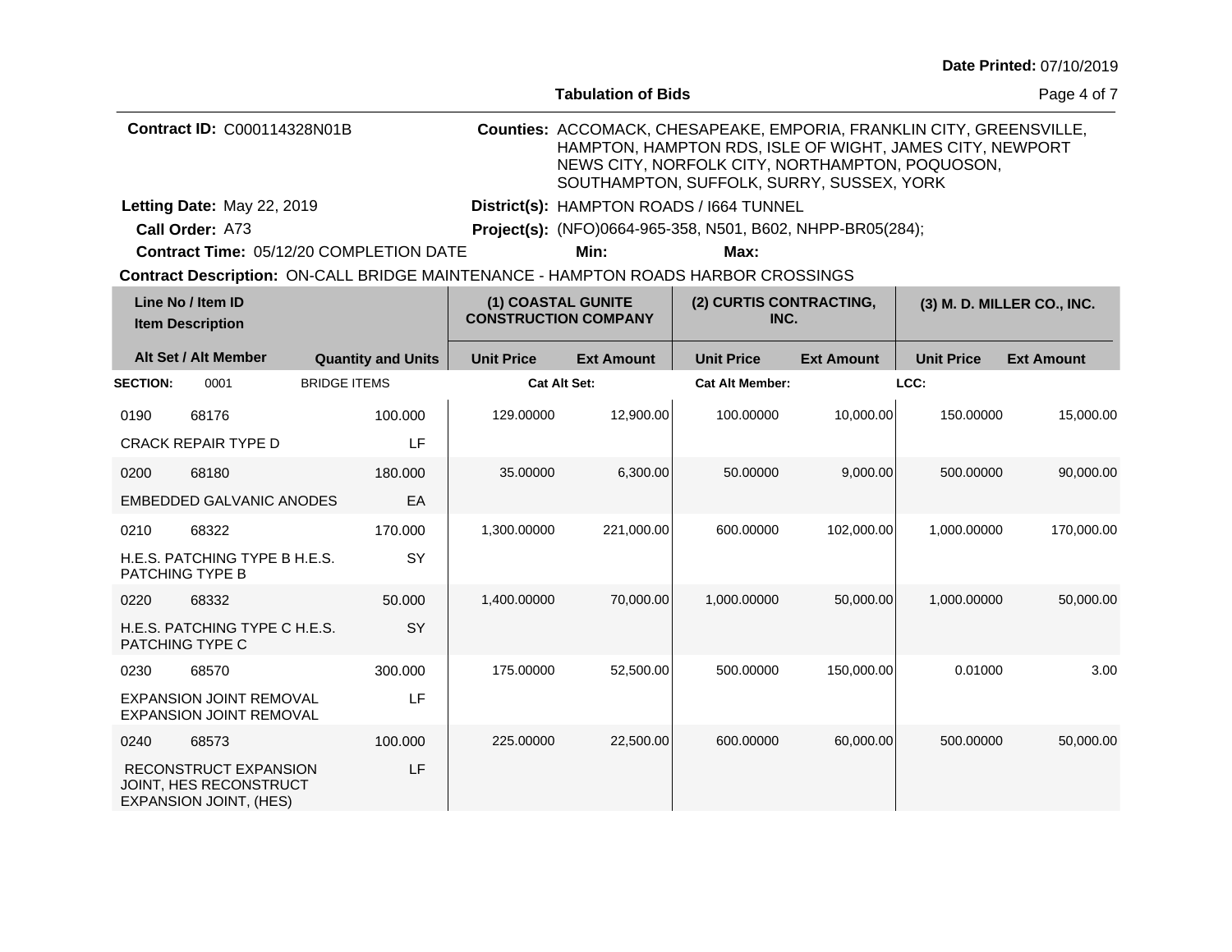Date Printed: 07/10/2019

**Tabulation of Bids**

**Contract ID:** C000114328N01B

**Counties:** ACCOMACK, CHESAPEAKE, EMPORIA, FRANKLIN CITY, GREENSVILLE, HAMPTON, HAMPTON RDS, ISLE OF WIGHT, JAMES CITY, NEWPORT NEWS CITY, NORFOLK CITY, NORTHAMPTON, POQUOSON, SOUTHAMPTON, SUFFOLK, SURRY, SUSSEX, YORK

**Letting Date:** May 22, 2019

**District(s):** HAMPTON ROADS / I664 TUNNEL

**Call Order:** A73

**Project(s):** (NFO)0664-965-358, N501, B602, NHPP-BR05(284);

**Contract Time:** 05/12/20 COMPLETION DATE

**Min:** **Max:**

**Contract Description:** ON-CALL BRIDGE MAINTENANCE - HAMPTON ROADS HARBOR CROSSINGS

| Line No / Item ID / Item Description | Alt Set / Alt Member | Quantity and Units | (1) COASTAL GUNITE CONSTRUCTION COMPANY Unit Price | Ext Amount | (2) CURTIS CONTRACTING, INC. Unit Price | Ext Amount | (3) M. D. MILLER CO., INC. Unit Price | Ext Amount |
|---|---|---|---|---|---|---|---|---|
| **SECTION:** 0001 BRIDGE ITEMS | | | **Cat Alt Set:** | | **Cat Alt Member:** | | **LCC:** | |
| 0190 68176 CRACK REPAIR TYPE D | | 100.000 LF | 129.00000 | 12,900.00 | 100.00000 | 10,000.00 | 150.00000 | 15,000.00 |
| 0200 68180 EMBEDDED GALVANIC ANODES | | 180.000 EA | 35.00000 | 6,300.00 | 50.00000 | 9,000.00 | 500.00000 | 90,000.00 |
| 0210 68322 H.E.S. PATCHING TYPE B H.E.S. PATCHING TYPE B | | 170.000 SY | 1,300.00000 | 221,000.00 | 600.00000 | 102,000.00 | 1,000.00000 | 170,000.00 |
| 0220 68332 H.E.S. PATCHING TYPE C H.E.S. PATCHING TYPE C | | 50.000 SY | 1,400.00000 | 70,000.00 | 1,000.00000 | 50,000.00 | 1,000.00000 | 50,000.00 |
| 0230 68570 EXPANSION JOINT REMOVAL EXPANSION JOINT REMOVAL | | 300.000 LF | 175.00000 | 52,500.00 | 500.00000 | 150,000.00 | 0.01000 | 3.00 |
| 0240 68573 RECONSTRUCT EXPANSION JOINT, HES RECONSTRUCT EXPANSION JOINT, (HES) | | 100.000 LF | 225.00000 | 22,500.00 | 600.00000 | 60,000.00 | 500.00000 | 50,000.00 |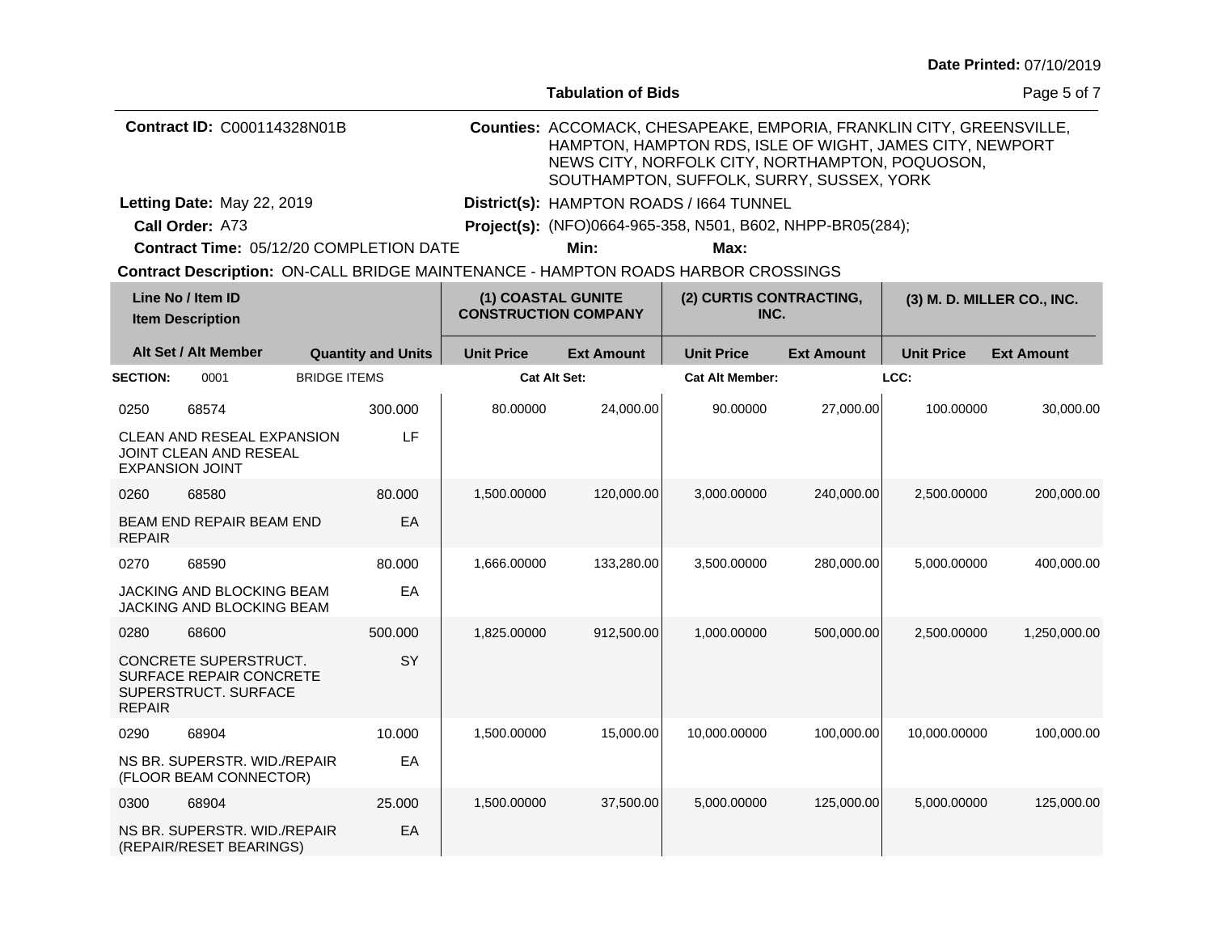**Date Printed:** 07/10/2019

**Tabulation of Bids**

**Contract ID:** C000114328N01B

**Counties:** ACCOMACK, CHESAPEAKE, EMPORIA, FRANKLIN CITY, GREENSVILLE, HAMPTON, HAMPTON RDS, ISLE OF WIGHT, JAMES CITY, NEWPORT NEWS CITY, NORFOLK CITY, NORTHAMPTON, POQUOSON, SOUTHAMPTON, SUFFOLK, SURRY, SUSSEX, YORK

**Letting Date:** May 22, 2019

**District(s):** HAMPTON ROADS / I664 TUNNEL

**Call Order:** A73

**Project(s):** (NFO)0664-965-358, N501, B602, NHPP-BR05(284);

**Contract Time:** 05/12/20 COMPLETION DATE

**Min:**

**Max:**

**Contract Description:** ON-CALL BRIDGE MAINTENANCE - HAMPTON ROADS HARBOR CROSSINGS

| Line No / Item ID / Item Description | Alt Set / Alt Member | Quantity and Units | (1) COASTAL GUNITE CONSTRUCTION COMPANY Unit Price | (1) Ext Amount | (2) CURTIS CONTRACTING, INC. Unit Price | (2) Ext Amount | (3) M. D. MILLER CO., INC. Unit Price | (3) Ext Amount |
|---|---|---|---|---|---|---|---|---|
| **SECTION:** 0001 BRIDGE ITEMS | | | **Cat Alt Set:** | | **Cat Alt Member:** | | **LCC:** | |
| 0250 68574 CLEAN AND RESEAL EXPANSION JOINT CLEAN AND RESEAL EXPANSION JOINT | | 300.000 LF | 80.00000 | 24,000.00 | 90.00000 | 27,000.00 | 100.00000 | 30,000.00 |
| 0260 68580 BEAM END REPAIR BEAM END REPAIR | | 80.000 EA | 1,500.00000 | 120,000.00 | 3,000.00000 | 240,000.00 | 2,500.00000 | 200,000.00 |
| 0270 68590 JACKING AND BLOCKING BEAM JACKING AND BLOCKING BEAM | | 80.000 EA | 1,666.00000 | 133,280.00 | 3,500.00000 | 280,000.00 | 5,000.00000 | 400,000.00 |
| 0280 68600 CONCRETE SUPERSTRUCT. SURFACE REPAIR CONCRETE SUPERSTRUCT. SURFACE REPAIR | | 500.000 SY | 1,825.00000 | 912,500.00 | 1,000.00000 | 500,000.00 | 2,500.00000 | 1,250,000.00 |
| 0290 68904 NS BR. SUPERSTR. WID./REPAIR (FLOOR BEAM CONNECTOR) | | 10.000 EA | 1,500.00000 | 15,000.00 | 10,000.00000 | 100,000.00 | 10,000.00000 | 100,000.00 |
| 0300 68904 NS BR. SUPERSTR. WID./REPAIR (REPAIR/RESET BEARINGS) | | 25.000 EA | 1,500.00000 | 37,500.00 | 5,000.00000 | 125,000.00 | 5,000.00000 | 125,000.00 |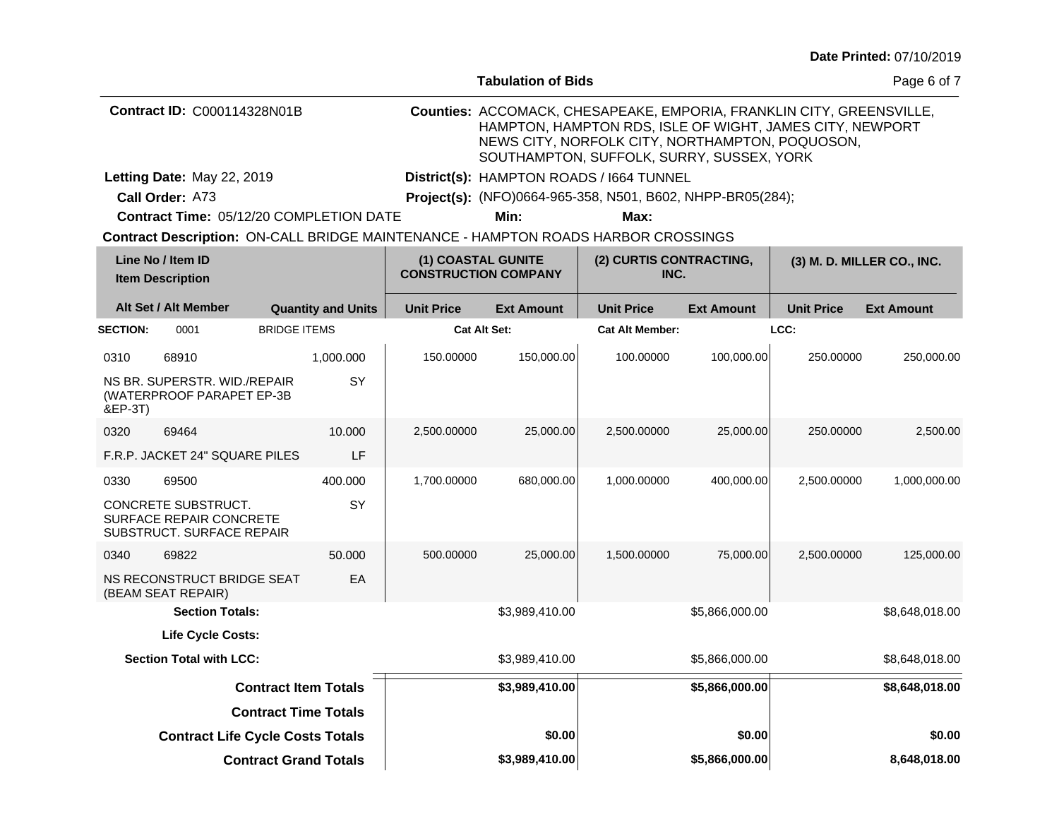Date Printed: 07/10/2019

**Tabulation of Bids**

**Contract ID:** C000114328N01B

**Counties:** ACCOMACK, CHESAPEAKE, EMPORIA, FRANKLIN CITY, GREENSVILLE, HAMPTON, HAMPTON RDS, ISLE OF WIGHT, JAMES CITY, NEWPORT NEWS CITY, NORFOLK CITY, NORTHAMPTON, POQUOSON, SOUTHAMPTON, SUFFOLK, SURRY, SUSSEX, YORK

**Letting Date:** May 22, 2019

**District(s):** HAMPTON ROADS / I664 TUNNEL

**Call Order:** A73

**Project(s):** (NFO)0664-965-358, N501, B602, NHPP-BR05(284);

**Contract Time:** 05/12/20 COMPLETION DATE

**Min:**

**Max:**

**Contract Description:** ON-CALL BRIDGE MAINTENANCE - HAMPTON ROADS HARBOR CROSSINGS

| Line No / Item ID / Item Description | Quantity and Units | (1) COASTAL GUNITE CONSTRUCTION COMPANY Unit Price | Ext Amount | (2) CURTIS CONTRACTING, INC. Unit Price | Ext Amount | (3) M. D. MILLER CO., INC. Unit Price | Ext Amount |
|---|---|---|---|---|---|---|---|
| **SECTION:** 0001 BRIDGE ITEMS | | Cat Alt Set: | | Cat Alt Member: | | LCC: | |
| 0310 68910 NS BR. SUPERSTR. WID./REPAIR (WATERPROOF PARAPET EP-3B &EP-3T) | 1,000.000 SY | 150.00000 | 150,000.00 | 100.00000 | 100,000.00 | 250.00000 | 250,000.00 |
| 0320 69464 F.R.P. JACKET 24" SQUARE PILES | 10.000 LF | 2,500.00000 | 25,000.00 | 2,500.00000 | 25,000.00 | 250.00000 | 2,500.00 |
| 0330 69500 CONCRETE SUBSTRUCT. SURFACE REPAIR CONCRETE SUBSTRUCT. SURFACE REPAIR | 400.000 SY | 1,700.00000 | 680,000.00 | 1,000.00000 | 400,000.00 | 2,500.00000 | 1,000,000.00 |
| 0340 69822 NS RECONSTRUCT BRIDGE SEAT (BEAM SEAT REPAIR) | 50.000 EA | 500.00000 | 25,000.00 | 1,500.00000 | 75,000.00 | 2,500.00000 | 125,000.00 |
| **Section Totals:** | | | $3,989,410.00 | | $5,866,000.00 | | $8,648,018.00 |
| **Life Cycle Costs:** | | | | | | | |
| **Section Total with LCC:** | | | $3,989,410.00 | | $5,866,000.00 | | $8,648,018.00 |
| **Contract Item Totals** | | | **$3,989,410.00** | | **$5,866,000.00** | | **$8,648,018.00** |
| **Contract Time Totals** | | | | | | | |
| **Contract Life Cycle Costs Totals** | | | **$0.00** | | **$0.00** | | **$0.00** |
| **Contract Grand Totals** | | | **$3,989,410.00** | | **$5,866,000.00** | | **8,648,018.00** |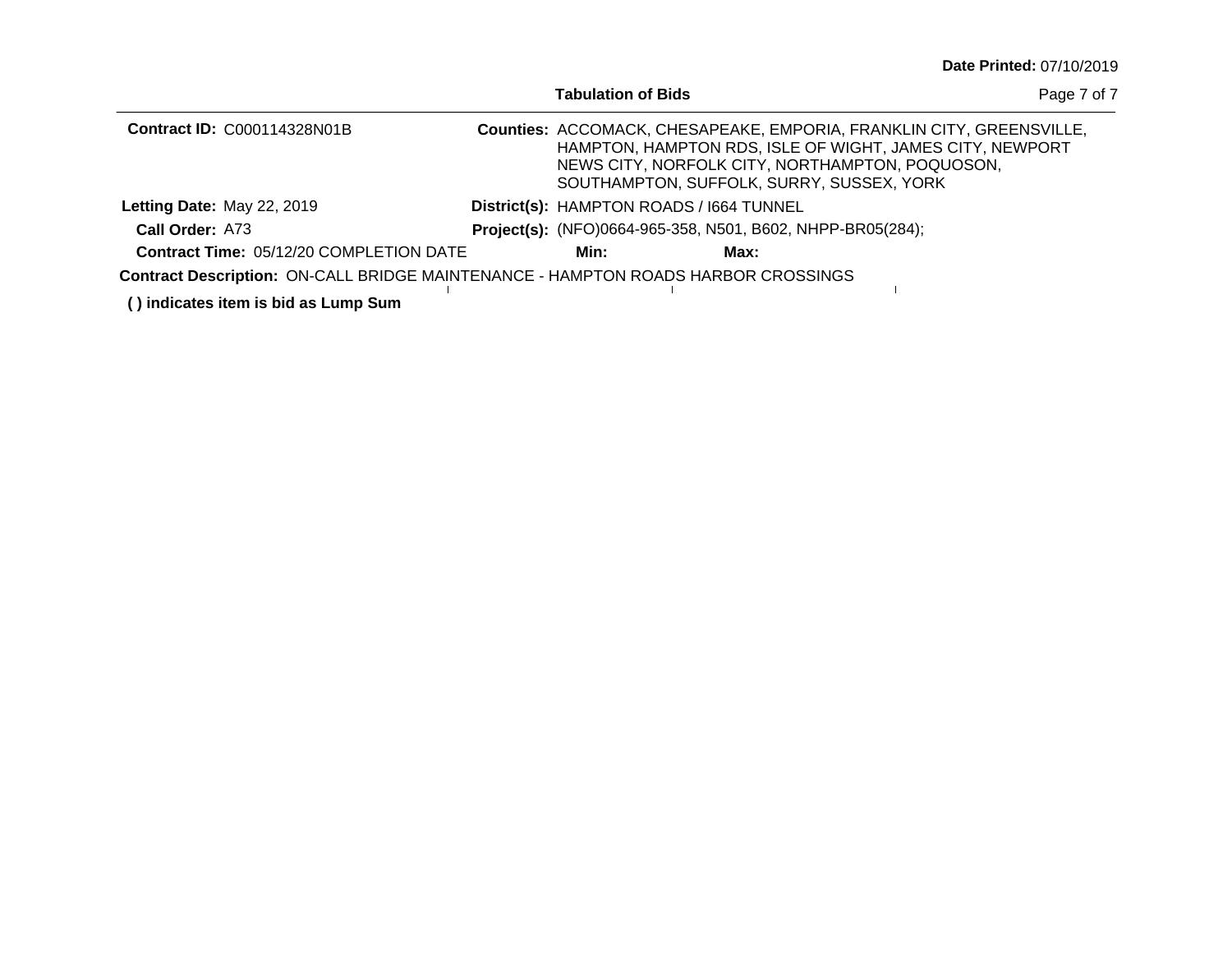**Date Printed:** 07/10/2019

**Tabulation of Bids**

**Contract ID:** C000114328N01B

**Counties:** ACCOMACK, CHESAPEAKE, EMPORIA, FRANKLIN CITY, GREENSVILLE, HAMPTON, HAMPTON RDS, ISLE OF WIGHT, JAMES CITY, NEWPORT NEWS CITY, NORFOLK CITY, NORTHAMPTON, POQUOSON, SOUTHAMPTON, SUFFOLK, SURRY, SUSSEX, YORK

**Letting Date:** May 22, 2019

**District(s):** HAMPTON ROADS / I664 TUNNEL

**Call Order:** A73

**Project(s):** (NFO)0664-965-358, N501, B602, NHPP-BR05(284);

**Contract Time:** 05/12/20 COMPLETION DATE

**Min:**

**Max:**

**Contract Description:** ON-CALL BRIDGE MAINTENANCE - HAMPTON ROADS HARBOR CROSSINGS

**( ) indicates item is bid as Lump Sum**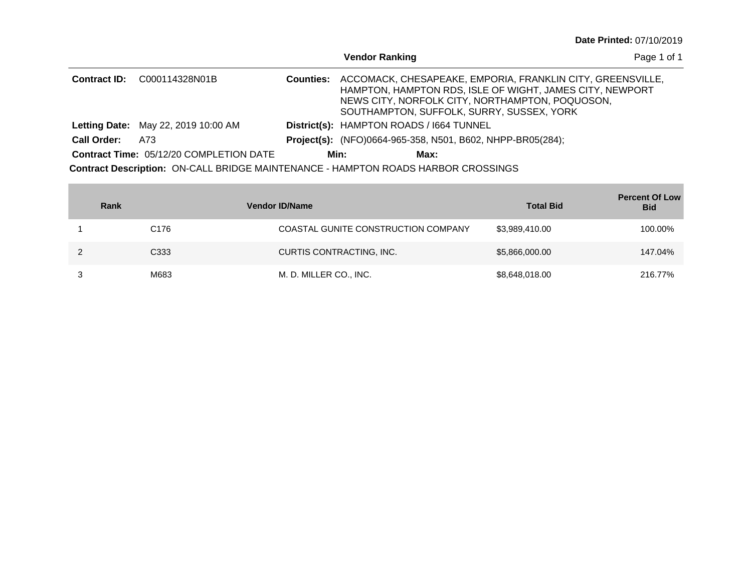**Date Printed:** 07/10/2019

## Vendor Ranking

**Contract ID:** C000114328N01B

**Counties:** ACCOMACK, CHESAPEAKE, EMPORIA, FRANKLIN CITY, GREENSVILLE, HAMPTON, HAMPTON RDS, ISLE OF WIGHT, JAMES CITY, NEWPORT NEWS CITY, NORFOLK CITY, NORTHAMPTON, POQUOSON, SOUTHAMPTON, SUFFOLK, SURRY, SUSSEX, YORK

**Letting Date:** May 22, 2019 10:00 AM

**District(s):** HAMPTON ROADS / I664 TUNNEL

**Call Order:** A73

**Project(s):** (NFO)0664-965-358, N501, B602, NHPP-BR05(284);

**Contract Time:** 05/12/20 COMPLETION DATE

**Min:**

**Max:**

**Contract Description:** ON-CALL BRIDGE MAINTENANCE - HAMPTON ROADS HARBOR CROSSINGS

| Rank | Vendor ID | Vendor Name | Total Bid | Percent Of Low Bid |
|---|---|---|---|---|
| 1 | C176 | COASTAL GUNITE CONSTRUCTION COMPANY | $3,989,410.00 | 100.00% |
| 2 | C333 | CURTIS CONTRACTING, INC. | $5,866,000.00 | 147.04% |
| 3 | M683 | M. D. MILLER CO., INC. | $8,648,018.00 | 216.77% |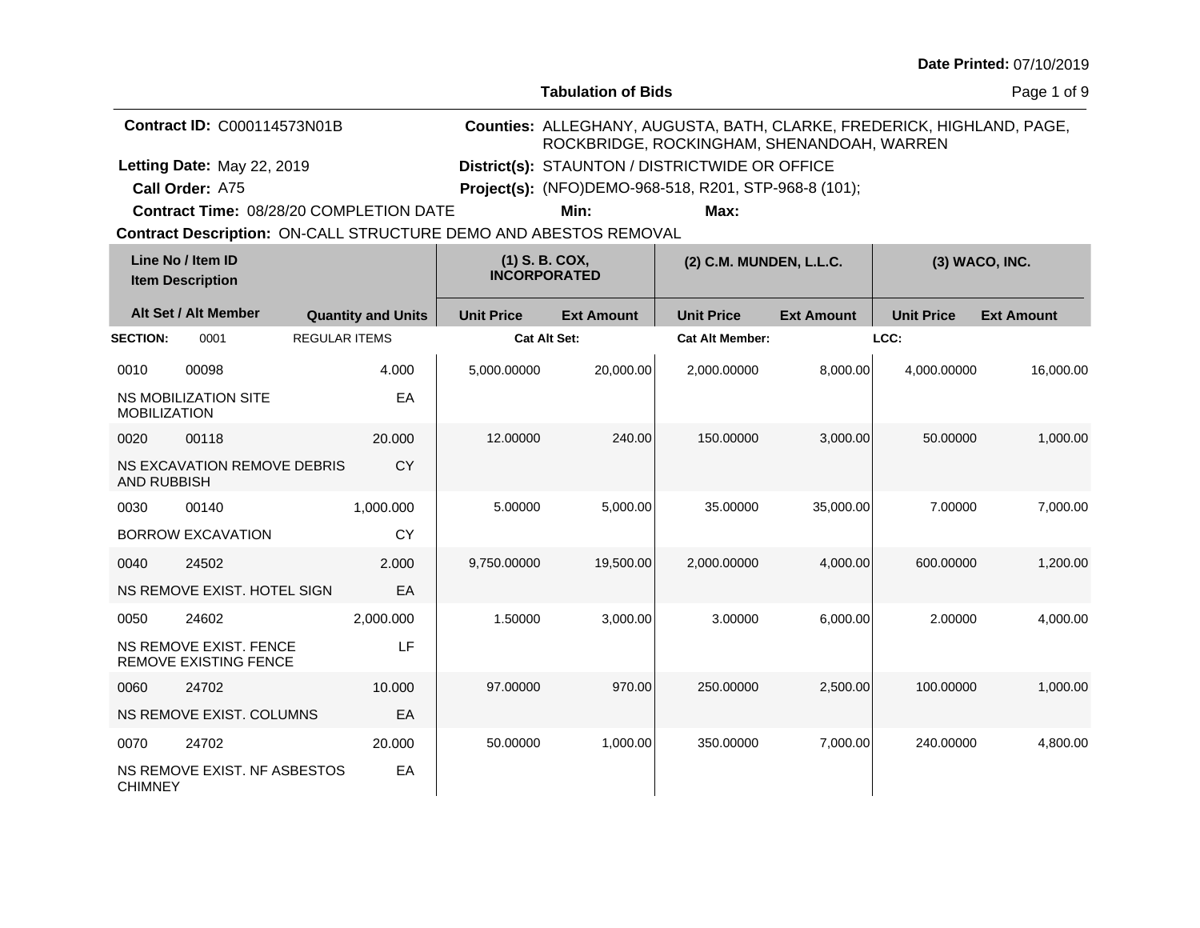Date Printed: 07/10/2019

**Tabulation of Bids**

**Contract ID:** C000114573N01B

**Counties:** ALLEGHANY, AUGUSTA, BATH, CLARKE, FREDERICK, HIGHLAND, PAGE, ROCKBRIDGE, ROCKINGHAM, SHENANDOAH, WARREN

**Letting Date:** May 22, 2019

**District(s):** STAUNTON / DISTRICTWIDE OR OFFICE

**Call Order:** A75

**Project(s):** (NFO)DEMO-968-518, R201, STP-968-8 (101);

**Contract Time:** 08/28/20 COMPLETION DATE

**Min:**

**Max:**

**Contract Description:** ON-CALL STRUCTURE DEMO AND ABESTOS REMOVAL

| Line No / Item ID / Item Description | Alt Set / Alt Member | Quantity and Units | (1) S. B. COX, INCORPORATED Unit Price | (1) S. B. COX, INCORPORATED Ext Amount | (2) C.M. MUNDEN, L.L.C. Unit Price | (2) C.M. MUNDEN, L.L.C. Ext Amount | (3) WACO, INC. Unit Price | (3) WACO, INC. Ext Amount |
|---|---|---|---|---|---|---|---|---|
| **SECTION:** 0001 REGULAR ITEMS | | | **Cat Alt Set:** | | **Cat Alt Member:** | | **LCC:** | |
| 0010 00098 NS MOBILIZATION SITE MOBILIZATION | | 4.000 EA | 5,000.00000 | 20,000.00 | 2,000.00000 | 8,000.00 | 4,000.00000 | 16,000.00 |
| 0020 00118 NS EXCAVATION REMOVE DEBRIS AND RUBBISH | | 20.000 CY | 12.00000 | 240.00 | 150.00000 | 3,000.00 | 50.00000 | 1,000.00 |
| 0030 00140 BORROW EXCAVATION | | 1,000.000 CY | 5.00000 | 5,000.00 | 35.00000 | 35,000.00 | 7.00000 | 7,000.00 |
| 0040 24502 NS REMOVE EXIST. HOTEL SIGN | | 2.000 EA | 9,750.00000 | 19,500.00 | 2,000.00000 | 4,000.00 | 600.00000 | 1,200.00 |
| 0050 24602 NS REMOVE EXIST. FENCE REMOVE EXISTING FENCE | | 2,000.000 LF | 1.50000 | 3,000.00 | 3.00000 | 6,000.00 | 2.00000 | 4,000.00 |
| 0060 24702 NS REMOVE EXIST. COLUMNS | | 10.000 EA | 97.00000 | 970.00 | 250.00000 | 2,500.00 | 100.00000 | 1,000.00 |
| 0070 24702 NS REMOVE EXIST. NF ASBESTOS CHIMNEY | | 20.000 EA | 50.00000 | 1,000.00 | 350.00000 | 7,000.00 | 240.00000 | 4,800.00 |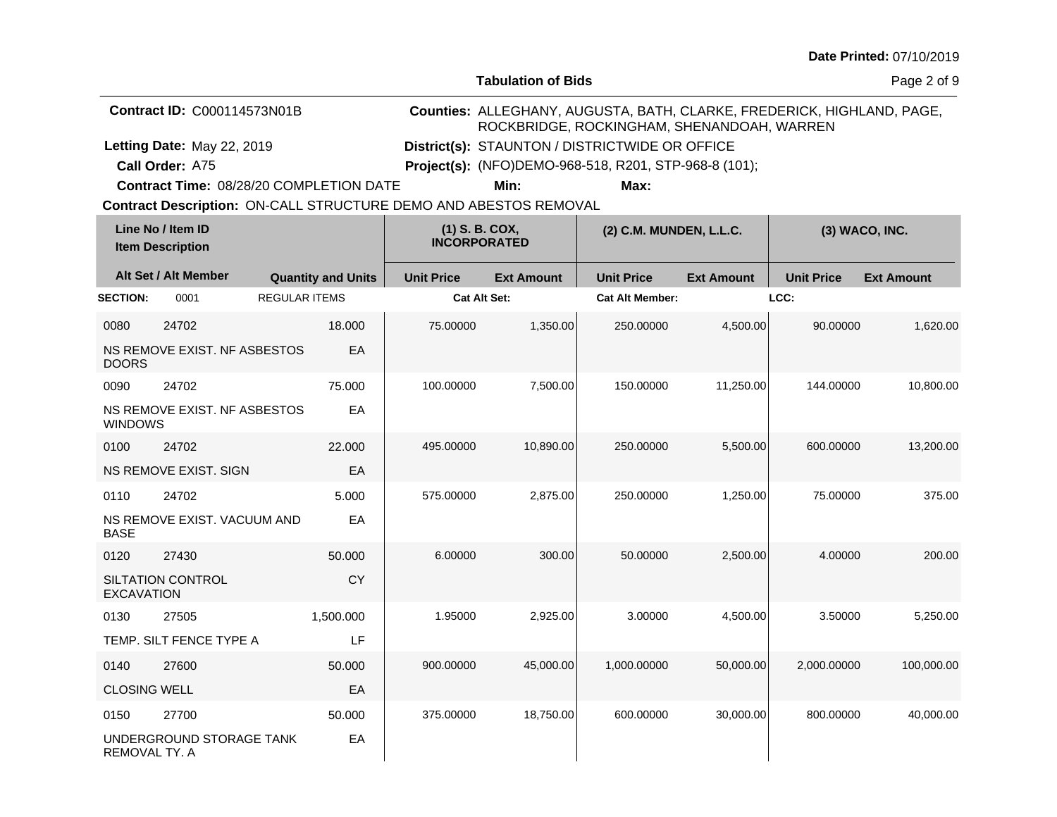Date Printed: 07/10/2019

# Tabulation of Bids

**Contract ID:** C000114573N01B

**Counties:** ALLEGHANY, AUGUSTA, BATH, CLARKE, FREDERICK, HIGHLAND, PAGE, ROCKBRIDGE, ROCKINGHAM, SHENANDOAH, WARREN

**Letting Date:** May 22, 2019

**District(s):** STAUNTON / DISTRICTWIDE OR OFFICE

**Call Order:** A75

**Project(s):** (NFO)DEMO-968-518, R201, STP-968-8 (101);

**Contract Time:** 08/28/20 COMPLETION DATE

**Min:**

**Max:**

**Contract Description:** ON-CALL STRUCTURE DEMO AND ABESTOS REMOVAL

| Line No / Item ID / Item Description | Alt Set / Alt Member | Quantity and Units | (1) S. B. COX, INCORPORATED Unit Price | (1) S. B. COX, INCORPORATED Ext Amount | (2) C.M. MUNDEN, L.L.C. Unit Price | (2) C.M. MUNDEN, L.L.C. Ext Amount | (3) WACO, INC. Unit Price | (3) WACO, INC. Ext Amount |
|---|---|---|---|---|---|---|---|---|
| **SECTION:** 0001 REGULAR ITEMS | | | **Cat Alt Set:** | | **Cat Alt Member:** | | **LCC:** | |
| 0080 24702 NS REMOVE EXIST. NF ASBESTOS DOORS | | 18.000 EA | 75.00000 | 1,350.00 | 250.00000 | 4,500.00 | 90.00000 | 1,620.00 |
| 0090 24702 NS REMOVE EXIST. NF ASBESTOS WINDOWS | | 75.000 EA | 100.00000 | 7,500.00 | 150.00000 | 11,250.00 | 144.00000 | 10,800.00 |
| 0100 24702 NS REMOVE EXIST. SIGN | | 22.000 EA | 495.00000 | 10,890.00 | 250.00000 | 5,500.00 | 600.00000 | 13,200.00 |
| 0110 24702 NS REMOVE EXIST. VACUUM AND BASE | | 5.000 EA | 575.00000 | 2,875.00 | 250.00000 | 1,250.00 | 75.00000 | 375.00 |
| 0120 27430 SILTATION CONTROL EXCAVATION | | 50.000 CY | 6.00000 | 300.00 | 50.00000 | 2,500.00 | 4.00000 | 200.00 |
| 0130 27505 TEMP. SILT FENCE TYPE A | | 1,500.000 LF | 1.95000 | 2,925.00 | 3.00000 | 4,500.00 | 3.50000 | 5,250.00 |
| 0140 27600 CLOSING WELL | | 50.000 EA | 900.00000 | 45,000.00 | 1,000.00000 | 50,000.00 | 2,000.00000 | 100,000.00 |
| 0150 27700 UNDERGROUND STORAGE TANK REMOVAL TY. A | | 50.000 EA | 375.00000 | 18,750.00 | 600.00000 | 30,000.00 | 800.00000 | 40,000.00 |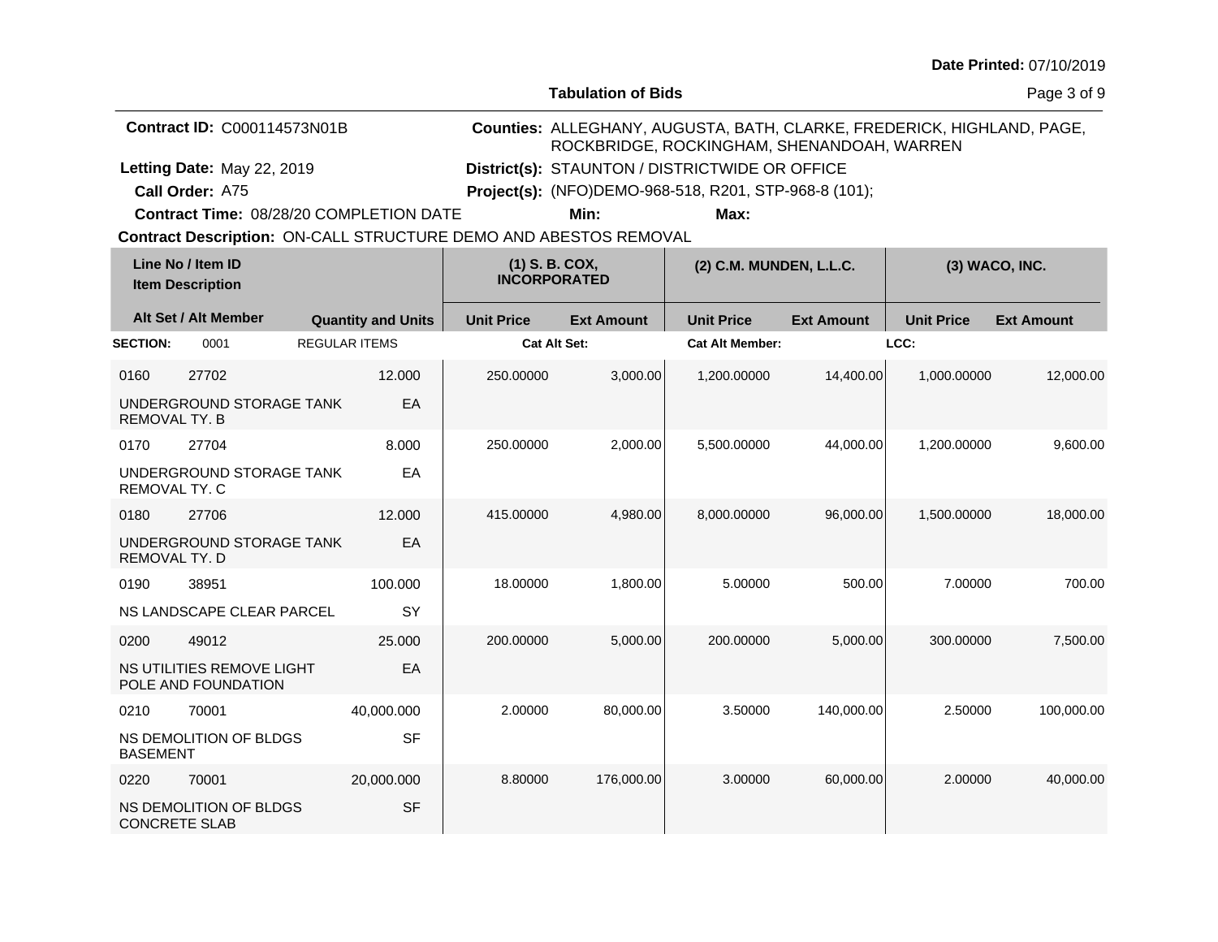Date Printed: 07/10/2019

## Tabulation of Bids

**Contract ID:** C000114573N01B

**Counties:** ALLEGHANY, AUGUSTA, BATH, CLARKE, FREDERICK, HIGHLAND, PAGE, ROCKBRIDGE, ROCKINGHAM, SHENANDOAH, WARREN

**Letting Date:** May 22, 2019

**District(s):** STAUNTON / DISTRICTWIDE OR OFFICE

**Call Order:** A75

**Project(s):** (NFO)DEMO-968-518, R201, STP-968-8 (101);

**Contract Time:** 08/28/20 COMPLETION DATE

**Min:** **Max:**

**Contract Description:** ON-CALL STRUCTURE DEMO AND ABESTOS REMOVAL

| Line No / Item ID / Item Description | | Quantity and Units | (1) S. B. COX, INCORPORATED Unit Price | (1) S. B. COX, INCORPORATED Ext Amount | (2) C.M. MUNDEN, L.L.C. Unit Price | (2) C.M. MUNDEN, L.L.C. Ext Amount | (3) WACO, INC. Unit Price | (3) WACO, INC. Ext Amount |
|---|---|---|---|---|---|---|---|---|
| **SECTION:** 0001 | REGULAR ITEMS | | **Cat Alt Set:** | | **Cat Alt Member:** | | **LCC:** | |
| 0160 | 27702 | 12.000 | 250.00000 | 3,000.00 | 1,200.00000 | 14,400.00 | 1,000.00000 | 12,000.00 |
| UNDERGROUND STORAGE TANK REMOVAL TY. B | | EA | | | | | | |
| 0170 | 27704 | 8.000 | 250.00000 | 2,000.00 | 5,500.00000 | 44,000.00 | 1,200.00000 | 9,600.00 |
| UNDERGROUND STORAGE TANK REMOVAL TY. C | | EA | | | | | | |
| 0180 | 27706 | 12.000 | 415.00000 | 4,980.00 | 8,000.00000 | 96,000.00 | 1,500.00000 | 18,000.00 |
| UNDERGROUND STORAGE TANK REMOVAL TY. D | | EA | | | | | | |
| 0190 | 38951 | 100.000 | 18.00000 | 1,800.00 | 5.00000 | 500.00 | 7.00000 | 700.00 |
| NS LANDSCAPE CLEAR PARCEL | | SY | | | | | | |
| 0200 | 49012 | 25.000 | 200.00000 | 5,000.00 | 200.00000 | 5,000.00 | 300.00000 | 7,500.00 |
| NS UTILITIES REMOVE LIGHT POLE AND FOUNDATION | | EA | | | | | | |
| 0210 | 70001 | 40,000.000 | 2.00000 | 80,000.00 | 3.50000 | 140,000.00 | 2.50000 | 100,000.00 |
| NS DEMOLITION OF BLDGS BASEMENT | | SF | | | | | | |
| 0220 | 70001 | 20,000.000 | 8.80000 | 176,000.00 | 3.00000 | 60,000.00 | 2.00000 | 40,000.00 |
| NS DEMOLITION OF BLDGS CONCRETE SLAB | | SF | | | | | | |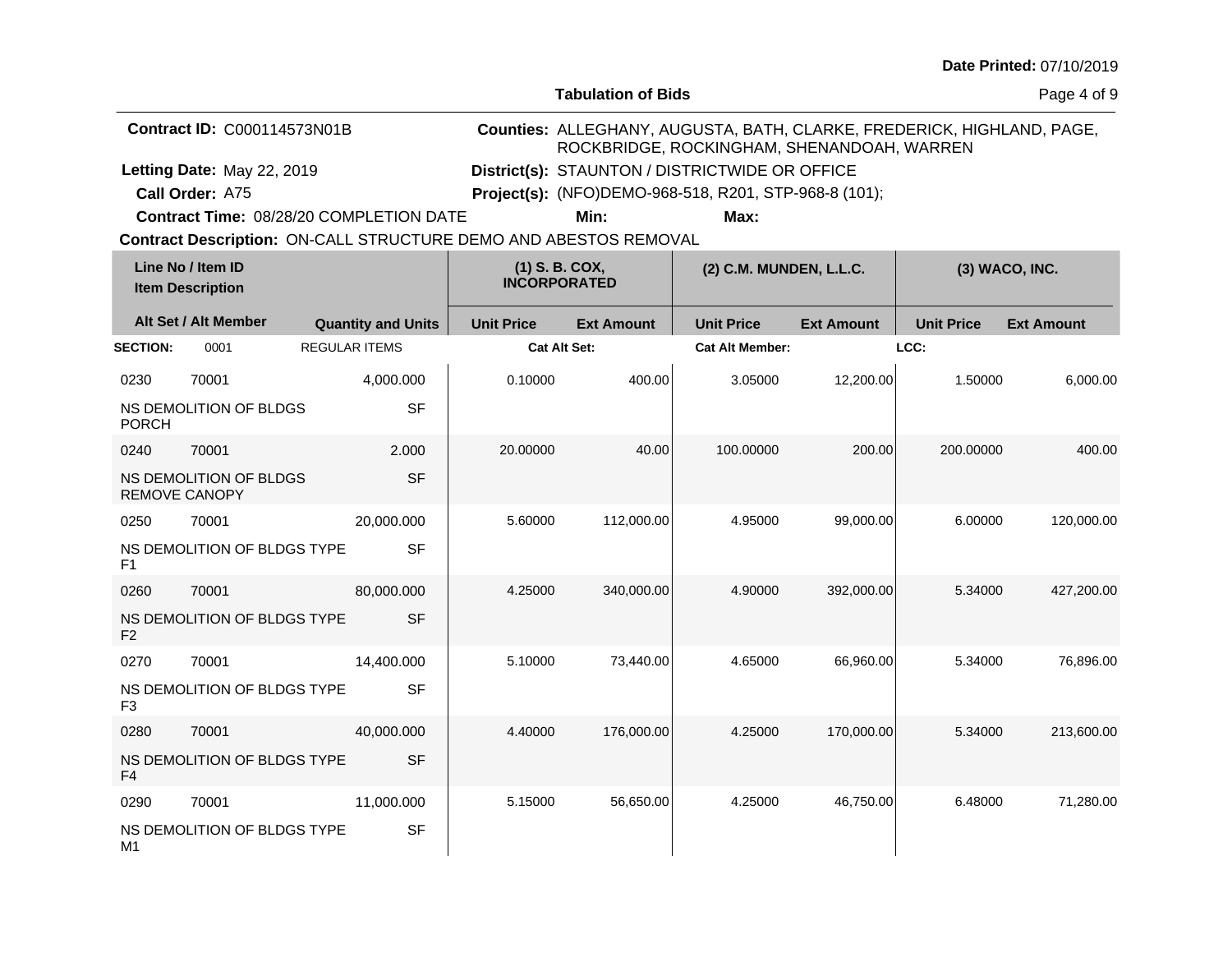**Date Printed:** 07/10/2019

**Tabulation of Bids**

**Contract ID:** C000114573N01B

**Counties:** ALLEGHANY, AUGUSTA, BATH, CLARKE, FREDERICK, HIGHLAND, PAGE, ROCKBRIDGE, ROCKINGHAM, SHENANDOAH, WARREN

**Letting Date:** May 22, 2019

**District(s):** STAUNTON / DISTRICTWIDE OR OFFICE

**Call Order:** A75

**Project(s):** (NFO)DEMO-968-518, R201, STP-968-8 (101);

**Contract Time:** 08/28/20 COMPLETION DATE

**Min:**

**Max:**

**Contract Description:** ON-CALL STRUCTURE DEMO AND ABESTOS REMOVAL

| Line No / Item ID / Item Description | Alt Set / Alt Member | Quantity and Units | (1) S. B. COX, INCORPORATED Unit Price | (1) S. B. COX, INCORPORATED Ext Amount | (2) C.M. MUNDEN, L.L.C. Unit Price | (2) C.M. MUNDEN, L.L.C. Ext Amount | (3) WACO, INC. Unit Price | (3) WACO, INC. Ext Amount |
|---|---|---|---|---|---|---|---|---|
| **SECTION:** 0001 REGULAR ITEMS | | | **Cat Alt Set:** | | **Cat Alt Member:** | | **LCC:** | |
| 0230 70001 NS DEMOLITION OF BLDGS PORCH | | 4,000.000 SF | 0.10000 | 400.00 | 3.05000 | 12,200.00 | 1.50000 | 6,000.00 |
| 0240 70001 NS DEMOLITION OF BLDGS REMOVE CANOPY | | 2.000 SF | 20.00000 | 40.00 | 100.00000 | 200.00 | 200.00000 | 400.00 |
| 0250 70001 NS DEMOLITION OF BLDGS TYPE F1 | | 20,000.000 SF | 5.60000 | 112,000.00 | 4.95000 | 99,000.00 | 6.00000 | 120,000.00 |
| 0260 70001 NS DEMOLITION OF BLDGS TYPE F2 | | 80,000.000 SF | 4.25000 | 340,000.00 | 4.90000 | 392,000.00 | 5.34000 | 427,200.00 |
| 0270 70001 NS DEMOLITION OF BLDGS TYPE F3 | | 14,400.000 SF | 5.10000 | 73,440.00 | 4.65000 | 66,960.00 | 5.34000 | 76,896.00 |
| 0280 70001 NS DEMOLITION OF BLDGS TYPE F4 | | 40,000.000 SF | 4.40000 | 176,000.00 | 4.25000 | 170,000.00 | 5.34000 | 213,600.00 |
| 0290 70001 NS DEMOLITION OF BLDGS TYPE M1 | | 11,000.000 SF | 5.15000 | 56,650.00 | 4.25000 | 46,750.00 | 6.48000 | 71,280.00 |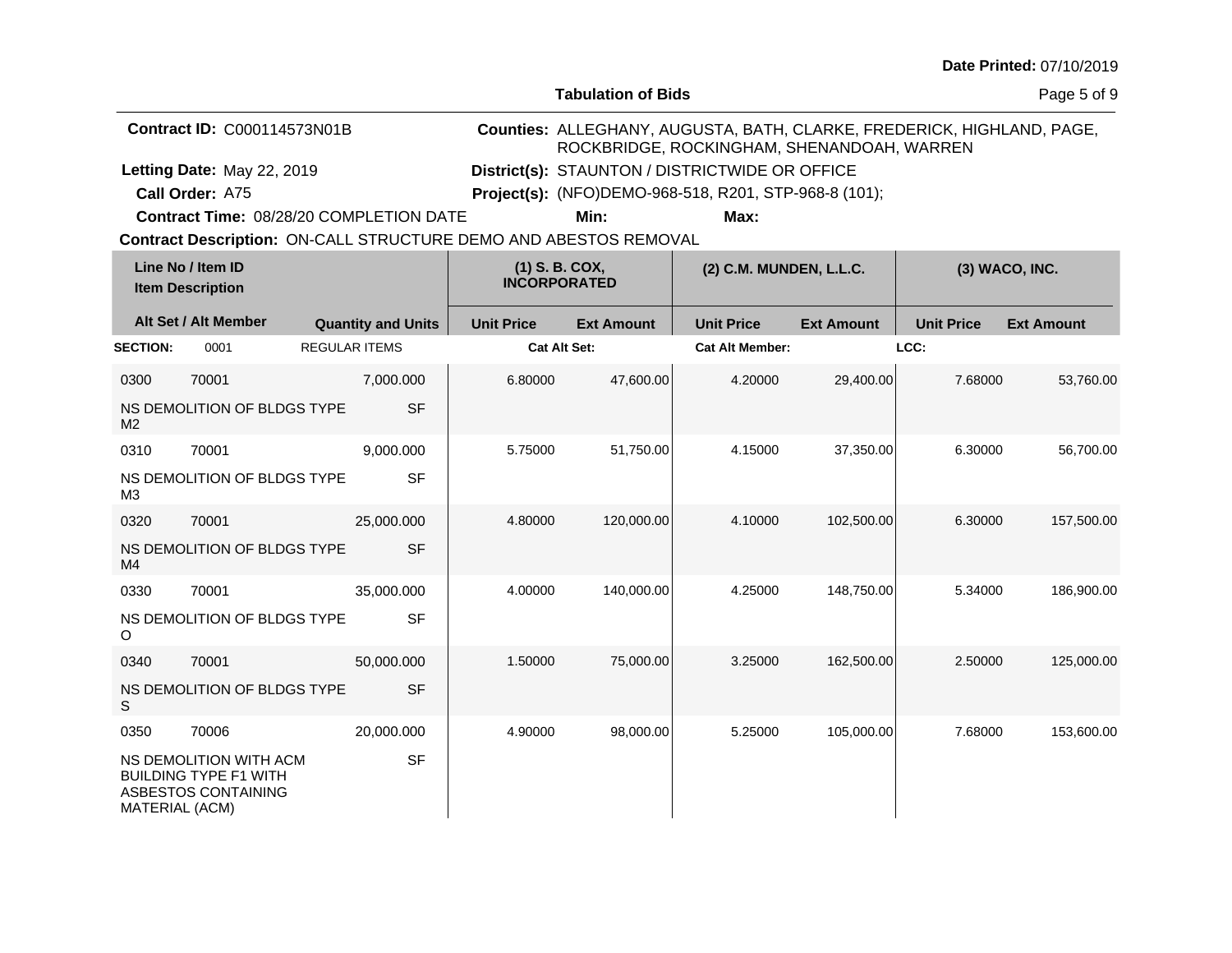**Date Printed:** 07/10/2019

**Tabulation of Bids**

**Contract ID:** C000114573N01B

**Letting Date:** May 22, 2019

**Call Order:** A75

**Contract Time:** 08/28/20 COMPLETION DATE

**Counties:** ALLEGHANY, AUGUSTA, BATH, CLARKE, FREDERICK, HIGHLAND, PAGE, ROCKBRIDGE, ROCKINGHAM, SHENANDOAH, WARREN

**District(s):** STAUNTON / DISTRICTWIDE OR OFFICE

**Project(s):** (NFO)DEMO-968-518, R201, STP-968-8 (101);

**Min:** **Max:**

**Contract Description:** ON-CALL STRUCTURE DEMO AND ABESTOS REMOVAL

| Line No / Item ID | Item Description | Quantity and Units | (1) S. B. COX, INCORPORATED Unit Price | (1) S. B. COX, INCORPORATED Ext Amount | (2) C.M. MUNDEN, L.L.C. Unit Price | (2) C.M. MUNDEN, L.L.C. Ext Amount | (3) WACO, INC. Unit Price | (3) WACO, INC. Ext Amount |
|---|---|---|---|---|---|---|---|---|
| **SECTION:** 0001 | REGULAR ITEMS | | **Cat Alt Set:** | | **Cat Alt Member:** | | **LCC:** | |
| 0300 70001 | NS DEMOLITION OF BLDGS TYPE M2 | 7,000.000 SF | 6.80000 | 47,600.00 | 4.20000 | 29,400.00 | 7.68000 | 53,760.00 |
| 0310 70001 | NS DEMOLITION OF BLDGS TYPE M3 | 9,000.000 SF | 5.75000 | 51,750.00 | 4.15000 | 37,350.00 | 6.30000 | 56,700.00 |
| 0320 70001 | NS DEMOLITION OF BLDGS TYPE M4 | 25,000.000 SF | 4.80000 | 120,000.00 | 4.10000 | 102,500.00 | 6.30000 | 157,500.00 |
| 0330 70001 | NS DEMOLITION OF BLDGS TYPE O | 35,000.000 SF | 4.00000 | 140,000.00 | 4.25000 | 148,750.00 | 5.34000 | 186,900.00 |
| 0340 70001 | NS DEMOLITION OF BLDGS TYPE S | 50,000.000 SF | 1.50000 | 75,000.00 | 3.25000 | 162,500.00 | 2.50000 | 125,000.00 |
| 0350 70006 | NS DEMOLITION WITH ACM BUILDING TYPE F1 WITH ASBESTOS CONTAINING MATERIAL (ACM) | 20,000.000 SF | 4.90000 | 98,000.00 | 5.25000 | 105,000.00 | 7.68000 | 153,600.00 |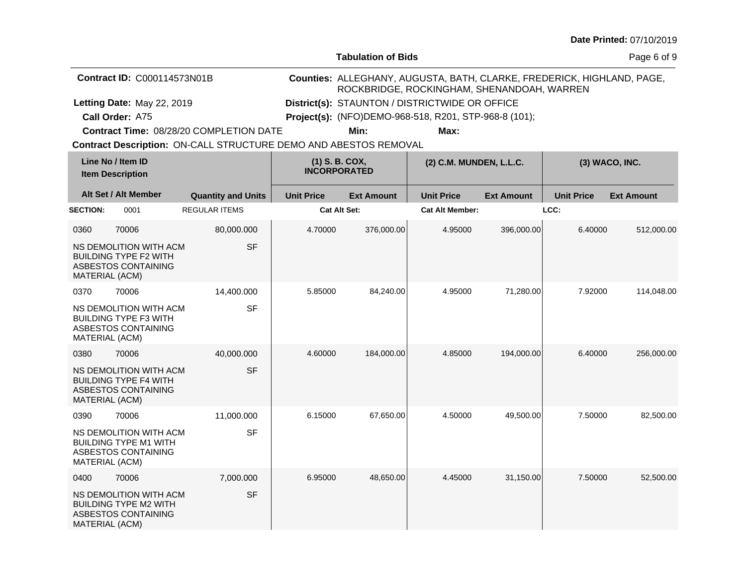Date Printed: 07/10/2019

# Tabulation of Bids

**Contract ID:** C000114573N01B

**Counties:** ALLEGHANY, AUGUSTA, BATH, CLARKE, FREDERICK, HIGHLAND, PAGE, ROCKBRIDGE, ROCKINGHAM, SHENANDOAH, WARREN

**Letting Date:** May 22, 2019

**District(s):** STAUNTON / DISTRICTWIDE OR OFFICE

**Call Order:** A75

**Project(s):** (NFO)DEMO-968-518, R201, STP-968-8 (101);

**Contract Time:** 08/28/20 COMPLETION DATE

**Min:**

**Max:**

**Contract Description:** ON-CALL STRUCTURE DEMO AND ABESTOS REMOVAL

| Line No / Item ID | Item Description / Alt Set / Alt Member | Quantity and Units | (1) S. B. COX, INCORPORATED Unit Price | (1) S. B. COX, INCORPORATED Ext Amount | (2) C.M. MUNDEN, L.L.C. Unit Price | (2) C.M. MUNDEN, L.L.C. Ext Amount | (3) WACO, INC. Unit Price | (3) WACO, INC. Ext Amount |
|---|---|---|---|---|---|---|---|---|
| **SECTION:** 0001 | REGULAR ITEMS | | **Cat Alt Set:** | | **Cat Alt Member:** | | **LCC:** | |
| 0360 70006 | NS DEMOLITION WITH ACM BUILDING TYPE F2 WITH ASBESTOS CONTAINING MATERIAL (ACM) | 80,000.000 SF | 4.70000 | 376,000.00 | 4.95000 | 396,000.00 | 6.40000 | 512,000.00 |
| 0370 70006 | NS DEMOLITION WITH ACM BUILDING TYPE F3 WITH ASBESTOS CONTAINING MATERIAL (ACM) | 14,400.000 SF | 5.85000 | 84,240.00 | 4.95000 | 71,280.00 | 7.92000 | 114,048.00 |
| 0380 70006 | NS DEMOLITION WITH ACM BUILDING TYPE F4 WITH ASBESTOS CONTAINING MATERIAL (ACM) | 40,000.000 SF | 4.60000 | 184,000.00 | 4.85000 | 194,000.00 | 6.40000 | 256,000.00 |
| 0390 70006 | NS DEMOLITION WITH ACM BUILDING TYPE M1 WITH ASBESTOS CONTAINING MATERIAL (ACM) | 11,000.000 SF | 6.15000 | 67,650.00 | 4.50000 | 49,500.00 | 7.50000 | 82,500.00 |
| 0400 70006 | NS DEMOLITION WITH ACM BUILDING TYPE M2 WITH ASBESTOS CONTAINING MATERIAL (ACM) | 7,000.000 SF | 6.95000 | 48,650.00 | 4.45000 | 31,150.00 | 7.50000 | 52,500.00 |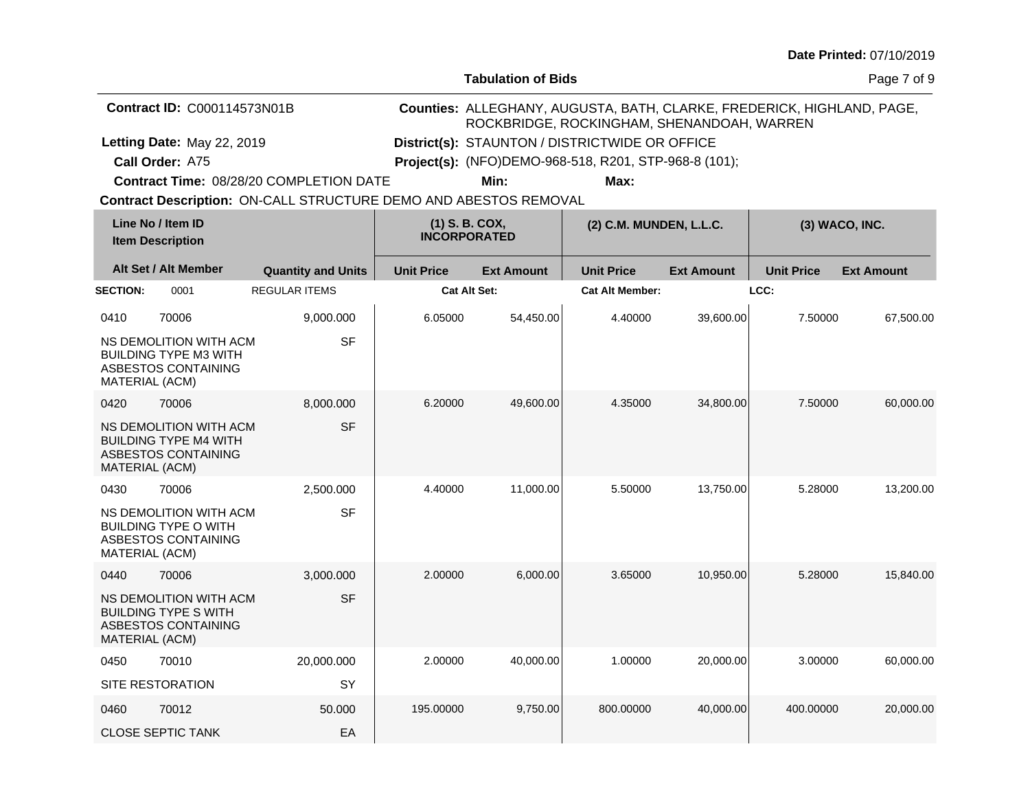**Date Printed:** 07/10/2019

**Tabulation of Bids**

**Contract ID:** C000114573N01B

**Counties:** ALLEGHANY, AUGUSTA, BATH, CLARKE, FREDERICK, HIGHLAND, PAGE, ROCKBRIDGE, ROCKINGHAM, SHENANDOAH, WARREN

**Letting Date:** May 22, 2019

**District(s):** STAUNTON / DISTRICTWIDE OR OFFICE

**Call Order:** A75

**Project(s):** (NFO)DEMO-968-518, R201, STP-968-8 (101);

**Contract Time:** 08/28/20 COMPLETION DATE

**Min:**

**Max:**

**Contract Description:** ON-CALL STRUCTURE DEMO AND ABESTOS REMOVAL

| Line No / Item ID | | Item Description / Quantity and Units | (1) S. B. COX, INCORPORATED | | (2) C.M. MUNDEN, L.L.C. | | (3) WACO, INC. | |
|---|---|---|---|---|---|---|---|---|
| Alt Set / Alt Member | | Quantity and Units | Unit Price | Ext Amount | Unit Price | Ext Amount | Unit Price | Ext Amount |
| **SECTION:** | 0001 | REGULAR ITEMS | **Cat Alt Set:** | | **Cat Alt Member:** | | **LCC:** | |
| 0410 | 70006 | 9,000.000 | 6.05000 | 54,450.00 | 4.40000 | 39,600.00 | 7.50000 | 67,500.00 |
| NS DEMOLITION WITH ACM BUILDING TYPE M3 WITH ASBESTOS CONTAINING MATERIAL (ACM) | | SF | | | | | | |
| 0420 | 70006 | 8,000.000 | 6.20000 | 49,600.00 | 4.35000 | 34,800.00 | 7.50000 | 60,000.00 |
| NS DEMOLITION WITH ACM BUILDING TYPE M4 WITH ASBESTOS CONTAINING MATERIAL (ACM) | | SF | | | | | | |
| 0430 | 70006 | 2,500.000 | 4.40000 | 11,000.00 | 5.50000 | 13,750.00 | 5.28000 | 13,200.00 |
| NS DEMOLITION WITH ACM BUILDING TYPE O WITH ASBESTOS CONTAINING MATERIAL (ACM) | | SF | | | | | | |
| 0440 | 70006 | 3,000.000 | 2.00000 | 6,000.00 | 3.65000 | 10,950.00 | 5.28000 | 15,840.00 |
| NS DEMOLITION WITH ACM BUILDING TYPE S WITH ASBESTOS CONTAINING MATERIAL (ACM) | | SF | | | | | | |
| 0450 | 70010 | 20,000.000 | 2.00000 | 40,000.00 | 1.00000 | 20,000.00 | 3.00000 | 60,000.00 |
| SITE RESTORATION | | SY | | | | | | |
| 0460 | 70012 | 50.000 | 195.00000 | 9,750.00 | 800.00000 | 40,000.00 | 400.00000 | 20,000.00 |
| CLOSE SEPTIC TANK | | EA | | | | | | |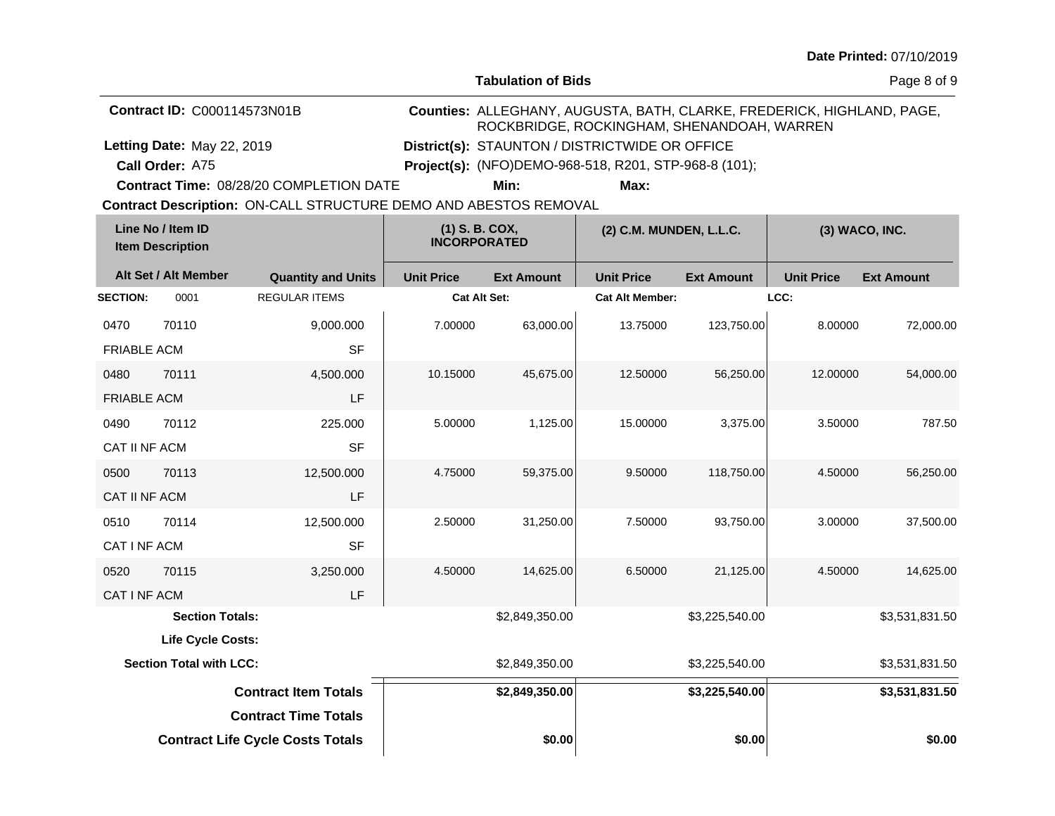**Date Printed:** 07/10/2019

**Tabulation of Bids**

**Contract ID:** C000114573N01B

**Counties:** ALLEGHANY, AUGUSTA, BATH, CLARKE, FREDERICK, HIGHLAND, PAGE, ROCKBRIDGE, ROCKINGHAM, SHENANDOAH, WARREN

**Letting Date:** May 22, 2019

**District(s):** STAUNTON / DISTRICTWIDE OR OFFICE

**Call Order:** A75

**Project(s):** (NFO)DEMO-968-518, R201, STP-968-8 (101);

**Contract Time:** 08/28/20 COMPLETION DATE **Min:** **Max:**

**Contract Description:** ON-CALL STRUCTURE DEMO AND ABESTOS REMOVAL

| Line No / Item ID / Item Description | | Quantity and Units | (1) S. B. COX, INCORPORATED | | (2) C.M. MUNDEN, L.L.C. | | (3) WACO, INC. | |
|---|---|---|---|---|---|---|---|---|
| Alt Set / Alt Member | | | Unit Price | Ext Amount | Unit Price | Ext Amount | Unit Price | Ext Amount |
| **SECTION:** 0001 | | REGULAR ITEMS | **Cat Alt Set:** | | **Cat Alt Member:** | | **LCC:** | |
| 0470 | 70110 | 9,000.000 | 7.00000 | 63,000.00 | 13.75000 | 123,750.00 | 8.00000 | 72,000.00 |
| FRIABLE ACM | | SF | | | | | | |
| 0480 | 70111 | 4,500.000 | 10.15000 | 45,675.00 | 12.50000 | 56,250.00 | 12.00000 | 54,000.00 |
| FRIABLE ACM | | LF | | | | | | |
| 0490 | 70112 | 225.000 | 5.00000 | 1,125.00 | 15.00000 | 3,375.00 | 3.50000 | 787.50 |
| CAT II NF ACM | | SF | | | | | | |
| 0500 | 70113 | 12,500.000 | 4.75000 | 59,375.00 | 9.50000 | 118,750.00 | 4.50000 | 56,250.00 |
| CAT II NF ACM | | LF | | | | | | |
| 0510 | 70114 | 12,500.000 | 2.50000 | 31,250.00 | 7.50000 | 93,750.00 | 3.00000 | 37,500.00 |
| CAT I NF ACM | | SF | | | | | | |
| 0520 | 70115 | 3,250.000 | 4.50000 | 14,625.00 | 6.50000 | 21,125.00 | 4.50000 | 14,625.00 |
| CAT I NF ACM | | LF | | | | | | |
| **Section Totals:** | | | | $2,849,350.00 | | $3,225,540.00 | | $3,531,831.50 |
| **Life Cycle Costs:** | | | | | | | | |
| **Section Total with LCC:** | | | | $2,849,350.00 | | $3,225,540.00 | | $3,531,831.50 |
| **Contract Item Totals** | | | | **$2,849,350.00** | | **$3,225,540.00** | | **$3,531,831.50** |
| **Contract Time Totals** | | | | | | | | |
| **Contract Life Cycle Costs Totals** | | | | **$0.00** | | **$0.00** | | **$0.00** |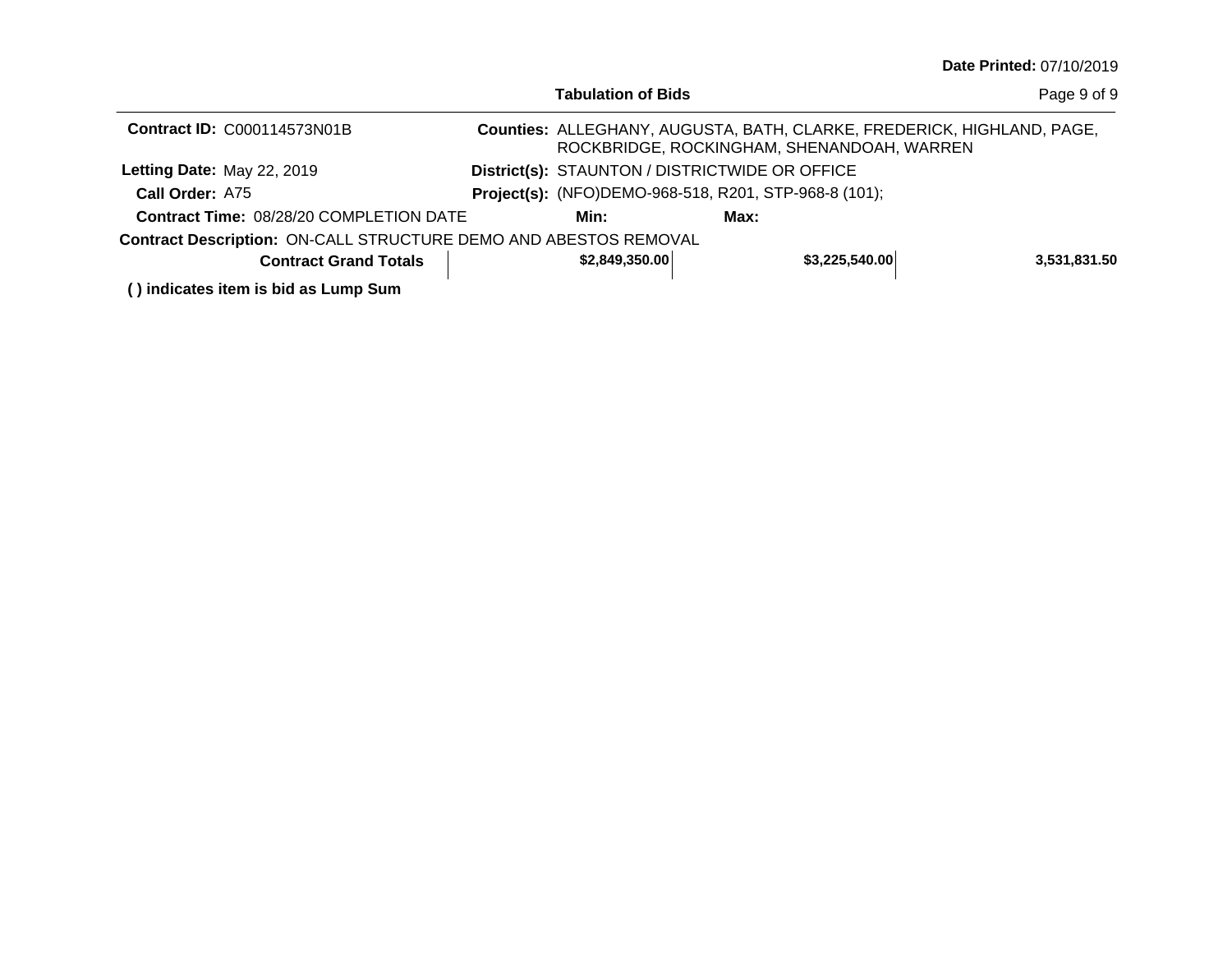Date Printed: 07/10/2019

**Tabulation of Bids**

**Contract ID:** C000114573N01B

**Counties:** ALLEGHANY, AUGUSTA, BATH, CLARKE, FREDERICK, HIGHLAND, PAGE, ROCKBRIDGE, ROCKINGHAM, SHENANDOAH, WARREN

**Letting Date:** May 22, 2019

**District(s):** STAUNTON / DISTRICTWIDE OR OFFICE

**Call Order:** A75

**Project(s):** (NFO)DEMO-968-518, R201, STP-968-8 (101);

**Contract Time:** 08/28/20 COMPLETION DATE

**Min:**

**Max:**

**Contract Description:** ON-CALL STRUCTURE DEMO AND ABESTOS REMOVAL

| **Contract Grand Totals** | **$2,849,350.00** | **$3,225,540.00** | **3,531,831.50** |
|---|---|---|---|

**( ) indicates item is bid as Lump Sum**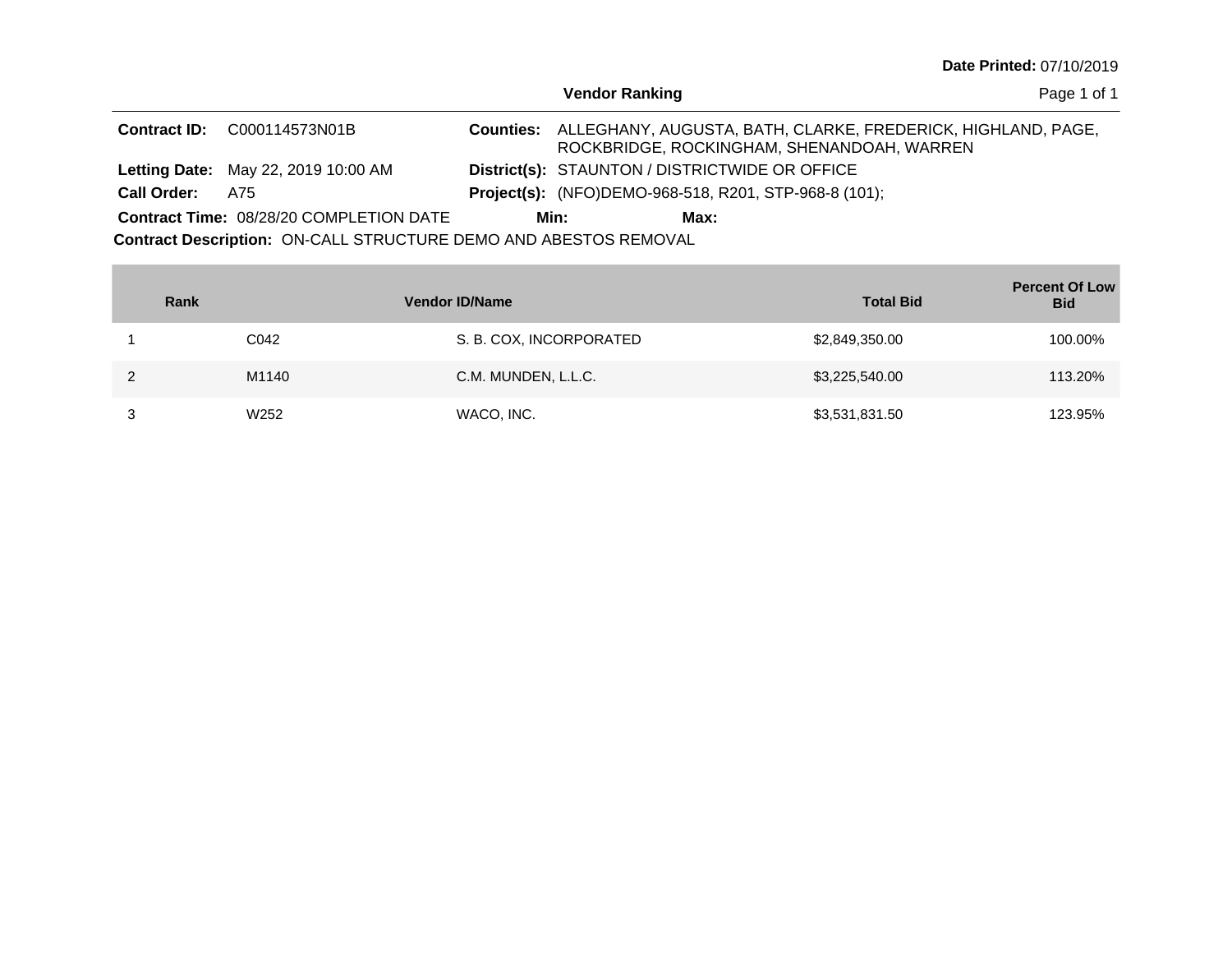**Date Printed:** 07/10/2019

## Vendor Ranking

**Contract ID:** C000114573N01B

**Counties:** ALLEGHANY, AUGUSTA, BATH, CLARKE, FREDERICK, HIGHLAND, PAGE, ROCKBRIDGE, ROCKINGHAM, SHENANDOAH, WARREN

**Letting Date:** May 22, 2019 10:00 AM

**District(s):** STAUNTON / DISTRICTWIDE OR OFFICE

**Call Order:** A75

**Project(s):** (NFO)DEMO-968-518, R201, STP-968-8 (101);

**Contract Time:** 08/28/20 COMPLETION DATE **Min:** **Max:**

**Contract Description:** ON-CALL STRUCTURE DEMO AND ABESTOS REMOVAL

| Rank | Vendor ID | Name | Total Bid | Percent Of Low Bid |
|---|---|---|---|---|
| 1 | C042 | S. B. COX, INCORPORATED | $2,849,350.00 | 100.00% |
| 2 | M1140 | C.M. MUNDEN, L.L.C. | $3,225,540.00 | 113.20% |
| 3 | W252 | WACO, INC. | $3,531,831.50 | 123.95% |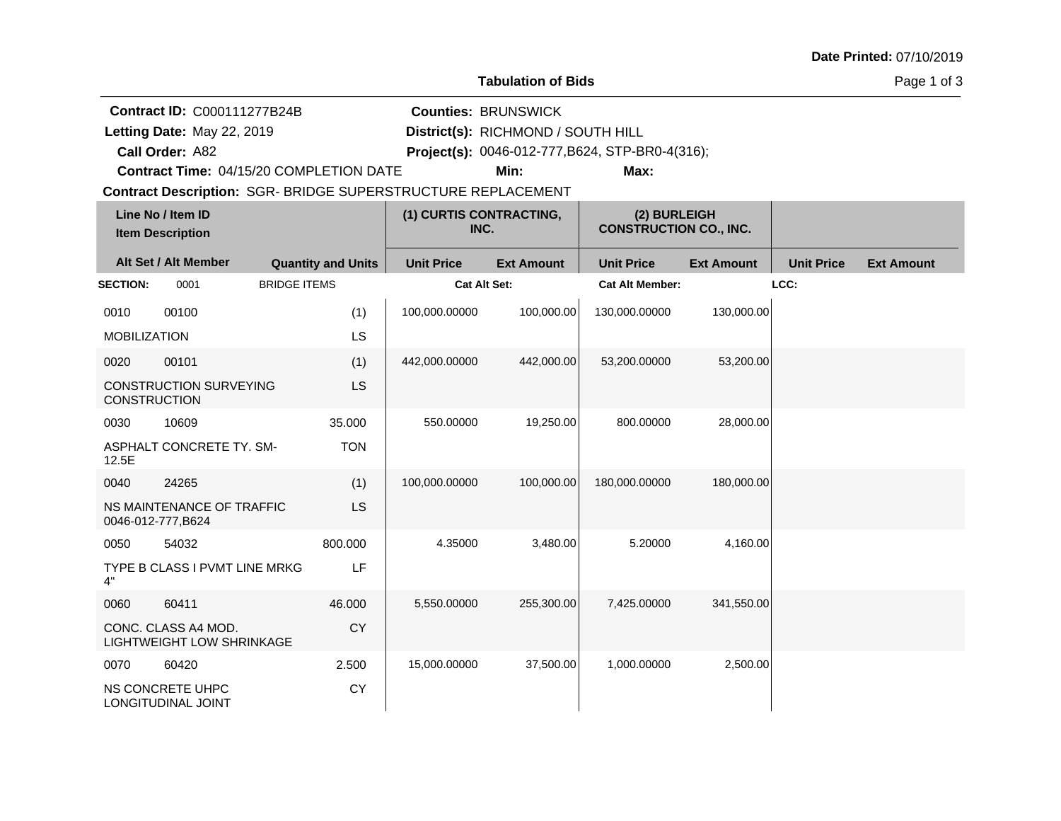Date Printed: 07/10/2019

**Tabulation of Bids**

**Contract ID:** C000111277B24B
**Letting Date:** May 22, 2019
**Call Order:** A82
**Contract Time:** 04/15/20 COMPLETION DATE

**Counties:** BRUNSWICK
**District(s):** RICHMOND / SOUTH HILL
**Project(s):** 0046-012-777,B624, STP-BR0-4(316);
**Min:**
**Max:**

**Contract Description:** SGR- BRIDGE SUPERSTRUCTURE REPLACEMENT

| Line No / Item ID / Item Description | Quantity and Units | (1) CURTIS CONTRACTING, INC. Unit Price | (1) CURTIS CONTRACTING, INC. Ext Amount | (2) BURLEIGH CONSTRUCTION CO., INC. Unit Price | (2) BURLEIGH CONSTRUCTION CO., INC. Ext Amount | Unit Price | Ext Amount |
|---|---|---|---|---|---|---|---|
| **SECTION:** 0001 BRIDGE ITEMS | | Cat Alt Set: | | Cat Alt Member: | | LCC: | |
| 0010 00100 MOBILIZATION | (1) LS | 100,000.00000 | 100,000.00 | 130,000.00000 | 130,000.00 | | |
| 0020 00101 CONSTRUCTION SURVEYING CONSTRUCTION | (1) LS | 442,000.00000 | 442,000.00 | 53,200.00000 | 53,200.00 | | |
| 0030 10609 ASPHALT CONCRETE TY. SM-12.5E | 35.000 TON | 550.00000 | 19,250.00 | 800.00000 | 28,000.00 | | |
| 0040 24265 NS MAINTENANCE OF TRAFFIC 0046-012-777,B624 | (1) LS | 100,000.00000 | 100,000.00 | 180,000.00000 | 180,000.00 | | |
| 0050 54032 TYPE B CLASS I PVMT LINE MRKG 4" | 800.000 LF | 4.35000 | 3,480.00 | 5.20000 | 4,160.00 | | |
| 0060 60411 CONC. CLASS A4 MOD. LIGHTWEIGHT LOW SHRINKAGE | 46.000 CY | 5,550.00000 | 255,300.00 | 7,425.00000 | 341,550.00 | | |
| 0070 60420 NS CONCRETE UHPC LONGITUDINAL JOINT | 2.500 CY | 15,000.00000 | 37,500.00 | 1,000.00000 | 2,500.00 | | |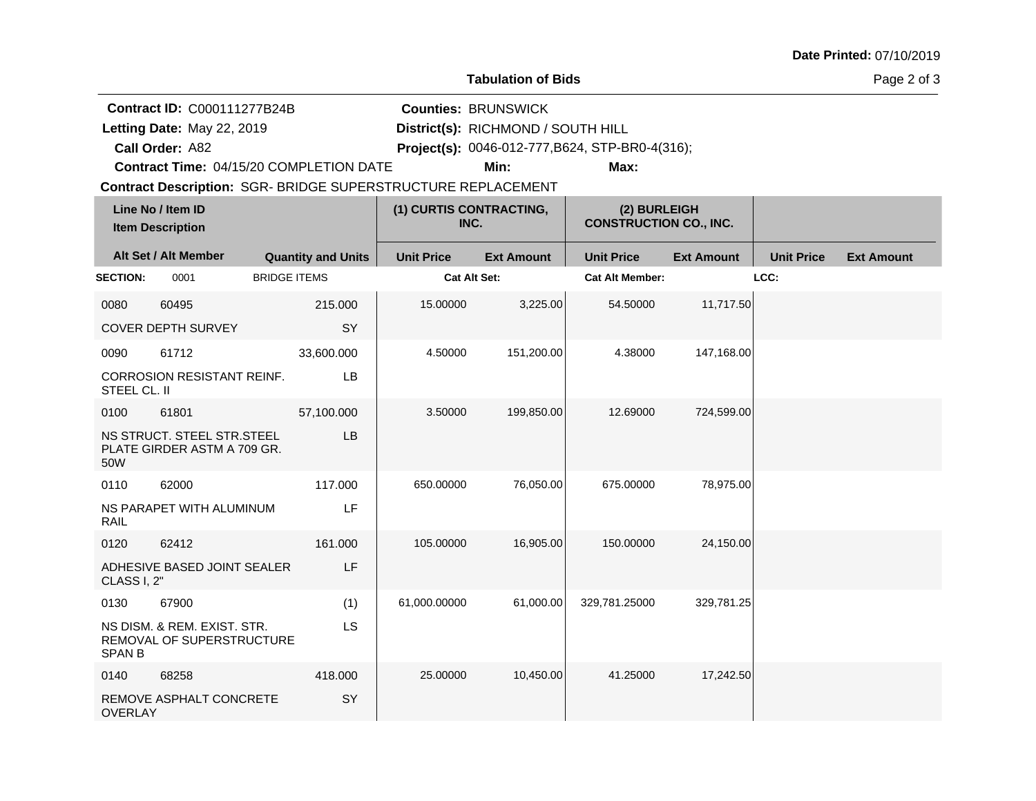Date Printed: 07/10/2019

**Tabulation of Bids**

**Contract ID:** C000111277B24B
**Letting Date:** May 22, 2019
**Call Order:** A82
**Contract Time:** 04/15/20 COMPLETION DATE

**Counties:** BRUNSWICK
**District(s):** RICHMOND / SOUTH HILL
**Project(s):** 0046-012-777,B624, STP-BR0-4(316);
**Min:**
**Max:**

**Contract Description:** SGR- BRIDGE SUPERSTRUCTURE REPLACEMENT

| Line No / Item ID<br>Item Description | | | (1) CURTIS CONTRACTING, INC. | | (2) BURLEIGH CONSTRUCTION CO., INC. | | | |
|---|---|---|---|---|---|---|---|---|
| **Alt Set / Alt Member** | | **Quantity and Units** | **Unit Price** | **Ext Amount** | **Unit Price** | **Ext Amount** | **Unit Price** | **Ext Amount** |
| **SECTION:** 0001 | BRIDGE ITEMS | | **Cat Alt Set:** | | **Cat Alt Member:** | | **LCC:** | |
| 0080 | 60495 | 215.000 | 15.00000 | 3,225.00 | 54.50000 | 11,717.50 | | |
| COVER DEPTH SURVEY | | SY | | | | | | |
| 0090 | 61712 | 33,600.000 | 4.50000 | 151,200.00 | 4.38000 | 147,168.00 | | |
| CORROSION RESISTANT REINF. STEEL CL. II | | LB | | | | | | |
| 0100 | 61801 | 57,100.000 | 3.50000 | 199,850.00 | 12.69000 | 724,599.00 | | |
| NS STRUCT. STEEL STR.STEEL PLATE GIRDER ASTM A 709 GR. 50W | | LB | | | | | | |
| 0110 | 62000 | 117.000 | 650.00000 | 76,050.00 | 675.00000 | 78,975.00 | | |
| NS PARAPET WITH ALUMINUM RAIL | | LF | | | | | | |
| 0120 | 62412 | 161.000 | 105.00000 | 16,905.00 | 150.00000 | 24,150.00 | | |
| ADHESIVE BASED JOINT SEALER CLASS I, 2" | | LF | | | | | | |
| 0130 | 67900 | (1) | 61,000.00000 | 61,000.00 | 329,781.25000 | 329,781.25 | | |
| NS DISM. & REM. EXIST. STR. REMOVAL OF SUPERSTRUCTURE SPAN B | | LS | | | | | | |
| 0140 | 68258 | 418.000 | 25.00000 | 10,450.00 | 41.25000 | 17,242.50 | | |
| REMOVE ASPHALT CONCRETE OVERLAY | | SY | | | | | | |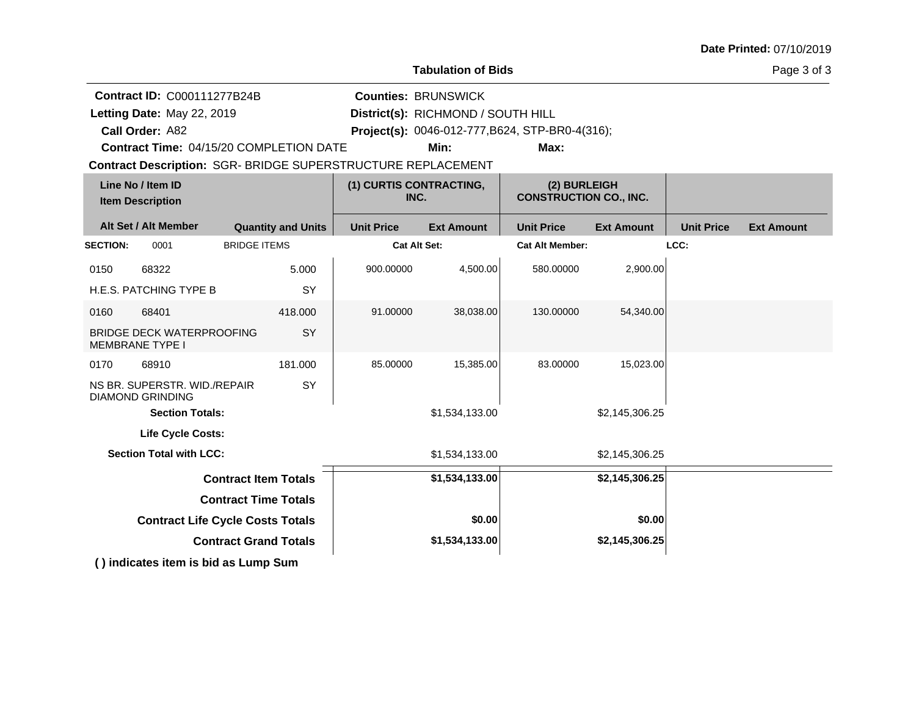Date Printed: 07/10/2019

## Tabulation of Bids

**Contract ID:** C000111277B24B
**Letting Date:** May 22, 2019
**Call Order:** A82
**Contract Time:** 04/15/20 COMPLETION DATE
**Counties:** BRUNSWICK
**District(s):** RICHMOND / SOUTH HILL
**Project(s):** 0046-012-777,B624, STP-BR0-4(316);
**Min:**
**Max:**

**Contract Description:** SGR- BRIDGE SUPERSTRUCTURE REPLACEMENT

| Line No / Item ID / Item Description | | Quantity and Units | (1) CURTIS CONTRACTING, INC. | | (2) BURLEIGH CONSTRUCTION CO., INC. | | | |
|---|---|---|---|---|---|---|---|---|
| Alt Set / Alt Member | | | Unit Price | Ext Amount | Unit Price | Ext Amount | Unit Price | Ext Amount |
| SECTION: 0001 | BRIDGE ITEMS | | Cat Alt Set: | | Cat Alt Member: | | LCC: | |
| 0150 | 68322 | 5.000 | 900.00000 | 4,500.00 | 580.00000 | 2,900.00 | | |
| H.E.S. PATCHING TYPE B | | SY | | | | | | |
| 0160 | 68401 | 418.000 | 91.00000 | 38,038.00 | 130.00000 | 54,340.00 | | |
| BRIDGE DECK WATERPROOFING MEMBRANE TYPE I | | SY | | | | | | |
| 0170 | 68910 | 181.000 | 85.00000 | 15,385.00 | 83.00000 | 15,023.00 | | |
| NS BR. SUPERSTR. WID./REPAIR DIAMOND GRINDING | | SY | | | | | | |
| **Section Totals:** | | | | $1,534,133.00 | | $2,145,306.25 | | |
| **Life Cycle Costs:** | | | | | | | | |
| **Section Total with LCC:** | | | | $1,534,133.00 | | $2,145,306.25 | | |
| **Contract Item Totals** | | | | **$1,534,133.00** | | **$2,145,306.25** | | |
| **Contract Time Totals** | | | | | | | | |
| **Contract Life Cycle Costs Totals** | | | | **$0.00** | | **$0.00** | | |
| **Contract Grand Totals** | | | | **$1,534,133.00** | | **$2,145,306.25** | | |

**( ) indicates item is bid as Lump Sum**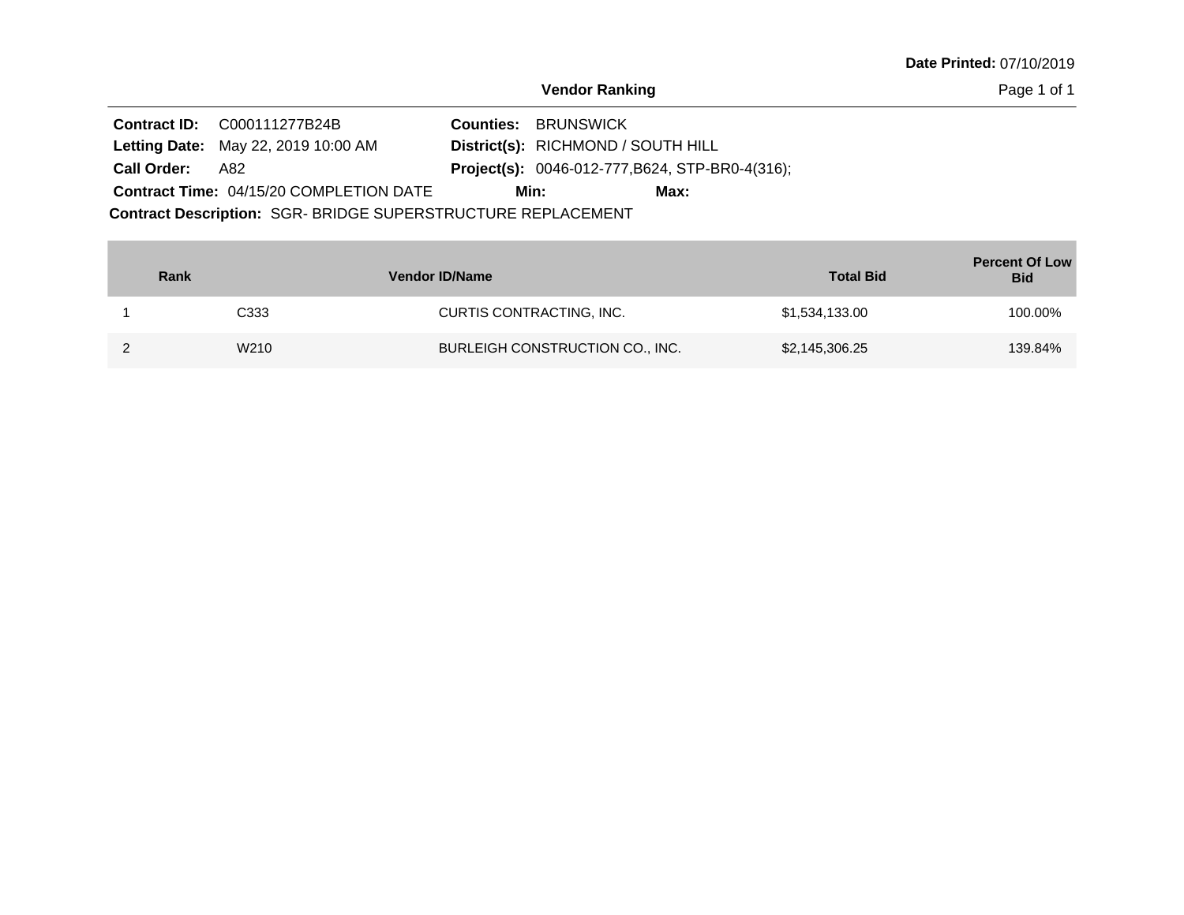**Date Printed:** 07/10/2019

## Vendor Ranking

**Contract ID:** C000111277B24B  
**Letting Date:** May 22, 2019 10:00 AM  
**Call Order:** A82  
**Contract Time:** 04/15/20 COMPLETION DATE  
**Counties:** BRUNSWICK  
**District(s):** RICHMOND / SOUTH HILL  
**Project(s):** 0046-012-777,B624, STP-BR0-4(316);  
**Min:**  
**Max:**  
**Contract Description:** SGR- BRIDGE SUPERSTRUCTURE REPLACEMENT

| Rank | Vendor ID/Name | | Total Bid | Percent Of Low Bid |
|---|---|---|---|---|
| 1 | C333 | CURTIS CONTRACTING, INC. | $1,534,133.00 | 100.00% |
| 2 | W210 | BURLEIGH CONSTRUCTION CO., INC. | $2,145,306.25 | 139.84% |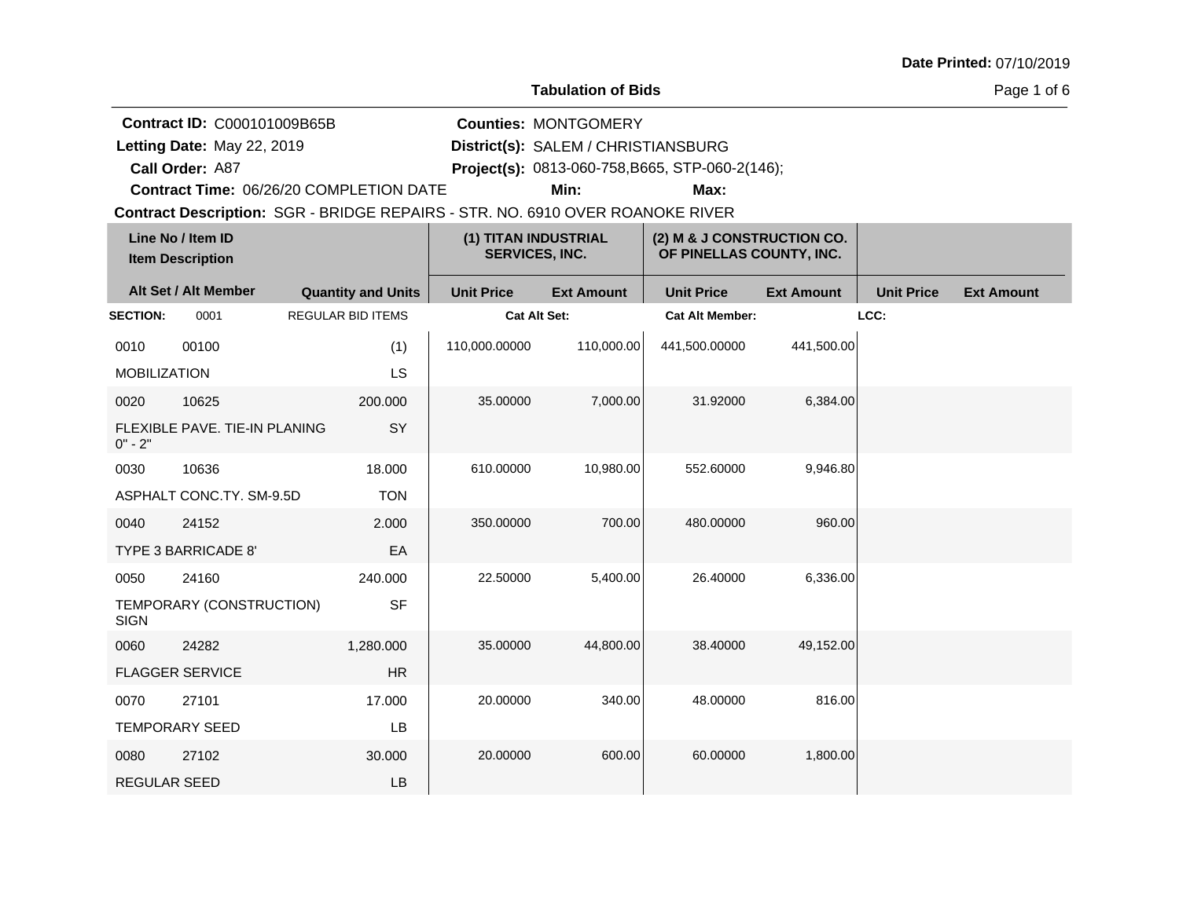Date Printed: 07/10/2019

# Tabulation of Bids

**Contract ID:** C000101009B65B
**Letting Date:** May 22, 2019
**Call Order:** A87
**Contract Time:** 06/26/20 COMPLETION DATE

**Counties:** MONTGOMERY
**District(s):** SALEM / CHRISTIANSBURG
**Project(s):** 0813-060-758,B665, STP-060-2(146);
**Min:**
**Max:**

**Contract Description:** SGR - BRIDGE REPAIRS - STR. NO. 6910 OVER ROANOKE RIVER

| Line No / Item ID / Item Description | Alt Set / Alt Member | Quantity and Units | (1) TITAN INDUSTRIAL SERVICES, INC. Unit Price | (1) TITAN INDUSTRIAL SERVICES, INC. Ext Amount | (2) M & J CONSTRUCTION CO. OF PINELLAS COUNTY, INC. Unit Price | (2) M & J CONSTRUCTION CO. OF PINELLAS COUNTY, INC. Ext Amount | Unit Price | Ext Amount |
|---|---|---|---|---|---|---|---|---|
| **SECTION:** 0001 | | REGULAR BID ITEMS | Cat Alt Set: | | Cat Alt Member: | | LCC: | |
| 0010 00100 MOBILIZATION | | (1) LS | 110,000.00000 | 110,000.00 | 441,500.00000 | 441,500.00 | | |
| 0020 10625 FLEXIBLE PAVE. TIE-IN PLANING 0" - 2" | | 200.000 SY | 35.00000 | 7,000.00 | 31.92000 | 6,384.00 | | |
| 0030 10636 ASPHALT CONC.TY. SM-9.5D | | 18.000 TON | 610.00000 | 10,980.00 | 552.60000 | 9,946.80 | | |
| 0040 24152 TYPE 3 BARRICADE 8' | | 2.000 EA | 350.00000 | 700.00 | 480.00000 | 960.00 | | |
| 0050 24160 TEMPORARY (CONSTRUCTION) SIGN | | 240.000 SF | 22.50000 | 5,400.00 | 26.40000 | 6,336.00 | | |
| 0060 24282 FLAGGER SERVICE | | 1,280.000 HR | 35.00000 | 44,800.00 | 38.40000 | 49,152.00 | | |
| 0070 27101 TEMPORARY SEED | | 17.000 LB | 20.00000 | 340.00 | 48.00000 | 816.00 | | |
| 0080 27102 REGULAR SEED | | 30.000 LB | 20.00000 | 600.00 | 60.00000 | 1,800.00 | | |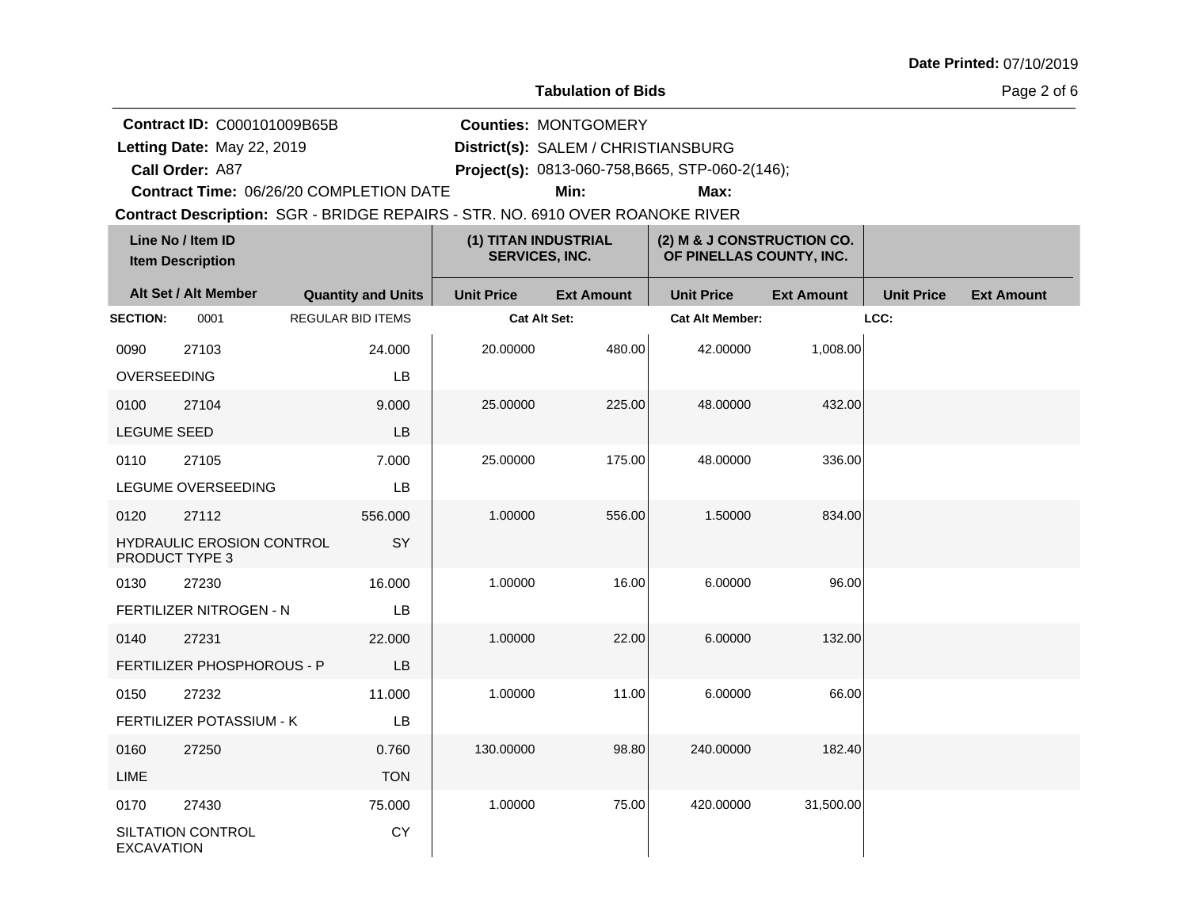**Date Printed:** 07/10/2019

## Tabulation of Bids

**Contract ID:** C000101009B65B
**Letting Date:** May 22, 2019
**Call Order:** A87
**Contract Time:** 06/26/20 COMPLETION DATE

**Counties:** MONTGOMERY
**District(s):** SALEM / CHRISTIANSBURG
**Project(s):** 0813-060-758,B665, STP-060-2(146);
**Min:**
**Max:**

**Contract Description:** SGR - BRIDGE REPAIRS - STR. NO. 6910 OVER ROANOKE RIVER

| Line No / Item ID | Item Description | Quantity and Units | (1) TITAN INDUSTRIAL SERVICES, INC. Unit Price | (1) TITAN INDUSTRIAL SERVICES, INC. Ext Amount | (2) M & J CONSTRUCTION CO. OF PINELLAS COUNTY, INC. Unit Price | (2) M & J CONSTRUCTION CO. OF PINELLAS COUNTY, INC. Ext Amount | Unit Price | Ext Amount |
|---|---|---|---|---|---|---|---|---|
| **SECTION:** 0001 | REGULAR BID ITEMS | | Cat Alt Set: | | Cat Alt Member: | | LCC: | |
| 0090 27103 | OVERSEEDING | 24.000 LB | 20.00000 | 480.00 | 42.00000 | 1,008.00 | | |
| 0100 27104 | LEGUME SEED | 9.000 LB | 25.00000 | 225.00 | 48.00000 | 432.00 | | |
| 0110 27105 | LEGUME OVERSEEDING | 7.000 LB | 25.00000 | 175.00 | 48.00000 | 336.00 | | |
| 0120 27112 | HYDRAULIC EROSION CONTROL PRODUCT TYPE 3 | 556.000 SY | 1.00000 | 556.00 | 1.50000 | 834.00 | | |
| 0130 27230 | FERTILIZER NITROGEN - N | 16.000 LB | 1.00000 | 16.00 | 6.00000 | 96.00 | | |
| 0140 27231 | FERTILIZER PHOSPHOROUS - P | 22.000 LB | 1.00000 | 22.00 | 6.00000 | 132.00 | | |
| 0150 27232 | FERTILIZER POTASSIUM - K | 11.000 LB | 1.00000 | 11.00 | 6.00000 | 66.00 | | |
| 0160 27250 | LIME | 0.760 TON | 130.00000 | 98.80 | 240.00000 | 182.40 | | |
| 0170 27430 | SILTATION CONTROL EXCAVATION | 75.000 CY | 1.00000 | 75.00 | 420.00000 | 31,500.00 | | |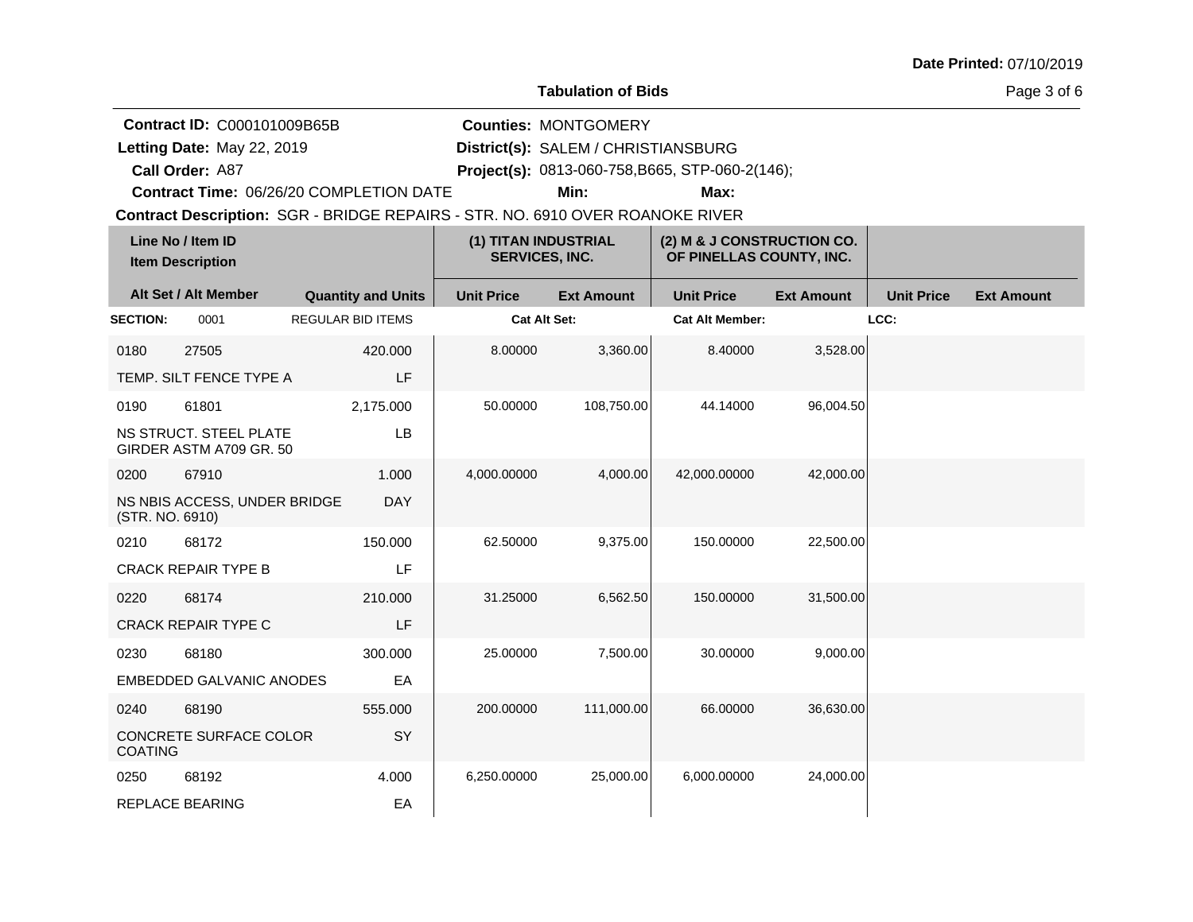**Date Printed:** 07/10/2019

**Tabulation of Bids**

**Contract ID:** C000101009B65B
**Letting Date:** May 22, 2019
**Call Order:** A87
**Contract Time:** 06/26/20 COMPLETION DATE

**Counties:** MONTGOMERY
**District(s):** SALEM / CHRISTIANSBURG
**Project(s):** 0813-060-758,B665, STP-060-2(146);
**Min:** **Max:**

**Contract Description:** SGR - BRIDGE REPAIRS - STR. NO. 6910 OVER ROANOKE RIVER

| Line No / Item ID / Item Description | | Alt Set / Alt Member / Quantity and Units | (1) TITAN INDUSTRIAL SERVICES, INC. Unit Price | Ext Amount | (2) M & J CONSTRUCTION CO. OF PINELLAS COUNTY, INC. Unit Price | Ext Amount | Unit Price | Ext Amount |
|---|---|---|---|---|---|---|---|---|
| **SECTION:** | 0001 | REGULAR BID ITEMS | Cat Alt Set: | | Cat Alt Member: | | LCC: | |
| 0180 | 27505 | 420.000 | 8.00000 | 3,360.00 | 8.40000 | 3,528.00 | | |
| TEMP. SILT FENCE TYPE A | | LF | | | | | | |
| 0190 | 61801 | 2,175.000 | 50.00000 | 108,750.00 | 44.14000 | 96,004.50 | | |
| NS STRUCT. STEEL PLATE GIRDER ASTM A709 GR. 50 | | LB | | | | | | |
| 0200 | 67910 | 1.000 | 4,000.00000 | 4,000.00 | 42,000.00000 | 42,000.00 | | |
| NS NBIS ACCESS, UNDER BRIDGE (STR. NO. 6910) | | DAY | | | | | | |
| 0210 | 68172 | 150.000 | 62.50000 | 9,375.00 | 150.00000 | 22,500.00 | | |
| CRACK REPAIR TYPE B | | LF | | | | | | |
| 0220 | 68174 | 210.000 | 31.25000 | 6,562.50 | 150.00000 | 31,500.00 | | |
| CRACK REPAIR TYPE C | | LF | | | | | | |
| 0230 | 68180 | 300.000 | 25.00000 | 7,500.00 | 30.00000 | 9,000.00 | | |
| EMBEDDED GALVANIC ANODES | | EA | | | | | | |
| 0240 | 68190 | 555.000 | 200.00000 | 111,000.00 | 66.00000 | 36,630.00 | | |
| CONCRETE SURFACE COLOR COATING | | SY | | | | | | |
| 0250 | 68192 | 4.000 | 6,250.00000 | 25,000.00 | 6,000.00000 | 24,000.00 | | |
| REPLACE BEARING | | EA | | | | | | |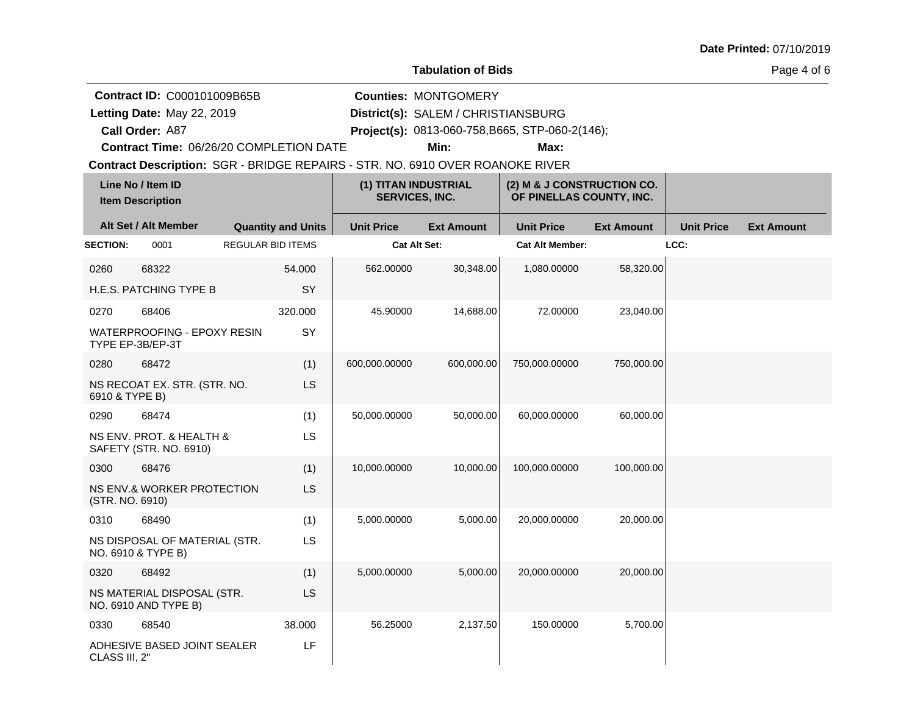**Date Printed:** 07/10/2019

**Tabulation of Bids**

**Contract ID:** C000101009B65B
**Letting Date:** May 22, 2019
**Call Order:** A87
**Contract Time:** 06/26/20 COMPLETION DATE

**Counties:** MONTGOMERY
**District(s):** SALEM / CHRISTIANSBURG
**Project(s):** 0813-060-758,B665, STP-060-2(146);
**Min:** **Max:**

**Contract Description:** SGR - BRIDGE REPAIRS - STR. NO. 6910 OVER ROANOKE RIVER

| Line No / Item ID | Item Description / Alt Set / Alt Member | Quantity and Units | (1) TITAN INDUSTRIAL SERVICES, INC. Unit Price | (1) TITAN INDUSTRIAL SERVICES, INC. Ext Amount | (2) M & J CONSTRUCTION CO. OF PINELLAS COUNTY, INC. Unit Price | (2) M & J CONSTRUCTION CO. OF PINELLAS COUNTY, INC. Ext Amount | Unit Price | Ext Amount |
|---|---|---|---|---|---|---|---|---|
| **SECTION:** 0001 | REGULAR BID ITEMS | | **Cat Alt Set:** | | **Cat Alt Member:** | | **LCC:** | |
| 0260 68322 | H.E.S. PATCHING TYPE B | 54.000 SY | 562.00000 | 30,348.00 | 1,080.00000 | 58,320.00 | | |
| 0270 68406 | WATERPROOFING - EPOXY RESIN TYPE EP-3B/EP-3T | 320.000 SY | 45.90000 | 14,688.00 | 72.00000 | 23,040.00 | | |
| 0280 68472 | NS RECOAT EX. STR. (STR. NO. 6910 & TYPE B) | (1) LS | 600,000.00000 | 600,000.00 | 750,000.00000 | 750,000.00 | | |
| 0290 68474 | NS ENV. PROT. & HEALTH & SAFETY (STR. NO. 6910) | (1) LS | 50,000.00000 | 50,000.00 | 60,000.00000 | 60,000.00 | | |
| 0300 68476 | NS ENV.& WORKER PROTECTION (STR. NO. 6910) | (1) LS | 10,000.00000 | 10,000.00 | 100,000.00000 | 100,000.00 | | |
| 0310 68490 | NS DISPOSAL OF MATERIAL (STR. NO. 6910 & TYPE B) | (1) LS | 5,000.00000 | 5,000.00 | 20,000.00000 | 20,000.00 | | |
| 0320 68492 | NS MATERIAL DISPOSAL (STR. NO. 6910 AND TYPE B) | (1) LS | 5,000.00000 | 5,000.00 | 20,000.00000 | 20,000.00 | | |
| 0330 68540 | ADHESIVE BASED JOINT SEALER CLASS III, 2" | 38.000 LF | 56.25000 | 2,137.50 | 150.00000 | 5,700.00 | | |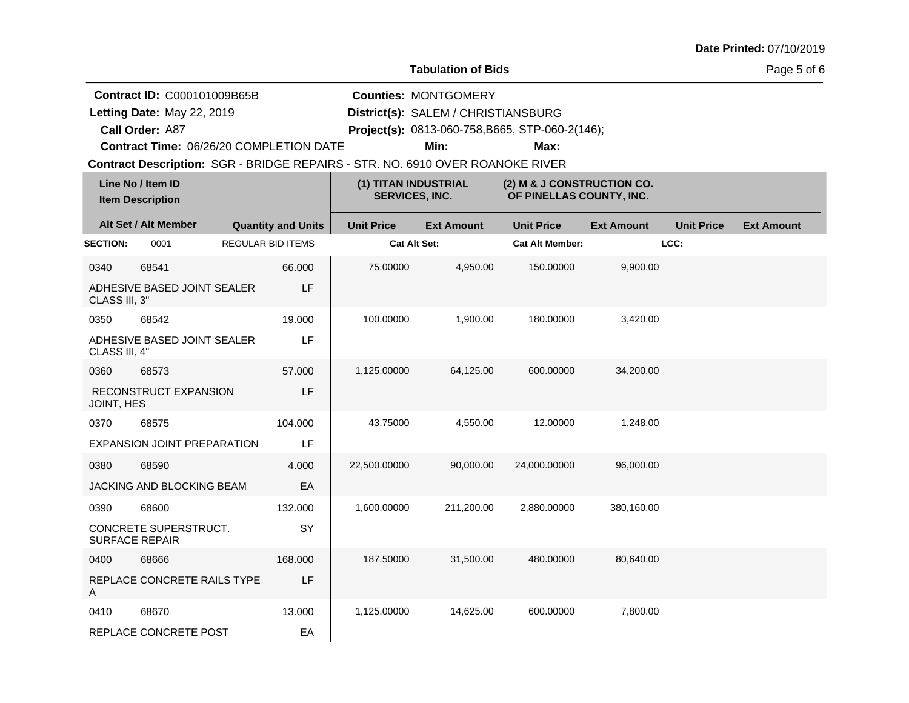**Date Printed:** 07/10/2019

**Tabulation of Bids**

**Contract ID:** C000101009B65B
**Letting Date:** May 22, 2019
**Call Order:** A87
**Contract Time:** 06/26/20 COMPLETION DATE

**Counties:** MONTGOMERY
**District(s):** SALEM / CHRISTIANSBURG
**Project(s):** 0813-060-758,B665, STP-060-2(146);
**Min:** **Max:**

**Contract Description:** SGR - BRIDGE REPAIRS - STR. NO. 6910 OVER ROANOKE RIVER

| Line No / Item ID / Item Description | Alt Set / Alt Member | Quantity and Units | (1) TITAN INDUSTRIAL SERVICES, INC. Unit Price | Ext Amount | (2) M & J CONSTRUCTION CO. OF PINELLAS COUNTY, INC. Unit Price | Ext Amount | Unit Price | Ext Amount |
|---|---|---|---|---|---|---|---|---|
| **SECTION:** 0001 | REGULAR BID ITEMS | | **Cat Alt Set:** | | **Cat Alt Member:** | | **LCC:** | |
| 0340 68541 ADHESIVE BASED JOINT SEALER CLASS III, 3" | | 66.000 LF | 75.00000 | 4,950.00 | 150.00000 | 9,900.00 | | |
| 0350 68542 ADHESIVE BASED JOINT SEALER CLASS III, 4" | | 19.000 LF | 100.00000 | 1,900.00 | 180.00000 | 3,420.00 | | |
| 0360 68573 RECONSTRUCT EXPANSION JOINT, HES | | 57.000 LF | 1,125.00000 | 64,125.00 | 600.00000 | 34,200.00 | | |
| 0370 68575 EXPANSION JOINT PREPARATION | | 104.000 LF | 43.75000 | 4,550.00 | 12.00000 | 1,248.00 | | |
| 0380 68590 JACKING AND BLOCKING BEAM | | 4.000 EA | 22,500.00000 | 90,000.00 | 24,000.00000 | 96,000.00 | | |
| 0390 68600 CONCRETE SUPERSTRUCT. SURFACE REPAIR | | 132.000 SY | 1,600.00000 | 211,200.00 | 2,880.00000 | 380,160.00 | | |
| 0400 68666 REPLACE CONCRETE RAILS TYPE A | | 168.000 LF | 187.50000 | 31,500.00 | 480.00000 | 80,640.00 | | |
| 0410 68670 REPLACE CONCRETE POST | | 13.000 EA | 1,125.00000 | 14,625.00 | 600.00000 | 7,800.00 | | |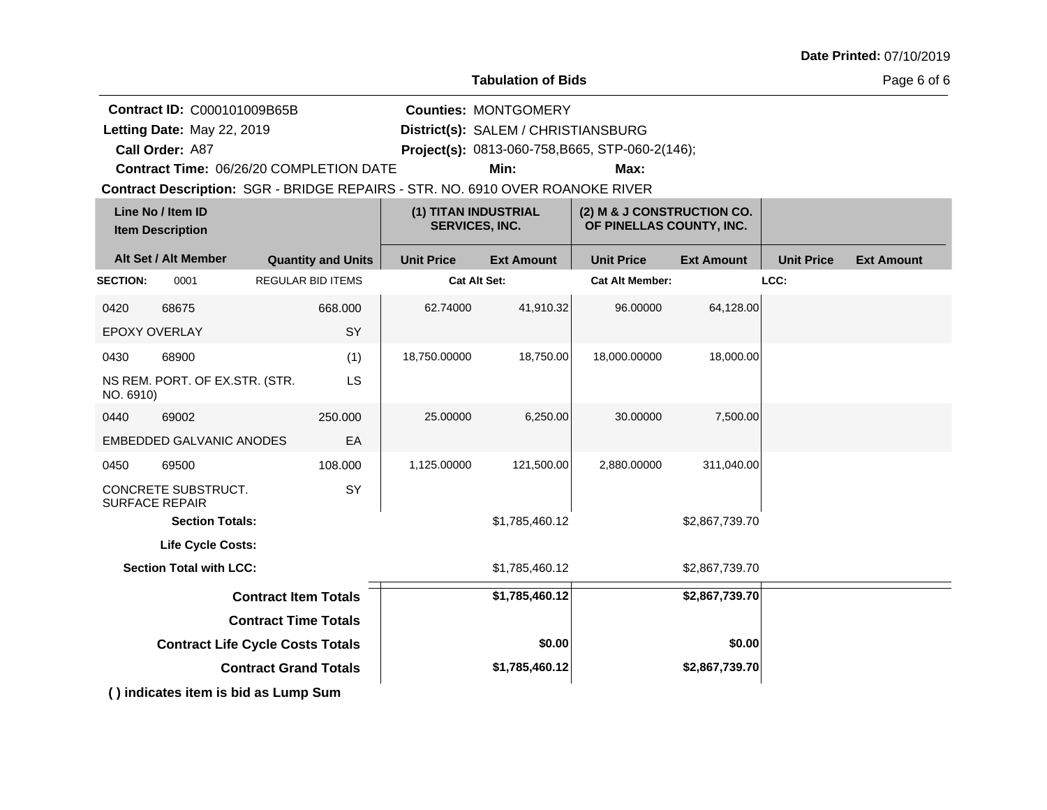**Date Printed:** 07/10/2019

## Tabulation of Bids

**Contract ID:** C000101009B65B
**Letting Date:** May 22, 2019
**Call Order:** A87
**Contract Time:** 06/26/20 COMPLETION DATE
**Counties:** MONTGOMERY
**District(s):** SALEM / CHRISTIANSBURG
**Project(s):** 0813-060-758,B665, STP-060-2(146);
**Min:**
**Max:**
**Contract Description:** SGR - BRIDGE REPAIRS - STR. NO. 6910 OVER ROANOKE RIVER

| Line No / Item ID<br>Item Description | | (1) TITAN INDUSTRIAL SERVICES, INC. | | (2) M & J CONSTRUCTION CO. OF PINELLAS COUNTY, INC. | | | |
|---|---|---|---|---|---|---|---|
| **Alt Set / Alt Member** | **Quantity and Units** | **Unit Price** | **Ext Amount** | **Unit Price** | **Ext Amount** | **Unit Price** | **Ext Amount** |
| **SECTION:** 0001 | REGULAR BID ITEMS | **Cat Alt Set:** | | **Cat Alt Member:** | | **LCC:** | |
| 0420 68675 | 668.000 | 62.74000 | 41,910.32 | 96.00000 | 64,128.00 | | |
| EPOXY OVERLAY | SY | | | | | | |
| 0430 68900 | (1) | 18,750.00000 | 18,750.00 | 18,000.00000 | 18,000.00 | | |
| NS REM. PORT. OF EX.STR. (STR. NO. 6910) | LS | | | | | | |
| 0440 69002 | 250.000 | 25.00000 | 6,250.00 | 30.00000 | 7,500.00 | | |
| EMBEDDED GALVANIC ANODES | EA | | | | | | |
| 0450 69500 | 108.000 | 1,125.00000 | 121,500.00 | 2,880.00000 | 311,040.00 | | |
| CONCRETE SUBSTRUCT. SURFACE REPAIR | SY | | | | | | |
| **Section Totals:** | | | $1,785,460.12 | | $2,867,739.70 | | |
| **Life Cycle Costs:** | | | | | | | |
| **Section Total with LCC:** | | | $1,785,460.12 | | $2,867,739.70 | | |
| **Contract Item Totals** | | | **$1,785,460.12** | | **$2,867,739.70** | | |
| **Contract Time Totals** | | | | | | | |
| **Contract Life Cycle Costs Totals** | | | **$0.00** | | **$0.00** | | |
| **Contract Grand Totals** | | | **$1,785,460.12** | | **$2,867,739.70** | | |

**( ) indicates item is bid as Lump Sum**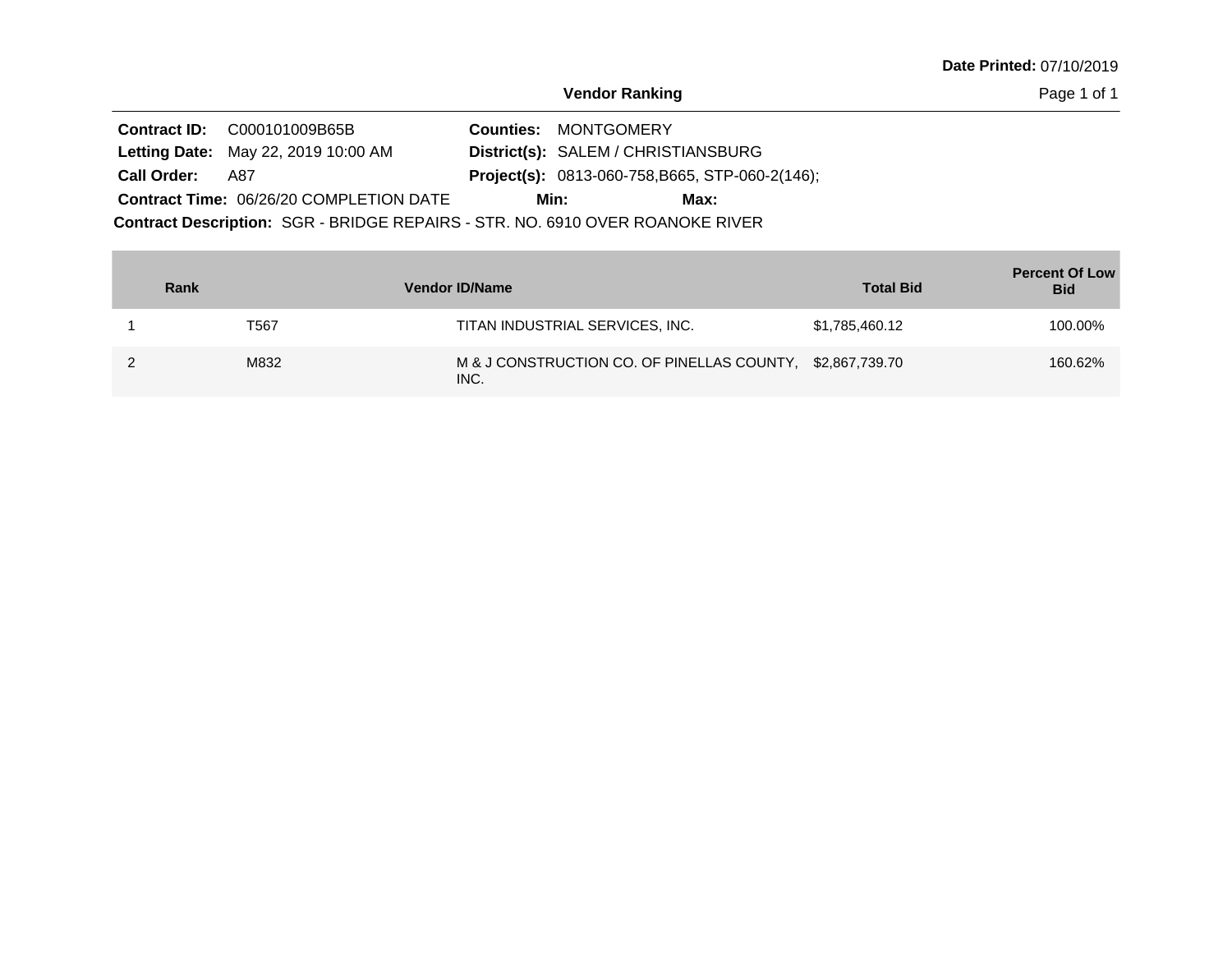**Date Printed:** 07/10/2019

## Vendor Ranking

**Contract ID:** C000101009B65B
**Letting Date:** May 22, 2019 10:00 AM
**Call Order:** A87
**Contract Time:** 06/26/20 COMPLETION DATE

**Counties:** MONTGOMERY
**District(s):** SALEM / CHRISTIANSBURG
**Project(s):** 0813-060-758,B665, STP-060-2(146);
**Min:**
**Max:**

**Contract Description:** SGR - BRIDGE REPAIRS - STR. NO. 6910 OVER ROANOKE RIVER

| Rank | Vendor ID/Name | | Total Bid | Percent Of Low Bid |
|---|---|---|---|---|
| 1 | T567 | TITAN INDUSTRIAL SERVICES, INC. | $1,785,460.12 | 100.00% |
| 2 | M832 | M & J CONSTRUCTION CO. OF PINELLAS COUNTY, INC. | $2,867,739.70 | 160.62% |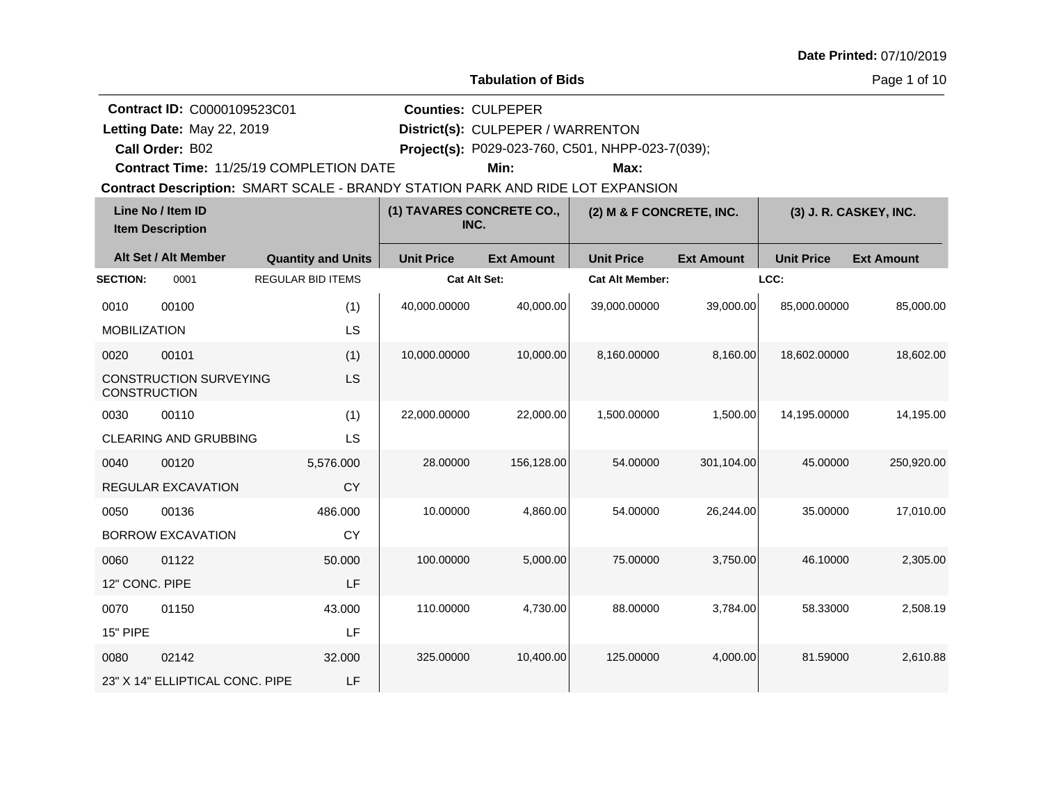Date Printed: 07/10/2019

## Tabulation of Bids

**Contract ID:** C0000109523C01
**Letting Date:** May 22, 2019
**Call Order:** B02
**Contract Time:** 11/25/19 COMPLETION DATE

**Counties:** CULPEPER
**District(s):** CULPEPER / WARRENTON
**Project(s):** P029-023-760, C501, NHPP-023-7(039);
**Min:** **Max:**

**Contract Description:** SMART SCALE - BRANDY STATION PARK AND RIDE LOT EXPANSION

| Line No / Item ID | Item Description | Quantity and Units | (1) TAVARES CONCRETE CO., INC. Unit Price | (1) Ext Amount | (2) M & F CONCRETE, INC. Unit Price | (2) Ext Amount | (3) J. R. CASKEY, INC. Unit Price | (3) Ext Amount |
|---|---|---|---|---|---|---|---|---|
| **SECTION:** 0001 | REGULAR BID ITEMS | | **Cat Alt Set:** | | **Cat Alt Member:** | | **LCC:** | |
| 0010 / 00100 | MOBILIZATION | (1) LS | 40,000.00000 | 40,000.00 | 39,000.00000 | 39,000.00 | 85,000.00000 | 85,000.00 |
| 0020 / 00101 | CONSTRUCTION SURVEYING CONSTRUCTION | (1) LS | 10,000.00000 | 10,000.00 | 8,160.00000 | 8,160.00 | 18,602.00000 | 18,602.00 |
| 0030 / 00110 | CLEARING AND GRUBBING | (1) LS | 22,000.00000 | 22,000.00 | 1,500.00000 | 1,500.00 | 14,195.00000 | 14,195.00 |
| 0040 / 00120 | REGULAR EXCAVATION | 5,576.000 CY | 28.00000 | 156,128.00 | 54.00000 | 301,104.00 | 45.00000 | 250,920.00 |
| 0050 / 00136 | BORROW EXCAVATION | 486.000 CY | 10.00000 | 4,860.00 | 54.00000 | 26,244.00 | 35.00000 | 17,010.00 |
| 0060 / 01122 | 12" CONC. PIPE | 50.000 LF | 100.00000 | 5,000.00 | 75.00000 | 3,750.00 | 46.10000 | 2,305.00 |
| 0070 / 01150 | 15" PIPE | 43.000 LF | 110.00000 | 4,730.00 | 88.00000 | 3,784.00 | 58.33000 | 2,508.19 |
| 0080 / 02142 | 23" X 14" ELLIPTICAL CONC. PIPE | 32.000 LF | 325.00000 | 10,400.00 | 125.00000 | 4,000.00 | 81.59000 | 2,610.88 |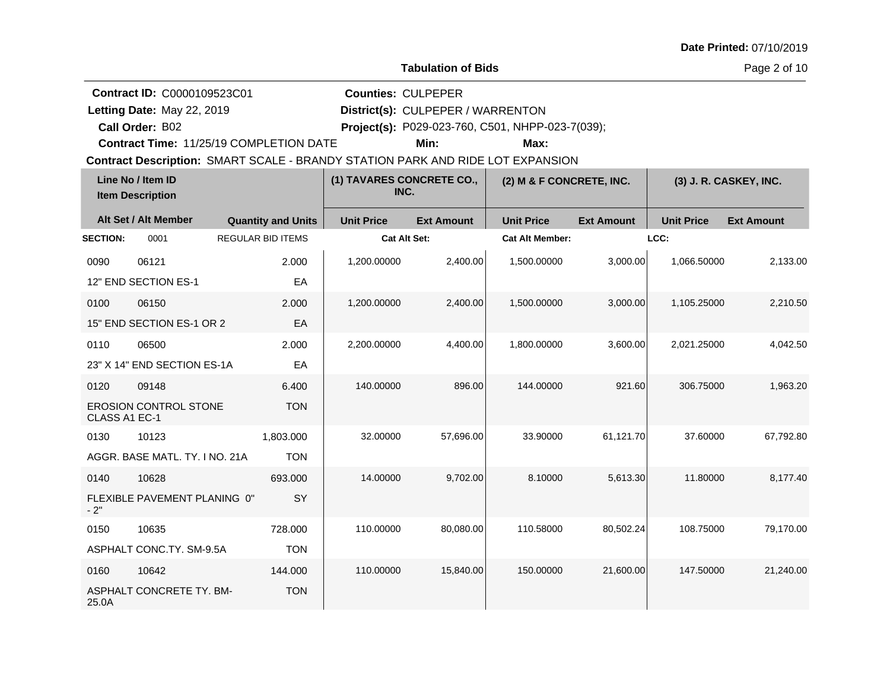Date Printed: 07/10/2019

**Tabulation of Bids**

**Contract ID:** C0000109523C01
**Letting Date:** May 22, 2019
**Call Order:** B02
**Contract Time:** 11/25/19 COMPLETION DATE

**Counties:** CULPEPER
**District(s):** CULPEPER / WARRENTON
**Project(s):** P029-023-760, C501, NHPP-023-7(039);
**Min:** **Max:**

**Contract Description:** SMART SCALE - BRANDY STATION PARK AND RIDE LOT EXPANSION

| Line No / Item ID / Item Description | | Quantity and Units | (1) TAVARES CONCRETE CO., INC. Unit Price | Ext Amount | (2) M & F CONCRETE, INC. Unit Price | Ext Amount | (3) J. R. CASKEY, INC. Unit Price | Ext Amount |
|---|---|---|---|---|---|---|---|---|
| **SECTION:** 0001 | REGULAR BID ITEMS | | Cat Alt Set: | | Cat Alt Member: | | LCC: | |
| 0090 | 06121 | 2.000 | 1,200.00000 | 2,400.00 | 1,500.00000 | 3,000.00 | 1,066.50000 | 2,133.00 |
| 12" END SECTION ES-1 | | EA | | | | | | |
| 0100 | 06150 | 2.000 | 1,200.00000 | 2,400.00 | 1,500.00000 | 3,000.00 | 1,105.25000 | 2,210.50 |
| 15" END SECTION ES-1 OR 2 | | EA | | | | | | |
| 0110 | 06500 | 2.000 | 2,200.00000 | 4,400.00 | 1,800.00000 | 3,600.00 | 2,021.25000 | 4,042.50 |
| 23" X 14" END SECTION ES-1A | | EA | | | | | | |
| 0120 | 09148 | 6.400 | 140.00000 | 896.00 | 144.00000 | 921.60 | 306.75000 | 1,963.20 |
| EROSION CONTROL STONE CLASS A1 EC-1 | | TON | | | | | | |
| 0130 | 10123 | 1,803.000 | 32.00000 | 57,696.00 | 33.90000 | 61,121.70 | 37.60000 | 67,792.80 |
| AGGR. BASE MATL. TY. I NO. 21A | | TON | | | | | | |
| 0140 | 10628 | 693.000 | 14.00000 | 9,702.00 | 8.10000 | 5,613.30 | 11.80000 | 8,177.40 |
| FLEXIBLE PAVEMENT PLANING 0" - 2" | | SY | | | | | | |
| 0150 | 10635 | 728.000 | 110.00000 | 80,080.00 | 110.58000 | 80,502.24 | 108.75000 | 79,170.00 |
| ASPHALT CONC.TY. SM-9.5A | | TON | | | | | | |
| 0160 | 10642 | 144.000 | 110.00000 | 15,840.00 | 150.00000 | 21,600.00 | 147.50000 | 21,240.00 |
| ASPHALT CONCRETE TY. BM-25.0A | | TON | | | | | | |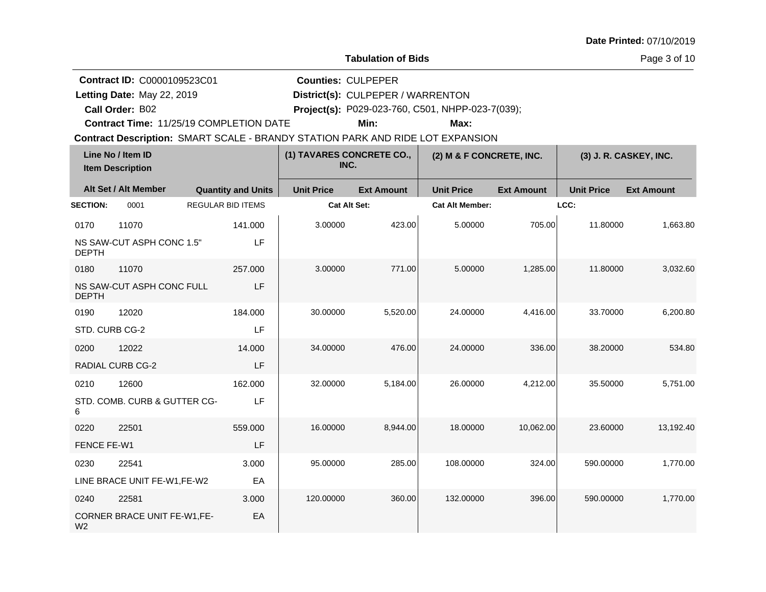Date Printed: 07/10/2019

**Tabulation of Bids**

**Contract ID:** C0000109523C01
**Letting Date:** May 22, 2019
**Call Order:** B02
**Contract Time:** 11/25/19 COMPLETION DATE

**Counties:** CULPEPER
**District(s):** CULPEPER / WARRENTON
**Project(s):** P029-023-760, C501, NHPP-023-7(039);
**Min:**
**Max:**

**Contract Description:** SMART SCALE - BRANDY STATION PARK AND RIDE LOT EXPANSION

| Line No / Item ID | Item Description | Quantity and Units | (1) TAVARES CONCRETE CO., INC. Unit Price | (1) Ext Amount | (2) M & F CONCRETE, INC. Unit Price | (2) Ext Amount | (3) J. R. CASKEY, INC. Unit Price | (3) Ext Amount |
|---|---|---|---|---|---|---|---|---|
| **SECTION:** 0001 | REGULAR BID ITEMS | | Cat Alt Set: | | Cat Alt Member: | | LCC: | |
| 0170 11070 | NS SAW-CUT ASPH CONC 1.5" DEPTH | 141.000 LF | 3.00000 | 423.00 | 5.00000 | 705.00 | 11.80000 | 1,663.80 |
| 0180 11070 | NS SAW-CUT ASPH CONC FULL DEPTH | 257.000 LF | 3.00000 | 771.00 | 5.00000 | 1,285.00 | 11.80000 | 3,032.60 |
| 0190 12020 | STD. CURB CG-2 | 184.000 LF | 30.00000 | 5,520.00 | 24.00000 | 4,416.00 | 33.70000 | 6,200.80 |
| 0200 12022 | RADIAL CURB CG-2 | 14.000 LF | 34.00000 | 476.00 | 24.00000 | 336.00 | 38.20000 | 534.80 |
| 0210 12600 | STD. COMB. CURB & GUTTER CG-6 | 162.000 LF | 32.00000 | 5,184.00 | 26.00000 | 4,212.00 | 35.50000 | 5,751.00 |
| 0220 22501 | FENCE FE-W1 | 559.000 LF | 16.00000 | 8,944.00 | 18.00000 | 10,062.00 | 23.60000 | 13,192.40 |
| 0230 22541 | LINE BRACE UNIT FE-W1,FE-W2 | 3.000 EA | 95.00000 | 285.00 | 108.00000 | 324.00 | 590.00000 | 1,770.00 |
| 0240 22581 | CORNER BRACE UNIT FE-W1,FE-W2 | 3.000 EA | 120.00000 | 360.00 | 132.00000 | 396.00 | 590.00000 | 1,770.00 |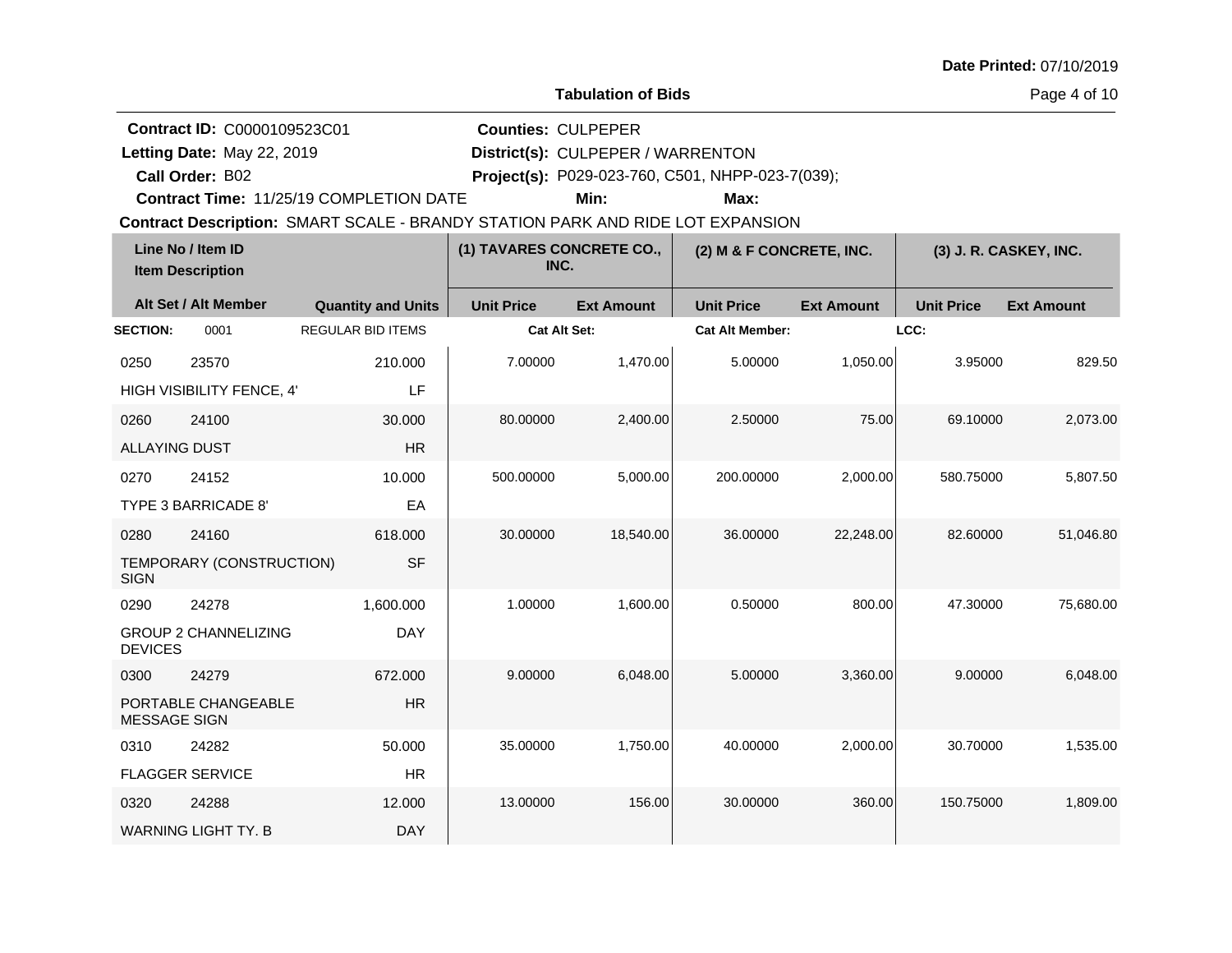**Date Printed:** 07/10/2019

**Tabulation of Bids**

**Contract ID:** C0000109523C01
**Letting Date:** May 22, 2019
**Call Order:** B02
**Contract Time:** 11/25/19 COMPLETION DATE

**Counties:** CULPEPER
**District(s):** CULPEPER / WARRENTON
**Project(s):** P029-023-760, C501, NHPP-023-7(039);
**Min:** **Max:**

**Contract Description:** SMART SCALE - BRANDY STATION PARK AND RIDE LOT EXPANSION

| Line No / Item ID / Item Description | | Quantity and Units | (1) TAVARES CONCRETE CO., INC. Unit Price | (1) Ext Amount | (2) M & F CONCRETE, INC. Unit Price | (2) Ext Amount | (3) J. R. CASKEY, INC. Unit Price | (3) Ext Amount |
|---|---|---|---|---|---|---|---|---|
| **SECTION:** 0001 | | REGULAR BID ITEMS | Cat Alt Set: | | Cat Alt Member: | | LCC: | |
| 0250 | 23570 | 210.000 | 7.00000 | 1,470.00 | 5.00000 | 1,050.00 | 3.95000 | 829.50 |
| HIGH VISIBILITY FENCE, 4' | | LF | | | | | | |
| 0260 | 24100 | 30.000 | 80.00000 | 2,400.00 | 2.50000 | 75.00 | 69.10000 | 2,073.00 |
| ALLAYING DUST | | HR | | | | | | |
| 0270 | 24152 | 10.000 | 500.00000 | 5,000.00 | 200.00000 | 2,000.00 | 580.75000 | 5,807.50 |
| TYPE 3 BARRICADE 8' | | EA | | | | | | |
| 0280 | 24160 | 618.000 | 30.00000 | 18,540.00 | 36.00000 | 22,248.00 | 82.60000 | 51,046.80 |
| TEMPORARY (CONSTRUCTION) SIGN | | SF | | | | | | |
| 0290 | 24278 | 1,600.000 | 1.00000 | 1,600.00 | 0.50000 | 800.00 | 47.30000 | 75,680.00 |
| GROUP 2 CHANNELIZING DEVICES | | DAY | | | | | | |
| 0300 | 24279 | 672.000 | 9.00000 | 6,048.00 | 5.00000 | 3,360.00 | 9.00000 | 6,048.00 |
| PORTABLE CHANGEABLE MESSAGE SIGN | | HR | | | | | | |
| 0310 | 24282 | 50.000 | 35.00000 | 1,750.00 | 40.00000 | 2,000.00 | 30.70000 | 1,535.00 |
| FLAGGER SERVICE | | HR | | | | | | |
| 0320 | 24288 | 12.000 | 13.00000 | 156.00 | 30.00000 | 360.00 | 150.75000 | 1,809.00 |
| WARNING LIGHT TY. B | | DAY | | | | | | |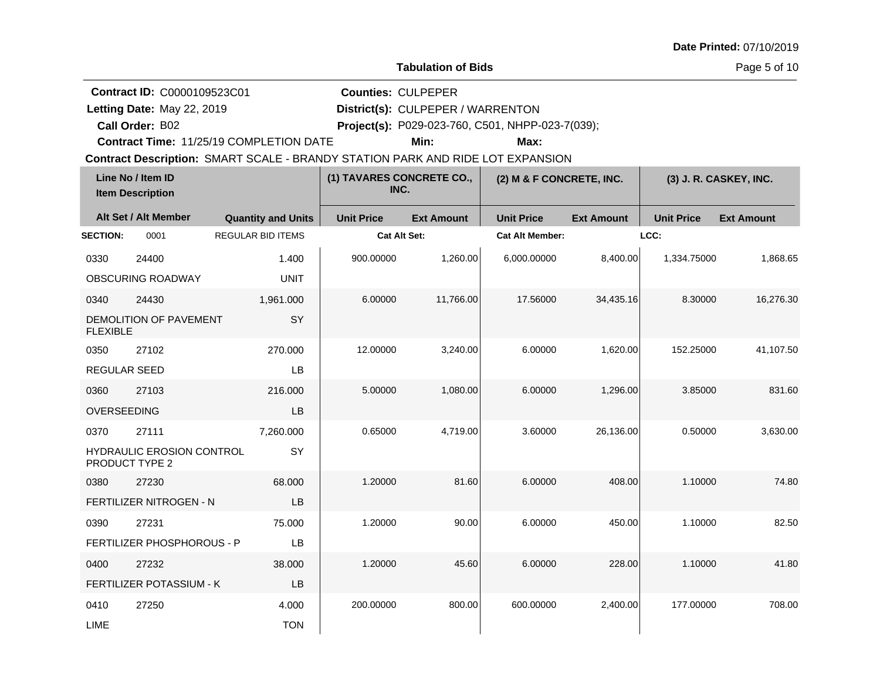Date Printed: 07/10/2019

**Tabulation of Bids**

**Contract ID:** C0000109523C01
**Letting Date:** May 22, 2019
**Call Order:** B02
**Contract Time:** 11/25/19 COMPLETION DATE

**Counties:** CULPEPER
**District(s):** CULPEPER / WARRENTON
**Project(s):** P029-023-760, C501, NHPP-023-7(039);
**Min:** **Max:**

**Contract Description:** SMART SCALE - BRANDY STATION PARK AND RIDE LOT EXPANSION

| Line No / Item ID | Item Description | Quantity and Units | (1) TAVARES CONCRETE CO., INC. Unit Price | Ext Amount | (2) M & F CONCRETE, INC. Unit Price | Ext Amount | (3) J. R. CASKEY, INC. Unit Price | Ext Amount |
|---|---|---|---|---|---|---|---|---|
| **SECTION:** 0001 | REGULAR BID ITEMS | | Cat Alt Set: | | Cat Alt Member: | | LCC: | |
| 0330 24400 | OBSCURING ROADWAY | 1.400 UNIT | 900.00000 | 1,260.00 | 6,000.00000 | 8,400.00 | 1,334.75000 | 1,868.65 |
| 0340 24430 | DEMOLITION OF PAVEMENT FLEXIBLE | 1,961.000 SY | 6.00000 | 11,766.00 | 17.56000 | 34,435.16 | 8.30000 | 16,276.30 |
| 0350 27102 | REGULAR SEED | 270.000 LB | 12.00000 | 3,240.00 | 6.00000 | 1,620.00 | 152.25000 | 41,107.50 |
| 0360 27103 | OVERSEEDING | 216.000 LB | 5.00000 | 1,080.00 | 6.00000 | 1,296.00 | 3.85000 | 831.60 |
| 0370 27111 | HYDRAULIC EROSION CONTROL PRODUCT TYPE 2 | 7,260.000 SY | 0.65000 | 4,719.00 | 3.60000 | 26,136.00 | 0.50000 | 3,630.00 |
| 0380 27230 | FERTILIZER NITROGEN - N | 68.000 LB | 1.20000 | 81.60 | 6.00000 | 408.00 | 1.10000 | 74.80 |
| 0390 27231 | FERTILIZER PHOSPHOROUS - P | 75.000 LB | 1.20000 | 90.00 | 6.00000 | 450.00 | 1.10000 | 82.50 |
| 0400 27232 | FERTILIZER POTASSIUM - K | 38.000 LB | 1.20000 | 45.60 | 6.00000 | 228.00 | 1.10000 | 41.80 |
| 0410 27250 | LIME | 4.000 TON | 200.00000 | 800.00 | 600.00000 | 2,400.00 | 177.00000 | 708.00 |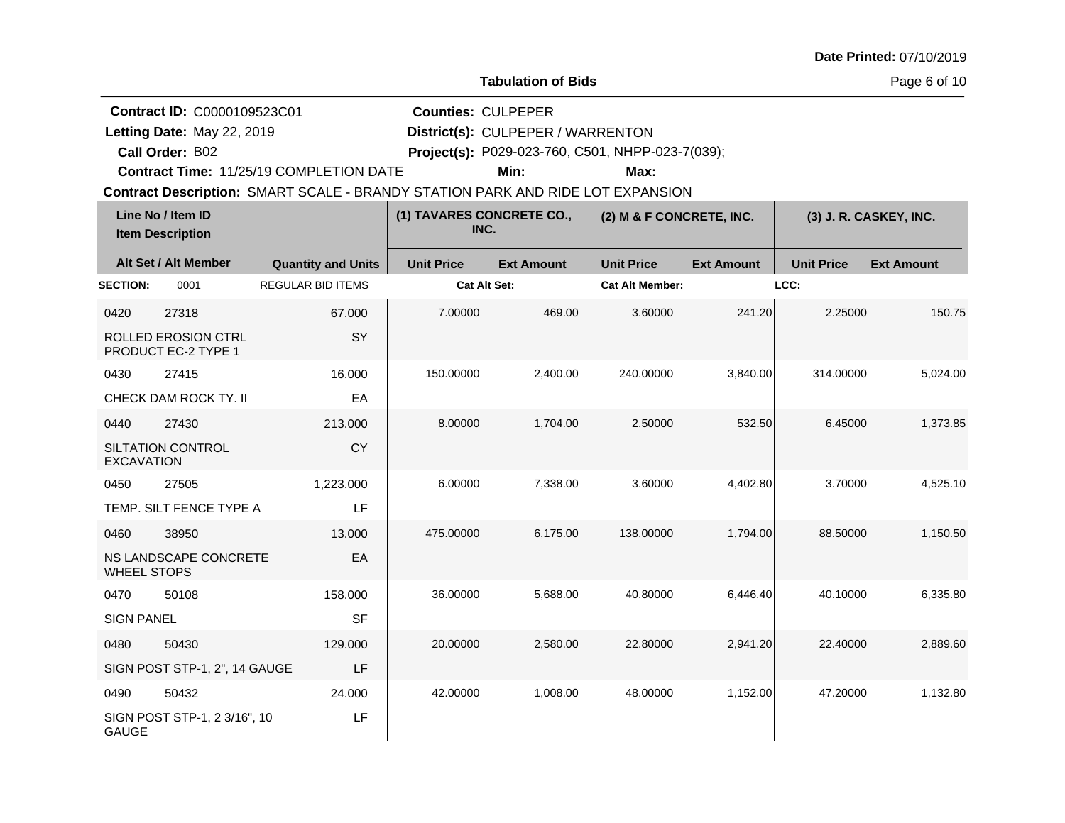**Date Printed:** 07/10/2019

## Tabulation of Bids

**Contract ID:** C0000109523C01
**Letting Date:** May 22, 2019
**Call Order:** B02
**Contract Time:** 11/25/19 COMPLETION DATE

**Counties:** CULPEPER
**District(s):** CULPEPER / WARRENTON
**Project(s):** P029-023-760, C501, NHPP-023-7(039);
**Min:** **Max:**

**Contract Description:** SMART SCALE - BRANDY STATION PARK AND RIDE LOT EXPANSION

| Line No / Item ID | Item Description | Quantity and Units | (1) TAVARES CONCRETE CO., INC. Unit Price | (1) Ext Amount | (2) M & F CONCRETE, INC. Unit Price | (2) Ext Amount | (3) J. R. CASKEY, INC. Unit Price | (3) Ext Amount |
|---|---|---|---|---|---|---|---|---|
| **SECTION:** 0001 | REGULAR BID ITEMS | | Cat Alt Set: | | Cat Alt Member: | | LCC: | |
| 0420 27318 | ROLLED EROSION CTRL PRODUCT EC-2 TYPE 1 | 67.000 SY | 7.00000 | 469.00 | 3.60000 | 241.20 | 2.25000 | 150.75 |
| 0430 27415 | CHECK DAM ROCK TY. II | 16.000 EA | 150.00000 | 2,400.00 | 240.00000 | 3,840.00 | 314.00000 | 5,024.00 |
| 0440 27430 | SILTATION CONTROL EXCAVATION | 213.000 CY | 8.00000 | 1,704.00 | 2.50000 | 532.50 | 6.45000 | 1,373.85 |
| 0450 27505 | TEMP. SILT FENCE TYPE A | 1,223.000 LF | 6.00000 | 7,338.00 | 3.60000 | 4,402.80 | 3.70000 | 4,525.10 |
| 0460 38950 | NS LANDSCAPE CONCRETE WHEEL STOPS | 13.000 EA | 475.00000 | 6,175.00 | 138.00000 | 1,794.00 | 88.50000 | 1,150.50 |
| 0470 50108 | SIGN PANEL | 158.000 SF | 36.00000 | 5,688.00 | 40.80000 | 6,446.40 | 40.10000 | 6,335.80 |
| 0480 50430 | SIGN POST STP-1, 2", 14 GAUGE | 129.000 LF | 20.00000 | 2,580.00 | 22.80000 | 2,941.20 | 22.40000 | 2,889.60 |
| 0490 50432 | SIGN POST STP-1, 2 3/16", 10 GAUGE | 24.000 LF | 42.00000 | 1,008.00 | 48.00000 | 1,152.00 | 47.20000 | 1,132.80 |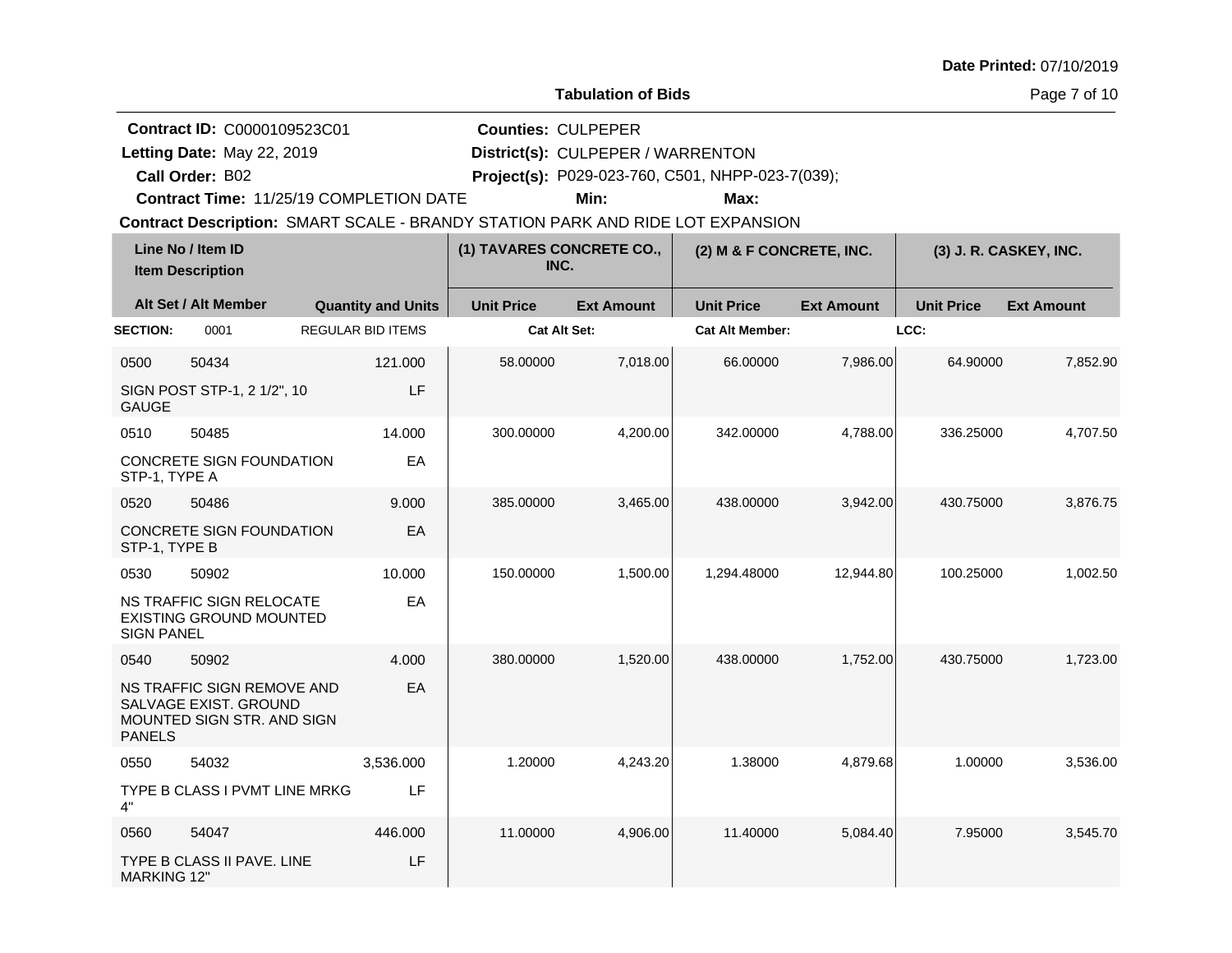**Date Printed:** 07/10/2019

**Tabulation of Bids**

**Contract ID:** C0000109523C01
**Letting Date:** May 22, 2019
**Call Order:** B02
**Contract Time:** 11/25/19 COMPLETION DATE

**Counties:** CULPEPER
**District(s):** CULPEPER / WARRENTON
**Project(s):** P029-023-760, C501, NHPP-023-7(039);
**Min:** **Max:**

**Contract Description:** SMART SCALE - BRANDY STATION PARK AND RIDE LOT EXPANSION

| Line No / Item ID | Item Description | Quantity and Units | (1) TAVARES CONCRETE CO., INC. Unit Price | Ext Amount | (2) M & F CONCRETE, INC. Unit Price | Ext Amount | (3) J. R. CASKEY, INC. Unit Price | Ext Amount |
|---|---|---|---|---|---|---|---|---|
| **SECTION:** 0001 | REGULAR BID ITEMS | | **Cat Alt Set:** | | **Cat Alt Member:** | | **LCC:** | |
| 0500 50434 | SIGN POST STP-1, 2 1/2", 10 GAUGE | 121.000 LF | 58.00000 | 7,018.00 | 66.00000 | 7,986.00 | 64.90000 | 7,852.90 |
| 0510 50485 | CONCRETE SIGN FOUNDATION STP-1, TYPE A | 14.000 EA | 300.00000 | 4,200.00 | 342.00000 | 4,788.00 | 336.25000 | 4,707.50 |
| 0520 50486 | CONCRETE SIGN FOUNDATION STP-1, TYPE B | 9.000 EA | 385.00000 | 3,465.00 | 438.00000 | 3,942.00 | 430.75000 | 3,876.75 |
| 0530 50902 | NS TRAFFIC SIGN RELOCATE EXISTING GROUND MOUNTED SIGN PANEL | 10.000 EA | 150.00000 | 1,500.00 | 1,294.48000 | 12,944.80 | 100.25000 | 1,002.50 |
| 0540 50902 | NS TRAFFIC SIGN REMOVE AND SALVAGE EXIST. GROUND MOUNTED SIGN STR. AND SIGN PANELS | 4.000 EA | 380.00000 | 1,520.00 | 438.00000 | 1,752.00 | 430.75000 | 1,723.00 |
| 0550 54032 | TYPE B CLASS I PVMT LINE MRKG 4" | 3,536.000 LF | 1.20000 | 4,243.20 | 1.38000 | 4,879.68 | 1.00000 | 3,536.00 |
| 0560 54047 | TYPE B CLASS II PAVE. LINE MARKING 12" | 446.000 LF | 11.00000 | 4,906.00 | 11.40000 | 5,084.40 | 7.95000 | 3,545.70 |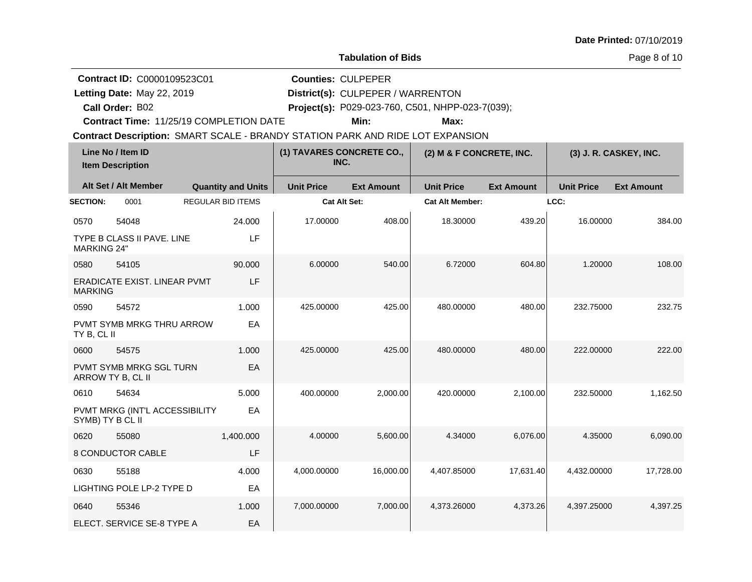Date Printed: 07/10/2019

**Tabulation of Bids**

**Contract ID:** C0000109523C01
**Letting Date:** May 22, 2019
**Call Order:** B02
**Contract Time:** 11/25/19 COMPLETION DATE
**Counties:** CULPEPER
**District(s):** CULPEPER / WARRENTON
**Project(s):** P029-023-760, C501, NHPP-023-7(039);
**Min:**
**Max:**
**Contract Description:** SMART SCALE - BRANDY STATION PARK AND RIDE LOT EXPANSION

| Line No / Item ID / Item Description | Alt Set / Alt Member | Quantity and Units | (1) TAVARES CONCRETE CO., INC. Unit Price | (1) Ext Amount | (2) M & F CONCRETE, INC. Unit Price | (2) Ext Amount | (3) J. R. CASKEY, INC. Unit Price | (3) Ext Amount |
|---|---|---|---|---|---|---|---|---|
| **SECTION:** 0001 | REGULAR BID ITEMS | | Cat Alt Set: | | Cat Alt Member: | | LCC: | |
| 0570 54048 TYPE B CLASS II PAVE. LINE MARKING 24" | | 24.000 LF | 17.00000 | 408.00 | 18.30000 | 439.20 | 16.00000 | 384.00 |
| 0580 54105 ERADICATE EXIST. LINEAR PVMT MARKING | | 90.000 LF | 6.00000 | 540.00 | 6.72000 | 604.80 | 1.20000 | 108.00 |
| 0590 54572 PVMT SYMB MRKG THRU ARROW TY B, CL II | | 1.000 EA | 425.00000 | 425.00 | 480.00000 | 480.00 | 232.75000 | 232.75 |
| 0600 54575 PVMT SYMB MRKG SGL TURN ARROW TY B, CL II | | 1.000 EA | 425.00000 | 425.00 | 480.00000 | 480.00 | 222.00000 | 222.00 |
| 0610 54634 PVMT MRKG (INT'L ACCESSIBILITY SYMB) TY B CL II | | 5.000 EA | 400.00000 | 2,000.00 | 420.00000 | 2,100.00 | 232.50000 | 1,162.50 |
| 0620 55080 8 CONDUCTOR CABLE | | 1,400.000 LF | 4.00000 | 5,600.00 | 4.34000 | 6,076.00 | 4.35000 | 6,090.00 |
| 0630 55188 LIGHTING POLE LP-2 TYPE D | | 4.000 EA | 4,000.00000 | 16,000.00 | 4,407.85000 | 17,631.40 | 4,432.00000 | 17,728.00 |
| 0640 55346 ELECT. SERVICE SE-8 TYPE A | | 1.000 EA | 7,000.00000 | 7,000.00 | 4,373.26000 | 4,373.26 | 4,397.25000 | 4,397.25 |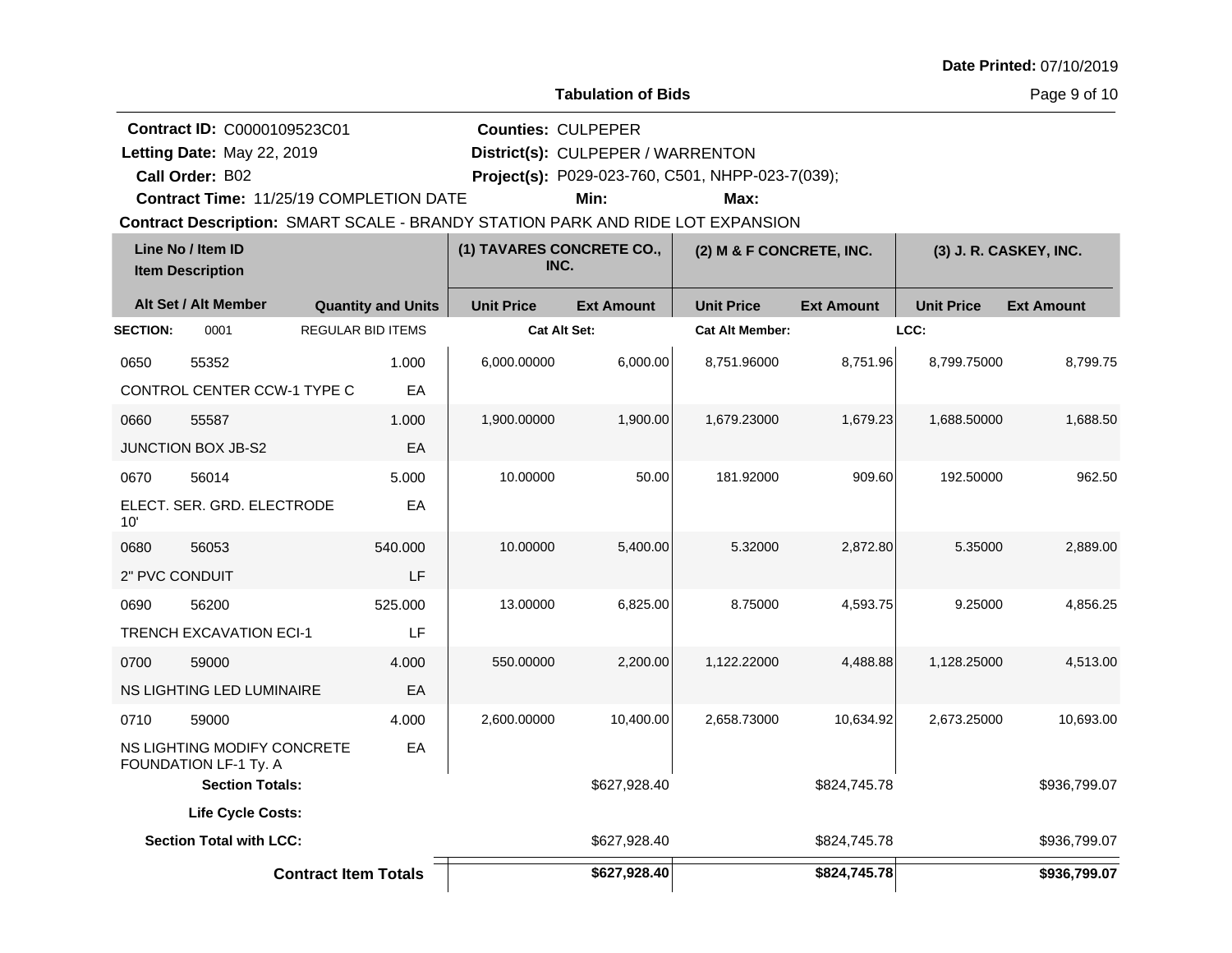Date Printed: 07/10/2019

**Tabulation of Bids**

**Contract ID:** C0000109523C01
**Letting Date:** May 22, 2019
**Call Order:** B02
**Contract Time:** 11/25/19 COMPLETION DATE
**Counties:** CULPEPER
**District(s):** CULPEPER / WARRENTON
**Project(s):** P029-023-760, C501, NHPP-023-7(039);
**Min:** **Max:**
**Contract Description:** SMART SCALE - BRANDY STATION PARK AND RIDE LOT EXPANSION

| Line No / Item ID | Item Description | Quantity and Units | (1) TAVARES CONCRETE CO., INC. Unit Price | (1) Ext Amount | (2) M & F CONCRETE, INC. Unit Price | (2) Ext Amount | (3) J. R. CASKEY, INC. Unit Price | (3) Ext Amount |
|---|---|---|---|---|---|---|---|---|
| **SECTION:** 0001 | REGULAR BID ITEMS | | Cat Alt Set: | | Cat Alt Member: | | LCC: | |
| 0650 55352 | CONTROL CENTER CCW-1 TYPE C | 1.000 EA | 6,000.00000 | 6,000.00 | 8,751.96000 | 8,751.96 | 8,799.75000 | 8,799.75 |
| 0660 55587 | JUNCTION BOX JB-S2 | 1.000 EA | 1,900.00000 | 1,900.00 | 1,679.23000 | 1,679.23 | 1,688.50000 | 1,688.50 |
| 0670 56014 | ELECT. SER. GRD. ELECTRODE 10' | 5.000 EA | 10.00000 | 50.00 | 181.92000 | 909.60 | 192.50000 | 962.50 |
| 0680 56053 | 2" PVC CONDUIT | 540.000 LF | 10.00000 | 5,400.00 | 5.32000 | 2,872.80 | 5.35000 | 2,889.00 |
| 0690 56200 | TRENCH EXCAVATION ECI-1 | 525.000 LF | 13.00000 | 6,825.00 | 8.75000 | 4,593.75 | 9.25000 | 4,856.25 |
| 0700 59000 | NS LIGHTING LED LUMINAIRE | 4.000 EA | 550.00000 | 2,200.00 | 1,122.22000 | 4,488.88 | 1,128.25000 | 4,513.00 |
| 0710 59000 | NS LIGHTING MODIFY CONCRETE FOUNDATION LF-1 Ty. A | 4.000 EA | 2,600.00000 | 10,400.00 | 2,658.73000 | 10,634.92 | 2,673.25000 | 10,693.00 |
| **Section Totals:** | | | | $627,928.40 | | $824,745.78 | | $936,799.07 |
| **Life Cycle Costs:** | | | | | | | | |
| **Section Total with LCC:** | | | | $627,928.40 | | $824,745.78 | | $936,799.07 |
| **Contract Item Totals** | | | | **$627,928.40** | | **$824,745.78** | | **$936,799.07** |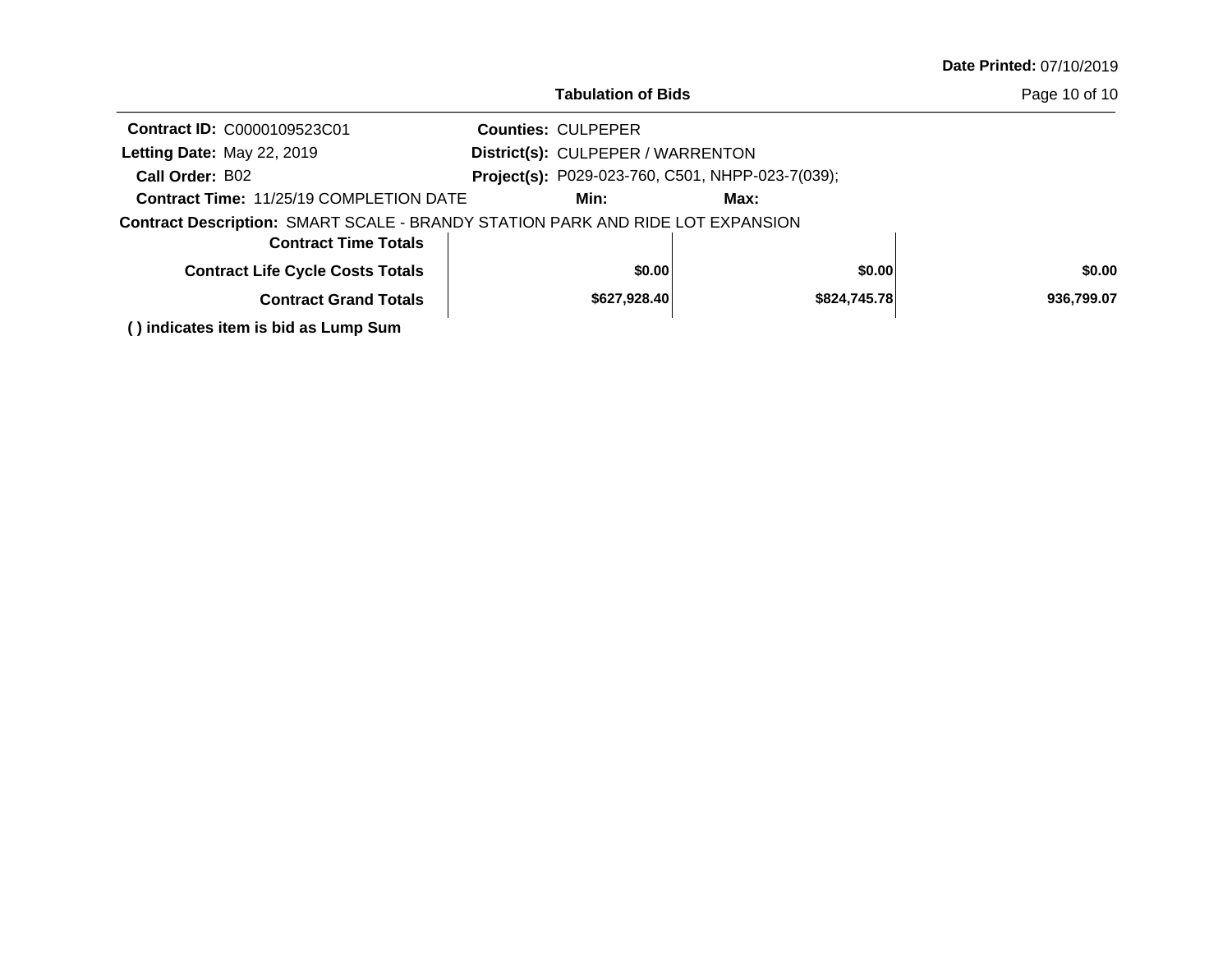**Date Printed:** 07/10/2019

**Tabulation of Bids**

**Contract ID:** C0000109523C01
**Letting Date:** May 22, 2019
**Call Order:** B02
**Contract Time:** 11/25/19 COMPLETION DATE

**Counties:** CULPEPER
**District(s):** CULPEPER / WARRENTON
**Project(s):** P029-023-760, C501, NHPP-023-7(039);
**Min:**   **Max:**

**Contract Description:** SMART SCALE - BRANDY STATION PARK AND RIDE LOT EXPANSION

| | | | |
|---|---|---|---|
| **Contract Time Totals** | | | |
| **Contract Life Cycle Costs Totals** | **$0.00** | **$0.00** | **$0.00** |
| **Contract Grand Totals** | **$627,928.40** | **$824,745.78** | **936,799.07** |

**( ) indicates item is bid as Lump Sum**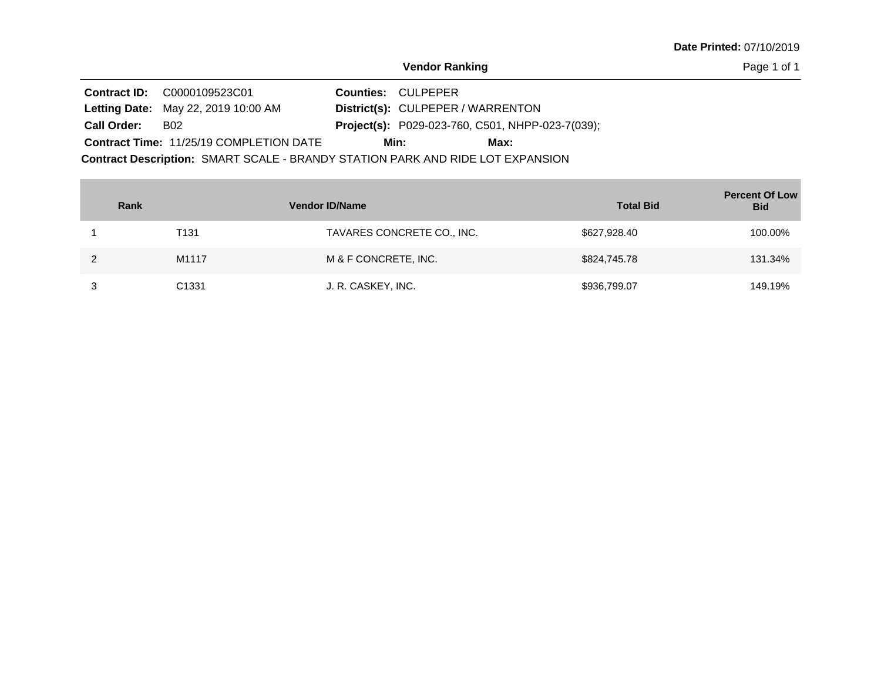Date Printed: 07/10/2019

## Vendor Ranking

**Contract ID:** C0000109523C01
**Letting Date:** May 22, 2019 10:00 AM
**Call Order:** B02
**Contract Time:** 11/25/19 COMPLETION DATE
**Counties:** CULPEPER
**District(s):** CULPEPER / WARRENTON
**Project(s):** P029-023-760, C501, NHPP-023-7(039);
**Min:**
**Max:**
**Contract Description:** SMART SCALE - BRANDY STATION PARK AND RIDE LOT EXPANSION

| Rank | Vendor ID/Name | | Total Bid | Percent Of Low Bid |
|---|---|---|---|---|
| 1 | T131 | TAVARES CONCRETE CO., INC. | $627,928.40 | 100.00% |
| 2 | M1117 | M & F CONCRETE, INC. | $824,745.78 | 131.34% |
| 3 | C1331 | J. R. CASKEY, INC. | $936,799.07 | 149.19% |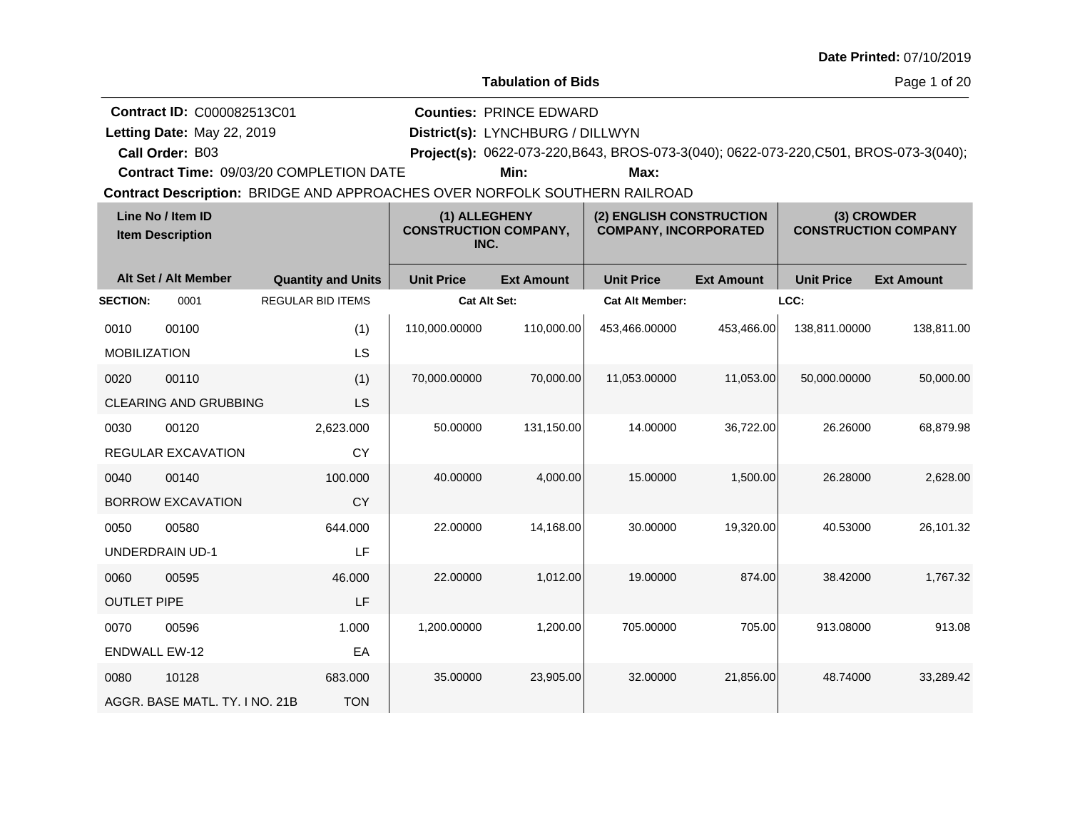Date Printed: 07/10/2019

# Tabulation of Bids

**Contract ID:** C000082513C01
**Letting Date:** May 22, 2019
**Call Order:** B03
**Contract Time:** 09/03/20 COMPLETION DATE

**Counties:** PRINCE EDWARD
**District(s):** LYNCHBURG / DILLWYN
**Project(s):** 0622-073-220,B643, BROS-073-3(040); 0622-073-220,C501, BROS-073-3(040);
**Min:**
**Max:**

**Contract Description:** BRIDGE AND APPROACHES OVER NORFOLK SOUTHERN RAILROAD

| Line No / Item ID | | Item Description | (1) ALLEGHENY CONSTRUCTION COMPANY, INC. | | (2) ENGLISH CONSTRUCTION COMPANY, INCORPORATED | | (3) CROWDER CONSTRUCTION COMPANY | |
|---|---|---|---|---|---|---|---|---|
| Alt Set / Alt Member | | Quantity and Units | Unit Price | Ext Amount | Unit Price | Ext Amount | Unit Price | Ext Amount |
| **SECTION:** | 0001 | REGULAR BID ITEMS | **Cat Alt Set:** | | **Cat Alt Member:** | | **LCC:** | |
| 0010 | 00100 | (1) | 110,000.00000 | 110,000.00 | 453,466.00000 | 453,466.00 | 138,811.00000 | 138,811.00 |
| MOBILIZATION | | LS | | | | | | |
| 0020 | 00110 | (1) | 70,000.00000 | 70,000.00 | 11,053.00000 | 11,053.00 | 50,000.00000 | 50,000.00 |
| CLEARING AND GRUBBING | | LS | | | | | | |
| 0030 | 00120 | 2,623.000 | 50.00000 | 131,150.00 | 14.00000 | 36,722.00 | 26.26000 | 68,879.98 |
| REGULAR EXCAVATION | | CY | | | | | | |
| 0040 | 00140 | 100.000 | 40.00000 | 4,000.00 | 15.00000 | 1,500.00 | 26.28000 | 2,628.00 |
| BORROW EXCAVATION | | CY | | | | | | |
| 0050 | 00580 | 644.000 | 22.00000 | 14,168.00 | 30.00000 | 19,320.00 | 40.53000 | 26,101.32 |
| UNDERDRAIN UD-1 | | LF | | | | | | |
| 0060 | 00595 | 46.000 | 22.00000 | 1,012.00 | 19.00000 | 874.00 | 38.42000 | 1,767.32 |
| OUTLET PIPE | | LF | | | | | | |
| 0070 | 00596 | 1.000 | 1,200.00000 | 1,200.00 | 705.00000 | 705.00 | 913.08000 | 913.08 |
| ENDWALL EW-12 | | EA | | | | | | |
| 0080 | 10128 | 683.000 | 35.00000 | 23,905.00 | 32.00000 | 21,856.00 | 48.74000 | 33,289.42 |
| AGGR. BASE MATL. TY. I NO. 21B | | TON | | | | | | |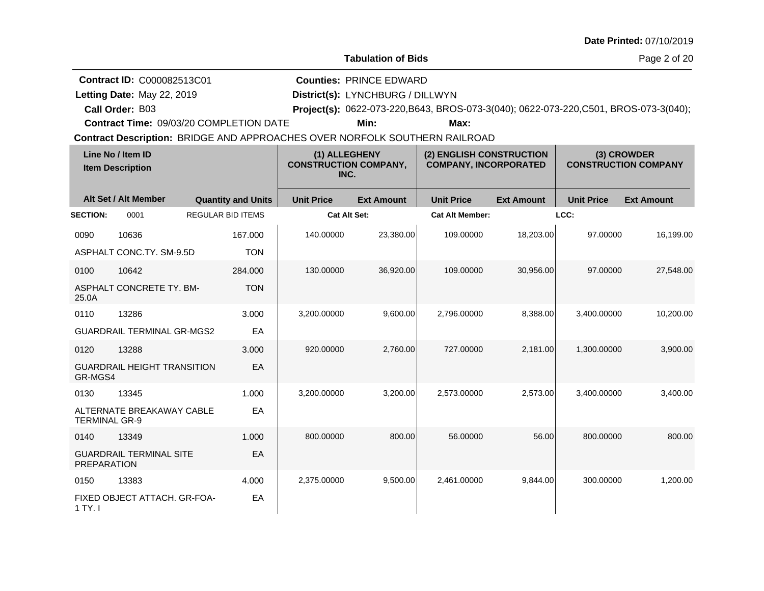Date Printed: 07/10/2019

## Tabulation of Bids

**Contract ID:** C000082513C01
**Letting Date:** May 22, 2019
**Call Order:** B03
**Contract Time:** 09/03/20 COMPLETION DATE

**Counties:** PRINCE EDWARD
**District(s):** LYNCHBURG / DILLWYN
**Project(s):** 0622-073-220,B643, BROS-073-3(040); 0622-073-220,C501, BROS-073-3(040);
**Min:**
**Max:**

**Contract Description:** BRIDGE AND APPROACHES OVER NORFOLK SOUTHERN RAILROAD

| Line No / Item ID | Item Description | Quantity and Units | (1) ALLEGHENY CONSTRUCTION COMPANY, INC. Unit Price | (1) Ext Amount | (2) ENGLISH CONSTRUCTION COMPANY, INCORPORATED Unit Price | (2) Ext Amount | (3) CROWDER CONSTRUCTION COMPANY Unit Price | (3) Ext Amount |
|---|---|---|---|---|---|---|---|---|
| **SECTION:** 0001 | REGULAR BID ITEMS | | Cat Alt Set: | | Cat Alt Member: | | LCC: | |
| 0090 / 10636 | ASPHALT CONC.TY. SM-9.5D | 167.000 TON | 140.00000 | 23,380.00 | 109.00000 | 18,203.00 | 97.00000 | 16,199.00 |
| 0100 / 10642 | ASPHALT CONCRETE TY. BM-25.0A | 284.000 TON | 130.00000 | 36,920.00 | 109.00000 | 30,956.00 | 97.00000 | 27,548.00 |
| 0110 / 13286 | GUARDRAIL TERMINAL GR-MGS2 | 3.000 EA | 3,200.00000 | 9,600.00 | 2,796.00000 | 8,388.00 | 3,400.00000 | 10,200.00 |
| 0120 / 13288 | GUARDRAIL HEIGHT TRANSITION GR-MGS4 | 3.000 EA | 920.00000 | 2,760.00 | 727.00000 | 2,181.00 | 1,300.00000 | 3,900.00 |
| 0130 / 13345 | ALTERNATE BREAKAWAY CABLE TERMINAL GR-9 | 1.000 EA | 3,200.00000 | 3,200.00 | 2,573.00000 | 2,573.00 | 3,400.00000 | 3,400.00 |
| 0140 / 13349 | GUARDRAIL TERMINAL SITE PREPARATION | 1.000 EA | 800.00000 | 800.00 | 56.00000 | 56.00 | 800.00000 | 800.00 |
| 0150 / 13383 | FIXED OBJECT ATTACH. GR-FOA-1 TY. I | 4.000 EA | 2,375.00000 | 9,500.00 | 2,461.00000 | 9,844.00 | 300.00000 | 1,200.00 |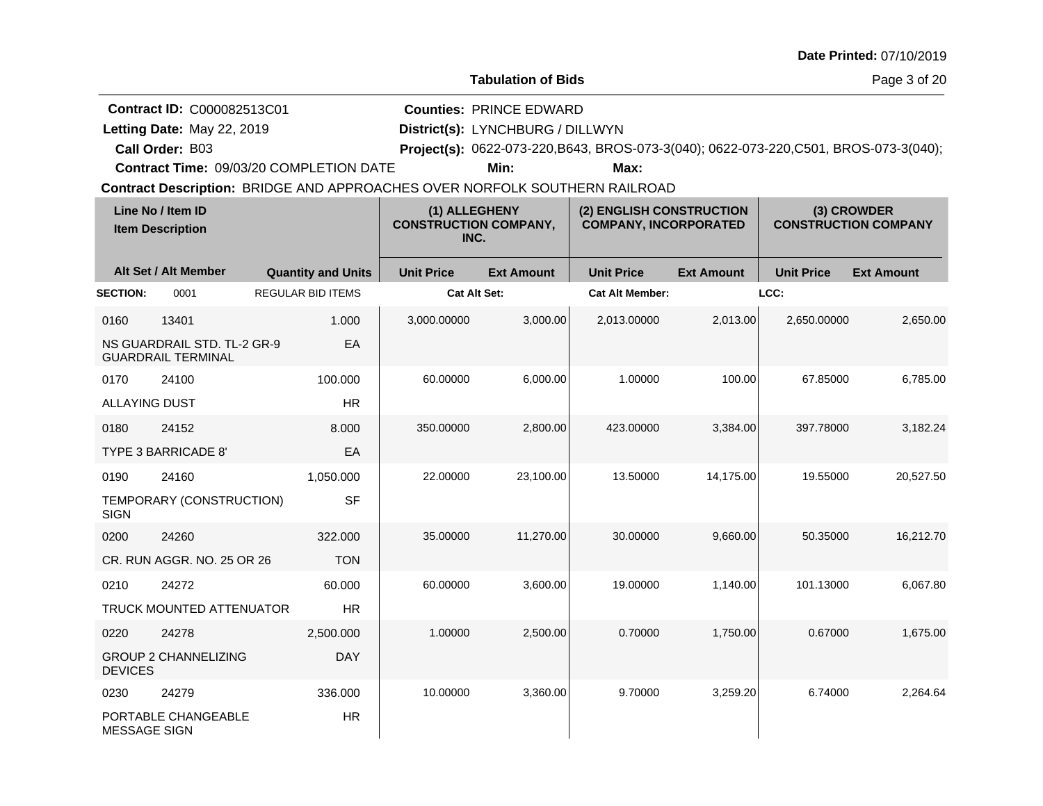Date Printed: 07/10/2019

**Tabulation of Bids**

**Contract ID:** C000082513C01
**Letting Date:** May 22, 2019
**Call Order:** B03
**Contract Time:** 09/03/20 COMPLETION DATE

**Counties:** PRINCE EDWARD
**District(s):** LYNCHBURG / DILLWYN
**Project(s):** 0622-073-220,B643, BROS-073-3(040); 0622-073-220,C501, BROS-073-3(040);
**Min:** **Max:**

**Contract Description:** BRIDGE AND APPROACHES OVER NORFOLK SOUTHERN RAILROAD

| Line No / Item ID / Item Description | | Quantity and Units | (1) ALLEGHENY CONSTRUCTION COMPANY, INC. | | (2) ENGLISH CONSTRUCTION COMPANY, INCORPORATED | | (3) CROWDER CONSTRUCTION COMPANY | |
|---|---|---|---|---|---|---|---|---|
| Alt Set / Alt Member | | | Unit Price | Ext Amount | Unit Price | Ext Amount | Unit Price | Ext Amount |
| **SECTION:** 0001 | | REGULAR BID ITEMS | Cat Alt Set: | | Cat Alt Member: | | LCC: | |
| 0160 | 13401 | 1.000 | 3,000.00000 | 3,000.00 | 2,013.00000 | 2,013.00 | 2,650.00000 | 2,650.00 |
| NS GUARDRAIL STD. TL-2 GR-9 GUARDRAIL TERMINAL | | EA | | | | | | |
| 0170 | 24100 | 100.000 | 60.00000 | 6,000.00 | 1.00000 | 100.00 | 67.85000 | 6,785.00 |
| ALLAYING DUST | | HR | | | | | | |
| 0180 | 24152 | 8.000 | 350.00000 | 2,800.00 | 423.00000 | 3,384.00 | 397.78000 | 3,182.24 |
| TYPE 3 BARRICADE 8' | | EA | | | | | | |
| 0190 | 24160 | 1,050.000 | 22.00000 | 23,100.00 | 13.50000 | 14,175.00 | 19.55000 | 20,527.50 |
| TEMPORARY (CONSTRUCTION) SIGN | | SF | | | | | | |
| 0200 | 24260 | 322.000 | 35.00000 | 11,270.00 | 30.00000 | 9,660.00 | 50.35000 | 16,212.70 |
| CR. RUN AGGR. NO. 25 OR 26 | | TON | | | | | | |
| 0210 | 24272 | 60.000 | 60.00000 | 3,600.00 | 19.00000 | 1,140.00 | 101.13000 | 6,067.80 |
| TRUCK MOUNTED ATTENUATOR | | HR | | | | | | |
| 0220 | 24278 | 2,500.000 | 1.00000 | 2,500.00 | 0.70000 | 1,750.00 | 0.67000 | 1,675.00 |
| GROUP 2 CHANNELIZING DEVICES | | DAY | | | | | | |
| 0230 | 24279 | 336.000 | 10.00000 | 3,360.00 | 9.70000 | 3,259.20 | 6.74000 | 2,264.64 |
| PORTABLE CHANGEABLE MESSAGE SIGN | | HR | | | | | | |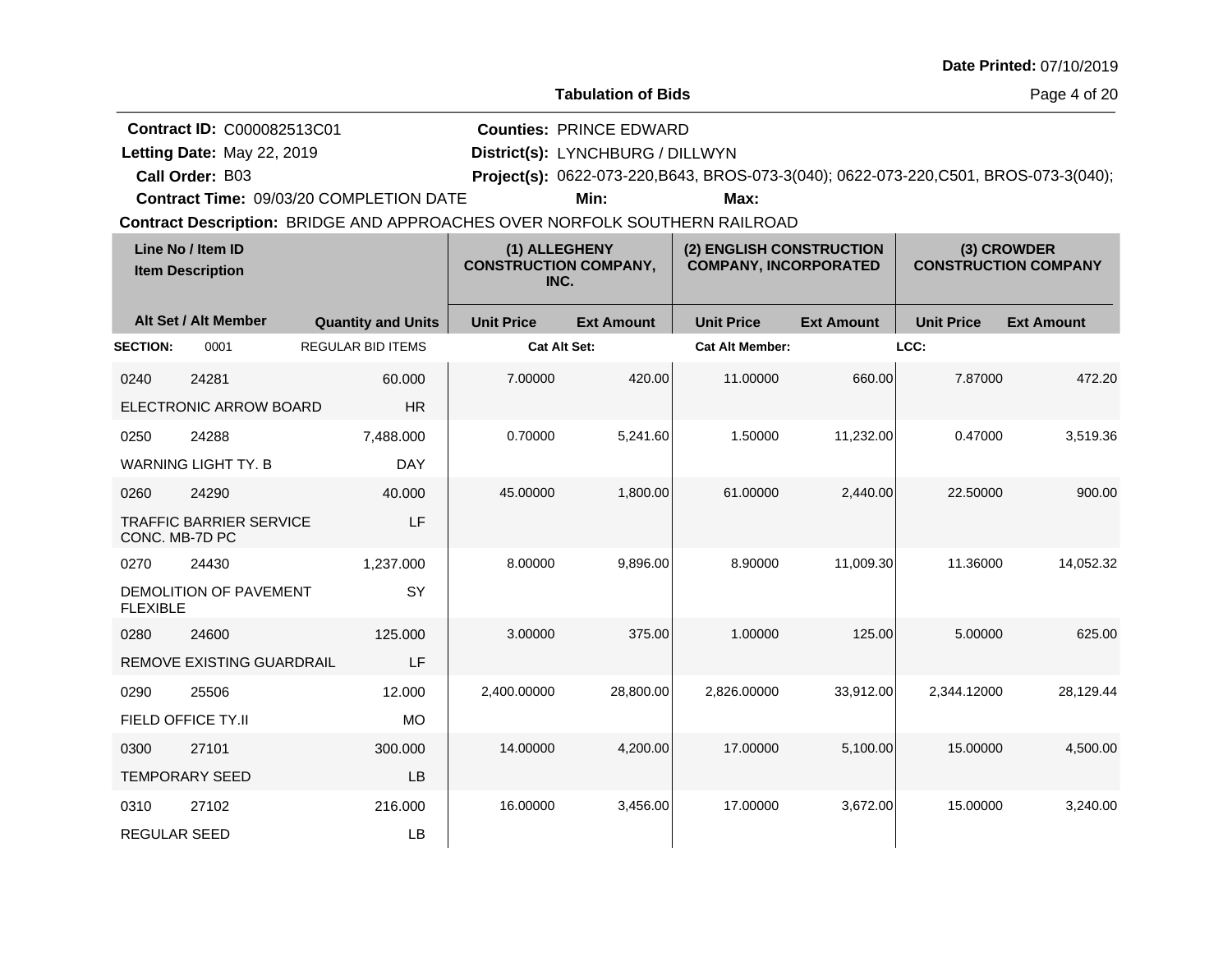Date Printed: 07/10/2019

**Tabulation of Bids**

**Contract ID:** C000082513C01
**Letting Date:** May 22, 2019
**Call Order:** B03
**Contract Time:** 09/03/20 COMPLETION DATE
**Counties:** PRINCE EDWARD
**District(s):** LYNCHBURG / DILLWYN
**Project(s):** 0622-073-220,B643, BROS-073-3(040); 0622-073-220,C501, BROS-073-3(040);
**Min:**
**Max:**
**Contract Description:** BRIDGE AND APPROACHES OVER NORFOLK SOUTHERN RAILROAD

| Line No / Item ID | Item Description | Quantity and Units | (1) ALLEGHENY CONSTRUCTION COMPANY, INC. Unit Price | (1) Ext Amount | (2) ENGLISH CONSTRUCTION COMPANY, INCORPORATED Unit Price | (2) Ext Amount | (3) CROWDER CONSTRUCTION COMPANY Unit Price | (3) Ext Amount |
|---|---|---|---|---|---|---|---|---|
| **SECTION:** 0001 | REGULAR BID ITEMS | | Cat Alt Set: | | Cat Alt Member: | | LCC: | |
| 0240 24281 | ELECTRONIC ARROW BOARD | 60.000 HR | 7.00000 | 420.00 | 11.00000 | 660.00 | 7.87000 | 472.20 |
| 0250 24288 | WARNING LIGHT TY. B | 7,488.000 DAY | 0.70000 | 5,241.60 | 1.50000 | 11,232.00 | 0.47000 | 3,519.36 |
| 0260 24290 | TRAFFIC BARRIER SERVICE CONC. MB-7D PC | 40.000 LF | 45.00000 | 1,800.00 | 61.00000 | 2,440.00 | 22.50000 | 900.00 |
| 0270 24430 | DEMOLITION OF PAVEMENT FLEXIBLE | 1,237.000 SY | 8.00000 | 9,896.00 | 8.90000 | 11,009.30 | 11.36000 | 14,052.32 |
| 0280 24600 | REMOVE EXISTING GUARDRAIL | 125.000 LF | 3.00000 | 375.00 | 1.00000 | 125.00 | 5.00000 | 625.00 |
| 0290 25506 | FIELD OFFICE TY.II | 12.000 MO | 2,400.00000 | 28,800.00 | 2,826.00000 | 33,912.00 | 2,344.12000 | 28,129.44 |
| 0300 27101 | TEMPORARY SEED | 300.000 LB | 14.00000 | 4,200.00 | 17.00000 | 5,100.00 | 15.00000 | 4,500.00 |
| 0310 27102 | REGULAR SEED | 216.000 LB | 16.00000 | 3,456.00 | 17.00000 | 3,672.00 | 15.00000 | 3,240.00 |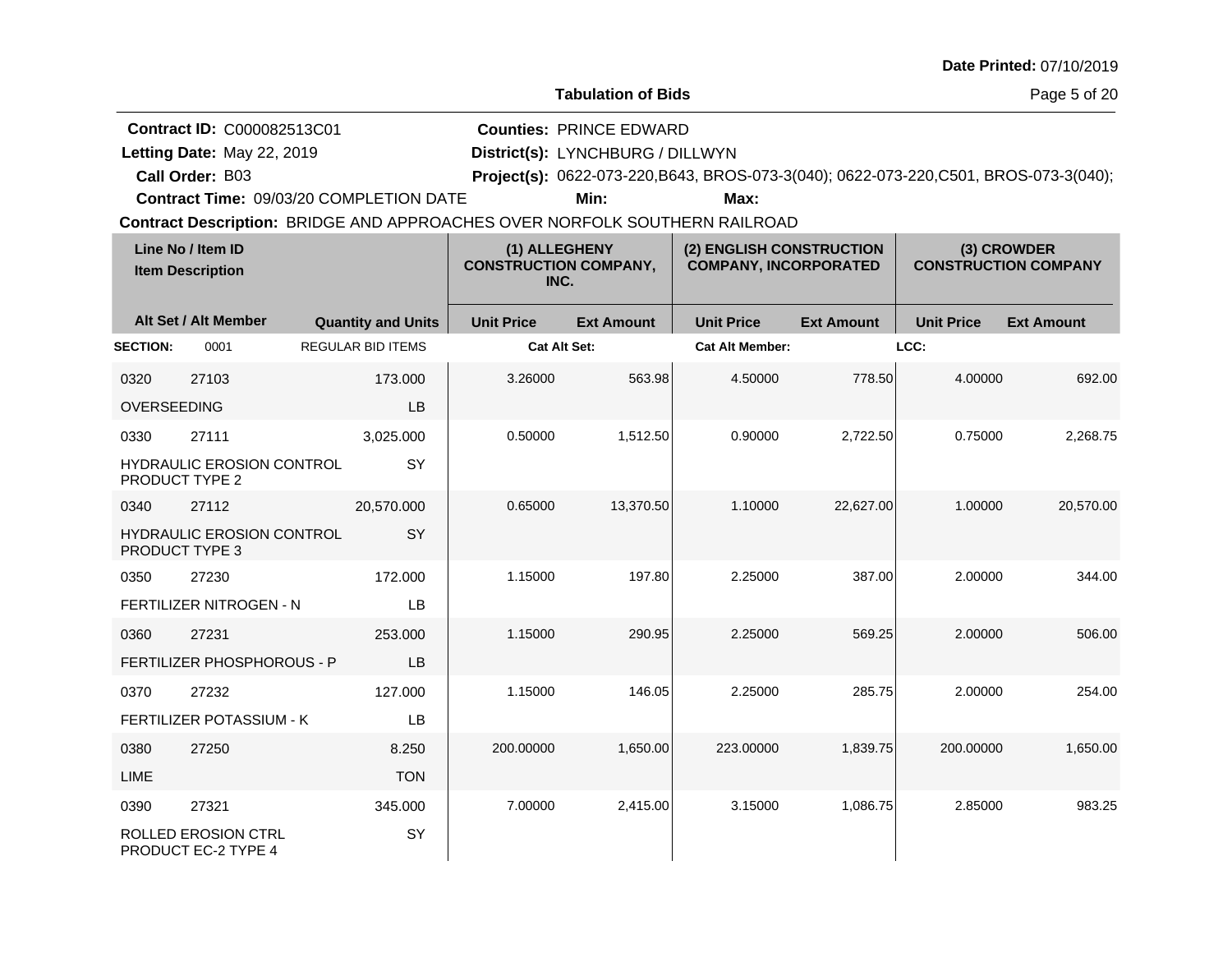Date Printed: 07/10/2019

# Tabulation of Bids

**Contract ID:** C000082513C01
**Letting Date:** May 22, 2019
**Call Order:** B03
**Contract Time:** 09/03/20 COMPLETION DATE

**Counties:** PRINCE EDWARD
**District(s):** LYNCHBURG / DILLWYN
**Project(s):** 0622-073-220,B643, BROS-073-3(040); 0622-073-220,C501, BROS-073-3(040);
**Min:**
**Max:**

**Contract Description:** BRIDGE AND APPROACHES OVER NORFOLK SOUTHERN RAILROAD

| Line No / Item ID | Item Description | Quantity and Units | (1) ALLEGHENY CONSTRUCTION COMPANY, INC. Unit Price | (1) Ext Amount | (2) ENGLISH CONSTRUCTION COMPANY, INCORPORATED Unit Price | (2) Ext Amount | (3) CROWDER CONSTRUCTION COMPANY Unit Price | (3) Ext Amount |
|---|---|---|---|---|---|---|---|---|
| **SECTION:** 0001 | REGULAR BID ITEMS | | Cat Alt Set: | | Cat Alt Member: | | LCC: | |
| 0320 27103 | OVERSEEDING | 173.000 LB | 3.26000 | 563.98 | 4.50000 | 778.50 | 4.00000 | 692.00 |
| 0330 27111 | HYDRAULIC EROSION CONTROL PRODUCT TYPE 2 | 3,025.000 SY | 0.50000 | 1,512.50 | 0.90000 | 2,722.50 | 0.75000 | 2,268.75 |
| 0340 27112 | HYDRAULIC EROSION CONTROL PRODUCT TYPE 3 | 20,570.000 SY | 0.65000 | 13,370.50 | 1.10000 | 22,627.00 | 1.00000 | 20,570.00 |
| 0350 27230 | FERTILIZER NITROGEN - N | 172.000 LB | 1.15000 | 197.80 | 2.25000 | 387.00 | 2.00000 | 344.00 |
| 0360 27231 | FERTILIZER PHOSPHOROUS - P | 253.000 LB | 1.15000 | 290.95 | 2.25000 | 569.25 | 2.00000 | 506.00 |
| 0370 27232 | FERTILIZER POTASSIUM - K | 127.000 LB | 1.15000 | 146.05 | 2.25000 | 285.75 | 2.00000 | 254.00 |
| 0380 27250 | LIME | 8.250 TON | 200.00000 | 1,650.00 | 223.00000 | 1,839.75 | 200.00000 | 1,650.00 |
| 0390 27321 | ROLLED EROSION CTRL PRODUCT EC-2 TYPE 4 | 345.000 SY | 7.00000 | 2,415.00 | 3.15000 | 1,086.75 | 2.85000 | 983.25 |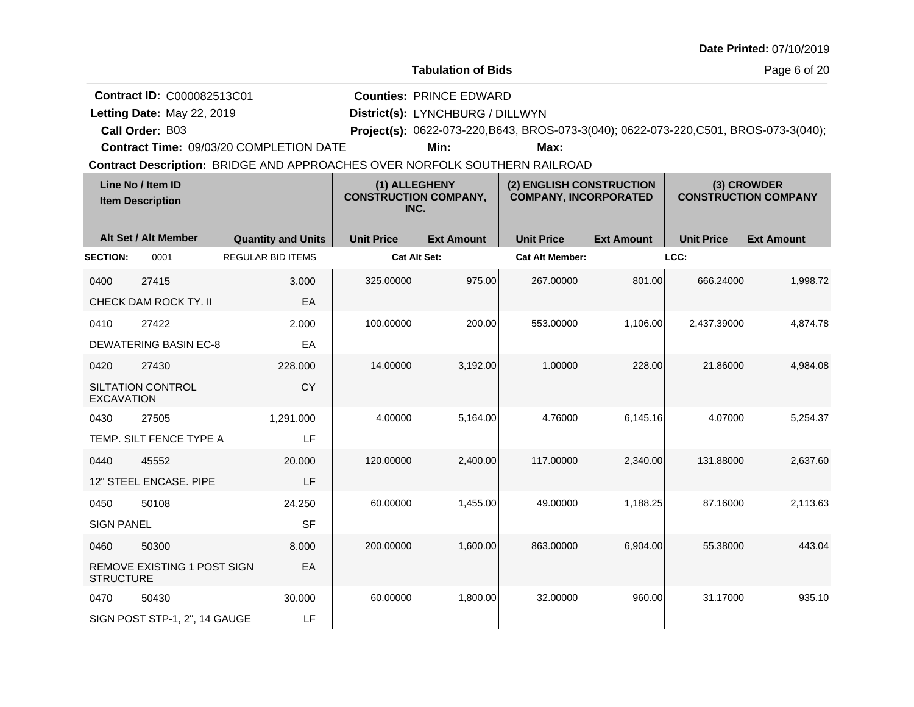Date Printed: 07/10/2019

**Tabulation of Bids**

**Contract ID:** C000082513C01
**Letting Date:** May 22, 2019
**Call Order:** B03
**Contract Time:** 09/03/20 COMPLETION DATE

**Counties:** PRINCE EDWARD
**District(s):** LYNCHBURG / DILLWYN
**Project(s):** 0622-073-220,B643, BROS-073-3(040); 0622-073-220,C501, BROS-073-3(040);
**Min:**
**Max:**

**Contract Description:** BRIDGE AND APPROACHES OVER NORFOLK SOUTHERN RAILROAD

| Line No / Item ID / Item Description | Alt Set / Alt Member | Quantity and Units | (1) ALLEGHENY CONSTRUCTION COMPANY, INC. Unit Price | (1) Ext Amount | (2) ENGLISH CONSTRUCTION COMPANY, INCORPORATED Unit Price | (2) Ext Amount | (3) CROWDER CONSTRUCTION COMPANY Unit Price | (3) Ext Amount |
|---|---|---|---|---|---|---|---|---|
| **SECTION:** 0001 | | REGULAR BID ITEMS | Cat Alt Set: | | Cat Alt Member: | | LCC: | |
| 0400 27415 CHECK DAM ROCK TY. II | | 3.000 EA | 325.00000 | 975.00 | 267.00000 | 801.00 | 666.24000 | 1,998.72 |
| 0410 27422 DEWATERING BASIN EC-8 | | 2.000 EA | 100.00000 | 200.00 | 553.00000 | 1,106.00 | 2,437.39000 | 4,874.78 |
| 0420 27430 SILTATION CONTROL EXCAVATION | | 228.000 CY | 14.00000 | 3,192.00 | 1.00000 | 228.00 | 21.86000 | 4,984.08 |
| 0430 27505 TEMP. SILT FENCE TYPE A | | 1,291.000 LF | 4.00000 | 5,164.00 | 4.76000 | 6,145.16 | 4.07000 | 5,254.37 |
| 0440 45552 12" STEEL ENCASE. PIPE | | 20.000 LF | 120.00000 | 2,400.00 | 117.00000 | 2,340.00 | 131.88000 | 2,637.60 |
| 0450 50108 SIGN PANEL | | 24.250 SF | 60.00000 | 1,455.00 | 49.00000 | 1,188.25 | 87.16000 | 2,113.63 |
| 0460 50300 REMOVE EXISTING 1 POST SIGN STRUCTURE | | 8.000 EA | 200.00000 | 1,600.00 | 863.00000 | 6,904.00 | 55.38000 | 443.04 |
| 0470 50430 SIGN POST STP-1, 2", 14 GAUGE | | 30.000 LF | 60.00000 | 1,800.00 | 32.00000 | 960.00 | 31.17000 | 935.10 |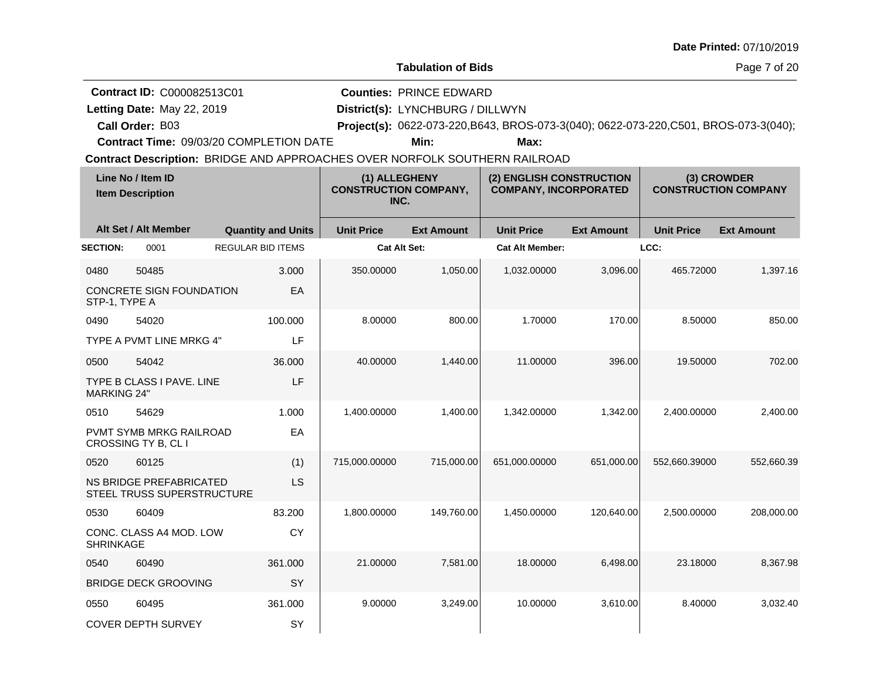**Date Printed:** 07/10/2019

**Tabulation of Bids**

**Contract ID:** C000082513C01
**Letting Date:** May 22, 2019
**Call Order:** B03
**Contract Time:** 09/03/20 COMPLETION DATE

**Counties:** PRINCE EDWARD
**District(s):** LYNCHBURG / DILLWYN
**Project(s):** 0622-073-220,B643, BROS-073-3(040); 0622-073-220,C501, BROS-073-3(040);
**Min:**
**Max:**

**Contract Description:** BRIDGE AND APPROACHES OVER NORFOLK SOUTHERN RAILROAD

| Line No / Item ID | Item Description | Alt Set / Alt Member | Quantity and Units | (1) ALLEGHENY CONSTRUCTION COMPANY, INC. Unit Price | (1) ALLEGHENY CONSTRUCTION COMPANY, INC. Ext Amount | (2) ENGLISH CONSTRUCTION COMPANY, INCORPORATED Unit Price | (2) ENGLISH CONSTRUCTION COMPANY, INCORPORATED Ext Amount | (3) CROWDER CONSTRUCTION COMPANY Unit Price | (3) CROWDER CONSTRUCTION COMPANY Ext Amount |
|---|---|---|---|---|---|---|---|---|---|
| **SECTION:** 0001 | REGULAR BID ITEMS | | | Cat Alt Set: | | Cat Alt Member: | | LCC: | |
| 0480 / 50485 | CONCRETE SIGN FOUNDATION STP-1, TYPE A | | 3.000 EA | 350.00000 | 1,050.00 | 1,032.00000 | 3,096.00 | 465.72000 | 1,397.16 |
| 0490 / 54020 | TYPE A PVMT LINE MRKG 4" | | 100.000 LF | 8.00000 | 800.00 | 1.70000 | 170.00 | 8.50000 | 850.00 |
| 0500 / 54042 | TYPE B CLASS I PAVE. LINE MARKING 24" | | 36.000 LF | 40.00000 | 1,440.00 | 11.00000 | 396.00 | 19.50000 | 702.00 |
| 0510 / 54629 | PVMT SYMB MRKG RAILROAD CROSSING TY B, CL I | | 1.000 EA | 1,400.00000 | 1,400.00 | 1,342.00000 | 1,342.00 | 2,400.00000 | 2,400.00 |
| 0520 / 60125 | NS BRIDGE PREFABRICATED STEEL TRUSS SUPERSTRUCTURE | | (1) LS | 715,000.00000 | 715,000.00 | 651,000.00000 | 651,000.00 | 552,660.39000 | 552,660.39 |
| 0530 / 60409 | CONC. CLASS A4 MOD. LOW SHRINKAGE | | 83.200 CY | 1,800.00000 | 149,760.00 | 1,450.00000 | 120,640.00 | 2,500.00000 | 208,000.00 |
| 0540 / 60490 | BRIDGE DECK GROOVING | | 361.000 SY | 21.00000 | 7,581.00 | 18.00000 | 6,498.00 | 23.18000 | 8,367.98 |
| 0550 / 60495 | COVER DEPTH SURVEY | | 361.000 SY | 9.00000 | 3,249.00 | 10.00000 | 3,610.00 | 8.40000 | 3,032.40 |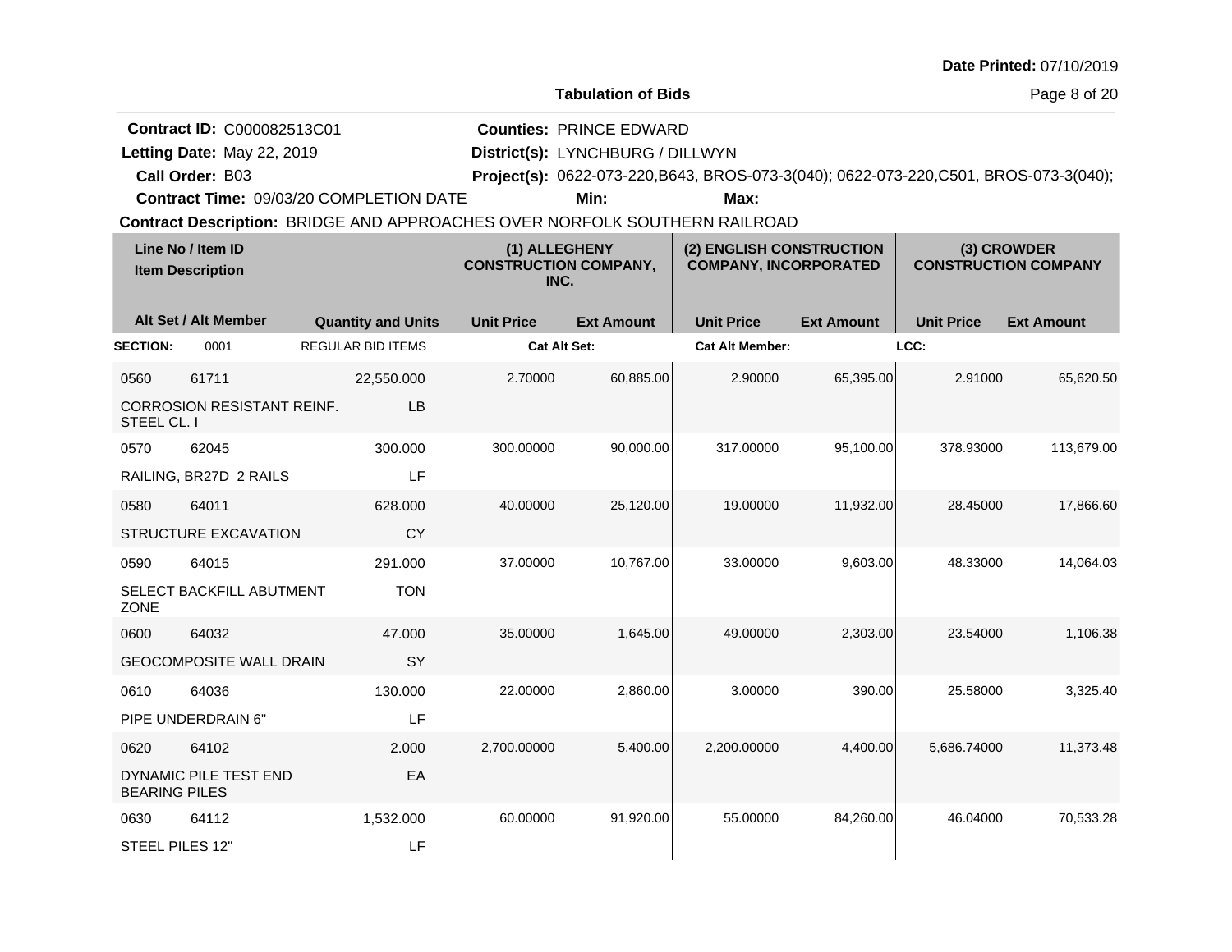**Date Printed:** 07/10/2019

**Tabulation of Bids**

**Contract ID:** C000082513C01
**Letting Date:** May 22, 2019
**Call Order:** B03
**Contract Time:** 09/03/20 COMPLETION DATE

**Counties:** PRINCE EDWARD
**District(s):** LYNCHBURG / DILLWYN
**Project(s):** 0622-073-220,B643, BROS-073-3(040); 0622-073-220,C501, BROS-073-3(040);
**Min:** **Max:**

**Contract Description:** BRIDGE AND APPROACHES OVER NORFOLK SOUTHERN RAILROAD

| Line No / Item ID | Item Description | Quantity and Units | (1) ALLEGHENY CONSTRUCTION COMPANY, INC. Unit Price | (1) Ext Amount | (2) ENGLISH CONSTRUCTION COMPANY, INCORPORATED Unit Price | (2) Ext Amount | (3) CROWDER CONSTRUCTION COMPANY Unit Price | (3) Ext Amount |
|---|---|---|---|---|---|---|---|---|
| **SECTION:** 0001 | REGULAR BID ITEMS | | Cat Alt Set: | | Cat Alt Member: | | LCC: | |
| 0560 61711 | CORROSION RESISTANT REINF. STEEL CL. I | 22,550.000 LB | 2.70000 | 60,885.00 | 2.90000 | 65,395.00 | 2.91000 | 65,620.50 |
| 0570 62045 | RAILING, BR27D 2 RAILS | 300.000 LF | 300.00000 | 90,000.00 | 317.00000 | 95,100.00 | 378.93000 | 113,679.00 |
| 0580 64011 | STRUCTURE EXCAVATION | 628.000 CY | 40.00000 | 25,120.00 | 19.00000 | 11,932.00 | 28.45000 | 17,866.60 |
| 0590 64015 | SELECT BACKFILL ABUTMENT ZONE | 291.000 TON | 37.00000 | 10,767.00 | 33.00000 | 9,603.00 | 48.33000 | 14,064.03 |
| 0600 64032 | GEOCOMPOSITE WALL DRAIN | 47.000 SY | 35.00000 | 1,645.00 | 49.00000 | 2,303.00 | 23.54000 | 1,106.38 |
| 0610 64036 | PIPE UNDERDRAIN 6" | 130.000 LF | 22.00000 | 2,860.00 | 3.00000 | 390.00 | 25.58000 | 3,325.40 |
| 0620 64102 | DYNAMIC PILE TEST END BEARING PILES | 2.000 EA | 2,700.00000 | 5,400.00 | 2,200.00000 | 4,400.00 | 5,686.74000 | 11,373.48 |
| 0630 64112 | STEEL PILES 12" | 1,532.000 LF | 60.00000 | 91,920.00 | 55.00000 | 84,260.00 | 46.04000 | 70,533.28 |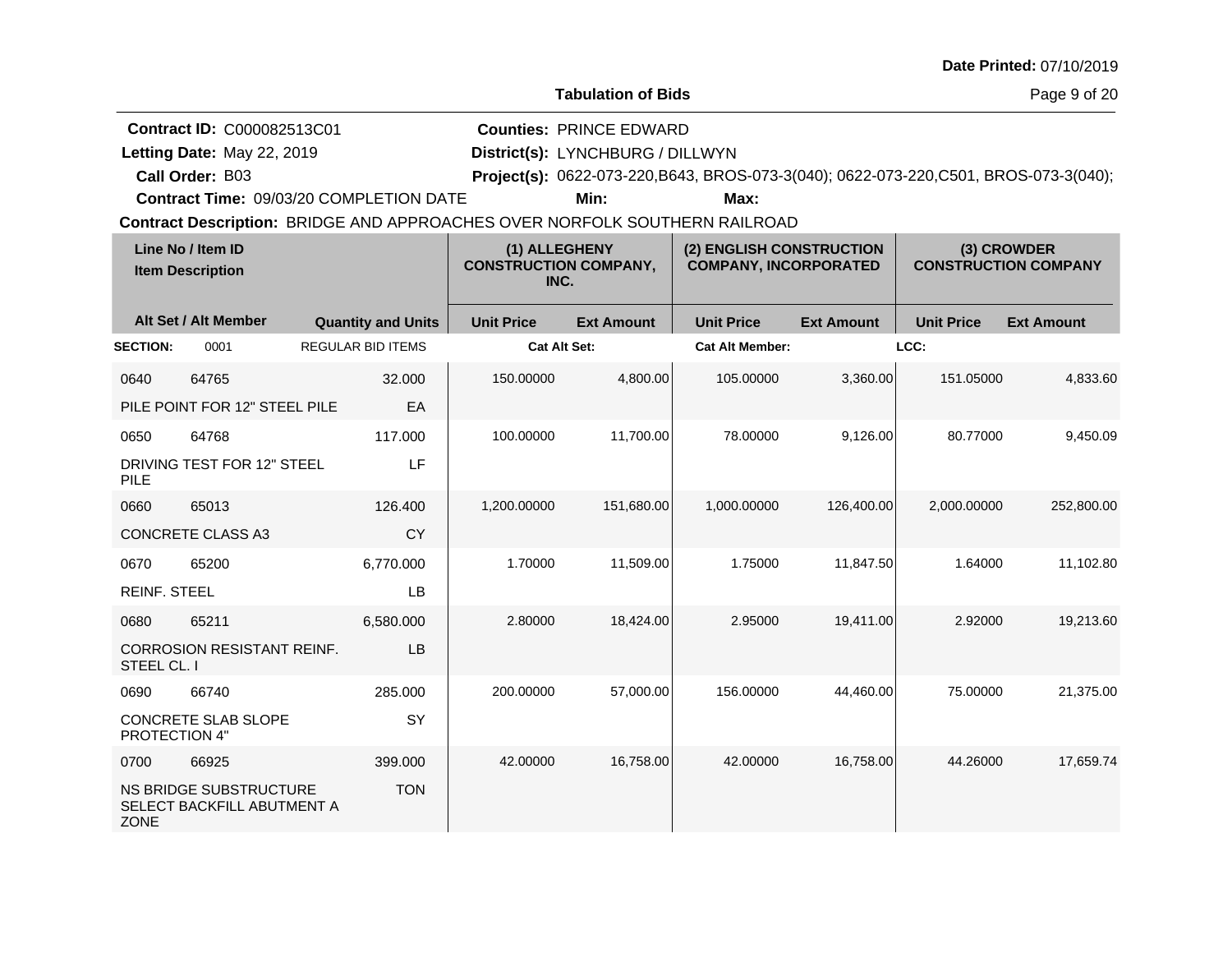Date Printed: 07/10/2019

**Tabulation of Bids**

**Contract ID:** C000082513C01
**Letting Date:** May 22, 2019
**Call Order:** B03
**Contract Time:** 09/03/20 COMPLETION DATE

**Counties:** PRINCE EDWARD
**District(s):** LYNCHBURG / DILLWYN
**Project(s):** 0622-073-220,B643, BROS-073-3(040); 0622-073-220,C501, BROS-073-3(040);
**Min:** **Max:**

**Contract Description:** BRIDGE AND APPROACHES OVER NORFOLK SOUTHERN RAILROAD

| Line No / Item ID | Item Description | Quantity and Units | (1) ALLEGHENY CONSTRUCTION COMPANY, INC. Unit Price | (1) Ext Amount | (2) ENGLISH CONSTRUCTION COMPANY, INCORPORATED Unit Price | (2) Ext Amount | (3) CROWDER CONSTRUCTION COMPANY Unit Price | (3) Ext Amount |
|---|---|---|---|---|---|---|---|---|
| **SECTION:** 0001 | REGULAR BID ITEMS | | Cat Alt Set: | | Cat Alt Member: | | LCC: | |
| 0640 64765 | PILE POINT FOR 12" STEEL PILE | 32.000 EA | 150.00000 | 4,800.00 | 105.00000 | 3,360.00 | 151.05000 | 4,833.60 |
| 0650 64768 | DRIVING TEST FOR 12" STEEL PILE | 117.000 LF | 100.00000 | 11,700.00 | 78.00000 | 9,126.00 | 80.77000 | 9,450.09 |
| 0660 65013 | CONCRETE CLASS A3 | 126.400 CY | 1,200.00000 | 151,680.00 | 1,000.00000 | 126,400.00 | 2,000.00000 | 252,800.00 |
| 0670 65200 | REINF. STEEL | 6,770.000 LB | 1.70000 | 11,509.00 | 1.75000 | 11,847.50 | 1.64000 | 11,102.80 |
| 0680 65211 | CORROSION RESISTANT REINF. STEEL CL. I | 6,580.000 LB | 2.80000 | 18,424.00 | 2.95000 | 19,411.00 | 2.92000 | 19,213.60 |
| 0690 66740 | CONCRETE SLAB SLOPE PROTECTION 4" | 285.000 SY | 200.00000 | 57,000.00 | 156.00000 | 44,460.00 | 75.00000 | 21,375.00 |
| 0700 66925 | NS BRIDGE SUBSTRUCTURE SELECT BACKFILL ABUTMENT A ZONE | 399.000 TON | 42.00000 | 16,758.00 | 42.00000 | 16,758.00 | 44.26000 | 17,659.74 |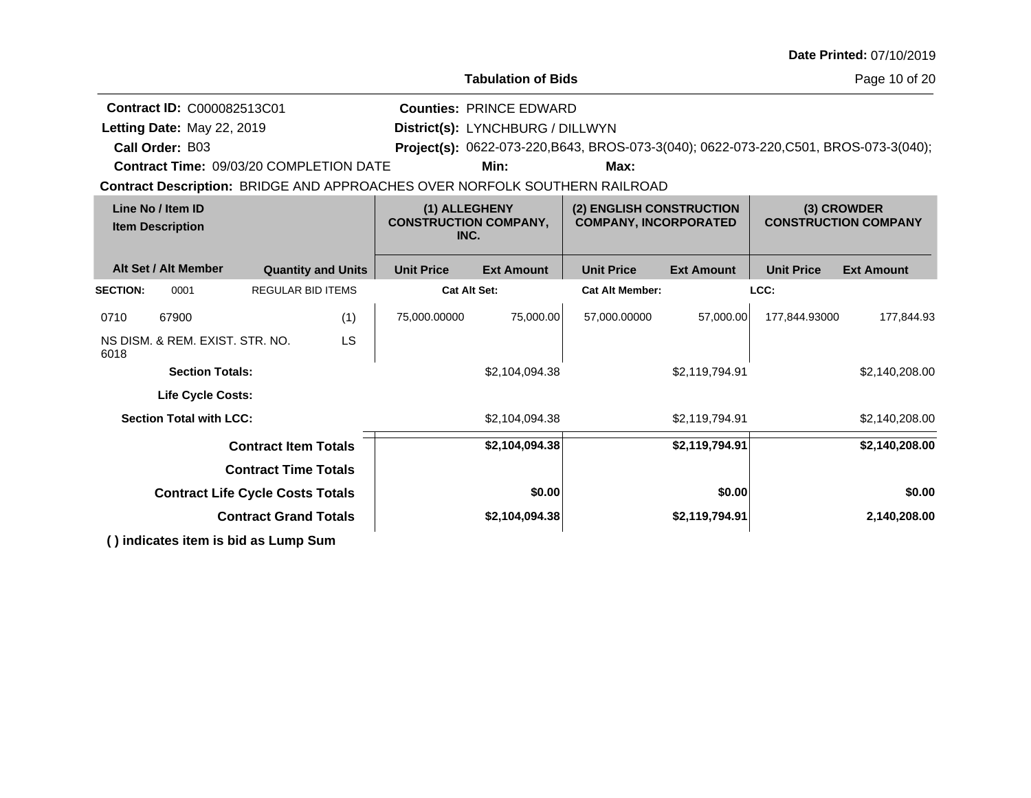Date Printed: 07/10/2019

**Tabulation of Bids**

**Contract ID:** C000082513C01
**Letting Date:** May 22, 2019
**Call Order:** B03
**Contract Time:** 09/03/20 COMPLETION DATE

**Counties:** PRINCE EDWARD
**District(s):** LYNCHBURG / DILLWYN
**Project(s):** 0622-073-220,B643, BROS-073-3(040); 0622-073-220,C501, BROS-073-3(040);
**Min:** **Max:**

**Contract Description:** BRIDGE AND APPROACHES OVER NORFOLK SOUTHERN RAILROAD

| Line No / Item ID<br>Item Description | | | (1) ALLEGHENY CONSTRUCTION COMPANY, INC. | | (2) ENGLISH CONSTRUCTION COMPANY, INCORPORATED | | (3) CROWDER CONSTRUCTION COMPANY | |
|---|---|---|---|---|---|---|---|---|
| Alt Set / Alt Member | | Quantity and Units | Unit Price | Ext Amount | Unit Price | Ext Amount | Unit Price | Ext Amount |
| **SECTION:** | 0001 | REGULAR BID ITEMS | Cat Alt Set: | | Cat Alt Member: | | LCC: | |
| 0710 | 67900 | (1) | 75,000.00000 | 75,000.00 | 57,000.00000 | 57,000.00 | 177,844.93000 | 177,844.93 |
| NS DISM. & REM. EXIST. STR. NO. 6018 | | LS | | | | | | |
| **Section Totals:** | | | | $2,104,094.38 | | $2,119,794.91 | | $2,140,208.00 |
| **Life Cycle Costs:** | | | | | | | | |
| **Section Total with LCC:** | | | | $2,104,094.38 | | $2,119,794.91 | | $2,140,208.00 |
| **Contract Item Totals** | | | | **$2,104,094.38** | | **$2,119,794.91** | | **$2,140,208.00** |
| **Contract Time Totals** | | | | | | | | |
| **Contract Life Cycle Costs Totals** | | | | **$0.00** | | **$0.00** | | **$0.00** |
| **Contract Grand Totals** | | | | **$2,104,094.38** | | **$2,119,794.91** | | **2,140,208.00** |

**( ) indicates item is bid as Lump Sum**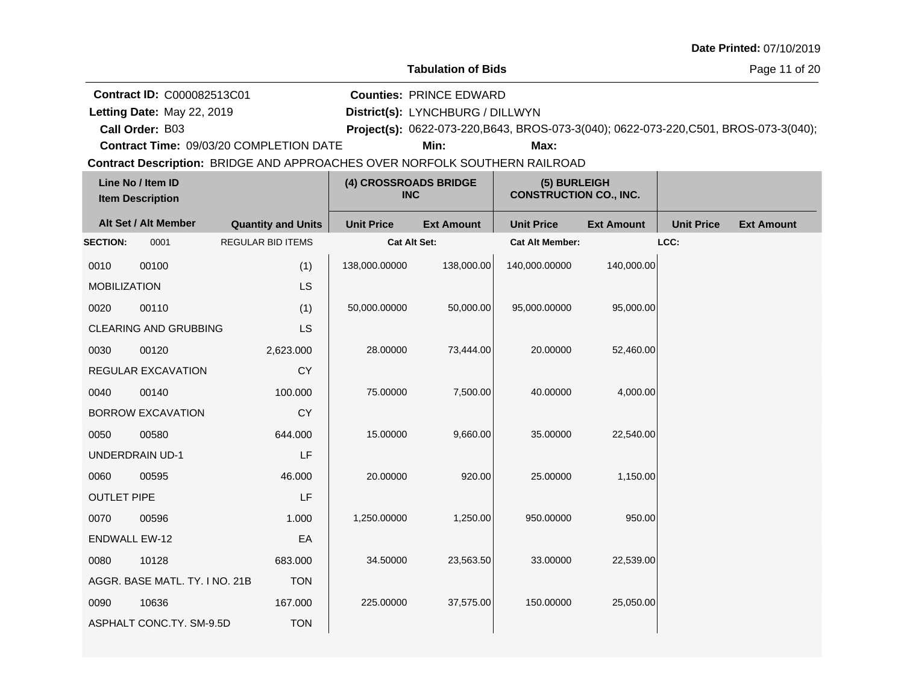**Date Printed:** 07/10/2019

**Tabulation of Bids**

**Contract ID:** C000082513C01
**Letting Date:** May 22, 2019
**Call Order:** B03
**Contract Time:** 09/03/20 COMPLETION DATE

**Counties:** PRINCE EDWARD
**District(s):** LYNCHBURG / DILLWYN
**Project(s):** 0622-073-220,B643, BROS-073-3(040); 0622-073-220,C501, BROS-073-3(040);
**Min:** **Max:**

**Contract Description:** BRIDGE AND APPROACHES OVER NORFOLK SOUTHERN RAILROAD

| Line No / Item ID<br>Item Description | | | (4) CROSSROADS BRIDGE INC | | (5) BURLEIGH CONSTRUCTION CO., INC. | | | |
|---|---|---|---|---|---|---|---|---|
| **Alt Set / Alt Member** | | **Quantity and Units** | **Unit Price** | **Ext Amount** | **Unit Price** | **Ext Amount** | **Unit Price** | **Ext Amount** |
| **SECTION:** 0001 | | REGULAR BID ITEMS | **Cat Alt Set:** | | **Cat Alt Member:** | | **LCC:** | |
| 0010 | 00100 | (1) | 138,000.00000 | 138,000.00 | 140,000.00000 | 140,000.00 | | |
| MOBILIZATION | | LS | | | | | | |
| 0020 | 00110 | (1) | 50,000.00000 | 50,000.00 | 95,000.00000 | 95,000.00 | | |
| CLEARING AND GRUBBING | | LS | | | | | | |
| 0030 | 00120 | 2,623.000 | 28.00000 | 73,444.00 | 20.00000 | 52,460.00 | | |
| REGULAR EXCAVATION | | CY | | | | | | |
| 0040 | 00140 | 100.000 | 75.00000 | 7,500.00 | 40.00000 | 4,000.00 | | |
| BORROW EXCAVATION | | CY | | | | | | |
| 0050 | 00580 | 644.000 | 15.00000 | 9,660.00 | 35.00000 | 22,540.00 | | |
| UNDERDRAIN UD-1 | | LF | | | | | | |
| 0060 | 00595 | 46.000 | 20.00000 | 920.00 | 25.00000 | 1,150.00 | | |
| OUTLET PIPE | | LF | | | | | | |
| 0070 | 00596 | 1.000 | 1,250.00000 | 1,250.00 | 950.00000 | 950.00 | | |
| ENDWALL EW-12 | | EA | | | | | | |
| 0080 | 10128 | 683.000 | 34.50000 | 23,563.50 | 33.00000 | 22,539.00 | | |
| AGGR. BASE MATL. TY. I NO. 21B | | TON | | | | | | |
| 0090 | 10636 | 167.000 | 225.00000 | 37,575.00 | 150.00000 | 25,050.00 | | |
| ASPHALT CONC.TY. SM-9.5D | | TON | | | | | | |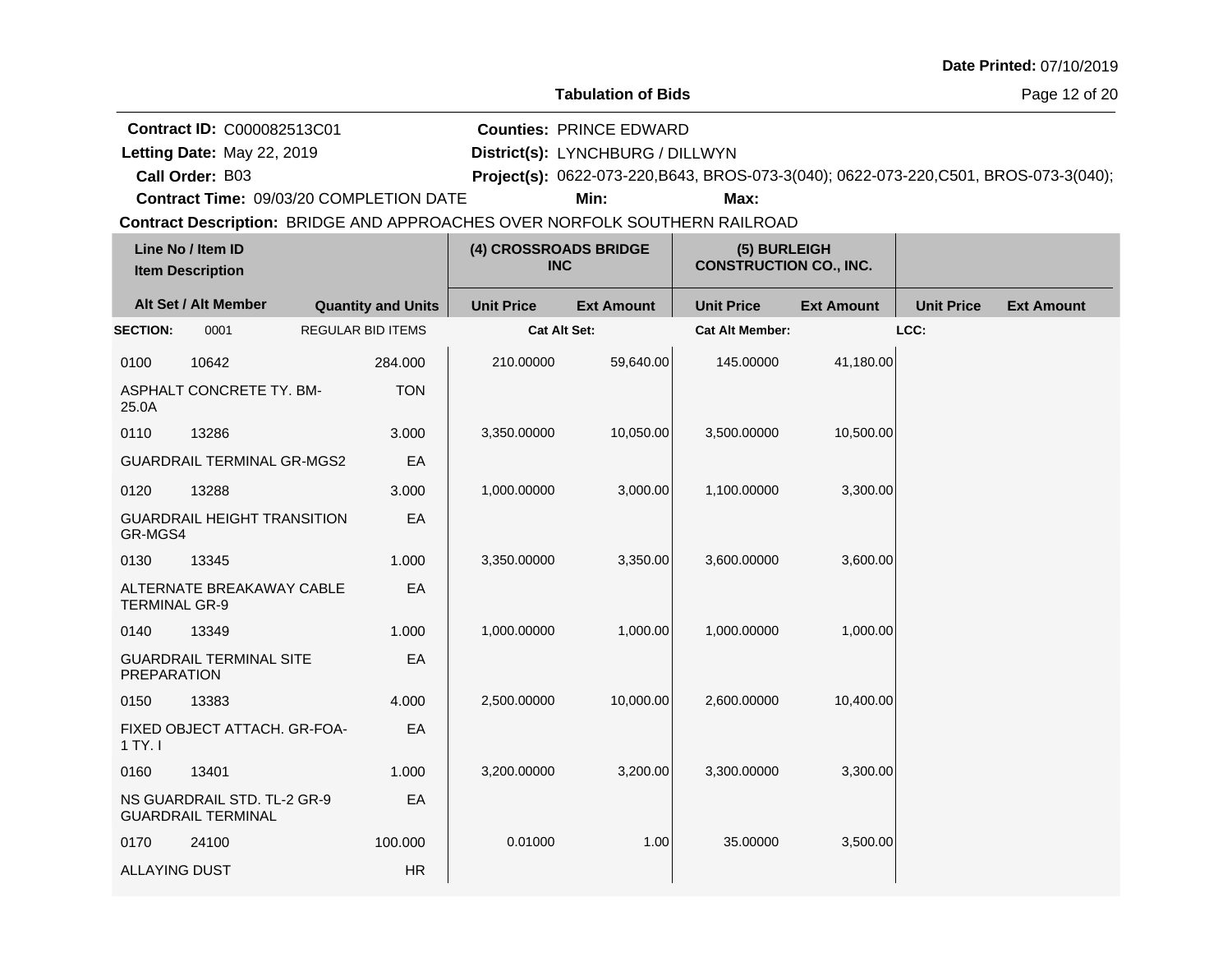Date Printed: 07/10/2019

**Tabulation of Bids**

**Contract ID:** C000082513C01
**Letting Date:** May 22, 2019
**Call Order:** B03
**Contract Time:** 09/03/20 COMPLETION DATE

**Counties:** PRINCE EDWARD
**District(s):** LYNCHBURG / DILLWYN
**Project(s):** 0622-073-220,B643, BROS-073-3(040); 0622-073-220,C501, BROS-073-3(040);
**Min:** **Max:**

**Contract Description:** BRIDGE AND APPROACHES OVER NORFOLK SOUTHERN RAILROAD

| Line No / Item ID / Item Description | Alt Set / Alt Member | Quantity and Units | (4) CROSSROADS BRIDGE INC Unit Price | (4) CROSSROADS BRIDGE INC Ext Amount | (5) BURLEIGH CONSTRUCTION CO., INC. Unit Price | (5) BURLEIGH CONSTRUCTION CO., INC. Ext Amount | Unit Price | Ext Amount |
|---|---|---|---|---|---|---|---|---|
| **SECTION:** 0001 | | REGULAR BID ITEMS | **Cat Alt Set:** | | **Cat Alt Member:** | | **LCC:** | |
| 0100 10642 ASPHALT CONCRETE TY. BM-25.0A | | 284.000 TON | 210.00000 | 59,640.00 | 145.00000 | 41,180.00 | | |
| 0110 13286 GUARDRAIL TERMINAL GR-MGS2 | | 3.000 EA | 3,350.00000 | 10,050.00 | 3,500.00000 | 10,500.00 | | |
| 0120 13288 GUARDRAIL HEIGHT TRANSITION GR-MGS4 | | 3.000 EA | 1,000.00000 | 3,000.00 | 1,100.00000 | 3,300.00 | | |
| 0130 13345 ALTERNATE BREAKAWAY CABLE TERMINAL GR-9 | | 1.000 EA | 3,350.00000 | 3,350.00 | 3,600.00000 | 3,600.00 | | |
| 0140 13349 GUARDRAIL TERMINAL SITE PREPARATION | | 1.000 EA | 1,000.00000 | 1,000.00 | 1,000.00000 | 1,000.00 | | |
| 0150 13383 FIXED OBJECT ATTACH. GR-FOA-1 TY. I | | 4.000 EA | 2,500.00000 | 10,000.00 | 2,600.00000 | 10,400.00 | | |
| 0160 13401 NS GUARDRAIL STD. TL-2 GR-9 GUARDRAIL TERMINAL | | 1.000 EA | 3,200.00000 | 3,200.00 | 3,300.00000 | 3,300.00 | | |
| 0170 24100 ALLAYING DUST | | 100.000 HR | 0.01000 | 1.00 | 35.00000 | 3,500.00 | | |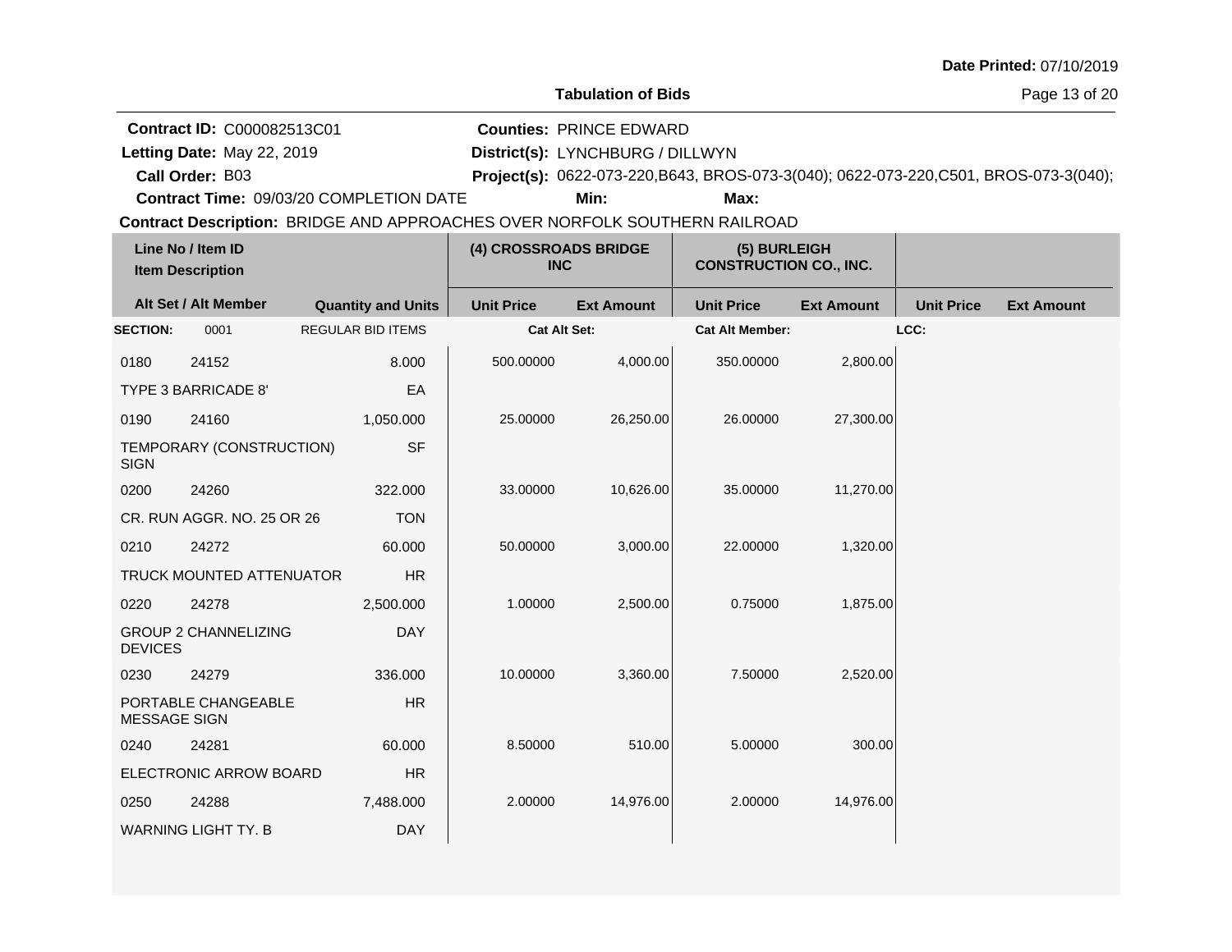Date Printed: 07/10/2019

**Tabulation of Bids**

**Contract ID:** C000082513C01
**Letting Date:** May 22, 2019
**Call Order:** B03
**Contract Time:** 09/03/20 COMPLETION DATE

**Counties:** PRINCE EDWARD
**District(s):** LYNCHBURG / DILLWYN
**Project(s):** 0622-073-220,B643, BROS-073-3(040); 0622-073-220,C501, BROS-073-3(040);
**Min:** **Max:**

**Contract Description:** BRIDGE AND APPROACHES OVER NORFOLK SOUTHERN RAILROAD

| Line No / Item ID | Item Description | Quantity and Units | (4) CROSSROADS BRIDGE INC Unit Price | (4) CROSSROADS BRIDGE INC Ext Amount | (5) BURLEIGH CONSTRUCTION CO., INC. Unit Price | (5) BURLEIGH CONSTRUCTION CO., INC. Ext Amount | Unit Price | Ext Amount |
|---|---|---|---|---|---|---|---|---|
| **SECTION:** 0001 | REGULAR BID ITEMS | | **Cat Alt Set:** | | **Cat Alt Member:** | | **LCC:** | |
| 0180 24152 | TYPE 3 BARRICADE 8' | 8.000 EA | 500.00000 | 4,000.00 | 350.00000 | 2,800.00 | | |
| 0190 24160 | TEMPORARY (CONSTRUCTION) SIGN | 1,050.000 SF | 25.00000 | 26,250.00 | 26.00000 | 27,300.00 | | |
| 0200 24260 | CR. RUN AGGR. NO. 25 OR 26 | 322.000 TON | 33.00000 | 10,626.00 | 35.00000 | 11,270.00 | | |
| 0210 24272 | TRUCK MOUNTED ATTENUATOR | 60.000 HR | 50.00000 | 3,000.00 | 22.00000 | 1,320.00 | | |
| 0220 24278 | GROUP 2 CHANNELIZING DEVICES | 2,500.000 DAY | 1.00000 | 2,500.00 | 0.75000 | 1,875.00 | | |
| 0230 24279 | PORTABLE CHANGEABLE MESSAGE SIGN | 336.000 HR | 10.00000 | 3,360.00 | 7.50000 | 2,520.00 | | |
| 0240 24281 | ELECTRONIC ARROW BOARD | 60.000 HR | 8.50000 | 510.00 | 5.00000 | 300.00 | | |
| 0250 24288 | WARNING LIGHT TY. B | 7,488.000 DAY | 2.00000 | 14,976.00 | 2.00000 | 14,976.00 | | |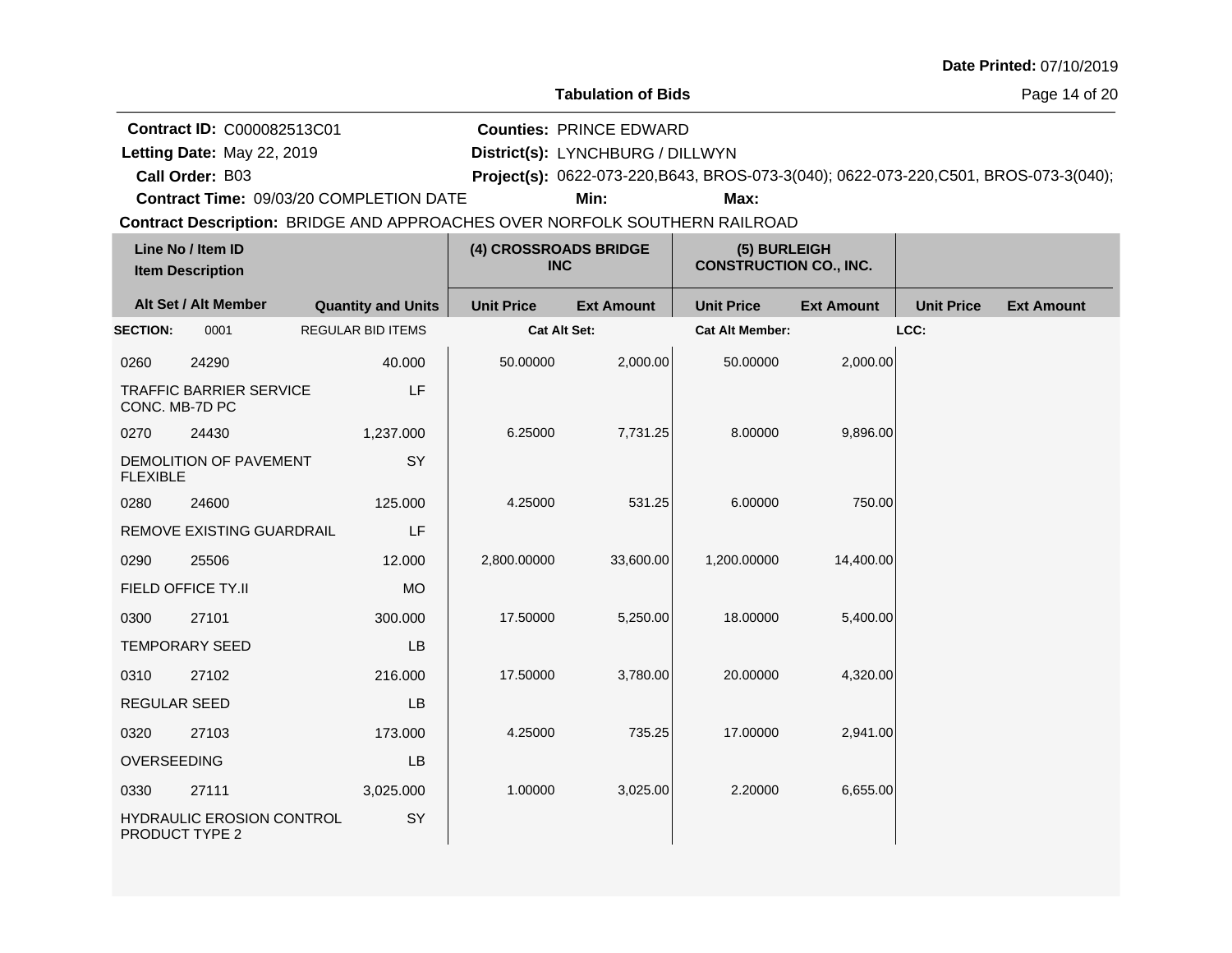**Date Printed:** 07/10/2019

## Tabulation of Bids

**Contract ID:** C000082513C01
**Letting Date:** May 22, 2019
**Call Order:** B03
**Contract Time:** 09/03/20 COMPLETION DATE

**Counties:** PRINCE EDWARD
**District(s):** LYNCHBURG / DILLWYN
**Project(s):** 0622-073-220,B643, BROS-073-3(040); 0622-073-220,C501, BROS-073-3(040);
**Min:** **Max:**

**Contract Description:** BRIDGE AND APPROACHES OVER NORFOLK SOUTHERN RAILROAD

| Line No / Item ID | Item Description | Quantity and Units | (4) CROSSROADS BRIDGE INC Unit Price | (4) CROSSROADS BRIDGE INC Ext Amount | (5) BURLEIGH CONSTRUCTION CO., INC. Unit Price | (5) BURLEIGH CONSTRUCTION CO., INC. Ext Amount | Unit Price | Ext Amount |
|---|---|---|---|---|---|---|---|---|
| **SECTION:** 0001 | REGULAR BID ITEMS | | **Cat Alt Set:** | | **Cat Alt Member:** | | **LCC:** | |
| 0260 24290 | TRAFFIC BARRIER SERVICE CONC. MB-7D PC | 40.000 LF | 50.00000 | 2,000.00 | 50.00000 | 2,000.00 | | |
| 0270 24430 | DEMOLITION OF PAVEMENT FLEXIBLE | 1,237.000 SY | 6.25000 | 7,731.25 | 8.00000 | 9,896.00 | | |
| 0280 24600 | REMOVE EXISTING GUARDRAIL | 125.000 LF | 4.25000 | 531.25 | 6.00000 | 750.00 | | |
| 0290 25506 | FIELD OFFICE TY.II | 12.000 MO | 2,800.00000 | 33,600.00 | 1,200.00000 | 14,400.00 | | |
| 0300 27101 | TEMPORARY SEED | 300.000 LB | 17.50000 | 5,250.00 | 18.00000 | 5,400.00 | | |
| 0310 27102 | REGULAR SEED | 216.000 LB | 17.50000 | 3,780.00 | 20.00000 | 4,320.00 | | |
| 0320 27103 | OVERSEEDING | 173.000 LB | 4.25000 | 735.25 | 17.00000 | 2,941.00 | | |
| 0330 27111 | HYDRAULIC EROSION CONTROL PRODUCT TYPE 2 | 3,025.000 SY | 1.00000 | 3,025.00 | 2.20000 | 6,655.00 | | |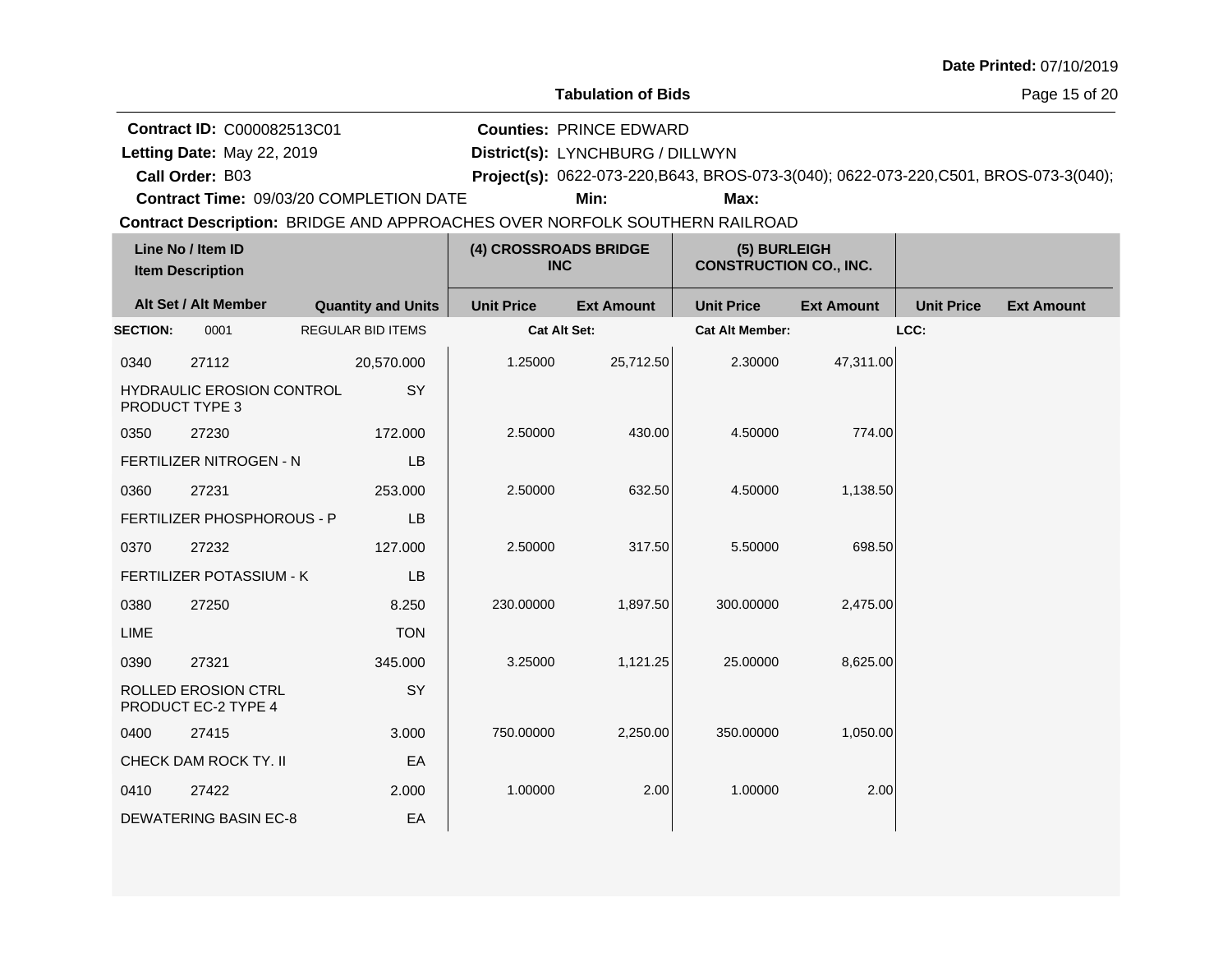**Date Printed:** 07/10/2019

**Tabulation of Bids**

**Contract ID:** C000082513C01
**Letting Date:** May 22, 2019
**Call Order:** B03
**Contract Time:** 09/03/20 COMPLETION DATE

**Counties:** PRINCE EDWARD
**District(s):** LYNCHBURG / DILLWYN
**Project(s):** 0622-073-220,B643, BROS-073-3(040); 0622-073-220,C501, BROS-073-3(040);
**Min:** **Max:**

**Contract Description:** BRIDGE AND APPROACHES OVER NORFOLK SOUTHERN RAILROAD

| Line No / Item ID | Item Description | Quantity and Units | (4) CROSSROADS BRIDGE INC Unit Price | (4) CROSSROADS BRIDGE INC Ext Amount | (5) BURLEIGH CONSTRUCTION CO., INC. Unit Price | (5) BURLEIGH CONSTRUCTION CO., INC. Ext Amount | Unit Price | Ext Amount |
|---|---|---|---|---|---|---|---|---|
| **SECTION:** 0001 | REGULAR BID ITEMS | | **Cat Alt Set:** | | **Cat Alt Member:** | | **LCC:** | |
| 0340 27112 | HYDRAULIC EROSION CONTROL PRODUCT TYPE 3 | 20,570.000 SY | 1.25000 | 25,712.50 | 2.30000 | 47,311.00 | | |
| 0350 27230 | FERTILIZER NITROGEN - N | 172.000 LB | 2.50000 | 430.00 | 4.50000 | 774.00 | | |
| 0360 27231 | FERTILIZER PHOSPHOROUS - P | 253.000 LB | 2.50000 | 632.50 | 4.50000 | 1,138.50 | | |
| 0370 27232 | FERTILIZER POTASSIUM - K | 127.000 LB | 2.50000 | 317.50 | 5.50000 | 698.50 | | |
| 0380 27250 | LIME | 8.250 TON | 230.00000 | 1,897.50 | 300.00000 | 2,475.00 | | |
| 0390 27321 | ROLLED EROSION CTRL PRODUCT EC-2 TYPE 4 | 345.000 SY | 3.25000 | 1,121.25 | 25.00000 | 8,625.00 | | |
| 0400 27415 | CHECK DAM ROCK TY. II | 3.000 EA | 750.00000 | 2,250.00 | 350.00000 | 1,050.00 | | |
| 0410 27422 | DEWATERING BASIN EC-8 | 2.000 EA | 1.00000 | 2.00 | 1.00000 | 2.00 | | |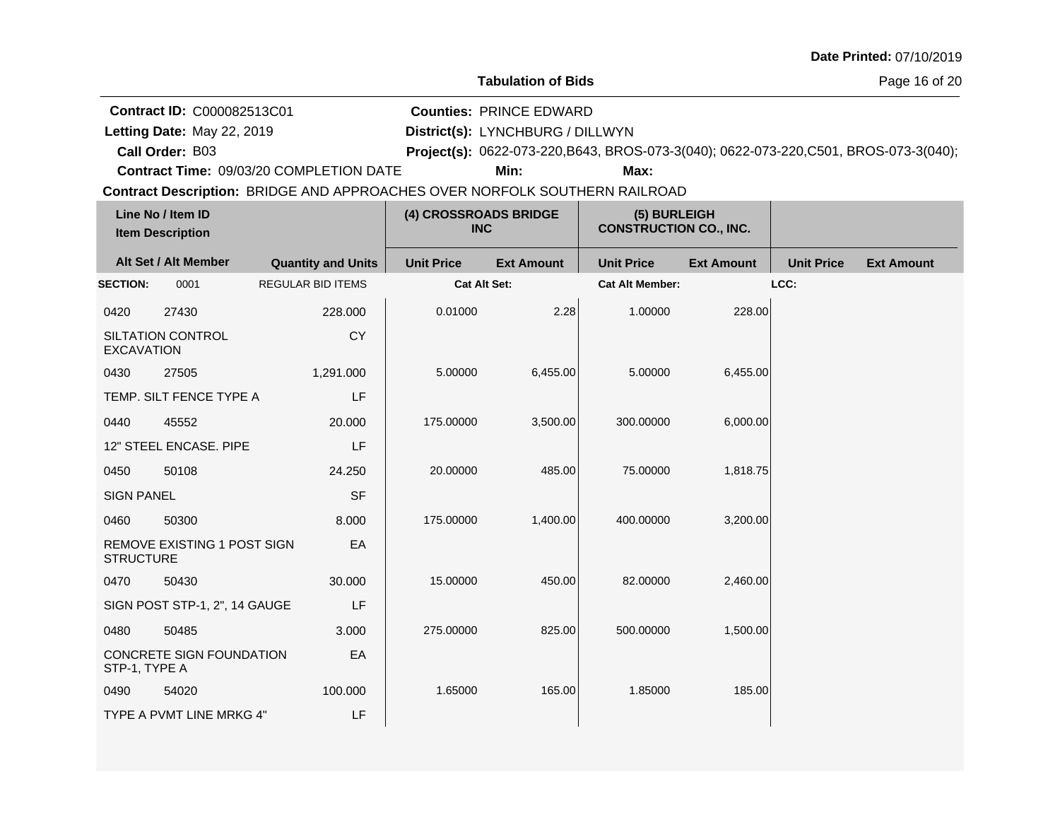**Date Printed:** 07/10/2019

**Tabulation of Bids**

**Contract ID:** C000082513C01
**Letting Date:** May 22, 2019
**Call Order:** B03
**Contract Time:** 09/03/20 COMPLETION DATE

**Counties:** PRINCE EDWARD
**District(s):** LYNCHBURG / DILLWYN
**Project(s):** 0622-073-220,B643, BROS-073-3(040); 0622-073-220,C501, BROS-073-3(040);
**Min:** **Max:**

**Contract Description:** BRIDGE AND APPROACHES OVER NORFOLK SOUTHERN RAILROAD

| Line No / Item ID<br>Item Description | | | (4) CROSSROADS BRIDGE INC | | (5) BURLEIGH CONSTRUCTION CO., INC. | | | |
|---|---|---|---|---|---|---|---|---|
| **Alt Set / Alt Member** | | **Quantity and Units** | **Unit Price** | **Ext Amount** | **Unit Price** | **Ext Amount** | **Unit Price** | **Ext Amount** |
| **SECTION:** | 0001 | REGULAR BID ITEMS | Cat Alt Set: | | Cat Alt Member: | | LCC: | |
| 0420 | 27430 | 228.000 | 0.01000 | 2.28 | 1.00000 | 228.00 | | |
| SILTATION CONTROL EXCAVATION | | CY | | | | | | |
| 0430 | 27505 | 1,291.000 | 5.00000 | 6,455.00 | 5.00000 | 6,455.00 | | |
| TEMP. SILT FENCE TYPE A | | LF | | | | | | |
| 0440 | 45552 | 20.000 | 175.00000 | 3,500.00 | 300.00000 | 6,000.00 | | |
| 12" STEEL ENCASE. PIPE | | LF | | | | | | |
| 0450 | 50108 | 24.250 | 20.00000 | 485.00 | 75.00000 | 1,818.75 | | |
| SIGN PANEL | | SF | | | | | | |
| 0460 | 50300 | 8.000 | 175.00000 | 1,400.00 | 400.00000 | 3,200.00 | | |
| REMOVE EXISTING 1 POST SIGN STRUCTURE | | EA | | | | | | |
| 0470 | 50430 | 30.000 | 15.00000 | 450.00 | 82.00000 | 2,460.00 | | |
| SIGN POST STP-1, 2", 14 GAUGE | | LF | | | | | | |
| 0480 | 50485 | 3.000 | 275.00000 | 825.00 | 500.00000 | 1,500.00 | | |
| CONCRETE SIGN FOUNDATION STP-1, TYPE A | | EA | | | | | | |
| 0490 | 54020 | 100.000 | 1.65000 | 165.00 | 1.85000 | 185.00 | | |
| TYPE A PVMT LINE MRKG 4" | | LF | | | | | | |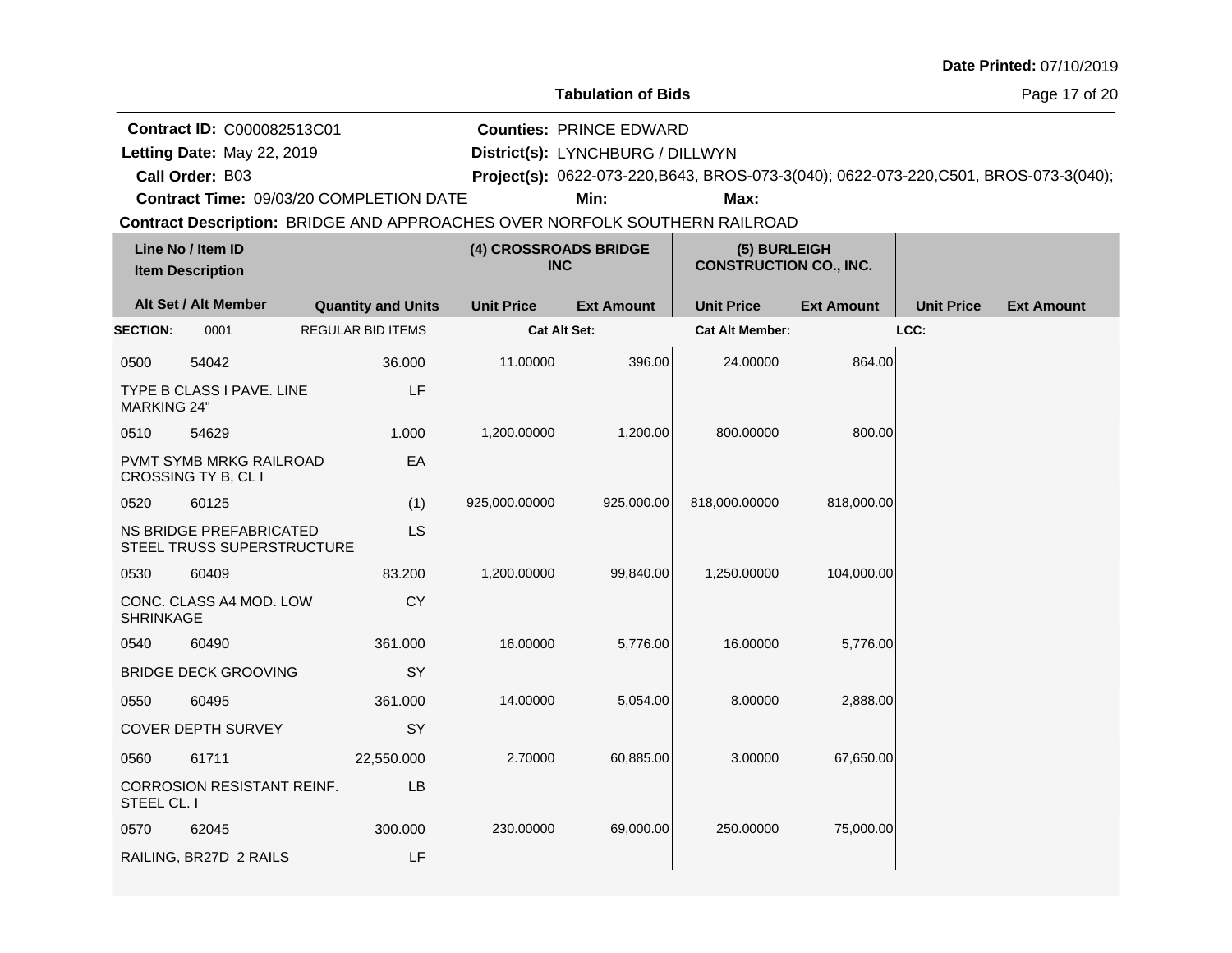**Date Printed:** 07/10/2019

**Tabulation of Bids**

**Contract ID:** C000082513C01
**Letting Date:** May 22, 2019
**Call Order:** B03
**Contract Time:** 09/03/20 COMPLETION DATE

**Counties:** PRINCE EDWARD
**District(s):** LYNCHBURG / DILLWYN
**Project(s):** 0622-073-220,B643, BROS-073-3(040); 0622-073-220,C501, BROS-073-3(040);
**Min:** **Max:**

**Contract Description:** BRIDGE AND APPROACHES OVER NORFOLK SOUTHERN RAILROAD

| Line No / Item ID / Item Description | Alt Set / Alt Member | Quantity and Units | (4) CROSSROADS BRIDGE INC Unit Price | (4) CROSSROADS BRIDGE INC Ext Amount | (5) BURLEIGH CONSTRUCTION CO., INC. Unit Price | (5) BURLEIGH CONSTRUCTION CO., INC. Ext Amount | Unit Price | Ext Amount |
|---|---|---|---|---|---|---|---|---|
| **SECTION:** 0001 | | REGULAR BID ITEMS | **Cat Alt Set:** | | **Cat Alt Member:** | | **LCC:** | |
| 0500 54042 TYPE B CLASS I PAVE. LINE MARKING 24" | | 36.000 LF | 11.00000 | 396.00 | 24.00000 | 864.00 | | |
| 0510 54629 PVMT SYMB MRKG RAILROAD CROSSING TY B, CL I | | 1.000 EA | 1,200.00000 | 1,200.00 | 800.00000 | 800.00 | | |
| 0520 60125 NS BRIDGE PREFABRICATED STEEL TRUSS SUPERSTRUCTURE | | (1) LS | 925,000.00000 | 925,000.00 | 818,000.00000 | 818,000.00 | | |
| 0530 60409 CONC. CLASS A4 MOD. LOW SHRINKAGE | | 83.200 CY | 1,200.00000 | 99,840.00 | 1,250.00000 | 104,000.00 | | |
| 0540 60490 BRIDGE DECK GROOVING | | 361.000 SY | 16.00000 | 5,776.00 | 16.00000 | 5,776.00 | | |
| 0550 60495 COVER DEPTH SURVEY | | 361.000 SY | 14.00000 | 5,054.00 | 8.00000 | 2,888.00 | | |
| 0560 61711 CORROSION RESISTANT REINF. STEEL CL. I | | 22,550.000 LB | 2.70000 | 60,885.00 | 3.00000 | 67,650.00 | | |
| 0570 62045 RAILING, BR27D 2 RAILS | | 300.000 LF | 230.00000 | 69,000.00 | 250.00000 | 75,000.00 | | |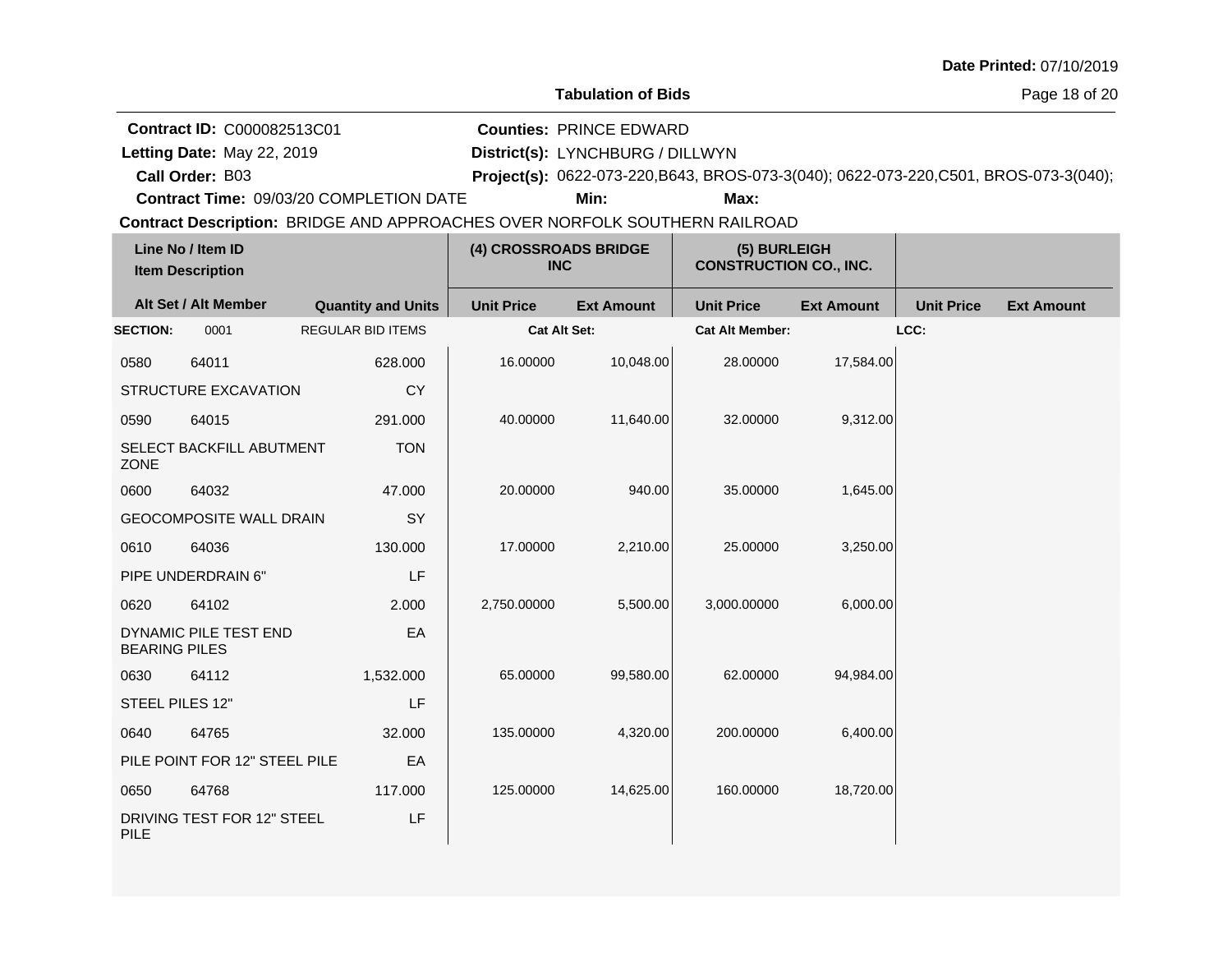Date Printed: 07/10/2019

**Tabulation of Bids**

**Contract ID:** C000082513C01
**Letting Date:** May 22, 2019
**Call Order:** B03
**Contract Time:** 09/03/20 COMPLETION DATE

**Counties:** PRINCE EDWARD
**District(s):** LYNCHBURG / DILLWYN
**Project(s):** 0622-073-220,B643, BROS-073-3(040); 0622-073-220,C501, BROS-073-3(040);
**Min:** **Max:**

**Contract Description:** BRIDGE AND APPROACHES OVER NORFOLK SOUTHERN RAILROAD

| Line No / Item ID<br>Item Description<br>Alt Set / Alt Member | Quantity and Units | (4) CROSSROADS BRIDGE INC<br>Unit Price | Ext Amount | (5) BURLEIGH CONSTRUCTION CO., INC.<br>Unit Price | Ext Amount | Unit Price | Ext Amount |
|---|---|---|---|---|---|---|---|
| **SECTION:** 0001 | REGULAR BID ITEMS | **Cat Alt Set:** | | **Cat Alt Member:** | | **LCC:** | |
| 0580 64011<br>STRUCTURE EXCAVATION | 628.000<br>CY | 16.00000 | 10,048.00 | 28.00000 | 17,584.00 | | |
| 0590 64015<br>SELECT BACKFILL ABUTMENT ZONE | 291.000<br>TON | 40.00000 | 11,640.00 | 32.00000 | 9,312.00 | | |
| 0600 64032<br>GEOCOMPOSITE WALL DRAIN | 47.000<br>SY | 20.00000 | 940.00 | 35.00000 | 1,645.00 | | |
| 0610 64036<br>PIPE UNDERDRAIN 6" | 130.000<br>LF | 17.00000 | 2,210.00 | 25.00000 | 3,250.00 | | |
| 0620 64102<br>DYNAMIC PILE TEST END BEARING PILES | 2.000<br>EA | 2,750.00000 | 5,500.00 | 3,000.00000 | 6,000.00 | | |
| 0630 64112<br>STEEL PILES 12" | 1,532.000<br>LF | 65.00000 | 99,580.00 | 62.00000 | 94,984.00 | | |
| 0640 64765<br>PILE POINT FOR 12" STEEL PILE | 32.000<br>EA | 135.00000 | 4,320.00 | 200.00000 | 6,400.00 | | |
| 0650 64768<br>DRIVING TEST FOR 12" STEEL PILE | 117.000<br>LF | 125.00000 | 14,625.00 | 160.00000 | 18,720.00 | | |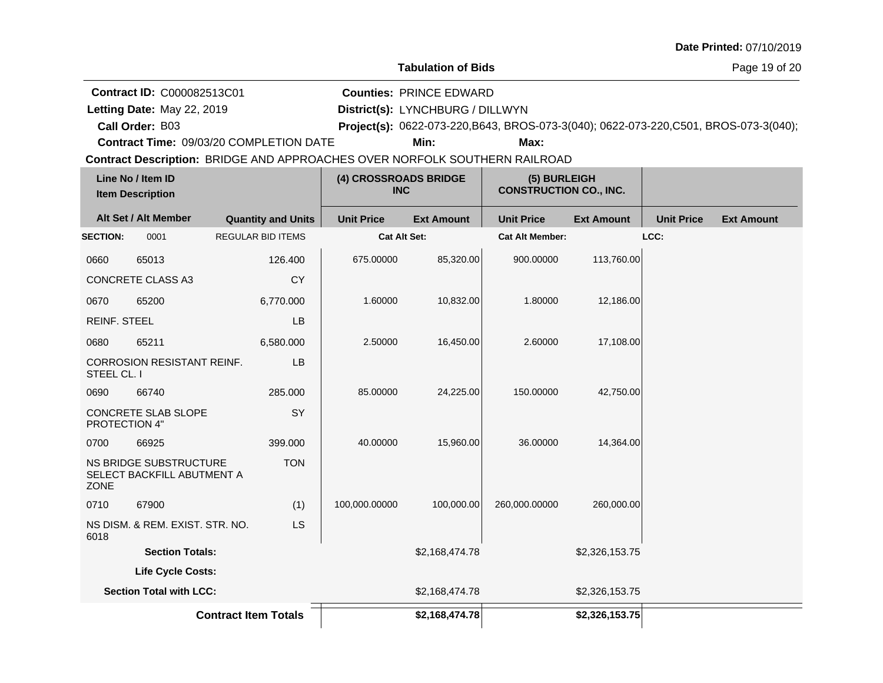Date Printed: 07/10/2019

**Tabulation of Bids**

**Contract ID:** C000082513C01
**Letting Date:** May 22, 2019
**Call Order:** B03
**Contract Time:** 09/03/20 COMPLETION DATE

**Counties:** PRINCE EDWARD
**District(s):** LYNCHBURG / DILLWYN
**Project(s):** 0622-073-220,B643, BROS-073-3(040); 0622-073-220,C501, BROS-073-3(040);
**Min:** **Max:**

**Contract Description:** BRIDGE AND APPROACHES OVER NORFOLK SOUTHERN RAILROAD

| Line No / Item ID | Item Description | Alt Set / Alt Member | Quantity and Units | (4) CROSSROADS BRIDGE INC Unit Price | (4) CROSSROADS BRIDGE INC Ext Amount | (5) BURLEIGH CONSTRUCTION CO., INC. Unit Price | (5) BURLEIGH CONSTRUCTION CO., INC. Ext Amount | Unit Price | Ext Amount |
|---|---|---|---|---|---|---|---|---|---|
| **SECTION:** 0001 | REGULAR BID ITEMS | | | **Cat Alt Set:** | | **Cat Alt Member:** | | **LCC:** | |
| 0660 65013 | CONCRETE CLASS A3 | | 126.400 CY | 675.00000 | 85,320.00 | 900.00000 | 113,760.00 | | |
| 0670 65200 | REINF. STEEL | | 6,770.000 LB | 1.60000 | 10,832.00 | 1.80000 | 12,186.00 | | |
| 0680 65211 | CORROSION RESISTANT REINF. STEEL CL. I | | 6,580.000 LB | 2.50000 | 16,450.00 | 2.60000 | 17,108.00 | | |
| 0690 66740 | CONCRETE SLAB SLOPE PROTECTION 4" | | 285.000 SY | 85.00000 | 24,225.00 | 150.00000 | 42,750.00 | | |
| 0700 66925 | NS BRIDGE SUBSTRUCTURE SELECT BACKFILL ABUTMENT A ZONE | | 399.000 TON | 40.00000 | 15,960.00 | 36.00000 | 14,364.00 | | |
| 0710 67900 | NS DISM. & REM. EXIST. STR. NO. 6018 | | (1) LS | 100,000.00000 | 100,000.00 | 260,000.00000 | 260,000.00 | | |
| **Section Totals:** | | | | | $2,168,474.78 | | $2,326,153.75 | | |
| **Life Cycle Costs:** | | | | | | | | | |
| **Section Total with LCC:** | | | | | $2,168,474.78 | | $2,326,153.75 | | |
| **Contract Item Totals** | | | | | **$2,168,474.78** | | **$2,326,153.75** | | |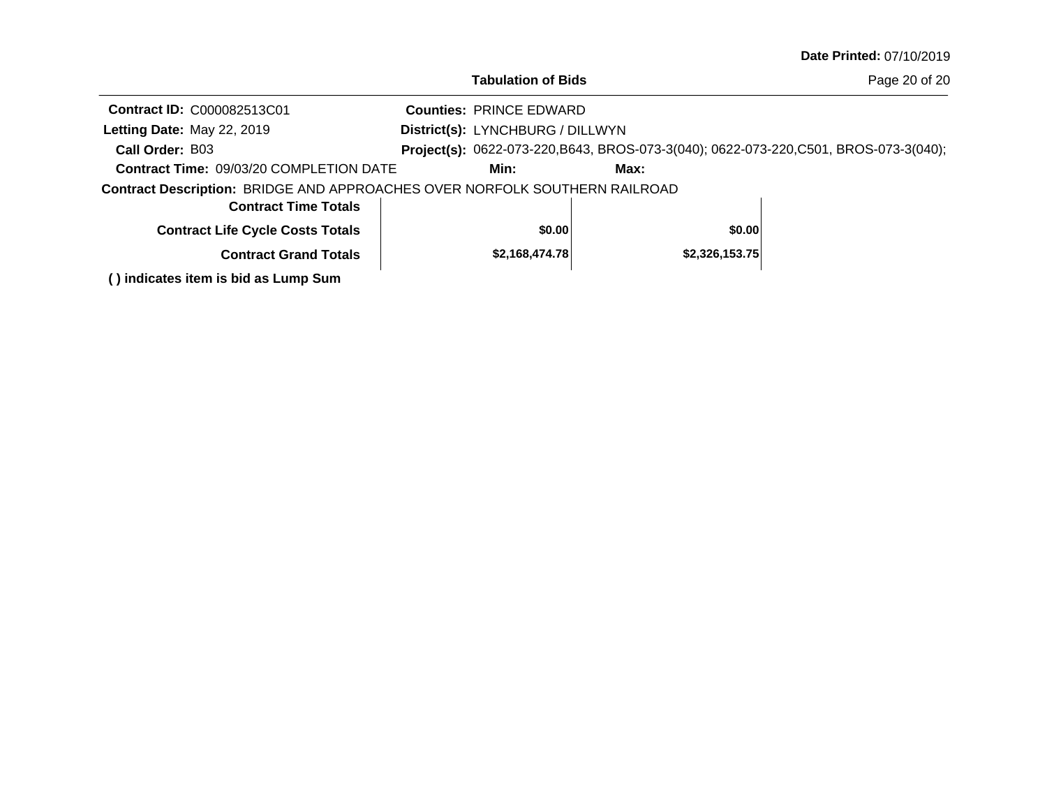**Tabulation of Bids**

**Contract ID:** C000082513C01
**Letting Date:** May 22, 2019
**Call Order:** B03
**Contract Time:** 09/03/20 COMPLETION DATE

**Counties:** PRINCE EDWARD
**District(s):** LYNCHBURG / DILLWYN
**Project(s):** 0622-073-220,B643, BROS-073-3(040); 0622-073-220,C501, BROS-073-3(040);
**Min:** **Max:**

**Contract Description:** BRIDGE AND APPROACHES OVER NORFOLK SOUTHERN RAILROAD

| | | |
|---|---|---|
| **Contract Time Totals** | | |
| **Contract Life Cycle Costs Totals** | **$0.00** | **$0.00** |
| **Contract Grand Totals** | **$2,168,474.78** | **$2,326,153.75** |

**( ) indicates item is bid as Lump Sum**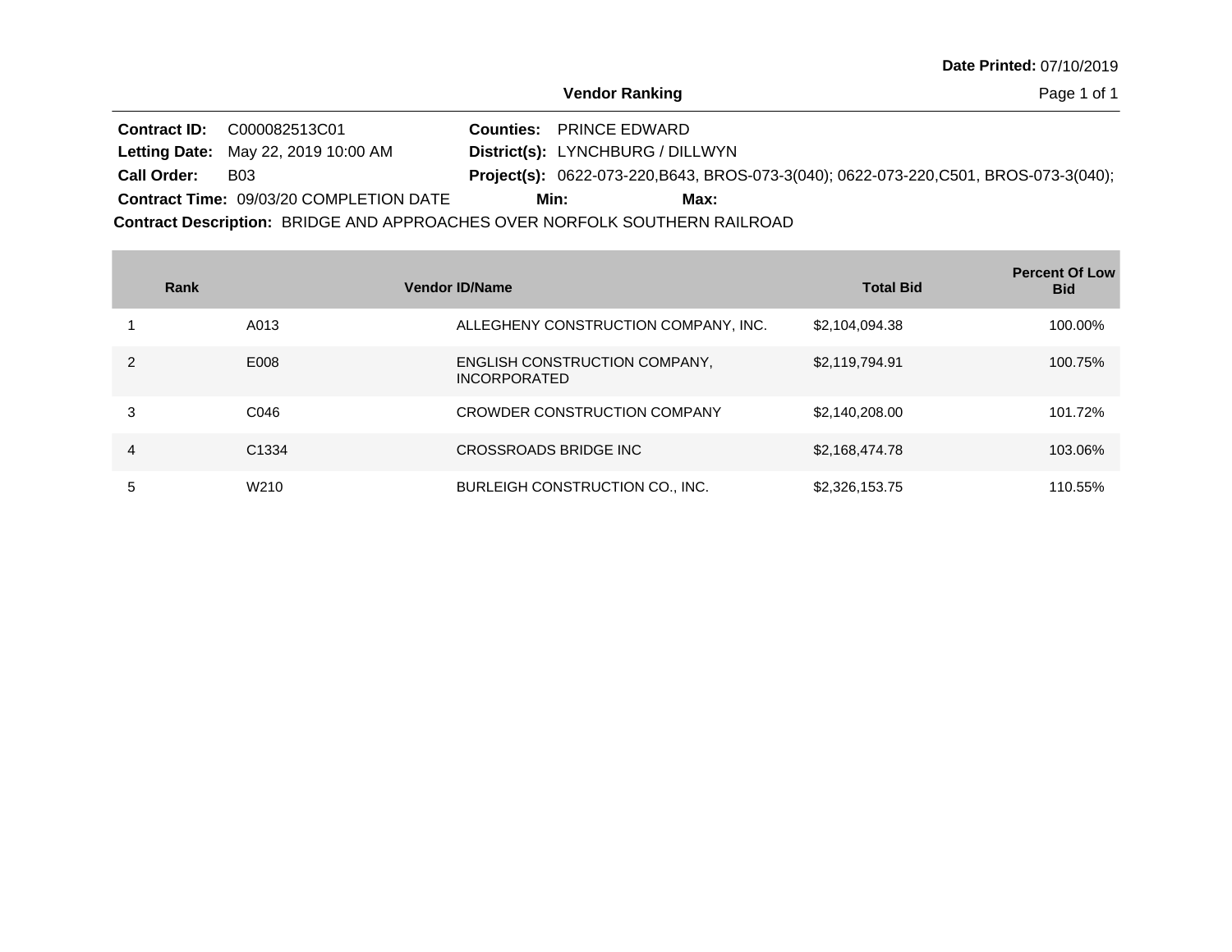Date Printed: 07/10/2019

## Vendor Ranking

**Contract ID:** C000082513C01
**Letting Date:** May 22, 2019 10:00 AM
**Call Order:** B03
**Contract Time:** 09/03/20 COMPLETION DATE

**Counties:** PRINCE EDWARD
**District(s):** LYNCHBURG / DILLWYN
**Project(s):** 0622-073-220,B643, BROS-073-3(040); 0622-073-220,C501, BROS-073-3(040);
**Min:** **Max:**

**Contract Description:** BRIDGE AND APPROACHES OVER NORFOLK SOUTHERN RAILROAD

| Rank | Vendor ID | Name | Total Bid | Percent Of Low Bid |
|---|---|---|---|---|
| 1 | A013 | ALLEGHENY CONSTRUCTION COMPANY, INC. | $2,104,094.38 | 100.00% |
| 2 | E008 | ENGLISH CONSTRUCTION COMPANY, INCORPORATED | $2,119,794.91 | 100.75% |
| 3 | C046 | CROWDER CONSTRUCTION COMPANY | $2,140,208.00 | 101.72% |
| 4 | C1334 | CROSSROADS BRIDGE INC | $2,168,474.78 | 103.06% |
| 5 | W210 | BURLEIGH CONSTRUCTION CO., INC. | $2,326,153.75 | 110.55% |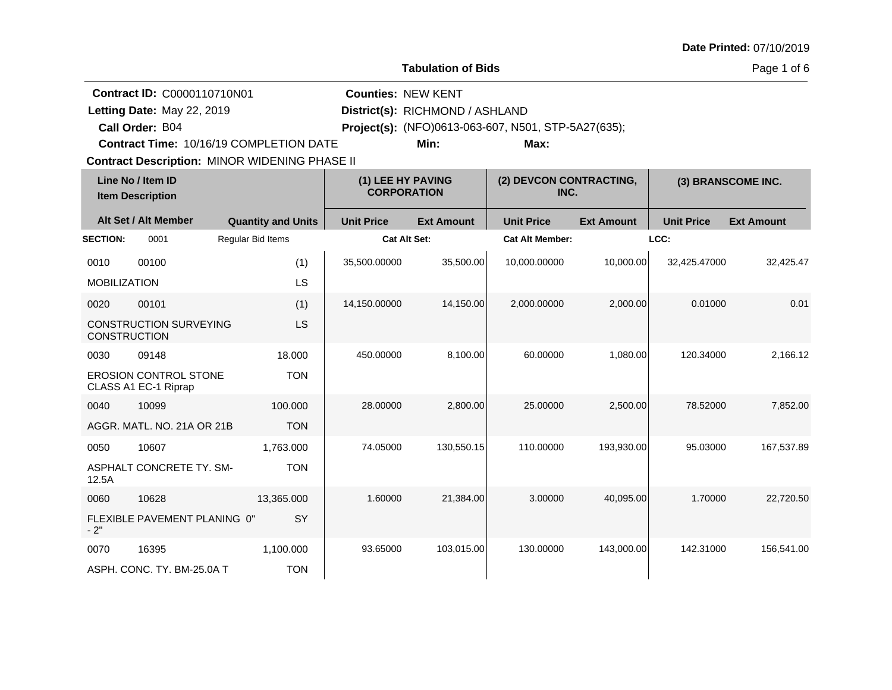Date Printed: 07/10/2019

## Tabulation of Bids

**Contract ID:** C0000110710N01
**Letting Date:** May 22, 2019
**Call Order:** B04
**Contract Time:** 10/16/19 COMPLETION DATE

**Counties:** NEW KENT
**District(s):** RICHMOND / ASHLAND
**Project(s):** (NFO)0613-063-607, N501, STP-5A27(635);
**Min:** **Max:**

**Contract Description:** MINOR WIDENING PHASE II

| Line No / Item ID / Item Description | Alt Set / Alt Member | Quantity and Units | (1) LEE HY PAVING CORPORATION | | (2) DEVCON CONTRACTING, INC. | | (3) BRANSCOME INC. | |
|---|---|---|---|---|---|---|---|---|
| | | | Unit Price | Ext Amount | Unit Price | Ext Amount | Unit Price | Ext Amount |
| **SECTION:** 0001 | Regular Bid Items | | **Cat Alt Set:** | | **Cat Alt Member:** | | **LCC:** | |
| 0010 00100 MOBILIZATION | | (1) LS | 35,500.00000 | 35,500.00 | 10,000.00000 | 10,000.00 | 32,425.47000 | 32,425.47 |
| 0020 00101 CONSTRUCTION SURVEYING CONSTRUCTION | | (1) LS | 14,150.00000 | 14,150.00 | 2,000.00000 | 2,000.00 | 0.01000 | 0.01 |
| 0030 09148 EROSION CONTROL STONE CLASS A1 EC-1 Riprap | | 18.000 TON | 450.00000 | 8,100.00 | 60.00000 | 1,080.00 | 120.34000 | 2,166.12 |
| 0040 10099 AGGR. MATL. NO. 21A OR 21B | | 100.000 TON | 28.00000 | 2,800.00 | 25.00000 | 2,500.00 | 78.52000 | 7,852.00 |
| 0050 10607 ASPHALT CONCRETE TY. SM-12.5A | | 1,763.000 TON | 74.05000 | 130,550.15 | 110.00000 | 193,930.00 | 95.03000 | 167,537.89 |
| 0060 10628 FLEXIBLE PAVEMENT PLANING 0" - 2" | | 13,365.000 SY | 1.60000 | 21,384.00 | 3.00000 | 40,095.00 | 1.70000 | 22,720.50 |
| 0070 16395 ASPH. CONC. TY. BM-25.0A T | | 1,100.000 TON | 93.65000 | 103,015.00 | 130.00000 | 143,000.00 | 142.31000 | 156,541.00 |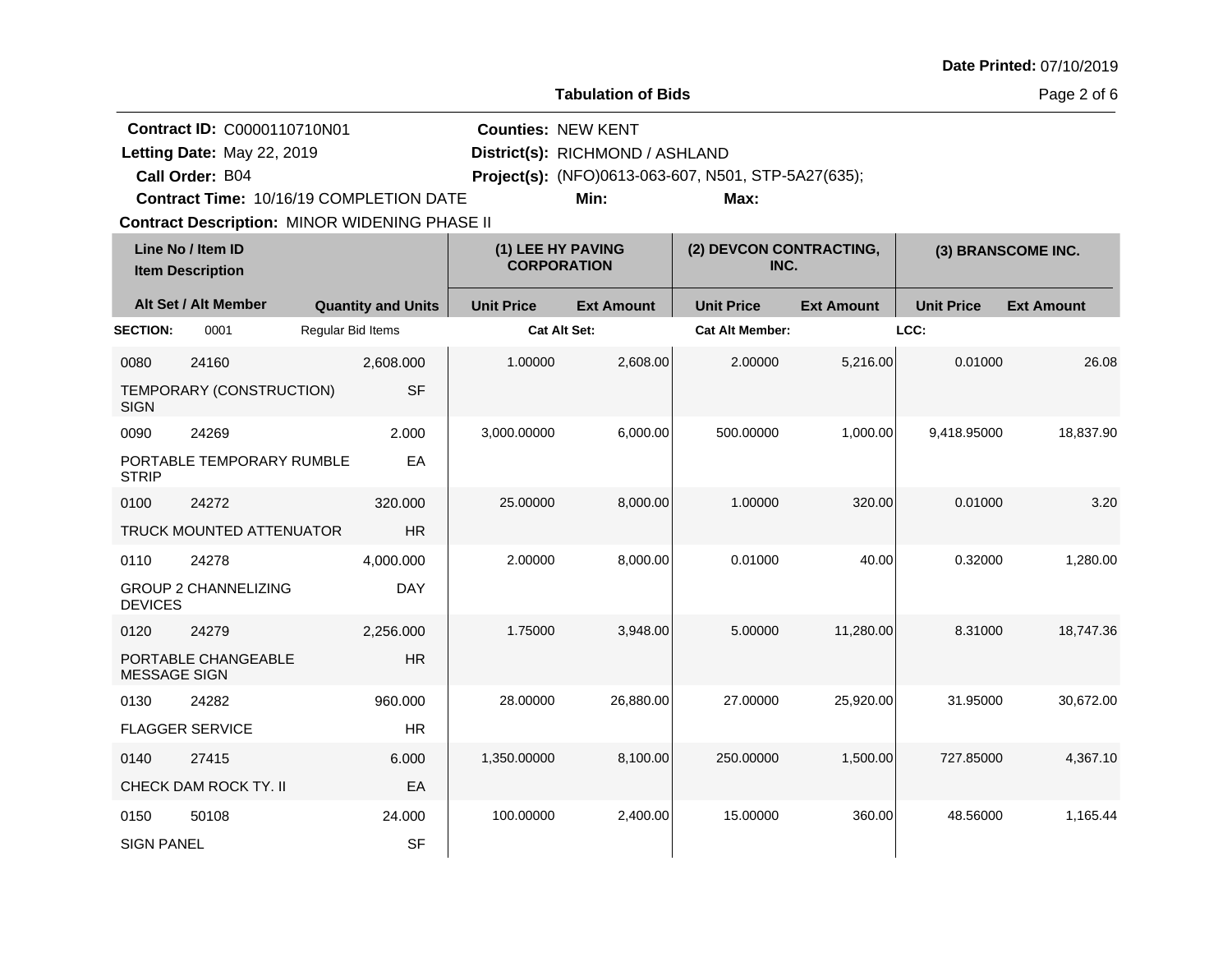Date Printed: 07/10/2019

**Tabulation of Bids**

**Contract ID:** C0000110710N01
**Letting Date:** May 22, 2019
**Call Order:** B04
**Contract Time:** 10/16/19 COMPLETION DATE
**Contract Description:** MINOR WIDENING PHASE II

**Counties:** NEW KENT
**District(s):** RICHMOND / ASHLAND
**Project(s):** (NFO)0613-063-607, N501, STP-5A27(635);
**Min:**
**Max:**

| Line No / Item ID | Item Description | Quantity and Units | (1) LEE HY PAVING CORPORATION Unit Price | (1) LEE HY PAVING CORPORATION Ext Amount | (2) DEVCON CONTRACTING, INC. Unit Price | (2) DEVCON CONTRACTING, INC. Ext Amount | (3) BRANSCOME INC. Unit Price | (3) BRANSCOME INC. Ext Amount |
|---|---|---|---|---|---|---|---|---|
| **SECTION:** 0001 | Regular Bid Items | | Cat Alt Set: | | Cat Alt Member: | | LCC: | |
| 0080 / 24160 | TEMPORARY (CONSTRUCTION) SIGN | 2,608.000 SF | 1.00000 | 2,608.00 | 2.00000 | 5,216.00 | 0.01000 | 26.08 |
| 0090 / 24269 | PORTABLE TEMPORARY RUMBLE STRIP | 2.000 EA | 3,000.00000 | 6,000.00 | 500.00000 | 1,000.00 | 9,418.95000 | 18,837.90 |
| 0100 / 24272 | TRUCK MOUNTED ATTENUATOR | 320.000 HR | 25.00000 | 8,000.00 | 1.00000 | 320.00 | 0.01000 | 3.20 |
| 0110 / 24278 | GROUP 2 CHANNELIZING DEVICES | 4,000.000 DAY | 2.00000 | 8,000.00 | 0.01000 | 40.00 | 0.32000 | 1,280.00 |
| 0120 / 24279 | PORTABLE CHANGEABLE MESSAGE SIGN | 2,256.000 HR | 1.75000 | 3,948.00 | 5.00000 | 11,280.00 | 8.31000 | 18,747.36 |
| 0130 / 24282 | FLAGGER SERVICE | 960.000 HR | 28.00000 | 26,880.00 | 27.00000 | 25,920.00 | 31.95000 | 30,672.00 |
| 0140 / 27415 | CHECK DAM ROCK TY. II | 6.000 EA | 1,350.00000 | 8,100.00 | 250.00000 | 1,500.00 | 727.85000 | 4,367.10 |
| 0150 / 50108 | SIGN PANEL | 24.000 SF | 100.00000 | 2,400.00 | 15.00000 | 360.00 | 48.56000 | 1,165.44 |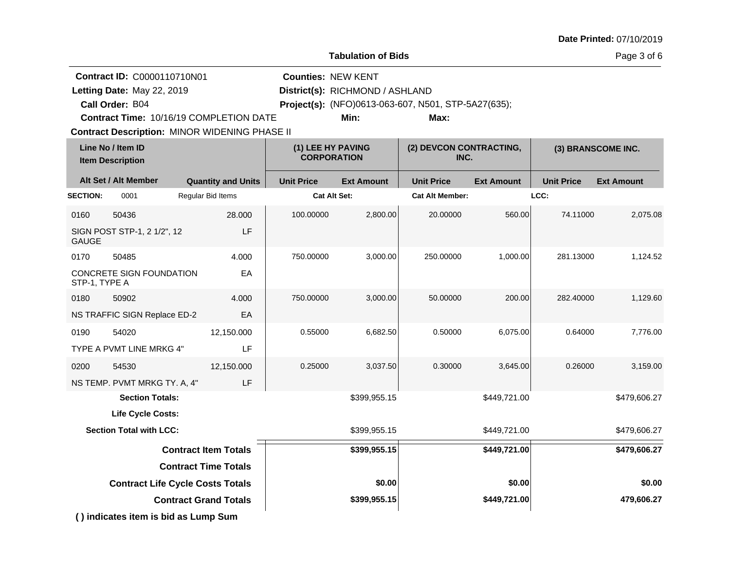Date Printed: 07/10/2019

## Tabulation of Bids

**Contract ID:** C0000110710N01
**Letting Date:** May 22, 2019
**Call Order:** B04
**Contract Time:** 10/16/19 COMPLETION DATE
**Contract Description:** MINOR WIDENING PHASE II

**Counties:** NEW KENT
**District(s):** RICHMOND / ASHLAND
**Project(s):** (NFO)0613-063-607, N501, STP-5A27(635);
**Min:** **Max:**

| Line No / Item ID | Item Description | Alt Set / Alt Member | Quantity and Units | (1) LEE HY PAVING CORPORATION Unit Price | (1) LEE HY PAVING CORPORATION Ext Amount | (2) DEVCON CONTRACTING, INC. Unit Price | (2) DEVCON CONTRACTING, INC. Ext Amount | (3) BRANSCOME INC. Unit Price | (3) BRANSCOME INC. Ext Amount |
|---|---|---|---|---|---|---|---|---|---|
| **SECTION:** 0001 | Regular Bid Items | | | **Cat Alt Set:** | | **Cat Alt Member:** | | **LCC:** | |
| 0160 50436 | SIGN POST STP-1, 2 1/2", 12 GAUGE | | 28.000 LF | 100.00000 | 2,800.00 | 20.00000 | 560.00 | 74.11000 | 2,075.08 |
| 0170 50485 | CONCRETE SIGN FOUNDATION STP-1, TYPE A | | 4.000 EA | 750.00000 | 3,000.00 | 250.00000 | 1,000.00 | 281.13000 | 1,124.52 |
| 0180 50902 | NS TRAFFIC SIGN Replace ED-2 | | 4.000 EA | 750.00000 | 3,000.00 | 50.00000 | 200.00 | 282.40000 | 1,129.60 |
| 0190 54020 | TYPE A PVMT LINE MRKG 4" | | 12,150.000 LF | 0.55000 | 6,682.50 | 0.50000 | 6,075.00 | 0.64000 | 7,776.00 |
| 0200 54530 | NS TEMP. PVMT MRKG TY. A, 4" | | 12,150.000 LF | 0.25000 | 3,037.50 | 0.30000 | 3,645.00 | 0.26000 | 3,159.00 |
| **Section Totals:** | | | | | $399,955.15 | | $449,721.00 | | $479,606.27 |
| **Life Cycle Costs:** | | | | | | | | | |
| **Section Total with LCC:** | | | | | $399,955.15 | | $449,721.00 | | $479,606.27 |
| **Contract Item Totals** | | | | | **$399,955.15** | | **$449,721.00** | | **$479,606.27** |
| **Contract Time Totals** | | | | | | | | | |
| **Contract Life Cycle Costs Totals** | | | | | **$0.00** | | **$0.00** | | **$0.00** |
| **Contract Grand Totals** | | | | | **$399,955.15** | | **$449,721.00** | | **479,606.27** |

**( ) indicates item is bid as Lump Sum**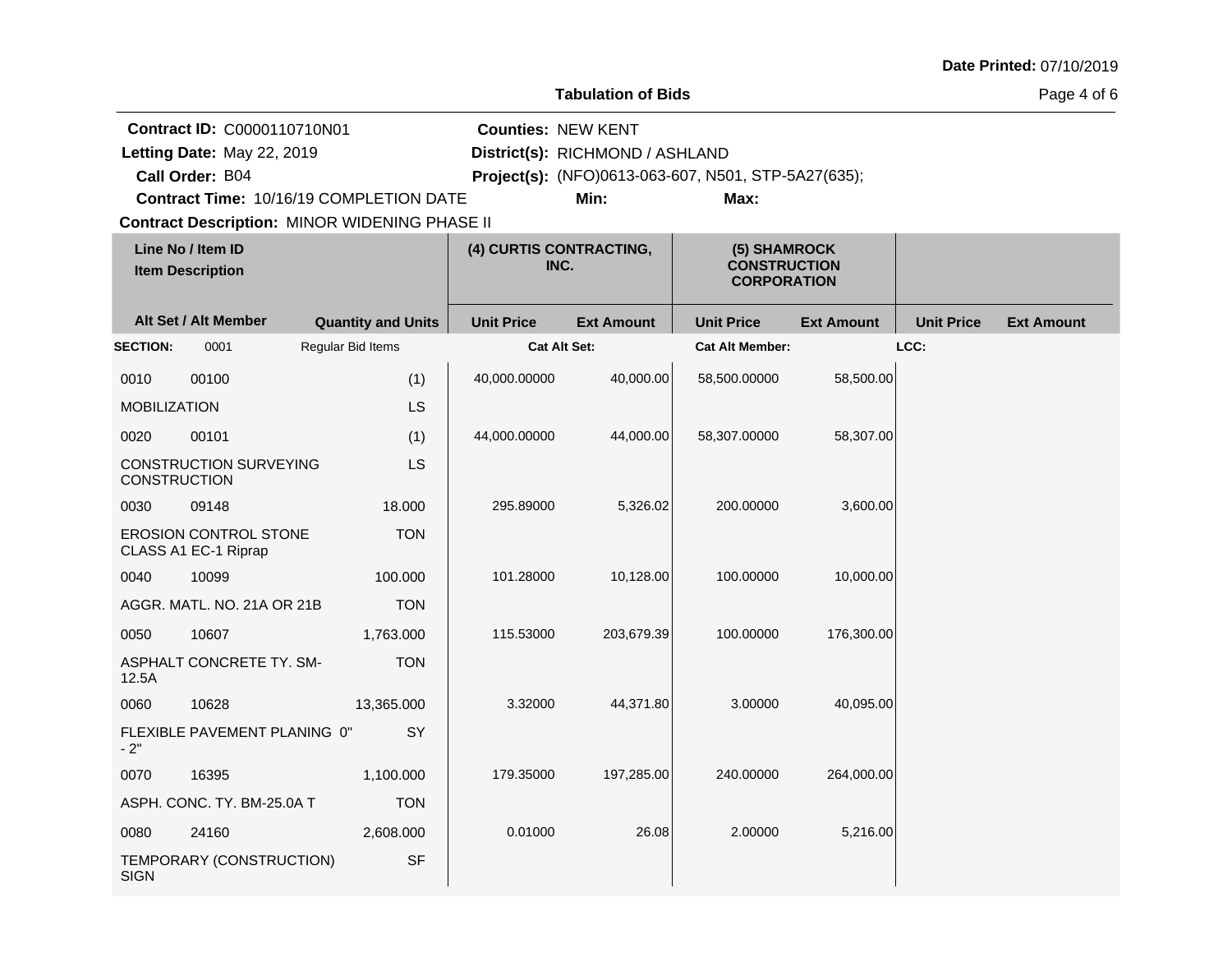Date Printed: 07/10/2019

# Tabulation of Bids

**Contract ID:** C0000110710N01
**Letting Date:** May 22, 2019
**Call Order:** B04
**Contract Time:** 10/16/19 COMPLETION DATE
**Contract Description:** MINOR WIDENING PHASE II

**Counties:** NEW KENT
**District(s):** RICHMOND / ASHLAND
**Project(s):** (NFO)0613-063-607, N501, STP-5A27(635);
**Min:**
**Max:**

| Line No / Item ID / Item Description | Alt Set / Alt Member | Quantity and Units | (4) CURTIS CONTRACTING, INC. Unit Price | (4) CURTIS CONTRACTING, INC. Ext Amount | (5) SHAMROCK CONSTRUCTION CORPORATION Unit Price | (5) SHAMROCK CONSTRUCTION CORPORATION Ext Amount | Unit Price | Ext Amount |
|---|---|---|---|---|---|---|---|---|
| **SECTION:** 0001 | Regular Bid Items | | Cat Alt Set: | | Cat Alt Member: | | LCC: | |
| 0010 00100 MOBILIZATION | | (1) LS | 40,000.00000 | 40,000.00 | 58,500.00000 | 58,500.00 | | |
| 0020 00101 CONSTRUCTION SURVEYING CONSTRUCTION | | (1) LS | 44,000.00000 | 44,000.00 | 58,307.00000 | 58,307.00 | | |
| 0030 09148 EROSION CONTROL STONE CLASS A1 EC-1 Riprap | | 18.000 TON | 295.89000 | 5,326.02 | 200.00000 | 3,600.00 | | |
| 0040 10099 AGGR. MATL. NO. 21A OR 21B | | 100.000 TON | 101.28000 | 10,128.00 | 100.00000 | 10,000.00 | | |
| 0050 10607 ASPHALT CONCRETE TY. SM-12.5A | | 1,763.000 TON | 115.53000 | 203,679.39 | 100.00000 | 176,300.00 | | |
| 0060 10628 FLEXIBLE PAVEMENT PLANING 0" - 2" | | 13,365.000 SY | 3.32000 | 44,371.80 | 3.00000 | 40,095.00 | | |
| 0070 16395 ASPH. CONC. TY. BM-25.0A T | | 1,100.000 TON | 179.35000 | 197,285.00 | 240.00000 | 264,000.00 | | |
| 0080 24160 TEMPORARY (CONSTRUCTION) SIGN | | 2,608.000 SF | 0.01000 | 26.08 | 2.00000 | 5,216.00 | | |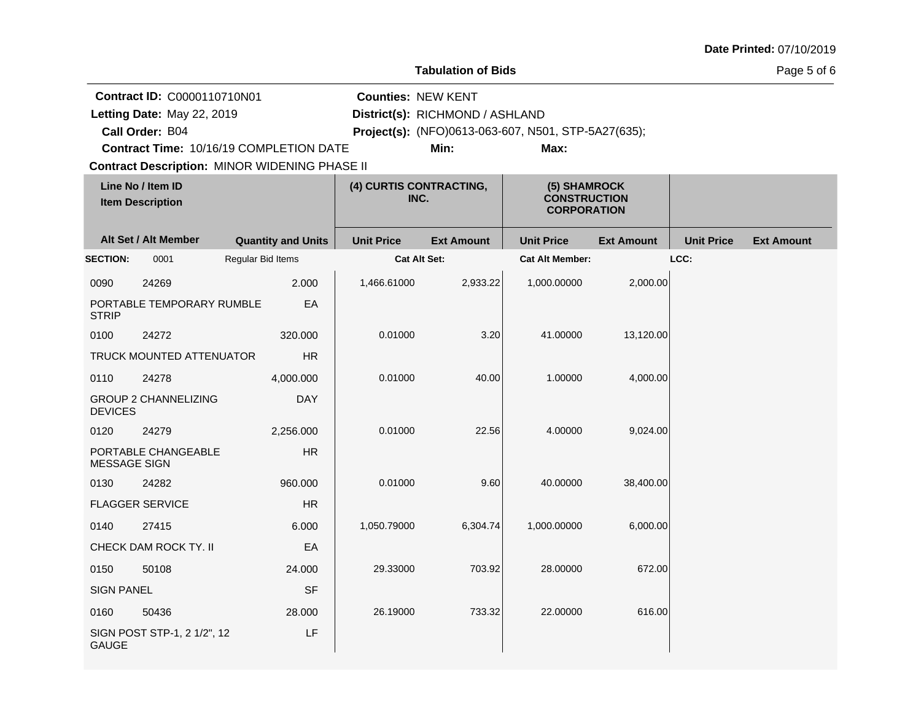Date Printed: 07/10/2019

**Tabulation of Bids**

**Contract ID:** C0000110710N01
**Letting Date:** May 22, 2019
**Call Order:** B04
**Contract Time:** 10/16/19 COMPLETION DATE
**Contract Description:** MINOR WIDENING PHASE II

**Counties:** NEW KENT
**District(s):** RICHMOND / ASHLAND
**Project(s):** (NFO)0613-063-607, N501, STP-5A27(635);
**Min:**
**Max:**

| Line No / Item ID | Item Description | Quantity and Units | (4) CURTIS CONTRACTING, INC. Unit Price | Ext Amount | (5) SHAMROCK CONSTRUCTION CORPORATION Unit Price | Ext Amount | Unit Price | Ext Amount |
|---|---|---|---|---|---|---|---|---|
| **SECTION:** 0001 | Regular Bid Items | | **Cat Alt Set:** | | **Cat Alt Member:** | | **LCC:** | |
| 0090 24269 | PORTABLE TEMPORARY RUMBLE STRIP | 2.000 EA | 1,466.61000 | 2,933.22 | 1,000.00000 | 2,000.00 | | |
| 0100 24272 | TRUCK MOUNTED ATTENUATOR | 320.000 HR | 0.01000 | 3.20 | 41.00000 | 13,120.00 | | |
| 0110 24278 | GROUP 2 CHANNELIZING DEVICES | 4,000.000 DAY | 0.01000 | 40.00 | 1.00000 | 4,000.00 | | |
| 0120 24279 | PORTABLE CHANGEABLE MESSAGE SIGN | 2,256.000 HR | 0.01000 | 22.56 | 4.00000 | 9,024.00 | | |
| 0130 24282 | FLAGGER SERVICE | 960.000 HR | 0.01000 | 9.60 | 40.00000 | 38,400.00 | | |
| 0140 27415 | CHECK DAM ROCK TY. II | 6.000 EA | 1,050.79000 | 6,304.74 | 1,000.00000 | 6,000.00 | | |
| 0150 50108 | SIGN PANEL | 24.000 SF | 29.33000 | 703.92 | 28.00000 | 672.00 | | |
| 0160 50436 | SIGN POST STP-1, 2 1/2", 12 GAUGE | 28.000 LF | 26.19000 | 733.32 | 22.00000 | 616.00 | | |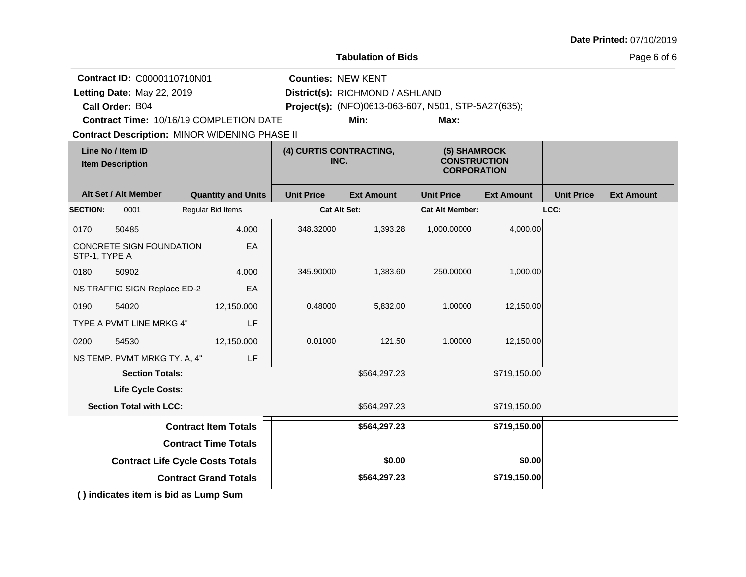Date Printed: 07/10/2019

## Tabulation of Bids

**Contract ID:** C0000110710N01
**Letting Date:** May 22, 2019
**Call Order:** B04
**Contract Time:** 10/16/19 COMPLETION DATE
**Contract Description:** MINOR WIDENING PHASE II

**Counties:** NEW KENT
**District(s):** RICHMOND / ASHLAND
**Project(s):** (NFO)0613-063-607, N501, STP-5A27(635);
**Min:**
**Max:**

| Line No / Item ID<br>Item Description | | Alt Set / Alt Member<br>Quantity and Units | (4) CURTIS CONTRACTING, INC. Unit Price | (4) CURTIS CONTRACTING, INC. Ext Amount | (5) SHAMROCK CONSTRUCTION CORPORATION Unit Price | (5) SHAMROCK CONSTRUCTION CORPORATION Ext Amount | Unit Price | Ext Amount |
|---|---|---|---|---|---|---|---|---|
| **SECTION:** 0001 | | Regular Bid Items | **Cat Alt Set:** | | **Cat Alt Member:** | | **LCC:** | |
| 0170 | 50485 | 4.000 | 348.32000 | 1,393.28 | 1,000.00000 | 4,000.00 | | |
| CONCRETE SIGN FOUNDATION STP-1, TYPE A | | EA | | | | | | |
| 0180 | 50902 | 4.000 | 345.90000 | 1,383.60 | 250.00000 | 1,000.00 | | |
| NS TRAFFIC SIGN Replace ED-2 | | EA | | | | | | |
| 0190 | 54020 | 12,150.000 | 0.48000 | 5,832.00 | 1.00000 | 12,150.00 | | |
| TYPE A PVMT LINE MRKG 4" | | LF | | | | | | |
| 0200 | 54530 | 12,150.000 | 0.01000 | 121.50 | 1.00000 | 12,150.00 | | |
| NS TEMP. PVMT MRKG TY. A, 4" | | LF | | | | | | |
| **Section Totals:** | | | | $564,297.23 | | $719,150.00 | | |
| **Life Cycle Costs:** | | | | | | | | |
| **Section Total with LCC:** | | | | $564,297.23 | | $719,150.00 | | |
| **Contract Item Totals** | | | | **$564,297.23** | | **$719,150.00** | | |
| **Contract Time Totals** | | | | | | | | |
| **Contract Life Cycle Costs Totals** | | | | **$0.00** | | **$0.00** | | |
| **Contract Grand Totals** | | | | **$564,297.23** | | **$719,150.00** | | |

**( ) indicates item is bid as Lump Sum**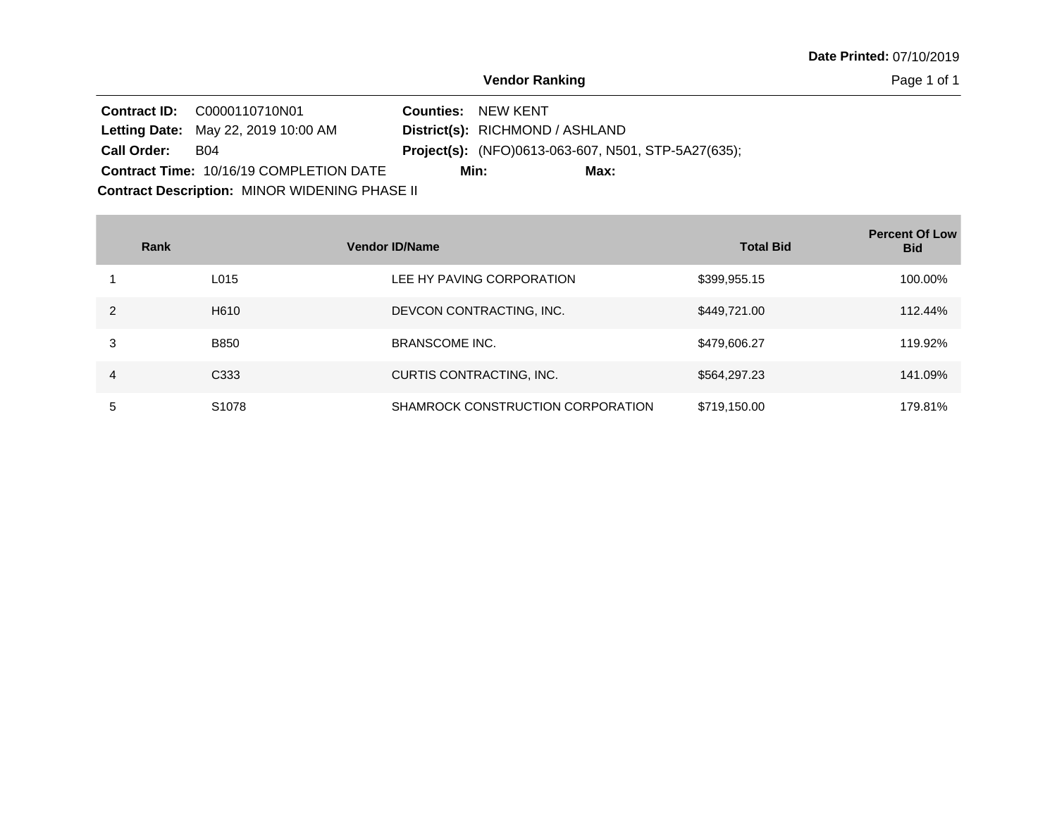**Date Printed:** 07/10/2019

## Vendor Ranking

**Contract ID:** C0000110710N01
**Letting Date:** May 22, 2019 10:00 AM
**Call Order:** B04
**Contract Time:** 10/16/19 COMPLETION DATE
**Counties:** NEW KENT
**District(s):** RICHMOND / ASHLAND
**Project(s):** (NFO)0613-063-607, N501, STP-5A27(635);
**Min:**
**Max:**
**Contract Description:** MINOR WIDENING PHASE II

| Rank | Vendor ID | Name | Total Bid | Percent Of Low Bid |
|---|---|---|---|---|
| 1 | L015 | LEE HY PAVING CORPORATION | $399,955.15 | 100.00% |
| 2 | H610 | DEVCON CONTRACTING, INC. | $449,721.00 | 112.44% |
| 3 | B850 | BRANSCOME INC. | $479,606.27 | 119.92% |
| 4 | C333 | CURTIS CONTRACTING, INC. | $564,297.23 | 141.09% |
| 5 | S1078 | SHAMROCK CONSTRUCTION CORPORATION | $719,150.00 | 179.81% |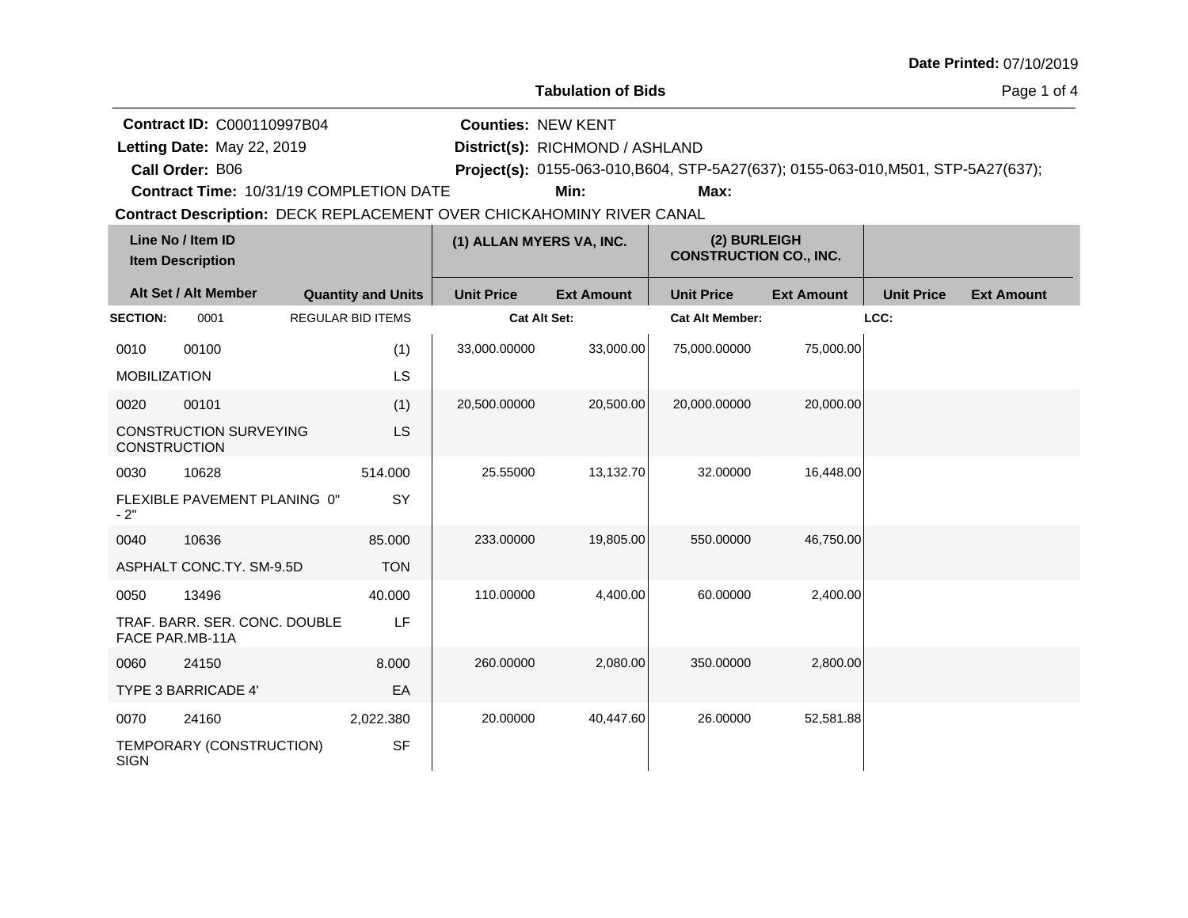Date Printed: 07/10/2019

## Tabulation of Bids

**Contract ID:** C000110997B04
**Letting Date:** May 22, 2019
**Call Order:** B06
**Contract Time:** 10/31/19 COMPLETION DATE

**Counties:** NEW KENT
**District(s):** RICHMOND / ASHLAND
**Project(s):** 0155-063-010,B604, STP-5A27(637); 0155-063-010,M501, STP-5A27(637);
**Min:**
**Max:**

**Contract Description:** DECK REPLACEMENT OVER CHICKAHOMINY RIVER CANAL

| Line No / Item ID | Item Description | Quantity and Units | (1) ALLAN MYERS VA, INC. Unit Price | (1) ALLAN MYERS VA, INC. Ext Amount | (2) BURLEIGH CONSTRUCTION CO., INC. Unit Price | (2) BURLEIGH CONSTRUCTION CO., INC. Ext Amount | Unit Price | Ext Amount |
|---|---|---|---|---|---|---|---|---|
| **SECTION:** 0001 | REGULAR BID ITEMS | | Cat Alt Set: | | Cat Alt Member: | | LCC: | |
| 0010 00100 | MOBILIZATION | (1) LS | 33,000.00000 | 33,000.00 | 75,000.00000 | 75,000.00 | | |
| 0020 00101 | CONSTRUCTION SURVEYING CONSTRUCTION | (1) LS | 20,500.00000 | 20,500.00 | 20,000.00000 | 20,000.00 | | |
| 0030 10628 | FLEXIBLE PAVEMENT PLANING 0" - 2" | 514.000 SY | 25.55000 | 13,132.70 | 32.00000 | 16,448.00 | | |
| 0040 10636 | ASPHALT CONC.TY. SM-9.5D | 85.000 TON | 233.00000 | 19,805.00 | 550.00000 | 46,750.00 | | |
| 0050 13496 | TRAF. BARR. SER. CONC. DOUBLE FACE PAR.MB-11A | 40.000 LF | 110.00000 | 4,400.00 | 60.00000 | 2,400.00 | | |
| 0060 24150 | TYPE 3 BARRICADE 4' | 8.000 EA | 260.00000 | 2,080.00 | 350.00000 | 2,800.00 | | |
| 0070 24160 | TEMPORARY (CONSTRUCTION) SIGN | 2,022.380 SF | 20.00000 | 40,447.60 | 26.00000 | 52,581.88 | | |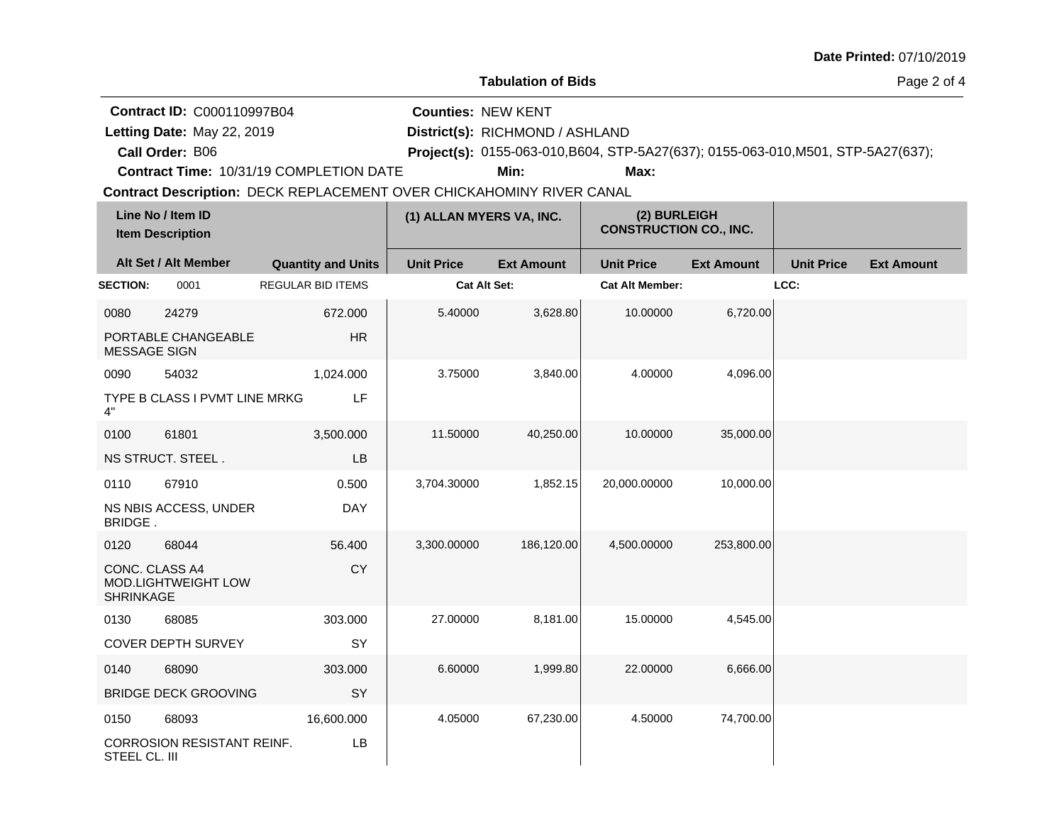**Date Printed:** 07/10/2019

**Tabulation of Bids**

**Contract ID:** C000110997B04
**Letting Date:** May 22, 2019
**Call Order:** B06
**Contract Time:** 10/31/19 COMPLETION DATE

**Counties:** NEW KENT
**District(s):** RICHMOND / ASHLAND
**Project(s):** 0155-063-010,B604, STP-5A27(637); 0155-063-010,M501, STP-5A27(637);
**Min:** **Max:**

**Contract Description:** DECK REPLACEMENT OVER CHICKAHOMINY RIVER CANAL

| Line No / Item ID<br>Item Description | | (1) ALLAN MYERS VA, INC. | | (2) BURLEIGH CONSTRUCTION CO., INC. | | | |
|---|---|---|---|---|---|---|---|
| **Alt Set / Alt Member** | **Quantity and Units** | **Unit Price** | **Ext Amount** | **Unit Price** | **Ext Amount** | **Unit Price** | **Ext Amount** |
| **SECTION:** 0001 | REGULAR BID ITEMS | **Cat Alt Set:** | | **Cat Alt Member:** | | **LCC:** | |
| 0080 24279<br>PORTABLE CHANGEABLE MESSAGE SIGN | 672.000<br>HR | 5.40000 | 3,628.80 | 10.00000 | 6,720.00 | | |
| 0090 54032<br>TYPE B CLASS I PVMT LINE MRKG 4" | 1,024.000<br>LF | 3.75000 | 3,840.00 | 4.00000 | 4,096.00 | | |
| 0100 61801<br>NS STRUCT. STEEL . | 3,500.000<br>LB | 11.50000 | 40,250.00 | 10.00000 | 35,000.00 | | |
| 0110 67910<br>NS NBIS ACCESS, UNDER BRIDGE . | 0.500<br>DAY | 3,704.30000 | 1,852.15 | 20,000.00000 | 10,000.00 | | |
| 0120 68044<br>CONC. CLASS A4 MOD.LIGHTWEIGHT LOW SHRINKAGE | 56.400<br>CY | 3,300.00000 | 186,120.00 | 4,500.00000 | 253,800.00 | | |
| 0130 68085<br>COVER DEPTH SURVEY | 303.000<br>SY | 27.00000 | 8,181.00 | 15.00000 | 4,545.00 | | |
| 0140 68090<br>BRIDGE DECK GROOVING | 303.000<br>SY | 6.60000 | 1,999.80 | 22.00000 | 6,666.00 | | |
| 0150 68093<br>CORROSION RESISTANT REINF. STEEL CL. III | 16,600.000<br>LB | 4.05000 | 67,230.00 | 4.50000 | 74,700.00 | | |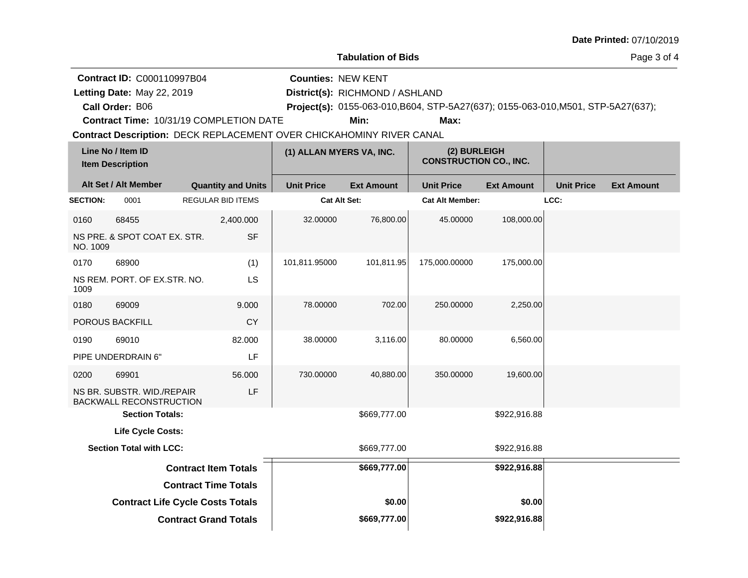**Date Printed:** 07/10/2019

## Tabulation of Bids

**Contract ID:** C000110997B04
**Letting Date:** May 22, 2019
**Call Order:** B06
**Contract Time:** 10/31/19 COMPLETION DATE
**Counties:** NEW KENT
**District(s):** RICHMOND / ASHLAND
**Project(s):** 0155-063-010,B604, STP-5A27(637); 0155-063-010,M501, STP-5A27(637);
**Min:**
**Max:**
**Contract Description:** DECK REPLACEMENT OVER CHICKAHOMINY RIVER CANAL

| Line No / Item ID / Item Description | Alt Set / Alt Member | Quantity and Units | (1) ALLAN MYERS VA, INC. Unit Price | Ext Amount | (2) BURLEIGH CONSTRUCTION CO., INC. Unit Price | Ext Amount | Unit Price | Ext Amount |
|---|---|---|---|---|---|---|---|---|
| **SECTION:** 0001 | | REGULAR BID ITEMS | Cat Alt Set: | | Cat Alt Member: | | LCC: | |
| 0160 68455 NS PRE. & SPOT COAT EX. STR. NO. 1009 | | 2,400.000 SF | 32.00000 | 76,800.00 | 45.00000 | 108,000.00 | | |
| 0170 68900 NS REM. PORT. OF EX.STR. NO. 1009 | | (1) LS | 101,811.95000 | 101,811.95 | 175,000.00000 | 175,000.00 | | |
| 0180 69009 POROUS BACKFILL | | 9.000 CY | 78.00000 | 702.00 | 250.00000 | 2,250.00 | | |
| 0190 69010 PIPE UNDERDRAIN 6" | | 82.000 LF | 38.00000 | 3,116.00 | 80.00000 | 6,560.00 | | |
| 0200 69901 NS BR. SUBSTR. WID./REPAIR BACKWALL RECONSTRUCTION | | 56.000 LF | 730.00000 | 40,880.00 | 350.00000 | 19,600.00 | | |
| **Section Totals:** | | | | $669,777.00 | | $922,916.88 | | |
| **Life Cycle Costs:** | | | | | | | | |
| **Section Total with LCC:** | | | | $669,777.00 | | $922,916.88 | | |
| **Contract Item Totals** | | | | **$669,777.00** | | **$922,916.88** | | |
| **Contract Time Totals** | | | | | | | | |
| **Contract Life Cycle Costs Totals** | | | | **$0.00** | | **$0.00** | | |
| **Contract Grand Totals** | | | | **$669,777.00** | | **$922,916.88** | | |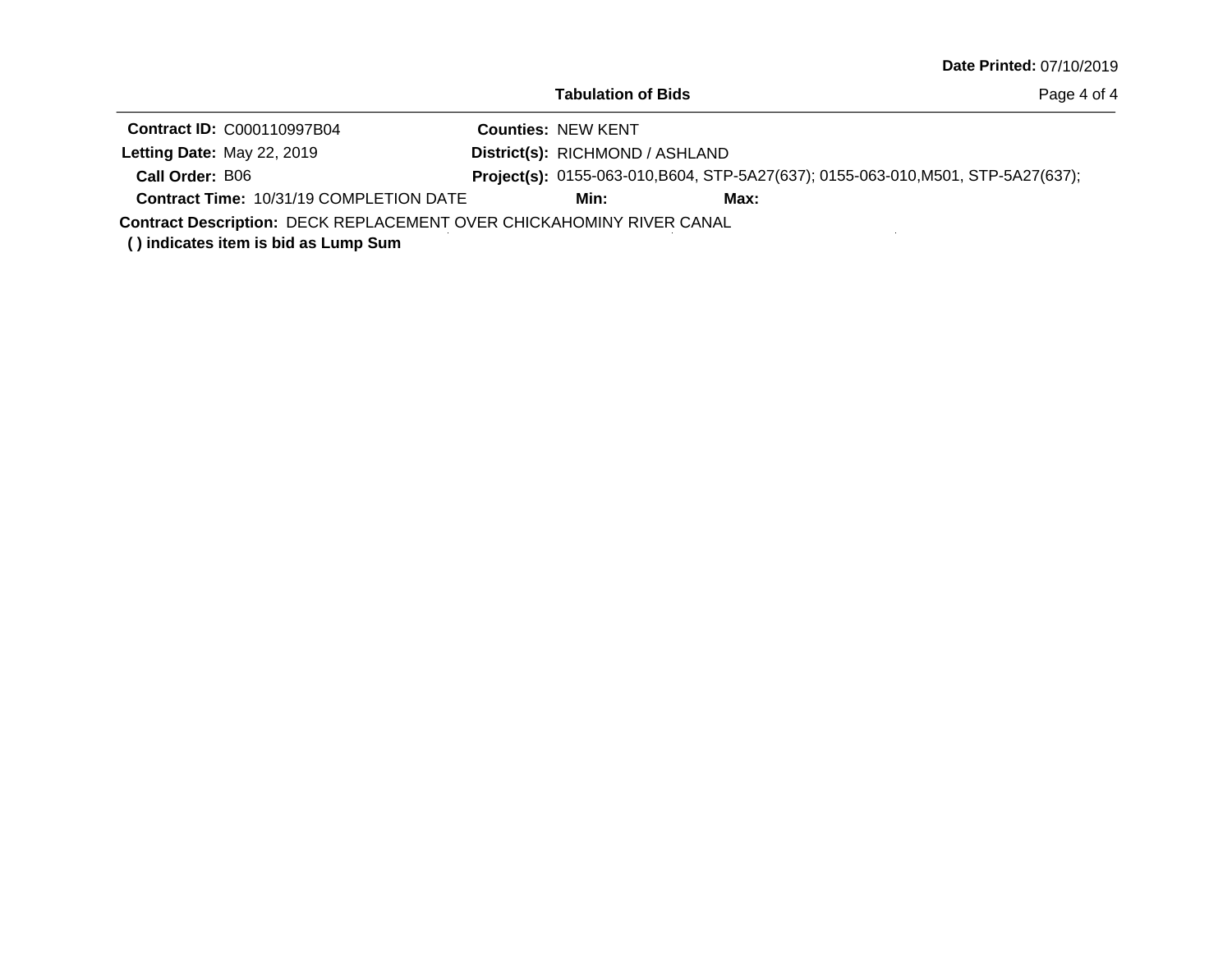**Date Printed:** 07/10/2019

# Tabulation of Bids

**Contract ID:** C000110997B04

**Counties:** NEW KENT

**Letting Date:** May 22, 2019

**District(s):** RICHMOND / ASHLAND

**Call Order:** B06

**Project(s):** 0155-063-010,B604, STP-5A27(637); 0155-063-010,M501, STP-5A27(637);

**Contract Time:** 10/31/19 COMPLETION DATE

**Min:**

**Max:**

**Contract Description:** DECK REPLACEMENT OVER CHICKAHOMINY RIVER CANAL

**( ) indicates item is bid as Lump Sum**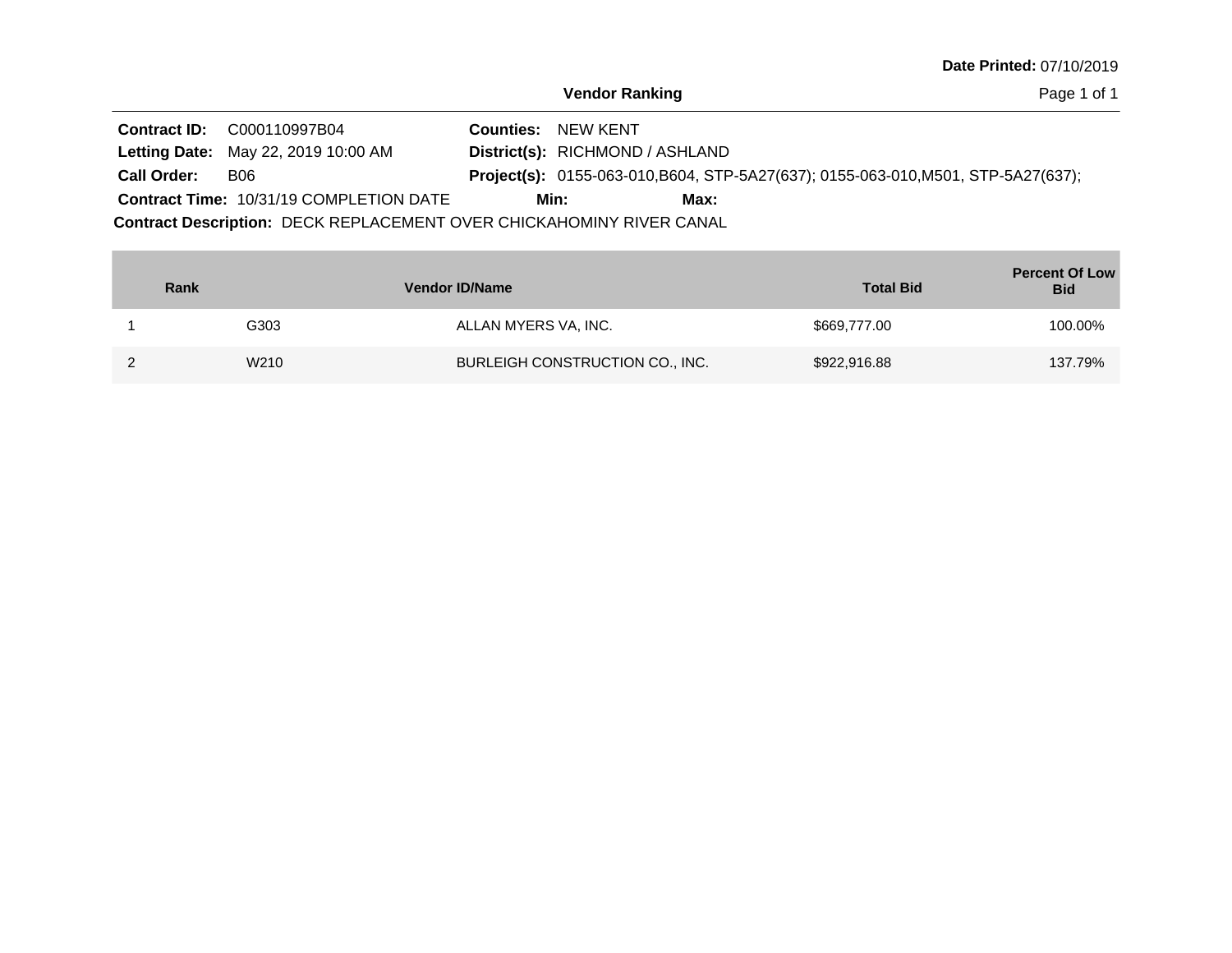**Date Printed:** 07/10/2019

## Vendor Ranking

**Contract ID:** C000110997B04
**Counties:** NEW KENT
**Letting Date:** May 22, 2019 10:00 AM
**District(s):** RICHMOND / ASHLAND
**Call Order:** B06
**Project(s):** 0155-063-010,B604, STP-5A27(637); 0155-063-010,M501, STP-5A27(637);
**Contract Time:** 10/31/19 COMPLETION DATE
**Min:**
**Max:**
**Contract Description:** DECK REPLACEMENT OVER CHICKAHOMINY RIVER CANAL

| Rank | Vendor ID/Name | | Total Bid | Percent Of Low Bid |
|---|---|---|---|---|
| 1 | G303 | ALLAN MYERS VA, INC. | $669,777.00 | 100.00% |
| 2 | W210 | BURLEIGH CONSTRUCTION CO., INC. | $922,916.88 | 137.79% |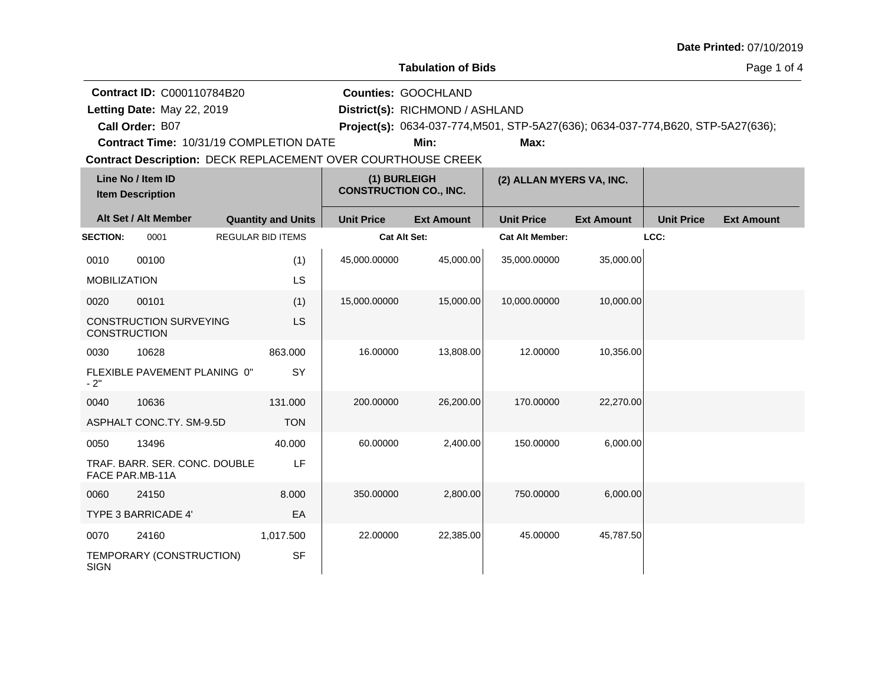Date Printed: 07/10/2019

# Tabulation of Bids

**Contract ID:** C000110784B20
**Letting Date:** May 22, 2019
**Call Order:** B07
**Contract Time:** 10/31/19 COMPLETION DATE
**Counties:** GOOCHLAND
**District(s):** RICHMOND / ASHLAND
**Project(s):** 0634-037-774,M501, STP-5A27(636); 0634-037-774,B620, STP-5A27(636);
**Min:**
**Max:**
**Contract Description:** DECK REPLACEMENT OVER COURTHOUSE CREEK

| Line No / Item ID | Item Description | Quantity and Units | (1) BURLEIGH CONSTRUCTION CO., INC. Unit Price | (1) BURLEIGH CONSTRUCTION CO., INC. Ext Amount | (2) ALLAN MYERS VA, INC. Unit Price | (2) ALLAN MYERS VA, INC. Ext Amount | Unit Price | Ext Amount |
|---|---|---|---|---|---|---|---|---|
| **SECTION:** 0001 | REGULAR BID ITEMS | | Cat Alt Set: | | Cat Alt Member: | | LCC: | |
| 0010 00100 | MOBILIZATION | (1) LS | 45,000.00000 | 45,000.00 | 35,000.00000 | 35,000.00 | | |
| 0020 00101 | CONSTRUCTION SURVEYING CONSTRUCTION | (1) LS | 15,000.00000 | 15,000.00 | 10,000.00000 | 10,000.00 | | |
| 0030 10628 | FLEXIBLE PAVEMENT PLANING 0" - 2" | 863.000 SY | 16.00000 | 13,808.00 | 12.00000 | 10,356.00 | | |
| 0040 10636 | ASPHALT CONC.TY. SM-9.5D | 131.000 TON | 200.00000 | 26,200.00 | 170.00000 | 22,270.00 | | |
| 0050 13496 | TRAF. BARR. SER. CONC. DOUBLE FACE PAR.MB-11A | 40.000 LF | 60.00000 | 2,400.00 | 150.00000 | 6,000.00 | | |
| 0060 24150 | TYPE 3 BARRICADE 4' | 8.000 EA | 350.00000 | 2,800.00 | 750.00000 | 6,000.00 | | |
| 0070 24160 | TEMPORARY (CONSTRUCTION) SIGN | 1,017.500 SF | 22.00000 | 22,385.00 | 45.00000 | 45,787.50 | | |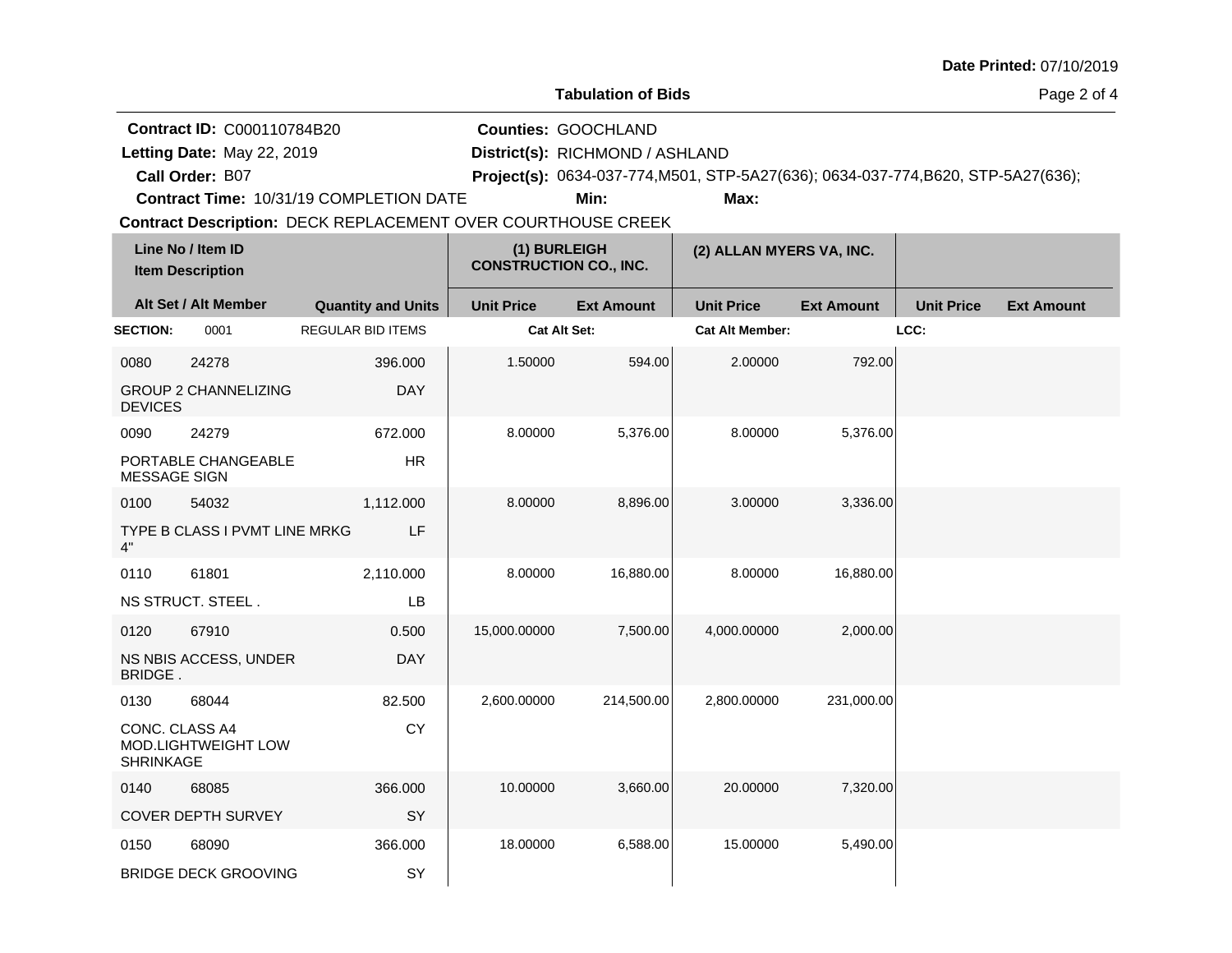**Date Printed:** 07/10/2019

## Tabulation of Bids

**Contract ID:** C000110784B20
**Letting Date:** May 22, 2019
**Call Order:** B07
**Contract Time:** 10/31/19 COMPLETION DATE
**Counties:** GOOCHLAND
**District(s):** RICHMOND / ASHLAND
**Project(s):** 0634-037-774,M501, STP-5A27(636); 0634-037-774,B620, STP-5A27(636);
**Min:**
**Max:**
**Contract Description:** DECK REPLACEMENT OVER COURTHOUSE CREEK

| Line No / Item ID<br>Item Description | | | (1) BURLEIGH CONSTRUCTION CO., INC. | | (2) ALLAN MYERS VA, INC. | | | |
|---|---|---|---|---|---|---|---|---|
| **Alt Set / Alt Member** | | **Quantity and Units** | **Unit Price** | **Ext Amount** | **Unit Price** | **Ext Amount** | **Unit Price** | **Ext Amount** |
| **SECTION:** | 0001 | REGULAR BID ITEMS | **Cat Alt Set:** | | **Cat Alt Member:** | | **LCC:** | |
| 0080 | 24278 | 396.000 | 1.50000 | 594.00 | 2.00000 | 792.00 | | |
| GROUP 2 CHANNELIZING DEVICES | | DAY | | | | | | |
| 0090 | 24279 | 672.000 | 8.00000 | 5,376.00 | 8.00000 | 5,376.00 | | |
| PORTABLE CHANGEABLE MESSAGE SIGN | | HR | | | | | | |
| 0100 | 54032 | 1,112.000 | 8.00000 | 8,896.00 | 3.00000 | 3,336.00 | | |
| TYPE B CLASS I PVMT LINE MRKG 4" | | LF | | | | | | |
| 0110 | 61801 | 2,110.000 | 8.00000 | 16,880.00 | 8.00000 | 16,880.00 | | |
| NS STRUCT. STEEL . | | LB | | | | | | |
| 0120 | 67910 | 0.500 | 15,000.00000 | 7,500.00 | 4,000.00000 | 2,000.00 | | |
| NS NBIS ACCESS, UNDER BRIDGE . | | DAY | | | | | | |
| 0130 | 68044 | 82.500 | 2,600.00000 | 214,500.00 | 2,800.00000 | 231,000.00 | | |
| CONC. CLASS A4 MOD.LIGHTWEIGHT LOW SHRINKAGE | | CY | | | | | | |
| 0140 | 68085 | 366.000 | 10.00000 | 3,660.00 | 20.00000 | 7,320.00 | | |
| COVER DEPTH SURVEY | | SY | | | | | | |
| 0150 | 68090 | 366.000 | 18.00000 | 6,588.00 | 15.00000 | 5,490.00 | | |
| BRIDGE DECK GROOVING | | SY | | | | | | |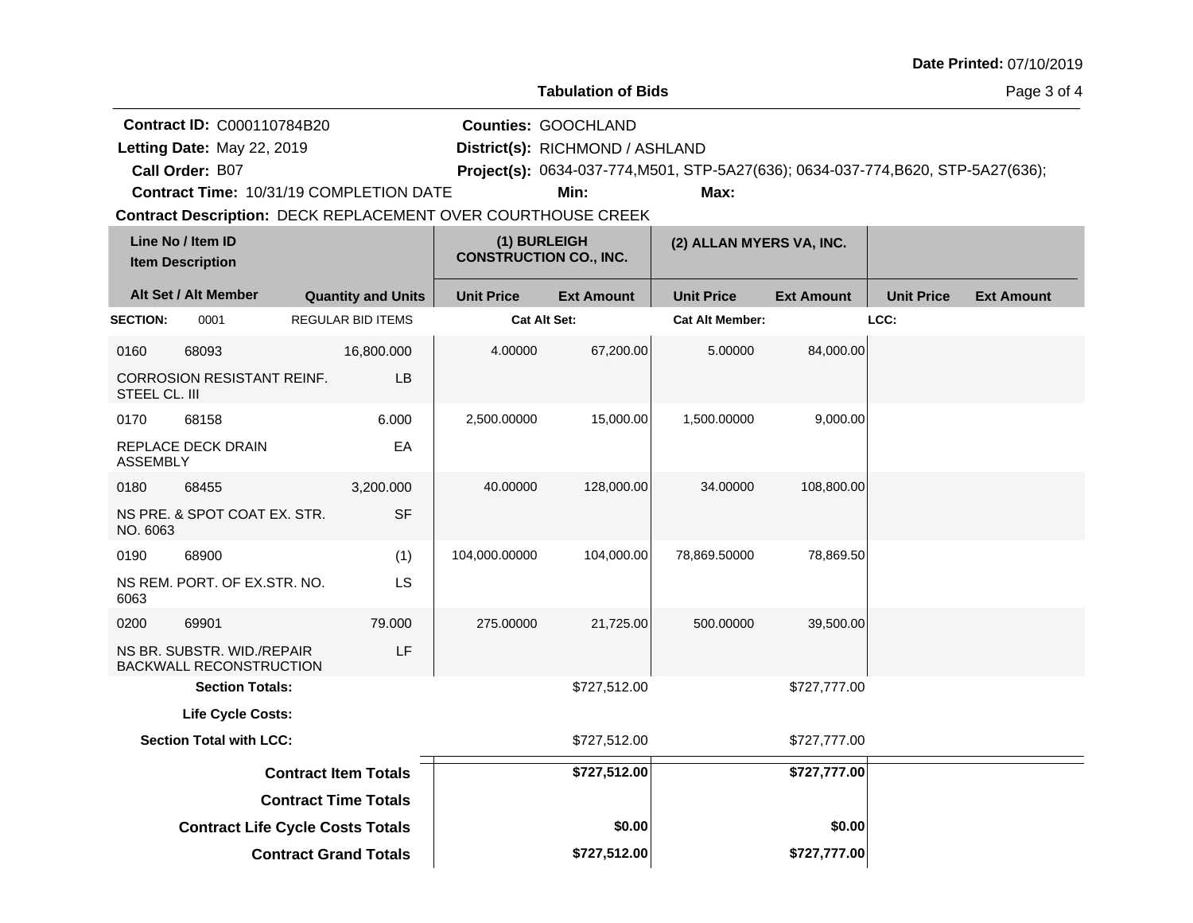**Date Printed:** 07/10/2019

**Tabulation of Bids**

**Contract ID:** C000110784B20
**Letting Date:** May 22, 2019
**Call Order:** B07
**Contract Time:** 10/31/19 COMPLETION DATE

**Counties:** GOOCHLAND
**District(s):** RICHMOND / ASHLAND
**Project(s):** 0634-037-774,M501, STP-5A27(636); 0634-037-774,B620, STP-5A27(636);
**Min:** **Max:**

**Contract Description:** DECK REPLACEMENT OVER COURTHOUSE CREEK

| Line No / Item ID / Item Description | Alt Set / Alt Member | Quantity and Units | (1) BURLEIGH CONSTRUCTION CO., INC. Unit Price | (1) BURLEIGH CONSTRUCTION CO., INC. Ext Amount | (2) ALLAN MYERS VA, INC. Unit Price | (2) ALLAN MYERS VA, INC. Ext Amount | Unit Price | Ext Amount |
|---|---|---|---|---|---|---|---|---|
| **SECTION:** 0001 | | REGULAR BID ITEMS | **Cat Alt Set:** | | **Cat Alt Member:** | | **LCC:** | |
| 0160 68093 CORROSION RESISTANT REINF. STEEL CL. III | | 16,800.000 LB | 4.00000 | 67,200.00 | 5.00000 | 84,000.00 | | |
| 0170 68158 REPLACE DECK DRAIN ASSEMBLY | | 6.000 EA | 2,500.00000 | 15,000.00 | 1,500.00000 | 9,000.00 | | |
| 0180 68455 NS PRE. & SPOT COAT EX. STR. NO. 6063 | | 3,200.000 SF | 40.00000 | 128,000.00 | 34.00000 | 108,800.00 | | |
| 0190 68900 NS REM. PORT. OF EX.STR. NO. 6063 | | (1) LS | 104,000.00000 | 104,000.00 | 78,869.50000 | 78,869.50 | | |
| 0200 69901 NS BR. SUBSTR. WID./REPAIR BACKWALL RECONSTRUCTION | | 79.000 LF | 275.00000 | 21,725.00 | 500.00000 | 39,500.00 | | |
| **Section Totals:** | | | | $727,512.00 | | $727,777.00 | | |
| **Life Cycle Costs:** | | | | | | | | |
| **Section Total with LCC:** | | | | $727,512.00 | | $727,777.00 | | |
| **Contract Item Totals** | | | | **$727,512.00** | | **$727,777.00** | | |
| **Contract Time Totals** | | | | | | | | |
| **Contract Life Cycle Costs Totals** | | | | **$0.00** | | **$0.00** | | |
| **Contract Grand Totals** | | | | **$727,512.00** | | **$727,777.00** | | |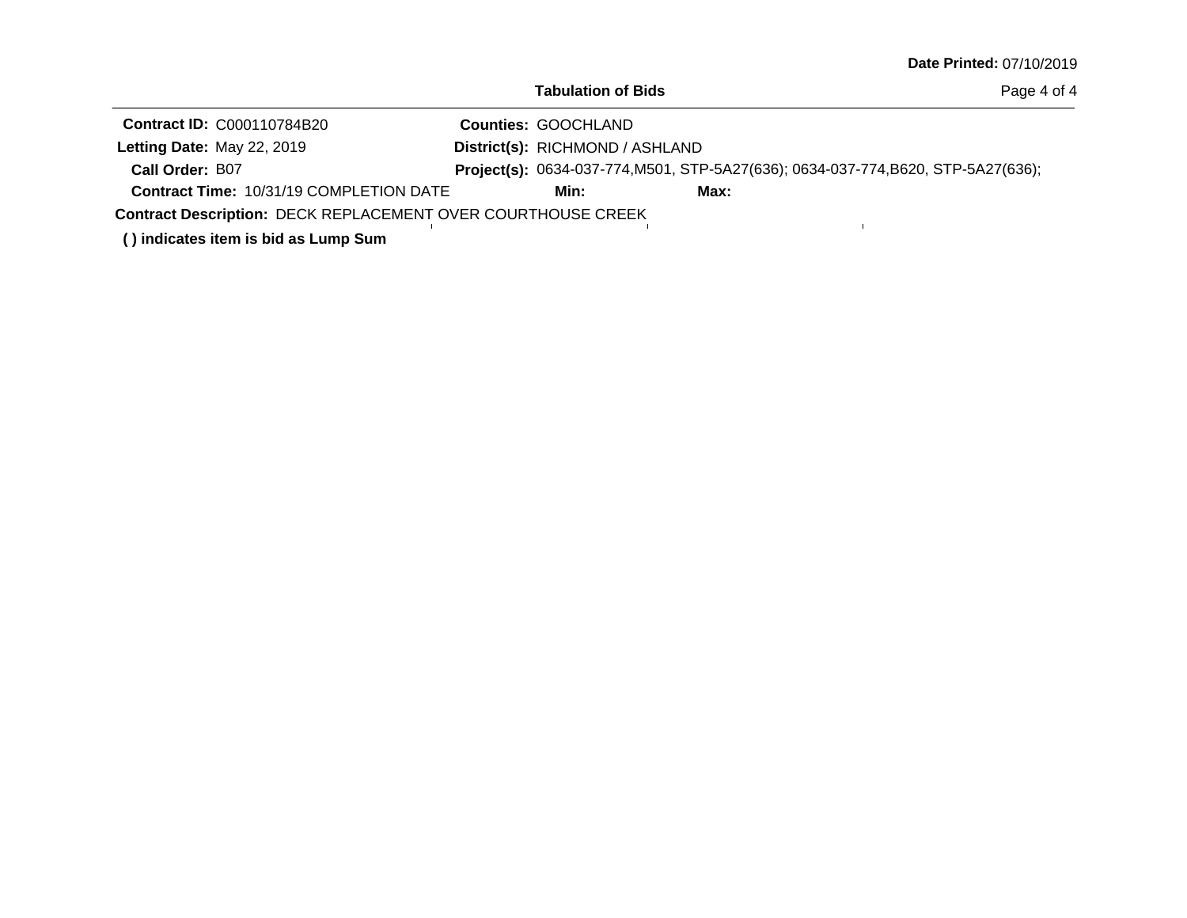**Date Printed:** 07/10/2019

## Tabulation of Bids

**Contract ID:** C000110784B20
**Letting Date:** May 22, 2019
**Call Order:** B07
**Contract Time:** 10/31/19 COMPLETION DATE
**Counties:** GOOCHLAND
**District(s):** RICHMOND / ASHLAND
**Project(s):** 0634-037-774,M501, STP-5A27(636); 0634-037-774,B620, STP-5A27(636);
**Min:**
**Max:**
**Contract Description:** DECK REPLACEMENT OVER COURTHOUSE CREEK

**( ) indicates item is bid as Lump Sum**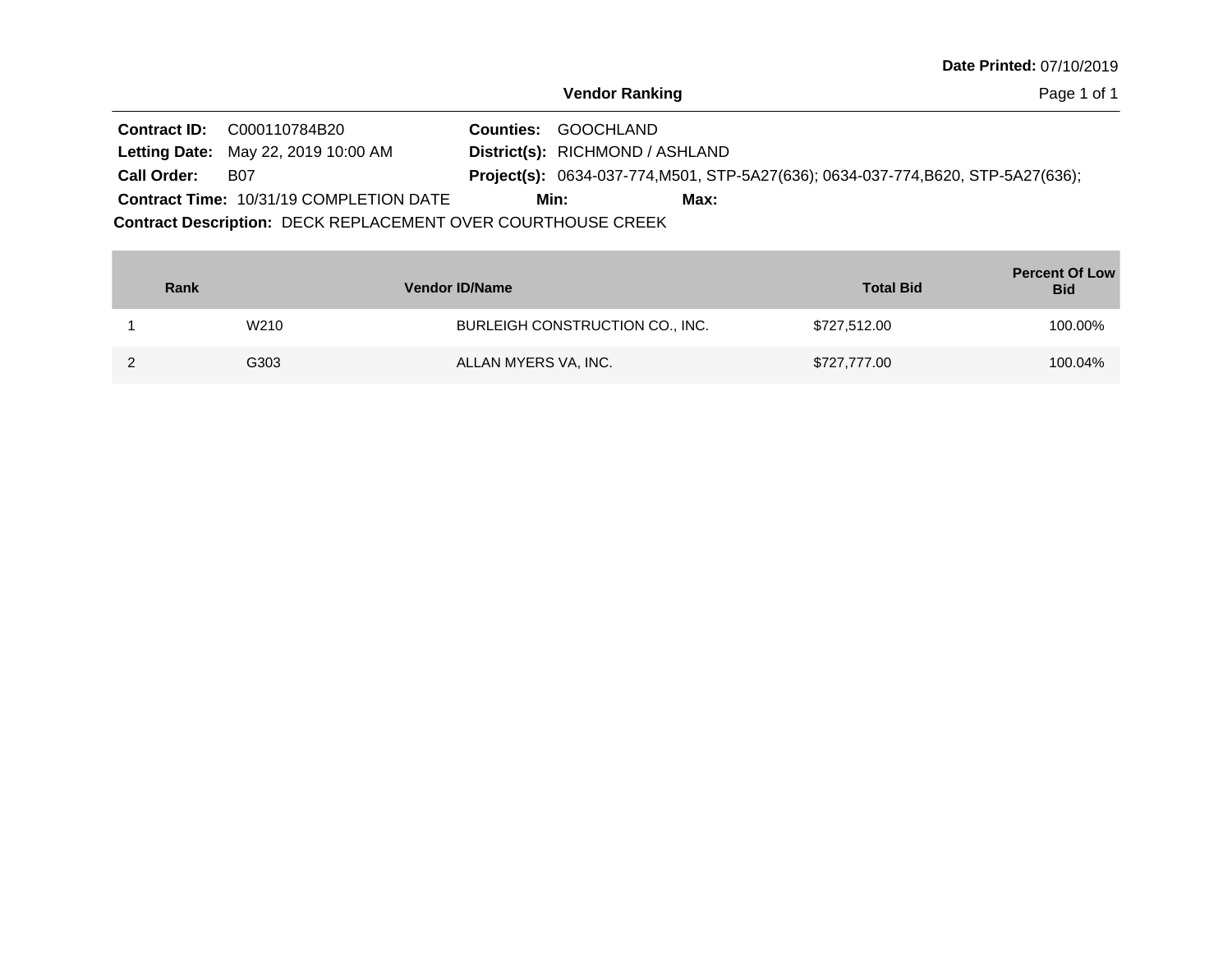**Date Printed:** 07/10/2019

## Vendor Ranking

**Contract ID:** C000110784B20
**Letting Date:** May 22, 2019 10:00 AM
**Call Order:** B07
**Contract Time:** 10/31/19 COMPLETION DATE

**Counties:** GOOCHLAND
**District(s):** RICHMOND / ASHLAND
**Project(s):** 0634-037-774,M501, STP-5A27(636); 0634-037-774,B620, STP-5A27(636);
**Min:** **Max:**

**Contract Description:** DECK REPLACEMENT OVER COURTHOUSE CREEK

| Rank | Vendor ID/Name | | Total Bid | Percent Of Low Bid |
|---|---|---|---|---|
| 1 | W210 | BURLEIGH CONSTRUCTION CO., INC. | $727,512.00 | 100.00% |
| 2 | G303 | ALLAN MYERS VA, INC. | $727,777.00 | 100.04% |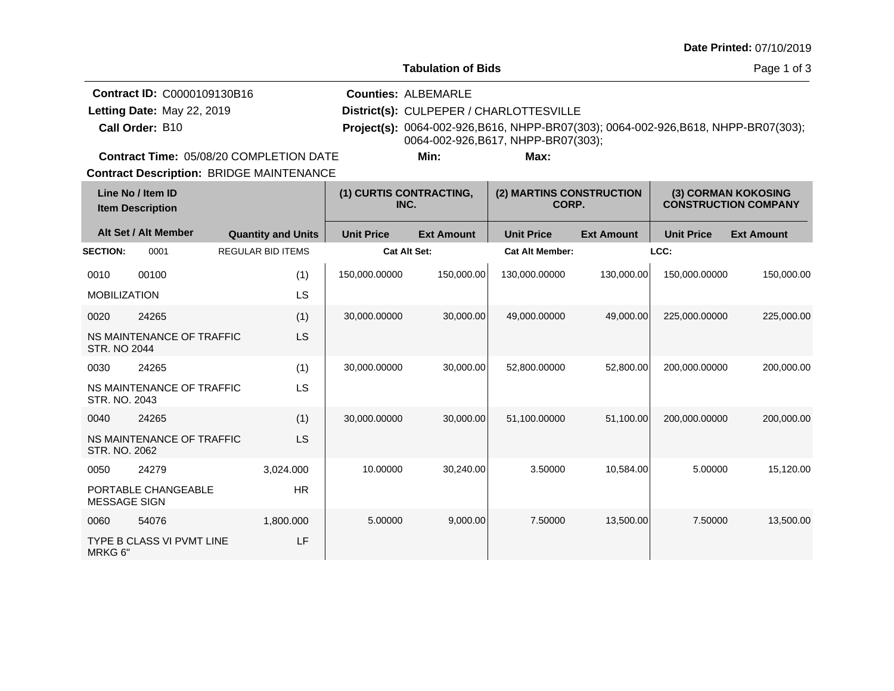Date Printed: 07/10/2019

# Tabulation of Bids

**Contract ID:** C0000109130B16
**Letting Date:** May 22, 2019
**Call Order:** B10

**Counties:** ALBEMARLE
**District(s):** CULPEPER / CHARLOTTESVILLE
**Project(s):** 0064-002-926,B616, NHPP-BR07(303); 0064-002-926,B618, NHPP-BR07(303); 0064-002-926,B617, NHPP-BR07(303);

**Contract Time:** 05/08/20 COMPLETION DATE **Min:** **Max:**

**Contract Description:** BRIDGE MAINTENANCE

| Line No / Item ID / Item Description | | Quantity and Units | (1) CURTIS CONTRACTING, INC. Unit Price | (1) Ext Amount | (2) MARTINS CONSTRUCTION CORP. Unit Price | (2) Ext Amount | (3) CORMAN KOKOSING CONSTRUCTION COMPANY Unit Price | (3) Ext Amount |
|---|---|---|---|---|---|---|---|---|
| **SECTION:** 0001 | | REGULAR BID ITEMS | **Cat Alt Set:** | | **Cat Alt Member:** | | **LCC:** | |
| 0010 | 00100 | (1) | 150,000.00000 | 150,000.00 | 130,000.00000 | 130,000.00 | 150,000.00000 | 150,000.00 |
| MOBILIZATION | | LS | | | | | | |
| 0020 | 24265 | (1) | 30,000.00000 | 30,000.00 | 49,000.00000 | 49,000.00 | 225,000.00000 | 225,000.00 |
| NS MAINTENANCE OF TRAFFIC STR. NO 2044 | | LS | | | | | | |
| 0030 | 24265 | (1) | 30,000.00000 | 30,000.00 | 52,800.00000 | 52,800.00 | 200,000.00000 | 200,000.00 |
| NS MAINTENANCE OF TRAFFIC STR. NO. 2043 | | LS | | | | | | |
| 0040 | 24265 | (1) | 30,000.00000 | 30,000.00 | 51,100.00000 | 51,100.00 | 200,000.00000 | 200,000.00 |
| NS MAINTENANCE OF TRAFFIC STR. NO. 2062 | | LS | | | | | | |
| 0050 | 24279 | 3,024.000 | 10.00000 | 30,240.00 | 3.50000 | 10,584.00 | 5.00000 | 15,120.00 |
| PORTABLE CHANGEABLE MESSAGE SIGN | | HR | | | | | | |
| 0060 | 54076 | 1,800.000 | 5.00000 | 9,000.00 | 7.50000 | 13,500.00 | 7.50000 | 13,500.00 |
| TYPE B CLASS VI PVMT LINE MRKG 6" | | LF | | | | | | |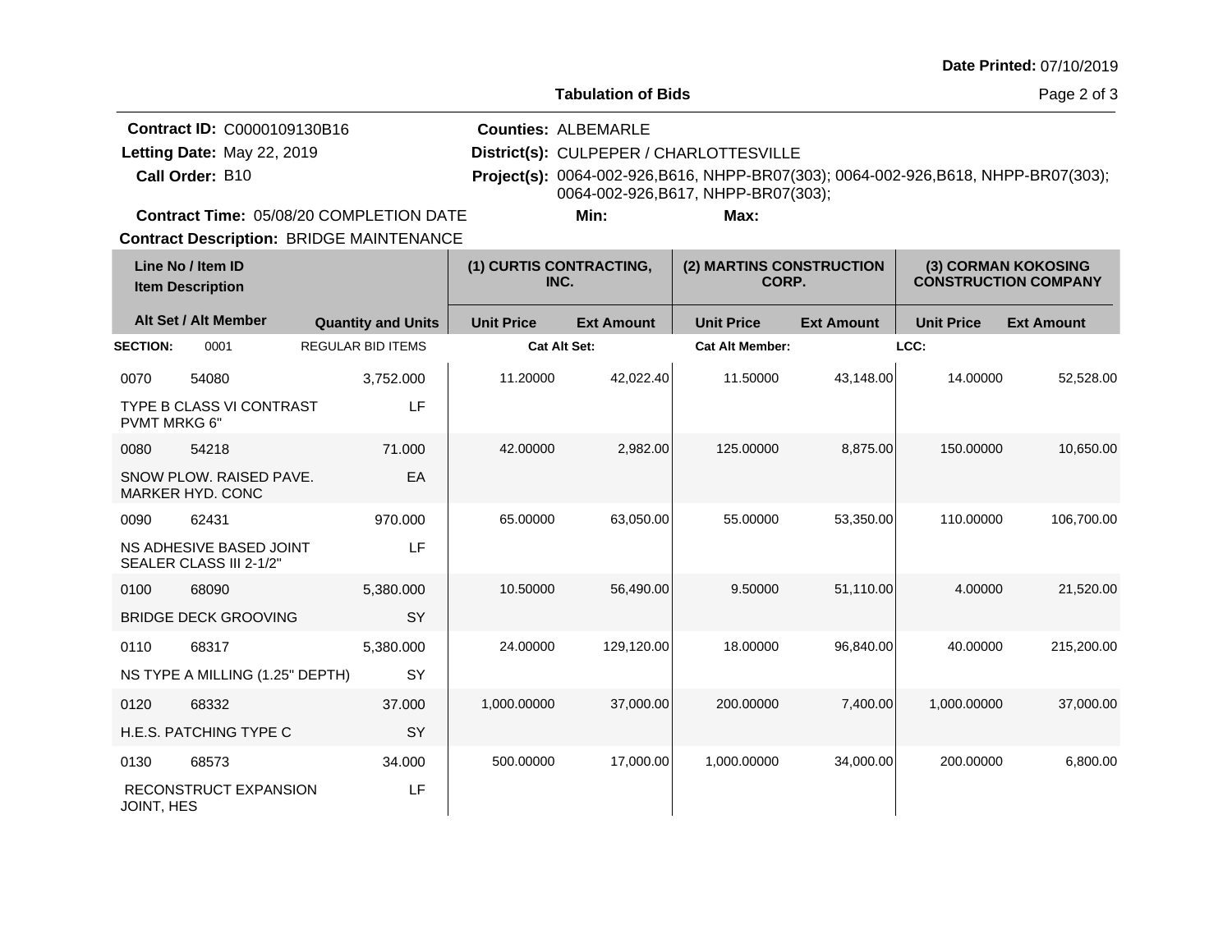**Date Printed:** 07/10/2019

## Tabulation of Bids

**Contract ID:** C0000109130B16
**Letting Date:** May 22, 2019
**Call Order:** B10
**Contract Time:** 05/08/20 COMPLETION DATE
**Contract Description:** BRIDGE MAINTENANCE

**Counties:** ALBEMARLE
**District(s):** CULPEPER / CHARLOTTESVILLE
**Project(s):** 0064-002-926,B616, NHPP-BR07(303); 0064-002-926,B618, NHPP-BR07(303); 0064-002-926,B617, NHPP-BR07(303);
**Min:**
**Max:**

| Line No / Item ID / Item Description | Alt Set / Alt Member | Quantity and Units | (1) CURTIS CONTRACTING, INC. Unit Price | (1) CURTIS CONTRACTING, INC. Ext Amount | (2) MARTINS CONSTRUCTION CORP. Unit Price | (2) MARTINS CONSTRUCTION CORP. Ext Amount | (3) CORMAN KOKOSING CONSTRUCTION COMPANY Unit Price | (3) CORMAN KOKOSING CONSTRUCTION COMPANY Ext Amount |
|---|---|---|---|---|---|---|---|---|
| **SECTION:** 0001 | | REGULAR BID ITEMS | Cat Alt Set: | | Cat Alt Member: | | LCC: | |
| 0070 54080 TYPE B CLASS VI CONTRAST PVMT MRKG 6" | | 3,752.000 LF | 11.20000 | 42,022.40 | 11.50000 | 43,148.00 | 14.00000 | 52,528.00 |
| 0080 54218 SNOW PLOW. RAISED PAVE. MARKER HYD. CONC | | 71.000 EA | 42.00000 | 2,982.00 | 125.00000 | 8,875.00 | 150.00000 | 10,650.00 |
| 0090 62431 NS ADHESIVE BASED JOINT SEALER CLASS III 2-1/2" | | 970.000 LF | 65.00000 | 63,050.00 | 55.00000 | 53,350.00 | 110.00000 | 106,700.00 |
| 0100 68090 BRIDGE DECK GROOVING | | 5,380.000 SY | 10.50000 | 56,490.00 | 9.50000 | 51,110.00 | 4.00000 | 21,520.00 |
| 0110 68317 NS TYPE A MILLING (1.25" DEPTH) | | 5,380.000 SY | 24.00000 | 129,120.00 | 18.00000 | 96,840.00 | 40.00000 | 215,200.00 |
| 0120 68332 H.E.S. PATCHING TYPE C | | 37.000 SY | 1,000.00000 | 37,000.00 | 200.00000 | 7,400.00 | 1,000.00000 | 37,000.00 |
| 0130 68573 RECONSTRUCT EXPANSION JOINT, HES | | 34.000 LF | 500.00000 | 17,000.00 | 1,000.00000 | 34,000.00 | 200.00000 | 6,800.00 |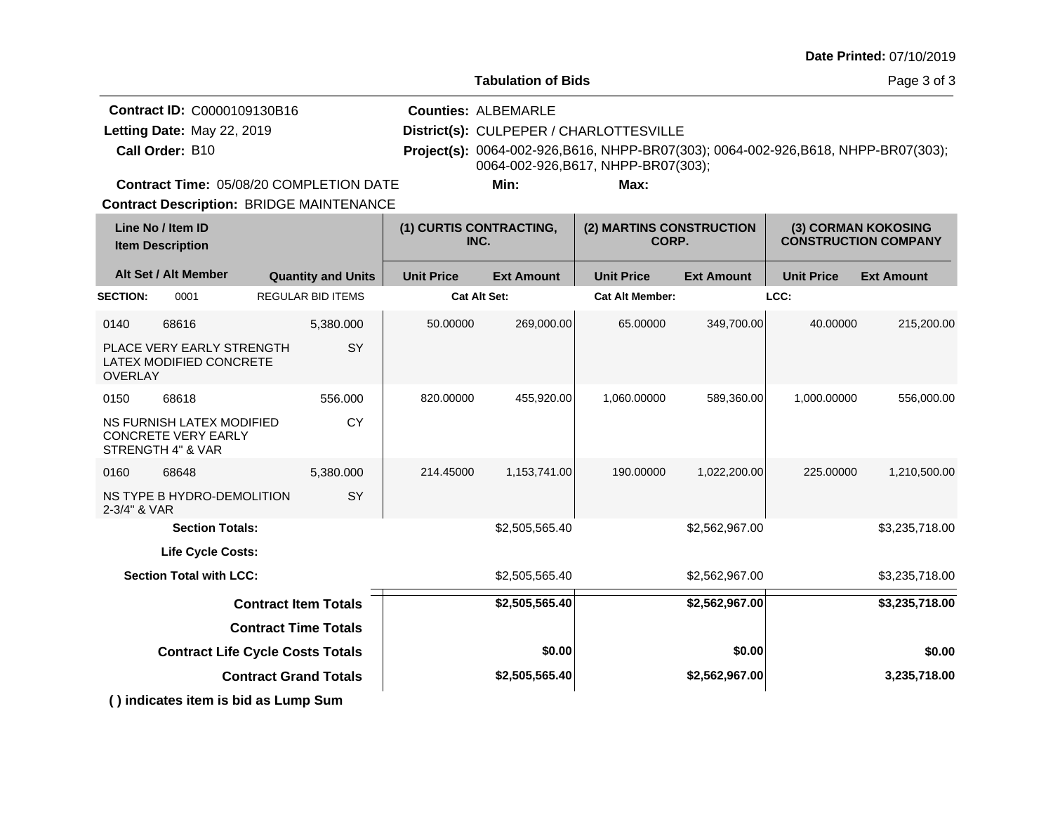Date Printed: 07/10/2019

## Tabulation of Bids

**Contract ID:** C0000109130B16
**Letting Date:** May 22, 2019
**Call Order:** B10
**Contract Time:** 05/08/20 COMPLETION DATE
**Contract Description:** BRIDGE MAINTENANCE

**Counties:** ALBEMARLE
**District(s):** CULPEPER / CHARLOTTESVILLE
**Project(s):** 0064-002-926,B616, NHPP-BR07(303); 0064-002-926,B618, NHPP-BR07(303); 0064-002-926,B617, NHPP-BR07(303);
**Min:**
**Max:**

| Line No / Item ID / Item Description | | Quantity and Units | (1) CURTIS CONTRACTING, INC. | | (2) MARTINS CONSTRUCTION CORP. | | (3) CORMAN KOKOSING CONSTRUCTION COMPANY | |
|---|---|---|---|---|---|---|---|---|
| Alt Set / Alt Member | | | Unit Price | Ext Amount | Unit Price | Ext Amount | Unit Price | Ext Amount |
| SECTION: | 0001 | REGULAR BID ITEMS | Cat Alt Set: | | Cat Alt Member: | | LCC: | |
| 0140 | 68616 | 5,380.000 | 50.00000 | 269,000.00 | 65.00000 | 349,700.00 | 40.00000 | 215,200.00 |
| PLACE VERY EARLY STRENGTH LATEX MODIFIED CONCRETE OVERLAY | | SY | | | | | | |
| 0150 | 68618 | 556.000 | 820.00000 | 455,920.00 | 1,060.00000 | 589,360.00 | 1,000.00000 | 556,000.00 |
| NS FURNISH LATEX MODIFIED CONCRETE VERY EARLY STRENGTH 4" & VAR | | CY | | | | | | |
| 0160 | 68648 | 5,380.000 | 214.45000 | 1,153,741.00 | 190.00000 | 1,022,200.00 | 225.00000 | 1,210,500.00 |
| NS TYPE B HYDRO-DEMOLITION 2-3/4" & VAR | | SY | | | | | | |
| Section Totals: | | | | $2,505,565.40 | | $2,562,967.00 | | $3,235,718.00 |
| Life Cycle Costs: | | | | | | | | |
| Section Total with LCC: | | | | $2,505,565.40 | | $2,562,967.00 | | $3,235,718.00 |
| **Contract Item Totals** | | | | **$2,505,565.40** | | **$2,562,967.00** | | **$3,235,718.00** |
| **Contract Time Totals** | | | | | | | | |
| **Contract Life Cycle Costs Totals** | | | | **$0.00** | | **$0.00** | | **$0.00** |
| **Contract Grand Totals** | | | | **$2,505,565.40** | | **$2,562,967.00** | | **3,235,718.00** |

**( ) indicates item is bid as Lump Sum**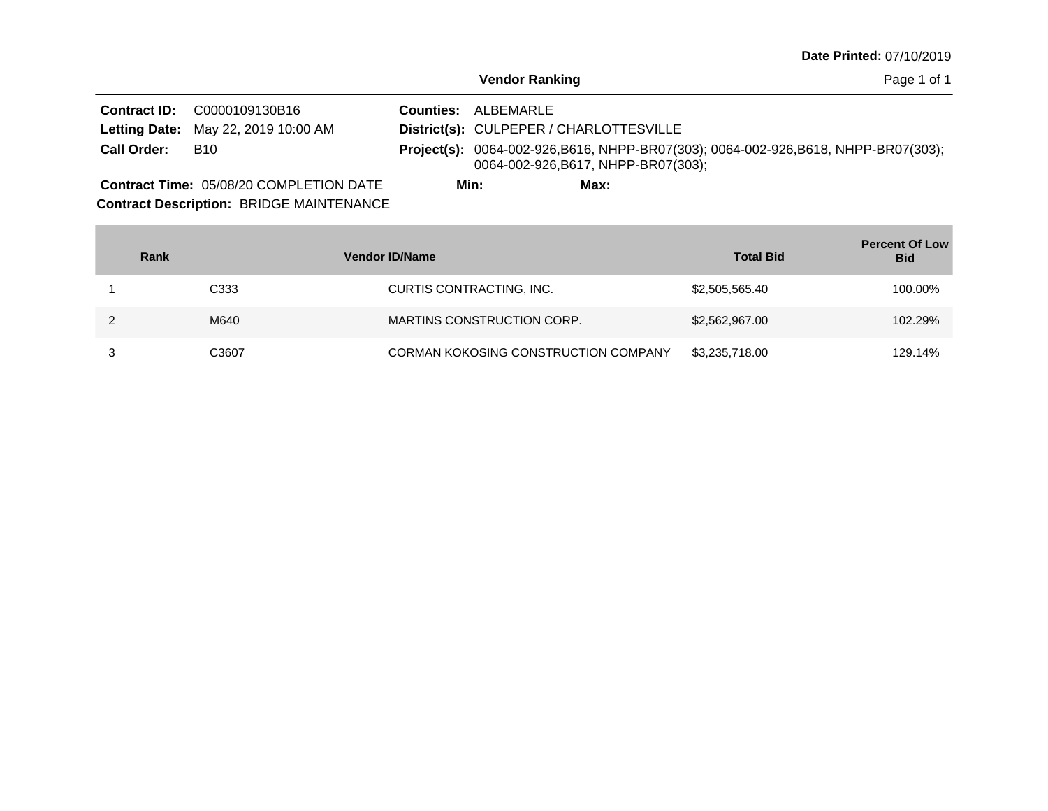**Date Printed:** 07/10/2019

## Vendor Ranking

**Contract ID:** C0000109130B16
**Letting Date:** May 22, 2019 10:00 AM
**Call Order:** B10

**Counties:** ALBEMARLE
**District(s):** CULPEPER / CHARLOTTESVILLE
**Project(s):** 0064-002-926,B616, NHPP-BR07(303); 0064-002-926,B618, NHPP-BR07(303); 0064-002-926,B617, NHPP-BR07(303);

**Contract Time:** 05/08/20 COMPLETION DATE
**Min:**
**Max:**

**Contract Description:** BRIDGE MAINTENANCE

| Rank | Vendor ID/Name | | Total Bid | Percent Of Low Bid |
|---|---|---|---|---|
| 1 | C333 | CURTIS CONTRACTING, INC. | $2,505,565.40 | 100.00% |
| 2 | M640 | MARTINS CONSTRUCTION CORP. | $2,562,967.00 | 102.29% |
| 3 | C3607 | CORMAN KOKOSING CONSTRUCTION COMPANY | $3,235,718.00 | 129.14% |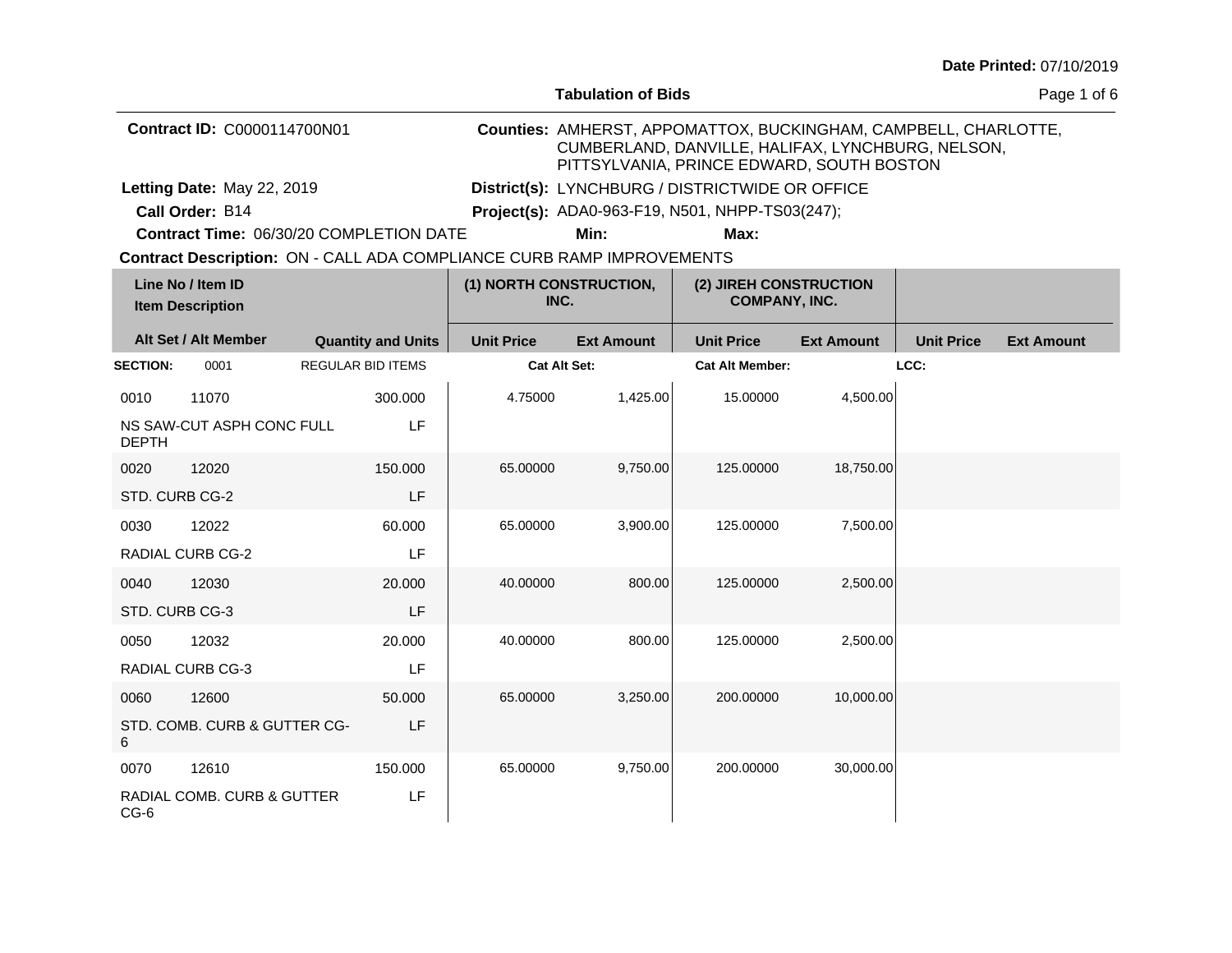**Date Printed:** 07/10/2019

**Tabulation of Bids**

**Contract ID:** C0000114700N01

**Counties:** AMHERST, APPOMATTOX, BUCKINGHAM, CAMPBELL, CHARLOTTE, CUMBERLAND, DANVILLE, HALIFAX, LYNCHBURG, NELSON, PITTSYLVANIA, PRINCE EDWARD, SOUTH BOSTON

**Letting Date:** May 22, 2019

**District(s):** LYNCHBURG / DISTRICTWIDE OR OFFICE

**Call Order:** B14

**Project(s):** ADA0-963-F19, N501, NHPP-TS03(247);

**Contract Time:** 06/30/20 COMPLETION DATE

**Min:**

**Max:**

**Contract Description:** ON - CALL ADA COMPLIANCE CURB RAMP IMPROVEMENTS

| Line No / Item ID / Item Description | | Quantity and Units | (1) NORTH CONSTRUCTION, INC. | | (2) JIREH CONSTRUCTION COMPANY, INC. | | | |
|---|---|---|---|---|---|---|---|---|
| Alt Set / Alt Member | | | Unit Price | Ext Amount | Unit Price | Ext Amount | Unit Price | Ext Amount |
| **SECTION:** 0001 | | REGULAR BID ITEMS | **Cat Alt Set:** | | **Cat Alt Member:** | | **LCC:** | |
| 0010 | 11070 | 300.000 | 4.75000 | 1,425.00 | 15.00000 | 4,500.00 | | |
| NS SAW-CUT ASPH CONC FULL DEPTH | | LF | | | | | | |
| 0020 | 12020 | 150.000 | 65.00000 | 9,750.00 | 125.00000 | 18,750.00 | | |
| STD. CURB CG-2 | | LF | | | | | | |
| 0030 | 12022 | 60.000 | 65.00000 | 3,900.00 | 125.00000 | 7,500.00 | | |
| RADIAL CURB CG-2 | | LF | | | | | | |
| 0040 | 12030 | 20.000 | 40.00000 | 800.00 | 125.00000 | 2,500.00 | | |
| STD. CURB CG-3 | | LF | | | | | | |
| 0050 | 12032 | 20.000 | 40.00000 | 800.00 | 125.00000 | 2,500.00 | | |
| RADIAL CURB CG-3 | | LF | | | | | | |
| 0060 | 12600 | 50.000 | 65.00000 | 3,250.00 | 200.00000 | 10,000.00 | | |
| STD. COMB. CURB & GUTTER CG-6 | | LF | | | | | | |
| 0070 | 12610 | 150.000 | 65.00000 | 9,750.00 | 200.00000 | 30,000.00 | | |
| RADIAL COMB. CURB & GUTTER CG-6 | | LF | | | | | | |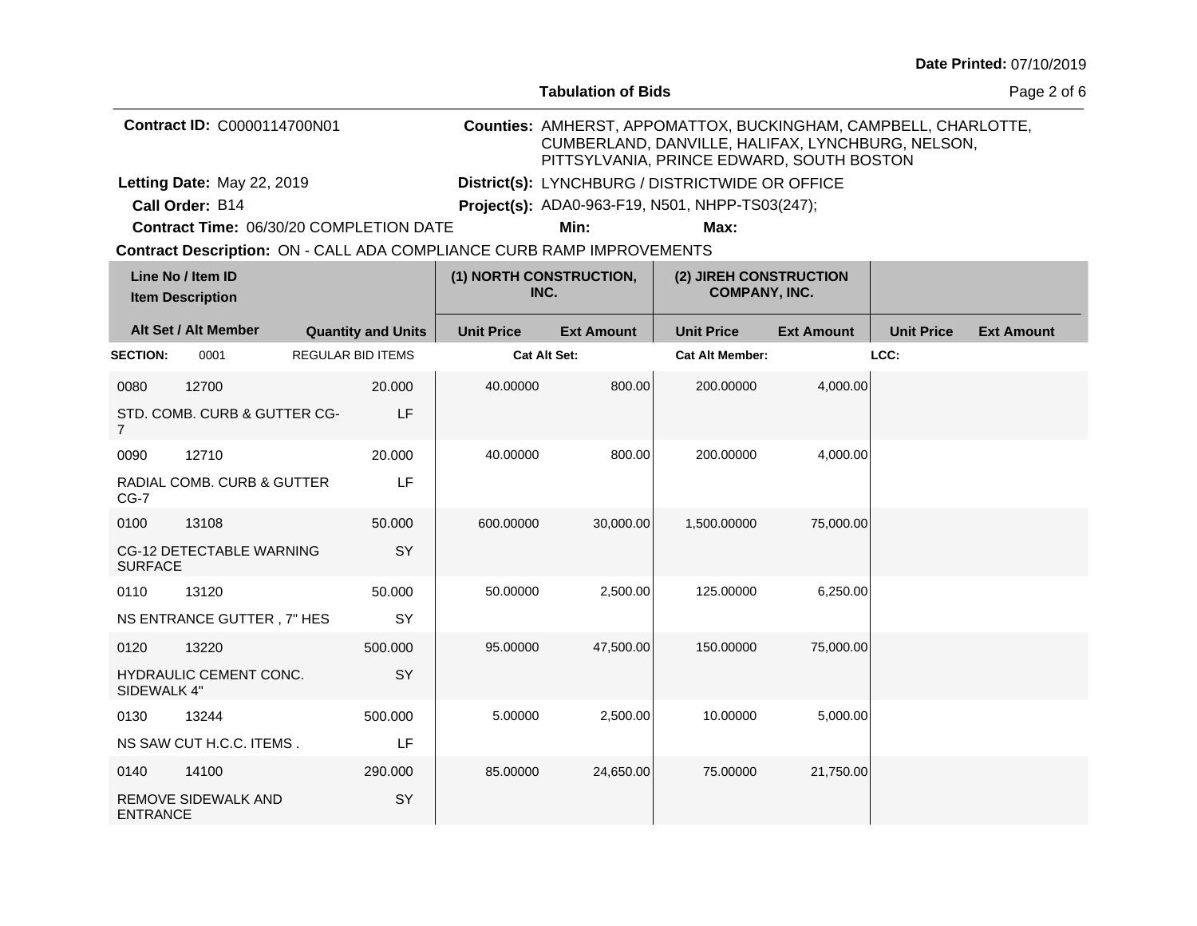Date Printed: 07/10/2019

**Tabulation of Bids**

**Contract ID:** C0000114700N01

**Counties:** AMHERST, APPOMATTOX, BUCKINGHAM, CAMPBELL, CHARLOTTE, CUMBERLAND, DANVILLE, HALIFAX, LYNCHBURG, NELSON, PITTSYLVANIA, PRINCE EDWARD, SOUTH BOSTON

**Letting Date:** May 22, 2019

**District(s):** LYNCHBURG / DISTRICTWIDE OR OFFICE

**Call Order:** B14

**Project(s):** ADA0-963-F19, N501, NHPP-TS03(247);

**Contract Time:** 06/30/20 COMPLETION DATE

**Min:**

**Max:**

**Contract Description:** ON - CALL ADA COMPLIANCE CURB RAMP IMPROVEMENTS

| Line No / Item ID / Item Description | Alt Set / Alt Member | Quantity and Units | (1) NORTH CONSTRUCTION, INC. Unit Price | Ext Amount | (2) JIREH CONSTRUCTION COMPANY, INC. Unit Price | Ext Amount | Unit Price | Ext Amount |
|---|---|---|---|---|---|---|---|---|
| **SECTION:** 0001 | REGULAR BID ITEMS | | Cat Alt Set: | | Cat Alt Member: | | LCC: | |
| 0080 12700 STD. COMB. CURB & GUTTER CG-7 | | 20.000 LF | 40.00000 | 800.00 | 200.00000 | 4,000.00 | | |
| 0090 12710 RADIAL COMB. CURB & GUTTER CG-7 | | 20.000 LF | 40.00000 | 800.00 | 200.00000 | 4,000.00 | | |
| 0100 13108 CG-12 DETECTABLE WARNING SURFACE | | 50.000 SY | 600.00000 | 30,000.00 | 1,500.00000 | 75,000.00 | | |
| 0110 13120 NS ENTRANCE GUTTER , 7" HES | | 50.000 SY | 50.00000 | 2,500.00 | 125.00000 | 6,250.00 | | |
| 0120 13220 HYDRAULIC CEMENT CONC. SIDEWALK 4" | | 500.000 SY | 95.00000 | 47,500.00 | 150.00000 | 75,000.00 | | |
| 0130 13244 NS SAW CUT H.C.C. ITEMS . | | 500.000 LF | 5.00000 | 2,500.00 | 10.00000 | 5,000.00 | | |
| 0140 14100 REMOVE SIDEWALK AND ENTRANCE | | 290.000 SY | 85.00000 | 24,650.00 | 75.00000 | 21,750.00 | | |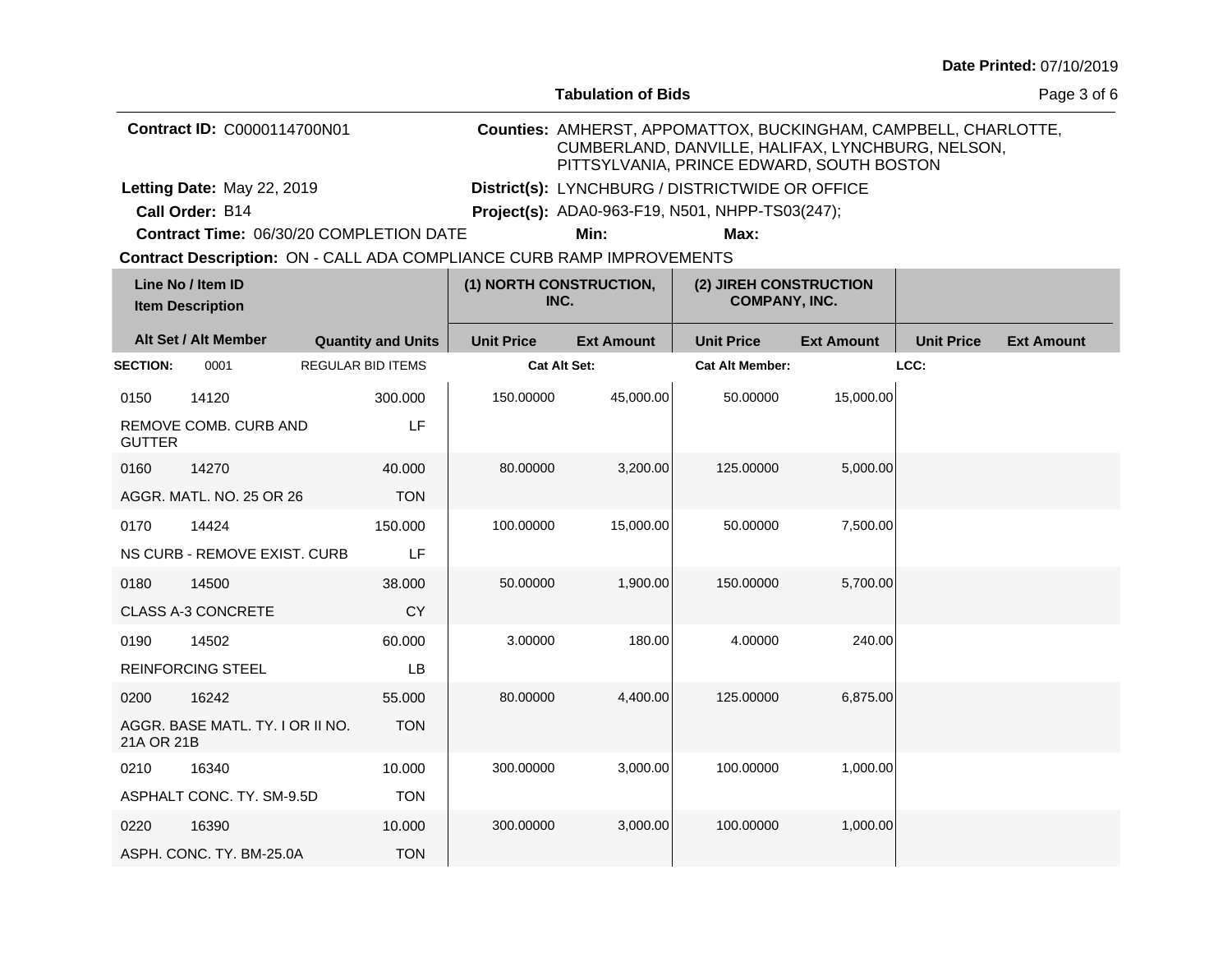**Date Printed:** 07/10/2019

**Tabulation of Bids**

**Contract ID:** C0000114700N01

**Counties:** AMHERST, APPOMATTOX, BUCKINGHAM, CAMPBELL, CHARLOTTE, CUMBERLAND, DANVILLE, HALIFAX, LYNCHBURG, NELSON, PITTSYLVANIA, PRINCE EDWARD, SOUTH BOSTON

**Letting Date:** May 22, 2019

**District(s):** LYNCHBURG / DISTRICTWIDE OR OFFICE

**Call Order:** B14

**Project(s):** ADA0-963-F19, N501, NHPP-TS03(247);

**Contract Time:** 06/30/20 COMPLETION DATE

**Min:**

**Max:**

**Contract Description:** ON - CALL ADA COMPLIANCE CURB RAMP IMPROVEMENTS

| Line No / Item ID / Item Description | Alt Set / Alt Member | Quantity and Units | (1) NORTH CONSTRUCTION, INC. Unit Price | (1) NORTH CONSTRUCTION, INC. Ext Amount | (2) JIREH CONSTRUCTION COMPANY, INC. Unit Price | (2) JIREH CONSTRUCTION COMPANY, INC. Ext Amount | Unit Price | Ext Amount |
|---|---|---|---|---|---|---|---|---|
| **SECTION:** 0001 | | REGULAR BID ITEMS | **Cat Alt Set:** | | **Cat Alt Member:** | | **LCC:** | |
| 0150 14120 REMOVE COMB. CURB AND GUTTER | | 300.000 LF | 150.00000 | 45,000.00 | 50.00000 | 15,000.00 | | |
| 0160 14270 AGGR. MATL. NO. 25 OR 26 | | 40.000 TON | 80.00000 | 3,200.00 | 125.00000 | 5,000.00 | | |
| 0170 14424 NS CURB - REMOVE EXIST. CURB | | 150.000 LF | 100.00000 | 15,000.00 | 50.00000 | 7,500.00 | | |
| 0180 14500 CLASS A-3 CONCRETE | | 38.000 CY | 50.00000 | 1,900.00 | 150.00000 | 5,700.00 | | |
| 0190 14502 REINFORCING STEEL | | 60.000 LB | 3.00000 | 180.00 | 4.00000 | 240.00 | | |
| 0200 16242 AGGR. BASE MATL. TY. I OR II NO. 21A OR 21B | | 55.000 TON | 80.00000 | 4,400.00 | 125.00000 | 6,875.00 | | |
| 0210 16340 ASPHALT CONC. TY. SM-9.5D | | 10.000 TON | 300.00000 | 3,000.00 | 100.00000 | 1,000.00 | | |
| 0220 16390 ASPH. CONC. TY. BM-25.0A | | 10.000 TON | 300.00000 | 3,000.00 | 100.00000 | 1,000.00 | | |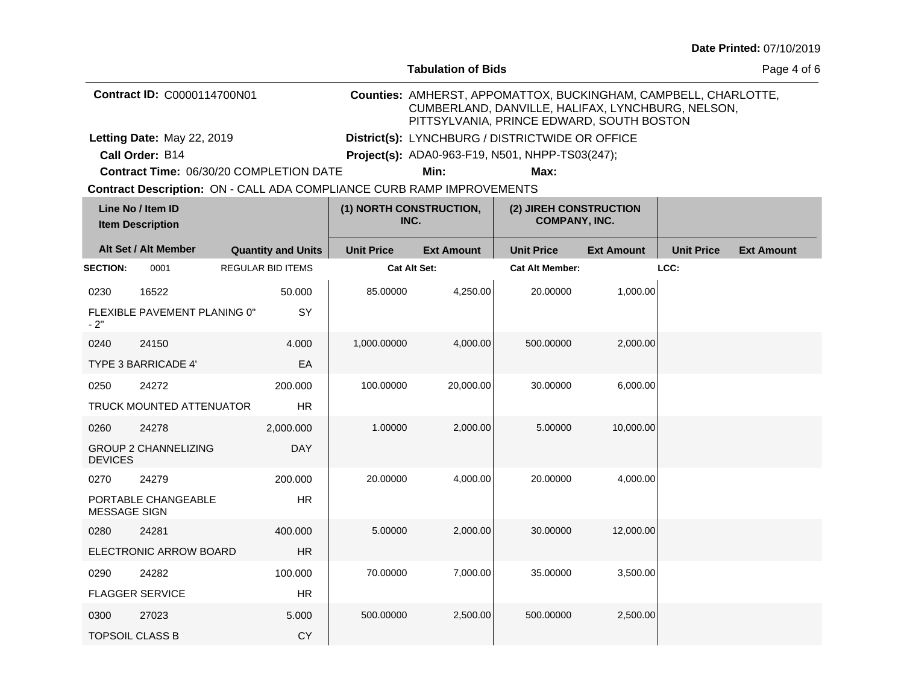Date Printed: 07/10/2019

## Tabulation of Bids

**Contract ID:** C0000114700N01

**Counties:** AMHERST, APPOMATTOX, BUCKINGHAM, CAMPBELL, CHARLOTTE, CUMBERLAND, DANVILLE, HALIFAX, LYNCHBURG, NELSON, PITTSYLVANIA, PRINCE EDWARD, SOUTH BOSTON

**Letting Date:** May 22, 2019

**District(s):** LYNCHBURG / DISTRICTWIDE OR OFFICE

**Call Order:** B14

**Project(s):** ADA0-963-F19, N501, NHPP-TS03(247);

**Contract Time:** 06/30/20 COMPLETION DATE

**Min:** **Max:**

**Contract Description:** ON - CALL ADA COMPLIANCE CURB RAMP IMPROVEMENTS

| Line No / Item ID / Item Description | Alt Set / Alt Member | Quantity and Units | (1) NORTH CONSTRUCTION, INC. Unit Price | (1) NORTH CONSTRUCTION, INC. Ext Amount | (2) JIREH CONSTRUCTION COMPANY, INC. Unit Price | (2) JIREH CONSTRUCTION COMPANY, INC. Ext Amount | Unit Price | Ext Amount |
|---|---|---|---|---|---|---|---|---|
| **SECTION:** 0001 | REGULAR BID ITEMS | | Cat Alt Set: | | Cat Alt Member: | | LCC: | |
| 0230 16522 FLEXIBLE PAVEMENT PLANING 0" - 2" | | 50.000 SY | 85.00000 | 4,250.00 | 20.00000 | 1,000.00 | | |
| 0240 24150 TYPE 3 BARRICADE 4' | | 4.000 EA | 1,000.00000 | 4,000.00 | 500.00000 | 2,000.00 | | |
| 0250 24272 TRUCK MOUNTED ATTENUATOR | | 200.000 HR | 100.00000 | 20,000.00 | 30.00000 | 6,000.00 | | |
| 0260 24278 GROUP 2 CHANNELIZING DEVICES | | 2,000.000 DAY | 1.00000 | 2,000.00 | 5.00000 | 10,000.00 | | |
| 0270 24279 PORTABLE CHANGEABLE MESSAGE SIGN | | 200.000 HR | 20.00000 | 4,000.00 | 20.00000 | 4,000.00 | | |
| 0280 24281 ELECTRONIC ARROW BOARD | | 400.000 HR | 5.00000 | 2,000.00 | 30.00000 | 12,000.00 | | |
| 0290 24282 FLAGGER SERVICE | | 100.000 HR | 70.00000 | 7,000.00 | 35.00000 | 3,500.00 | | |
| 0300 27023 TOPSOIL CLASS B | | 5.000 CY | 500.00000 | 2,500.00 | 500.00000 | 2,500.00 | | |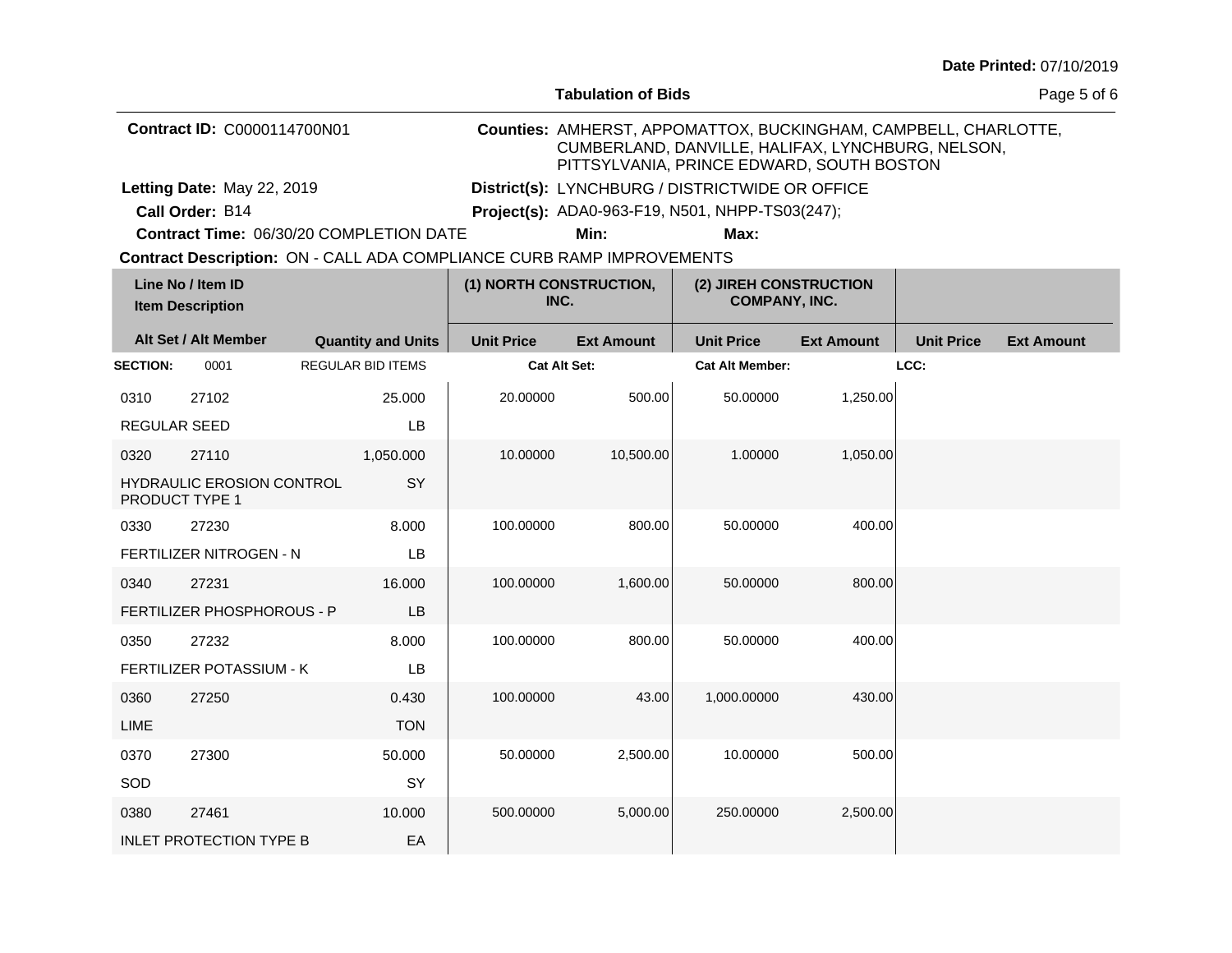Date Printed: 07/10/2019

**Tabulation of Bids**

**Contract ID:** C0000114700N01

**Counties:** AMHERST, APPOMATTOX, BUCKINGHAM, CAMPBELL, CHARLOTTE, CUMBERLAND, DANVILLE, HALIFAX, LYNCHBURG, NELSON, PITTSYLVANIA, PRINCE EDWARD, SOUTH BOSTON

**Letting Date:** May 22, 2019

**District(s):** LYNCHBURG / DISTRICTWIDE OR OFFICE

**Call Order:** B14

**Project(s):** ADA0-963-F19, N501, NHPP-TS03(247);

**Contract Time:** 06/30/20 COMPLETION DATE

**Min:**

**Max:**

**Contract Description:** ON - CALL ADA COMPLIANCE CURB RAMP IMPROVEMENTS

| Line No / Item ID / Item Description | Alt Set / Alt Member | Quantity and Units | (1) NORTH CONSTRUCTION, INC. Unit Price | (1) NORTH CONSTRUCTION, INC. Ext Amount | (2) JIREH CONSTRUCTION COMPANY, INC. Unit Price | (2) JIREH CONSTRUCTION COMPANY, INC. Ext Amount | Unit Price | Ext Amount |
|---|---|---|---|---|---|---|---|---|
| **SECTION:** 0001 | | REGULAR BID ITEMS | Cat Alt Set: | | Cat Alt Member: | | LCC: | |
| 0310 27102 REGULAR SEED | | 25.000 LB | 20.00000 | 500.00 | 50.00000 | 1,250.00 | | |
| 0320 27110 HYDRAULIC EROSION CONTROL PRODUCT TYPE 1 | | 1,050.000 SY | 10.00000 | 10,500.00 | 1.00000 | 1,050.00 | | |
| 0330 27230 FERTILIZER NITROGEN - N | | 8.000 LB | 100.00000 | 800.00 | 50.00000 | 400.00 | | |
| 0340 27231 FERTILIZER PHOSPHOROUS - P | | 16.000 LB | 100.00000 | 1,600.00 | 50.00000 | 800.00 | | |
| 0350 27232 FERTILIZER POTASSIUM - K | | 8.000 LB | 100.00000 | 800.00 | 50.00000 | 400.00 | | |
| 0360 27250 LIME | | 0.430 TON | 100.00000 | 43.00 | 1,000.00000 | 430.00 | | |
| 0370 27300 SOD | | 50.000 SY | 50.00000 | 2,500.00 | 10.00000 | 500.00 | | |
| 0380 27461 INLET PROTECTION TYPE B | | 10.000 EA | 500.00000 | 5,000.00 | 250.00000 | 2,500.00 | | |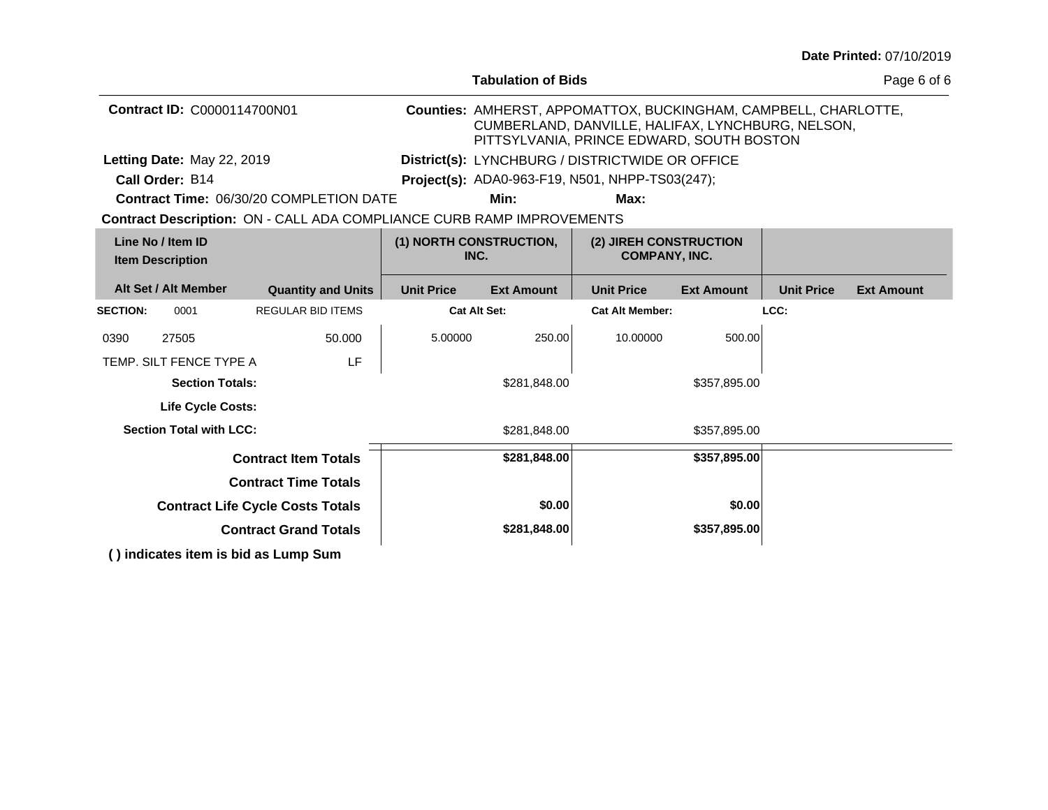Date Printed: 07/10/2019

# Tabulation of Bids

**Contract ID:** C0000114700N01

**Counties:** AMHERST, APPOMATTOX, BUCKINGHAM, CAMPBELL, CHARLOTTE, CUMBERLAND, DANVILLE, HALIFAX, LYNCHBURG, NELSON, PITTSYLVANIA, PRINCE EDWARD, SOUTH BOSTON

**Letting Date:** May 22, 2019

**District(s):** LYNCHBURG / DISTRICTWIDE OR OFFICE

**Call Order:** B14

**Project(s):** ADA0-963-F19, N501, NHPP-TS03(247);

**Contract Time:** 06/30/20 COMPLETION DATE

**Min:**

**Max:**

**Contract Description:** ON - CALL ADA COMPLIANCE CURB RAMP IMPROVEMENTS

| Line No / Item ID | Item Description | Quantity and Units | (1) NORTH CONSTRUCTION, INC. Unit Price | (1) NORTH CONSTRUCTION, INC. Ext Amount | (2) JIREH CONSTRUCTION COMPANY, INC. Unit Price | (2) JIREH CONSTRUCTION COMPANY, INC. Ext Amount | Unit Price | Ext Amount |
|---|---|---|---|---|---|---|---|---|
| Alt Set / Alt Member | | | | | | | | |
| **SECTION:** 0001 | REGULAR BID ITEMS | | **Cat Alt Set:** | | **Cat Alt Member:** | | **LCC:** | |
| 0390 27505 | TEMP. SILT FENCE TYPE A | 50.000 LF | 5.00000 | 250.00 | 10.00000 | 500.00 | | |
| **Section Totals:** | | | | $281,848.00 | | $357,895.00 | | |
| **Life Cycle Costs:** | | | | | | | | |
| **Section Total with LCC:** | | | | $281,848.00 | | $357,895.00 | | |
| **Contract Item Totals** | | | | **$281,848.00** | | **$357,895.00** | | |
| **Contract Time Totals** | | | | | | | | |
| **Contract Life Cycle Costs Totals** | | | | **$0.00** | | **$0.00** | | |
| **Contract Grand Totals** | | | | **$281,848.00** | | **$357,895.00** | | |

**( ) indicates item is bid as Lump Sum**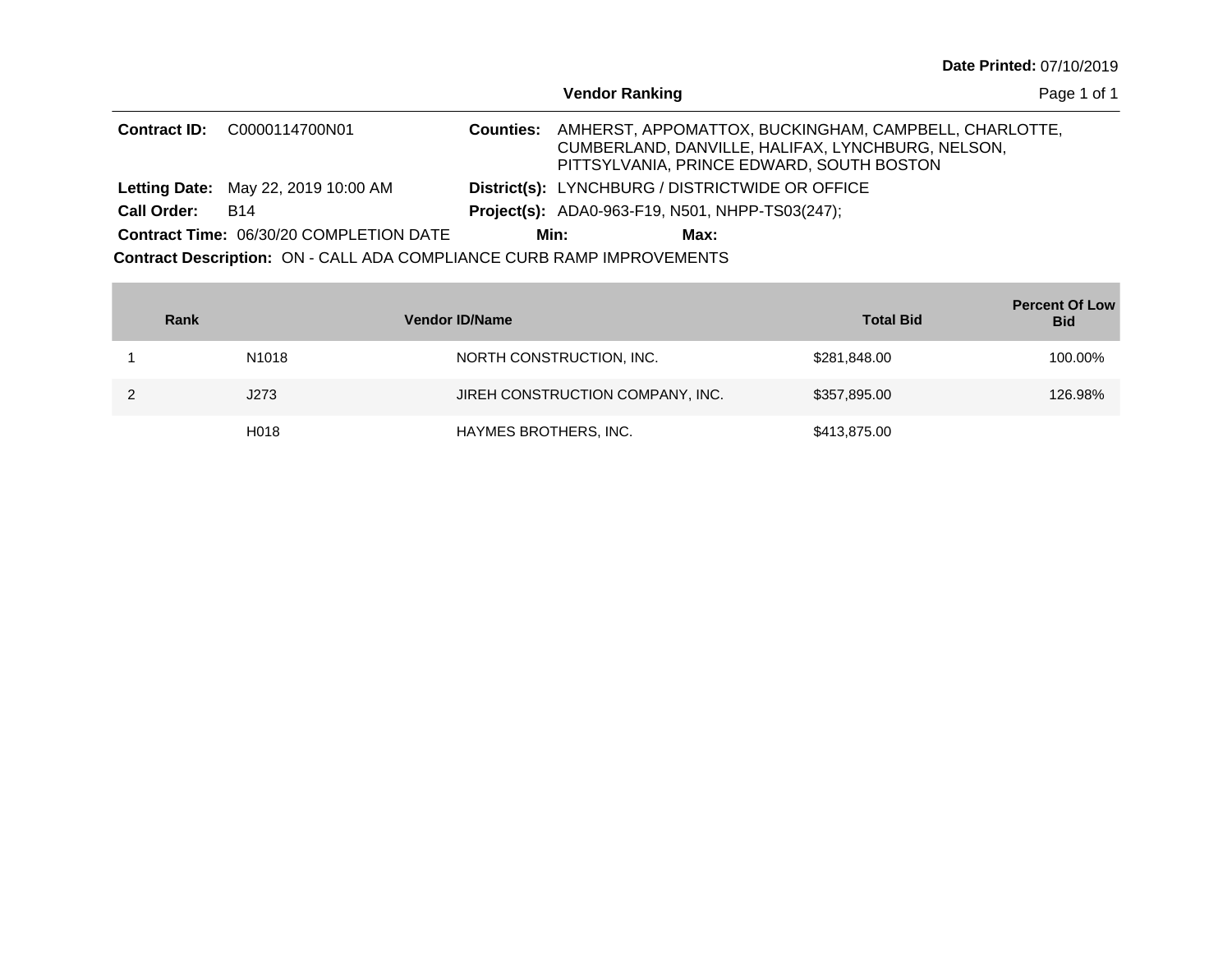**Date Printed:** 07/10/2019

## Vendor Ranking

**Contract ID:** C0000114700N01

**Counties:** AMHERST, APPOMATTOX, BUCKINGHAM, CAMPBELL, CHARLOTTE, CUMBERLAND, DANVILLE, HALIFAX, LYNCHBURG, NELSON, PITTSYLVANIA, PRINCE EDWARD, SOUTH BOSTON

**Letting Date:** May 22, 2019 10:00 AM

**District(s):** LYNCHBURG / DISTRICTWIDE OR OFFICE

**Call Order:** B14

**Project(s):** ADA0-963-F19, N501, NHPP-TS03(247);

**Contract Time:** 06/30/20 COMPLETION DATE

**Min:**

**Max:**

**Contract Description:** ON - CALL ADA COMPLIANCE CURB RAMP IMPROVEMENTS

| Rank | Vendor ID/Name | | Total Bid | Percent Of Low Bid |
|---|---|---|---|---|
| 1 | N1018 | NORTH CONSTRUCTION, INC. | $281,848.00 | 100.00% |
| 2 | J273 | JIREH CONSTRUCTION COMPANY, INC. | $357,895.00 | 126.98% |
| | H018 | HAYMES BROTHERS, INC. | $413,875.00 | |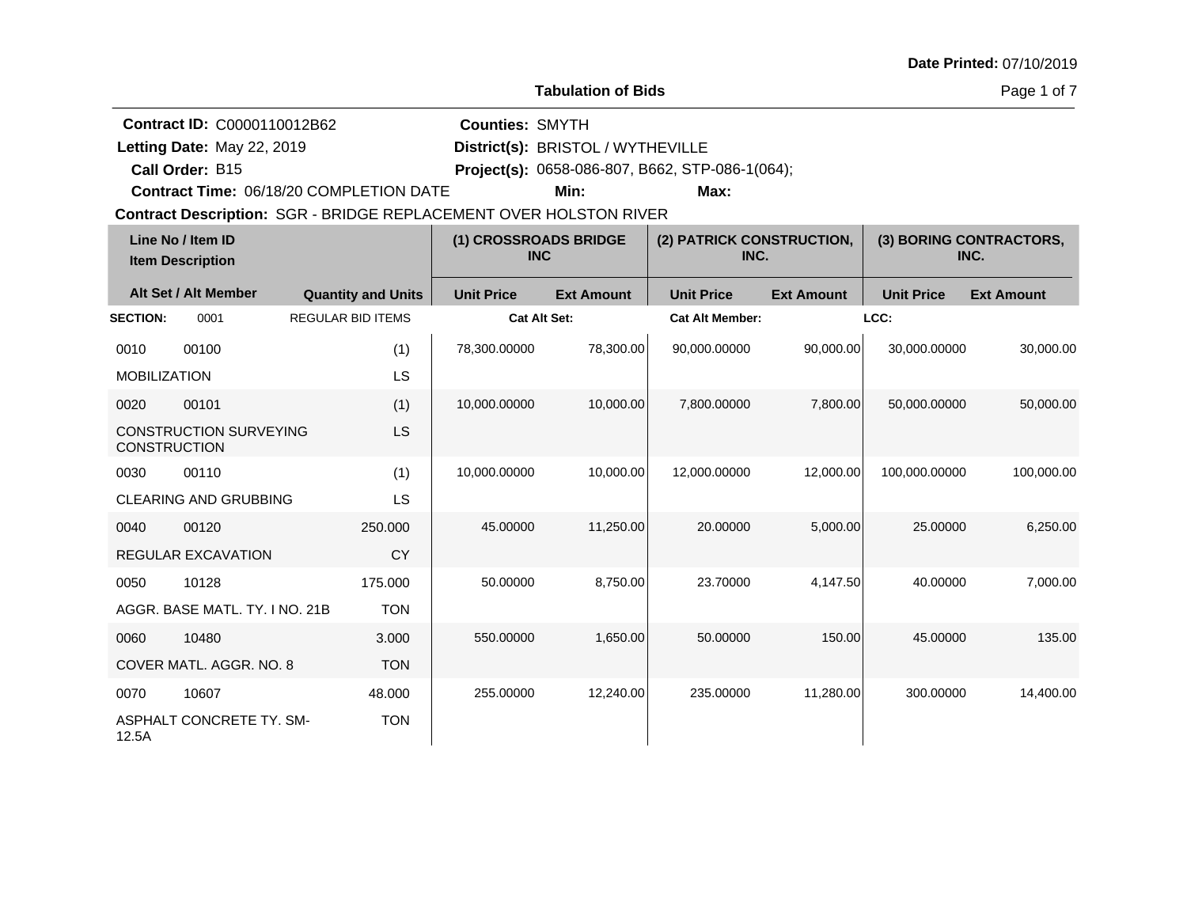**Date Printed:** 07/10/2019

**Tabulation of Bids**

**Contract ID:** C0000110012B62
**Letting Date:** May 22, 2019
**Call Order:** B15
**Contract Time:** 06/18/20 COMPLETION DATE

**Counties:** SMYTH
**District(s):** BRISTOL / WYTHEVILLE
**Project(s):** 0658-086-807, B662, STP-086-1(064);
**Min:** **Max:**

**Contract Description:** SGR - BRIDGE REPLACEMENT OVER HOLSTON RIVER

| Line No / Item ID / Item Description | Alt Set / Alt Member | Quantity and Units | (1) CROSSROADS BRIDGE INC Unit Price | (1) CROSSROADS BRIDGE INC Ext Amount | (2) PATRICK CONSTRUCTION, INC. Unit Price | (2) PATRICK CONSTRUCTION, INC. Ext Amount | (3) BORING CONTRACTORS, INC. Unit Price | (3) BORING CONTRACTORS, INC. Ext Amount |
|---|---|---|---|---|---|---|---|---|
| **SECTION:** 0001 | | REGULAR BID ITEMS | **Cat Alt Set:** | | **Cat Alt Member:** | | **LCC:** | |
| 0010 00100 MOBILIZATION | | (1) LS | 78,300.00000 | 78,300.00 | 90,000.00000 | 90,000.00 | 30,000.00000 | 30,000.00 |
| 0020 00101 CONSTRUCTION SURVEYING CONSTRUCTION | | (1) LS | 10,000.00000 | 10,000.00 | 7,800.00000 | 7,800.00 | 50,000.00000 | 50,000.00 |
| 0030 00110 CLEARING AND GRUBBING | | (1) LS | 10,000.00000 | 10,000.00 | 12,000.00000 | 12,000.00 | 100,000.00000 | 100,000.00 |
| 0040 00120 REGULAR EXCAVATION | | 250.000 CY | 45.00000 | 11,250.00 | 20.00000 | 5,000.00 | 25.00000 | 6,250.00 |
| 0050 10128 AGGR. BASE MATL. TY. I NO. 21B | | 175.000 TON | 50.00000 | 8,750.00 | 23.70000 | 4,147.50 | 40.00000 | 7,000.00 |
| 0060 10480 COVER MATL. AGGR. NO. 8 | | 3.000 TON | 550.00000 | 1,650.00 | 50.00000 | 150.00 | 45.00000 | 135.00 |
| 0070 10607 ASPHALT CONCRETE TY. SM-12.5A | | 48.000 TON | 255.00000 | 12,240.00 | 235.00000 | 11,280.00 | 300.00000 | 14,400.00 |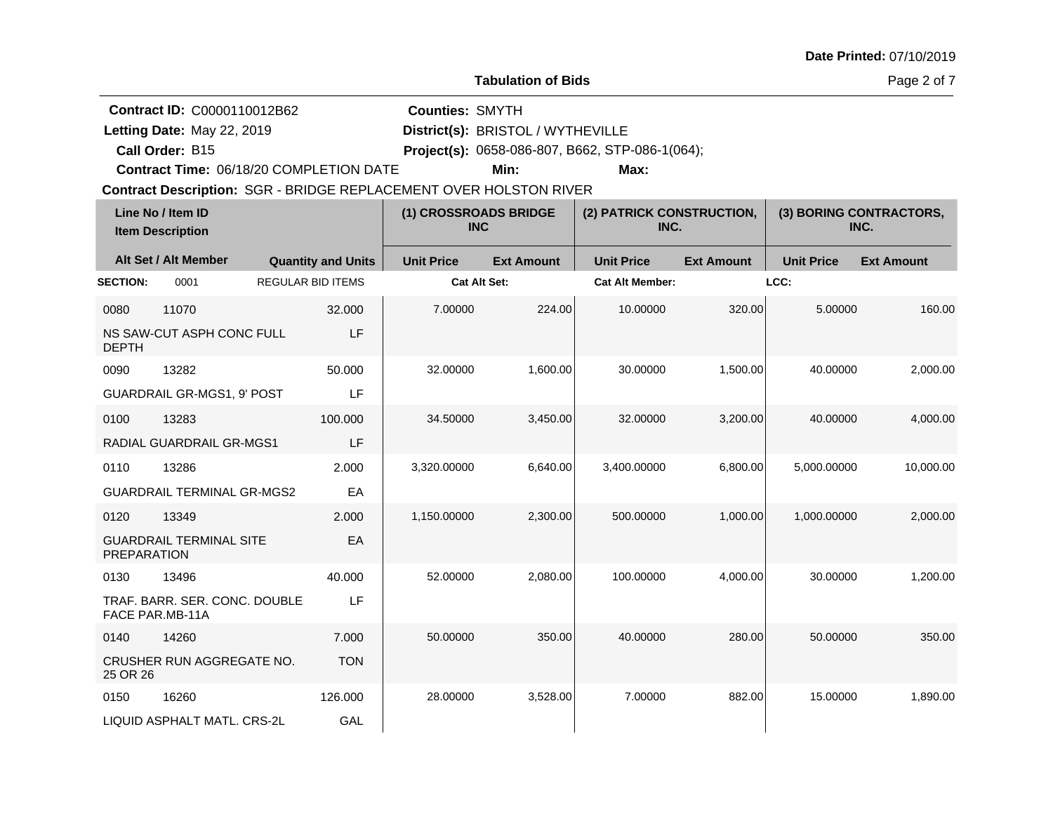Date Printed: 07/10/2019

**Tabulation of Bids**

**Contract ID:** C0000110012B62
**Letting Date:** May 22, 2019
**Call Order:** B15
**Contract Time:** 06/18/20 COMPLETION DATE

**Counties:** SMYTH
**District(s):** BRISTOL / WYTHEVILLE
**Project(s):** 0658-086-807, B662, STP-086-1(064);
**Min:** **Max:**

**Contract Description:** SGR - BRIDGE REPLACEMENT OVER HOLSTON RIVER

| Line No / Item ID / Item Description | Quantity and Units | (1) CROSSROADS BRIDGE INC Unit Price | (1) CROSSROADS BRIDGE INC Ext Amount | (2) PATRICK CONSTRUCTION, INC. Unit Price | (2) PATRICK CONSTRUCTION, INC. Ext Amount | (3) BORING CONTRACTORS, INC. Unit Price | (3) BORING CONTRACTORS, INC. Ext Amount |
|---|---|---|---|---|---|---|---|
| **SECTION:** 0001 REGULAR BID ITEMS | | **Cat Alt Set:** | | **Cat Alt Member:** | | **LCC:** | |
| 0080 11070 NS SAW-CUT ASPH CONC FULL DEPTH | 32.000 LF | 7.00000 | 224.00 | 10.00000 | 320.00 | 5.00000 | 160.00 |
| 0090 13282 GUARDRAIL GR-MGS1, 9' POST | 50.000 LF | 32.00000 | 1,600.00 | 30.00000 | 1,500.00 | 40.00000 | 2,000.00 |
| 0100 13283 RADIAL GUARDRAIL GR-MGS1 | 100.000 LF | 34.50000 | 3,450.00 | 32.00000 | 3,200.00 | 40.00000 | 4,000.00 |
| 0110 13286 GUARDRAIL TERMINAL GR-MGS2 | 2.000 EA | 3,320.00000 | 6,640.00 | 3,400.00000 | 6,800.00 | 5,000.00000 | 10,000.00 |
| 0120 13349 GUARDRAIL TERMINAL SITE PREPARATION | 2.000 EA | 1,150.00000 | 2,300.00 | 500.00000 | 1,000.00 | 1,000.00000 | 2,000.00 |
| 0130 13496 TRAF. BARR. SER. CONC. DOUBLE FACE PAR.MB-11A | 40.000 LF | 52.00000 | 2,080.00 | 100.00000 | 4,000.00 | 30.00000 | 1,200.00 |
| 0140 14260 CRUSHER RUN AGGREGATE NO. 25 OR 26 | 7.000 TON | 50.00000 | 350.00 | 40.00000 | 280.00 | 50.00000 | 350.00 |
| 0150 16260 LIQUID ASPHALT MATL. CRS-2L | 126.000 GAL | 28.00000 | 3,528.00 | 7.00000 | 882.00 | 15.00000 | 1,890.00 |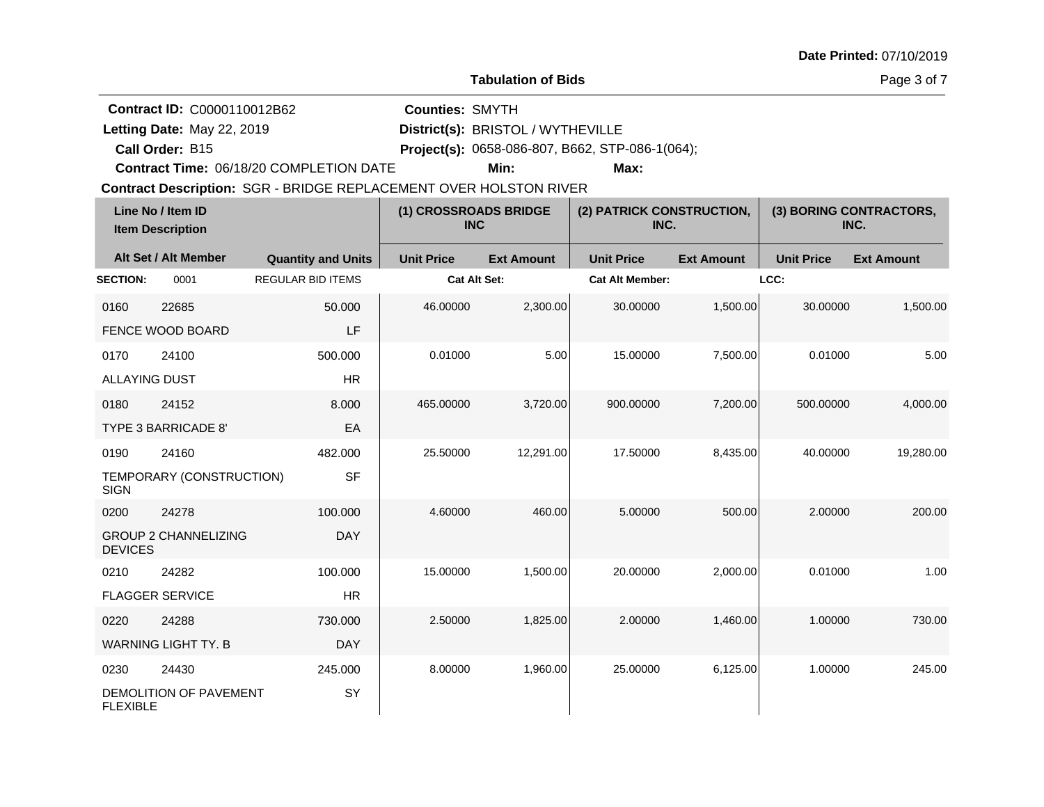Date Printed: 07/10/2019

**Tabulation of Bids**

**Contract ID:** C0000110012B62
**Letting Date:** May 22, 2019
**Call Order:** B15
**Contract Time:** 06/18/20 COMPLETION DATE
**Counties:** SMYTH
**District(s):** BRISTOL / WYTHEVILLE
**Project(s):** 0658-086-807, B662, STP-086-1(064);
**Min:**
**Max:**
**Contract Description:** SGR - BRIDGE REPLACEMENT OVER HOLSTON RIVER

| Line No / Item ID | Item Description | Quantity and Units | (1) CROSSROADS BRIDGE INC Unit Price | (1) CROSSROADS BRIDGE INC Ext Amount | (2) PATRICK CONSTRUCTION, INC. Unit Price | (2) PATRICK CONSTRUCTION, INC. Ext Amount | (3) BORING CONTRACTORS, INC. Unit Price | (3) BORING CONTRACTORS, INC. Ext Amount |
|---|---|---|---|---|---|---|---|---|
| **SECTION:** 0001 | REGULAR BID ITEMS | | **Cat Alt Set:** | | **Cat Alt Member:** | | **LCC:** | |
| 0160 22685 | FENCE WOOD BOARD | 50.000 LF | 46.00000 | 2,300.00 | 30.00000 | 1,500.00 | 30.00000 | 1,500.00 |
| 0170 24100 | ALLAYING DUST | 500.000 HR | 0.01000 | 5.00 | 15.00000 | 7,500.00 | 0.01000 | 5.00 |
| 0180 24152 | TYPE 3 BARRICADE 8' | 8.000 EA | 465.00000 | 3,720.00 | 900.00000 | 7,200.00 | 500.00000 | 4,000.00 |
| 0190 24160 | TEMPORARY (CONSTRUCTION) SIGN | 482.000 SF | 25.50000 | 12,291.00 | 17.50000 | 8,435.00 | 40.00000 | 19,280.00 |
| 0200 24278 | GROUP 2 CHANNELIZING DEVICES | 100.000 DAY | 4.60000 | 460.00 | 5.00000 | 500.00 | 2.00000 | 200.00 |
| 0210 24282 | FLAGGER SERVICE | 100.000 HR | 15.00000 | 1,500.00 | 20.00000 | 2,000.00 | 0.01000 | 1.00 |
| 0220 24288 | WARNING LIGHT TY. B | 730.000 DAY | 2.50000 | 1,825.00 | 2.00000 | 1,460.00 | 1.00000 | 730.00 |
| 0230 24430 | DEMOLITION OF PAVEMENT FLEXIBLE | 245.000 SY | 8.00000 | 1,960.00 | 25.00000 | 6,125.00 | 1.00000 | 245.00 |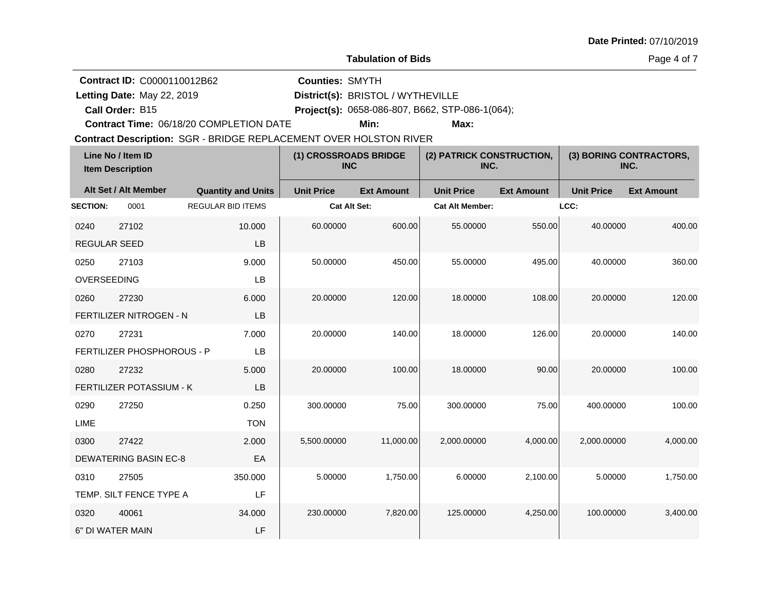Date Printed: 07/10/2019

**Tabulation of Bids**

**Contract ID:** C0000110012B62
**Letting Date:** May 22, 2019
**Call Order:** B15
**Contract Time:** 06/18/20 COMPLETION DATE

**Counties:** SMYTH
**District(s):** BRISTOL / WYTHEVILLE
**Project(s):** 0658-086-807, B662, STP-086-1(064);
**Min:**
**Max:**

**Contract Description:** SGR - BRIDGE REPLACEMENT OVER HOLSTON RIVER

| Line No / Item ID / Item Description | Alt Set / Alt Member | Quantity and Units | (1) CROSSROADS BRIDGE INC Unit Price | (1) CROSSROADS BRIDGE INC Ext Amount | (2) PATRICK CONSTRUCTION, INC. Unit Price | (2) PATRICK CONSTRUCTION, INC. Ext Amount | (3) BORING CONTRACTORS, INC. Unit Price | (3) BORING CONTRACTORS, INC. Ext Amount |
|---|---|---|---|---|---|---|---|---|
| **SECTION:** 0001 | | REGULAR BID ITEMS | Cat Alt Set: | | Cat Alt Member: | | LCC: | |
| 0240 27102 REGULAR SEED | | 10.000 LB | 60.00000 | 600.00 | 55.00000 | 550.00 | 40.00000 | 400.00 |
| 0250 27103 OVERSEEDING | | 9.000 LB | 50.00000 | 450.00 | 55.00000 | 495.00 | 40.00000 | 360.00 |
| 0260 27230 FERTILIZER NITROGEN - N | | 6.000 LB | 20.00000 | 120.00 | 18.00000 | 108.00 | 20.00000 | 120.00 |
| 0270 27231 FERTILIZER PHOSPHOROUS - P | | 7.000 LB | 20.00000 | 140.00 | 18.00000 | 126.00 | 20.00000 | 140.00 |
| 0280 27232 FERTILIZER POTASSIUM - K | | 5.000 LB | 20.00000 | 100.00 | 18.00000 | 90.00 | 20.00000 | 100.00 |
| 0290 27250 LIME | | 0.250 TON | 300.00000 | 75.00 | 300.00000 | 75.00 | 400.00000 | 100.00 |
| 0300 27422 DEWATERING BASIN EC-8 | | 2.000 EA | 5,500.00000 | 11,000.00 | 2,000.00000 | 4,000.00 | 2,000.00000 | 4,000.00 |
| 0310 27505 TEMP. SILT FENCE TYPE A | | 350.000 LF | 5.00000 | 1,750.00 | 6.00000 | 2,100.00 | 5.00000 | 1,750.00 |
| 0320 40061 6" DI WATER MAIN | | 34.000 LF | 230.00000 | 7,820.00 | 125.00000 | 4,250.00 | 100.00000 | 3,400.00 |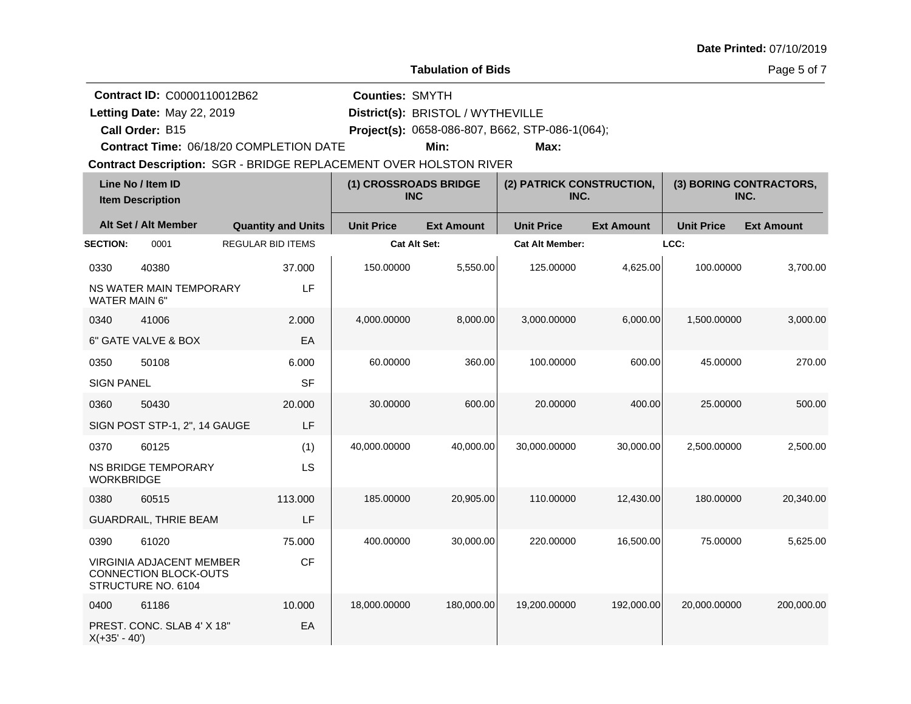Date Printed: 07/10/2019

**Tabulation of Bids**

**Contract ID:** C0000110012B62
**Letting Date:** May 22, 2019
**Call Order:** B15
**Contract Time:** 06/18/20 COMPLETION DATE
**Counties:** SMYTH
**District(s):** BRISTOL / WYTHEVILLE
**Project(s):** 0658-086-807, B662, STP-086-1(064);
**Min:**
**Max:**
**Contract Description:** SGR - BRIDGE REPLACEMENT OVER HOLSTON RIVER

| Line No / Item ID / Item Description | Alt Set / Alt Member | Quantity and Units | (1) CROSSROADS BRIDGE INC Unit Price | (1) CROSSROADS BRIDGE INC Ext Amount | (2) PATRICK CONSTRUCTION, INC. Unit Price | (2) PATRICK CONSTRUCTION, INC. Ext Amount | (3) BORING CONTRACTORS, INC. Unit Price | (3) BORING CONTRACTORS, INC. Ext Amount |
|---|---|---|---|---|---|---|---|---|
| **SECTION:** 0001 REGULAR BID ITEMS | | | **Cat Alt Set:** | | **Cat Alt Member:** | | **LCC:** | |
| 0330 40380 NS WATER MAIN TEMPORARY WATER MAIN 6" | | 37.000 LF | 150.00000 | 5,550.00 | 125.00000 | 4,625.00 | 100.00000 | 3,700.00 |
| 0340 41006 6" GATE VALVE & BOX | | 2.000 EA | 4,000.00000 | 8,000.00 | 3,000.00000 | 6,000.00 | 1,500.00000 | 3,000.00 |
| 0350 50108 SIGN PANEL | | 6.000 SF | 60.00000 | 360.00 | 100.00000 | 600.00 | 45.00000 | 270.00 |
| 0360 50430 SIGN POST STP-1, 2", 14 GAUGE | | 20.000 LF | 30.00000 | 600.00 | 20.00000 | 400.00 | 25.00000 | 500.00 |
| 0370 60125 NS BRIDGE TEMPORARY WORKBRIDGE | | (1) LS | 40,000.00000 | 40,000.00 | 30,000.00000 | 30,000.00 | 2,500.00000 | 2,500.00 |
| 0380 60515 GUARDRAIL, THRIE BEAM | | 113.000 LF | 185.00000 | 20,905.00 | 110.00000 | 12,430.00 | 180.00000 | 20,340.00 |
| 0390 61020 VIRGINIA ADJACENT MEMBER CONNECTION BLOCK-OUTS STRUCTURE NO. 6104 | | 75.000 CF | 400.00000 | 30,000.00 | 220.00000 | 16,500.00 | 75.00000 | 5,625.00 |
| 0400 61186 PREST. CONC. SLAB 4' X 18" X(+35' - 40') | | 10.000 EA | 18,000.00000 | 180,000.00 | 19,200.00000 | 192,000.00 | 20,000.00000 | 200,000.00 |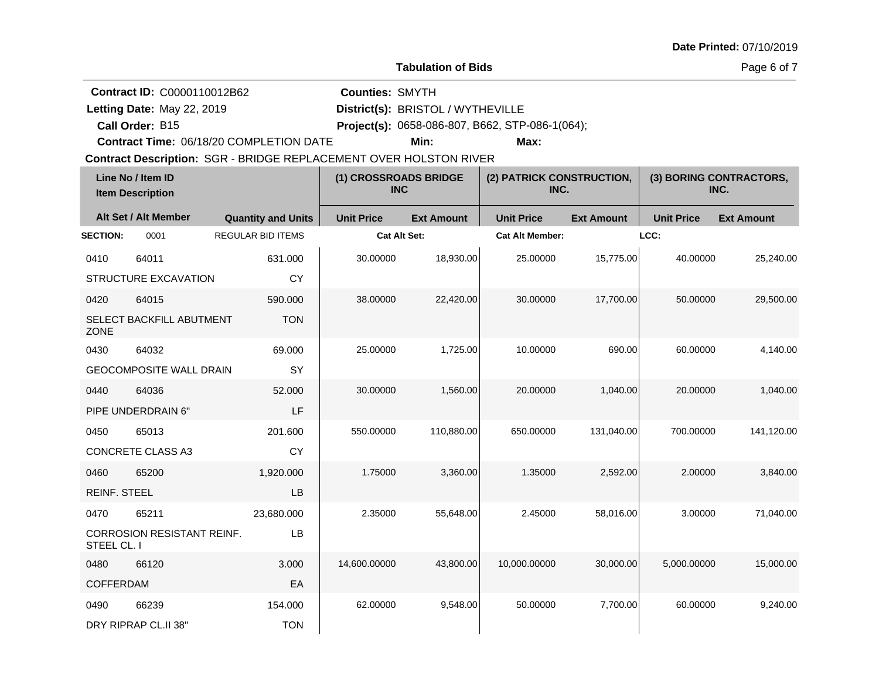Date Printed: 07/10/2019

**Tabulation of Bids**

**Contract ID:** C0000110012B62
**Letting Date:** May 22, 2019
**Call Order:** B15
**Contract Time:** 06/18/20 COMPLETION DATE
**Counties:** SMYTH
**District(s):** BRISTOL / WYTHEVILLE
**Project(s):** 0658-086-807, B662, STP-086-1(064);
**Min:**
**Max:**
**Contract Description:** SGR - BRIDGE REPLACEMENT OVER HOLSTON RIVER

| Line No / Item ID | Item Description | Quantity and Units | (1) CROSSROADS BRIDGE INC Unit Price | (1) Ext Amount | (2) PATRICK CONSTRUCTION, INC. Unit Price | (2) Ext Amount | (3) BORING CONTRACTORS, INC. Unit Price | (3) Ext Amount |
|---|---|---|---|---|---|---|---|---|
| **SECTION:** 0001 | REGULAR BID ITEMS | | Cat Alt Set: | | Cat Alt Member: | | LCC: | |
| 0410 64011 | STRUCTURE EXCAVATION | 631.000 CY | 30.00000 | 18,930.00 | 25.00000 | 15,775.00 | 40.00000 | 25,240.00 |
| 0420 64015 | SELECT BACKFILL ABUTMENT ZONE | 590.000 TON | 38.00000 | 22,420.00 | 30.00000 | 17,700.00 | 50.00000 | 29,500.00 |
| 0430 64032 | GEOCOMPOSITE WALL DRAIN | 69.000 SY | 25.00000 | 1,725.00 | 10.00000 | 690.00 | 60.00000 | 4,140.00 |
| 0440 64036 | PIPE UNDERDRAIN 6" | 52.000 LF | 30.00000 | 1,560.00 | 20.00000 | 1,040.00 | 20.00000 | 1,040.00 |
| 0450 65013 | CONCRETE CLASS A3 | 201.600 CY | 550.00000 | 110,880.00 | 650.00000 | 131,040.00 | 700.00000 | 141,120.00 |
| 0460 65200 | REINF. STEEL | 1,920.000 LB | 1.75000 | 3,360.00 | 1.35000 | 2,592.00 | 2.00000 | 3,840.00 |
| 0470 65211 | CORROSION RESISTANT REINF. STEEL CL. I | 23,680.000 LB | 2.35000 | 55,648.00 | 2.45000 | 58,016.00 | 3.00000 | 71,040.00 |
| 0480 66120 | COFFERDAM | 3.000 EA | 14,600.00000 | 43,800.00 | 10,000.00000 | 30,000.00 | 5,000.00000 | 15,000.00 |
| 0490 66239 | DRY RIPRAP CL.II 38" | 154.000 TON | 62.00000 | 9,548.00 | 50.00000 | 7,700.00 | 60.00000 | 9,240.00 |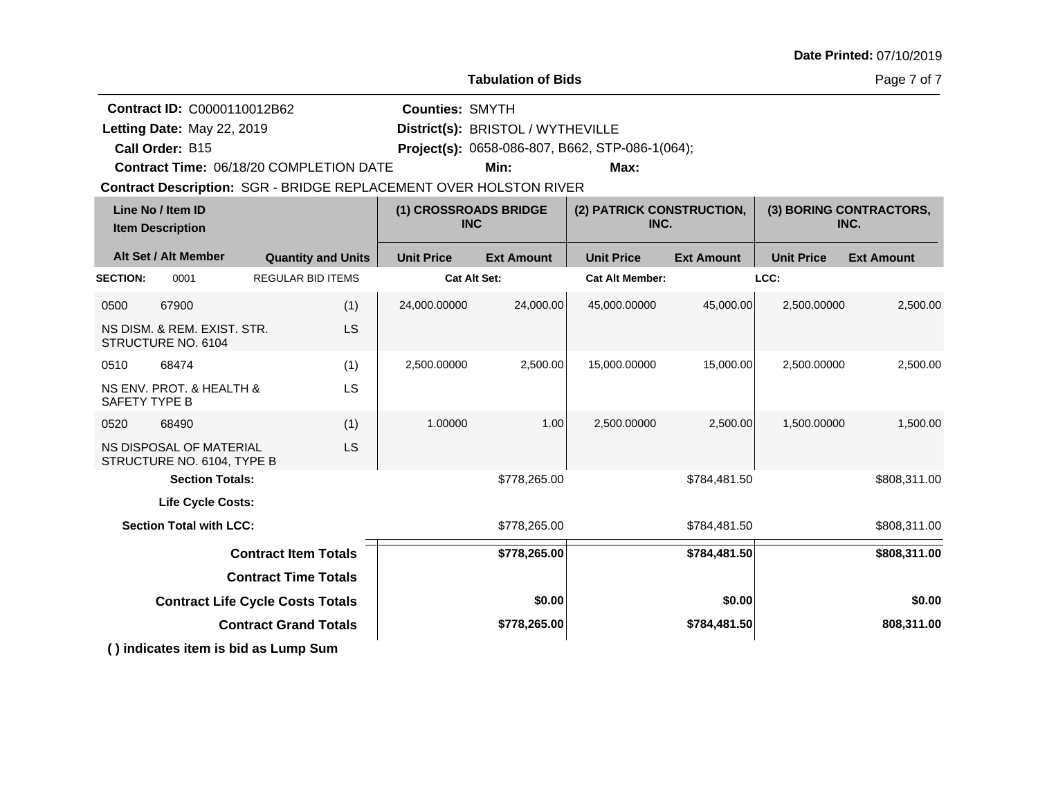Date Printed: 07/10/2019

## Tabulation of Bids

**Contract ID:** C0000110012B62
**Letting Date:** May 22, 2019
**Call Order:** B15
**Contract Time:** 06/18/20 COMPLETION DATE
**Contract Description:** SGR - BRIDGE REPLACEMENT OVER HOLSTON RIVER

**Counties:** SMYTH
**District(s):** BRISTOL / WYTHEVILLE
**Project(s):** 0658-086-807, B662, STP-086-1(064);
**Min:**
**Max:**

| Line No / Item ID / Item Description | Alt Set / Alt Member | Quantity and Units | (1) CROSSROADS BRIDGE INC Unit Price | (1) CROSSROADS BRIDGE INC Ext Amount | (2) PATRICK CONSTRUCTION, INC. Unit Price | (2) PATRICK CONSTRUCTION, INC. Ext Amount | (3) BORING CONTRACTORS, INC. Unit Price | (3) BORING CONTRACTORS, INC. Ext Amount |
|---|---|---|---|---|---|---|---|---|
| **SECTION:** 0001 | REGULAR BID ITEMS | | **Cat Alt Set:** | | **Cat Alt Member:** | | **LCC:** | |
| 0500 67900 NS DISM. & REM. EXIST. STR. STRUCTURE NO. 6104 | | (1) LS | 24,000.00000 | 24,000.00 | 45,000.00000 | 45,000.00 | 2,500.00000 | 2,500.00 |
| 0510 68474 NS ENV. PROT. & HEALTH & SAFETY TYPE B | | (1) LS | 2,500.00000 | 2,500.00 | 15,000.00000 | 15,000.00 | 2,500.00000 | 2,500.00 |
| 0520 68490 NS DISPOSAL OF MATERIAL STRUCTURE NO. 6104, TYPE B | | (1) LS | 1.00000 | 1.00 | 2,500.00000 | 2,500.00 | 1,500.00000 | 1,500.00 |
| **Section Totals:** | | | | $778,265.00 | | $784,481.50 | | $808,311.00 |
| **Life Cycle Costs:** | | | | | | | | |
| **Section Total with LCC:** | | | | $778,265.00 | | $784,481.50 | | $808,311.00 |
| **Contract Item Totals** | | | | **$778,265.00** | | **$784,481.50** | | **$808,311.00** |
| **Contract Time Totals** | | | | | | | | |
| **Contract Life Cycle Costs Totals** | | | | **$0.00** | | **$0.00** | | **$0.00** |
| **Contract Grand Totals** | | | | **$778,265.00** | | **$784,481.50** | | **808,311.00** |

**( ) indicates item is bid as Lump Sum**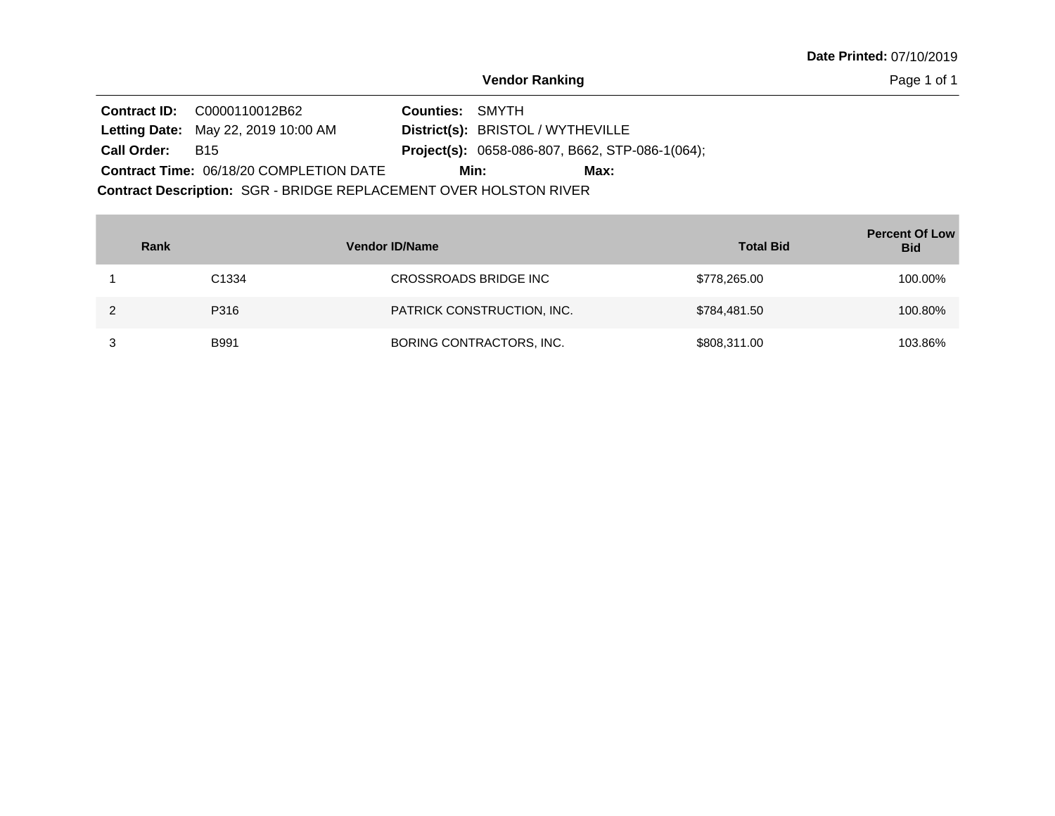**Date Printed:** 07/10/2019

## Vendor Ranking

**Contract ID:** C0000110012B62 **Counties:** SMYTH
**Letting Date:** May 22, 2019 10:00 AM **District(s):** BRISTOL / WYTHEVILLE
**Call Order:** B15 **Project(s):** 0658-086-807, B662, STP-086-1(064);
**Contract Time:** 06/18/20 COMPLETION DATE **Min:** **Max:**
**Contract Description:** SGR - BRIDGE REPLACEMENT OVER HOLSTON RIVER

| Rank | Vendor ID/Name | | Total Bid | Percent Of Low Bid |
|---|---|---|---|---|
| 1 | C1334 | CROSSROADS BRIDGE INC | $778,265.00 | 100.00% |
| 2 | P316 | PATRICK CONSTRUCTION, INC. | $784,481.50 | 100.80% |
| 3 | B991 | BORING CONTRACTORS, INC. | $808,311.00 | 103.86% |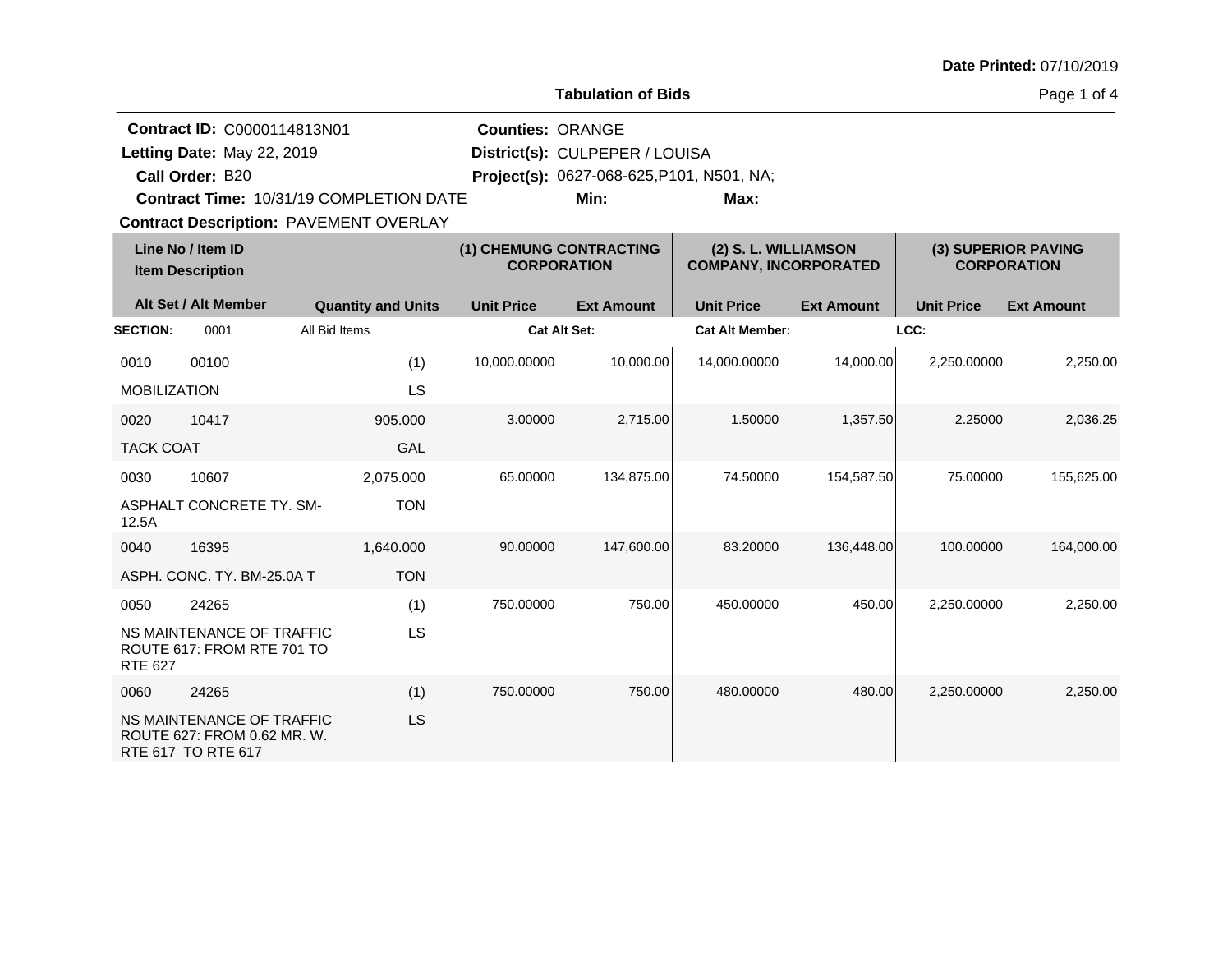**Date Printed:** 07/10/2019

## Tabulation of Bids

**Contract ID:** C0000114813N01
**Letting Date:** May 22, 2019
**Call Order:** B20
**Contract Time:** 10/31/19 COMPLETION DATE
**Contract Description:** PAVEMENT OVERLAY

**Counties:** ORANGE
**District(s):** CULPEPER / LOUISA
**Project(s):** 0627-068-625,P101, N501, NA;
**Min:**
**Max:**

| Line No / Item ID | Item Description | Quantity and Units | (1) CHEMUNG CONTRACTING CORPORATION Unit Price | (1) CHEMUNG CONTRACTING CORPORATION Ext Amount | (2) S. L. WILLIAMSON COMPANY, INCORPORATED Unit Price | (2) S. L. WILLIAMSON COMPANY, INCORPORATED Ext Amount | (3) SUPERIOR PAVING CORPORATION Unit Price | (3) SUPERIOR PAVING CORPORATION Ext Amount |
|---|---|---|---|---|---|---|---|---|
| **SECTION:** 0001 | All Bid Items | | **Cat Alt Set:** | | **Cat Alt Member:** | | **LCC:** | |
| 0010 00100 | MOBILIZATION | (1) LS | 10,000.00000 | 10,000.00 | 14,000.00000 | 14,000.00 | 2,250.00000 | 2,250.00 |
| 0020 10417 | TACK COAT | 905.000 GAL | 3.00000 | 2,715.00 | 1.50000 | 1,357.50 | 2.25000 | 2,036.25 |
| 0030 10607 | ASPHALT CONCRETE TY. SM-12.5A | 2,075.000 TON | 65.00000 | 134,875.00 | 74.50000 | 154,587.50 | 75.00000 | 155,625.00 |
| 0040 16395 | ASPH. CONC. TY. BM-25.0A T | 1,640.000 TON | 90.00000 | 147,600.00 | 83.20000 | 136,448.00 | 100.00000 | 164,000.00 |
| 0050 24265 | NS MAINTENANCE OF TRAFFIC ROUTE 617: FROM RTE 701 TO RTE 627 | (1) LS | 750.00000 | 750.00 | 450.00000 | 450.00 | 2,250.00000 | 2,250.00 |
| 0060 24265 | NS MAINTENANCE OF TRAFFIC ROUTE 627: FROM 0.62 MR. W. RTE 617 TO RTE 617 | (1) LS | 750.00000 | 750.00 | 480.00000 | 480.00 | 2,250.00000 | 2,250.00 |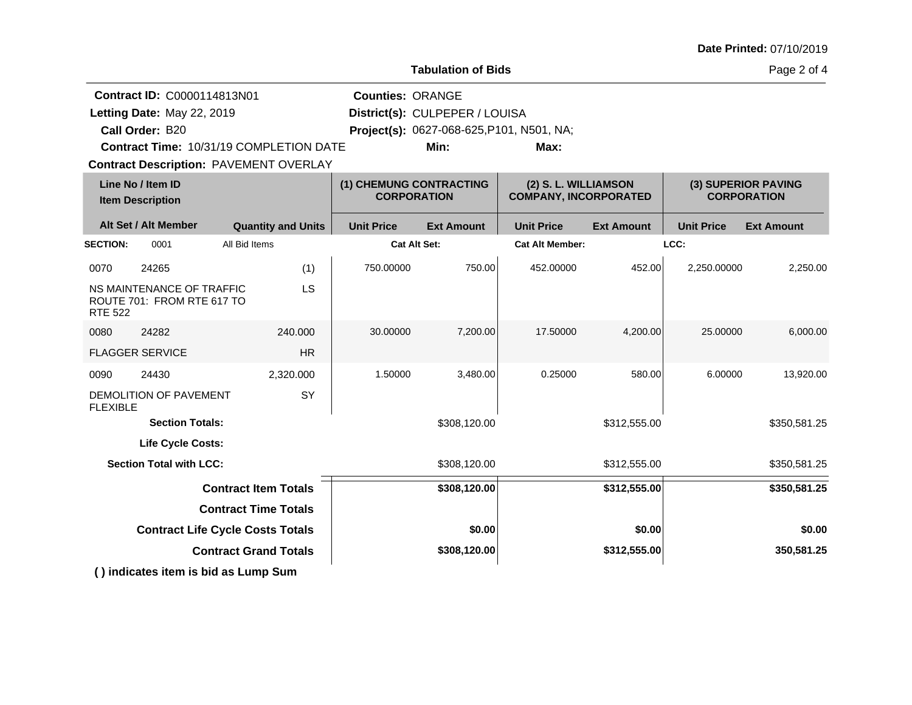Date Printed: 07/10/2019

## Tabulation of Bids

**Contract ID:** C0000114813N01
**Letting Date:** May 22, 2019
**Call Order:** B20
**Contract Time:** 10/31/19 COMPLETION DATE
**Contract Description:** PAVEMENT OVERLAY

**Counties:** ORANGE
**District(s):** CULPEPER / LOUISA
**Project(s):** 0627-068-625,P101, N501, NA;
**Min:** **Max:**

| Line No / Item ID | Item Description | Alt Set / Alt Member | Quantity and Units | (1) CHEMUNG CONTRACTING CORPORATION Unit Price | (1) CHEMUNG CONTRACTING CORPORATION Ext Amount | (2) S. L. WILLIAMSON COMPANY, INCORPORATED Unit Price | (2) S. L. WILLIAMSON COMPANY, INCORPORATED Ext Amount | (3) SUPERIOR PAVING CORPORATION Unit Price | (3) SUPERIOR PAVING CORPORATION Ext Amount |
|---|---|---|---|---|---|---|---|---|---|
| **SECTION:** 0001 | All Bid Items | | | **Cat Alt Set:** | | **Cat Alt Member:** | | **LCC:** | |
| 0070 24265 | NS MAINTENANCE OF TRAFFIC ROUTE 701: FROM RTE 617 TO RTE 522 | | (1) LS | 750.00000 | 750.00 | 452.00000 | 452.00 | 2,250.00000 | 2,250.00 |
| 0080 24282 | FLAGGER SERVICE | | 240.000 HR | 30.00000 | 7,200.00 | 17.50000 | 4,200.00 | 25.00000 | 6,000.00 |
| 0090 24430 | DEMOLITION OF PAVEMENT FLEXIBLE | | 2,320.000 SY | 1.50000 | 3,480.00 | 0.25000 | 580.00 | 6.00000 | 13,920.00 |
| **Section Totals:** | | | | | $308,120.00 | | $312,555.00 | | $350,581.25 |
| **Life Cycle Costs:** | | | | | | | | | |
| **Section Total with LCC:** | | | | | $308,120.00 | | $312,555.00 | | $350,581.25 |
| **Contract Item Totals** | | | | | **$308,120.00** | | **$312,555.00** | | **$350,581.25** |
| **Contract Time Totals** | | | | | | | | | |
| **Contract Life Cycle Costs Totals** | | | | | **$0.00** | | **$0.00** | | **$0.00** |
| **Contract Grand Totals** | | | | | **$308,120.00** | | **$312,555.00** | | **350,581.25** |

**( ) indicates item is bid as Lump Sum**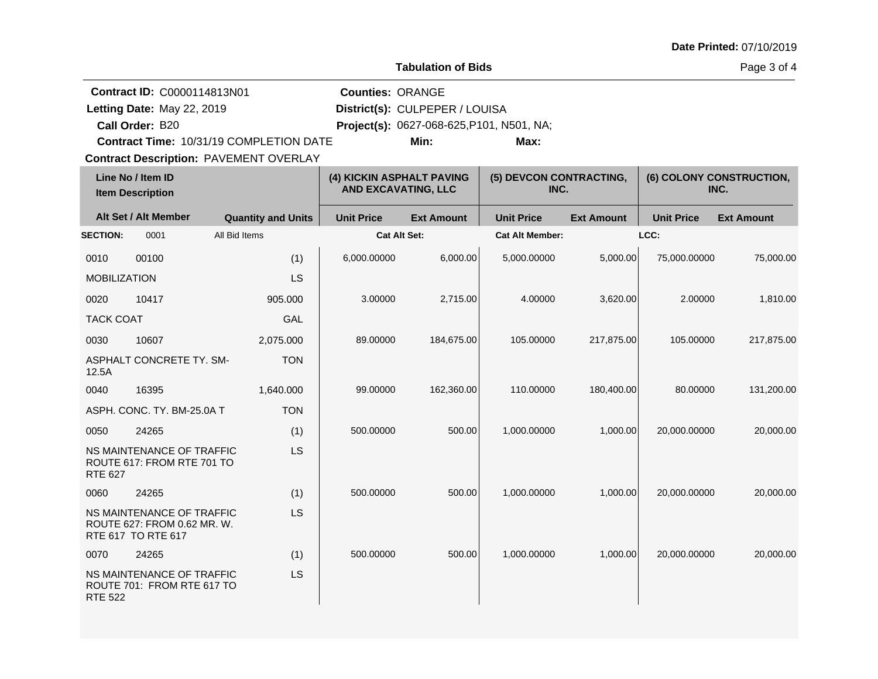**Date Printed:** 07/10/2019

**Tabulation of Bids**

**Contract ID:** C0000114813N01
**Letting Date:** May 22, 2019
**Call Order:** B20
**Contract Time:** 10/31/19 COMPLETION DATE
**Contract Description:** PAVEMENT OVERLAY

**Counties:** ORANGE
**District(s):** CULPEPER / LOUISA
**Project(s):** 0627-068-625,P101, N501, NA;
**Min:** **Max:**

| Line No / Item ID | Item Description / Alt Set / Alt Member | Quantity and Units | (4) KICKIN ASPHALT PAVING AND EXCAVATING, LLC | | (5) DEVCON CONTRACTING, INC. | | (6) COLONY CONSTRUCTION, INC. | |
|---|---|---|---|---|---|---|---|---|
| | | | Unit Price | Ext Amount | Unit Price | Ext Amount | Unit Price | Ext Amount |
| **SECTION:** 0001 | All Bid Items | | **Cat Alt Set:** | | **Cat Alt Member:** | | **LCC:** | |
| 0010 00100 | MOBILIZATION | (1) LS | 6,000.00000 | 6,000.00 | 5,000.00000 | 5,000.00 | 75,000.00000 | 75,000.00 |
| 0020 10417 | TACK COAT | 905.000 GAL | 3.00000 | 2,715.00 | 4.00000 | 3,620.00 | 2.00000 | 1,810.00 |
| 0030 10607 | ASPHALT CONCRETE TY. SM-12.5A | 2,075.000 TON | 89.00000 | 184,675.00 | 105.00000 | 217,875.00 | 105.00000 | 217,875.00 |
| 0040 16395 | ASPH. CONC. TY. BM-25.0A T | 1,640.000 TON | 99.00000 | 162,360.00 | 110.00000 | 180,400.00 | 80.00000 | 131,200.00 |
| 0050 24265 | NS MAINTENANCE OF TRAFFIC ROUTE 617: FROM RTE 701 TO RTE 627 | (1) LS | 500.00000 | 500.00 | 1,000.00000 | 1,000.00 | 20,000.00000 | 20,000.00 |
| 0060 24265 | NS MAINTENANCE OF TRAFFIC ROUTE 627: FROM 0.62 MR. W. RTE 617 TO RTE 617 | (1) LS | 500.00000 | 500.00 | 1,000.00000 | 1,000.00 | 20,000.00000 | 20,000.00 |
| 0070 24265 | NS MAINTENANCE OF TRAFFIC ROUTE 701: FROM RTE 617 TO RTE 522 | (1) LS | 500.00000 | 500.00 | 1,000.00000 | 1,000.00 | 20,000.00000 | 20,000.00 |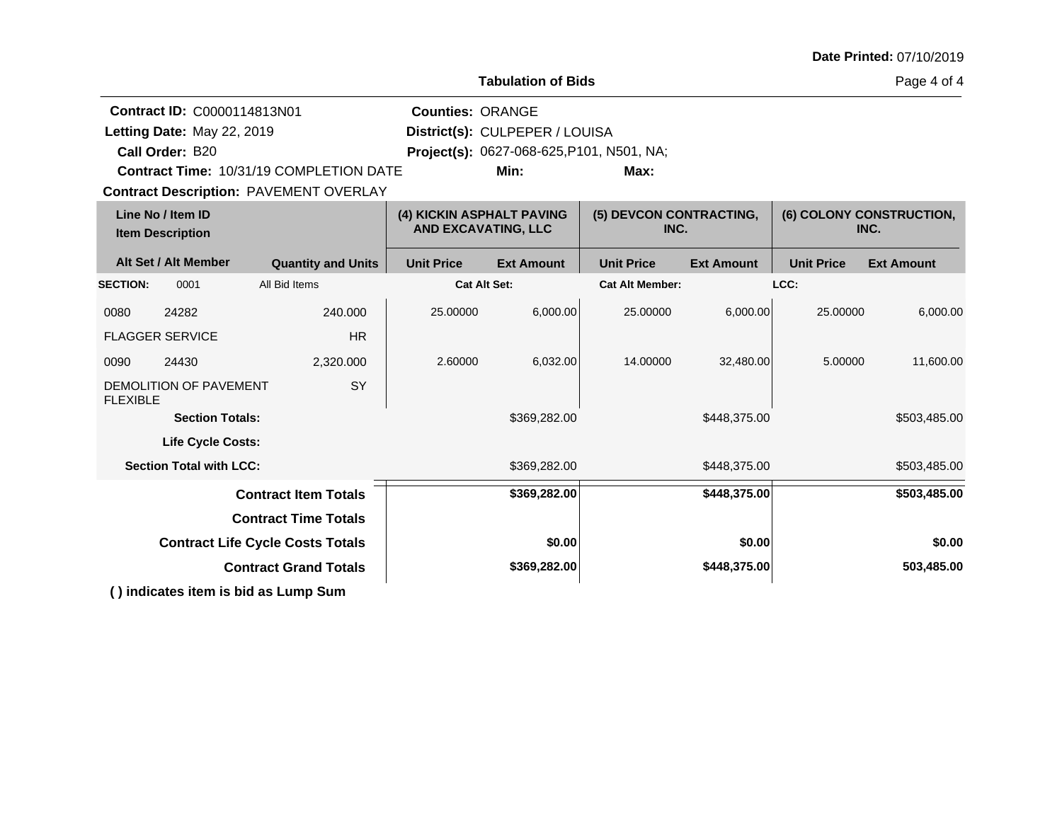Date Printed: 07/10/2019

**Tabulation of Bids**

**Contract ID:** C0000114813N01
**Letting Date:** May 22, 2019
**Call Order:** B20
**Contract Time:** 10/31/19 COMPLETION DATE
**Contract Description:** PAVEMENT OVERLAY

**Counties:** ORANGE
**District(s):** CULPEPER / LOUISA
**Project(s):** 0627-068-625,P101, N501, NA;
**Min:**
**Max:**

| Line No / Item ID | Item Description | Alt Set / Alt Member | Quantity and Units | (4) KICKIN ASPHALT PAVING AND EXCAVATING, LLC Unit Price | (4) Ext Amount | (5) DEVCON CONTRACTING, INC. Unit Price | (5) Ext Amount | (6) COLONY CONSTRUCTION, INC. Unit Price | (6) Ext Amount |
|---|---|---|---|---|---|---|---|---|---|
| **SECTION:** 0001 | All Bid Items | | | **Cat Alt Set:** | | **Cat Alt Member:** | | **LCC:** | |
| 0080 24282 | FLAGGER SERVICE | | 240.000 HR | 25.00000 | 6,000.00 | 25.00000 | 6,000.00 | 25.00000 | 6,000.00 |
| 0090 24430 | DEMOLITION OF PAVEMENT FLEXIBLE | | 2,320.000 SY | 2.60000 | 6,032.00 | 14.00000 | 32,480.00 | 5.00000 | 11,600.00 |
| **Section Totals:** | | | | | $369,282.00 | | $448,375.00 | | $503,485.00 |
| **Life Cycle Costs:** | | | | | | | | | |
| **Section Total with LCC:** | | | | | $369,282.00 | | $448,375.00 | | $503,485.00 |
| **Contract Item Totals** | | | | | **$369,282.00** | | **$448,375.00** | | **$503,485.00** |
| **Contract Time Totals** | | | | | | | | | |
| **Contract Life Cycle Costs Totals** | | | | | **$0.00** | | **$0.00** | | **$0.00** |
| **Contract Grand Totals** | | | | | **$369,282.00** | | **$448,375.00** | | **503,485.00** |

**( ) indicates item is bid as Lump Sum**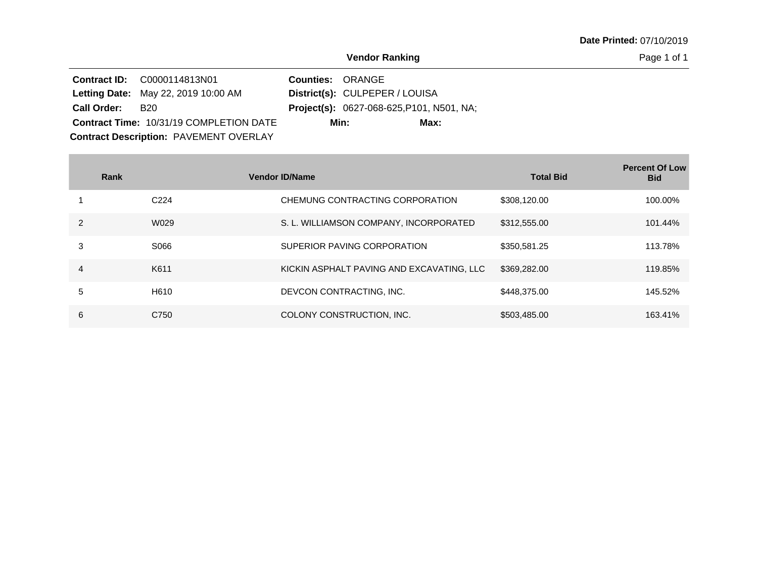Date Printed: 07/10/2019

## Vendor Ranking

**Contract ID:** C0000114813N01
**Letting Date:** May 22, 2019 10:00 AM
**Call Order:** B20
**Contract Time:** 10/31/19 COMPLETION DATE
**Contract Description:** PAVEMENT OVERLAY

**Counties:** ORANGE
**District(s):** CULPEPER / LOUISA
**Project(s):** 0627-068-625,P101, N501, NA;
**Min:** **Max:**

| Rank | Vendor ID | Name | Total Bid | Percent Of Low Bid |
|---|---|---|---|---|
| 1 | C224 | CHEMUNG CONTRACTING CORPORATION | $308,120.00 | 100.00% |
| 2 | W029 | S. L. WILLIAMSON COMPANY, INCORPORATED | $312,555.00 | 101.44% |
| 3 | S066 | SUPERIOR PAVING CORPORATION | $350,581.25 | 113.78% |
| 4 | K611 | KICKIN ASPHALT PAVING AND EXCAVATING, LLC | $369,282.00 | 119.85% |
| 5 | H610 | DEVCON CONTRACTING, INC. | $448,375.00 | 145.52% |
| 6 | C750 | COLONY CONSTRUCTION, INC. | $503,485.00 | 163.41% |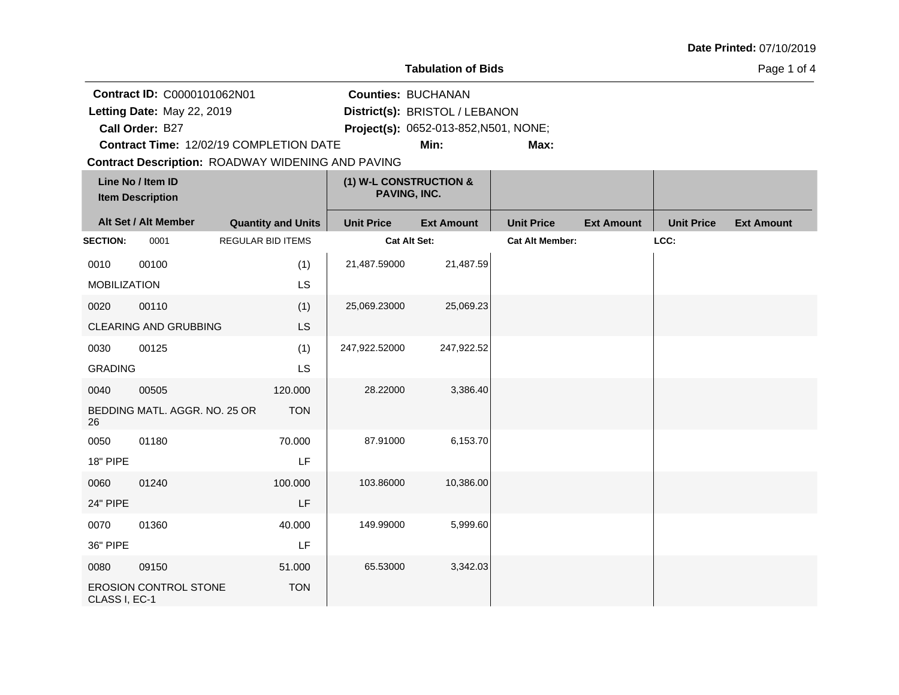Date Printed: 07/10/2019

**Tabulation of Bids**

**Contract ID:** C0000101062N01
**Letting Date:** May 22, 2019
**Call Order:** B27
**Contract Time:** 12/02/19 COMPLETION DATE
**Contract Description:** ROADWAY WIDENING AND PAVING

**Counties:** BUCHANAN
**District(s):** BRISTOL / LEBANON
**Project(s):** 0652-013-852,N501, NONE;
**Min:**
**Max:**

| Line No / Item ID | Item Description | Quantity and Units | (1) W-L CONSTRUCTION & PAVING, INC. Unit Price | Ext Amount | Unit Price | Ext Amount | Unit Price | Ext Amount |
|---|---|---|---|---|---|---|---|---|
| **SECTION:** 0001 | REGULAR BID ITEMS | | **Cat Alt Set:** | | **Cat Alt Member:** | | **LCC:** | |
| 0010 00100 | MOBILIZATION | (1) LS | 21,487.59000 | 21,487.59 | | | | |
| 0020 00110 | CLEARING AND GRUBBING | (1) LS | 25,069.23000 | 25,069.23 | | | | |
| 0030 00125 | GRADING | (1) LS | 247,922.52000 | 247,922.52 | | | | |
| 0040 00505 | BEDDING MATL. AGGR. NO. 25 OR 26 | 120.000 TON | 28.22000 | 3,386.40 | | | | |
| 0050 01180 | 18" PIPE | 70.000 LF | 87.91000 | 6,153.70 | | | | |
| 0060 01240 | 24" PIPE | 100.000 LF | 103.86000 | 10,386.00 | | | | |
| 0070 01360 | 36" PIPE | 40.000 LF | 149.99000 | 5,999.60 | | | | |
| 0080 09150 | EROSION CONTROL STONE CLASS I, EC-1 | 51.000 TON | 65.53000 | 3,342.03 | | | | |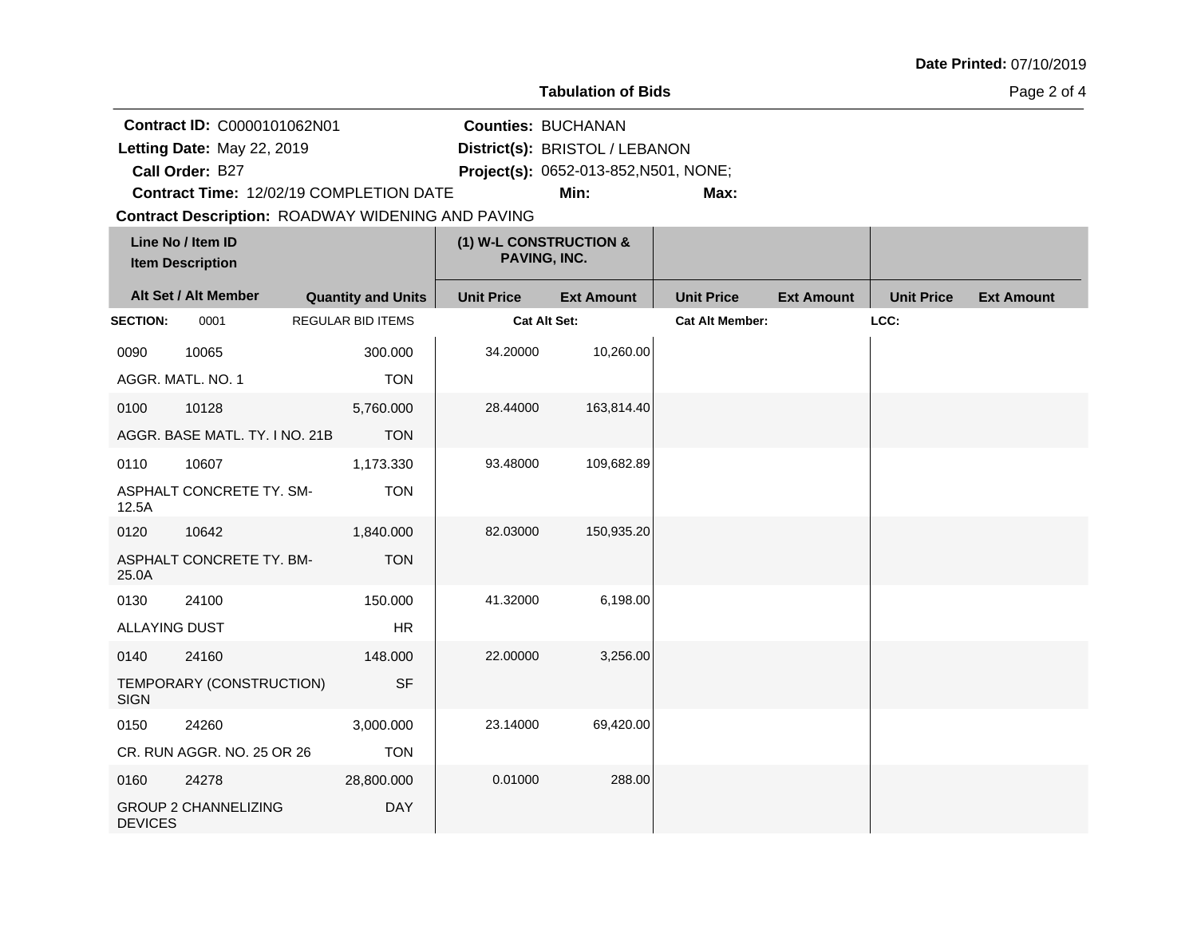**Date Printed:** 07/10/2019

**Tabulation of Bids**

**Contract ID:** C0000101062N01
**Letting Date:** May 22, 2019
**Call Order:** B27
**Contract Time:** 12/02/19 COMPLETION DATE
**Contract Description:** ROADWAY WIDENING AND PAVING

**Counties:** BUCHANAN
**District(s):** BRISTOL / LEBANON
**Project(s):** 0652-013-852,N501, NONE;
**Min:**
**Max:**

| Line No / Item ID | Item Description | Quantity and Units | (1) W-L CONSTRUCTION & PAVING, INC. Unit Price | Ext Amount | Unit Price | Ext Amount | Unit Price | Ext Amount |
|---|---|---|---|---|---|---|---|---|
| **SECTION:** 0001 | REGULAR BID ITEMS | | **Cat Alt Set:** | | **Cat Alt Member:** | | **LCC:** | |
| 0090 10065 | AGGR. MATL. NO. 1 | 300.000 TON | 34.20000 | 10,260.00 | | | | |
| 0100 10128 | AGGR. BASE MATL. TY. I NO. 21B | 5,760.000 TON | 28.44000 | 163,814.40 | | | | |
| 0110 10607 | ASPHALT CONCRETE TY. SM-12.5A | 1,173.330 TON | 93.48000 | 109,682.89 | | | | |
| 0120 10642 | ASPHALT CONCRETE TY. BM-25.0A | 1,840.000 TON | 82.03000 | 150,935.20 | | | | |
| 0130 24100 | ALLAYING DUST | 150.000 HR | 41.32000 | 6,198.00 | | | | |
| 0140 24160 | TEMPORARY (CONSTRUCTION) SIGN | 148.000 SF | 22.00000 | 3,256.00 | | | | |
| 0150 24260 | CR. RUN AGGR. NO. 25 OR 26 | 3,000.000 TON | 23.14000 | 69,420.00 | | | | |
| 0160 24278 | GROUP 2 CHANNELIZING DEVICES | 28,800.000 DAY | 0.01000 | 288.00 | | | | |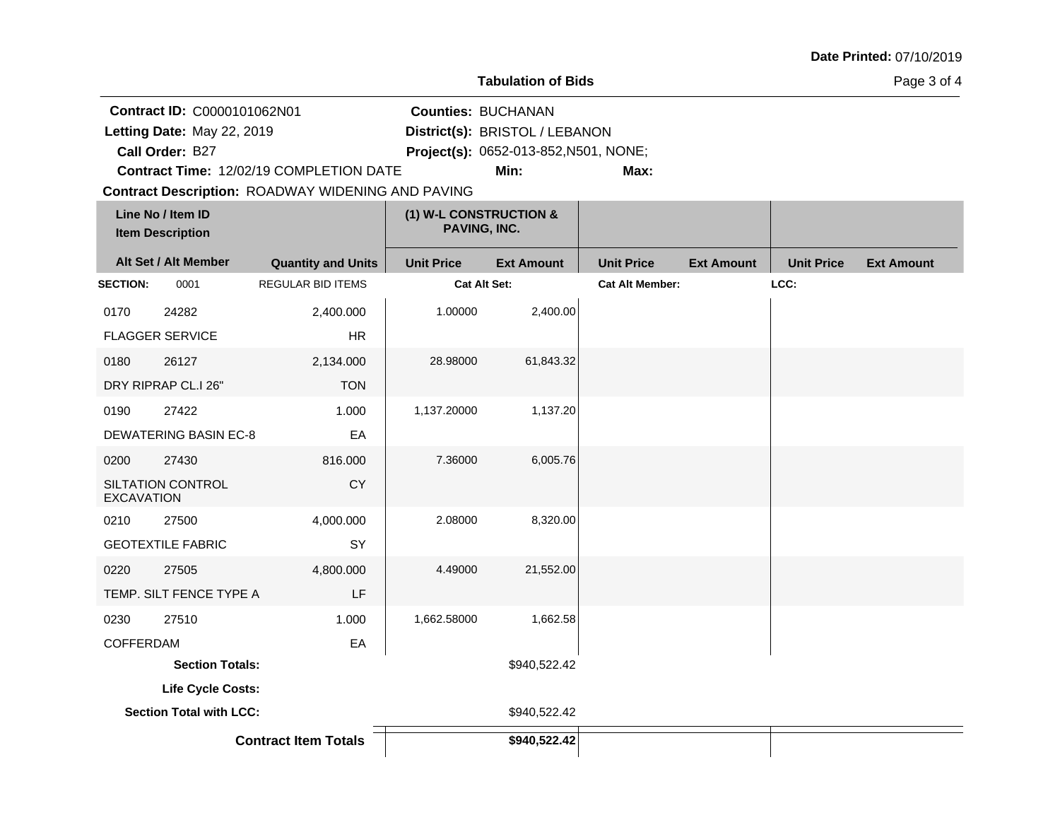**Tabulation of Bids**

Date Printed: 07/10/2019

**Contract ID:** C0000101062N01
**Letting Date:** May 22, 2019
**Call Order:** B27
**Contract Time:** 12/02/19 COMPLETION DATE
**Contract Description:** ROADWAY WIDENING AND PAVING

**Counties:** BUCHANAN
**District(s):** BRISTOL / LEBANON
**Project(s):** 0652-013-852,N501, NONE;
**Min:**
**Max:**

| Line No / Item ID / Item Description / Alt Set / Alt Member | Quantity and Units | (1) W-L CONSTRUCTION & PAVING, INC. Unit Price | (1) W-L CONSTRUCTION & PAVING, INC. Ext Amount | Unit Price | Ext Amount | Unit Price | Ext Amount |
|---|---|---|---|---|---|---|---|
| **SECTION:** 0001 | REGULAR BID ITEMS | **Cat Alt Set:** | | **Cat Alt Member:** | | **LCC:** | |
| 0170 24282 FLAGGER SERVICE | 2,400.000 HR | 1.00000 | 2,400.00 | | | | |
| 0180 26127 DRY RIPRAP CL.I 26" | 2,134.000 TON | 28.98000 | 61,843.32 | | | | |
| 0190 27422 DEWATERING BASIN EC-8 | 1.000 EA | 1,137.20000 | 1,137.20 | | | | |
| 0200 27430 SILTATION CONTROL EXCAVATION | 816.000 CY | 7.36000 | 6,005.76 | | | | |
| 0210 27500 GEOTEXTILE FABRIC | 4,000.000 SY | 2.08000 | 8,320.00 | | | | |
| 0220 27505 TEMP. SILT FENCE TYPE A | 4,800.000 LF | 4.49000 | 21,552.00 | | | | |
| 0230 27510 COFFERDAM | 1.000 EA | 1,662.58000 | 1,662.58 | | | | |
| **Section Totals:** | | | $940,522.42 | | | | |
| **Life Cycle Costs:** | | | | | | | |
| **Section Total with LCC:** | | | $940,522.42 | | | | |
| **Contract Item Totals** | | | **$940,522.42** | | | | |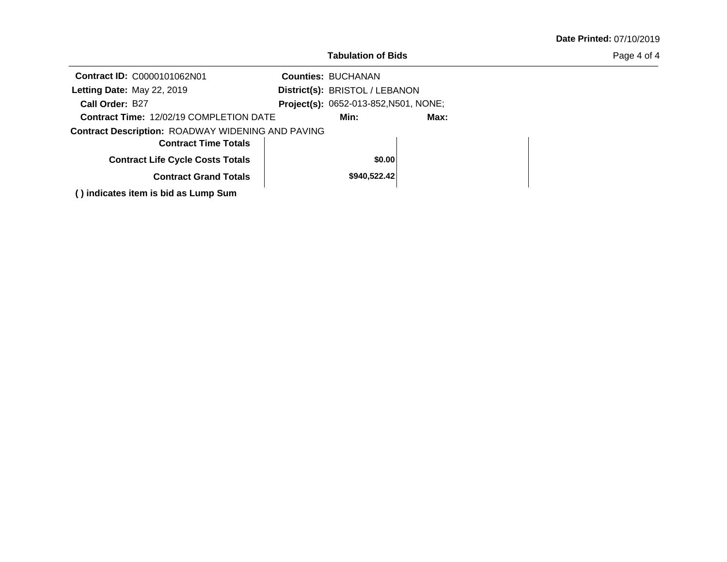**Date Printed:** 07/10/2019

## Tabulation of Bids

**Contract ID:** C0000101062N01
**Letting Date:** May 22, 2019
**Call Order:** B27
**Contract Time:** 12/02/19 COMPLETION DATE
**Contract Description:** ROADWAY WIDENING AND PAVING

**Counties:** BUCHANAN
**District(s):** BRISTOL / LEBANON
**Project(s):** 0652-013-852,N501, NONE;
**Min:** **Max:**

| | | |
|---|---|---|
| **Contract Time Totals** | | |
| **Contract Life Cycle Costs Totals** | **$0.00** | |
| **Contract Grand Totals** | **$940,522.42** | |

**( ) indicates item is bid as Lump Sum**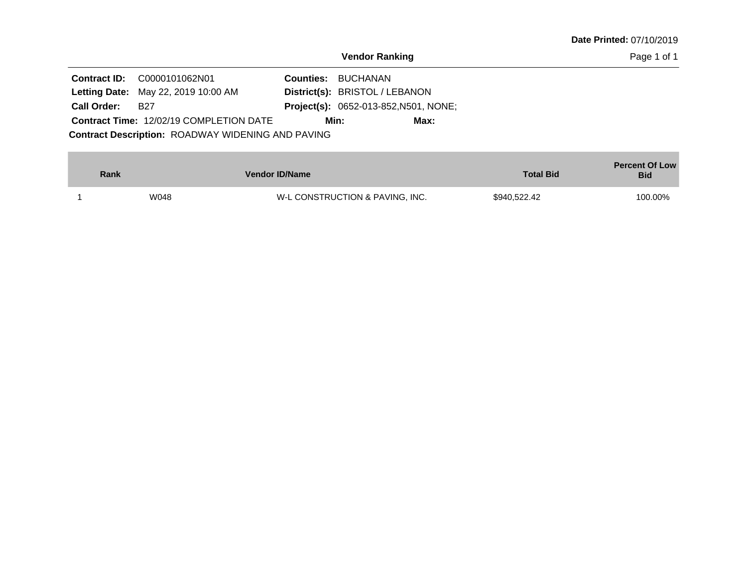**Date Printed:** 07/10/2019

## Vendor Ranking

**Contract ID:** C0000101062N01 **Counties:** BUCHANAN
**Letting Date:** May 22, 2019 10:00 AM **District(s):** BRISTOL / LEBANON
**Call Order:** B27 **Project(s):** 0652-013-852,N501, NONE;
**Contract Time:** 12/02/19 COMPLETION DATE **Min:** **Max:**
**Contract Description:** ROADWAY WIDENING AND PAVING

| Rank | Vendor ID/Name | | Total Bid | Percent Of Low Bid |
|---|---|---|---|---|
| 1 | W048 | W-L CONSTRUCTION & PAVING, INC. | $940,522.42 | 100.00% |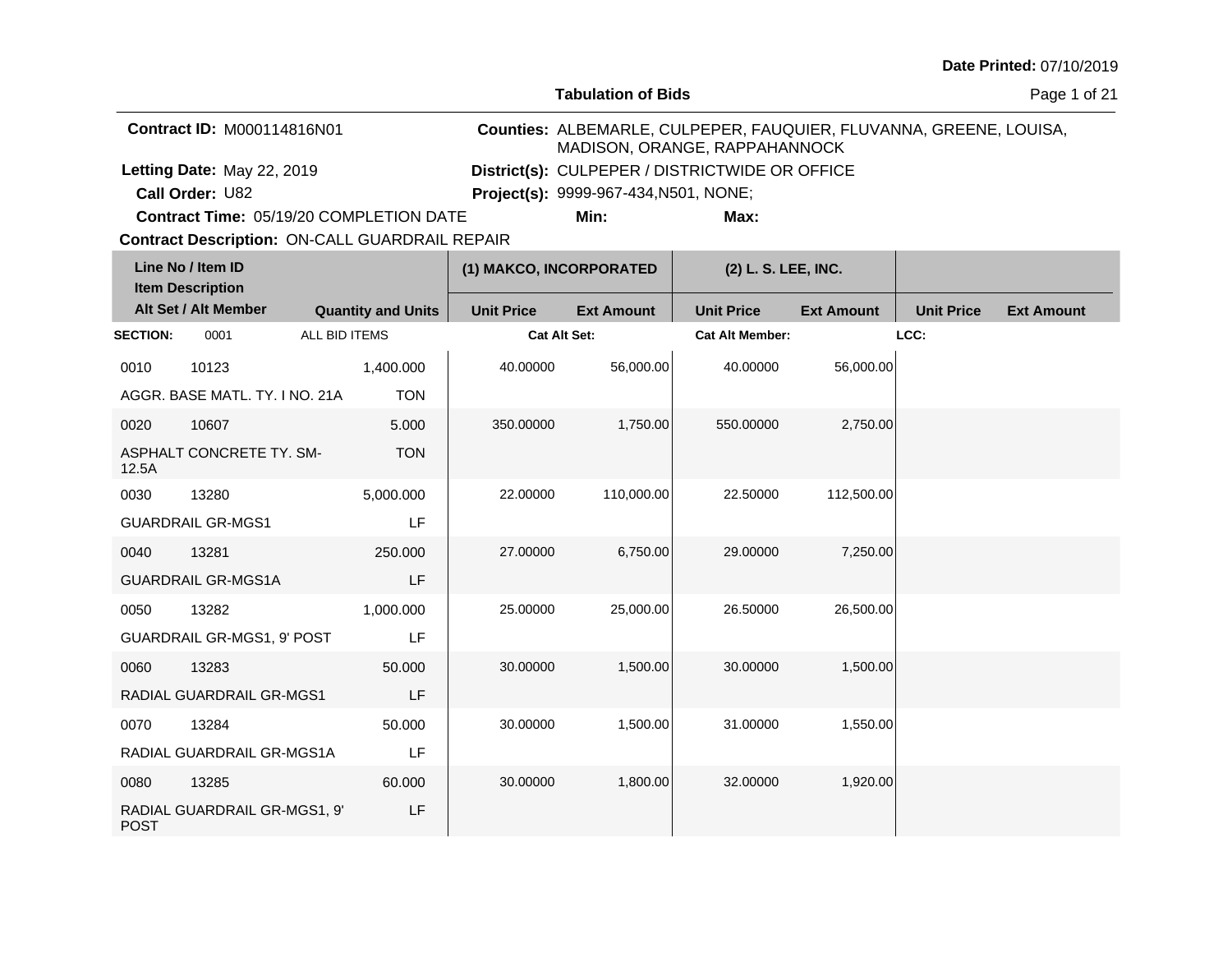**Date Printed:** 07/10/2019

## Tabulation of Bids

**Contract ID:** M000114816N01

**Letting Date:** May 22, 2019

**Call Order:** U82

**Contract Time:** 05/19/20 COMPLETION DATE

**Contract Description:** ON-CALL GUARDRAIL REPAIR

**Counties:** ALBEMARLE, CULPEPER, FAUQUIER, FLUVANNA, GREENE, LOUISA, MADISON, ORANGE, RAPPAHANNOCK

**District(s):** CULPEPER / DISTRICTWIDE OR OFFICE

**Project(s):** 9999-967-434,N501, NONE;

**Min:**

**Max:**

| Line No / Item ID | Item Description / Alt Set / Alt Member | Quantity and Units | (1) MAKCO, INCORPORATED Unit Price | (1) MAKCO, INCORPORATED Ext Amount | (2) L. S. LEE, INC. Unit Price | (2) L. S. LEE, INC. Ext Amount | Unit Price | Ext Amount |
|---|---|---|---|---|---|---|---|---|
| **SECTION:** 0001 | ALL BID ITEMS | | **Cat Alt Set:** | | **Cat Alt Member:** | | **LCC:** | |
| 0010 10123 | AGGR. BASE MATL. TY. I NO. 21A | 1,400.000 TON | 40.00000 | 56,000.00 | 40.00000 | 56,000.00 | | |
| 0020 10607 | ASPHALT CONCRETE TY. SM-12.5A | 5.000 TON | 350.00000 | 1,750.00 | 550.00000 | 2,750.00 | | |
| 0030 13280 | GUARDRAIL GR-MGS1 | 5,000.000 LF | 22.00000 | 110,000.00 | 22.50000 | 112,500.00 | | |
| 0040 13281 | GUARDRAIL GR-MGS1A | 250.000 LF | 27.00000 | 6,750.00 | 29.00000 | 7,250.00 | | |
| 0050 13282 | GUARDRAIL GR-MGS1, 9' POST | 1,000.000 LF | 25.00000 | 25,000.00 | 26.50000 | 26,500.00 | | |
| 0060 13283 | RADIAL GUARDRAIL GR-MGS1 | 50.000 LF | 30.00000 | 1,500.00 | 30.00000 | 1,500.00 | | |
| 0070 13284 | RADIAL GUARDRAIL GR-MGS1A | 50.000 LF | 30.00000 | 1,500.00 | 31.00000 | 1,550.00 | | |
| 0080 13285 | RADIAL GUARDRAIL GR-MGS1, 9' POST | 60.000 LF | 30.00000 | 1,800.00 | 32.00000 | 1,920.00 | | |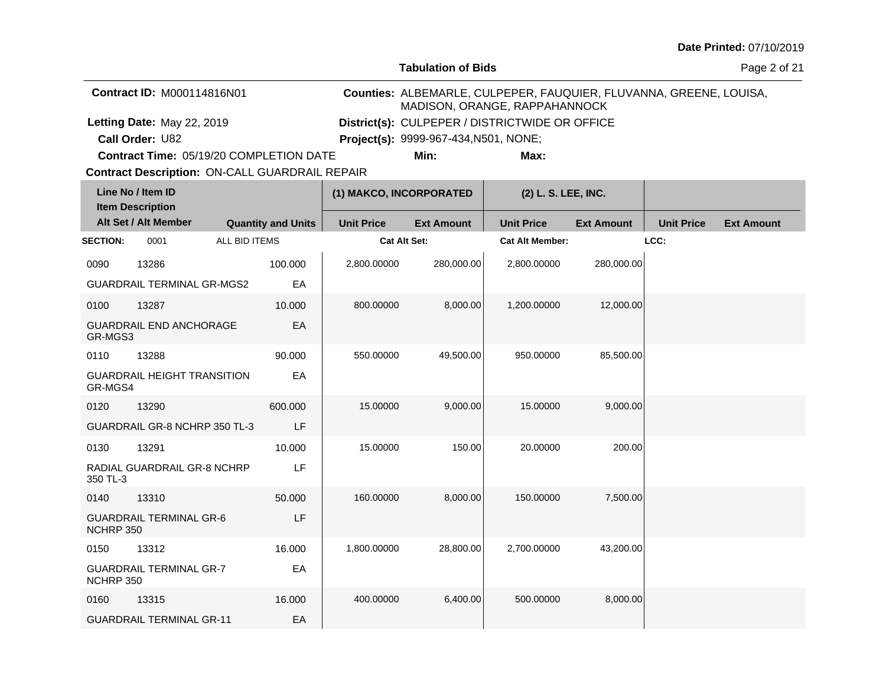Date Printed: 07/10/2019

**Tabulation of Bids**

**Contract ID:** M000114816N01

**Letting Date:** May 22, 2019

**Call Order:** U82

**Contract Time:** 05/19/20 COMPLETION DATE

**Contract Description:** ON-CALL GUARDRAIL REPAIR

**Counties:** ALBEMARLE, CULPEPER, FAUQUIER, FLUVANNA, GREENE, LOUISA, MADISON, ORANGE, RAPPAHANNOCK

**District(s):** CULPEPER / DISTRICTWIDE OR OFFICE

**Project(s):** 9999-967-434,N501, NONE;

**Min:** **Max:**

| Line No / Item ID / Item Description / Alt Set / Alt Member | Quantity and Units | (1) MAKCO, INCORPORATED Unit Price | (1) MAKCO, INCORPORATED Ext Amount | (2) L. S. LEE, INC. Unit Price | (2) L. S. LEE, INC. Ext Amount | Unit Price | Ext Amount |
|---|---|---|---|---|---|---|---|
| **SECTION:** 0001 ALL BID ITEMS | | **Cat Alt Set:** | | **Cat Alt Member:** | | **LCC:** | |
| 0090 13286 GUARDRAIL TERMINAL GR-MGS2 | 100.000 EA | 2,800.00000 | 280,000.00 | 2,800.00000 | 280,000.00 | | |
| 0100 13287 GUARDRAIL END ANCHORAGE GR-MGS3 | 10.000 EA | 800.00000 | 8,000.00 | 1,200.00000 | 12,000.00 | | |
| 0110 13288 GUARDRAIL HEIGHT TRANSITION GR-MGS4 | 90.000 EA | 550.00000 | 49,500.00 | 950.00000 | 85,500.00 | | |
| 0120 13290 GUARDRAIL GR-8 NCHRP 350 TL-3 | 600.000 LF | 15.00000 | 9,000.00 | 15.00000 | 9,000.00 | | |
| 0130 13291 RADIAL GUARDRAIL GR-8 NCHRP 350 TL-3 | 10.000 LF | 15.00000 | 150.00 | 20.00000 | 200.00 | | |
| 0140 13310 GUARDRAIL TERMINAL GR-6 NCHRP 350 | 50.000 LF | 160.00000 | 8,000.00 | 150.00000 | 7,500.00 | | |
| 0150 13312 GUARDRAIL TERMINAL GR-7 NCHRP 350 | 16.000 EA | 1,800.00000 | 28,800.00 | 2,700.00000 | 43,200.00 | | |
| 0160 13315 GUARDRAIL TERMINAL GR-11 | 16.000 EA | 400.00000 | 6,400.00 | 500.00000 | 8,000.00 | | |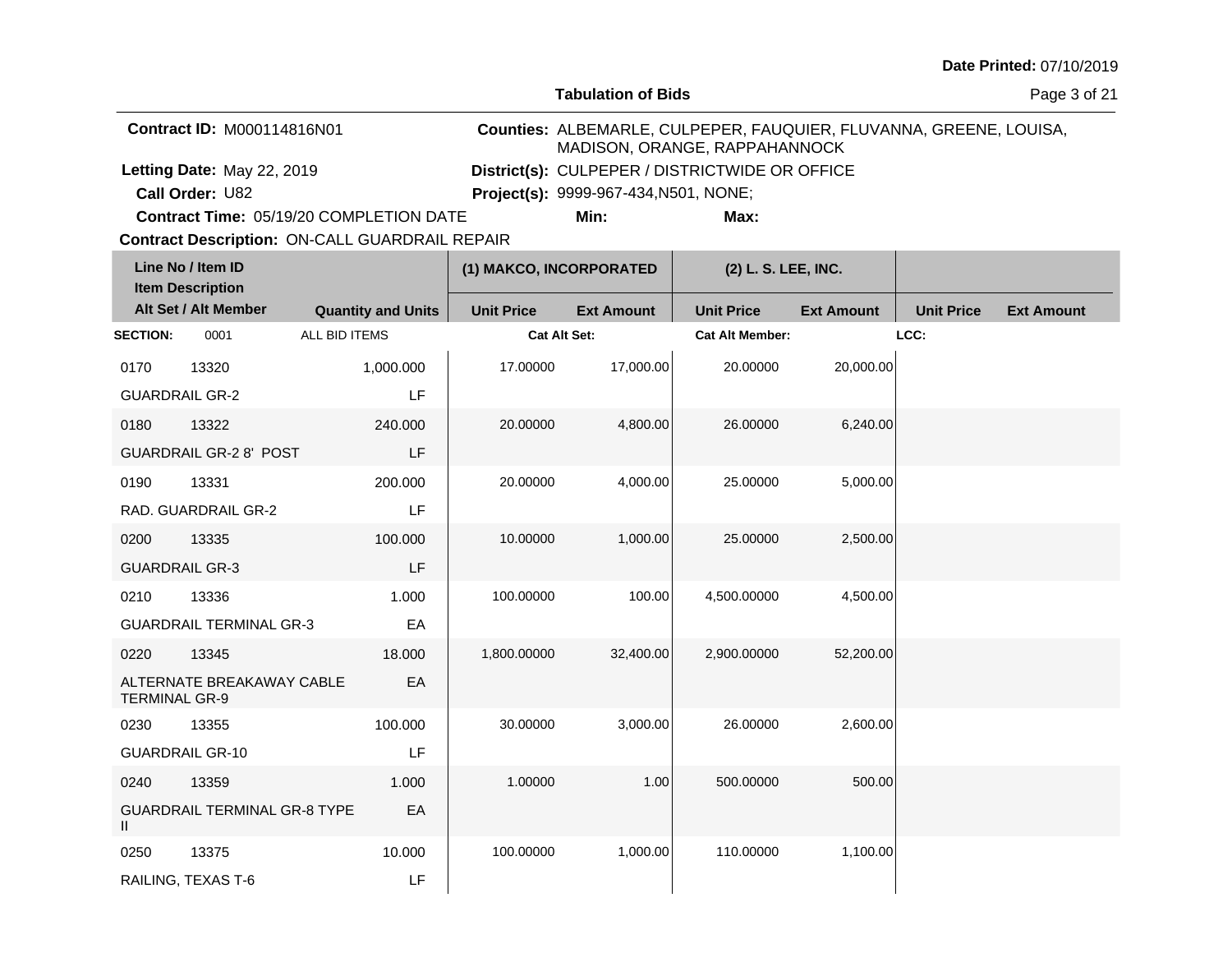Date Printed: 07/10/2019

## Tabulation of Bids

**Contract ID:** M000114816N01

**Counties:** ALBEMARLE, CULPEPER, FAUQUIER, FLUVANNA, GREENE, LOUISA, MADISON, ORANGE, RAPPAHANNOCK

**Letting Date:** May 22, 2019

**District(s):** CULPEPER / DISTRICTWIDE OR OFFICE

**Call Order:** U82

**Project(s):** 9999-967-434,N501, NONE;

**Contract Time:** 05/19/20 COMPLETION DATE

**Min:**

**Max:**

**Contract Description:** ON-CALL GUARDRAIL REPAIR

| Line No / Item ID / Item Description / Alt Set / Alt Member | | Quantity and Units | (1) MAKCO, INCORPORATED Unit Price | (1) MAKCO, INCORPORATED Ext Amount | (2) L. S. LEE, INC. Unit Price | (2) L. S. LEE, INC. Ext Amount | Unit Price | Ext Amount |
|---|---|---|---|---|---|---|---|---|
| **SECTION:** 0001 | ALL BID ITEMS | | Cat Alt Set: | | Cat Alt Member: | | LCC: | |
| 0170 | 13320 | 1,000.000 | 17.00000 | 17,000.00 | 20.00000 | 20,000.00 | | |
| GUARDRAIL GR-2 | | LF | | | | | | |
| 0180 | 13322 | 240.000 | 20.00000 | 4,800.00 | 26.00000 | 6,240.00 | | |
| GUARDRAIL GR-2 8' POST | | LF | | | | | | |
| 0190 | 13331 | 200.000 | 20.00000 | 4,000.00 | 25.00000 | 5,000.00 | | |
| RAD. GUARDRAIL GR-2 | | LF | | | | | | |
| 0200 | 13335 | 100.000 | 10.00000 | 1,000.00 | 25.00000 | 2,500.00 | | |
| GUARDRAIL GR-3 | | LF | | | | | | |
| 0210 | 13336 | 1.000 | 100.00000 | 100.00 | 4,500.00000 | 4,500.00 | | |
| GUARDRAIL TERMINAL GR-3 | | EA | | | | | | |
| 0220 | 13345 | 18.000 | 1,800.00000 | 32,400.00 | 2,900.00000 | 52,200.00 | | |
| ALTERNATE BREAKAWAY CABLE TERMINAL GR-9 | | EA | | | | | | |
| 0230 | 13355 | 100.000 | 30.00000 | 3,000.00 | 26.00000 | 2,600.00 | | |
| GUARDRAIL GR-10 | | LF | | | | | | |
| 0240 | 13359 | 1.000 | 1.00000 | 1.00 | 500.00000 | 500.00 | | |
| GUARDRAIL TERMINAL GR-8 TYPE II | | EA | | | | | | |
| 0250 | 13375 | 10.000 | 100.00000 | 1,000.00 | 110.00000 | 1,100.00 | | |
| RAILING, TEXAS T-6 | | LF | | | | | | |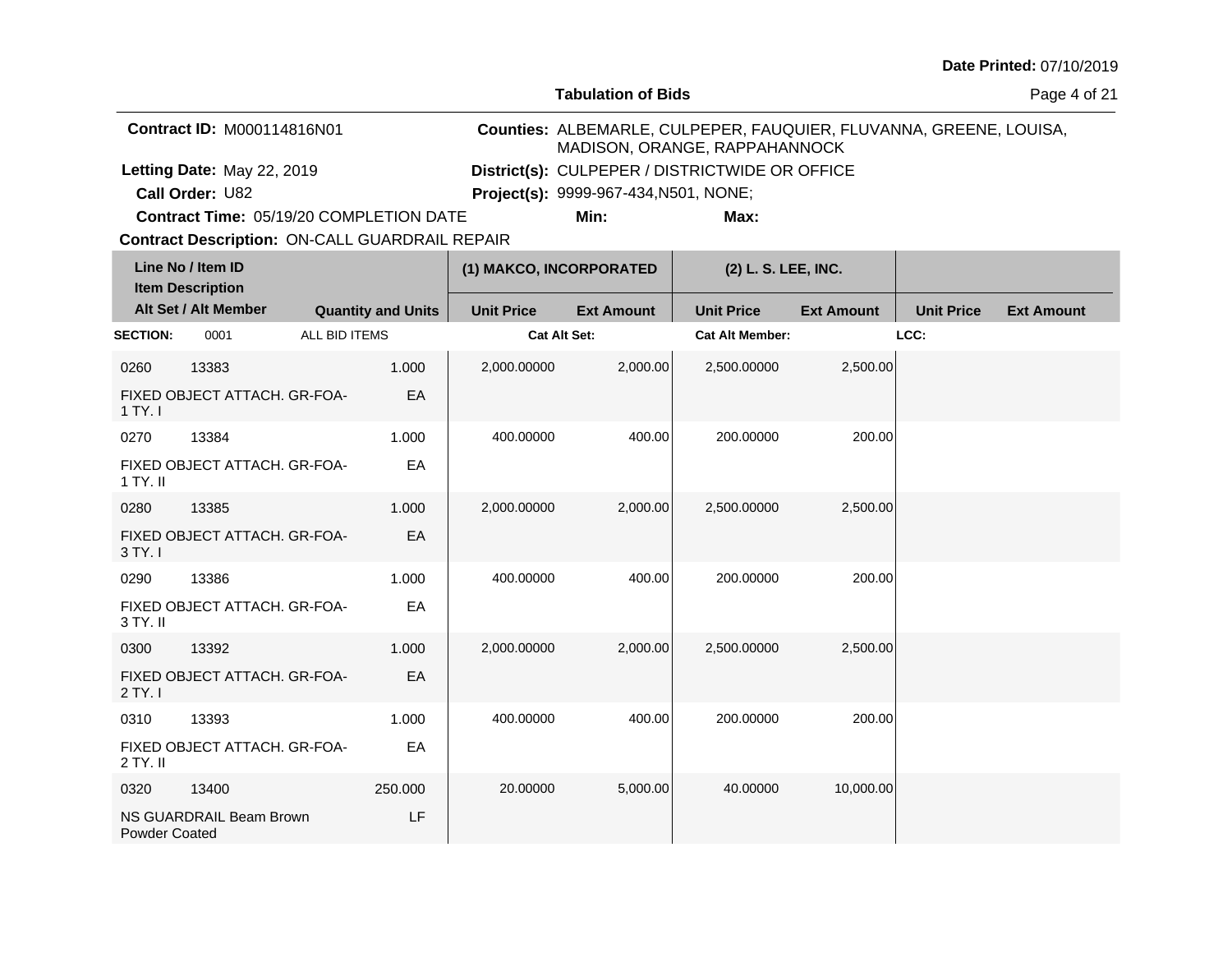Date Printed: 07/10/2019

## Tabulation of Bids

**Contract ID:** M000114816N01

**Letting Date:** May 22, 2019

**Call Order:** U82

**Contract Time:** 05/19/20 COMPLETION DATE

**Contract Description:** ON-CALL GUARDRAIL REPAIR

**Counties:** ALBEMARLE, CULPEPER, FAUQUIER, FLUVANNA, GREENE, LOUISA, MADISON, ORANGE, RAPPAHANNOCK

**District(s):** CULPEPER / DISTRICTWIDE OR OFFICE

**Project(s):** 9999-967-434,N501, NONE;

**Min:** **Max:**

| Line No / Item ID | Item Description | Quantity and Units | (1) MAKCO, INCORPORATED Unit Price | (1) MAKCO, INCORPORATED Ext Amount | (2) L. S. LEE, INC. Unit Price | (2) L. S. LEE, INC. Ext Amount | Unit Price | Ext Amount |
|---|---|---|---|---|---|---|---|---|
| **SECTION:** 0001 | ALL BID ITEMS | | Cat Alt Set: | | Cat Alt Member: | | LCC: | |
| 0260 13383 | FIXED OBJECT ATTACH. GR-FOA-1 TY. I | 1.000 EA | 2,000.00000 | 2,000.00 | 2,500.00000 | 2,500.00 | | |
| 0270 13384 | FIXED OBJECT ATTACH. GR-FOA-1 TY. II | 1.000 EA | 400.00000 | 400.00 | 200.00000 | 200.00 | | |
| 0280 13385 | FIXED OBJECT ATTACH. GR-FOA-3 TY. I | 1.000 EA | 2,000.00000 | 2,000.00 | 2,500.00000 | 2,500.00 | | |
| 0290 13386 | FIXED OBJECT ATTACH. GR-FOA-3 TY. II | 1.000 EA | 400.00000 | 400.00 | 200.00000 | 200.00 | | |
| 0300 13392 | FIXED OBJECT ATTACH. GR-FOA-2 TY. I | 1.000 EA | 2,000.00000 | 2,000.00 | 2,500.00000 | 2,500.00 | | |
| 0310 13393 | FIXED OBJECT ATTACH. GR-FOA-2 TY. II | 1.000 EA | 400.00000 | 400.00 | 200.00000 | 200.00 | | |
| 0320 13400 | NS GUARDRAIL Beam Brown Powder Coated | 250.000 LF | 20.00000 | 5,000.00 | 40.00000 | 10,000.00 | | |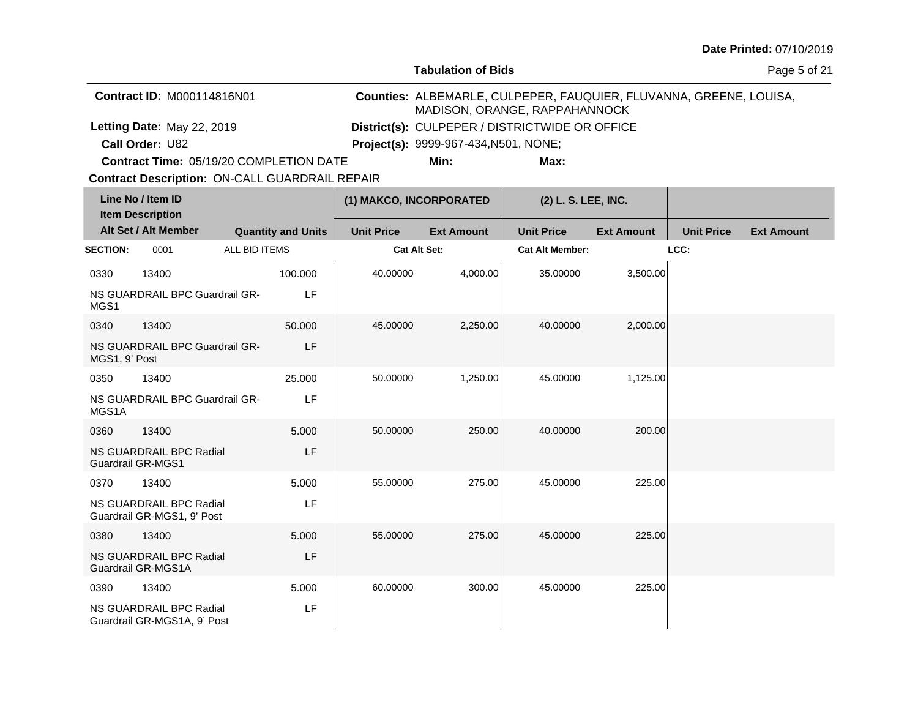Date Printed: 07/10/2019

**Tabulation of Bids**

**Contract ID:** M000114816N01

**Letting Date:** May 22, 2019

**Call Order:** U82

**Contract Time:** 05/19/20 COMPLETION DATE

**Contract Description:** ON-CALL GUARDRAIL REPAIR

**Counties:** ALBEMARLE, CULPEPER, FAUQUIER, FLUVANNA, GREENE, LOUISA, MADISON, ORANGE, RAPPAHANNOCK

**District(s):** CULPEPER / DISTRICTWIDE OR OFFICE

**Project(s):** 9999-967-434,N501, NONE;

**Min:** **Max:**

| Line No / Item ID / Item Description / Alt Set / Alt Member | Quantity and Units | (1) MAKCO, INCORPORATED Unit Price | (1) MAKCO, INCORPORATED Ext Amount | (2) L. S. LEE, INC. Unit Price | (2) L. S. LEE, INC. Ext Amount | Unit Price | Ext Amount |
|---|---|---|---|---|---|---|---|
| **SECTION:** 0001 ALL BID ITEMS | | Cat Alt Set: | | Cat Alt Member: | | LCC: | |
| 0330 13400 NS GUARDRAIL BPC Guardrail GR-MGS1 | 100.000 LF | 40.00000 | 4,000.00 | 35.00000 | 3,500.00 | | |
| 0340 13400 NS GUARDRAIL BPC Guardrail GR-MGS1, 9' Post | 50.000 LF | 45.00000 | 2,250.00 | 40.00000 | 2,000.00 | | |
| 0350 13400 NS GUARDRAIL BPC Guardrail GR-MGS1A | 25.000 LF | 50.00000 | 1,250.00 | 45.00000 | 1,125.00 | | |
| 0360 13400 NS GUARDRAIL BPC Radial Guardrail GR-MGS1 | 5.000 LF | 50.00000 | 250.00 | 40.00000 | 200.00 | | |
| 0370 13400 NS GUARDRAIL BPC Radial Guardrail GR-MGS1, 9' Post | 5.000 LF | 55.00000 | 275.00 | 45.00000 | 225.00 | | |
| 0380 13400 NS GUARDRAIL BPC Radial Guardrail GR-MGS1A | 5.000 LF | 55.00000 | 275.00 | 45.00000 | 225.00 | | |
| 0390 13400 NS GUARDRAIL BPC Radial Guardrail GR-MGS1A, 9' Post | 5.000 LF | 60.00000 | 300.00 | 45.00000 | 225.00 | | |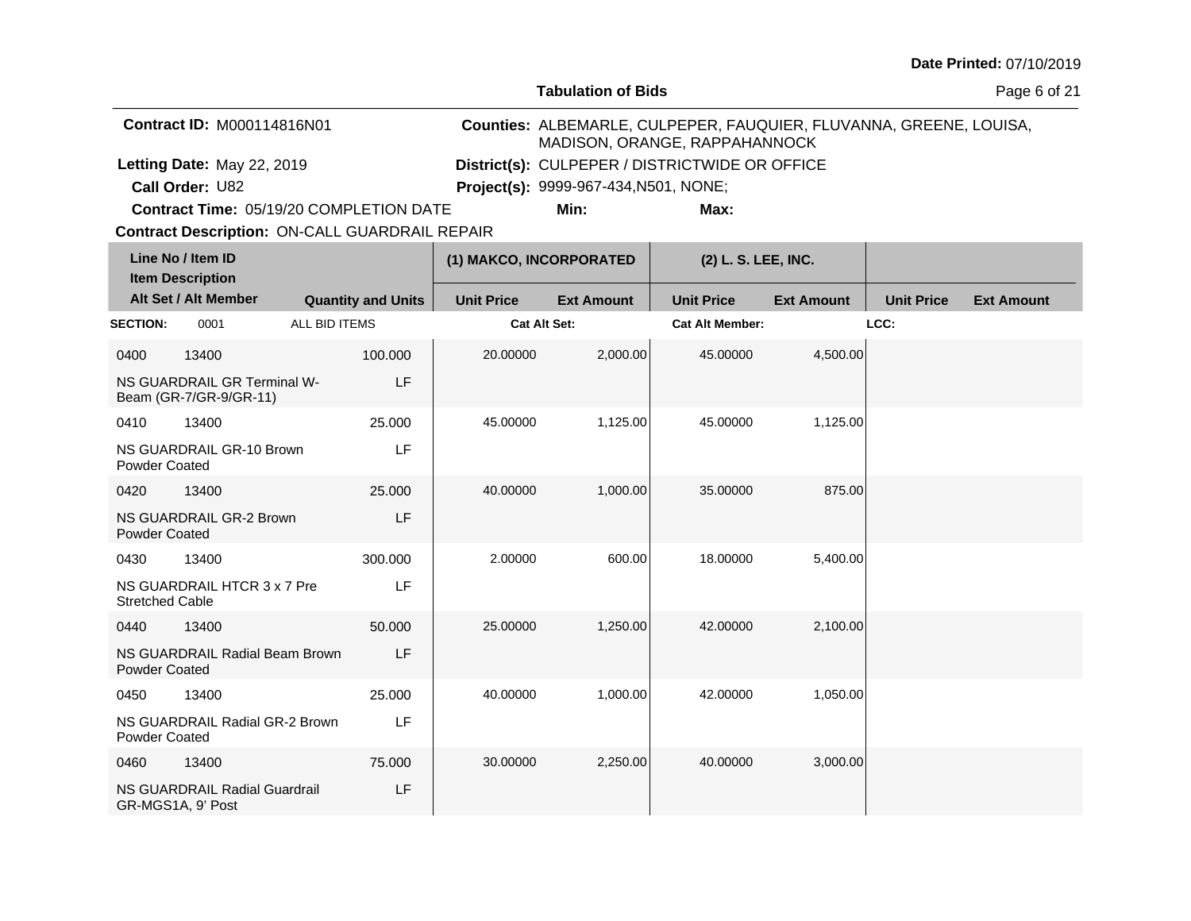**Date Printed:** 07/10/2019

**Tabulation of Bids**

**Contract ID:** M000114816N01

**Counties:** ALBEMARLE, CULPEPER, FAUQUIER, FLUVANNA, GREENE, LOUISA, MADISON, ORANGE, RAPPAHANNOCK

**Letting Date:** May 22, 2019

**District(s):** CULPEPER / DISTRICTWIDE OR OFFICE

**Call Order:** U82

**Project(s):** 9999-967-434,N501, NONE;

**Contract Time:** 05/19/20 COMPLETION DATE

**Min:**

**Max:**

**Contract Description:** ON-CALL GUARDRAIL REPAIR

| Line No / Item ID / Item Description / Alt Set / Alt Member | Quantity and Units | (1) MAKCO, INCORPORATED Unit Price | (1) MAKCO, INCORPORATED Ext Amount | (2) L. S. LEE, INC. Unit Price | (2) L. S. LEE, INC. Ext Amount | Unit Price | Ext Amount |
|---|---|---|---|---|---|---|---|
| **SECTION:** 0001 ALL BID ITEMS | | **Cat Alt Set:** | | **Cat Alt Member:** | | **LCC:** | |
| 0400 13400 NS GUARDRAIL GR Terminal W-Beam (GR-7/GR-9/GR-11) | 100.000 LF | 20.00000 | 2,000.00 | 45.00000 | 4,500.00 | | |
| 0410 13400 NS GUARDRAIL GR-10 Brown Powder Coated | 25.000 LF | 45.00000 | 1,125.00 | 45.00000 | 1,125.00 | | |
| 0420 13400 NS GUARDRAIL GR-2 Brown Powder Coated | 25.000 LF | 40.00000 | 1,000.00 | 35.00000 | 875.00 | | |
| 0430 13400 NS GUARDRAIL HTCR 3 x 7 Pre Stretched Cable | 300.000 LF | 2.00000 | 600.00 | 18.00000 | 5,400.00 | | |
| 0440 13400 NS GUARDRAIL Radial Beam Brown Powder Coated | 50.000 LF | 25.00000 | 1,250.00 | 42.00000 | 2,100.00 | | |
| 0450 13400 NS GUARDRAIL Radial GR-2 Brown Powder Coated | 25.000 LF | 40.00000 | 1,000.00 | 42.00000 | 1,050.00 | | |
| 0460 13400 NS GUARDRAIL Radial Guardrail GR-MGS1A, 9' Post | 75.000 LF | 30.00000 | 2,250.00 | 40.00000 | 3,000.00 | | |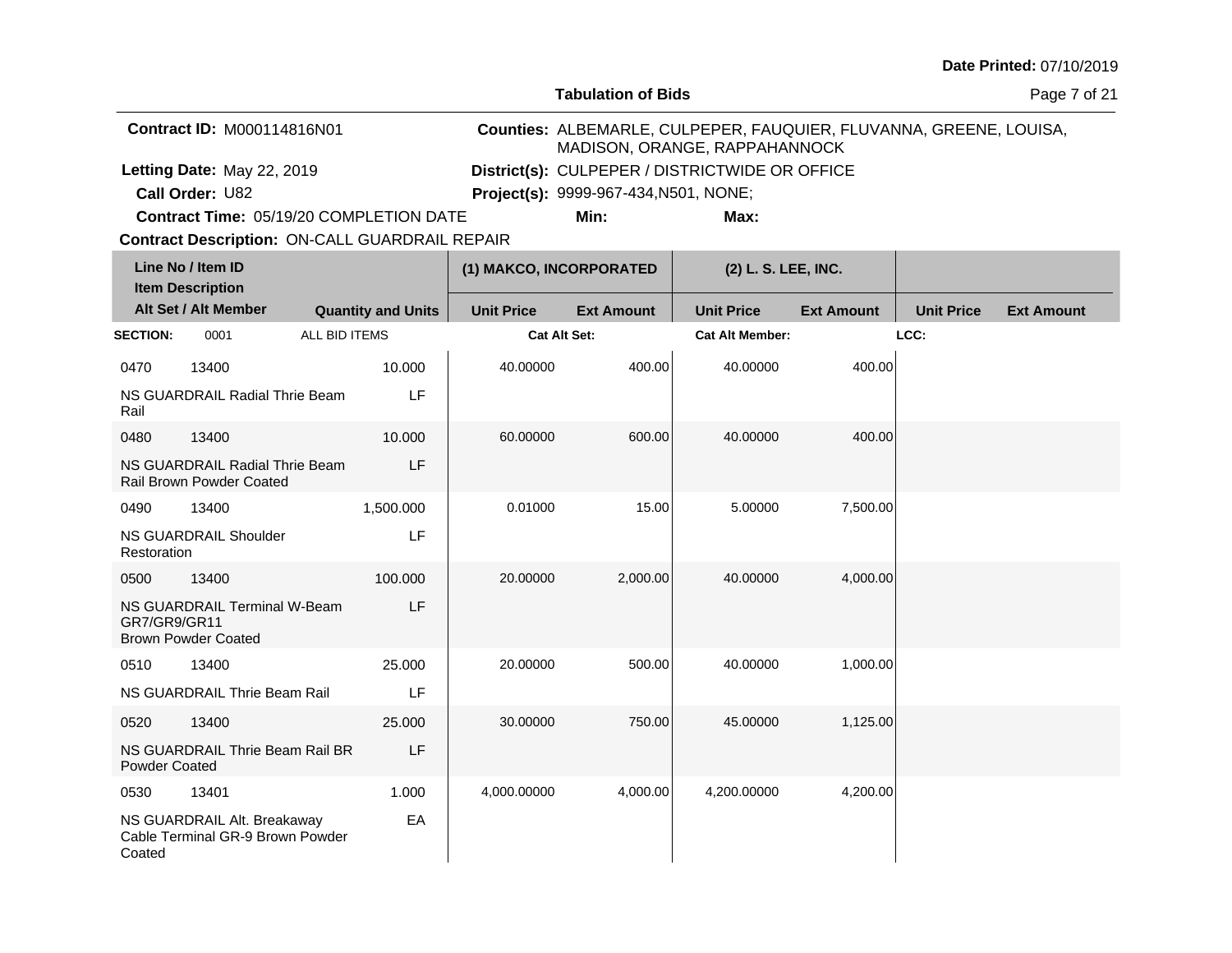**Tabulation of Bids**

**Date Printed:** 07/10/2019

**Contract ID:** M000114816N01

**Counties:** ALBEMARLE, CULPEPER, FAUQUIER, FLUVANNA, GREENE, LOUISA, MADISON, ORANGE, RAPPAHANNOCK

**Letting Date:** May 22, 2019

**District(s):** CULPEPER / DISTRICTWIDE OR OFFICE

**Call Order:** U82

**Project(s):** 9999-967-434,N501, NONE;

**Contract Time:** 05/19/20 COMPLETION DATE

**Min:**

**Max:**

**Contract Description:** ON-CALL GUARDRAIL REPAIR

| Line No / Item ID / Item Description / Alt Set / Alt Member | Quantity and Units | (1) MAKCO, INCORPORATED Unit Price | (1) MAKCO, INCORPORATED Ext Amount | (2) L. S. LEE, INC. Unit Price | (2) L. S. LEE, INC. Ext Amount | Unit Price | Ext Amount |
|---|---|---|---|---|---|---|---|
| **SECTION:** 0001 ALL BID ITEMS | | **Cat Alt Set:** | | **Cat Alt Member:** | | **LCC:** | |
| 0470 13400 NS GUARDRAIL Radial Thrie Beam Rail | 10.000 LF | 40.00000 | 400.00 | 40.00000 | 400.00 | | |
| 0480 13400 NS GUARDRAIL Radial Thrie Beam Rail Brown Powder Coated | 10.000 LF | 60.00000 | 600.00 | 40.00000 | 400.00 | | |
| 0490 13400 NS GUARDRAIL Shoulder Restoration | 1,500.000 LF | 0.01000 | 15.00 | 5.00000 | 7,500.00 | | |
| 0500 13400 NS GUARDRAIL Terminal W-Beam GR7/GR9/GR11 Brown Powder Coated | 100.000 LF | 20.00000 | 2,000.00 | 40.00000 | 4,000.00 | | |
| 0510 13400 NS GUARDRAIL Thrie Beam Rail | 25.000 LF | 20.00000 | 500.00 | 40.00000 | 1,000.00 | | |
| 0520 13400 NS GUARDRAIL Thrie Beam Rail BR Powder Coated | 25.000 LF | 30.00000 | 750.00 | 45.00000 | 1,125.00 | | |
| 0530 13401 NS GUARDRAIL Alt. Breakaway Cable Terminal GR-9 Brown Powder Coated | 1.000 EA | 4,000.00000 | 4,000.00 | 4,200.00000 | 4,200.00 | | |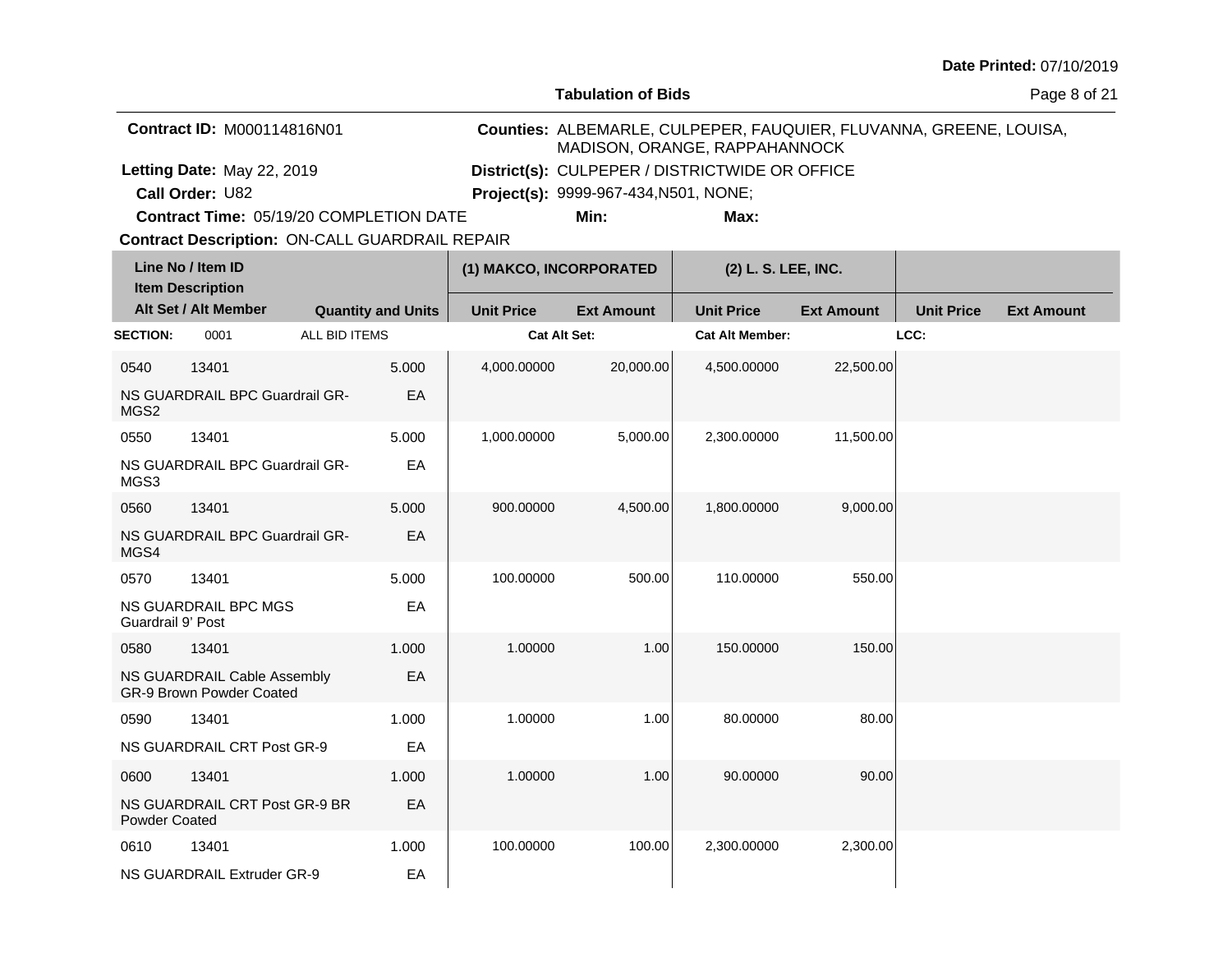**Tabulation of Bids**

Date Printed: 07/10/2019

**Contract ID:** M000114816N01

**Letting Date:** May 22, 2019

**Call Order:** U82

**Contract Time:** 05/19/20 COMPLETION DATE

**Contract Description:** ON-CALL GUARDRAIL REPAIR

**Counties:** ALBEMARLE, CULPEPER, FAUQUIER, FLUVANNA, GREENE, LOUISA, MADISON, ORANGE, RAPPAHANNOCK

**District(s):** CULPEPER / DISTRICTWIDE OR OFFICE

**Project(s):** 9999-967-434,N501, NONE;

**Min:**

**Max:**

| Line No / Item ID / Item Description / Alt Set / Alt Member | Quantity and Units | (1) MAKCO, INCORPORATED Unit Price | (1) MAKCO, INCORPORATED Ext Amount | (2) L. S. LEE, INC. Unit Price | (2) L. S. LEE, INC. Ext Amount | Unit Price | Ext Amount |
|---|---|---|---|---|---|---|---|
| **SECTION:** 0001 ALL BID ITEMS | | Cat Alt Set: | | Cat Alt Member: | | LCC: | |
| 0540 13401 NS GUARDRAIL BPC Guardrail GR-MGS2 | 5.000 EA | 4,000.00000 | 20,000.00 | 4,500.00000 | 22,500.00 | | |
| 0550 13401 NS GUARDRAIL BPC Guardrail GR-MGS3 | 5.000 EA | 1,000.00000 | 5,000.00 | 2,300.00000 | 11,500.00 | | |
| 0560 13401 NS GUARDRAIL BPC Guardrail GR-MGS4 | 5.000 EA | 900.00000 | 4,500.00 | 1,800.00000 | 9,000.00 | | |
| 0570 13401 NS GUARDRAIL BPC MGS Guardrail 9' Post | 5.000 EA | 100.00000 | 500.00 | 110.00000 | 550.00 | | |
| 0580 13401 NS GUARDRAIL Cable Assembly GR-9 Brown Powder Coated | 1.000 EA | 1.00000 | 1.00 | 150.00000 | 150.00 | | |
| 0590 13401 NS GUARDRAIL CRT Post GR-9 | 1.000 EA | 1.00000 | 1.00 | 80.00000 | 80.00 | | |
| 0600 13401 NS GUARDRAIL CRT Post GR-9 BR Powder Coated | 1.000 EA | 1.00000 | 1.00 | 90.00000 | 90.00 | | |
| 0610 13401 NS GUARDRAIL Extruder GR-9 | 1.000 EA | 100.00000 | 100.00 | 2,300.00000 | 2,300.00 | | |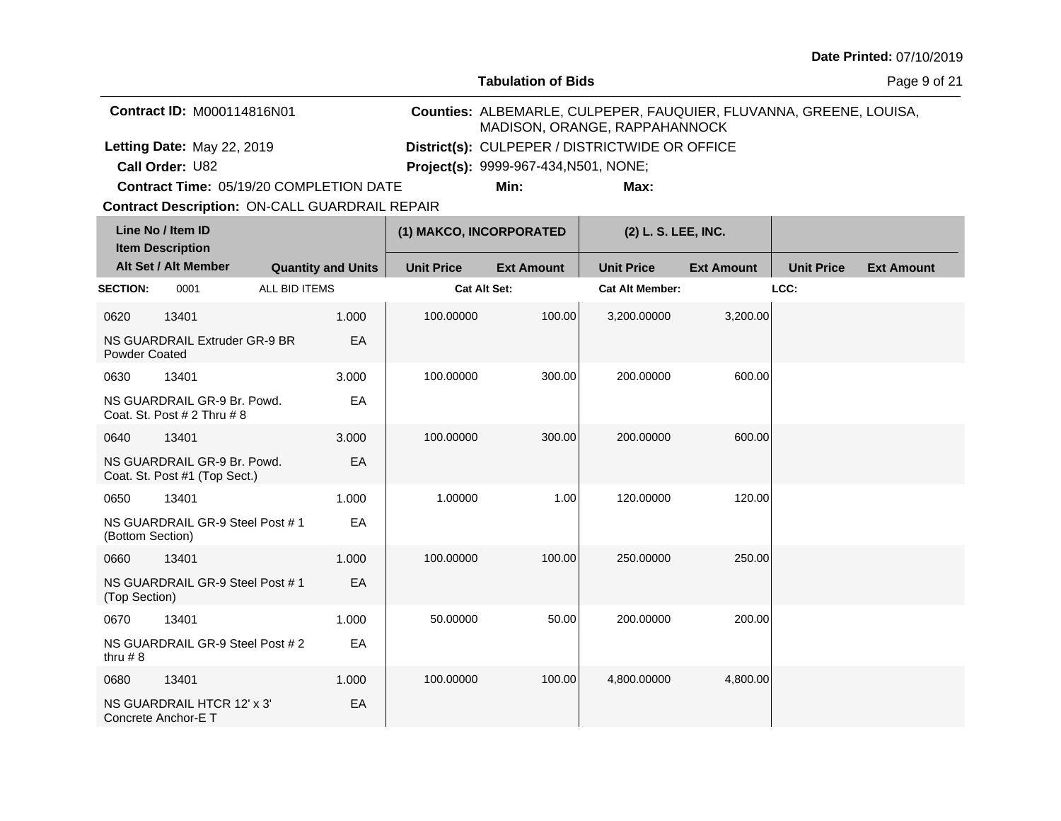**Date Printed:** 07/10/2019

**Tabulation of Bids**

**Contract ID:** M000114816N01
**Letting Date:** May 22, 2019
**Call Order:** U82
**Contract Time:** 05/19/20 COMPLETION DATE
**Contract Description:** ON-CALL GUARDRAIL REPAIR

**Counties:** ALBEMARLE, CULPEPER, FAUQUIER, FLUVANNA, GREENE, LOUISA, MADISON, ORANGE, RAPPAHANNOCK
**District(s):** CULPEPER / DISTRICTWIDE OR OFFICE
**Project(s):** 9999-967-434,N501, NONE;
**Min:** **Max:**

| Line No / Item ID / Item Description / Alt Set / Alt Member | Quantity and Units | (1) MAKCO, INCORPORATED Unit Price | (1) MAKCO, INCORPORATED Ext Amount | (2) L. S. LEE, INC. Unit Price | (2) L. S. LEE, INC. Ext Amount | Unit Price | Ext Amount |
|---|---|---|---|---|---|---|---|
| **SECTION:** 0001 ALL BID ITEMS | | **Cat Alt Set:** | | **Cat Alt Member:** | | **LCC:** | |
| 0620 13401 NS GUARDRAIL Extruder GR-9 BR Powder Coated | 1.000 EA | 100.00000 | 100.00 | 3,200.00000 | 3,200.00 | | |
| 0630 13401 NS GUARDRAIL GR-9 Br. Powd. Coat. St. Post # 2 Thru # 8 | 3.000 EA | 100.00000 | 300.00 | 200.00000 | 600.00 | | |
| 0640 13401 NS GUARDRAIL GR-9 Br. Powd. Coat. St. Post #1 (Top Sect.) | 3.000 EA | 100.00000 | 300.00 | 200.00000 | 600.00 | | |
| 0650 13401 NS GUARDRAIL GR-9 Steel Post # 1 (Bottom Section) | 1.000 EA | 1.00000 | 1.00 | 120.00000 | 120.00 | | |
| 0660 13401 NS GUARDRAIL GR-9 Steel Post # 1 (Top Section) | 1.000 EA | 100.00000 | 100.00 | 250.00000 | 250.00 | | |
| 0670 13401 NS GUARDRAIL GR-9 Steel Post # 2 thru # 8 | 1.000 EA | 50.00000 | 50.00 | 200.00000 | 200.00 | | |
| 0680 13401 NS GUARDRAIL HTCR 12' x 3' Concrete Anchor-E T | 1.000 EA | 100.00000 | 100.00 | 4,800.00000 | 4,800.00 | | |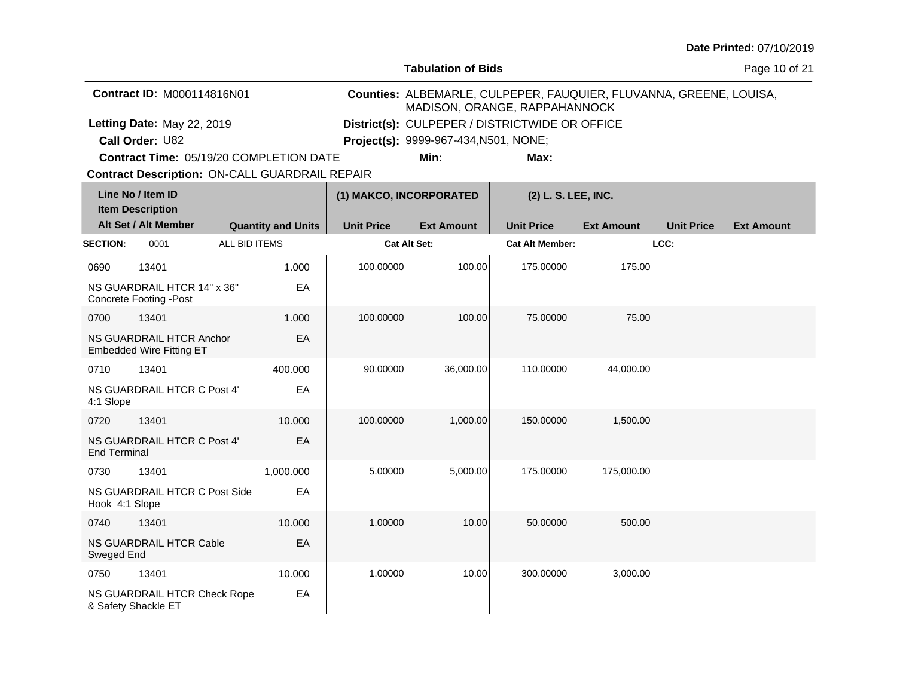Date Printed: 07/10/2019

## Tabulation of Bids

**Contract ID:** M000114816N01

**Counties:** ALBEMARLE, CULPEPER, FAUQUIER, FLUVANNA, GREENE, LOUISA, MADISON, ORANGE, RAPPAHANNOCK

**Letting Date:** May 22, 2019

**District(s):** CULPEPER / DISTRICTWIDE OR OFFICE

**Call Order:** U82

**Project(s):** 9999-967-434,N501, NONE;

**Contract Time:** 05/19/20 COMPLETION DATE

**Min:** **Max:**

**Contract Description:** ON-CALL GUARDRAIL REPAIR

| Line No / Item ID / Item Description / Alt Set / Alt Member | Quantity and Units | (1) MAKCO, INCORPORATED Unit Price | (1) MAKCO, INCORPORATED Ext Amount | (2) L. S. LEE, INC. Unit Price | (2) L. S. LEE, INC. Ext Amount | Unit Price | Ext Amount |
|---|---|---|---|---|---|---|---|
| **SECTION:** 0001 ALL BID ITEMS | | **Cat Alt Set:** | | **Cat Alt Member:** | | **LCC:** | |
| 0690 13401 NS GUARDRAIL HTCR 14" x 36" Concrete Footing -Post | 1.000 EA | 100.00000 | 100.00 | 175.00000 | 175.00 | | |
| 0700 13401 NS GUARDRAIL HTCR Anchor Embedded Wire Fitting ET | 1.000 EA | 100.00000 | 100.00 | 75.00000 | 75.00 | | |
| 0710 13401 NS GUARDRAIL HTCR C Post 4' 4:1 Slope | 400.000 EA | 90.00000 | 36,000.00 | 110.00000 | 44,000.00 | | |
| 0720 13401 NS GUARDRAIL HTCR C Post 4' End Terminal | 10.000 EA | 100.00000 | 1,000.00 | 150.00000 | 1,500.00 | | |
| 0730 13401 NS GUARDRAIL HTCR C Post Side Hook 4:1 Slope | 1,000.000 EA | 5.00000 | 5,000.00 | 175.00000 | 175,000.00 | | |
| 0740 13401 NS GUARDRAIL HTCR Cable Sweged End | 10.000 EA | 1.00000 | 10.00 | 50.00000 | 500.00 | | |
| 0750 13401 NS GUARDRAIL HTCR Check Rope & Safety Shackle ET | 10.000 EA | 1.00000 | 10.00 | 300.00000 | 3,000.00 | | |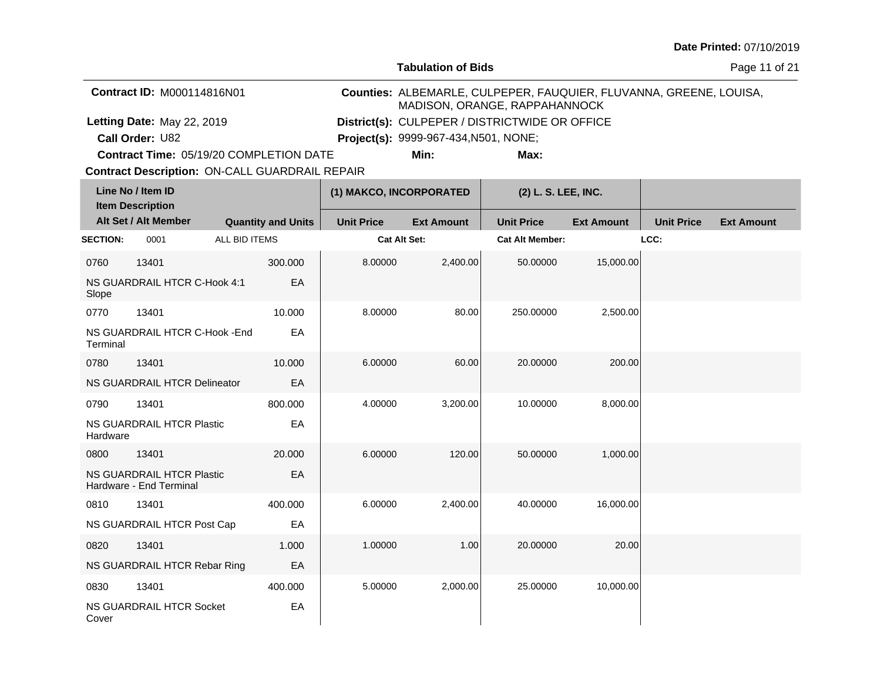Date Printed: 07/10/2019

## Tabulation of Bids

**Contract ID:** M000114816N01

**Letting Date:** May 22, 2019

**Call Order:** U82

**Contract Time:** 05/19/20 COMPLETION DATE

**Contract Description:** ON-CALL GUARDRAIL REPAIR

**Counties:** ALBEMARLE, CULPEPER, FAUQUIER, FLUVANNA, GREENE, LOUISA, MADISON, ORANGE, RAPPAHANNOCK

**District(s):** CULPEPER / DISTRICTWIDE OR OFFICE

**Project(s):** 9999-967-434,N501, NONE;

**Min:**

**Max:**

| Line No / Item ID / Item Description / Alt Set / Alt Member | | Quantity and Units | (1) MAKCO, INCORPORATED | | (2) L. S. LEE, INC. | | | |
|---|---|---|---|---|---|---|---|---|
| | | | Unit Price | Ext Amount | Unit Price | Ext Amount | Unit Price | Ext Amount |
| **SECTION:** 0001 | ALL BID ITEMS | | **Cat Alt Set:** | | **Cat Alt Member:** | | **LCC:** | |
| 0760 | 13401 | 300.000 | 8.00000 | 2,400.00 | 50.00000 | 15,000.00 | | |
| NS GUARDRAIL HTCR C-Hook 4:1 Slope | | EA | | | | | | |
| 0770 | 13401 | 10.000 | 8.00000 | 80.00 | 250.00000 | 2,500.00 | | |
| NS GUARDRAIL HTCR C-Hook -End Terminal | | EA | | | | | | |
| 0780 | 13401 | 10.000 | 6.00000 | 60.00 | 20.00000 | 200.00 | | |
| NS GUARDRAIL HTCR Delineator | | EA | | | | | | |
| 0790 | 13401 | 800.000 | 4.00000 | 3,200.00 | 10.00000 | 8,000.00 | | |
| NS GUARDRAIL HTCR Plastic Hardware | | EA | | | | | | |
| 0800 | 13401 | 20.000 | 6.00000 | 120.00 | 50.00000 | 1,000.00 | | |
| NS GUARDRAIL HTCR Plastic Hardware - End Terminal | | EA | | | | | | |
| 0810 | 13401 | 400.000 | 6.00000 | 2,400.00 | 40.00000 | 16,000.00 | | |
| NS GUARDRAIL HTCR Post Cap | | EA | | | | | | |
| 0820 | 13401 | 1.000 | 1.00000 | 1.00 | 20.00000 | 20.00 | | |
| NS GUARDRAIL HTCR Rebar Ring | | EA | | | | | | |
| 0830 | 13401 | 400.000 | 5.00000 | 2,000.00 | 25.00000 | 10,000.00 | | |
| NS GUARDRAIL HTCR Socket Cover | | EA | | | | | | |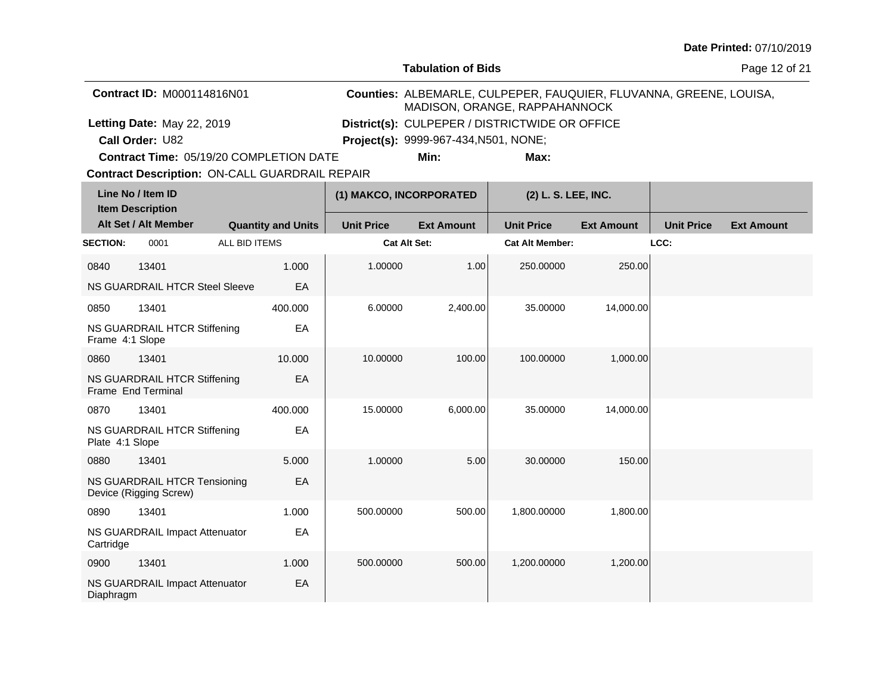**Date Printed:** 07/10/2019

**Tabulation of Bids**

**Contract ID:** M000114816N01

**Letting Date:** May 22, 2019

**Call Order:** U82

**Contract Time:** 05/19/20 COMPLETION DATE

**Contract Description:** ON-CALL GUARDRAIL REPAIR

**Counties:** ALBEMARLE, CULPEPER, FAUQUIER, FLUVANNA, GREENE, LOUISA, MADISON, ORANGE, RAPPAHANNOCK

**District(s):** CULPEPER / DISTRICTWIDE OR OFFICE

**Project(s):** 9999-967-434,N501, NONE;

**Min:** **Max:**

| Line No / Item ID | Item Description | Quantity and Units | (1) MAKCO, INCORPORATED Unit Price | (1) MAKCO, INCORPORATED Ext Amount | (2) L. S. LEE, INC. Unit Price | (2) L. S. LEE, INC. Ext Amount | Unit Price | Ext Amount |
|---|---|---|---|---|---|---|---|---|
| **SECTION:** 0001 | ALL BID ITEMS | | **Cat Alt Set:** | | **Cat Alt Member:** | | **LCC:** | |
| 0840 13401 | NS GUARDRAIL HTCR Steel Sleeve | 1.000 EA | 1.00000 | 1.00 | 250.00000 | 250.00 | | |
| 0850 13401 | NS GUARDRAIL HTCR Stiffening Frame 4:1 Slope | 400.000 EA | 6.00000 | 2,400.00 | 35.00000 | 14,000.00 | | |
| 0860 13401 | NS GUARDRAIL HTCR Stiffening Frame End Terminal | 10.000 EA | 10.00000 | 100.00 | 100.00000 | 1,000.00 | | |
| 0870 13401 | NS GUARDRAIL HTCR Stiffening Plate 4:1 Slope | 400.000 EA | 15.00000 | 6,000.00 | 35.00000 | 14,000.00 | | |
| 0880 13401 | NS GUARDRAIL HTCR Tensioning Device (Rigging Screw) | 5.000 EA | 1.00000 | 5.00 | 30.00000 | 150.00 | | |
| 0890 13401 | NS GUARDRAIL Impact Attenuator Cartridge | 1.000 EA | 500.00000 | 500.00 | 1,800.00000 | 1,800.00 | | |
| 0900 13401 | NS GUARDRAIL Impact Attenuator Diaphragm | 1.000 EA | 500.00000 | 500.00 | 1,200.00000 | 1,200.00 | | |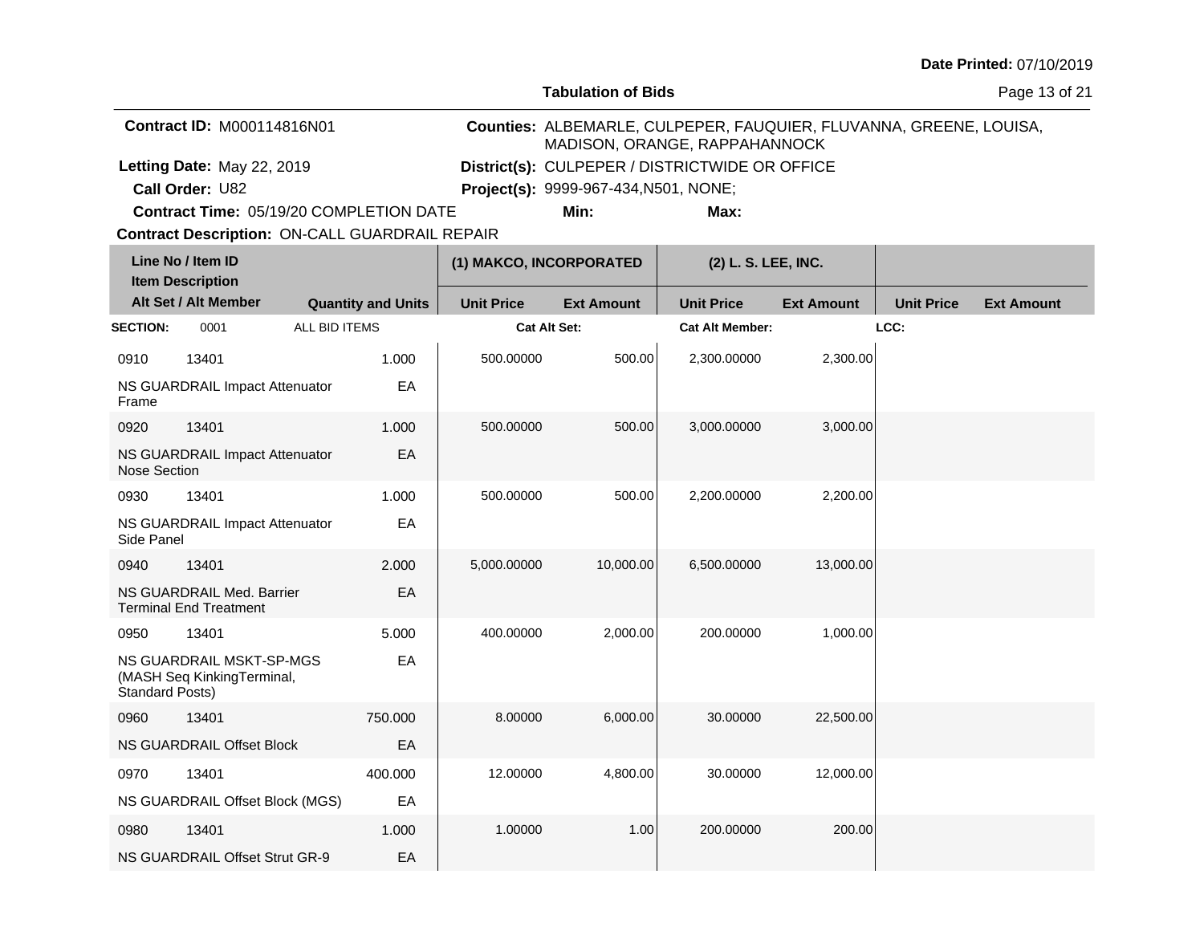Date Printed: 07/10/2019

**Tabulation of Bids**

**Contract ID:** M000114816N01

**Letting Date:** May 22, 2019

**Call Order:** U82

**Contract Time:** 05/19/20 COMPLETION DATE

**Contract Description:** ON-CALL GUARDRAIL REPAIR

**Counties:** ALBEMARLE, CULPEPER, FAUQUIER, FLUVANNA, GREENE, LOUISA, MADISON, ORANGE, RAPPAHANNOCK

**District(s):** CULPEPER / DISTRICTWIDE OR OFFICE

**Project(s):** 9999-967-434,N501, NONE;

**Min:** **Max:**

| Line No / Item ID / Item Description / Alt Set / Alt Member | Quantity and Units | (1) MAKCO, INCORPORATED Unit Price | (1) MAKCO, INCORPORATED Ext Amount | (2) L. S. LEE, INC. Unit Price | (2) L. S. LEE, INC. Ext Amount | Unit Price | Ext Amount |
|---|---|---|---|---|---|---|---|
| **SECTION:** 0001 ALL BID ITEMS | | **Cat Alt Set:** | | **Cat Alt Member:** | | **LCC:** | |
| 0910 13401 NS GUARDRAIL Impact Attenuator Frame | 1.000 EA | 500.00000 | 500.00 | 2,300.00000 | 2,300.00 | | |
| 0920 13401 NS GUARDRAIL Impact Attenuator Nose Section | 1.000 EA | 500.00000 | 500.00 | 3,000.00000 | 3,000.00 | | |
| 0930 13401 NS GUARDRAIL Impact Attenuator Side Panel | 1.000 EA | 500.00000 | 500.00 | 2,200.00000 | 2,200.00 | | |
| 0940 13401 NS GUARDRAIL Med. Barrier Terminal End Treatment | 2.000 EA | 5,000.00000 | 10,000.00 | 6,500.00000 | 13,000.00 | | |
| 0950 13401 NS GUARDRAIL MSKT-SP-MGS (MASH Seq KinkingTerminal, Standard Posts) | 5.000 EA | 400.00000 | 2,000.00 | 200.00000 | 1,000.00 | | |
| 0960 13401 NS GUARDRAIL Offset Block | 750.000 EA | 8.00000 | 6,000.00 | 30.00000 | 22,500.00 | | |
| 0970 13401 NS GUARDRAIL Offset Block (MGS) | 400.000 EA | 12.00000 | 4,800.00 | 30.00000 | 12,000.00 | | |
| 0980 13401 NS GUARDRAIL Offset Strut GR-9 | 1.000 EA | 1.00000 | 1.00 | 200.00000 | 200.00 | | |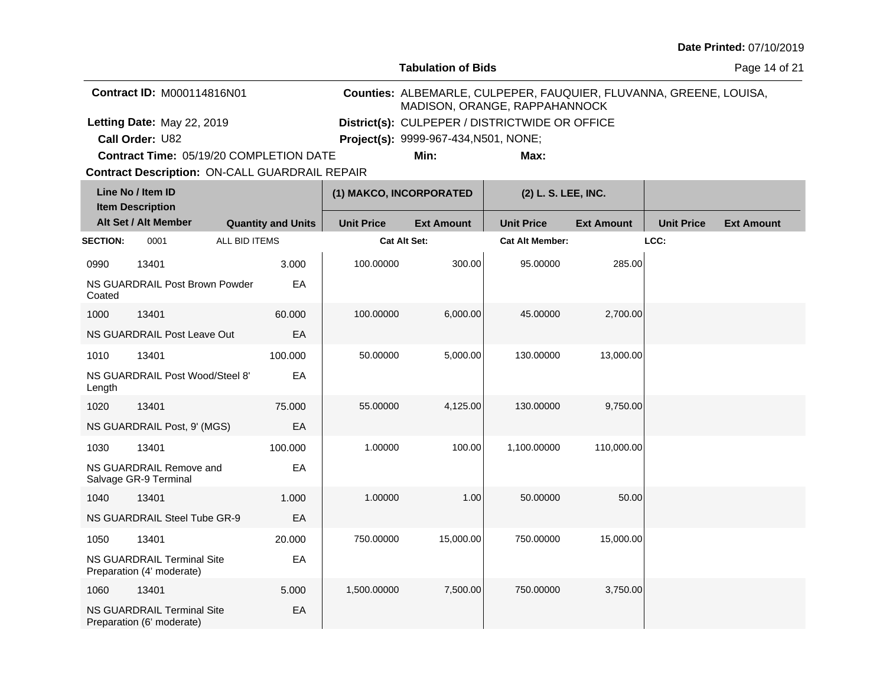**Tabulation of Bids**

Date Printed: 07/10/2019

**Contract ID:** M000114816N01

**Letting Date:** May 22, 2019

**Call Order:** U82

**Contract Time:** 05/19/20 COMPLETION DATE

**Contract Description:** ON-CALL GUARDRAIL REPAIR

**Counties:** ALBEMARLE, CULPEPER, FAUQUIER, FLUVANNA, GREENE, LOUISA, MADISON, ORANGE, RAPPAHANNOCK

**District(s):** CULPEPER / DISTRICTWIDE OR OFFICE

**Project(s):** 9999-967-434,N501, NONE;

**Min:** **Max:**

| Line No / Item ID / Item Description / Alt Set / Alt Member | Quantity and Units | (1) MAKCO, INCORPORATED | | (2) L. S. LEE, INC. | | | |
|---|---|---|---|---|---|---|---|
| | | Unit Price | Ext Amount | Unit Price | Ext Amount | Unit Price | Ext Amount |
| **SECTION:** 0001 ALL BID ITEMS | | **Cat Alt Set:** | | **Cat Alt Member:** | | **LCC:** | |
| 0990 13401 NS GUARDRAIL Post Brown Powder Coated | 3.000 EA | 100.00000 | 300.00 | 95.00000 | 285.00 | | |
| 1000 13401 NS GUARDRAIL Post Leave Out | 60.000 EA | 100.00000 | 6,000.00 | 45.00000 | 2,700.00 | | |
| 1010 13401 NS GUARDRAIL Post Wood/Steel 8' Length | 100.000 EA | 50.00000 | 5,000.00 | 130.00000 | 13,000.00 | | |
| 1020 13401 NS GUARDRAIL Post, 9' (MGS) | 75.000 EA | 55.00000 | 4,125.00 | 130.00000 | 9,750.00 | | |
| 1030 13401 NS GUARDRAIL Remove and Salvage GR-9 Terminal | 100.000 EA | 1.00000 | 100.00 | 1,100.00000 | 110,000.00 | | |
| 1040 13401 NS GUARDRAIL Steel Tube GR-9 | 1.000 EA | 1.00000 | 1.00 | 50.00000 | 50.00 | | |
| 1050 13401 NS GUARDRAIL Terminal Site Preparation (4' moderate) | 20.000 EA | 750.00000 | 15,000.00 | 750.00000 | 15,000.00 | | |
| 1060 13401 NS GUARDRAIL Terminal Site Preparation (6' moderate) | 5.000 EA | 1,500.00000 | 7,500.00 | 750.00000 | 3,750.00 | | |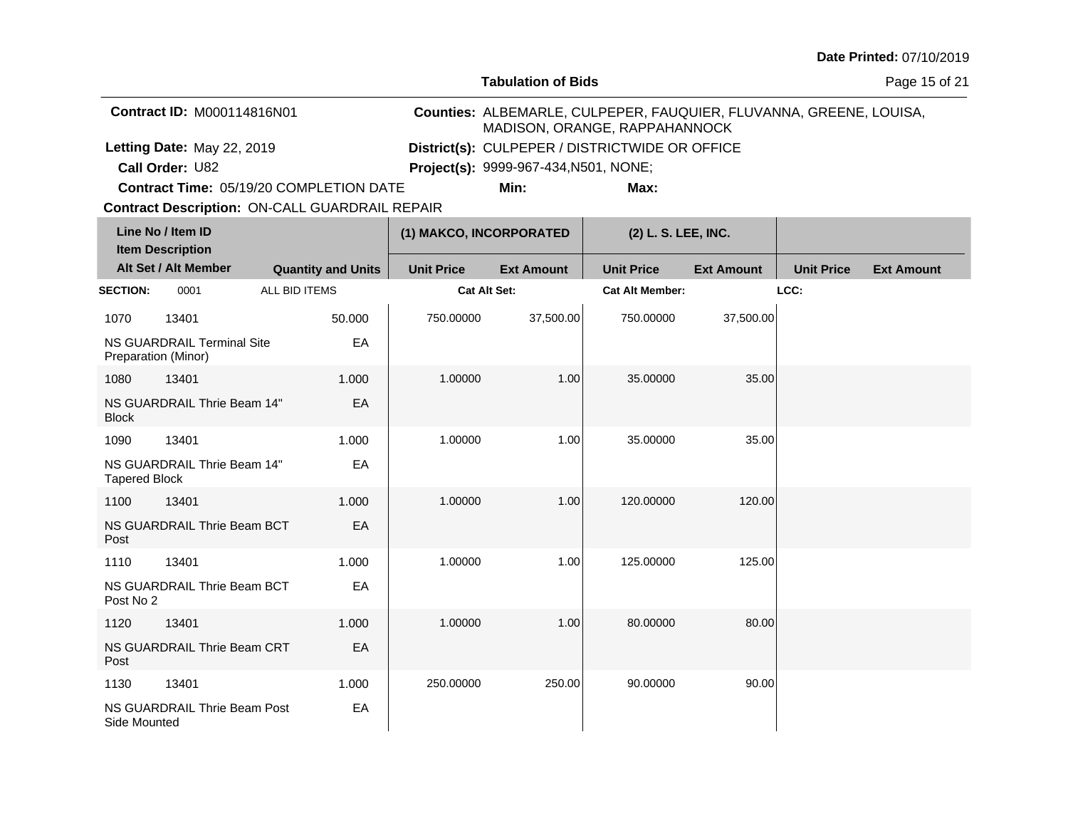**Date Printed:** 07/10/2019

## Tabulation of Bids

**Contract ID:** M000114816N01

**Counties:** ALBEMARLE, CULPEPER, FAUQUIER, FLUVANNA, GREENE, LOUISA, MADISON, ORANGE, RAPPAHANNOCK

**Letting Date:** May 22, 2019

**District(s):** CULPEPER / DISTRICTWIDE OR OFFICE

**Call Order:** U82

**Project(s):** 9999-967-434,N501, NONE;

**Contract Time:** 05/19/20 COMPLETION DATE

**Min:**

**Max:**

**Contract Description:** ON-CALL GUARDRAIL REPAIR

| Line No / Item ID | Item Description / Alt Set / Alt Member | Quantity and Units | (1) MAKCO, INCORPORATED Unit Price | (1) MAKCO, INCORPORATED Ext Amount | (2) L. S. LEE, INC. Unit Price | (2) L. S. LEE, INC. Ext Amount | Unit Price | Ext Amount |
|---|---|---|---|---|---|---|---|---|
| **SECTION:** 0001 | ALL BID ITEMS | | **Cat Alt Set:** | | **Cat Alt Member:** | | **LCC:** | |
| 1070 13401 | NS GUARDRAIL Terminal Site Preparation (Minor) | 50.000 EA | 750.00000 | 37,500.00 | 750.00000 | 37,500.00 | | |
| 1080 13401 | NS GUARDRAIL Thrie Beam 14" Block | 1.000 EA | 1.00000 | 1.00 | 35.00000 | 35.00 | | |
| 1090 13401 | NS GUARDRAIL Thrie Beam 14" Tapered Block | 1.000 EA | 1.00000 | 1.00 | 35.00000 | 35.00 | | |
| 1100 13401 | NS GUARDRAIL Thrie Beam BCT Post | 1.000 EA | 1.00000 | 1.00 | 120.00000 | 120.00 | | |
| 1110 13401 | NS GUARDRAIL Thrie Beam BCT Post No 2 | 1.000 EA | 1.00000 | 1.00 | 125.00000 | 125.00 | | |
| 1120 13401 | NS GUARDRAIL Thrie Beam CRT Post | 1.000 EA | 1.00000 | 1.00 | 80.00000 | 80.00 | | |
| 1130 13401 | NS GUARDRAIL Thrie Beam Post Side Mounted | 1.000 EA | 250.00000 | 250.00 | 90.00000 | 90.00 | | |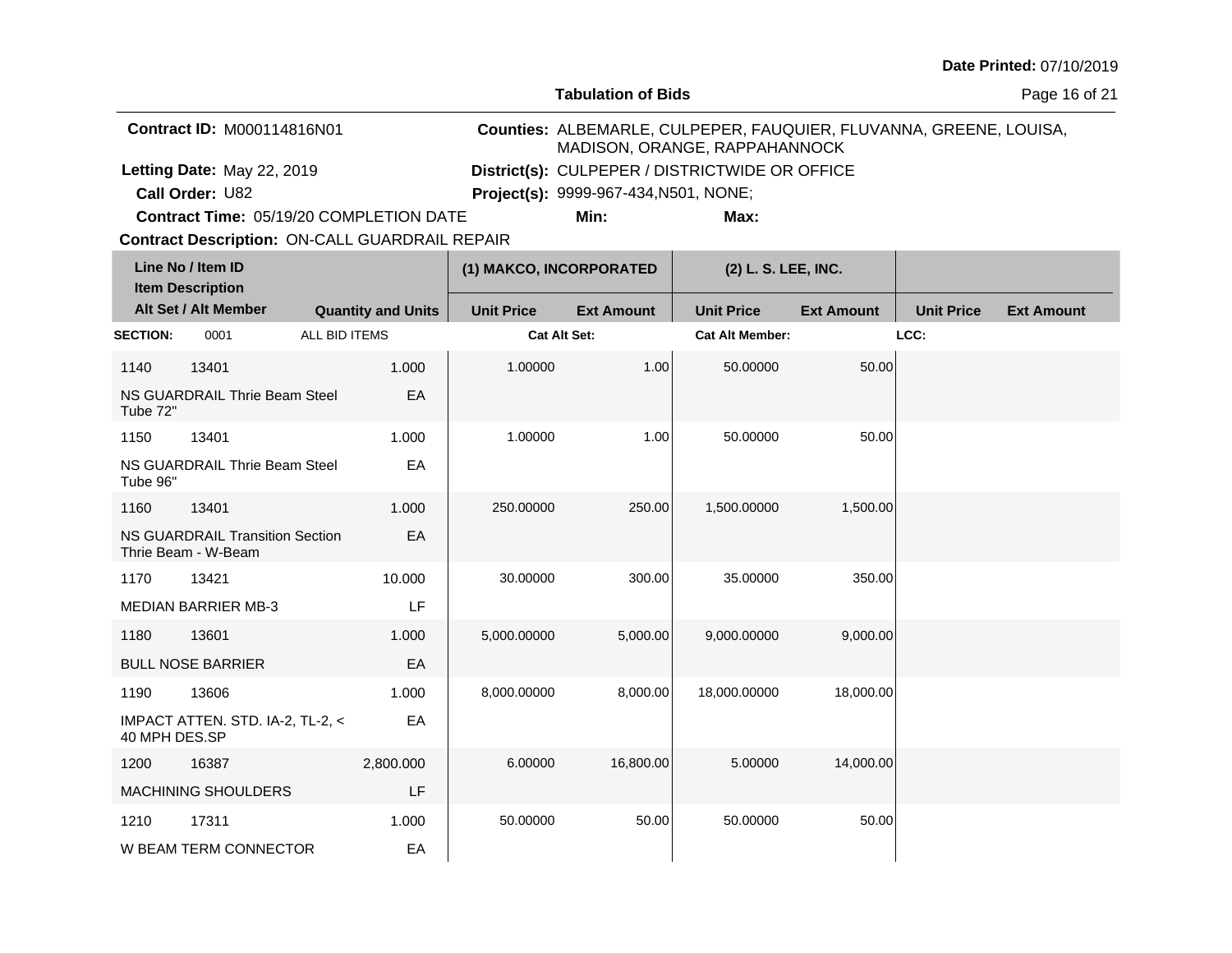**Date Printed:** 07/10/2019

**Tabulation of Bids**

**Contract ID:** M000114816N01

**Letting Date:** May 22, 2019

**Call Order:** U82

**Contract Time:** 05/19/20 COMPLETION DATE

**Contract Description:** ON-CALL GUARDRAIL REPAIR

**Counties:** ALBEMARLE, CULPEPER, FAUQUIER, FLUVANNA, GREENE, LOUISA, MADISON, ORANGE, RAPPAHANNOCK

**District(s):** CULPEPER / DISTRICTWIDE OR OFFICE

**Project(s):** 9999-967-434,N501, NONE;

**Min:** **Max:**

| Line No / Item ID | Item Description / Alt Set / Alt Member | Quantity and Units | (1) MAKCO, INCORPORATED Unit Price | (1) MAKCO, INCORPORATED Ext Amount | (2) L. S. LEE, INC. Unit Price | (2) L. S. LEE, INC. Ext Amount | Unit Price | Ext Amount |
|---|---|---|---|---|---|---|---|---|
| **SECTION:** 0001 | ALL BID ITEMS | | **Cat Alt Set:** | | **Cat Alt Member:** | | **LCC:** | |
| 1140 / 13401 | NS GUARDRAIL Thrie Beam Steel Tube 72" | 1.000 EA | 1.00000 | 1.00 | 50.00000 | 50.00 | | |
| 1150 / 13401 | NS GUARDRAIL Thrie Beam Steel Tube 96" | 1.000 EA | 1.00000 | 1.00 | 50.00000 | 50.00 | | |
| 1160 / 13401 | NS GUARDRAIL Transition Section Thrie Beam - W-Beam | 1.000 EA | 250.00000 | 250.00 | 1,500.00000 | 1,500.00 | | |
| 1170 / 13421 | MEDIAN BARRIER MB-3 | 10.000 LF | 30.00000 | 300.00 | 35.00000 | 350.00 | | |
| 1180 / 13601 | BULL NOSE BARRIER | 1.000 EA | 5,000.00000 | 5,000.00 | 9,000.00000 | 9,000.00 | | |
| 1190 / 13606 | IMPACT ATTEN. STD. IA-2, TL-2, < 40 MPH DES.SP | 1.000 EA | 8,000.00000 | 8,000.00 | 18,000.00000 | 18,000.00 | | |
| 1200 / 16387 | MACHINING SHOULDERS | 2,800.000 LF | 6.00000 | 16,800.00 | 5.00000 | 14,000.00 | | |
| 1210 / 17311 | W BEAM TERM CONNECTOR | 1.000 EA | 50.00000 | 50.00 | 50.00000 | 50.00 | | |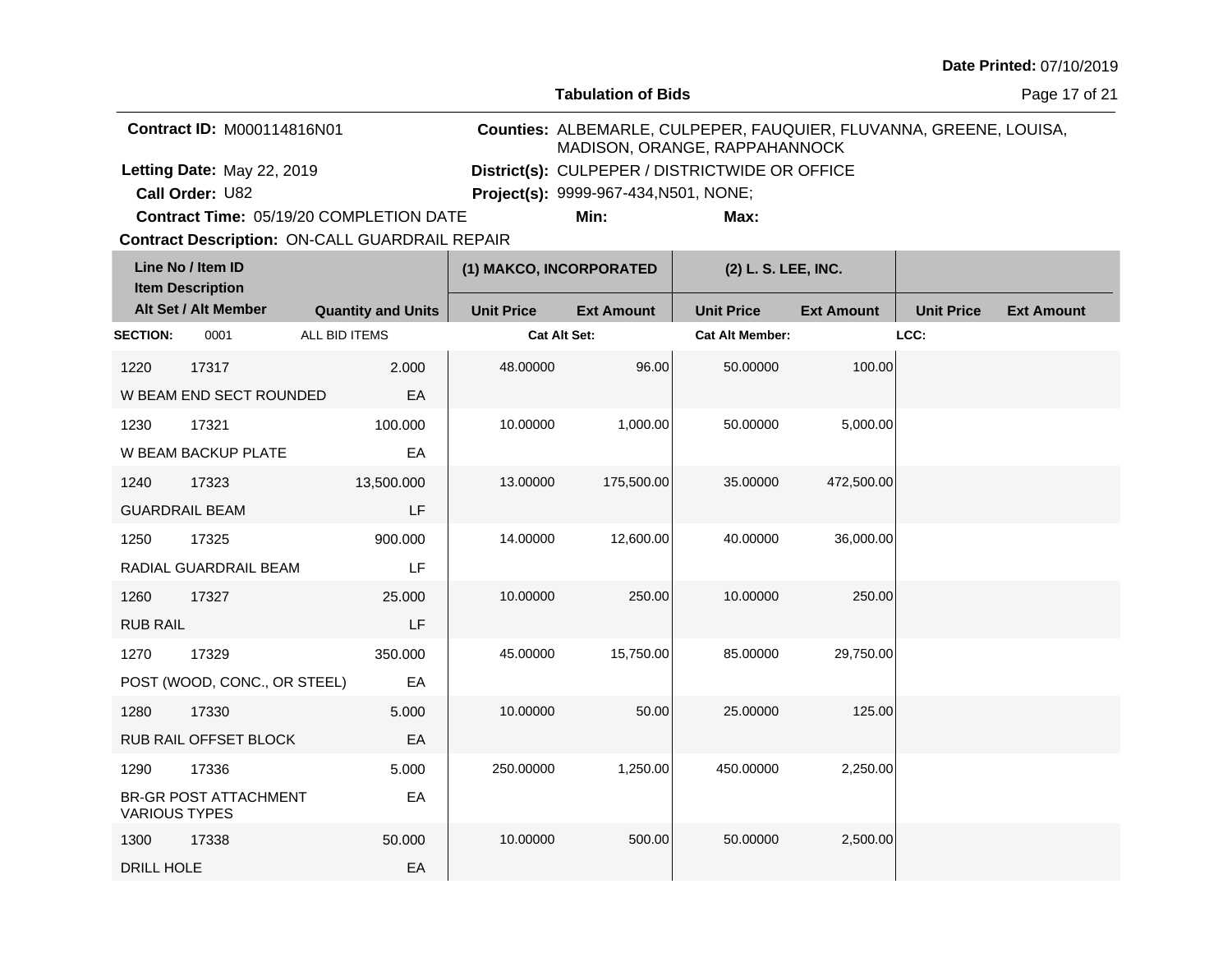**Date Printed:** 07/10/2019

**Tabulation of Bids**

**Contract ID:** M000114816N01

**Letting Date:** May 22, 2019

**Call Order:** U82

**Contract Time:** 05/19/20 COMPLETION DATE

**Contract Description:** ON-CALL GUARDRAIL REPAIR

**Counties:** ALBEMARLE, CULPEPER, FAUQUIER, FLUVANNA, GREENE, LOUISA, MADISON, ORANGE, RAPPAHANNOCK

**District(s):** CULPEPER / DISTRICTWIDE OR OFFICE

**Project(s):** 9999-967-434,N501, NONE;

**Min:** **Max:**

| Line No / Item ID / Item Description / Alt Set / Alt Member | | Quantity and Units | (1) MAKCO, INCORPORATED | | (2) L. S. LEE, INC. | | | |
|---|---|---|---|---|---|---|---|---|
| | | | Unit Price | Ext Amount | Unit Price | Ext Amount | Unit Price | Ext Amount |
| **SECTION:** 0001 | ALL BID ITEMS | | **Cat Alt Set:** | | **Cat Alt Member:** | | **LCC:** | |
| 1220 | 17317 | 2.000 | 48.00000 | 96.00 | 50.00000 | 100.00 | | |
| W BEAM END SECT ROUNDED | | EA | | | | | | |
| 1230 | 17321 | 100.000 | 10.00000 | 1,000.00 | 50.00000 | 5,000.00 | | |
| W BEAM BACKUP PLATE | | EA | | | | | | |
| 1240 | 17323 | 13,500.000 | 13.00000 | 175,500.00 | 35.00000 | 472,500.00 | | |
| GUARDRAIL BEAM | | LF | | | | | | |
| 1250 | 17325 | 900.000 | 14.00000 | 12,600.00 | 40.00000 | 36,000.00 | | |
| RADIAL GUARDRAIL BEAM | | LF | | | | | | |
| 1260 | 17327 | 25.000 | 10.00000 | 250.00 | 10.00000 | 250.00 | | |
| RUB RAIL | | LF | | | | | | |
| 1270 | 17329 | 350.000 | 45.00000 | 15,750.00 | 85.00000 | 29,750.00 | | |
| POST (WOOD, CONC., OR STEEL) | | EA | | | | | | |
| 1280 | 17330 | 5.000 | 10.00000 | 50.00 | 25.00000 | 125.00 | | |
| RUB RAIL OFFSET BLOCK | | EA | | | | | | |
| 1290 | 17336 | 5.000 | 250.00000 | 1,250.00 | 450.00000 | 2,250.00 | | |
| BR-GR POST ATTACHMENT VARIOUS TYPES | | EA | | | | | | |
| 1300 | 17338 | 50.000 | 10.00000 | 500.00 | 50.00000 | 2,500.00 | | |
| DRILL HOLE | | EA | | | | | | |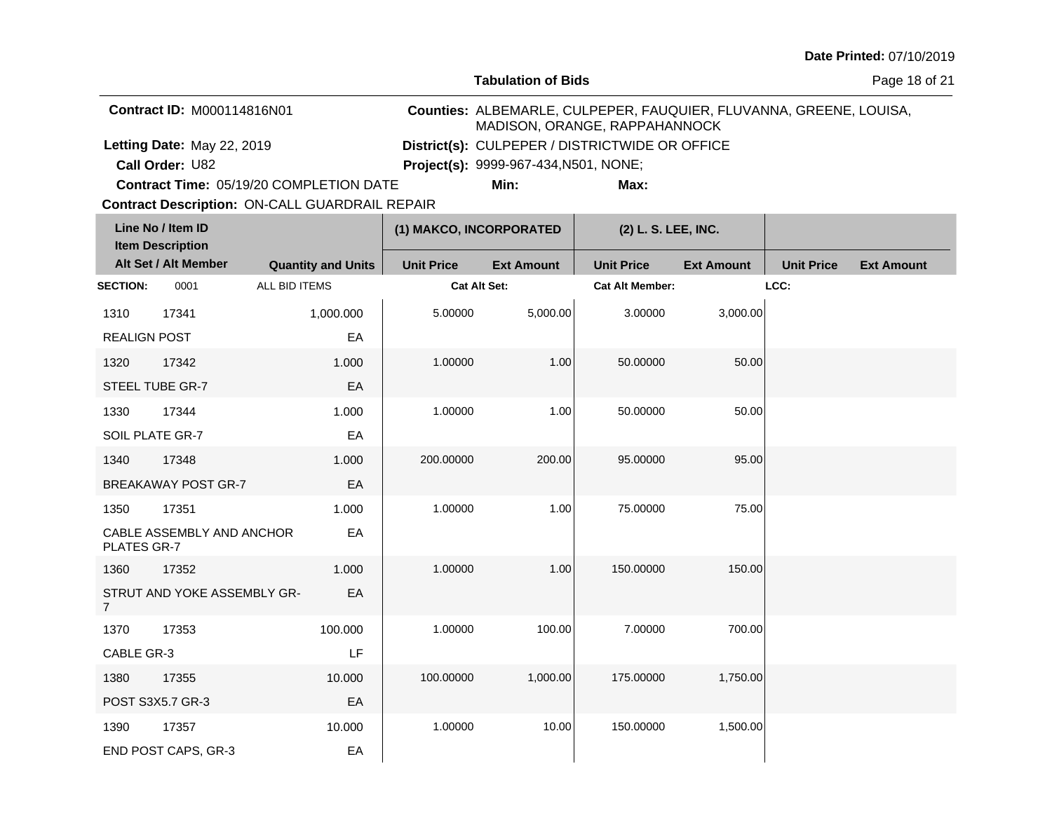Date Printed: 07/10/2019

**Tabulation of Bids**

**Contract ID:** M000114816N01

**Counties:** ALBEMARLE, CULPEPER, FAUQUIER, FLUVANNA, GREENE, LOUISA, MADISON, ORANGE, RAPPAHANNOCK

**Letting Date:** May 22, 2019

**District(s):** CULPEPER / DISTRICTWIDE OR OFFICE

**Call Order:** U82

**Project(s):** 9999-967-434,N501, NONE;

**Contract Time:** 05/19/20 COMPLETION DATE

**Min:**

**Max:**

**Contract Description:** ON-CALL GUARDRAIL REPAIR

| Line No / Item ID | Item Description | Quantity and Units | (1) MAKCO, INCORPORATED Unit Price | (1) MAKCO, INCORPORATED Ext Amount | (2) L. S. LEE, INC. Unit Price | (2) L. S. LEE, INC. Ext Amount | Unit Price | Ext Amount |
|---|---|---|---|---|---|---|---|---|
| **SECTION:** 0001 | ALL BID ITEMS | | Cat Alt Set: | | Cat Alt Member: | | LCC: | |
| 1310 17341 | REALIGN POST | 1,000.000 EA | 5.00000 | 5,000.00 | 3.00000 | 3,000.00 | | |
| 1320 17342 | STEEL TUBE GR-7 | 1.000 EA | 1.00000 | 1.00 | 50.00000 | 50.00 | | |
| 1330 17344 | SOIL PLATE GR-7 | 1.000 EA | 1.00000 | 1.00 | 50.00000 | 50.00 | | |
| 1340 17348 | BREAKAWAY POST GR-7 | 1.000 EA | 200.00000 | 200.00 | 95.00000 | 95.00 | | |
| 1350 17351 | CABLE ASSEMBLY AND ANCHOR PLATES GR-7 | 1.000 EA | 1.00000 | 1.00 | 75.00000 | 75.00 | | |
| 1360 17352 | STRUT AND YOKE ASSEMBLY GR-7 | 1.000 EA | 1.00000 | 1.00 | 150.00000 | 150.00 | | |
| 1370 17353 | CABLE GR-3 | 100.000 LF | 1.00000 | 100.00 | 7.00000 | 700.00 | | |
| 1380 17355 | POST S3X5.7 GR-3 | 10.000 EA | 100.00000 | 1,000.00 | 175.00000 | 1,750.00 | | |
| 1390 17357 | END POST CAPS, GR-3 | 10.000 EA | 1.00000 | 10.00 | 150.00000 | 1,500.00 | | |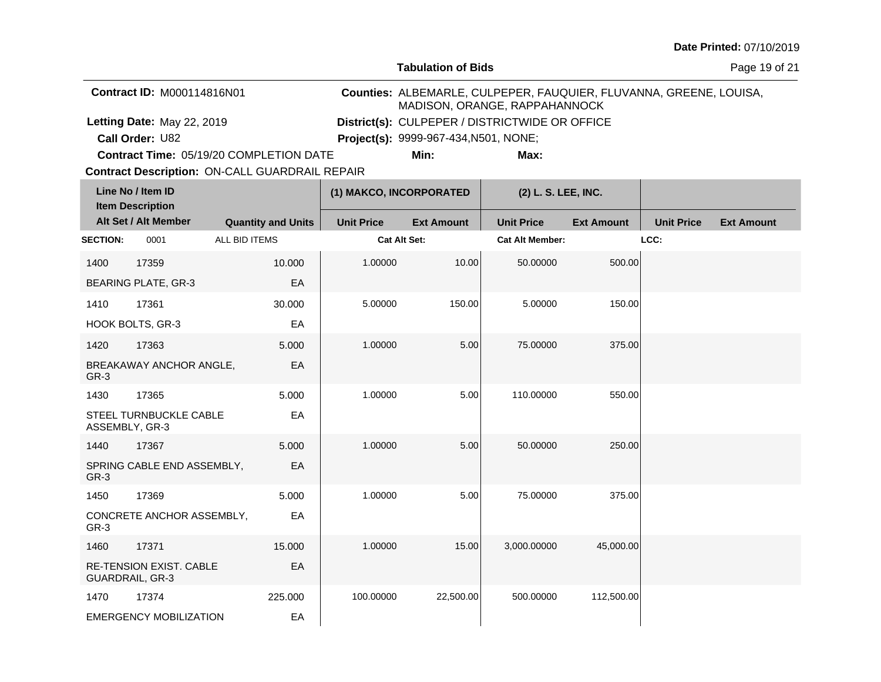Date Printed: 07/10/2019

**Tabulation of Bids**

**Contract ID:** M000114816N01

**Counties:** ALBEMARLE, CULPEPER, FAUQUIER, FLUVANNA, GREENE, LOUISA, MADISON, ORANGE, RAPPAHANNOCK

**Letting Date:** May 22, 2019

**District(s):** CULPEPER / DISTRICTWIDE OR OFFICE

**Call Order:** U82

**Project(s):** 9999-967-434,N501, NONE;

**Contract Time:** 05/19/20 COMPLETION DATE

**Min:**

**Max:**

**Contract Description:** ON-CALL GUARDRAIL REPAIR

| Line No / Item ID | Item Description / Alt Set / Alt Member | Quantity and Units | (1) MAKCO, INCORPORATED Unit Price | (1) MAKCO, INCORPORATED Ext Amount | (2) L. S. LEE, INC. Unit Price | (2) L. S. LEE, INC. Ext Amount | Unit Price | Ext Amount |
|---|---|---|---|---|---|---|---|---|
| **SECTION:** 0001 | ALL BID ITEMS | | Cat Alt Set: | | Cat Alt Member: | | LCC: | |
| 1400 17359 | BEARING PLATE, GR-3 | 10.000 EA | 1.00000 | 10.00 | 50.00000 | 500.00 | | |
| 1410 17361 | HOOK BOLTS, GR-3 | 30.000 EA | 5.00000 | 150.00 | 5.00000 | 150.00 | | |
| 1420 17363 | BREAKAWAY ANCHOR ANGLE, GR-3 | 5.000 EA | 1.00000 | 5.00 | 75.00000 | 375.00 | | |
| 1430 17365 | STEEL TURNBUCKLE CABLE ASSEMBLY, GR-3 | 5.000 EA | 1.00000 | 5.00 | 110.00000 | 550.00 | | |
| 1440 17367 | SPRING CABLE END ASSEMBLY, GR-3 | 5.000 EA | 1.00000 | 5.00 | 50.00000 | 250.00 | | |
| 1450 17369 | CONCRETE ANCHOR ASSEMBLY, GR-3 | 5.000 EA | 1.00000 | 5.00 | 75.00000 | 375.00 | | |
| 1460 17371 | RE-TENSION EXIST. CABLE GUARDRAIL, GR-3 | 15.000 EA | 1.00000 | 15.00 | 3,000.00000 | 45,000.00 | | |
| 1470 17374 | EMERGENCY MOBILIZATION | 225.000 EA | 100.00000 | 22,500.00 | 500.00000 | 112,500.00 | | |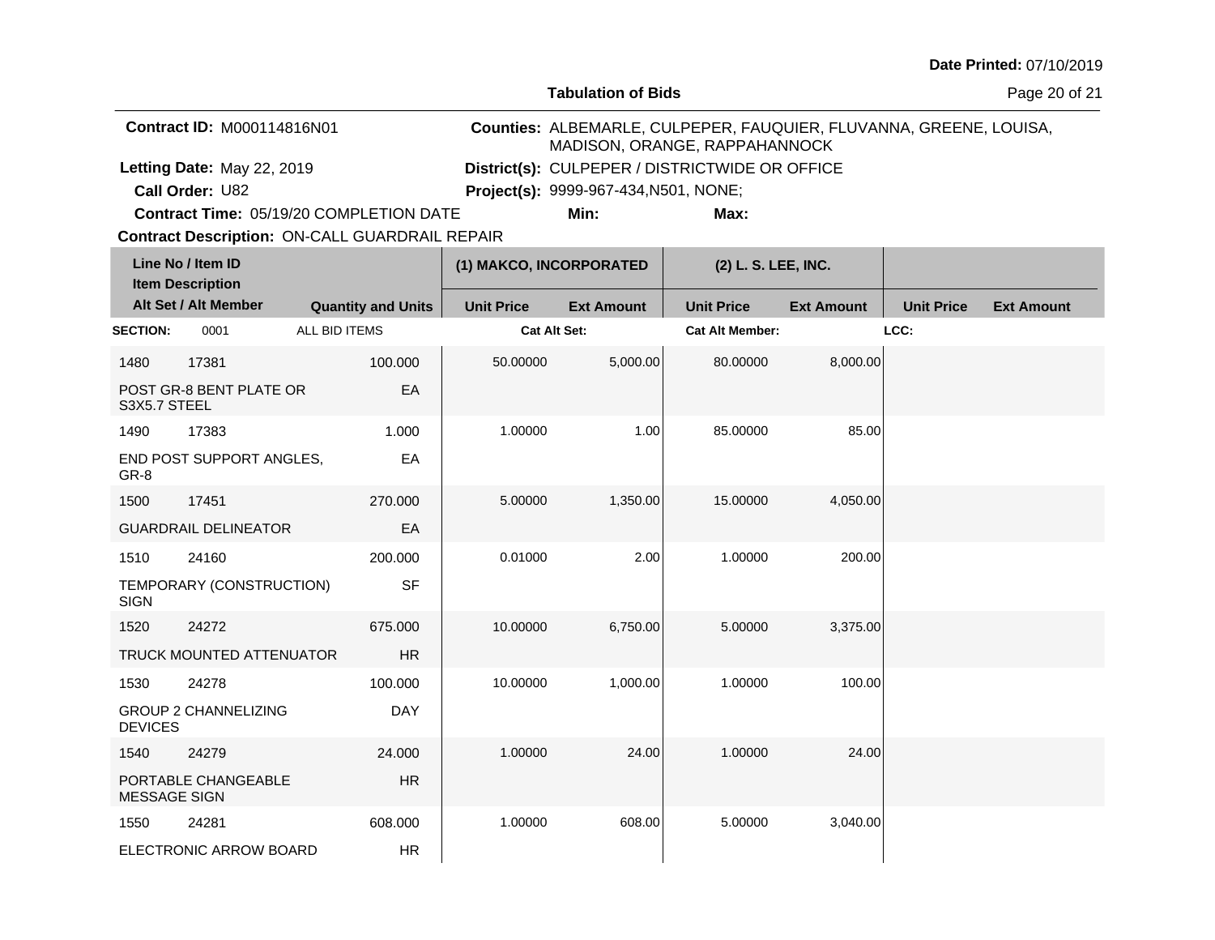Date Printed: 07/10/2019

**Tabulation of Bids**

**Contract ID:** M000114816N01

**Counties:** ALBEMARLE, CULPEPER, FAUQUIER, FLUVANNA, GREENE, LOUISA, MADISON, ORANGE, RAPPAHANNOCK

**Letting Date:** May 22, 2019

**District(s):** CULPEPER / DISTRICTWIDE OR OFFICE

**Call Order:** U82

**Project(s):** 9999-967-434,N501, NONE;

**Contract Time:** 05/19/20 COMPLETION DATE

**Min:** **Max:**

**Contract Description:** ON-CALL GUARDRAIL REPAIR

| Line No / Item ID / Item Description / Alt Set / Alt Member | Quantity and Units | (1) MAKCO, INCORPORATED Unit Price | (1) MAKCO, INCORPORATED Ext Amount | (2) L. S. LEE, INC. Unit Price | (2) L. S. LEE, INC. Ext Amount | Unit Price | Ext Amount |
|---|---|---|---|---|---|---|---|
| **SECTION:** 0001 ALL BID ITEMS | | **Cat Alt Set:** | | **Cat Alt Member:** | | **LCC:** | |
| 1480 17381 POST GR-8 BENT PLATE OR S3X5.7 STEEL | 100.000 EA | 50.00000 | 5,000.00 | 80.00000 | 8,000.00 | | |
| 1490 17383 END POST SUPPORT ANGLES, GR-8 | 1.000 EA | 1.00000 | 1.00 | 85.00000 | 85.00 | | |
| 1500 17451 GUARDRAIL DELINEATOR | 270.000 EA | 5.00000 | 1,350.00 | 15.00000 | 4,050.00 | | |
| 1510 24160 TEMPORARY (CONSTRUCTION) SIGN | 200.000 SF | 0.01000 | 2.00 | 1.00000 | 200.00 | | |
| 1520 24272 TRUCK MOUNTED ATTENUATOR | 675.000 HR | 10.00000 | 6,750.00 | 5.00000 | 3,375.00 | | |
| 1530 24278 GROUP 2 CHANNELIZING DEVICES | 100.000 DAY | 10.00000 | 1,000.00 | 1.00000 | 100.00 | | |
| 1540 24279 PORTABLE CHANGEABLE MESSAGE SIGN | 24.000 HR | 1.00000 | 24.00 | 1.00000 | 24.00 | | |
| 1550 24281 ELECTRONIC ARROW BOARD | 608.000 HR | 1.00000 | 608.00 | 5.00000 | 3,040.00 | | |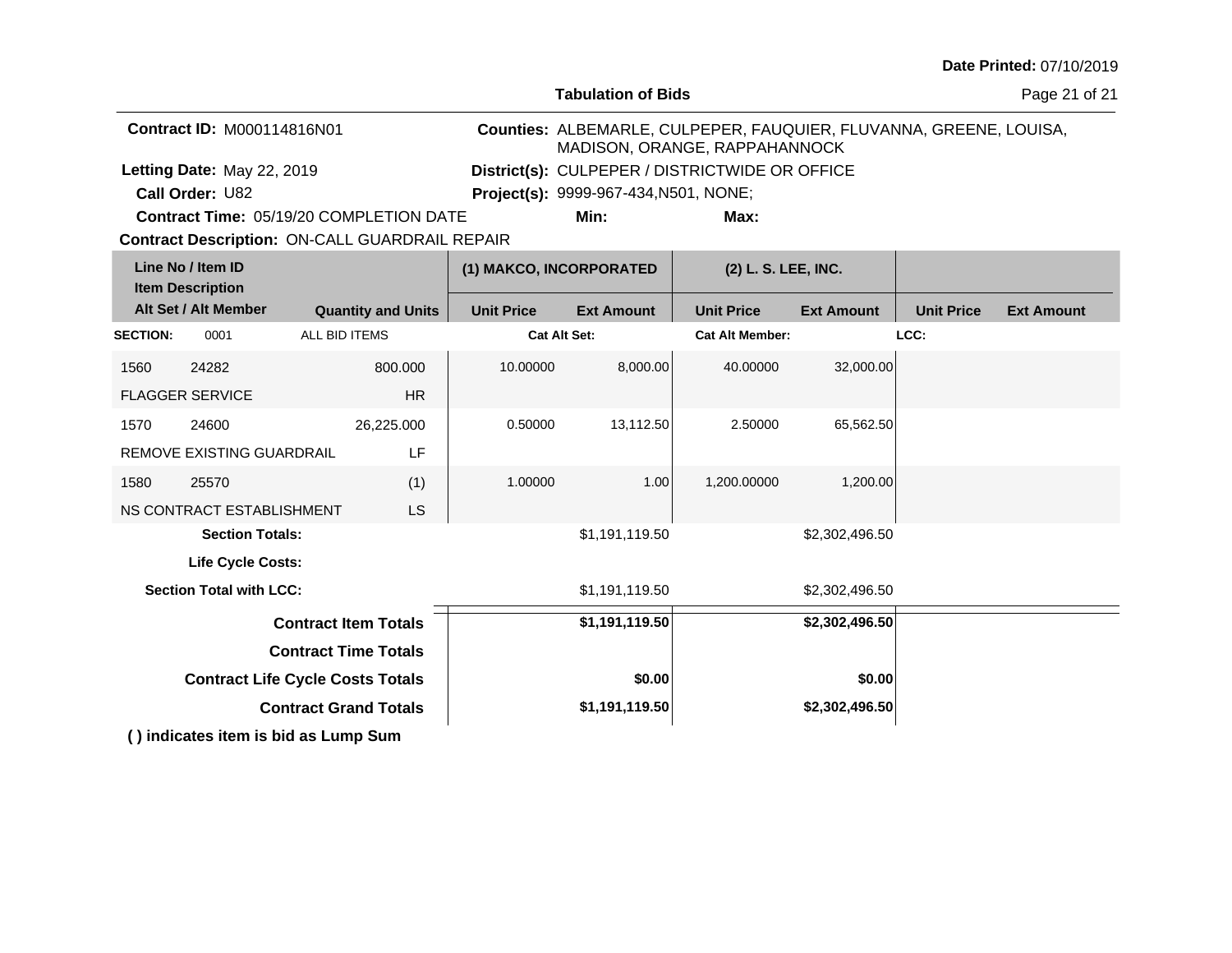Date Printed: 07/10/2019

## Tabulation of Bids

**Contract ID:** M000114816N01

**Letting Date:** May 22, 2019

**Call Order:** U82

**Contract Time:** 05/19/20 COMPLETION DATE

**Contract Description:** ON-CALL GUARDRAIL REPAIR

**Counties:** ALBEMARLE, CULPEPER, FAUQUIER, FLUVANNA, GREENE, LOUISA, MADISON, ORANGE, RAPPAHANNOCK

**District(s):** CULPEPER / DISTRICTWIDE OR OFFICE

**Project(s):** 9999-967-434,N501, NONE;

**Min:** **Max:**

| Line No / Item ID / Item Description / Alt Set / Alt Member | | Quantity and Units | (1) MAKCO, INCORPORATED | | (2) L. S. LEE, INC. | | | |
|---|---|---|---|---|---|---|---|---|
| | | | Unit Price | Ext Amount | Unit Price | Ext Amount | Unit Price | Ext Amount |
| **SECTION:** 0001 | ALL BID ITEMS | | Cat Alt Set: | | Cat Alt Member: | | LCC: | |
| 1560 | 24282 | 800.000 | 10.00000 | 8,000.00 | 40.00000 | 32,000.00 | | |
| FLAGGER SERVICE | | HR | | | | | | |
| 1570 | 24600 | 26,225.000 | 0.50000 | 13,112.50 | 2.50000 | 65,562.50 | | |
| REMOVE EXISTING GUARDRAIL | | LF | | | | | | |
| 1580 | 25570 | (1) | 1.00000 | 1.00 | 1,200.00000 | 1,200.00 | | |
| NS CONTRACT ESTABLISHMENT | | LS | | | | | | |
| **Section Totals:** | | | | $1,191,119.50 | | $2,302,496.50 | | |
| **Life Cycle Costs:** | | | | | | | | |
| **Section Total with LCC:** | | | | $1,191,119.50 | | $2,302,496.50 | | |
| **Contract Item Totals** | | | | **$1,191,119.50** | | **$2,302,496.50** | | |
| **Contract Time Totals** | | | | | | | | |
| **Contract Life Cycle Costs Totals** | | | | **$0.00** | | **$0.00** | | |
| **Contract Grand Totals** | | | | **$1,191,119.50** | | **$2,302,496.50** | | |

**( ) indicates item is bid as Lump Sum**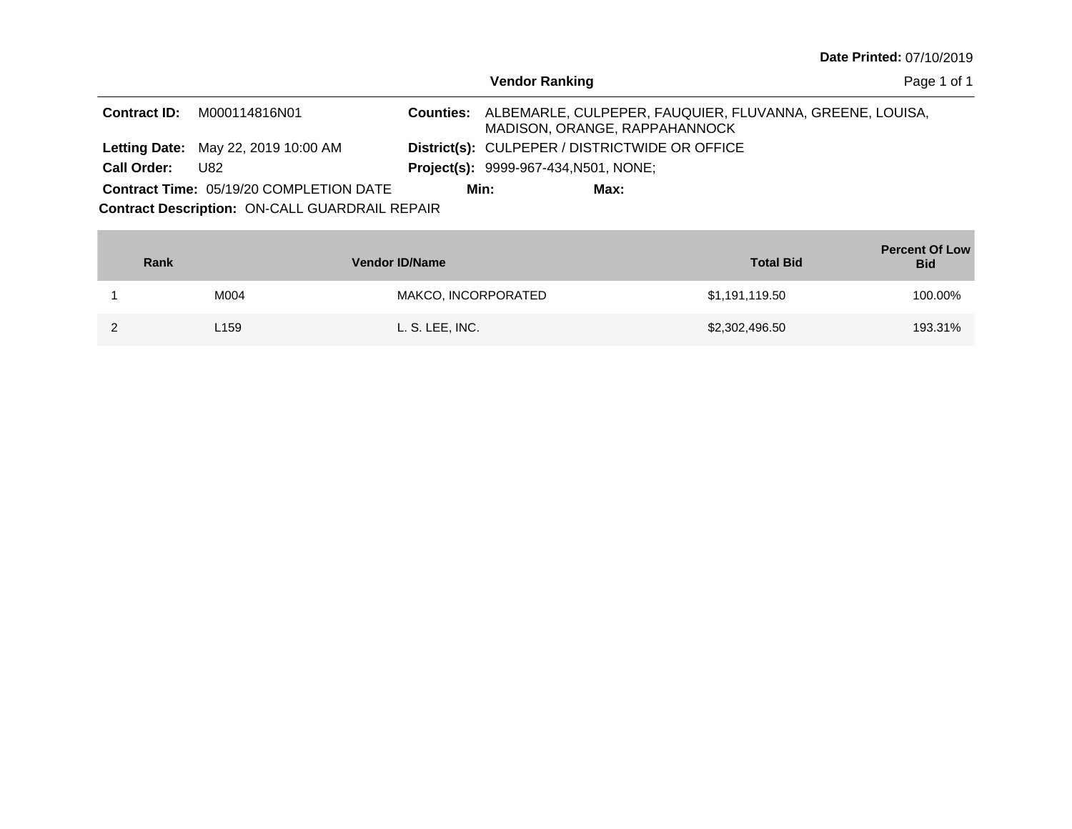Date Printed: 07/10/2019

## Vendor Ranking

**Contract ID:** M000114816N01

**Counties:** ALBEMARLE, CULPEPER, FAUQUIER, FLUVANNA, GREENE, LOUISA, MADISON, ORANGE, RAPPAHANNOCK

**Letting Date:** May 22, 2019 10:00 AM

**District(s):** CULPEPER / DISTRICTWIDE OR OFFICE

**Call Order:** U82

**Project(s):** 9999-967-434,N501, NONE;

**Contract Time:** 05/19/20 COMPLETION DATE

**Min:**

**Max:**

**Contract Description:** ON-CALL GUARDRAIL REPAIR

| Rank | Vendor ID | Vendor Name | Total Bid | Percent Of Low Bid |
|---|---|---|---|---|
| 1 | M004 | MAKCO, INCORPORATED | $1,191,119.50 | 100.00% |
| 2 | L159 | L. S. LEE, INC. | $2,302,496.50 | 193.31% |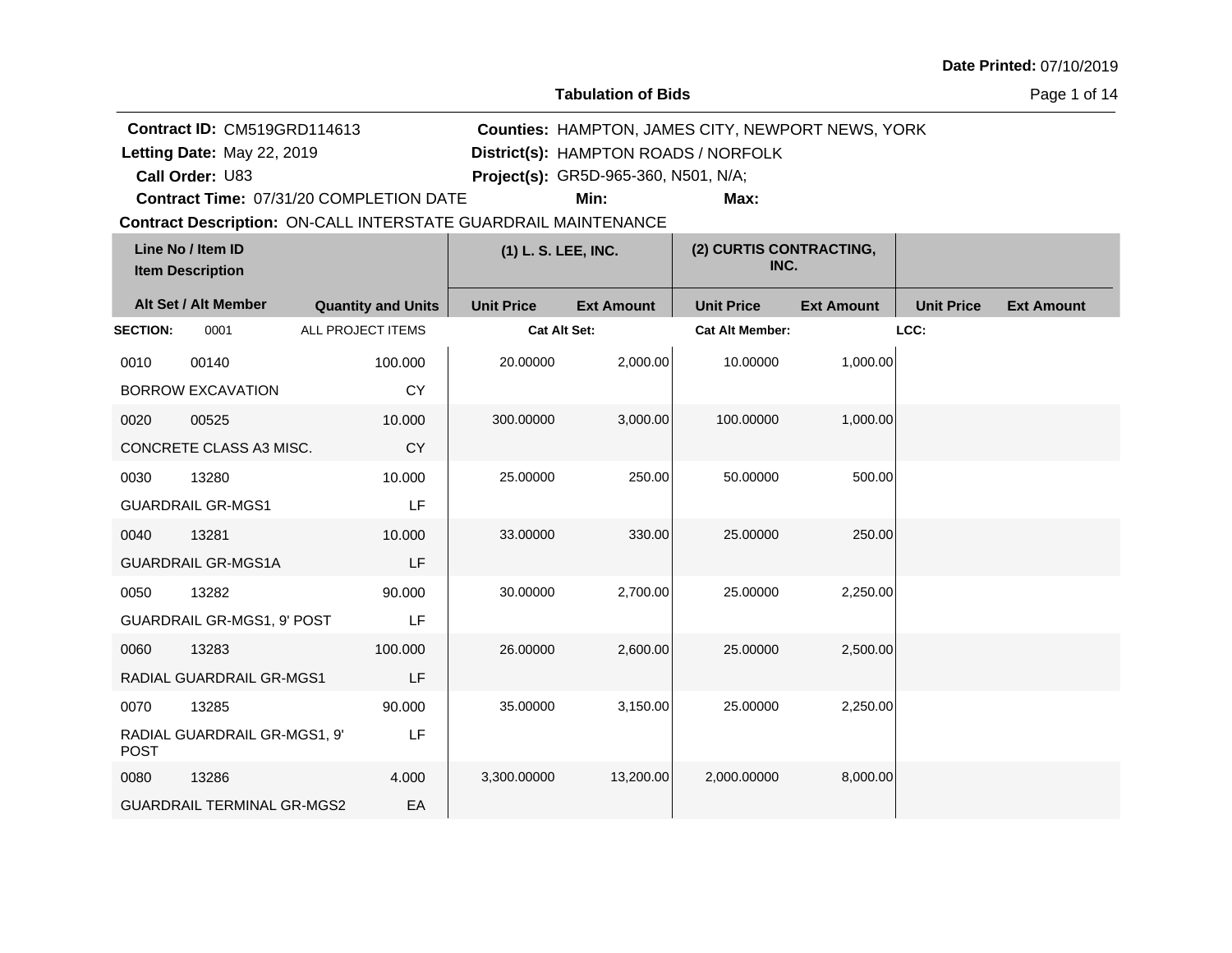Date Printed: 07/10/2019

## Tabulation of Bids

**Contract ID:** CM519GRD114613
**Letting Date:** May 22, 2019
**Call Order:** U83
**Contract Time:** 07/31/20 COMPLETION DATE
**Counties:** HAMPTON, JAMES CITY, NEWPORT NEWS, YORK
**District(s):** HAMPTON ROADS / NORFOLK
**Project(s):** GR5D-965-360, N501, N/A;
**Min:**
**Max:**
**Contract Description:** ON-CALL INTERSTATE GUARDRAIL MAINTENANCE

| Line No / Item ID | Item Description / Alt Set / Alt Member | Quantity and Units | (1) L. S. LEE, INC. Unit Price | (1) L. S. LEE, INC. Ext Amount | (2) CURTIS CONTRACTING, INC. Unit Price | (2) CURTIS CONTRACTING, INC. Ext Amount | Unit Price | Ext Amount |
|---|---|---|---|---|---|---|---|---|
| **SECTION:** 0001 | ALL PROJECT ITEMS | | Cat Alt Set: | | Cat Alt Member: | | LCC: | |
| 0010 00140 | BORROW EXCAVATION | 100.000 CY | 20.00000 | 2,000.00 | 10.00000 | 1,000.00 | | |
| 0020 00525 | CONCRETE CLASS A3 MISC. | 10.000 CY | 300.00000 | 3,000.00 | 100.00000 | 1,000.00 | | |
| 0030 13280 | GUARDRAIL GR-MGS1 | 10.000 LF | 25.00000 | 250.00 | 50.00000 | 500.00 | | |
| 0040 13281 | GUARDRAIL GR-MGS1A | 10.000 LF | 33.00000 | 330.00 | 25.00000 | 250.00 | | |
| 0050 13282 | GUARDRAIL GR-MGS1, 9' POST | 90.000 LF | 30.00000 | 2,700.00 | 25.00000 | 2,250.00 | | |
| 0060 13283 | RADIAL GUARDRAIL GR-MGS1 | 100.000 LF | 26.00000 | 2,600.00 | 25.00000 | 2,500.00 | | |
| 0070 13285 | RADIAL GUARDRAIL GR-MGS1, 9' POST | 90.000 LF | 35.00000 | 3,150.00 | 25.00000 | 2,250.00 | | |
| 0080 13286 | GUARDRAIL TERMINAL GR-MGS2 | 4.000 EA | 3,300.00000 | 13,200.00 | 2,000.00000 | 8,000.00 | | |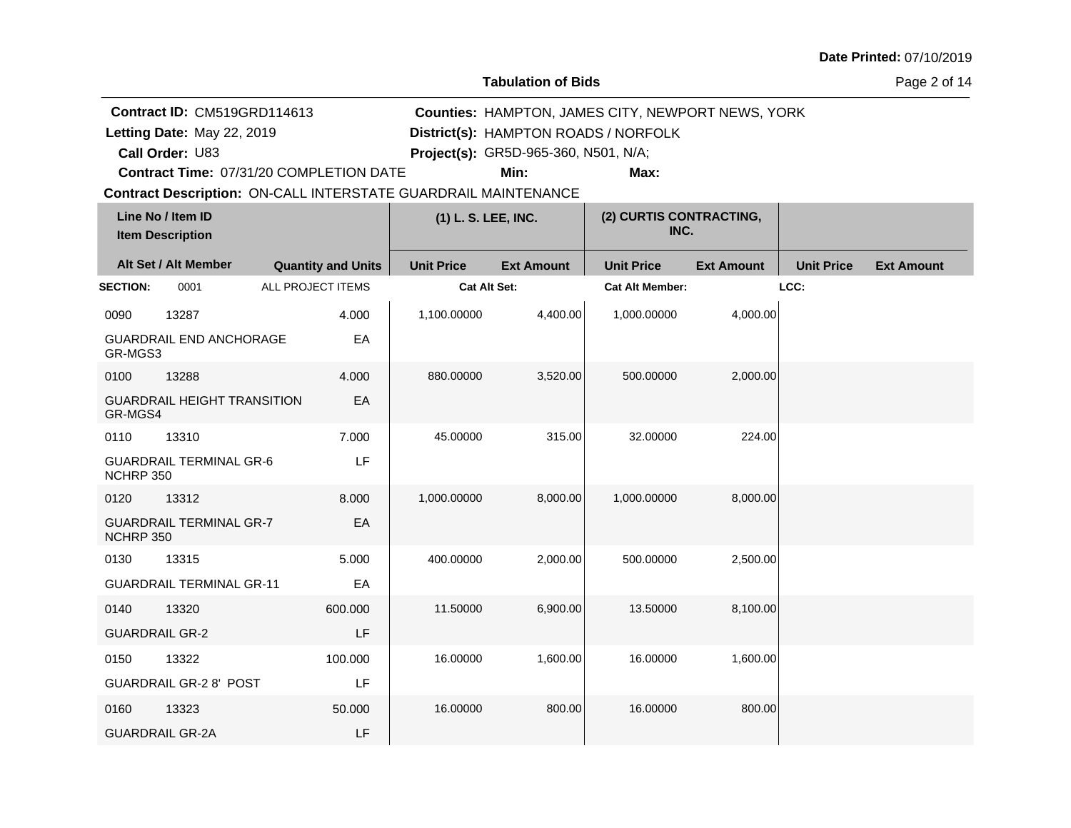**Date Printed:** 07/10/2019

## Tabulation of Bids

**Contract ID:** CM519GRD114613
**Letting Date:** May 22, 2019
**Call Order:** U83
**Contract Time:** 07/31/20 COMPLETION DATE
**Counties:** HAMPTON, JAMES CITY, NEWPORT NEWS, YORK
**District(s):** HAMPTON ROADS / NORFOLK
**Project(s):** GR5D-965-360, N501, N/A;
**Min:**
**Max:**
**Contract Description:** ON-CALL INTERSTATE GUARDRAIL MAINTENANCE

| Line No / Item ID / Item Description | Alt Set / Alt Member | Quantity and Units | (1) L. S. LEE, INC. Unit Price | (1) L. S. LEE, INC. Ext Amount | (2) CURTIS CONTRACTING, INC. Unit Price | (2) CURTIS CONTRACTING, INC. Ext Amount | Unit Price | Ext Amount |
|---|---|---|---|---|---|---|---|---|
| **SECTION:** 0001 | ALL PROJECT ITEMS | | **Cat Alt Set:** | | **Cat Alt Member:** | | **LCC:** | |
| 0090 13287 GUARDRAIL END ANCHORAGE GR-MGS3 | | 4.000 EA | 1,100.00000 | 4,400.00 | 1,000.00000 | 4,000.00 | | |
| 0100 13288 GUARDRAIL HEIGHT TRANSITION GR-MGS4 | | 4.000 EA | 880.00000 | 3,520.00 | 500.00000 | 2,000.00 | | |
| 0110 13310 GUARDRAIL TERMINAL GR-6 NCHRP 350 | | 7.000 LF | 45.00000 | 315.00 | 32.00000 | 224.00 | | |
| 0120 13312 GUARDRAIL TERMINAL GR-7 NCHRP 350 | | 8.000 EA | 1,000.00000 | 8,000.00 | 1,000.00000 | 8,000.00 | | |
| 0130 13315 GUARDRAIL TERMINAL GR-11 | | 5.000 EA | 400.00000 | 2,000.00 | 500.00000 | 2,500.00 | | |
| 0140 13320 GUARDRAIL GR-2 | | 600.000 LF | 11.50000 | 6,900.00 | 13.50000 | 8,100.00 | | |
| 0150 13322 GUARDRAIL GR-2 8' POST | | 100.000 LF | 16.00000 | 1,600.00 | 16.00000 | 1,600.00 | | |
| 0160 13323 GUARDRAIL GR-2A | | 50.000 LF | 16.00000 | 800.00 | 16.00000 | 800.00 | | |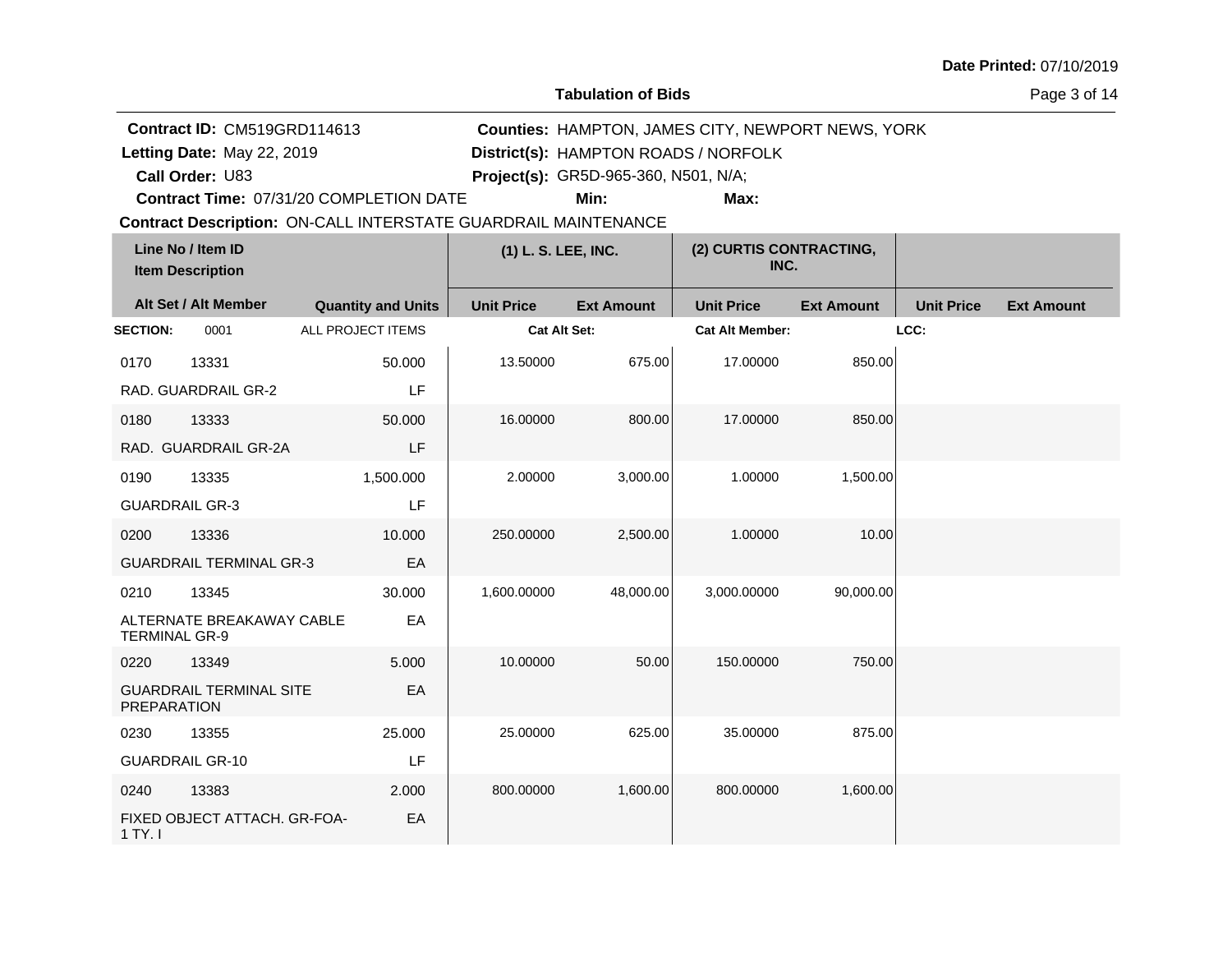**Date Printed:** 07/10/2019

## Tabulation of Bids

**Contract ID:** CM519GRD114613
**Letting Date:** May 22, 2019
**Call Order:** U83
**Contract Time:** 07/31/20 COMPLETION DATE
**Counties:** HAMPTON, JAMES CITY, NEWPORT NEWS, YORK
**District(s):** HAMPTON ROADS / NORFOLK
**Project(s):** GR5D-965-360, N501, N/A;
**Min:**
**Max:**

**Contract Description:** ON-CALL INTERSTATE GUARDRAIL MAINTENANCE

| Line No / Item ID<br>Item Description | | | (1) L. S. LEE, INC. | | (2) CURTIS CONTRACTING, INC. | | | |
|---|---|---|---|---|---|---|---|---|
| Alt Set / Alt Member | | Quantity and Units | Unit Price | Ext Amount | Unit Price | Ext Amount | Unit Price | Ext Amount |
| **SECTION:** | 0001 | ALL PROJECT ITEMS | **Cat Alt Set:** | | **Cat Alt Member:** | | **LCC:** | |
| 0170 | 13331 | 50.000 | 13.50000 | 675.00 | 17.00000 | 850.00 | | |
| RAD. GUARDRAIL GR-2 | | LF | | | | | | |
| 0180 | 13333 | 50.000 | 16.00000 | 800.00 | 17.00000 | 850.00 | | |
| RAD. GUARDRAIL GR-2A | | LF | | | | | | |
| 0190 | 13335 | 1,500.000 | 2.00000 | 3,000.00 | 1.00000 | 1,500.00 | | |
| GUARDRAIL GR-3 | | LF | | | | | | |
| 0200 | 13336 | 10.000 | 250.00000 | 2,500.00 | 1.00000 | 10.00 | | |
| GUARDRAIL TERMINAL GR-3 | | EA | | | | | | |
| 0210 | 13345 | 30.000 | 1,600.00000 | 48,000.00 | 3,000.00000 | 90,000.00 | | |
| ALTERNATE BREAKAWAY CABLE TERMINAL GR-9 | | EA | | | | | | |
| 0220 | 13349 | 5.000 | 10.00000 | 50.00 | 150.00000 | 750.00 | | |
| GUARDRAIL TERMINAL SITE PREPARATION | | EA | | | | | | |
| 0230 | 13355 | 25.000 | 25.00000 | 625.00 | 35.00000 | 875.00 | | |
| GUARDRAIL GR-10 | | LF | | | | | | |
| 0240 | 13383 | 2.000 | 800.00000 | 1,600.00 | 800.00000 | 1,600.00 | | |
| FIXED OBJECT ATTACH. GR-FOA-1 TY. I | | EA | | | | | | |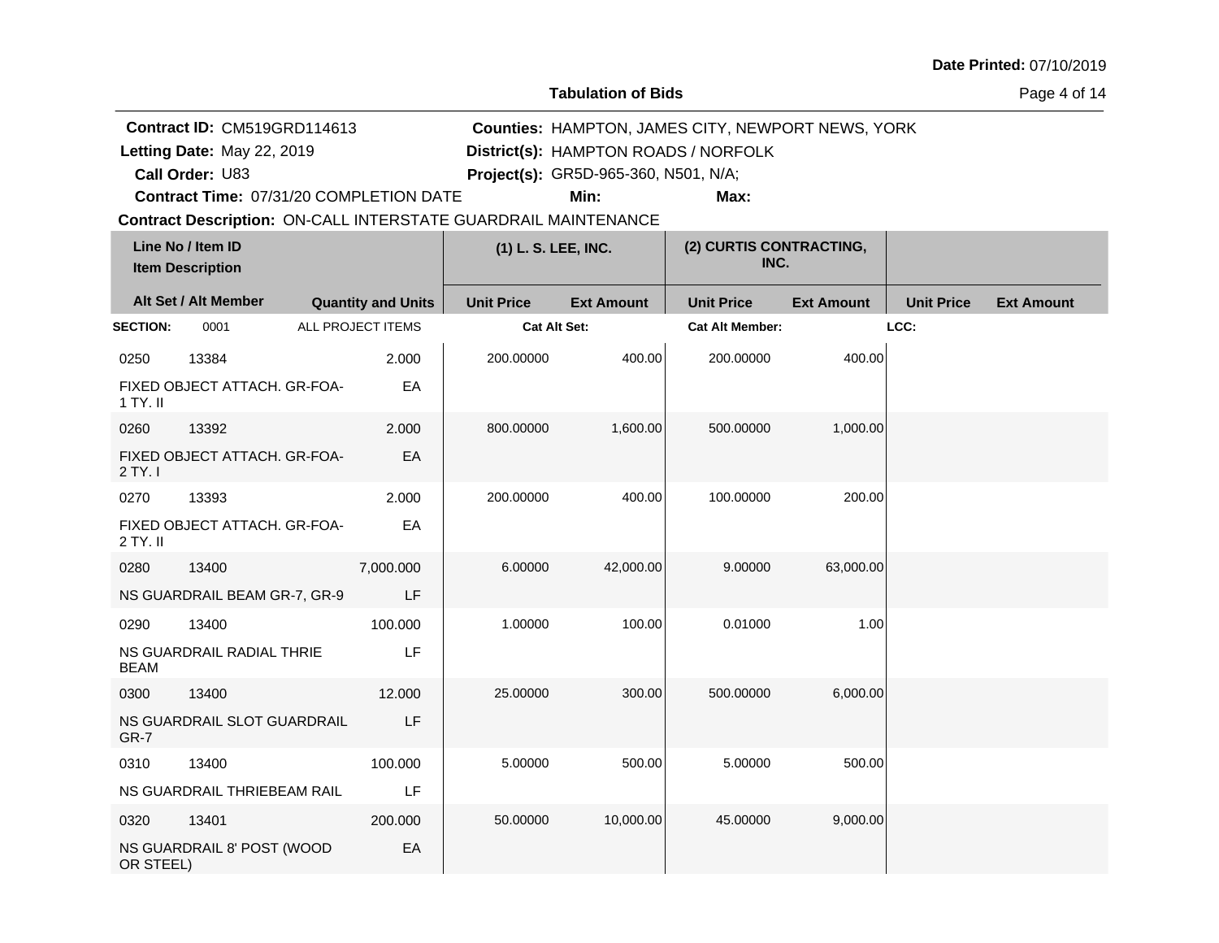Date Printed: 07/10/2019

**Tabulation of Bids**

**Contract ID:** CM519GRD114613
**Letting Date:** May 22, 2019
**Call Order:** U83
**Contract Time:** 07/31/20 COMPLETION DATE
**Counties:** HAMPTON, JAMES CITY, NEWPORT NEWS, YORK
**District(s):** HAMPTON ROADS / NORFOLK
**Project(s):** GR5D-965-360, N501, N/A;
**Min:**
**Max:**
**Contract Description:** ON-CALL INTERSTATE GUARDRAIL MAINTENANCE

| Line No / Item ID | Item Description | Quantity and Units | (1) L. S. LEE, INC. Unit Price | (1) L. S. LEE, INC. Ext Amount | (2) CURTIS CONTRACTING, INC. Unit Price | (2) CURTIS CONTRACTING, INC. Ext Amount | Unit Price | Ext Amount |
|---|---|---|---|---|---|---|---|---|
| **SECTION:** 0001 | ALL PROJECT ITEMS | | **Cat Alt Set:** | | **Cat Alt Member:** | | **LCC:** | |
| 0250 13384 | FIXED OBJECT ATTACH. GR-FOA-1 TY. II | 2.000 EA | 200.00000 | 400.00 | 200.00000 | 400.00 | | |
| 0260 13392 | FIXED OBJECT ATTACH. GR-FOA-2 TY. I | 2.000 EA | 800.00000 | 1,600.00 | 500.00000 | 1,000.00 | | |
| 0270 13393 | FIXED OBJECT ATTACH. GR-FOA-2 TY. II | 2.000 EA | 200.00000 | 400.00 | 100.00000 | 200.00 | | |
| 0280 13400 | NS GUARDRAIL BEAM GR-7, GR-9 | 7,000.000 LF | 6.00000 | 42,000.00 | 9.00000 | 63,000.00 | | |
| 0290 13400 | NS GUARDRAIL RADIAL THRIE BEAM | 100.000 LF | 1.00000 | 100.00 | 0.01000 | 1.00 | | |
| 0300 13400 | NS GUARDRAIL SLOT GUARDRAIL GR-7 | 12.000 LF | 25.00000 | 300.00 | 500.00000 | 6,000.00 | | |
| 0310 13400 | NS GUARDRAIL THRIEBEAM RAIL | 100.000 LF | 5.00000 | 500.00 | 5.00000 | 500.00 | | |
| 0320 13401 | NS GUARDRAIL 8' POST (WOOD OR STEEL) | 200.000 EA | 50.00000 | 10,000.00 | 45.00000 | 9,000.00 | | |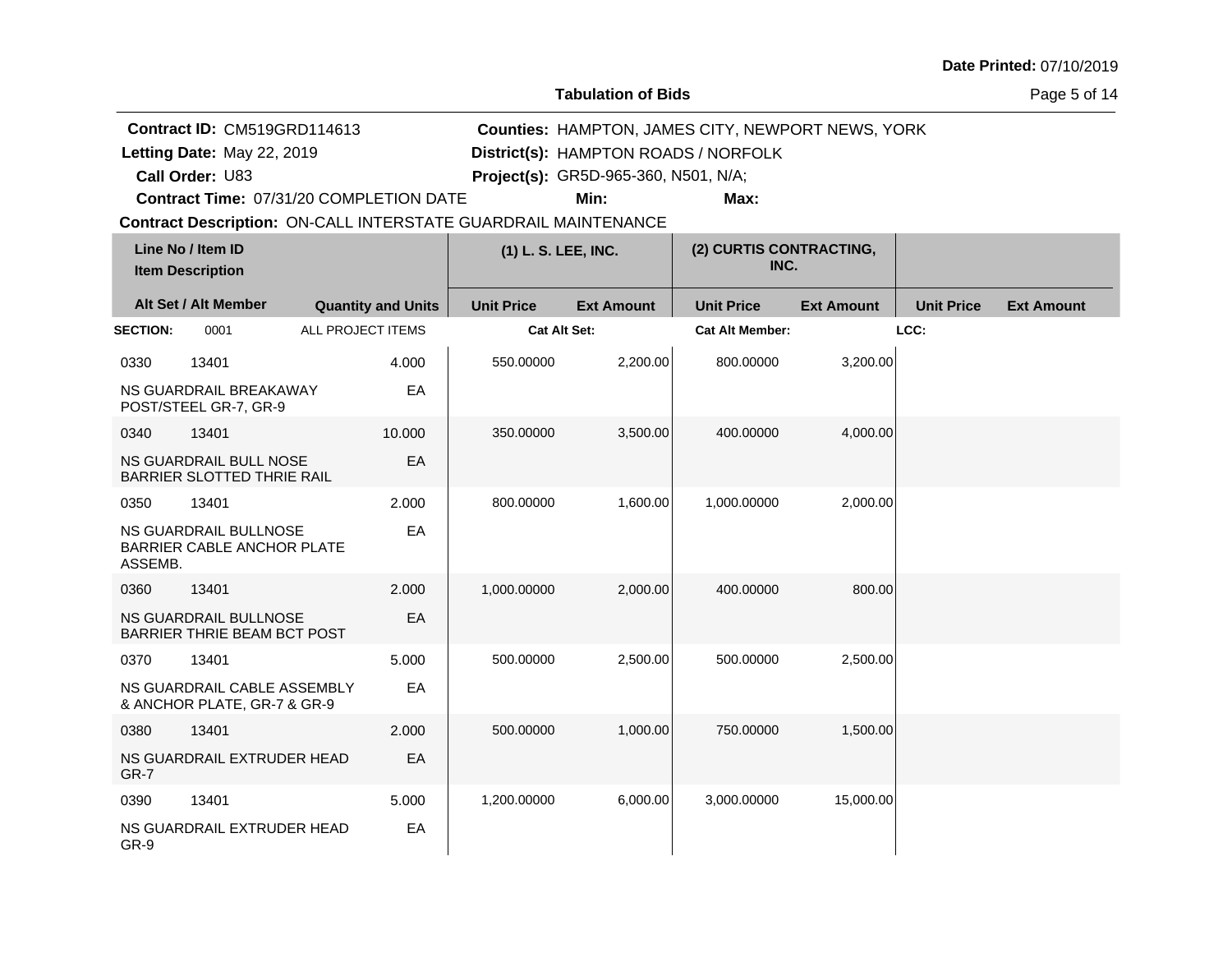**Date Printed:** 07/10/2019

## Tabulation of Bids

**Contract ID:** CM519GRD114613
**Letting Date:** May 22, 2019
**Call Order:** U83
**Contract Time:** 07/31/20 COMPLETION DATE

**Counties:** HAMPTON, JAMES CITY, NEWPORT NEWS, YORK
**District(s):** HAMPTON ROADS / NORFOLK
**Project(s):** GR5D-965-360, N501, N/A;
**Min:**
**Max:**

**Contract Description:** ON-CALL INTERSTATE GUARDRAIL MAINTENANCE

| Line No / Item ID | Item Description | Quantity and Units | (1) L. S. LEE, INC. Unit Price | (1) L. S. LEE, INC. Ext Amount | (2) CURTIS CONTRACTING, INC. Unit Price | (2) CURTIS CONTRACTING, INC. Ext Amount | Unit Price | Ext Amount |
|---|---|---|---|---|---|---|---|---|
| **SECTION:** 0001 | ALL PROJECT ITEMS | | **Cat Alt Set:** | | **Cat Alt Member:** | | **LCC:** | |
| 0330 13401 | NS GUARDRAIL BREAKAWAY POST/STEEL GR-7, GR-9 | 4.000 EA | 550.00000 | 2,200.00 | 800.00000 | 3,200.00 | | |
| 0340 13401 | NS GUARDRAIL BULL NOSE BARRIER SLOTTED THRIE RAIL | 10.000 EA | 350.00000 | 3,500.00 | 400.00000 | 4,000.00 | | |
| 0350 13401 | NS GUARDRAIL BULLNOSE BARRIER CABLE ANCHOR PLATE ASSEMB. | 2.000 EA | 800.00000 | 1,600.00 | 1,000.00000 | 2,000.00 | | |
| 0360 13401 | NS GUARDRAIL BULLNOSE BARRIER THRIE BEAM BCT POST | 2.000 EA | 1,000.00000 | 2,000.00 | 400.00000 | 800.00 | | |
| 0370 13401 | NS GUARDRAIL CABLE ASSEMBLY & ANCHOR PLATE, GR-7 & GR-9 | 5.000 EA | 500.00000 | 2,500.00 | 500.00000 | 2,500.00 | | |
| 0380 13401 | NS GUARDRAIL EXTRUDER HEAD GR-7 | 2.000 EA | 500.00000 | 1,000.00 | 750.00000 | 1,500.00 | | |
| 0390 13401 | NS GUARDRAIL EXTRUDER HEAD GR-9 | 5.000 EA | 1,200.00000 | 6,000.00 | 3,000.00000 | 15,000.00 | | |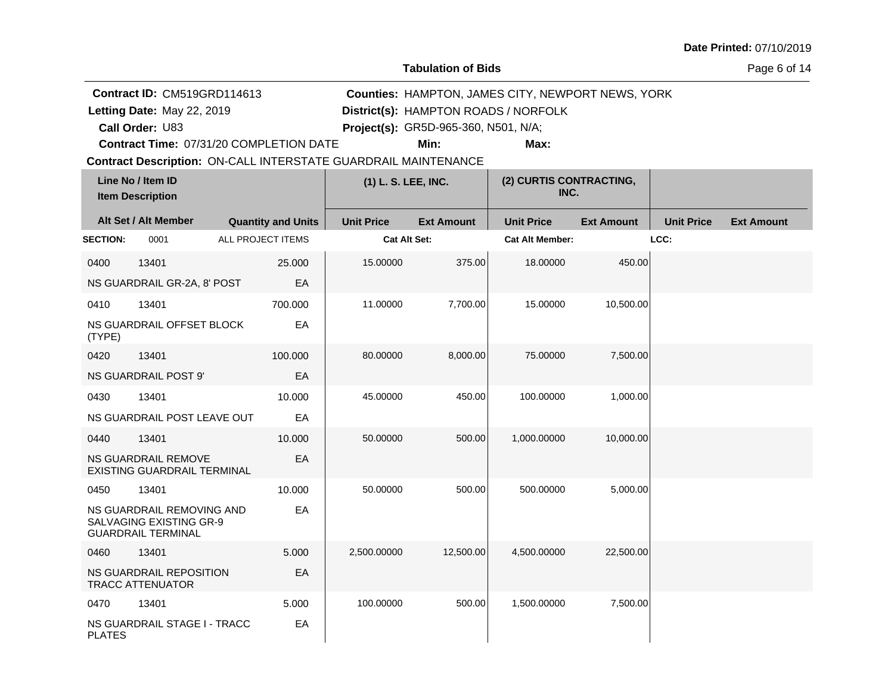Date Printed: 07/10/2019

**Tabulation of Bids**

**Contract ID:** CM519GRD114613
**Letting Date:** May 22, 2019
**Call Order:** U83
**Contract Time:** 07/31/20 COMPLETION DATE
**Contract Description:** ON-CALL INTERSTATE GUARDRAIL MAINTENANCE

**Counties:** HAMPTON, JAMES CITY, NEWPORT NEWS, YORK
**District(s):** HAMPTON ROADS / NORFOLK
**Project(s):** GR5D-965-360, N501, N/A;
**Min:**
**Max:**

| Line No / Item ID<br>Item Description<br>Alt Set / Alt Member | Quantity and Units | (1) L. S. LEE, INC.<br>Unit Price | <br>Ext Amount | (2) CURTIS CONTRACTING, INC.<br>Unit Price | <br>Ext Amount | <br>Unit Price | <br>Ext Amount |
|---|---|---|---|---|---|---|---|
| **SECTION:** 0001 ALL PROJECT ITEMS | | **Cat Alt Set:** | | **Cat Alt Member:** | | **LCC:** | |
| 0400 13401<br>NS GUARDRAIL GR-2A, 8' POST | 25.000<br>EA | 15.00000 | 375.00 | 18.00000 | 450.00 | | |
| 0410 13401<br>NS GUARDRAIL OFFSET BLOCK (TYPE) | 700.000<br>EA | 11.00000 | 7,700.00 | 15.00000 | 10,500.00 | | |
| 0420 13401<br>NS GUARDRAIL POST 9' | 100.000<br>EA | 80.00000 | 8,000.00 | 75.00000 | 7,500.00 | | |
| 0430 13401<br>NS GUARDRAIL POST LEAVE OUT | 10.000<br>EA | 45.00000 | 450.00 | 100.00000 | 1,000.00 | | |
| 0440 13401<br>NS GUARDRAIL REMOVE EXISTING GUARDRAIL TERMINAL | 10.000<br>EA | 50.00000 | 500.00 | 1,000.00000 | 10,000.00 | | |
| 0450 13401<br>NS GUARDRAIL REMOVING AND SALVAGING EXISTING GR-9 GUARDRAIL TERMINAL | 10.000<br>EA | 50.00000 | 500.00 | 500.00000 | 5,000.00 | | |
| 0460 13401<br>NS GUARDRAIL REPOSITION TRACC ATTENUATOR | 5.000<br>EA | 2,500.00000 | 12,500.00 | 4,500.00000 | 22,500.00 | | |
| 0470 13401<br>NS GUARDRAIL STAGE I - TRACC PLATES | 5.000<br>EA | 100.00000 | 500.00 | 1,500.00000 | 7,500.00 | | |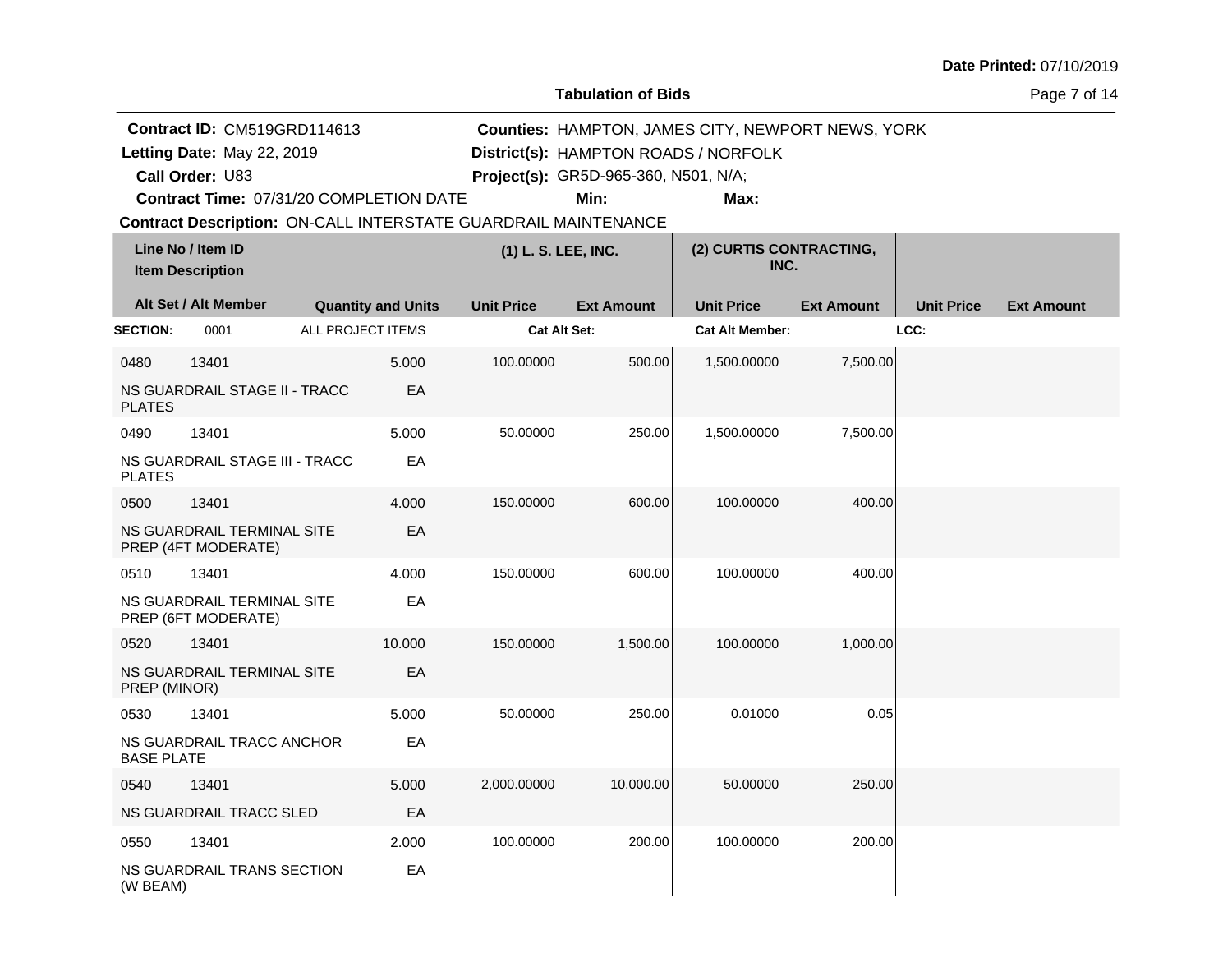Date Printed: 07/10/2019

## Tabulation of Bids

**Contract ID:** CM519GRD114613
**Letting Date:** May 22, 2019
**Call Order:** U83
**Contract Time:** 07/31/20 COMPLETION DATE
**Counties:** HAMPTON, JAMES CITY, NEWPORT NEWS, YORK
**District(s):** HAMPTON ROADS / NORFOLK
**Project(s):** GR5D-965-360, N501, N/A;
**Min:**
**Max:**
**Contract Description:** ON-CALL INTERSTATE GUARDRAIL MAINTENANCE

| Line No / Item ID / Item Description | Alt Set / Alt Member | Quantity and Units | (1) L. S. LEE, INC. Unit Price | (1) L. S. LEE, INC. Ext Amount | (2) CURTIS CONTRACTING, INC. Unit Price | (2) CURTIS CONTRACTING, INC. Ext Amount | Unit Price | Ext Amount |
|---|---|---|---|---|---|---|---|---|
| **SECTION:** 0001 | ALL PROJECT ITEMS | | Cat Alt Set: | | Cat Alt Member: | | LCC: | |
| 0480 13401 NS GUARDRAIL STAGE II - TRACC PLATES | | 5.000 EA | 100.00000 | 500.00 | 1,500.00000 | 7,500.00 | | |
| 0490 13401 NS GUARDRAIL STAGE III - TRACC PLATES | | 5.000 EA | 50.00000 | 250.00 | 1,500.00000 | 7,500.00 | | |
| 0500 13401 NS GUARDRAIL TERMINAL SITE PREP (4FT MODERATE) | | 4.000 EA | 150.00000 | 600.00 | 100.00000 | 400.00 | | |
| 0510 13401 NS GUARDRAIL TERMINAL SITE PREP (6FT MODERATE) | | 4.000 EA | 150.00000 | 600.00 | 100.00000 | 400.00 | | |
| 0520 13401 NS GUARDRAIL TERMINAL SITE PREP (MINOR) | | 10.000 EA | 150.00000 | 1,500.00 | 100.00000 | 1,000.00 | | |
| 0530 13401 NS GUARDRAIL TRACC ANCHOR BASE PLATE | | 5.000 EA | 50.00000 | 250.00 | 0.01000 | 0.05 | | |
| 0540 13401 NS GUARDRAIL TRACC SLED | | 5.000 EA | 2,000.00000 | 10,000.00 | 50.00000 | 250.00 | | |
| 0550 13401 NS GUARDRAIL TRANS SECTION (W BEAM) | | 2.000 EA | 100.00000 | 200.00 | 100.00000 | 200.00 | | |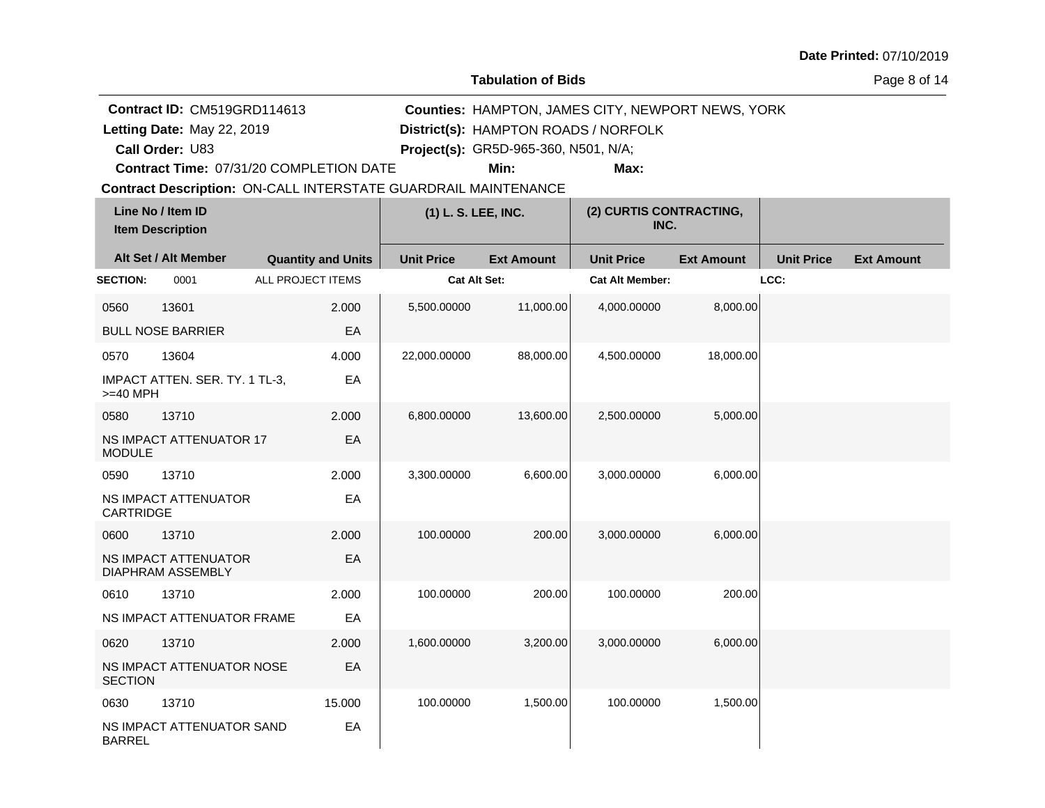**Date Printed:** 07/10/2019

## Tabulation of Bids

**Contract ID:** CM519GRD114613
**Letting Date:** May 22, 2019
**Call Order:** U83
**Contract Time:** 07/31/20 COMPLETION DATE
**Counties:** HAMPTON, JAMES CITY, NEWPORT NEWS, YORK
**District(s):** HAMPTON ROADS / NORFOLK
**Project(s):** GR5D-965-360, N501, N/A;
**Min:**
**Max:**
**Contract Description:** ON-CALL INTERSTATE GUARDRAIL MAINTENANCE

| Line No / Item ID / Item Description | Alt Set / Alt Member | Quantity and Units | (1) L. S. LEE, INC. Unit Price | (1) L. S. LEE, INC. Ext Amount | (2) CURTIS CONTRACTING, INC. Unit Price | (2) CURTIS CONTRACTING, INC. Ext Amount | Unit Price | Ext Amount |
|---|---|---|---|---|---|---|---|---|
| **SECTION:** 0001 | ALL PROJECT ITEMS | | **Cat Alt Set:** | | **Cat Alt Member:** | | **LCC:** | |
| 0560 13601 BULL NOSE BARRIER | | 2.000 EA | 5,500.00000 | 11,000.00 | 4,000.00000 | 8,000.00 | | |
| 0570 13604 IMPACT ATTEN. SER. TY. 1 TL-3, >=40 MPH | | 4.000 EA | 22,000.00000 | 88,000.00 | 4,500.00000 | 18,000.00 | | |
| 0580 13710 NS IMPACT ATTENUATOR 17 MODULE | | 2.000 EA | 6,800.00000 | 13,600.00 | 2,500.00000 | 5,000.00 | | |
| 0590 13710 NS IMPACT ATTENUATOR CARTRIDGE | | 2.000 EA | 3,300.00000 | 6,600.00 | 3,000.00000 | 6,000.00 | | |
| 0600 13710 NS IMPACT ATTENUATOR DIAPHRAM ASSEMBLY | | 2.000 EA | 100.00000 | 200.00 | 3,000.00000 | 6,000.00 | | |
| 0610 13710 NS IMPACT ATTENUATOR FRAME | | 2.000 EA | 100.00000 | 200.00 | 100.00000 | 200.00 | | |
| 0620 13710 NS IMPACT ATTENUATOR NOSE SECTION | | 2.000 EA | 1,600.00000 | 3,200.00 | 3,000.00000 | 6,000.00 | | |
| 0630 13710 NS IMPACT ATTENUATOR SAND BARREL | | 15.000 EA | 100.00000 | 1,500.00 | 100.00000 | 1,500.00 | | |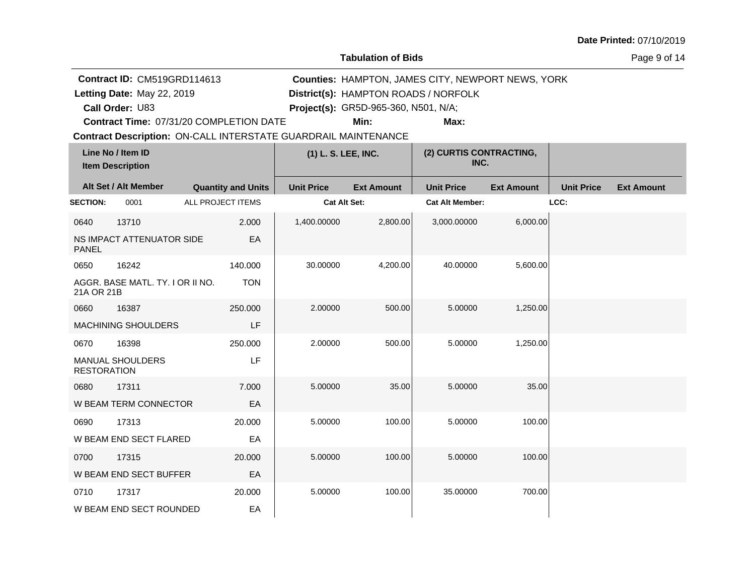Date Printed: 07/10/2019

**Tabulation of Bids**

**Contract ID:** CM519GRD114613
**Letting Date:** May 22, 2019
**Call Order:** U83
**Contract Time:** 07/31/20 COMPLETION DATE
**Contract Description:** ON-CALL INTERSTATE GUARDRAIL MAINTENANCE

**Counties:** HAMPTON, JAMES CITY, NEWPORT NEWS, YORK
**District(s):** HAMPTON ROADS / NORFOLK
**Project(s):** GR5D-965-360, N501, N/A;
**Min:**
**Max:**

| Line No / Item ID | Item Description | Quantity and Units | (1) L. S. LEE, INC. Unit Price | (1) L. S. LEE, INC. Ext Amount | (2) CURTIS CONTRACTING, INC. Unit Price | (2) CURTIS CONTRACTING, INC. Ext Amount | Unit Price | Ext Amount |
|---|---|---|---|---|---|---|---|---|
| **SECTION:** 0001 | ALL PROJECT ITEMS | | **Cat Alt Set:** | | **Cat Alt Member:** | | **LCC:** | |
| 0640 13710 | NS IMPACT ATTENUATOR SIDE PANEL | 2.000 EA | 1,400.00000 | 2,800.00 | 3,000.00000 | 6,000.00 | | |
| 0650 16242 | AGGR. BASE MATL. TY. I OR II NO. 21A OR 21B | 140.000 TON | 30.00000 | 4,200.00 | 40.00000 | 5,600.00 | | |
| 0660 16387 | MACHINING SHOULDERS | 250.000 LF | 2.00000 | 500.00 | 5.00000 | 1,250.00 | | |
| 0670 16398 | MANUAL SHOULDERS RESTORATION | 250.000 LF | 2.00000 | 500.00 | 5.00000 | 1,250.00 | | |
| 0680 17311 | W BEAM TERM CONNECTOR | 7.000 EA | 5.00000 | 35.00 | 5.00000 | 35.00 | | |
| 0690 17313 | W BEAM END SECT FLARED | 20.000 EA | 5.00000 | 100.00 | 5.00000 | 100.00 | | |
| 0700 17315 | W BEAM END SECT BUFFER | 20.000 EA | 5.00000 | 100.00 | 5.00000 | 100.00 | | |
| 0710 17317 | W BEAM END SECT ROUNDED | 20.000 EA | 5.00000 | 100.00 | 35.00000 | 700.00 | | |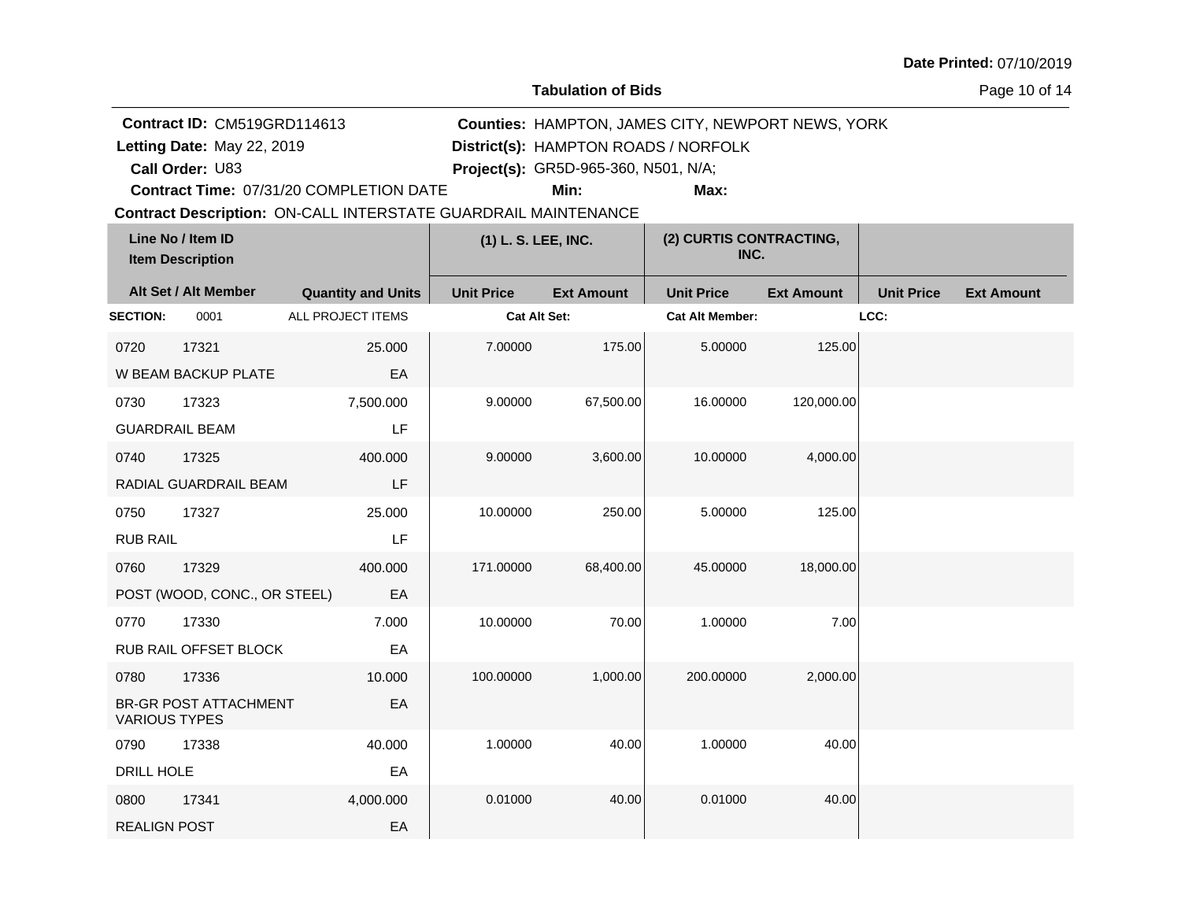**Date Printed:** 07/10/2019

**Tabulation of Bids**

**Contract ID:** CM519GRD114613
**Letting Date:** May 22, 2019
**Call Order:** U83
**Contract Time:** 07/31/20 COMPLETION DATE

**Counties:** HAMPTON, JAMES CITY, NEWPORT NEWS, YORK
**District(s):** HAMPTON ROADS / NORFOLK
**Project(s):** GR5D-965-360, N501, N/A;
**Min:** **Max:**

**Contract Description:** ON-CALL INTERSTATE GUARDRAIL MAINTENANCE

| Line No / Item ID<br>Item Description | | | (1) L. S. LEE, INC. | | (2) CURTIS CONTRACTING, INC. | | | |
|---|---|---|---|---|---|---|---|---|
| **Alt Set / Alt Member** | | **Quantity and Units** | **Unit Price** | **Ext Amount** | **Unit Price** | **Ext Amount** | **Unit Price** | **Ext Amount** |
| **SECTION:** | 0001 | ALL PROJECT ITEMS | **Cat Alt Set:** | | **Cat Alt Member:** | | **LCC:** | |
| 0720 | 17321 | 25.000 | 7.00000 | 175.00 | 5.00000 | 125.00 | | |
| W BEAM BACKUP PLATE | | EA | | | | | | |
| 0730 | 17323 | 7,500.000 | 9.00000 | 67,500.00 | 16.00000 | 120,000.00 | | |
| GUARDRAIL BEAM | | LF | | | | | | |
| 0740 | 17325 | 400.000 | 9.00000 | 3,600.00 | 10.00000 | 4,000.00 | | |
| RADIAL GUARDRAIL BEAM | | LF | | | | | | |
| 0750 | 17327 | 25.000 | 10.00000 | 250.00 | 5.00000 | 125.00 | | |
| RUB RAIL | | LF | | | | | | |
| 0760 | 17329 | 400.000 | 171.00000 | 68,400.00 | 45.00000 | 18,000.00 | | |
| POST (WOOD, CONC., OR STEEL) | | EA | | | | | | |
| 0770 | 17330 | 7.000 | 10.00000 | 70.00 | 1.00000 | 7.00 | | |
| RUB RAIL OFFSET BLOCK | | EA | | | | | | |
| 0780 | 17336 | 10.000 | 100.00000 | 1,000.00 | 200.00000 | 2,000.00 | | |
| BR-GR POST ATTACHMENT VARIOUS TYPES | | EA | | | | | | |
| 0790 | 17338 | 40.000 | 1.00000 | 40.00 | 1.00000 | 40.00 | | |
| DRILL HOLE | | EA | | | | | | |
| 0800 | 17341 | 4,000.000 | 0.01000 | 40.00 | 0.01000 | 40.00 | | |
| REALIGN POST | | EA | | | | | | |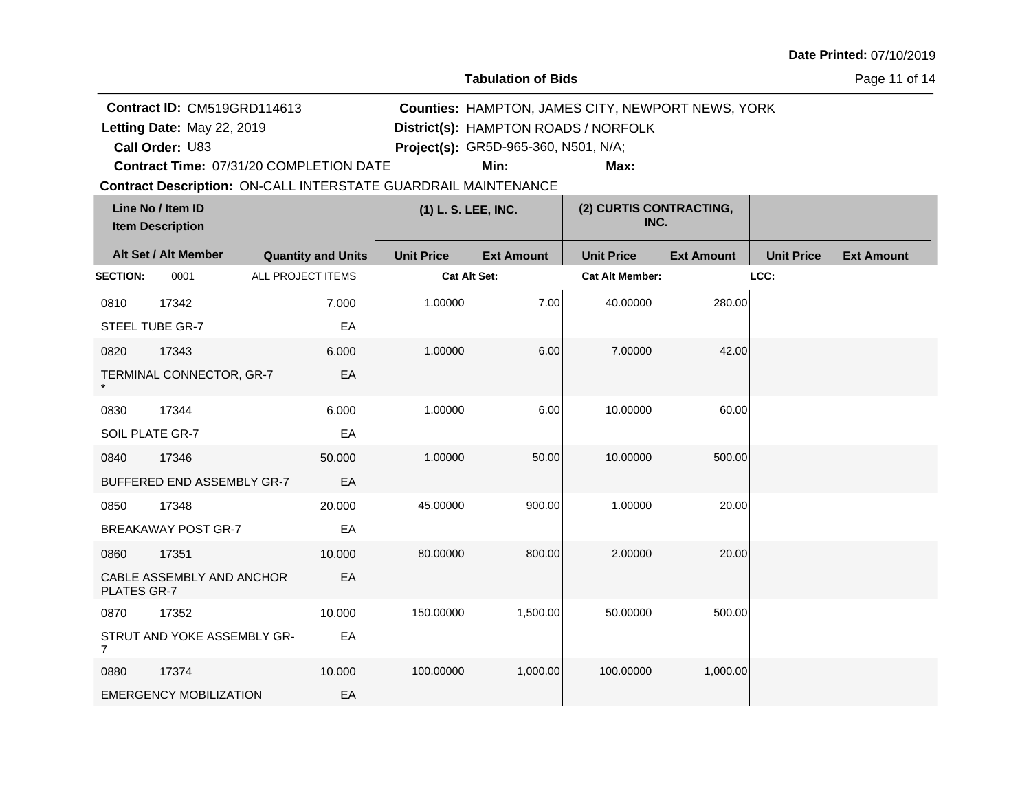**Date Printed:** 07/10/2019

**Tabulation of Bids**

**Contract ID:** CM519GRD114613
**Letting Date:** May 22, 2019
**Call Order:** U83
**Contract Time:** 07/31/20 COMPLETION DATE
**Contract Description:** ON-CALL INTERSTATE GUARDRAIL MAINTENANCE

**Counties:** HAMPTON, JAMES CITY, NEWPORT NEWS, YORK
**District(s):** HAMPTON ROADS / NORFOLK
**Project(s):** GR5D-965-360, N501, N/A;
**Min:** 
**Max:** 

| Line No / Item ID<br>Item Description<br>Alt Set / Alt Member | Quantity and Units | (1) L. S. LEE, INC.<br>Unit Price | (1) L. S. LEE, INC.<br>Ext Amount | (2) CURTIS CONTRACTING, INC.<br>Unit Price | (2) CURTIS CONTRACTING, INC.<br>Ext Amount | Unit Price | Ext Amount |
|---|---|---|---|---|---|---|---|
| **SECTION:** 0001 ALL PROJECT ITEMS | | **Cat Alt Set:** | | **Cat Alt Member:** | | **LCC:** | |
| 0810 17342<br>STEEL TUBE GR-7 | 7.000<br>EA | 1.00000 | 7.00 | 40.00000 | 280.00 | | |
| 0820 17343<br>TERMINAL CONNECTOR, GR-7 * | 6.000<br>EA | 1.00000 | 6.00 | 7.00000 | 42.00 | | |
| 0830 17344<br>SOIL PLATE GR-7 | 6.000<br>EA | 1.00000 | 6.00 | 10.00000 | 60.00 | | |
| 0840 17346<br>BUFFERED END ASSEMBLY GR-7 | 50.000<br>EA | 1.00000 | 50.00 | 10.00000 | 500.00 | | |
| 0850 17348<br>BREAKAWAY POST GR-7 | 20.000<br>EA | 45.00000 | 900.00 | 1.00000 | 20.00 | | |
| 0860 17351<br>CABLE ASSEMBLY AND ANCHOR PLATES GR-7 | 10.000<br>EA | 80.00000 | 800.00 | 2.00000 | 20.00 | | |
| 0870 17352<br>STRUT AND YOKE ASSEMBLY GR-7 | 10.000<br>EA | 150.00000 | 1,500.00 | 50.00000 | 500.00 | | |
| 0880 17374<br>EMERGENCY MOBILIZATION | 10.000<br>EA | 100.00000 | 1,000.00 | 100.00000 | 1,000.00 | | |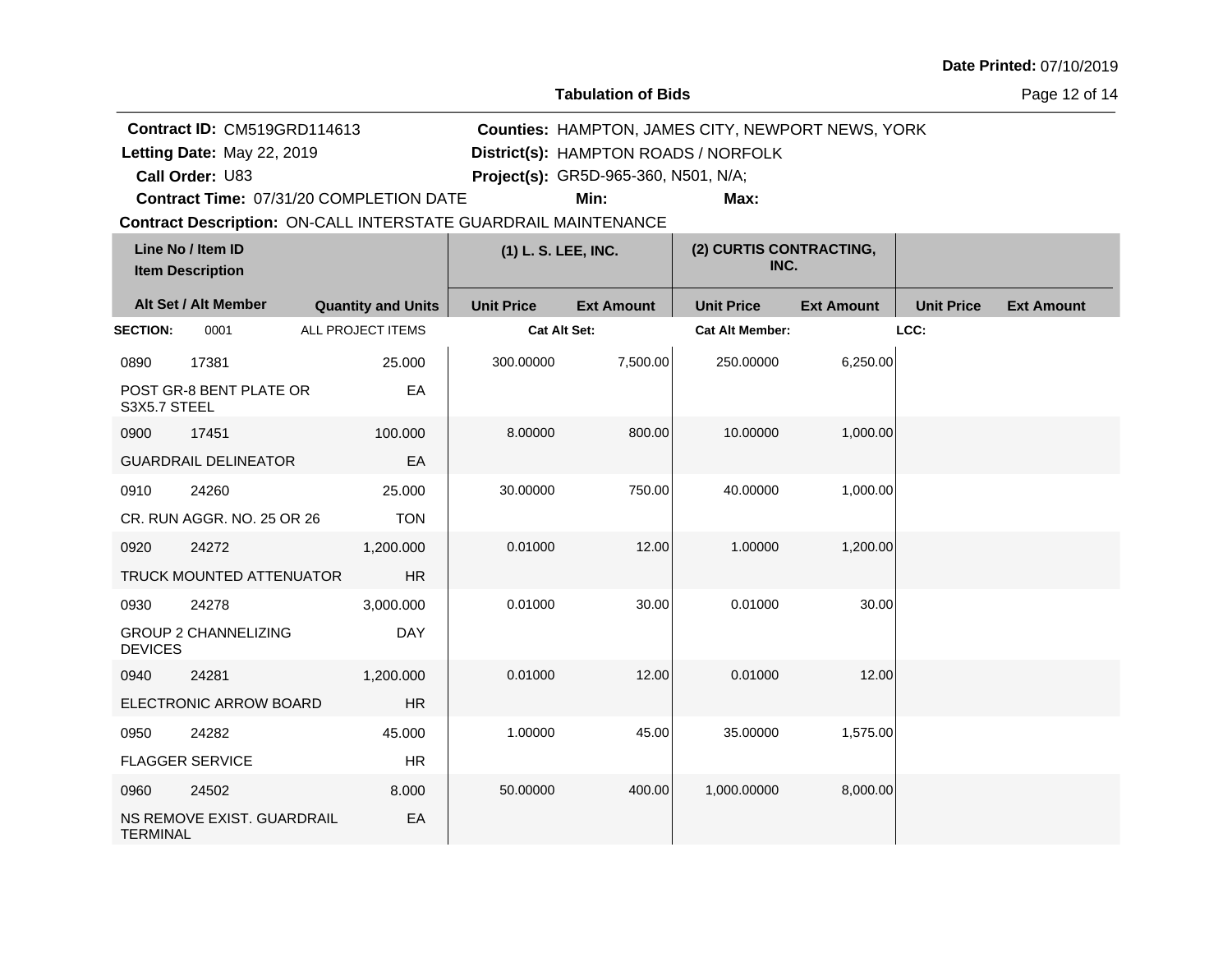Date Printed: 07/10/2019

**Tabulation of Bids**

**Contract ID:** CM519GRD114613
**Letting Date:** May 22, 2019
**Call Order:** U83
**Contract Time:** 07/31/20 COMPLETION DATE
**Counties:** HAMPTON, JAMES CITY, NEWPORT NEWS, YORK
**District(s):** HAMPTON ROADS / NORFOLK
**Project(s):** GR5D-965-360, N501, N/A;
**Min:**
**Max:**
**Contract Description:** ON-CALL INTERSTATE GUARDRAIL MAINTENANCE

| Line No / Item ID / Item Description | | Quantity and Units | (1) L. S. LEE, INC. | | (2) CURTIS CONTRACTING, INC. | | | |
|---|---|---|---|---|---|---|---|---|
| Alt Set / Alt Member | | | Unit Price | Ext Amount | Unit Price | Ext Amount | Unit Price | Ext Amount |
| **SECTION:** | 0001 | ALL PROJECT ITEMS | Cat Alt Set: | | Cat Alt Member: | | LCC: | |
| 0890 | 17381 | 25.000 | 300.00000 | 7,500.00 | 250.00000 | 6,250.00 | | |
| POST GR-8 BENT PLATE OR S3X5.7 STEEL | | EA | | | | | | |
| 0900 | 17451 | 100.000 | 8.00000 | 800.00 | 10.00000 | 1,000.00 | | |
| GUARDRAIL DELINEATOR | | EA | | | | | | |
| 0910 | 24260 | 25.000 | 30.00000 | 750.00 | 40.00000 | 1,000.00 | | |
| CR. RUN AGGR. NO. 25 OR 26 | | TON | | | | | | |
| 0920 | 24272 | 1,200.000 | 0.01000 | 12.00 | 1.00000 | 1,200.00 | | |
| TRUCK MOUNTED ATTENUATOR | | HR | | | | | | |
| 0930 | 24278 | 3,000.000 | 0.01000 | 30.00 | 0.01000 | 30.00 | | |
| GROUP 2 CHANNELIZING DEVICES | | DAY | | | | | | |
| 0940 | 24281 | 1,200.000 | 0.01000 | 12.00 | 0.01000 | 12.00 | | |
| ELECTRONIC ARROW BOARD | | HR | | | | | | |
| 0950 | 24282 | 45.000 | 1.00000 | 45.00 | 35.00000 | 1,575.00 | | |
| FLAGGER SERVICE | | HR | | | | | | |
| 0960 | 24502 | 8.000 | 50.00000 | 400.00 | 1,000.00000 | 8,000.00 | | |
| NS REMOVE EXIST. GUARDRAIL TERMINAL | | EA | | | | | | |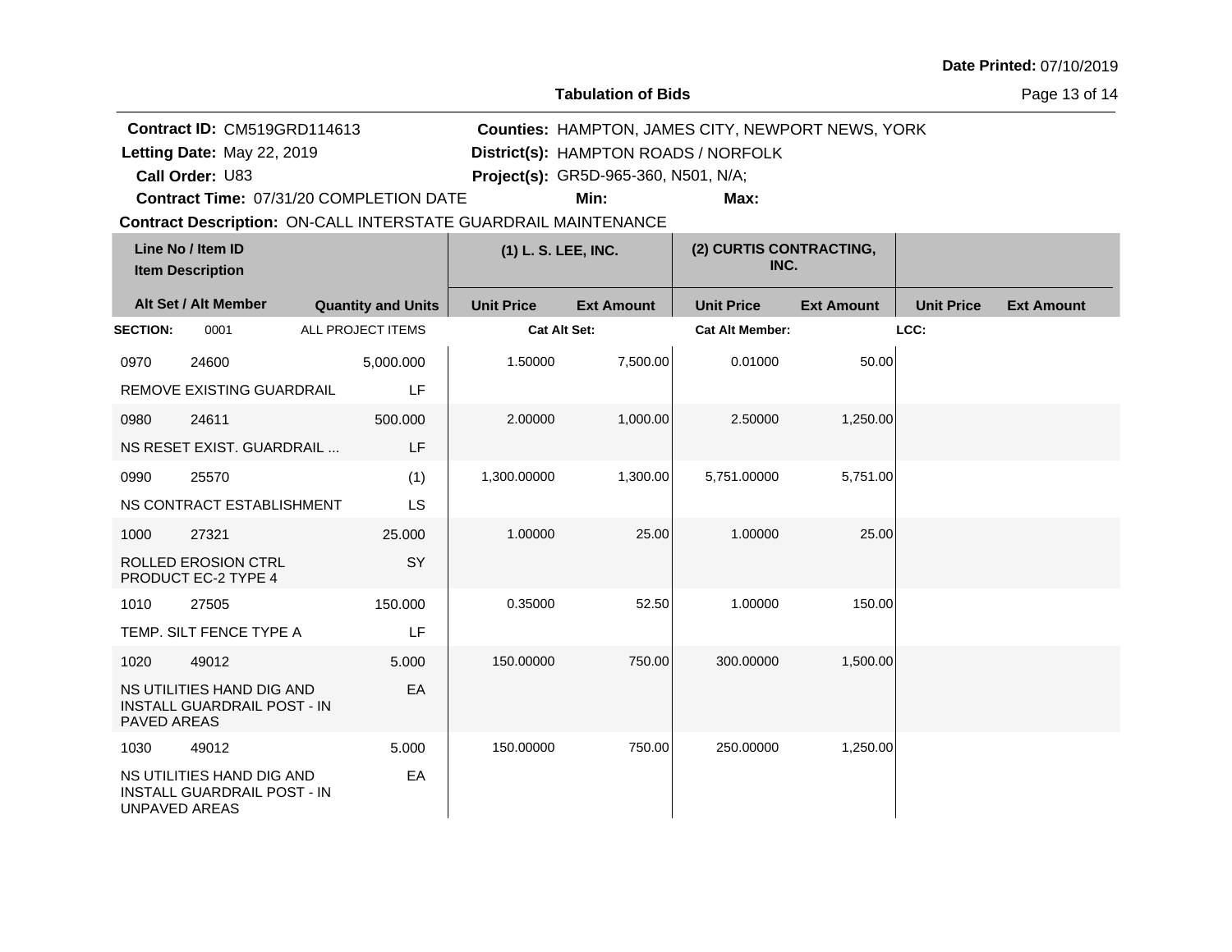**Date Printed:** 07/10/2019

**Tabulation of Bids**

**Contract ID:** CM519GRD114613
**Letting Date:** May 22, 2019
**Call Order:** U83
**Contract Time:** 07/31/20 COMPLETION DATE
**Contract Description:** ON-CALL INTERSTATE GUARDRAIL MAINTENANCE

**Counties:** HAMPTON, JAMES CITY, NEWPORT NEWS, YORK
**District(s):** HAMPTON ROADS / NORFOLK
**Project(s):** GR5D-965-360, N501, N/A;
**Min:** **Max:**

| Line No / Item ID / Item Description | | Quantity and Units | (1) L. S. LEE, INC. Unit Price | (1) L. S. LEE, INC. Ext Amount | (2) CURTIS CONTRACTING, INC. Unit Price | (2) CURTIS CONTRACTING, INC. Ext Amount | Unit Price | Ext Amount |
|---|---|---|---|---|---|---|---|---|
| **SECTION:** 0001 | ALL PROJECT ITEMS | | **Cat Alt Set:** | | **Cat Alt Member:** | | **LCC:** | |
| 0970 | 24600 | 5,000.000 | 1.50000 | 7,500.00 | 0.01000 | 50.00 | | |
| REMOVE EXISTING GUARDRAIL | | LF | | | | | | |
| 0980 | 24611 | 500.000 | 2.00000 | 1,000.00 | 2.50000 | 1,250.00 | | |
| NS RESET EXIST. GUARDRAIL ... | | LF | | | | | | |
| 0990 | 25570 | (1) | 1,300.00000 | 1,300.00 | 5,751.00000 | 5,751.00 | | |
| NS CONTRACT ESTABLISHMENT | | LS | | | | | | |
| 1000 | 27321 | 25.000 | 1.00000 | 25.00 | 1.00000 | 25.00 | | |
| ROLLED EROSION CTRL PRODUCT EC-2 TYPE 4 | | SY | | | | | | |
| 1010 | 27505 | 150.000 | 0.35000 | 52.50 | 1.00000 | 150.00 | | |
| TEMP. SILT FENCE TYPE A | | LF | | | | | | |
| 1020 | 49012 | 5.000 | 150.00000 | 750.00 | 300.00000 | 1,500.00 | | |
| NS UTILITIES HAND DIG AND INSTALL GUARDRAIL POST - IN PAVED AREAS | | EA | | | | | | |
| 1030 | 49012 | 5.000 | 150.00000 | 750.00 | 250.00000 | 1,250.00 | | |
| NS UTILITIES HAND DIG AND INSTALL GUARDRAIL POST - IN UNPAVED AREAS | | EA | | | | | | |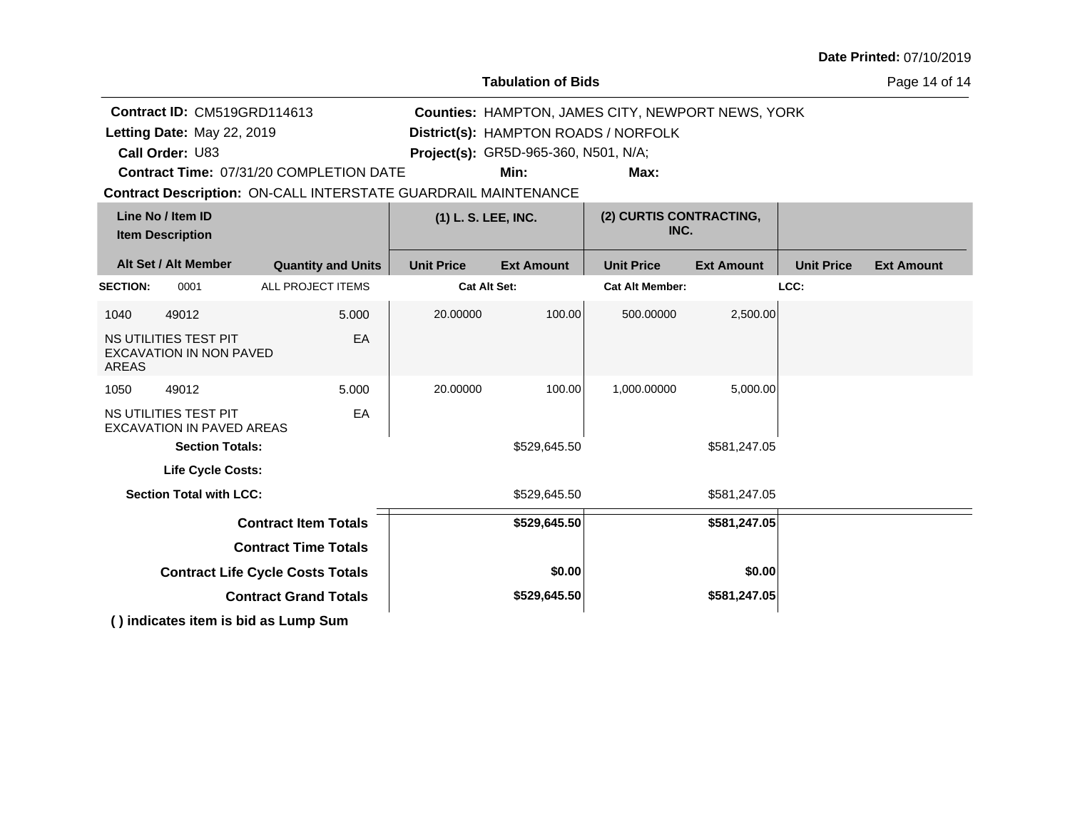Date Printed: 07/10/2019

**Tabulation of Bids**

**Contract ID:** CM519GRD114613
**Letting Date:** May 22, 2019
**Call Order:** U83
**Contract Time:** 07/31/20 COMPLETION DATE
**Contract Description:** ON-CALL INTERSTATE GUARDRAIL MAINTENANCE

**Counties:** HAMPTON, JAMES CITY, NEWPORT NEWS, YORK
**District(s):** HAMPTON ROADS / NORFOLK
**Project(s):** GR5D-965-360, N501, N/A;
**Min:**
**Max:**

| Line No / Item ID / Item Description | Alt Set / Alt Member | Quantity and Units | (1) L. S. LEE, INC. Unit Price | (1) L. S. LEE, INC. Ext Amount | (2) CURTIS CONTRACTING, INC. Unit Price | (2) CURTIS CONTRACTING, INC. Ext Amount | Unit Price | Ext Amount |
|---|---|---|---|---|---|---|---|---|
| **SECTION:** 0001 | | ALL PROJECT ITEMS | **Cat Alt Set:** | | **Cat Alt Member:** | | **LCC:** | |
| 1040 49012 NS UTILITIES TEST PIT EXCAVATION IN NON PAVED AREAS | | 5.000 EA | 20.00000 | 100.00 | 500.00000 | 2,500.00 | | |
| 1050 49012 NS UTILITIES TEST PIT EXCAVATION IN PAVED AREAS | | 5.000 EA | 20.00000 | 100.00 | 1,000.00000 | 5,000.00 | | |
| **Section Totals:** | | | | $529,645.50 | | $581,247.05 | | |
| **Life Cycle Costs:** | | | | | | | | |
| **Section Total with LCC:** | | | | $529,645.50 | | $581,247.05 | | |
| **Contract Item Totals** | | | | **$529,645.50** | | **$581,247.05** | | |
| **Contract Time Totals** | | | | | | | | |
| **Contract Life Cycle Costs Totals** | | | | **$0.00** | | **$0.00** | | |
| **Contract Grand Totals** | | | | **$529,645.50** | | **$581,247.05** | | |

**( ) indicates item is bid as Lump Sum**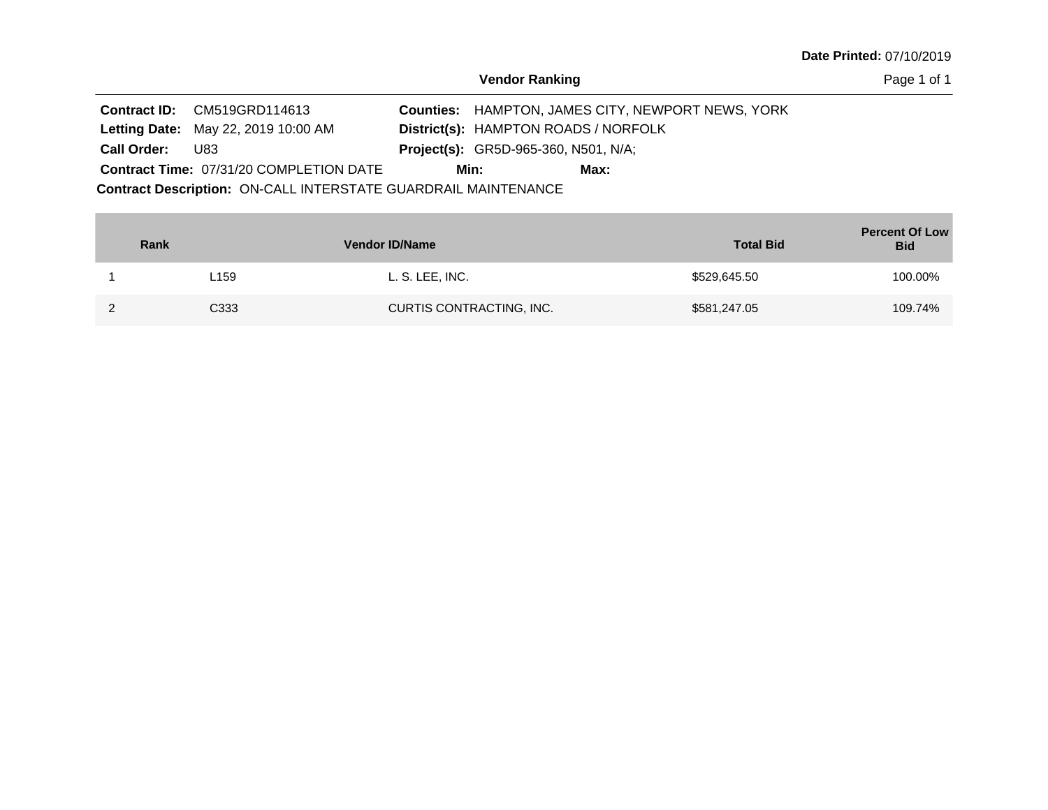**Date Printed:** 07/10/2019

## Vendor Ranking

**Contract ID:** CM519GRD114613
**Letting Date:** May 22, 2019 10:00 AM
**Call Order:** U83
**Contract Time:** 07/31/20 COMPLETION DATE

**Counties:** HAMPTON, JAMES CITY, NEWPORT NEWS, YORK
**District(s):** HAMPTON ROADS / NORFOLK
**Project(s):** GR5D-965-360, N501, N/A;
**Min:** **Max:**

**Contract Description:** ON-CALL INTERSTATE GUARDRAIL MAINTENANCE

| Rank | Vendor ID | Vendor Name | Total Bid | Percent Of Low Bid |
|---|---|---|---|---|
| 1 | L159 | L. S. LEE, INC. | $529,645.50 | 100.00% |
| 2 | C333 | CURTIS CONTRACTING, INC. | $581,247.05 | 109.74% |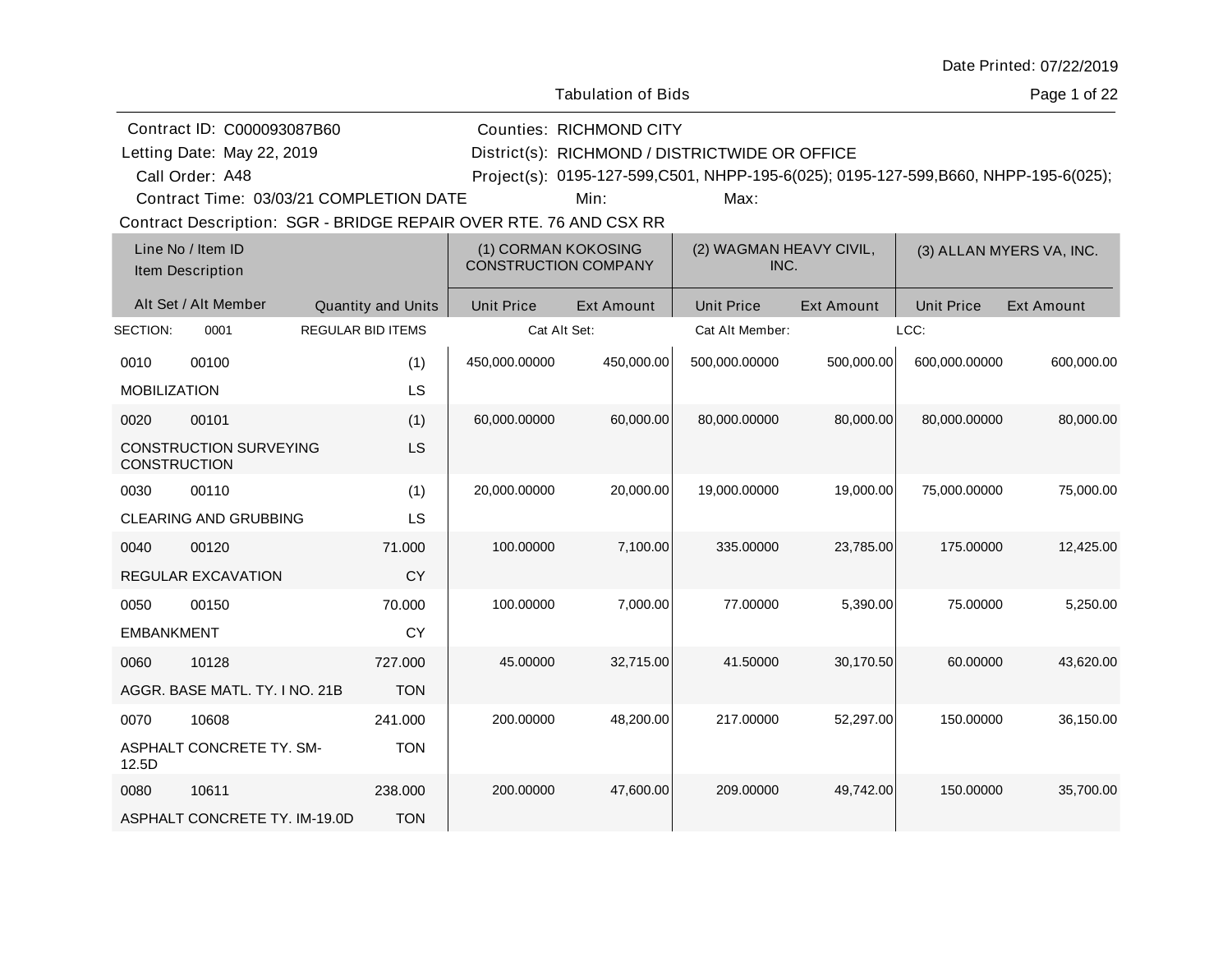Date Printed: 07/22/2019

Tabulation of Bids

Contract ID: C000093087B60
Letting Date: May 22, 2019
Call Order: A48
Contract Time: 03/03/21 COMPLETION DATE

Counties: RICHMOND CITY
District(s): RICHMOND / DISTRICTWIDE OR OFFICE
Project(s): 0195-127-599,C501, NHPP-195-6(025); 0195-127-599,B660, NHPP-195-6(025);
Min:
Max:

Contract Description: SGR - BRIDGE REPAIR OVER RTE. 76 AND CSX RR

| Line No / Item ID | Item Description | Quantity and Units | (1) CORMAN KOKOSING CONSTRUCTION COMPANY | | (2) WAGMAN HEAVY CIVIL, INC. | | (3) ALLAN MYERS VA, INC. | |
|---|---|---|---|---|---|---|---|---|
| Alt Set / Alt Member | | | Unit Price | Ext Amount | Unit Price | Ext Amount | Unit Price | Ext Amount |
| SECTION: 0001 | REGULAR BID ITEMS | | Cat Alt Set: | | Cat Alt Member: | | LCC: | |
| 0010 00100 | MOBILIZATION | (1) LS | 450,000.00000 | 450,000.00 | 500,000.00000 | 500,000.00 | 600,000.00000 | 600,000.00 |
| 0020 00101 | CONSTRUCTION SURVEYING CONSTRUCTION | (1) LS | 60,000.00000 | 60,000.00 | 80,000.00000 | 80,000.00 | 80,000.00000 | 80,000.00 |
| 0030 00110 | CLEARING AND GRUBBING | (1) LS | 20,000.00000 | 20,000.00 | 19,000.00000 | 19,000.00 | 75,000.00000 | 75,000.00 |
| 0040 00120 | REGULAR EXCAVATION | 71.000 CY | 100.00000 | 7,100.00 | 335.00000 | 23,785.00 | 175.00000 | 12,425.00 |
| 0050 00150 | EMBANKMENT | 70.000 CY | 100.00000 | 7,000.00 | 77.00000 | 5,390.00 | 75.00000 | 5,250.00 |
| 0060 10128 | AGGR. BASE MATL. TY. I NO. 21B | 727.000 TON | 45.00000 | 32,715.00 | 41.50000 | 30,170.50 | 60.00000 | 43,620.00 |
| 0070 10608 | ASPHALT CONCRETE TY. SM-12.5D | 241.000 TON | 200.00000 | 48,200.00 | 217.00000 | 52,297.00 | 150.00000 | 36,150.00 |
| 0080 10611 | ASPHALT CONCRETE TY. IM-19.0D | 238.000 TON | 200.00000 | 47,600.00 | 209.00000 | 49,742.00 | 150.00000 | 35,700.00 |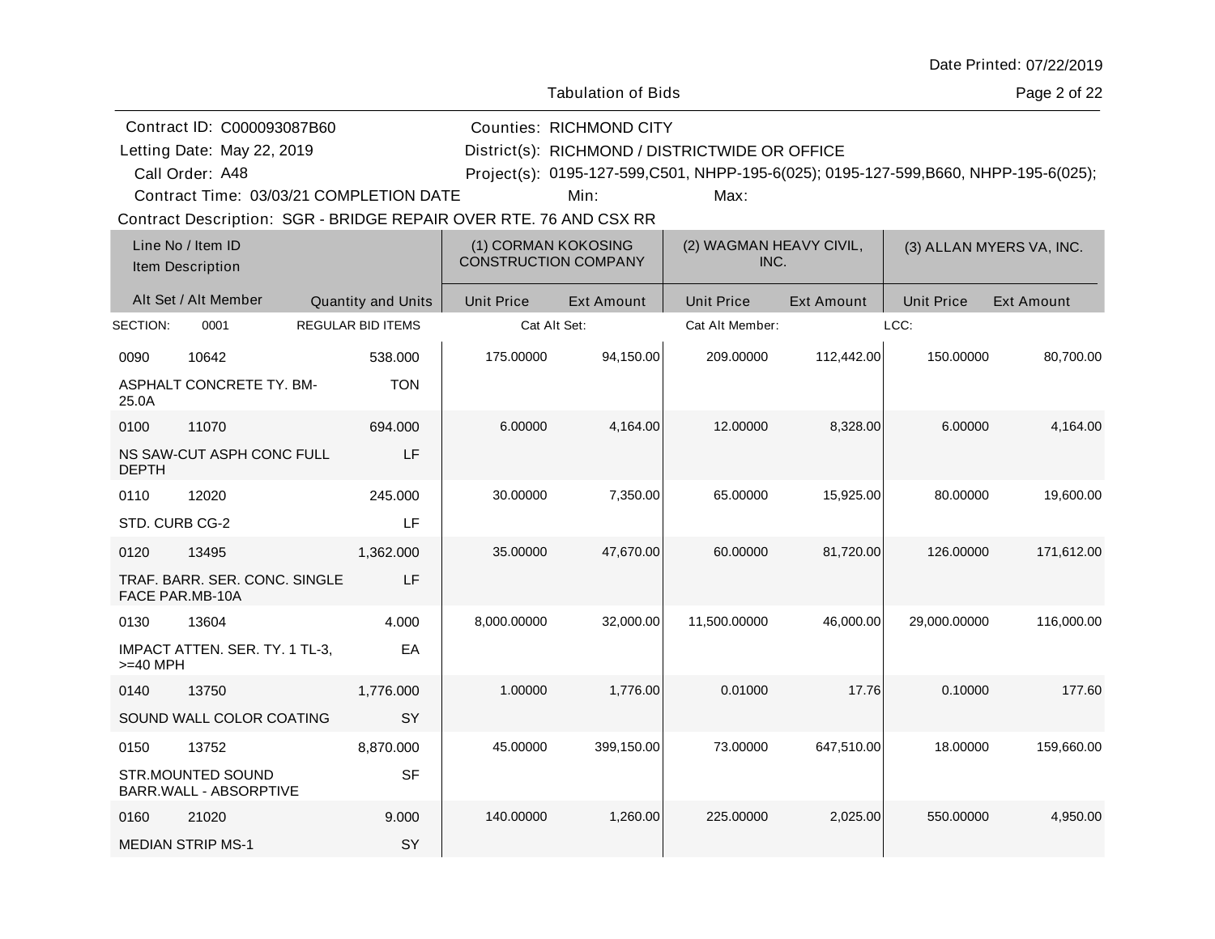Date Printed: 07/22/2019

Tabulation of Bids

Contract ID: C000093087B60
Letting Date: May 22, 2019
Call Order: A48
Contract Time: 03/03/21 COMPLETION DATE

Counties: RICHMOND CITY
District(s): RICHMOND / DISTRICTWIDE OR OFFICE
Project(s): 0195-127-599,C501, NHPP-195-6(025); 0195-127-599,B660, NHPP-195-6(025);
Min:
Max:

Contract Description: SGR - BRIDGE REPAIR OVER RTE. 76 AND CSX RR

| Line No / Item ID | Item Description | Alt Set / Alt Member | Quantity and Units | (1) CORMAN KOKOSING CONSTRUCTION COMPANY Unit Price | (1) Ext Amount | (2) WAGMAN HEAVY CIVIL, INC. Unit Price | (2) Ext Amount | (3) ALLAN MYERS VA, INC. Unit Price | (3) Ext Amount |
|---|---|---|---|---|---|---|---|---|---|
| SECTION: 0001 | REGULAR BID ITEMS | | | Cat Alt Set: | | Cat Alt Member: | | LCC: | |
| 0090 10642 | ASPHALT CONCRETE TY. BM-25.0A | | 538.000 TON | 175.00000 | 94,150.00 | 209.00000 | 112,442.00 | 150.00000 | 80,700.00 |
| 0100 11070 | NS SAW-CUT ASPH CONC FULL DEPTH | | 694.000 LF | 6.00000 | 4,164.00 | 12.00000 | 8,328.00 | 6.00000 | 4,164.00 |
| 0110 12020 | STD. CURB CG-2 | | 245.000 LF | 30.00000 | 7,350.00 | 65.00000 | 15,925.00 | 80.00000 | 19,600.00 |
| 0120 13495 | TRAF. BARR. SER. CONC. SINGLE FACE PAR.MB-10A | | 1,362.000 LF | 35.00000 | 47,670.00 | 60.00000 | 81,720.00 | 126.00000 | 171,612.00 |
| 0130 13604 | IMPACT ATTEN. SER. TY. 1 TL-3, >=40 MPH | | 4.000 EA | 8,000.00000 | 32,000.00 | 11,500.00000 | 46,000.00 | 29,000.00000 | 116,000.00 |
| 0140 13750 | SOUND WALL COLOR COATING | | 1,776.000 SY | 1.00000 | 1,776.00 | 0.01000 | 17.76 | 0.10000 | 177.60 |
| 0150 13752 | STR.MOUNTED SOUND BARR.WALL - ABSORPTIVE | | 8,870.000 SF | 45.00000 | 399,150.00 | 73.00000 | 647,510.00 | 18.00000 | 159,660.00 |
| 0160 21020 | MEDIAN STRIP MS-1 | | 9.000 SY | 140.00000 | 1,260.00 | 225.00000 | 2,025.00 | 550.00000 | 4,950.00 |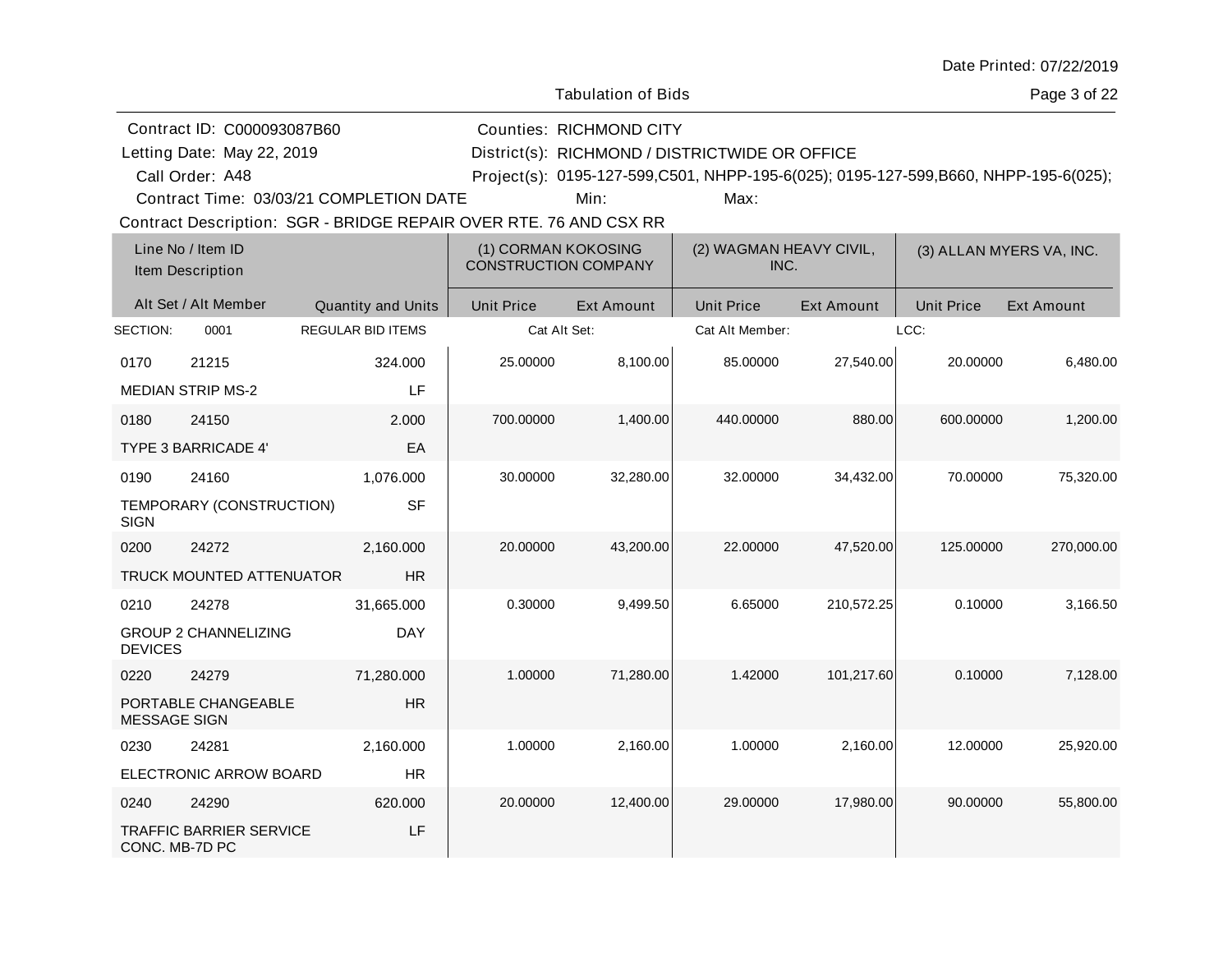Date Printed: 07/22/2019

Tabulation of Bids

Contract ID: C000093087B60
Letting Date: May 22, 2019
Call Order: A48
Contract Time: 03/03/21 COMPLETION DATE

Counties: RICHMOND CITY
District(s): RICHMOND / DISTRICTWIDE OR OFFICE
Project(s): 0195-127-599,C501, NHPP-195-6(025); 0195-127-599,B660, NHPP-195-6(025);
Min:
Max:

Contract Description: SGR - BRIDGE REPAIR OVER RTE. 76 AND CSX RR

| Line No / Item ID / Item Description | Alt Set / Alt Member | Quantity and Units | (1) CORMAN KOKOSING CONSTRUCTION COMPANY Unit Price | (1) Ext Amount | (2) WAGMAN HEAVY CIVIL, INC. Unit Price | (2) Ext Amount | (3) ALLAN MYERS VA, INC. Unit Price | (3) Ext Amount |
|---|---|---|---|---|---|---|---|---|
| SECTION: 0001 | REGULAR BID ITEMS | | Cat Alt Set: | | Cat Alt Member: | | LCC: | |
| 0170 21215 MEDIAN STRIP MS-2 | | 324.000 LF | 25.00000 | 8,100.00 | 85.00000 | 27,540.00 | 20.00000 | 6,480.00 |
| 0180 24150 TYPE 3 BARRICADE 4' | | 2.000 EA | 700.00000 | 1,400.00 | 440.00000 | 880.00 | 600.00000 | 1,200.00 |
| 0190 24160 TEMPORARY (CONSTRUCTION) SIGN | | 1,076.000 SF | 30.00000 | 32,280.00 | 32.00000 | 34,432.00 | 70.00000 | 75,320.00 |
| 0200 24272 TRUCK MOUNTED ATTENUATOR | | 2,160.000 HR | 20.00000 | 43,200.00 | 22.00000 | 47,520.00 | 125.00000 | 270,000.00 |
| 0210 24278 GROUP 2 CHANNELIZING DEVICES | | 31,665.000 DAY | 0.30000 | 9,499.50 | 6.65000 | 210,572.25 | 0.10000 | 3,166.50 |
| 0220 24279 PORTABLE CHANGEABLE MESSAGE SIGN | | 71,280.000 HR | 1.00000 | 71,280.00 | 1.42000 | 101,217.60 | 0.10000 | 7,128.00 |
| 0230 24281 ELECTRONIC ARROW BOARD | | 2,160.000 HR | 1.00000 | 2,160.00 | 1.00000 | 2,160.00 | 12.00000 | 25,920.00 |
| 0240 24290 TRAFFIC BARRIER SERVICE CONC. MB-7D PC | | 620.000 LF | 20.00000 | 12,400.00 | 29.00000 | 17,980.00 | 90.00000 | 55,800.00 |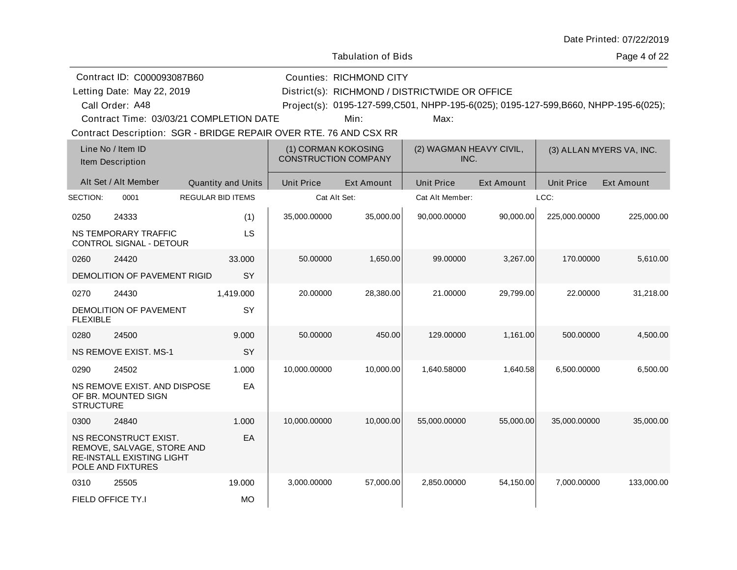Date Printed: 07/22/2019

Tabulation of Bids

Contract ID: C000093087B60
Letting Date: May 22, 2019
Call Order: A48
Contract Time: 03/03/21 COMPLETION DATE

Counties: RICHMOND CITY
District(s): RICHMOND / DISTRICTWIDE OR OFFICE
Project(s): 0195-127-599,C501, NHPP-195-6(025); 0195-127-599,B660, NHPP-195-6(025);
Min:
Max:

Contract Description: SGR - BRIDGE REPAIR OVER RTE. 76 AND CSX RR

| Line No / Item ID | Item Description | Quantity and Units | (1) CORMAN KOKOSING CONSTRUCTION COMPANY Unit Price | (1) Ext Amount | (2) WAGMAN HEAVY CIVIL, INC. Unit Price | (2) Ext Amount | (3) ALLAN MYERS VA, INC. Unit Price | (3) Ext Amount |
|---|---|---|---|---|---|---|---|---|
| SECTION: 0001 | REGULAR BID ITEMS | | Cat Alt Set: | | Cat Alt Member: | | LCC: | |
| 0250 24333 | NS TEMPORARY TRAFFIC CONTROL SIGNAL - DETOUR | (1) LS | 35,000.00000 | 35,000.00 | 90,000.00000 | 90,000.00 | 225,000.00000 | 225,000.00 |
| 0260 24420 | DEMOLITION OF PAVEMENT RIGID | 33.000 SY | 50.00000 | 1,650.00 | 99.00000 | 3,267.00 | 170.00000 | 5,610.00 |
| 0270 24430 | DEMOLITION OF PAVEMENT FLEXIBLE | 1,419.000 SY | 20.00000 | 28,380.00 | 21.00000 | 29,799.00 | 22.00000 | 31,218.00 |
| 0280 24500 | NS REMOVE EXIST. MS-1 | 9.000 SY | 50.00000 | 450.00 | 129.00000 | 1,161.00 | 500.00000 | 4,500.00 |
| 0290 24502 | NS REMOVE EXIST. AND DISPOSE OF BR. MOUNTED SIGN STRUCTURE | 1.000 EA | 10,000.00000 | 10,000.00 | 1,640.58000 | 1,640.58 | 6,500.00000 | 6,500.00 |
| 0300 24840 | NS RECONSTRUCT EXIST. REMOVE, SALVAGE, STORE AND RE-INSTALL EXISTING LIGHT POLE AND FIXTURES | 1.000 EA | 10,000.00000 | 10,000.00 | 55,000.00000 | 55,000.00 | 35,000.00000 | 35,000.00 |
| 0310 25505 | FIELD OFFICE TY.I | 19.000 MO | 3,000.00000 | 57,000.00 | 2,850.00000 | 54,150.00 | 7,000.00000 | 133,000.00 |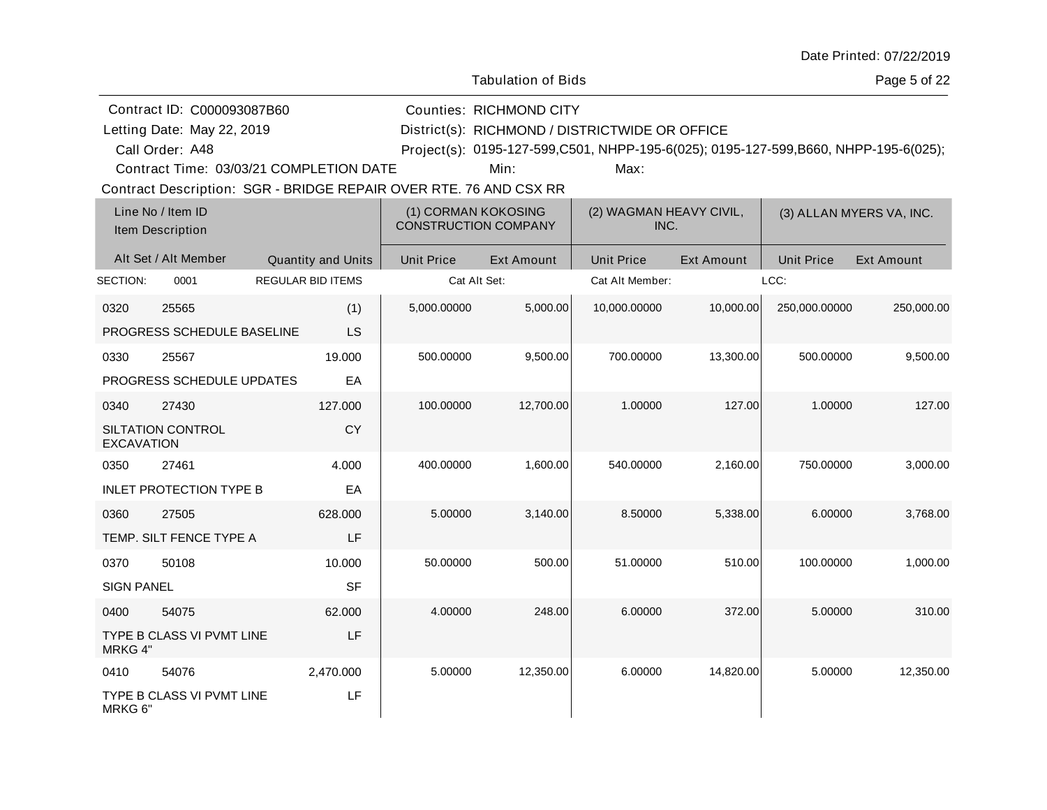Date Printed: 07/22/2019

Tabulation of Bids

Contract ID: C000093087B60
Letting Date: May 22, 2019
Call Order: A48
Contract Time: 03/03/21 COMPLETION DATE

Counties: RICHMOND CITY
District(s): RICHMOND / DISTRICTWIDE OR OFFICE
Project(s): 0195-127-599,C501, NHPP-195-6(025); 0195-127-599,B660, NHPP-195-6(025);
Min:
Max:

Contract Description: SGR - BRIDGE REPAIR OVER RTE. 76 AND CSX RR

| Line No / Item ID / Item Description | | Alt Set / Alt Member | Quantity and Units | (1) CORMAN KOKOSING CONSTRUCTION COMPANY Unit Price | (1) Ext Amount | (2) WAGMAN HEAVY CIVIL, INC. Unit Price | (2) Ext Amount | (3) ALLAN MYERS VA, INC. Unit Price | (3) Ext Amount |
|---|---|---|---|---|---|---|---|---|---|
| SECTION: 0001 | REGULAR BID ITEMS | | | Cat Alt Set: | | Cat Alt Member: | | LCC: | |
| 0320 | 25565 | | (1) | 5,000.00000 | 5,000.00 | 10,000.00000 | 10,000.00 | 250,000.00000 | 250,000.00 |
| PROGRESS SCHEDULE BASELINE | | | LS | | | | | | |
| 0330 | 25567 | | 19.000 | 500.00000 | 9,500.00 | 700.00000 | 13,300.00 | 500.00000 | 9,500.00 |
| PROGRESS SCHEDULE UPDATES | | | EA | | | | | | |
| 0340 | 27430 | | 127.000 | 100.00000 | 12,700.00 | 1.00000 | 127.00 | 1.00000 | 127.00 |
| SILTATION CONTROL EXCAVATION | | | CY | | | | | | |
| 0350 | 27461 | | 4.000 | 400.00000 | 1,600.00 | 540.00000 | 2,160.00 | 750.00000 | 3,000.00 |
| INLET PROTECTION TYPE B | | | EA | | | | | | |
| 0360 | 27505 | | 628.000 | 5.00000 | 3,140.00 | 8.50000 | 5,338.00 | 6.00000 | 3,768.00 |
| TEMP. SILT FENCE TYPE A | | | LF | | | | | | |
| 0370 | 50108 | | 10.000 | 50.00000 | 500.00 | 51.00000 | 510.00 | 100.00000 | 1,000.00 |
| SIGN PANEL | | | SF | | | | | | |
| 0400 | 54075 | | 62.000 | 4.00000 | 248.00 | 6.00000 | 372.00 | 5.00000 | 310.00 |
| TYPE B CLASS VI PVMT LINE MRKG 4" | | | LF | | | | | | |
| 0410 | 54076 | | 2,470.000 | 5.00000 | 12,350.00 | 6.00000 | 14,820.00 | 5.00000 | 12,350.00 |
| TYPE B CLASS VI PVMT LINE MRKG 6" | | | LF | | | | | | |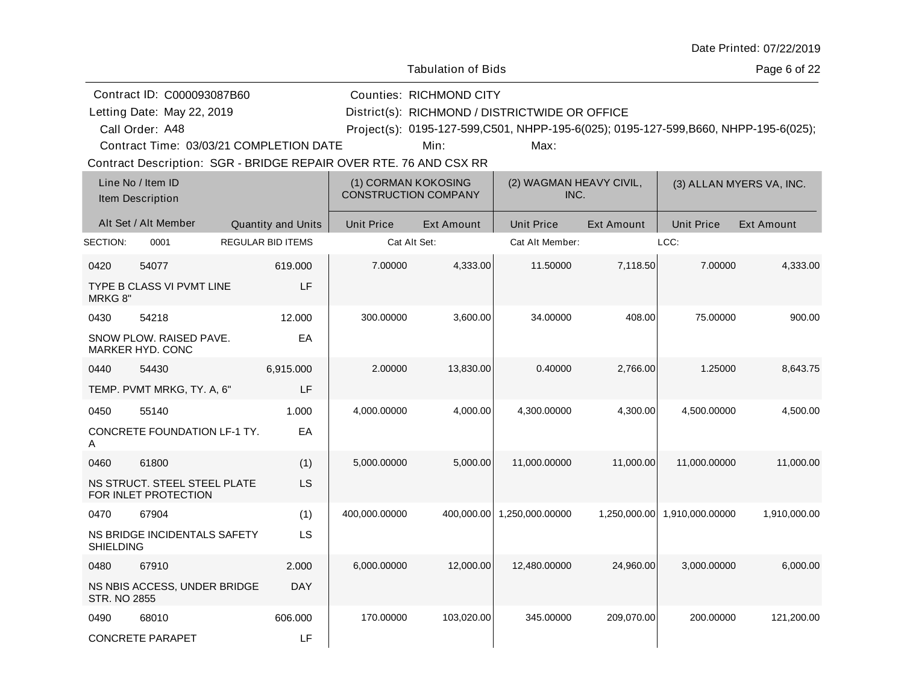Date Printed: 07/22/2019

Tabulation of Bids

| | |
|---|---|
| Contract ID: C000093087B60 | Counties: RICHMOND CITY |
| Letting Date: May 22, 2019 | District(s): RICHMOND / DISTRICTWIDE OR OFFICE |
| Call Order: A48 | Project(s): 0195-127-599,C501, NHPP-195-6(025); 0195-127-599,B660, NHPP-195-6(025); |
| Contract Time: 03/03/21 COMPLETION DATE | Min: Max: |

Contract Description: SGR - BRIDGE REPAIR OVER RTE. 76 AND CSX RR

| Line No / Item ID / Item Description / Alt Set / Alt Member | Quantity and Units | (1) CORMAN KOKOSING CONSTRUCTION COMPANY Unit Price | (1) Ext Amount | (2) WAGMAN HEAVY CIVIL, INC. Unit Price | (2) Ext Amount | (3) ALLAN MYERS VA, INC. Unit Price | (3) Ext Amount |
|---|---|---|---|---|---|---|---|
| SECTION: 0001 REGULAR BID ITEMS | | Cat Alt Set: | | Cat Alt Member: | | LCC: | |
| 0420 54077 TYPE B CLASS VI PVMT LINE MRKG 8" | 619.000 LF | 7.00000 | 4,333.00 | 11.50000 | 7,118.50 | 7.00000 | 4,333.00 |
| 0430 54218 SNOW PLOW. RAISED PAVE. MARKER HYD. CONC | 12.000 EA | 300.00000 | 3,600.00 | 34.00000 | 408.00 | 75.00000 | 900.00 |
| 0440 54430 TEMP. PVMT MRKG, TY. A, 6" | 6,915.000 LF | 2.00000 | 13,830.00 | 0.40000 | 2,766.00 | 1.25000 | 8,643.75 |
| 0450 55140 CONCRETE FOUNDATION LF-1 TY. A | 1.000 EA | 4,000.00000 | 4,000.00 | 4,300.00000 | 4,300.00 | 4,500.00000 | 4,500.00 |
| 0460 61800 NS STRUCT. STEEL STEEL PLATE FOR INLET PROTECTION | (1) LS | 5,000.00000 | 5,000.00 | 11,000.00000 | 11,000.00 | 11,000.00000 | 11,000.00 |
| 0470 67904 NS BRIDGE INCIDENTALS SAFETY SHIELDING | (1) LS | 400,000.00000 | 400,000.00 | 1,250,000.00000 | 1,250,000.00 | 1,910,000.00000 | 1,910,000.00 |
| 0480 67910 NS NBIS ACCESS, UNDER BRIDGE STR. NO 2855 | 2.000 DAY | 6,000.00000 | 12,000.00 | 12,480.00000 | 24,960.00 | 3,000.00000 | 6,000.00 |
| 0490 68010 CONCRETE PARAPET | 606.000 LF | 170.00000 | 103,020.00 | 345.00000 | 209,070.00 | 200.00000 | 121,200.00 |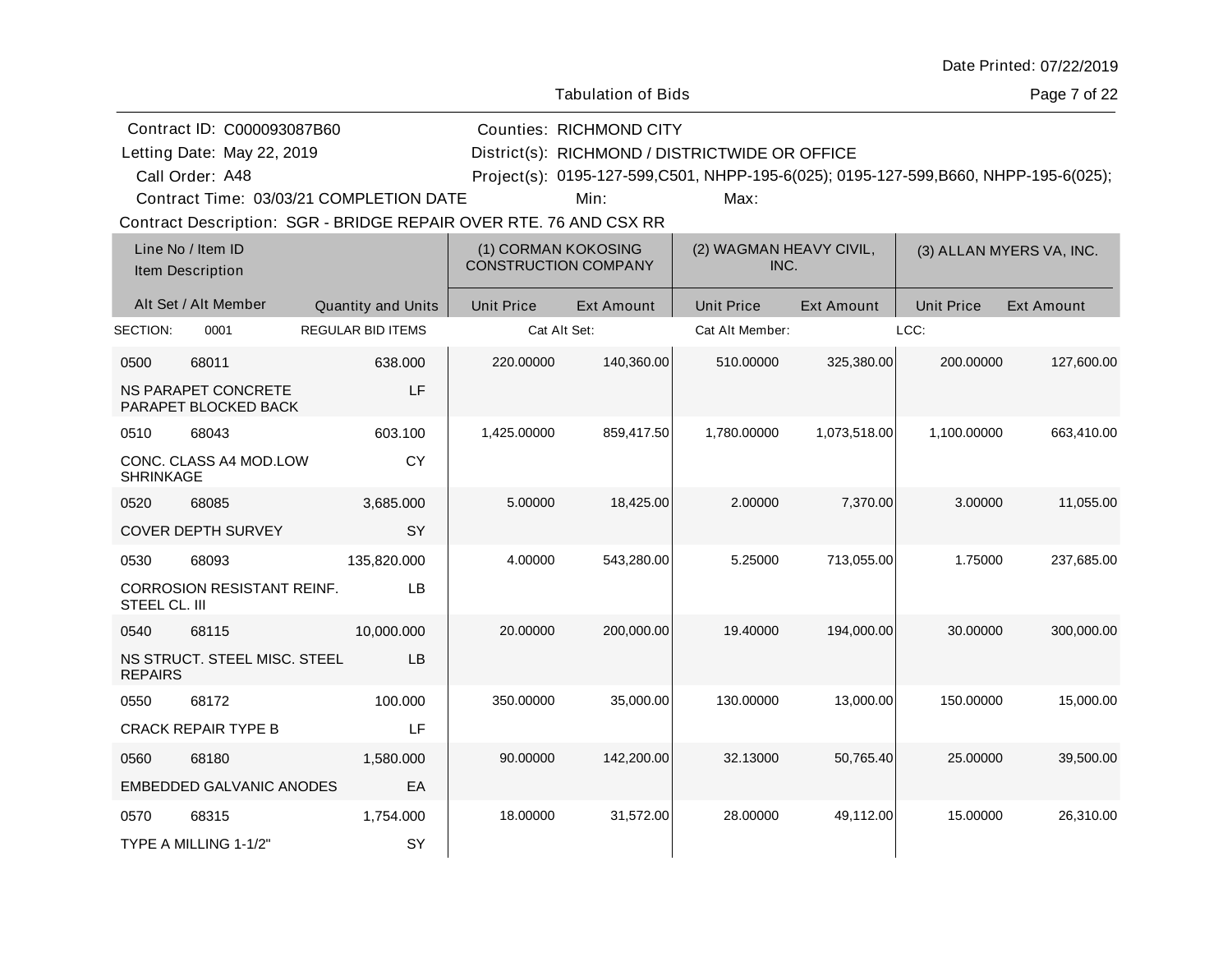Date Printed: 07/22/2019

Tabulation of Bids

Contract ID: C000093087B60
Letting Date: May 22, 2019
Call Order: A48
Contract Time: 03/03/21 COMPLETION DATE

Counties: RICHMOND CITY
District(s): RICHMOND / DISTRICTWIDE OR OFFICE
Project(s): 0195-127-599,C501, NHPP-195-6(025); 0195-127-599,B660, NHPP-195-6(025);
Min:
Max:

Contract Description: SGR - BRIDGE REPAIR OVER RTE. 76 AND CSX RR

| Line No / Item ID | Item Description | Alt Set / Alt Member | Quantity and Units | (1) CORMAN KOKOSING CONSTRUCTION COMPANY Unit Price | (1) CORMAN KOKOSING CONSTRUCTION COMPANY Ext Amount | (2) WAGMAN HEAVY CIVIL, INC. Unit Price | (2) WAGMAN HEAVY CIVIL, INC. Ext Amount | (3) ALLAN MYERS VA, INC. Unit Price | (3) ALLAN MYERS VA, INC. Ext Amount |
|---|---|---|---|---|---|---|---|---|---|
| SECTION: 0001 | REGULAR BID ITEMS | | | Cat Alt Set: | | Cat Alt Member: | | LCC: | |
| 0500 68011 | NS PARAPET CONCRETE PARAPET BLOCKED BACK | | 638.000 LF | 220.00000 | 140,360.00 | 510.00000 | 325,380.00 | 200.00000 | 127,600.00 |
| 0510 68043 | CONC. CLASS A4 MOD.LOW SHRINKAGE | | 603.100 CY | 1,425.00000 | 859,417.50 | 1,780.00000 | 1,073,518.00 | 1,100.00000 | 663,410.00 |
| 0520 68085 | COVER DEPTH SURVEY | | 3,685.000 SY | 5.00000 | 18,425.00 | 2.00000 | 7,370.00 | 3.00000 | 11,055.00 |
| 0530 68093 | CORROSION RESISTANT REINF. STEEL CL. III | | 135,820.000 LB | 4.00000 | 543,280.00 | 5.25000 | 713,055.00 | 1.75000 | 237,685.00 |
| 0540 68115 | NS STRUCT. STEEL MISC. STEEL REPAIRS | | 10,000.000 LB | 20.00000 | 200,000.00 | 19.40000 | 194,000.00 | 30.00000 | 300,000.00 |
| 0550 68172 | CRACK REPAIR TYPE B | | 100.000 LF | 350.00000 | 35,000.00 | 130.00000 | 13,000.00 | 150.00000 | 15,000.00 |
| 0560 68180 | EMBEDDED GALVANIC ANODES | | 1,580.000 EA | 90.00000 | 142,200.00 | 32.13000 | 50,765.40 | 25.00000 | 39,500.00 |
| 0570 68315 | TYPE A MILLING 1-1/2" | | 1,754.000 SY | 18.00000 | 31,572.00 | 28.00000 | 49,112.00 | 15.00000 | 26,310.00 |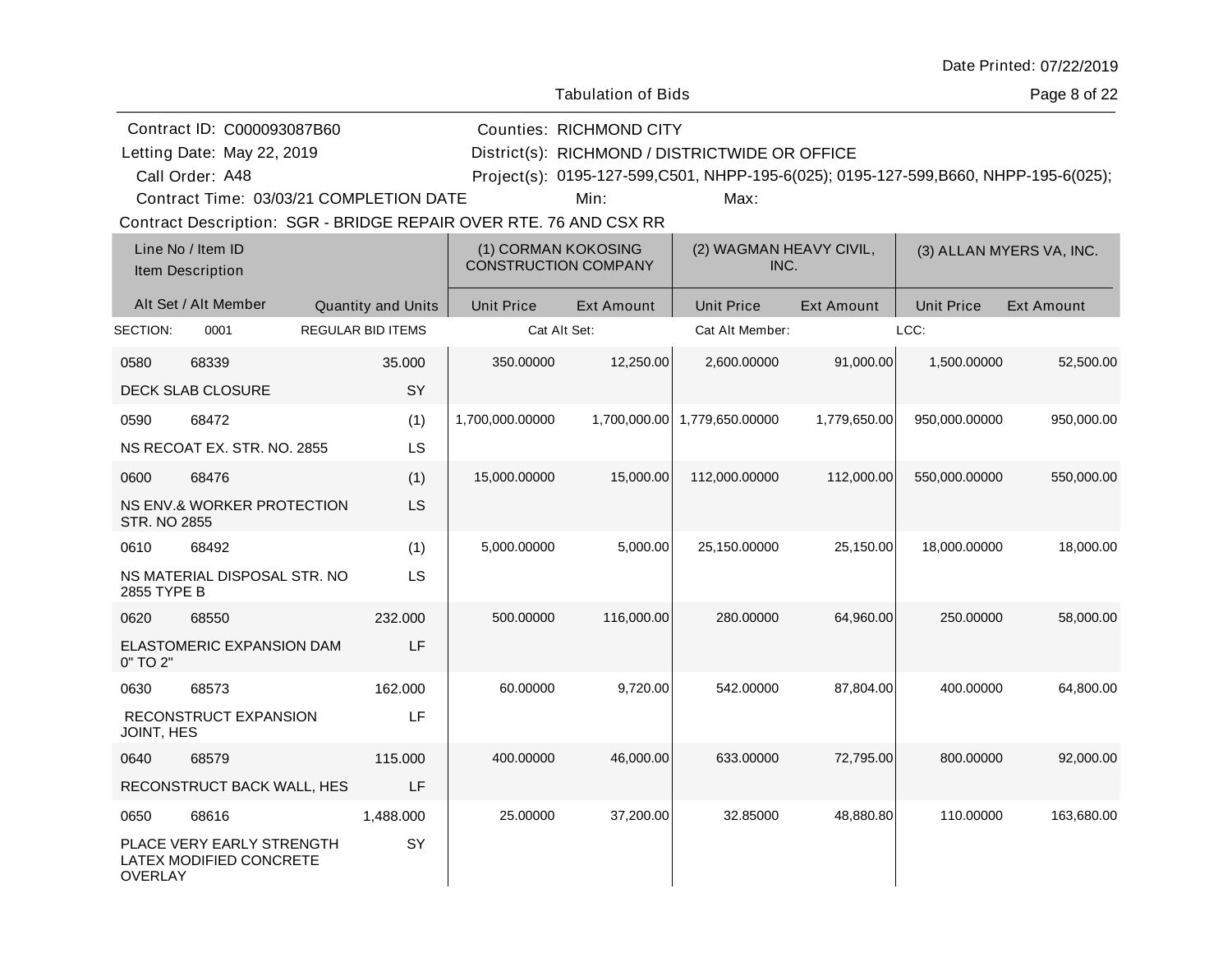Date Printed: 07/22/2019

Tabulation of Bids

Contract ID: C000093087B60
Letting Date: May 22, 2019
Call Order: A48
Contract Time: 03/03/21 COMPLETION DATE

Counties: RICHMOND CITY
District(s): RICHMOND / DISTRICTWIDE OR OFFICE
Project(s): 0195-127-599,C501, NHPP-195-6(025); 0195-127-599,B660, NHPP-195-6(025);
Min: Max:

Contract Description: SGR - BRIDGE REPAIR OVER RTE. 76 AND CSX RR

| Line No / Item ID / Item Description | Alt Set / Alt Member | Quantity and Units | (1) CORMAN KOKOSING CONSTRUCTION COMPANY Unit Price | (1) Ext Amount | (2) WAGMAN HEAVY CIVIL, INC. Unit Price | (2) Ext Amount | (3) ALLAN MYERS VA, INC. Unit Price | (3) Ext Amount |
|---|---|---|---|---|---|---|---|---|
| SECTION: 0001 | REGULAR BID ITEMS | | Cat Alt Set: | | Cat Alt Member: | | LCC: | |
| 0580 68339 DECK SLAB CLOSURE | | 35.000 SY | 350.00000 | 12,250.00 | 2,600.00000 | 91,000.00 | 1,500.00000 | 52,500.00 |
| 0590 68472 NS RECOAT EX. STR. NO. 2855 | | (1) LS | 1,700,000.00000 | 1,700,000.00 | 1,779,650.00000 | 1,779,650.00 | 950,000.00000 | 950,000.00 |
| 0600 68476 NS ENV.& WORKER PROTECTION STR. NO 2855 | | (1) LS | 15,000.00000 | 15,000.00 | 112,000.00000 | 112,000.00 | 550,000.00000 | 550,000.00 |
| 0610 68492 NS MATERIAL DISPOSAL STR. NO 2855 TYPE B | | (1) LS | 5,000.00000 | 5,000.00 | 25,150.00000 | 25,150.00 | 18,000.00000 | 18,000.00 |
| 0620 68550 ELASTOMERIC EXPANSION DAM 0" TO 2" | | 232.000 LF | 500.00000 | 116,000.00 | 280.00000 | 64,960.00 | 250.00000 | 58,000.00 |
| 0630 68573 RECONSTRUCT EXPANSION JOINT, HES | | 162.000 LF | 60.00000 | 9,720.00 | 542.00000 | 87,804.00 | 400.00000 | 64,800.00 |
| 0640 68579 RECONSTRUCT BACK WALL, HES | | 115.000 LF | 400.00000 | 46,000.00 | 633.00000 | 72,795.00 | 800.00000 | 92,000.00 |
| 0650 68616 PLACE VERY EARLY STRENGTH LATEX MODIFIED CONCRETE OVERLAY | | 1,488.000 SY | 25.00000 | 37,200.00 | 32.85000 | 48,880.80 | 110.00000 | 163,680.00 |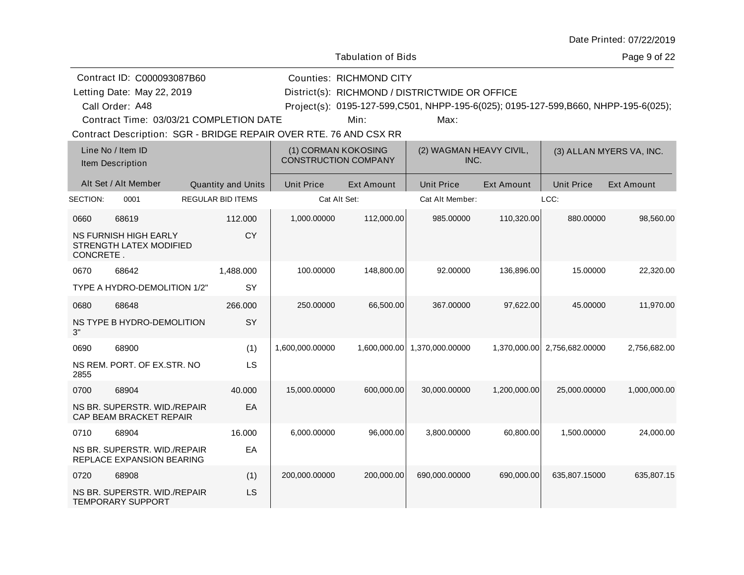Date Printed: 07/22/2019

Tabulation of Bids

Contract ID: C000093087B60
Letting Date: May 22, 2019
Call Order: A48
Contract Time: 03/03/21 COMPLETION DATE

Counties: RICHMOND CITY
District(s): RICHMOND / DISTRICTWIDE OR OFFICE
Project(s): 0195-127-599,C501, NHPP-195-6(025); 0195-127-599,B660, NHPP-195-6(025);
Min:
Max:

Contract Description: SGR - BRIDGE REPAIR OVER RTE. 76 AND CSX RR

| Line No / Item ID / Item Description | | | (1) CORMAN KOKOSING CONSTRUCTION COMPANY | | (2) WAGMAN HEAVY CIVIL, INC. | | (3) ALLAN MYERS VA, INC. | |
|---|---|---|---|---|---|---|---|---|
| Alt Set / Alt Member | | Quantity and Units | Unit Price | Ext Amount | Unit Price | Ext Amount | Unit Price | Ext Amount |
| SECTION: | 0001 | REGULAR BID ITEMS | Cat Alt Set: | | Cat Alt Member: | | LCC: | |
| 0660 | 68619 | 112.000 | 1,000.00000 | 112,000.00 | 985.00000 | 110,320.00 | 880.00000 | 98,560.00 |
| NS FURNISH HIGH EARLY STRENGTH LATEX MODIFIED CONCRETE . | | CY | | | | | | |
| 0670 | 68642 | 1,488.000 | 100.00000 | 148,800.00 | 92.00000 | 136,896.00 | 15.00000 | 22,320.00 |
| TYPE A HYDRO-DEMOLITION 1/2" | | SY | | | | | | |
| 0680 | 68648 | 266.000 | 250.00000 | 66,500.00 | 367.00000 | 97,622.00 | 45.00000 | 11,970.00 |
| NS TYPE B HYDRO-DEMOLITION 3" | | SY | | | | | | |
| 0690 | 68900 | (1) | 1,600,000.00000 | 1,600,000.00 | 1,370,000.00000 | 1,370,000.00 | 2,756,682.00000 | 2,756,682.00 |
| NS REM. PORT. OF EX.STR. NO 2855 | | LS | | | | | | |
| 0700 | 68904 | 40.000 | 15,000.00000 | 600,000.00 | 30,000.00000 | 1,200,000.00 | 25,000.00000 | 1,000,000.00 |
| NS BR. SUPERSTR. WID./REPAIR CAP BEAM BRACKET REPAIR | | EA | | | | | | |
| 0710 | 68904 | 16.000 | 6,000.00000 | 96,000.00 | 3,800.00000 | 60,800.00 | 1,500.00000 | 24,000.00 |
| NS BR. SUPERSTR. WID./REPAIR REPLACE EXPANSION BEARING | | EA | | | | | | |
| 0720 | 68908 | (1) | 200,000.00000 | 200,000.00 | 690,000.00000 | 690,000.00 | 635,807.15000 | 635,807.15 |
| NS BR. SUPERSTR. WID./REPAIR TEMPORARY SUPPORT | | LS | | | | | | |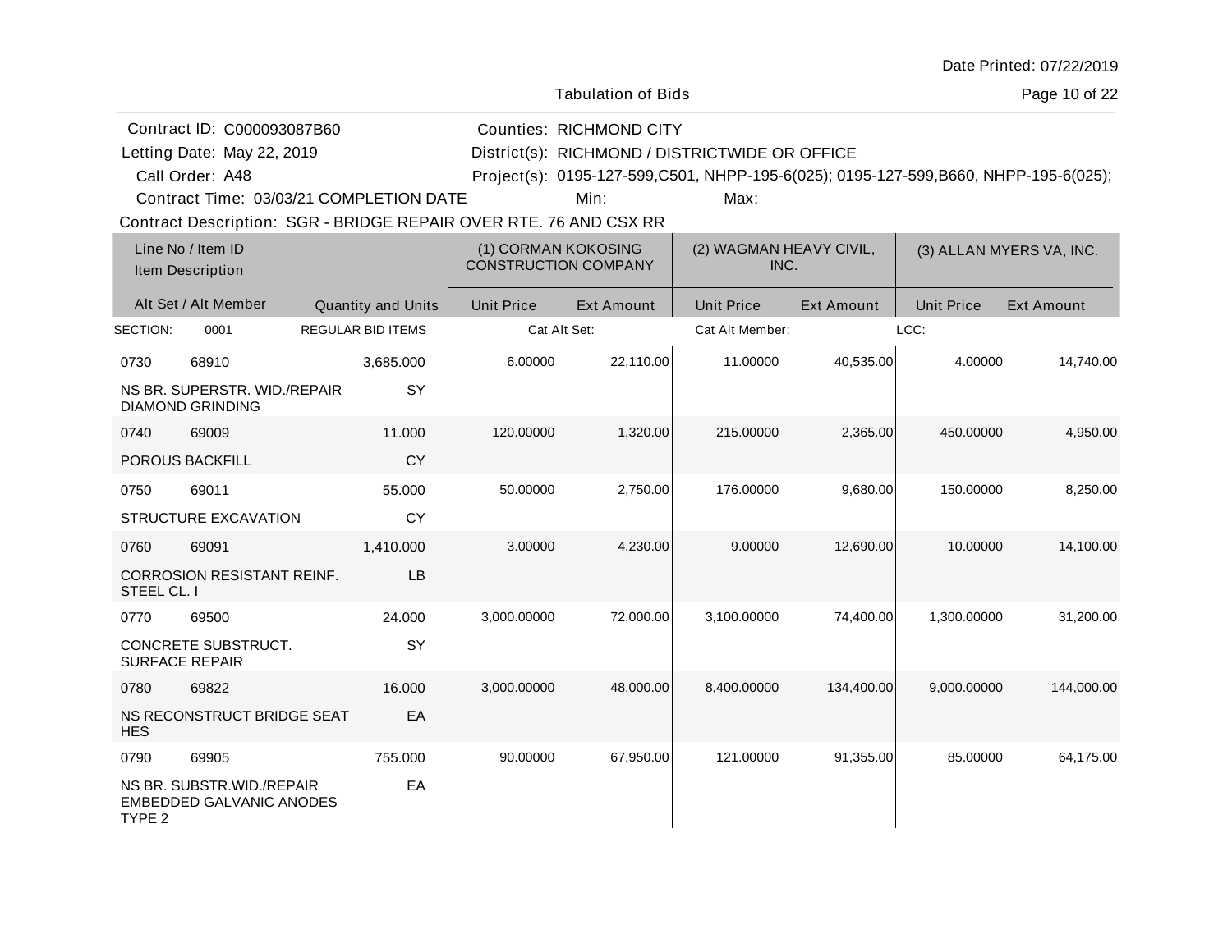Date Printed: 07/22/2019

Tabulation of Bids

Contract ID: C000093087B60
Letting Date: May 22, 2019
Call Order: A48
Contract Time: 03/03/21 COMPLETION DATE

Counties: RICHMOND CITY
District(s): RICHMOND / DISTRICTWIDE OR OFFICE
Project(s): 0195-127-599,C501, NHPP-195-6(025); 0195-127-599,B660, NHPP-195-6(025);
Min: Max:

Contract Description: SGR - BRIDGE REPAIR OVER RTE. 76 AND CSX RR

| Line No / Item ID / Item Description | Alt Set / Alt Member | Quantity and Units | (1) CORMAN KOKOSING CONSTRUCTION COMPANY | | (2) WAGMAN HEAVY CIVIL, INC. | | (3) ALLAN MYERS VA, INC. | |
|---|---|---|---|---|---|---|---|---|
| | | | Unit Price | Ext Amount | Unit Price | Ext Amount | Unit Price | Ext Amount |
| SECTION: 0001 | | REGULAR BID ITEMS | Cat Alt Set: | | Cat Alt Member: | | LCC: | |
| 0730 68910 NS BR. SUPERSTR. WID./REPAIR DIAMOND GRINDING | | 3,685.000 SY | 6.00000 | 22,110.00 | 11.00000 | 40,535.00 | 4.00000 | 14,740.00 |
| 0740 69009 POROUS BACKFILL | | 11.000 CY | 120.00000 | 1,320.00 | 215.00000 | 2,365.00 | 450.00000 | 4,950.00 |
| 0750 69011 STRUCTURE EXCAVATION | | 55.000 CY | 50.00000 | 2,750.00 | 176.00000 | 9,680.00 | 150.00000 | 8,250.00 |
| 0760 69091 CORROSION RESISTANT REINF. STEEL CL. I | | 1,410.000 LB | 3.00000 | 4,230.00 | 9.00000 | 12,690.00 | 10.00000 | 14,100.00 |
| 0770 69500 CONCRETE SUBSTRUCT. SURFACE REPAIR | | 24.000 SY | 3,000.00000 | 72,000.00 | 3,100.00000 | 74,400.00 | 1,300.00000 | 31,200.00 |
| 0780 69822 NS RECONSTRUCT BRIDGE SEAT HES | | 16.000 EA | 3,000.00000 | 48,000.00 | 8,400.00000 | 134,400.00 | 9,000.00000 | 144,000.00 |
| 0790 69905 NS BR. SUBSTR.WID./REPAIR EMBEDDED GALVANIC ANODES TYPE 2 | | 755.000 EA | 90.00000 | 67,950.00 | 121.00000 | 91,355.00 | 85.00000 | 64,175.00 |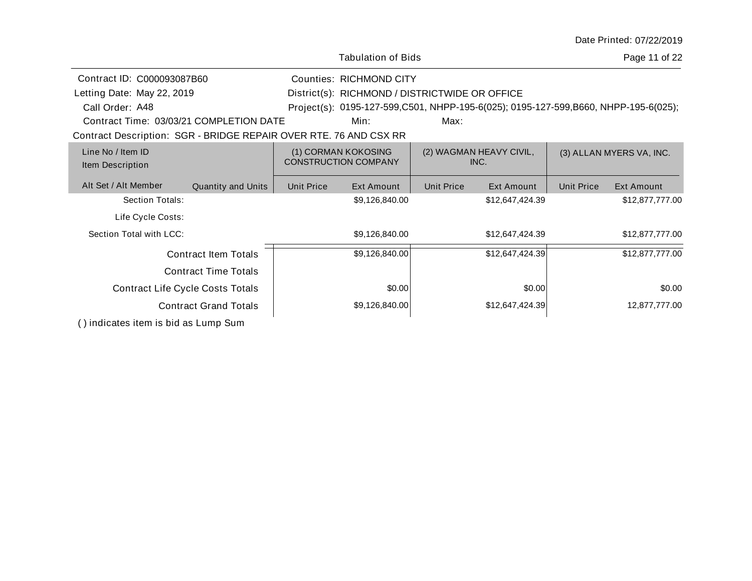Tabulation of Bids

Date Printed: 07/22/2019

Contract ID: C000093087B60
Letting Date: May 22, 2019
Call Order: A48
Contract Time: 03/03/21 COMPLETION DATE

Counties: RICHMOND CITY
District(s): RICHMOND / DISTRICTWIDE OR OFFICE
Project(s): 0195-127-599,C501, NHPP-195-6(025); 0195-127-599,B660, NHPP-195-6(025);
Min: Max:

Contract Description: SGR - BRIDGE REPAIR OVER RTE. 76 AND CSX RR

| Line No / Item ID<br>Item Description | | (1) CORMAN KOKOSING CONSTRUCTION COMPANY | | (2) WAGMAN HEAVY CIVIL, INC. | | (3) ALLAN MYERS VA, INC. | |
|---|---|---|---|---|---|---|---|
| Alt Set / Alt Member | Quantity and Units | Unit Price | Ext Amount | Unit Price | Ext Amount | Unit Price | Ext Amount |
| Section Totals: | | | $9,126,840.00 | | $12,647,424.39 | | $12,877,777.00 |
| Life Cycle Costs: | | | | | | | |
| Section Total with LCC: | | | $9,126,840.00 | | $12,647,424.39 | | $12,877,777.00 |
| Contract Item Totals | | | $9,126,840.00 | | $12,647,424.39 | | $12,877,777.00 |
| Contract Time Totals | | | | | | | |
| Contract Life Cycle Costs Totals | | | $0.00 | | $0.00 | | $0.00 |
| Contract Grand Totals | | | $9,126,840.00 | | $12,647,424.39 | | 12,877,777.00 |

( ) indicates item is bid as Lump Sum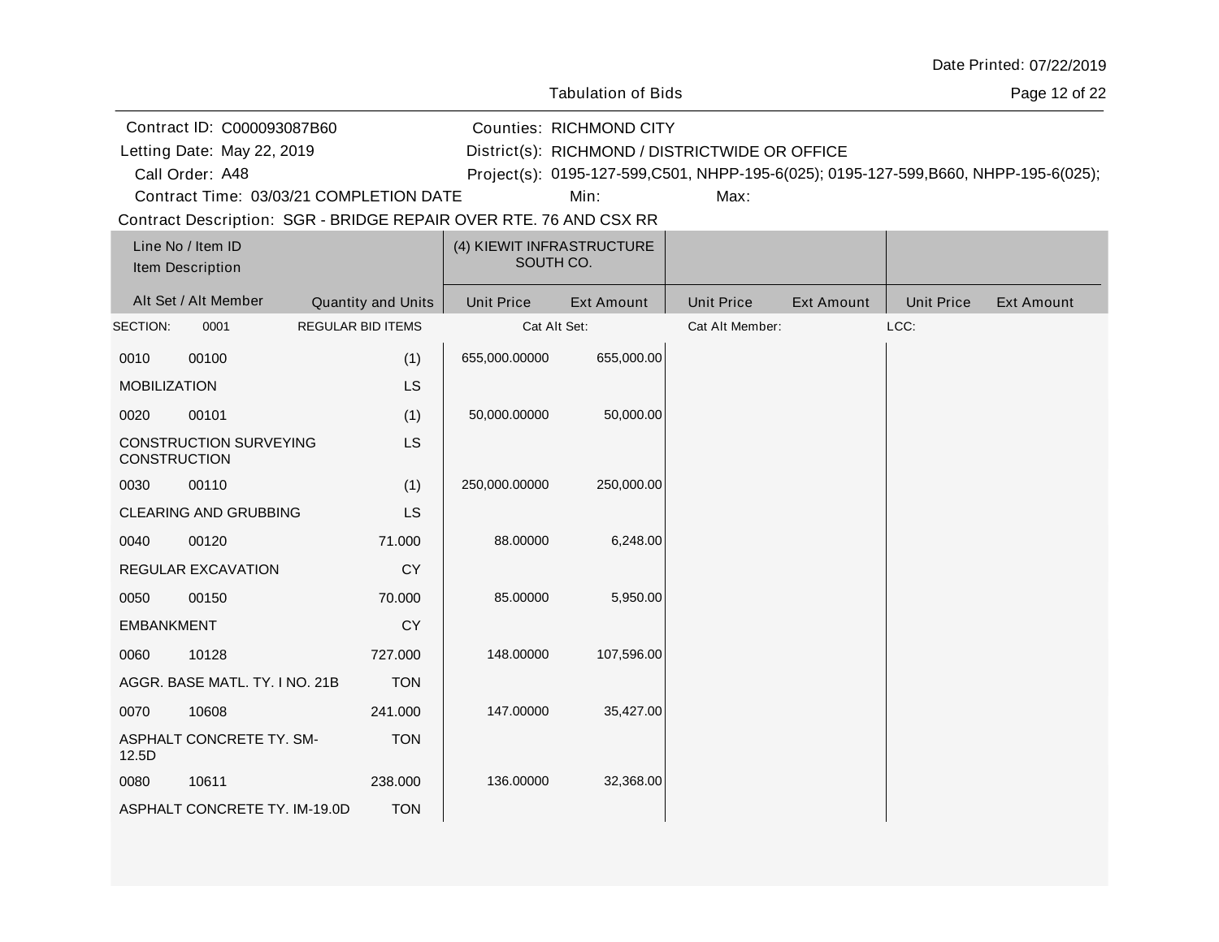Tabulation of Bids

Date Printed: 07/22/2019

Contract ID: C000093087B60
Letting Date: May 22, 2019
Call Order: A48
Contract Time: 03/03/21 COMPLETION DATE

Counties: RICHMOND CITY
District(s): RICHMOND / DISTRICTWIDE OR OFFICE
Project(s): 0195-127-599,C501, NHPP-195-6(025); 0195-127-599,B660, NHPP-195-6(025);
Min: Max:

Contract Description: SGR - BRIDGE REPAIR OVER RTE. 76 AND CSX RR

| Line No / Item ID | Item Description | Quantity and Units | (4) KIEWIT INFRASTRUCTURE SOUTH CO. Unit Price | Ext Amount | Unit Price | Ext Amount | Unit Price | Ext Amount |
|---|---|---|---|---|---|---|---|---|
| SECTION: 0001 | REGULAR BID ITEMS | | Cat Alt Set: | | Cat Alt Member: | | LCC: | |
| 0010 00100 | MOBILIZATION | (1) LS | 655,000.00000 | 655,000.00 | | | | |
| 0020 00101 | CONSTRUCTION SURVEYING CONSTRUCTION | (1) LS | 50,000.00000 | 50,000.00 | | | | |
| 0030 00110 | CLEARING AND GRUBBING | (1) LS | 250,000.00000 | 250,000.00 | | | | |
| 0040 00120 | REGULAR EXCAVATION | 71.000 CY | 88.00000 | 6,248.00 | | | | |
| 0050 00150 | EMBANKMENT | 70.000 CY | 85.00000 | 5,950.00 | | | | |
| 0060 10128 | AGGR. BASE MATL. TY. I NO. 21B | 727.000 TON | 148.00000 | 107,596.00 | | | | |
| 0070 10608 | ASPHALT CONCRETE TY. SM-12.5D | 241.000 TON | 147.00000 | 35,427.00 | | | | |
| 0080 10611 | ASPHALT CONCRETE TY. IM-19.0D | 238.000 TON | 136.00000 | 32,368.00 | | | | |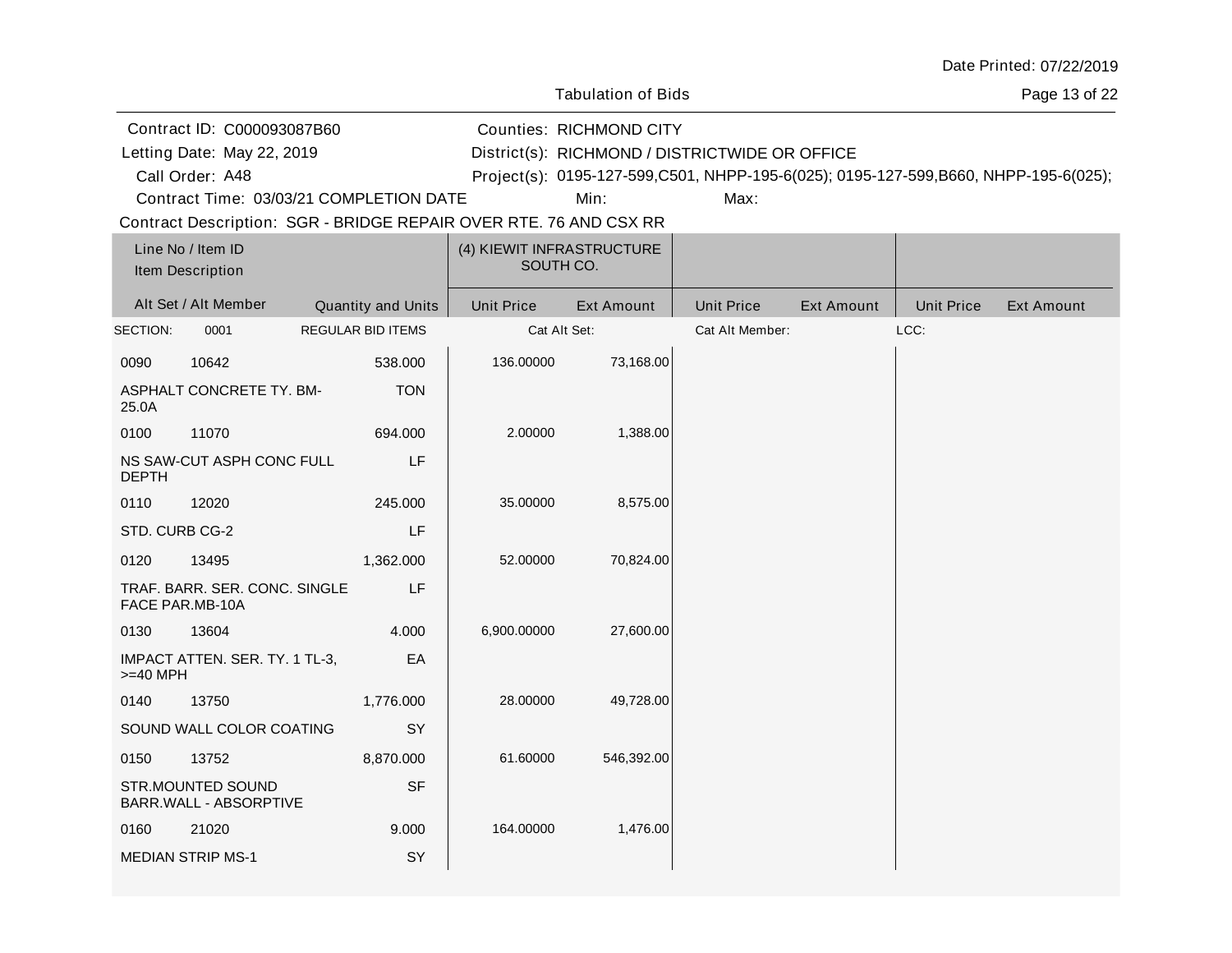Tabulation of Bids

Contract ID: C000093087B60
Letting Date: May 22, 2019
Call Order: A48
Contract Time: 03/03/21 COMPLETION DATE

Counties: RICHMOND CITY
District(s): RICHMOND / DISTRICTWIDE OR OFFICE
Project(s): 0195-127-599,C501, NHPP-195-6(025); 0195-127-599,B660, NHPP-195-6(025);
Min: Max:

Contract Description: SGR - BRIDGE REPAIR OVER RTE. 76 AND CSX RR

| Line No / Item ID / Item Description | Alt Set / Alt Member | Quantity and Units | (4) KIEWIT INFRASTRUCTURE SOUTH CO. Unit Price | Ext Amount | Unit Price | Ext Amount | Unit Price | Ext Amount |
|---|---|---|---|---|---|---|---|---|
| SECTION: 0001 | | REGULAR BID ITEMS | Cat Alt Set: | | Cat Alt Member: | | LCC: | |
| 0090 10642 ASPHALT CONCRETE TY. BM-25.0A | | 538.000 TON | 136.00000 | 73,168.00 | | | | |
| 0100 11070 NS SAW-CUT ASPH CONC FULL DEPTH | | 694.000 LF | 2.00000 | 1,388.00 | | | | |
| 0110 12020 STD. CURB CG-2 | | 245.000 LF | 35.00000 | 8,575.00 | | | | |
| 0120 13495 TRAF. BARR. SER. CONC. SINGLE FACE PAR.MB-10A | | 1,362.000 LF | 52.00000 | 70,824.00 | | | | |
| 0130 13604 IMPACT ATTEN. SER. TY. 1 TL-3, >=40 MPH | | 4.000 EA | 6,900.00000 | 27,600.00 | | | | |
| 0140 13750 SOUND WALL COLOR COATING | | 1,776.000 SY | 28.00000 | 49,728.00 | | | | |
| 0150 13752 STR.MOUNTED SOUND BARR.WALL - ABSORPTIVE | | 8,870.000 SF | 61.60000 | 546,392.00 | | | | |
| 0160 21020 MEDIAN STRIP MS-1 | | 9.000 SY | 164.00000 | 1,476.00 | | | | |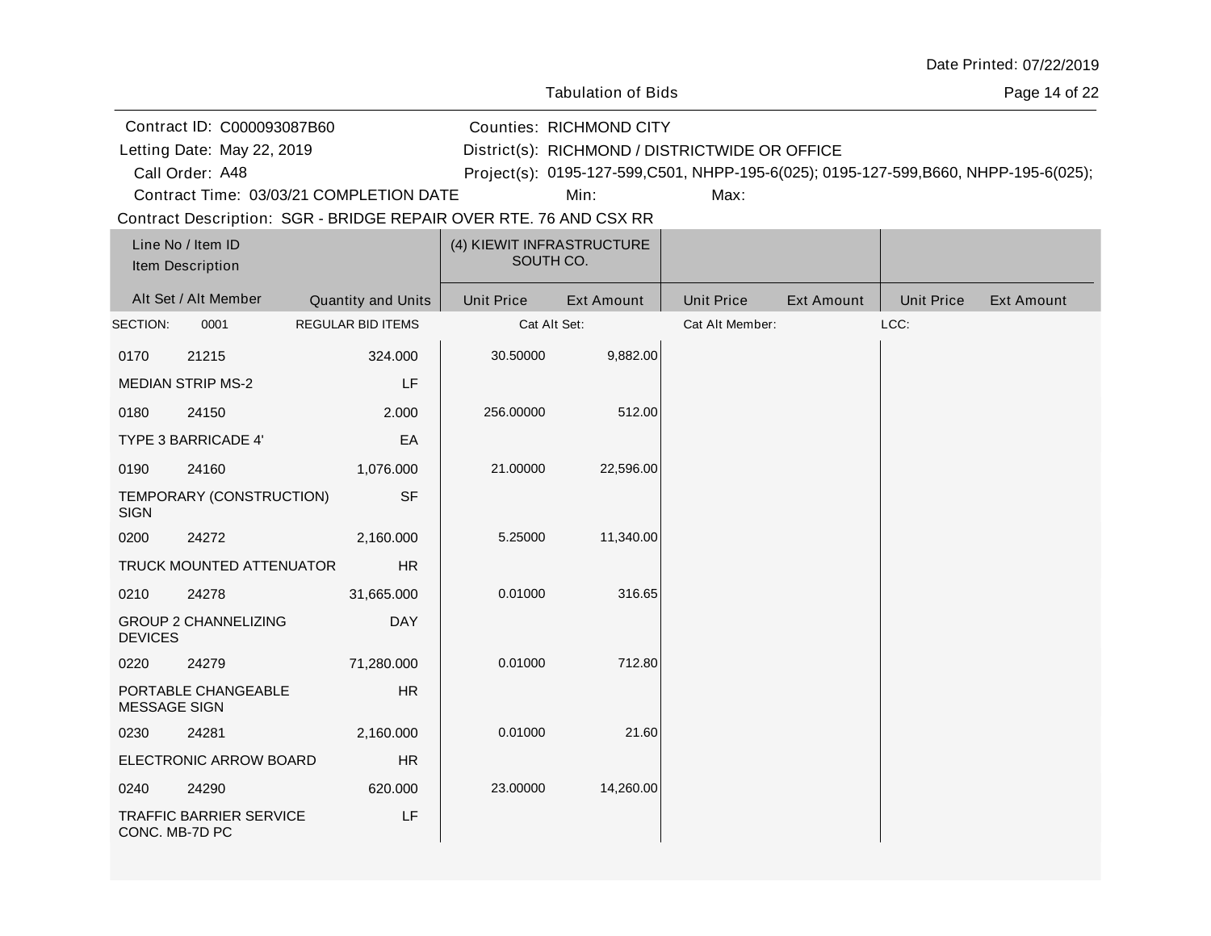Date Printed: 07/22/2019

Tabulation of Bids

Contract ID: C000093087B60
Letting Date: May 22, 2019
Call Order: A48
Contract Time: 03/03/21 COMPLETION DATE

Counties: RICHMOND CITY
District(s): RICHMOND / DISTRICTWIDE OR OFFICE
Project(s): 0195-127-599,C501, NHPP-195-6(025); 0195-127-599,B660, NHPP-195-6(025);
Min:
Max:

Contract Description: SGR - BRIDGE REPAIR OVER RTE. 76 AND CSX RR

| Line No / Item ID / Item Description | Alt Set / Alt Member | Quantity and Units | (4) KIEWIT INFRASTRUCTURE SOUTH CO. Unit Price | Ext Amount | Unit Price | Ext Amount | Unit Price | Ext Amount |
|---|---|---|---|---|---|---|---|---|
| SECTION: 0001 | | REGULAR BID ITEMS | Cat Alt Set: | | Cat Alt Member: | | LCC: | |
| 0170 21215 MEDIAN STRIP MS-2 | | 324.000 LF | 30.50000 | 9,882.00 | | | | |
| 0180 24150 TYPE 3 BARRICADE 4' | | 2.000 EA | 256.00000 | 512.00 | | | | |
| 0190 24160 TEMPORARY (CONSTRUCTION) SIGN | | 1,076.000 SF | 21.00000 | 22,596.00 | | | | |
| 0200 24272 TRUCK MOUNTED ATTENUATOR | | 2,160.000 HR | 5.25000 | 11,340.00 | | | | |
| 0210 24278 GROUP 2 CHANNELIZING DEVICES | | 31,665.000 DAY | 0.01000 | 316.65 | | | | |
| 0220 24279 PORTABLE CHANGEABLE MESSAGE SIGN | | 71,280.000 HR | 0.01000 | 712.80 | | | | |
| 0230 24281 ELECTRONIC ARROW BOARD | | 2,160.000 HR | 0.01000 | 21.60 | | | | |
| 0240 24290 TRAFFIC BARRIER SERVICE CONC. MB-7D PC | | 620.000 LF | 23.00000 | 14,260.00 | | | | |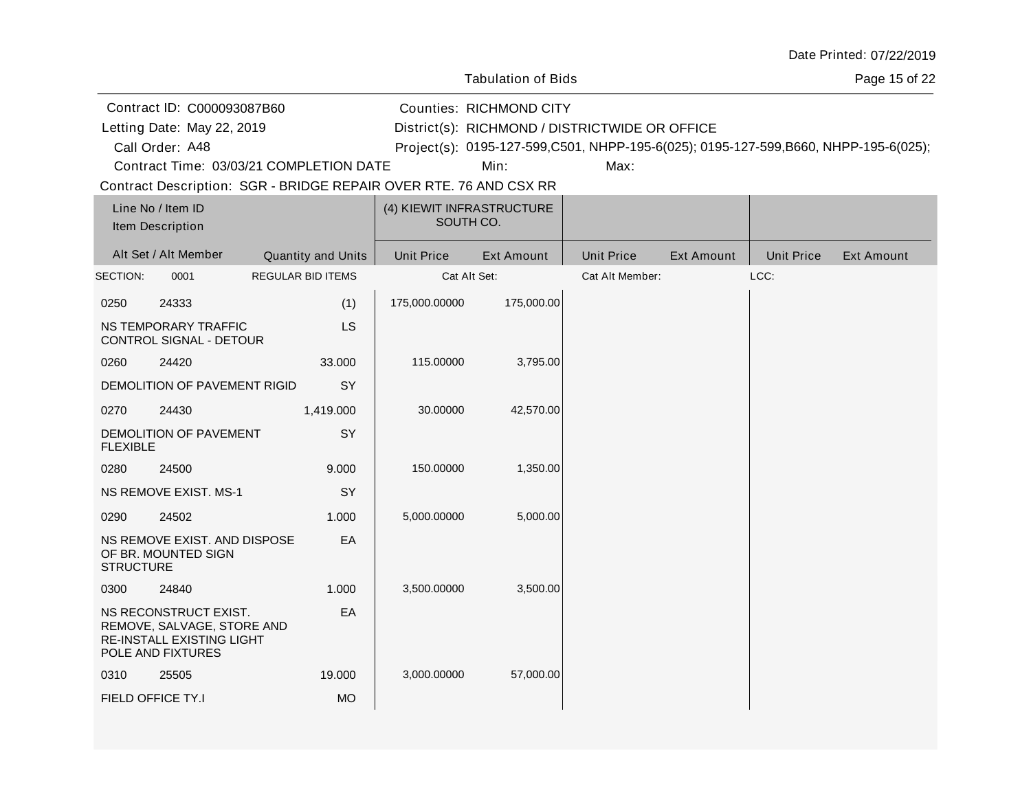Tabulation of Bids

Date Printed: 07/22/2019

Contract ID: C000093087B60
Letting Date: May 22, 2019
Call Order: A48
Contract Time: 03/03/21 COMPLETION DATE

Counties: RICHMOND CITY
District(s): RICHMOND / DISTRICTWIDE OR OFFICE
Project(s): 0195-127-599,C501, NHPP-195-6(025); 0195-127-599,B660, NHPP-195-6(025);
Min: Max:

Contract Description: SGR - BRIDGE REPAIR OVER RTE. 76 AND CSX RR

| Line No / Item ID<br>Item Description<br>Alt Set / Alt Member | Quantity and Units | (4) KIEWIT INFRASTRUCTURE SOUTH CO.<br>Unit Price | Ext Amount | Unit Price | Ext Amount | Unit Price | Ext Amount |
|---|---|---|---|---|---|---|---|
| SECTION: 0001 REGULAR BID ITEMS | | Cat Alt Set: | | Cat Alt Member: | | LCC: | |
| 0250 24333<br>NS TEMPORARY TRAFFIC CONTROL SIGNAL - DETOUR | (1)<br>LS | 175,000.00000 | 175,000.00 | | | | |
| 0260 24420<br>DEMOLITION OF PAVEMENT RIGID | 33.000<br>SY | 115.00000 | 3,795.00 | | | | |
| 0270 24430<br>DEMOLITION OF PAVEMENT FLEXIBLE | 1,419.000<br>SY | 30.00000 | 42,570.00 | | | | |
| 0280 24500<br>NS REMOVE EXIST. MS-1 | 9.000<br>SY | 150.00000 | 1,350.00 | | | | |
| 0290 24502<br>NS REMOVE EXIST. AND DISPOSE OF BR. MOUNTED SIGN STRUCTURE | 1.000<br>EA | 5,000.00000 | 5,000.00 | | | | |
| 0300 24840<br>NS RECONSTRUCT EXIST. REMOVE, SALVAGE, STORE AND RE-INSTALL EXISTING LIGHT POLE AND FIXTURES | 1.000<br>EA | 3,500.00000 | 3,500.00 | | | | |
| 0310 25505<br>FIELD OFFICE TY.I | 19.000<br>MO | 3,000.00000 | 57,000.00 | | | | |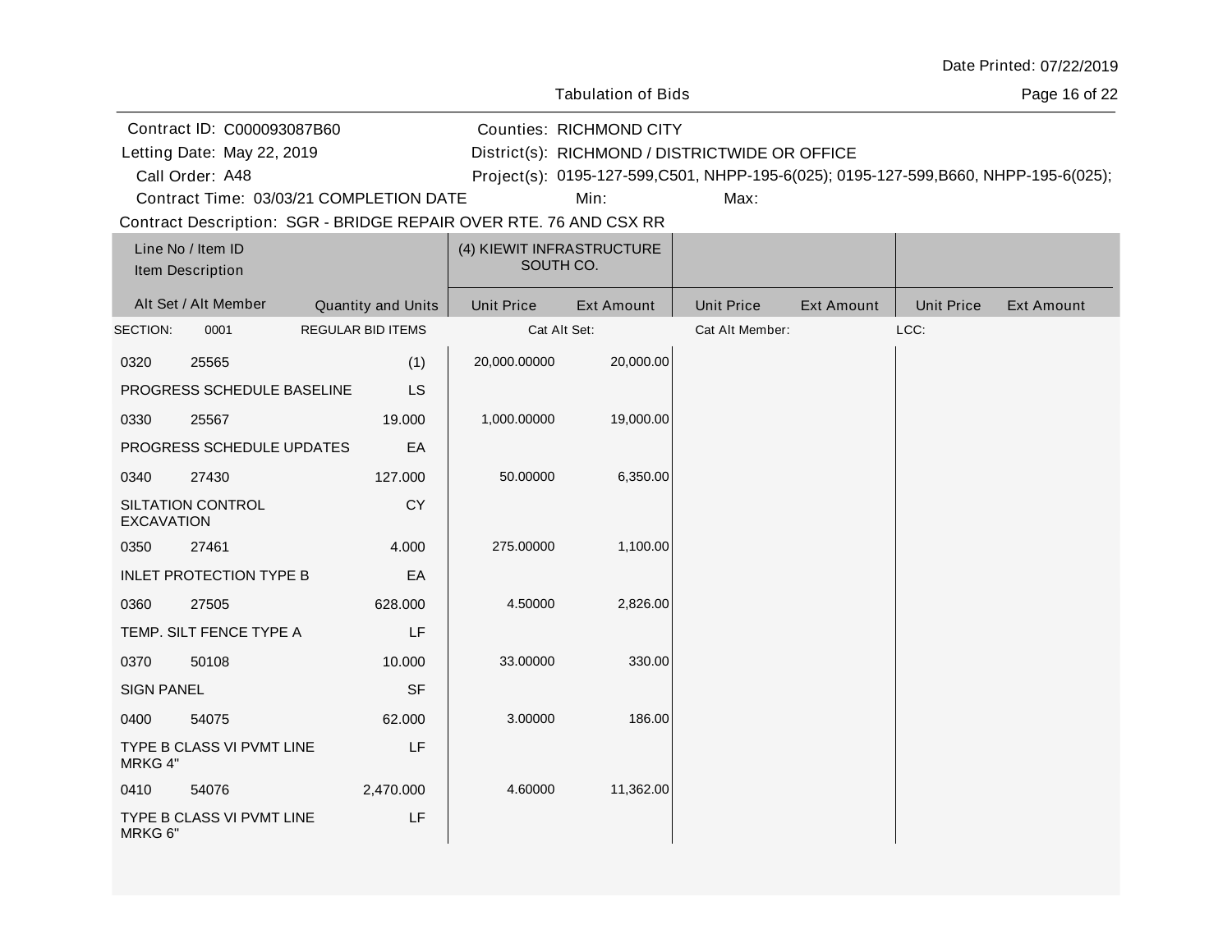Date Printed: 07/22/2019

Tabulation of Bids

Contract ID: C000093087B60
Letting Date: May 22, 2019
Call Order: A48
Contract Time: 03/03/21 COMPLETION DATE

Counties: RICHMOND CITY
District(s): RICHMOND / DISTRICTWIDE OR OFFICE
Project(s): 0195-127-599,C501, NHPP-195-6(025); 0195-127-599,B660, NHPP-195-6(025);
Min:
Max:

Contract Description: SGR - BRIDGE REPAIR OVER RTE. 76 AND CSX RR

| Line No / Item ID | | Item Description | Quantity and Units | (4) KIEWIT INFRASTRUCTURE SOUTH CO. Unit Price | Ext Amount | Unit Price | Ext Amount | Unit Price | Ext Amount |
|---|---|---|---|---|---|---|---|---|---|
| SECTION: | 0001 | REGULAR BID ITEMS | | Cat Alt Set: | | Cat Alt Member: | | LCC: | |
| 0320 | 25565 | PROGRESS SCHEDULE BASELINE | (1) LS | 20,000.00000 | 20,000.00 | | | | |
| 0330 | 25567 | PROGRESS SCHEDULE UPDATES | 19.000 EA | 1,000.00000 | 19,000.00 | | | | |
| 0340 | 27430 | SILTATION CONTROL EXCAVATION | 127.000 CY | 50.00000 | 6,350.00 | | | | |
| 0350 | 27461 | INLET PROTECTION TYPE B | 4.000 EA | 275.00000 | 1,100.00 | | | | |
| 0360 | 27505 | TEMP. SILT FENCE TYPE A | 628.000 LF | 4.50000 | 2,826.00 | | | | |
| 0370 | 50108 | SIGN PANEL | 10.000 SF | 33.00000 | 330.00 | | | | |
| 0400 | 54075 | TYPE B CLASS VI PVMT LINE MRKG 4" | 62.000 LF | 3.00000 | 186.00 | | | | |
| 0410 | 54076 | TYPE B CLASS VI PVMT LINE MRKG 6" | 2,470.000 LF | 4.60000 | 11,362.00 | | | | |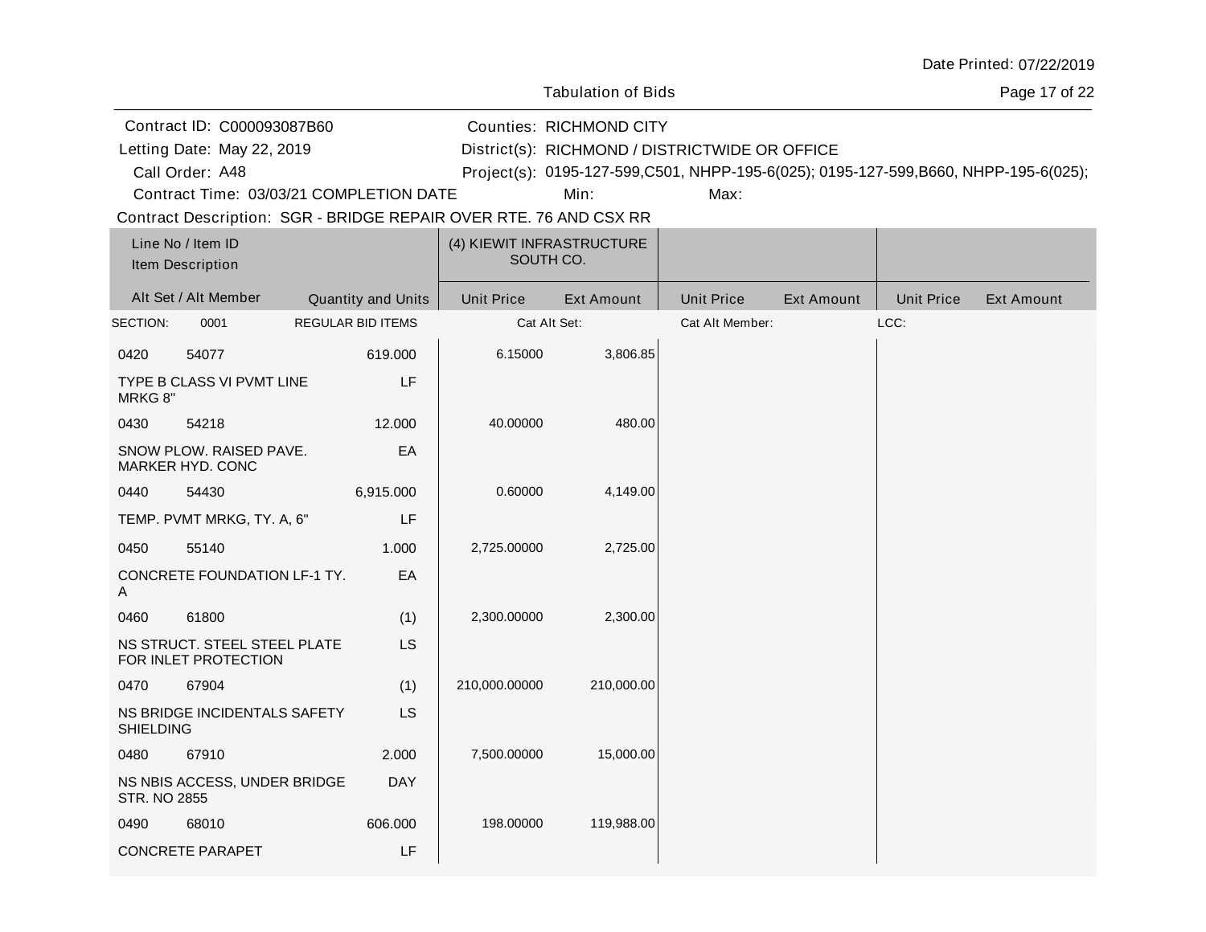Date Printed: 07/22/2019

Tabulation of Bids

Contract ID: C000093087B60
Letting Date: May 22, 2019
Call Order: A48
Contract Time: 03/03/21 COMPLETION DATE

Counties: RICHMOND CITY
District(s): RICHMOND / DISTRICTWIDE OR OFFICE
Project(s): 0195-127-599,C501, NHPP-195-6(025); 0195-127-599,B660, NHPP-195-6(025);
Min:
Max:

Contract Description: SGR - BRIDGE REPAIR OVER RTE. 76 AND CSX RR

| Line No / Item ID / Item Description | Alt Set / Alt Member | Quantity and Units | (4) KIEWIT INFRASTRUCTURE SOUTH CO. Unit Price | Ext Amount | Unit Price | Ext Amount | Unit Price | Ext Amount |
|---|---|---|---|---|---|---|---|---|
| SECTION: 0001 | | REGULAR BID ITEMS | Cat Alt Set: | | Cat Alt Member: | | LCC: | |
| 0420 54077 TYPE B CLASS VI PVMT LINE MRKG 8" | | 619.000 LF | 6.15000 | 3,806.85 | | | | |
| 0430 54218 SNOW PLOW. RAISED PAVE. MARKER HYD. CONC | | 12.000 EA | 40.00000 | 480.00 | | | | |
| 0440 54430 TEMP. PVMT MRKG, TY. A, 6" | | 6,915.000 LF | 0.60000 | 4,149.00 | | | | |
| 0450 55140 CONCRETE FOUNDATION LF-1 TY. A | | 1.000 EA | 2,725.00000 | 2,725.00 | | | | |
| 0460 61800 NS STRUCT. STEEL STEEL PLATE FOR INLET PROTECTION | | (1) LS | 2,300.00000 | 2,300.00 | | | | |
| 0470 67904 NS BRIDGE INCIDENTALS SAFETY SHIELDING | | (1) LS | 210,000.00000 | 210,000.00 | | | | |
| 0480 67910 NS NBIS ACCESS, UNDER BRIDGE STR. NO 2855 | | 2.000 DAY | 7,500.00000 | 15,000.00 | | | | |
| 0490 68010 CONCRETE PARAPET | | 606.000 LF | 198.00000 | 119,988.00 | | | | |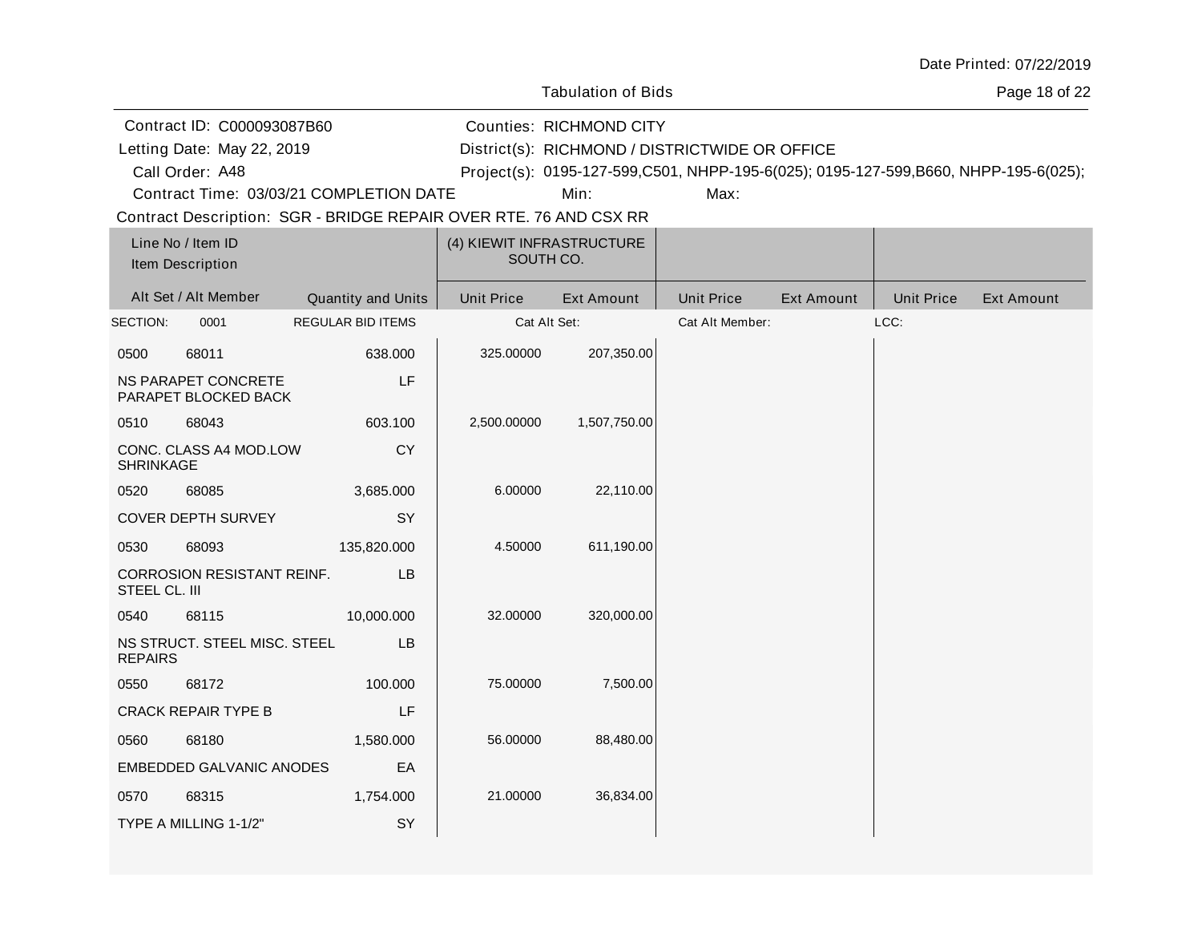Date Printed: 07/22/2019

Tabulation of Bids

Contract ID: C000093087B60
Letting Date: May 22, 2019
Call Order: A48
Contract Time: 03/03/21 COMPLETION DATE

Counties: RICHMOND CITY
District(s): RICHMOND / DISTRICTWIDE OR OFFICE
Project(s): 0195-127-599,C501, NHPP-195-6(025); 0195-127-599,B660, NHPP-195-6(025);
Min: Max:

Contract Description: SGR - BRIDGE REPAIR OVER RTE. 76 AND CSX RR

| Line No / Item ID / Item Description | | | (4) KIEWIT INFRASTRUCTURE SOUTH CO. | | | | | |
|---|---|---|---|---|---|---|---|---|
| Alt Set / Alt Member | | Quantity and Units | Unit Price | Ext Amount | Unit Price | Ext Amount | Unit Price | Ext Amount |
| SECTION: | 0001 | REGULAR BID ITEMS | Cat Alt Set: | | Cat Alt Member: | | LCC: | |
| 0500 | 68011 | 638.000 | 325.00000 | 207,350.00 | | | | |
| NS PARAPET CONCRETE PARAPET BLOCKED BACK | | LF | | | | | | |
| 0510 | 68043 | 603.100 | 2,500.00000 | 1,507,750.00 | | | | |
| CONC. CLASS A4 MOD.LOW SHRINKAGE | | CY | | | | | | |
| 0520 | 68085 | 3,685.000 | 6.00000 | 22,110.00 | | | | |
| COVER DEPTH SURVEY | | SY | | | | | | |
| 0530 | 68093 | 135,820.000 | 4.50000 | 611,190.00 | | | | |
| CORROSION RESISTANT REINF. STEEL CL. III | | LB | | | | | | |
| 0540 | 68115 | 10,000.000 | 32.00000 | 320,000.00 | | | | |
| NS STRUCT. STEEL MISC. STEEL REPAIRS | | LB | | | | | | |
| 0550 | 68172 | 100.000 | 75.00000 | 7,500.00 | | | | |
| CRACK REPAIR TYPE B | | LF | | | | | | |
| 0560 | 68180 | 1,580.000 | 56.00000 | 88,480.00 | | | | |
| EMBEDDED GALVANIC ANODES | | EA | | | | | | |
| 0570 | 68315 | 1,754.000 | 21.00000 | 36,834.00 | | | | |
| TYPE A MILLING 1-1/2" | | SY | | | | | | |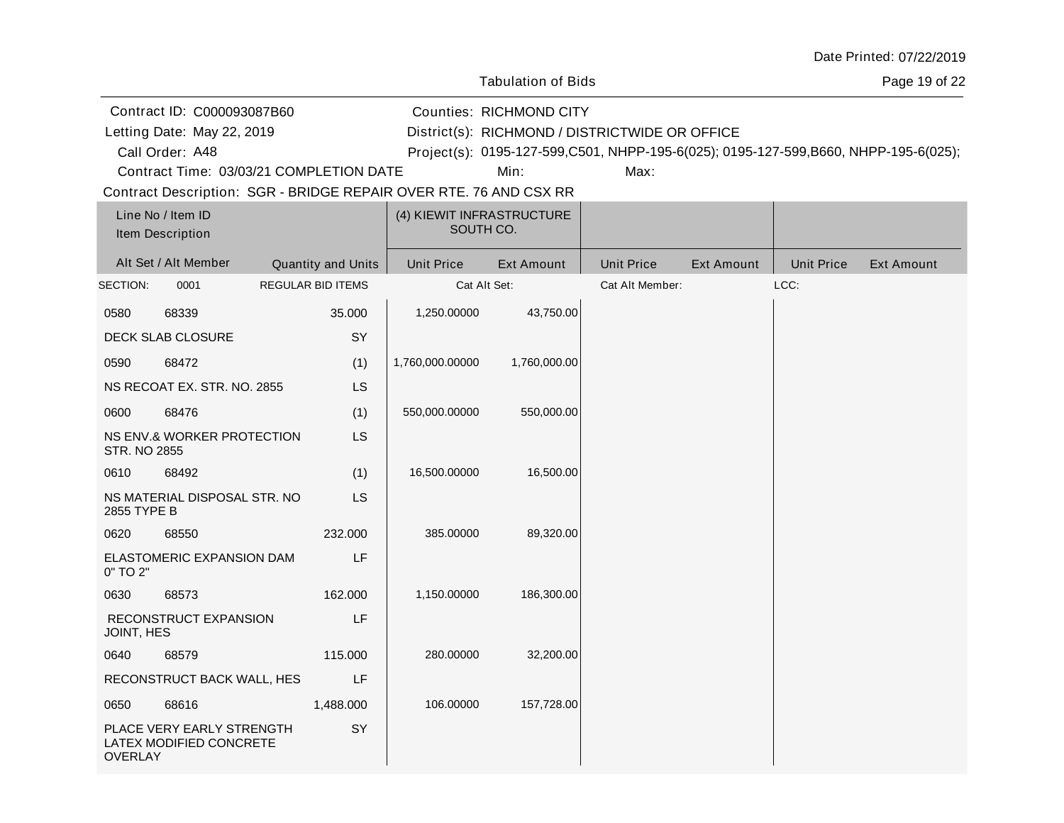Date Printed: 07/22/2019

Tabulation of Bids

Contract ID: C000093087B60
Letting Date: May 22, 2019
Call Order: A48
Contract Time: 03/03/21 COMPLETION DATE

Counties: RICHMOND CITY
District(s): RICHMOND / DISTRICTWIDE OR OFFICE
Project(s): 0195-127-599,C501, NHPP-195-6(025); 0195-127-599,B660, NHPP-195-6(025);
Min:
Max:

Contract Description: SGR - BRIDGE REPAIR OVER RTE. 76 AND CSX RR

| Line No / Item ID<br>Item Description<br>Alt Set / Alt Member | Quantity and Units | (4) KIEWIT INFRASTRUCTURE SOUTH CO.<br>Unit Price | Ext Amount | Unit Price | Ext Amount | Unit Price | Ext Amount |
|---|---|---|---|---|---|---|---|
| SECTION: 0001 REGULAR BID ITEMS | | Cat Alt Set: | | Cat Alt Member: | | LCC: | |
| 0580 68339<br>DECK SLAB CLOSURE | 35.000<br>SY | 1,250.00000 | 43,750.00 | | | | |
| 0590 68472<br>NS RECOAT EX. STR. NO. 2855 | (1)<br>LS | 1,760,000.00000 | 1,760,000.00 | | | | |
| 0600 68476<br>NS ENV.& WORKER PROTECTION STR. NO 2855 | (1)<br>LS | 550,000.00000 | 550,000.00 | | | | |
| 0610 68492<br>NS MATERIAL DISPOSAL STR. NO 2855 TYPE B | (1)<br>LS | 16,500.00000 | 16,500.00 | | | | |
| 0620 68550<br>ELASTOMERIC EXPANSION DAM 0" TO 2" | 232.000<br>LF | 385.00000 | 89,320.00 | | | | |
| 0630 68573<br>RECONSTRUCT EXPANSION JOINT, HES | 162.000<br>LF | 1,150.00000 | 186,300.00 | | | | |
| 0640 68579<br>RECONSTRUCT BACK WALL, HES | 115.000<br>LF | 280.00000 | 32,200.00 | | | | |
| 0650 68616<br>PLACE VERY EARLY STRENGTH LATEX MODIFIED CONCRETE OVERLAY | 1,488.000<br>SY | 106.00000 | 157,728.00 | | | | |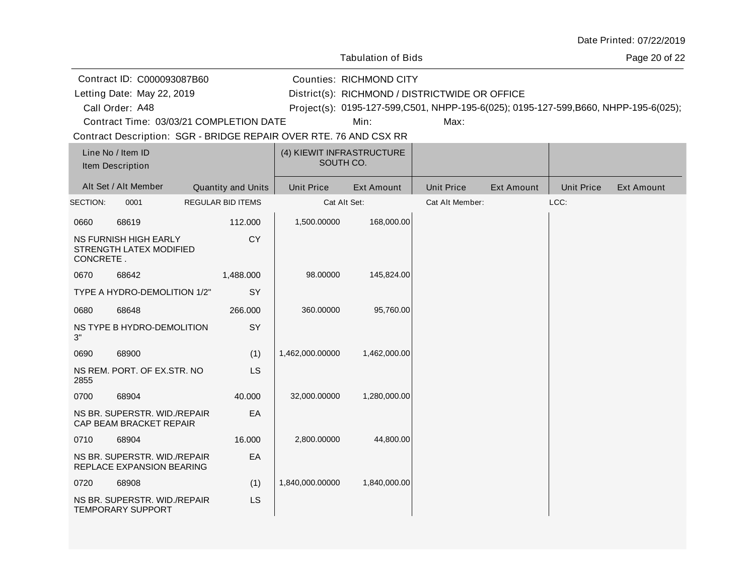Date Printed: 07/22/2019

Tabulation of Bids

Contract ID: C000093087B60 — Counties: RICHMOND CITY

Letting Date: May 22, 2019 — District(s): RICHMOND / DISTRICTWIDE OR OFFICE

Call Order: A48 — Project(s): 0195-127-599,C501, NHPP-195-6(025); 0195-127-599,B660, NHPP-195-6(025);

Contract Time: 03/03/21 COMPLETION DATE — Min: — Max:

Contract Description: SGR - BRIDGE REPAIR OVER RTE. 76 AND CSX RR

| Line No / Item ID / Item Description / Alt Set / Alt Member | Quantity and Units | (4) KIEWIT INFRASTRUCTURE SOUTH CO. Unit Price | (4) KIEWIT INFRASTRUCTURE SOUTH CO. Ext Amount | Unit Price | Ext Amount | Unit Price | Ext Amount |
|---|---|---|---|---|---|---|---|
| SECTION: 0001 REGULAR BID ITEMS | | Cat Alt Set: | | Cat Alt Member: | | LCC: | |
| 0660 68619 NS FURNISH HIGH EARLY STRENGTH LATEX MODIFIED CONCRETE . | 112.000 CY | 1,500.00000 | 168,000.00 | | | | |
| 0670 68642 TYPE A HYDRO-DEMOLITION 1/2" | 1,488.000 SY | 98.00000 | 145,824.00 | | | | |
| 0680 68648 NS TYPE B HYDRO-DEMOLITION 3" | 266.000 SY | 360.00000 | 95,760.00 | | | | |
| 0690 68900 NS REM. PORT. OF EX.STR. NO 2855 | (1) LS | 1,462,000.00000 | 1,462,000.00 | | | | |
| 0700 68904 NS BR. SUPERSTR. WID./REPAIR CAP BEAM BRACKET REPAIR | 40.000 EA | 32,000.00000 | 1,280,000.00 | | | | |
| 0710 68904 NS BR. SUPERSTR. WID./REPAIR REPLACE EXPANSION BEARING | 16.000 EA | 2,800.00000 | 44,800.00 | | | | |
| 0720 68908 NS BR. SUPERSTR. WID./REPAIR TEMPORARY SUPPORT | (1) LS | 1,840,000.00000 | 1,840,000.00 | | | | |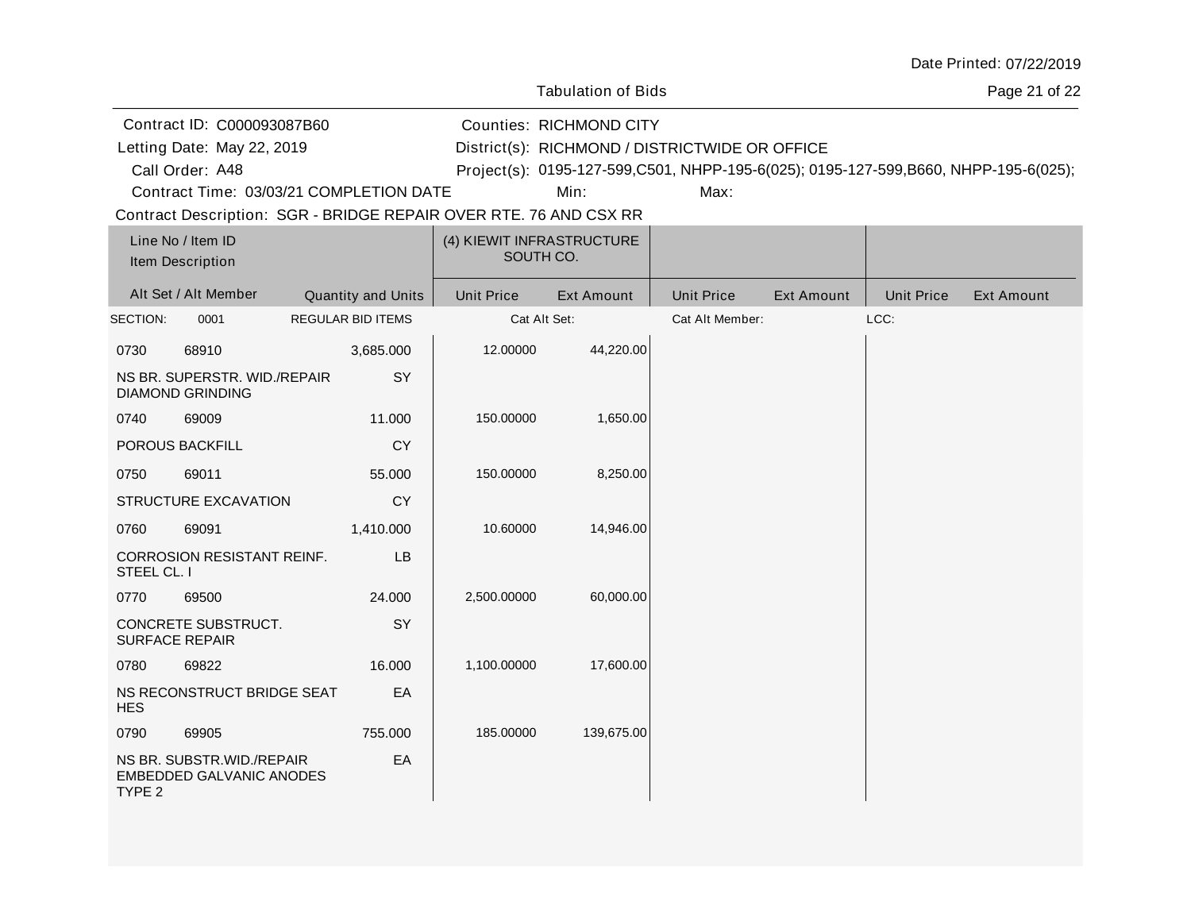Tabulation of Bids

Date Printed: 07/22/2019

Contract ID: C000093087B60
Letting Date: May 22, 2019
Call Order: A48
Contract Time: 03/03/21 COMPLETION DATE

Counties: RICHMOND CITY
District(s): RICHMOND / DISTRICTWIDE OR OFFICE
Project(s): 0195-127-599,C501, NHPP-195-6(025); 0195-127-599,B660, NHPP-195-6(025);
Min: Max:

Contract Description: SGR - BRIDGE REPAIR OVER RTE. 76 AND CSX RR

| Line No / Item ID<br>Item Description<br>Alt Set / Alt Member | Quantity and Units | (4) KIEWIT INFRASTRUCTURE SOUTH CO. Unit Price | Ext Amount | Unit Price | Ext Amount | Unit Price | Ext Amount |
|---|---|---|---|---|---|---|---|
| SECTION: 0001 REGULAR BID ITEMS | | Cat Alt Set: | | Cat Alt Member: | | LCC: | |
| 0730 68910<br>NS BR. SUPERSTR. WID./REPAIR DIAMOND GRINDING | 3,685.000 SY | 12.00000 | 44,220.00 | | | | |
| 0740 69009<br>POROUS BACKFILL | 11.000 CY | 150.00000 | 1,650.00 | | | | |
| 0750 69011<br>STRUCTURE EXCAVATION | 55.000 CY | 150.00000 | 8,250.00 | | | | |
| 0760 69091<br>CORROSION RESISTANT REINF. STEEL CL. I | 1,410.000 LB | 10.60000 | 14,946.00 | | | | |
| 0770 69500<br>CONCRETE SUBSTRUCT. SURFACE REPAIR | 24.000 SY | 2,500.00000 | 60,000.00 | | | | |
| 0780 69822<br>NS RECONSTRUCT BRIDGE SEAT HES | 16.000 EA | 1,100.00000 | 17,600.00 | | | | |
| 0790 69905<br>NS BR. SUBSTR.WID./REPAIR EMBEDDED GALVANIC ANODES TYPE 2 | 755.000 EA | 185.00000 | 139,675.00 | | | | |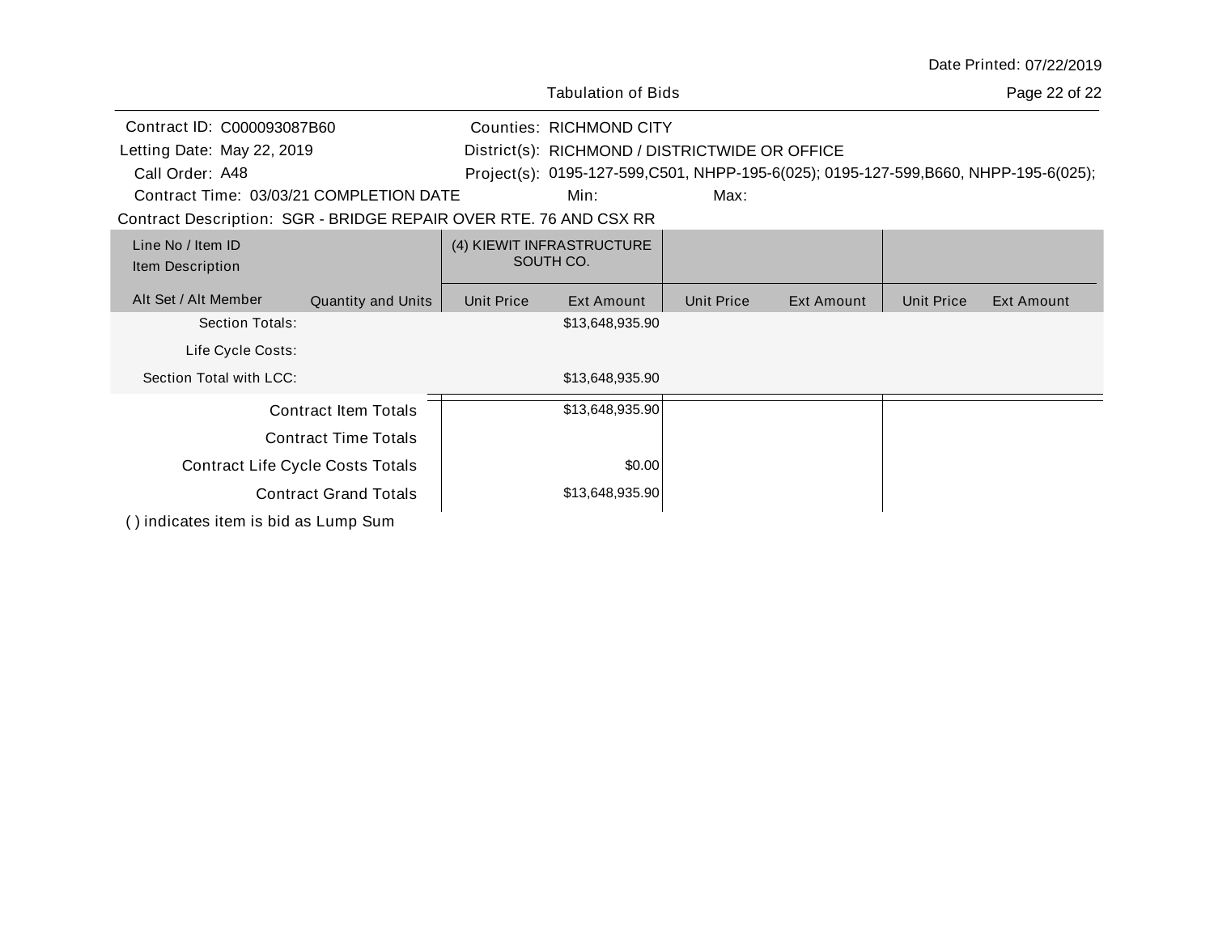Date Printed: 07/22/2019

Tabulation of Bids

Contract ID: C000093087B60

Letting Date: May 22, 2019

Call Order: A48

Contract Time: 03/03/21 COMPLETION DATE

Counties: RICHMOND CITY

District(s): RICHMOND / DISTRICTWIDE OR OFFICE

Project(s): 0195-127-599,C501, NHPP-195-6(025); 0195-127-599,B660, NHPP-195-6(025);

Min: Max:

Contract Description: SGR - BRIDGE REPAIR OVER RTE. 76 AND CSX RR

| Line No / Item ID<br>Item Description | | (4) KIEWIT INFRASTRUCTURE SOUTH CO. | | | | | |
|---|---|---|---|---|---|---|---|
| Alt Set / Alt Member | Quantity and Units | Unit Price | Ext Amount | Unit Price | Ext Amount | Unit Price | Ext Amount |
| Section Totals: | | | $13,648,935.90 | | | | |
| Life Cycle Costs: | | | | | | | |
| Section Total with LCC: | | | $13,648,935.90 | | | | |
| Contract Item Totals | | | $13,648,935.90 | | | | |
| Contract Time Totals | | | | | | | |
| Contract Life Cycle Costs Totals | | | $0.00 | | | | |
| Contract Grand Totals | | | $13,648,935.90 | | | | |

( ) indicates item is bid as Lump Sum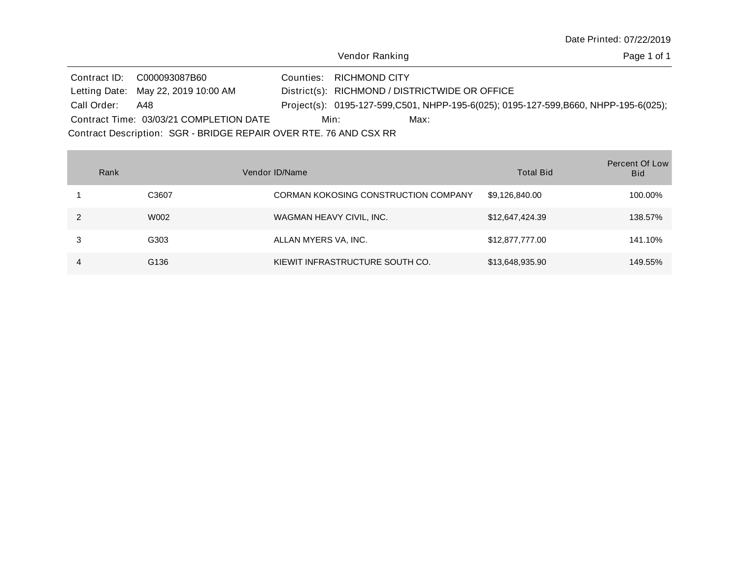Date Printed: 07/22/2019

# Vendor Ranking

Contract ID: C000093087B60
Letting Date: May 22, 2019 10:00 AM
Call Order: A48
Contract Time: 03/03/21 COMPLETION DATE Min: Max:

Counties: RICHMOND CITY
District(s): RICHMOND / DISTRICTWIDE OR OFFICE
Project(s): 0195-127-599,C501, NHPP-195-6(025); 0195-127-599,B660, NHPP-195-6(025);

Contract Description: SGR - BRIDGE REPAIR OVER RTE. 76 AND CSX RR

| Rank | Vendor ID/Name | | Total Bid | Percent Of Low Bid |
|---|---|---|---|---|
| 1 | C3607 | CORMAN KOKOSING CONSTRUCTION COMPANY | $9,126,840.00 | 100.00% |
| 2 | W002 | WAGMAN HEAVY CIVIL, INC. | $12,647,424.39 | 138.57% |
| 3 | G303 | ALLAN MYERS VA, INC. | $12,877,777.00 | 141.10% |
| 4 | G136 | KIEWIT INFRASTRUCTURE SOUTH CO. | $13,648,935.90 | 149.55% |